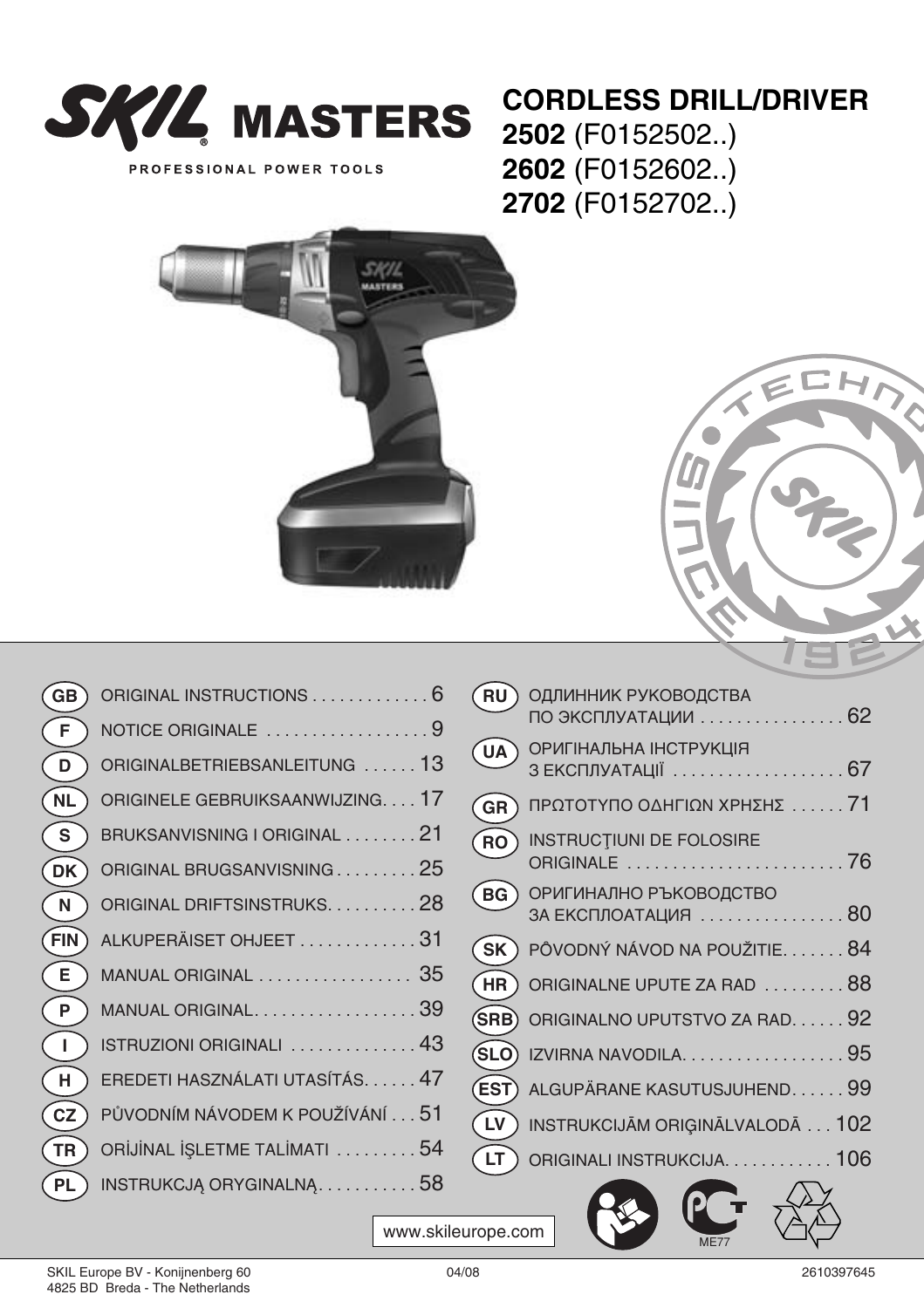# SKIL MASTERS

PROFESSIONAL POWER TOOLS

## CORDLESS DRILL/DRIVER

**2502** (F0152502..)
**2602** (F0152602..)
**2702** (F0152702..)

| | | |
|---|---|---|
| GB | ORIGINAL INSTRUCTIONS | 6 |
| F | NOTICE ORIGINALE | 9 |
| D | ORIGINALBETRIEBSANLEITUNG | 13 |
| NL | ORIGINELE GEBRUIKSAANWIJZING | 17 |
| S | BRUKSANVISNING I ORIGINAL | 21 |
| DK | ORIGINAL BRUGSANVISNING | 25 |
| N | ORIGINAL DRIFTSINSTRUKS | 28 |
| FIN | ALKUPERÄISET OHJEET | 31 |
| E | MANUAL ORIGINAL | 35 |
| P | MANUAL ORIGINAL | 39 |
| I | ISTRUZIONI ORIGINALI | 43 |
| H | EREDETI HASZNÁLATI UTASÍTÁS | 47 |
| CZ | PŮVODNÍM NÁVODEM K POUŽÍVÁNÍ | 51 |
| TR | ORİJİNAL İŞLETME TALİMATI | 54 |
| PL | INSTRUKCJĄ ORYGINALNĄ | 58 |
| RU | ОДЛИННИК РУКОВОДСТВА ПО ЭКСПЛУАТАЦИИ | 62 |
| UA | ОРИГІНАЛЬНА ІНСТРУКЦІЯ З ЕКСПЛУАТАЦІЇ | 67 |
| GR | ΠΡΩΤΟΤΥΠΟ ΟΔΗΓΙΩΝ ΧΡΗΣΗΣ | 71 |
| RO | INSTRUCŢIUNI DE FOLOSIRE ORIGINALE | 76 |
| BG | ОРИГИНАЛНО РЪКОВОДСТВО ЗА ЕКСПЛОАТАЦИЯ | 80 |
| SK | PÔVODNÝ NÁVOD NA POUŽITIE | 84 |
| HR | ORIGINALNE UPUTE ZA RAD | 88 |
| SRB | ORIGINALNO UPUTSTVO ZA RAD | 92 |
| SLO | IZVIRNA NAVODILA | 95 |
| EST | ALGUPÄRANE KASUTUSJUHEND | 99 |
| LV | INSTRUKCIJĀM ORIĢINĀLVALODĀ | 102 |
| LT | ORIGINALI INSTRUKCIJA | 106 |

www.skileurope.com

ME77

SKIL Europe BV - Konijnenberg 60
4825 BD Breda - The Netherlands

04/08

2610397645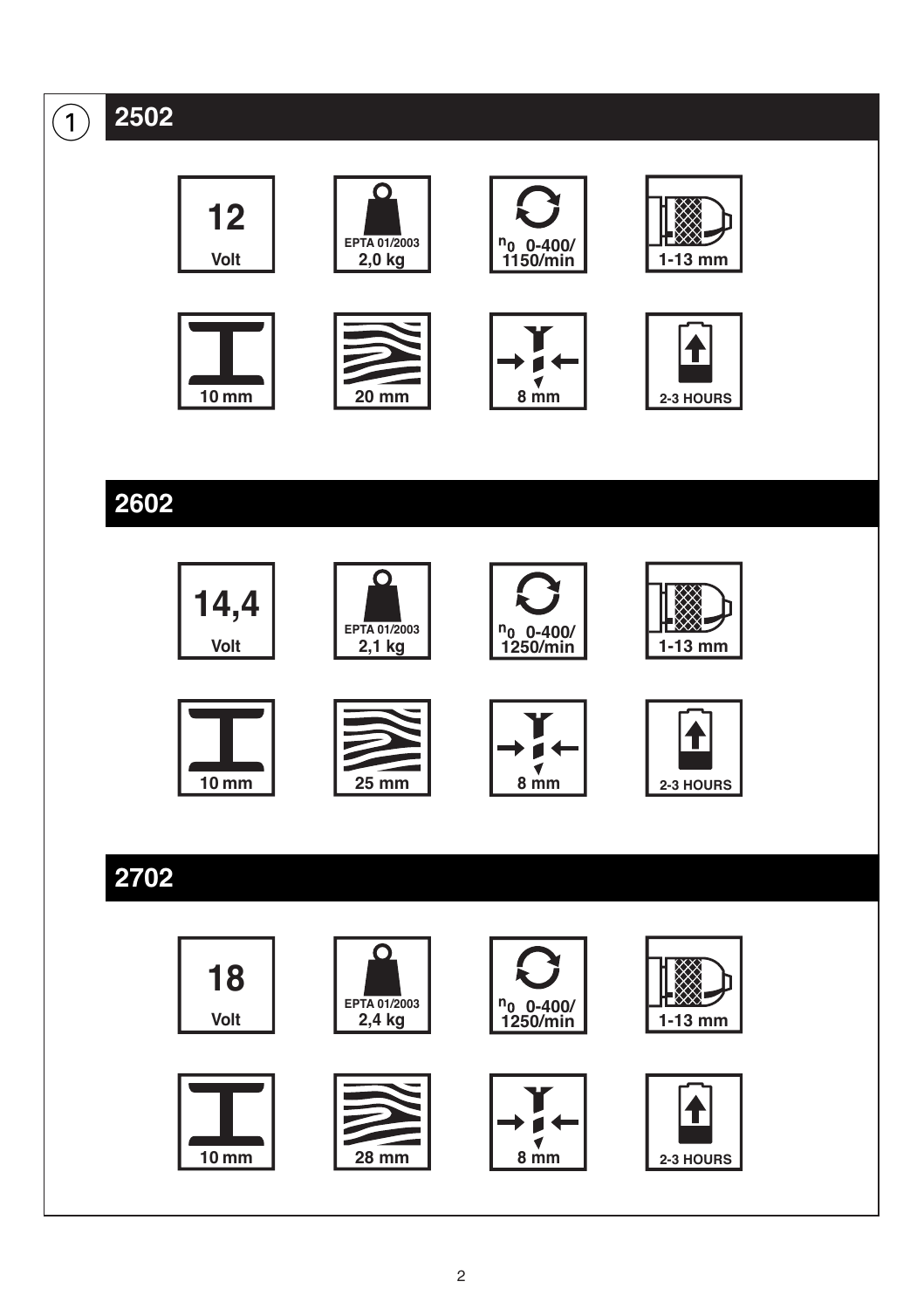1

## 2502

| | | | |
|---|---|---|---|
| 12 Volt | EPTA 01/2003 2,0 kg | $n_0$ 0-400/ 1150/min | 1-13 mm |
| 10 mm | 20 mm | 8 mm | 2-3 HOURS |

## 2602

| | | | |
|---|---|---|---|
| 14,4 Volt | EPTA 01/2003 2,1 kg | $n_0$ 0-400/ 1250/min | 1-13 mm |
| 10 mm | 25 mm | 8 mm | 2-3 HOURS |

## 2702

| | | | |
|---|---|---|---|
| 18 Volt | EPTA 01/2003 2,4 kg | $n_0$ 0-400/ 1250/min | 1-13 mm |
| 10 mm | 28 mm | 8 mm | 2-3 HOURS |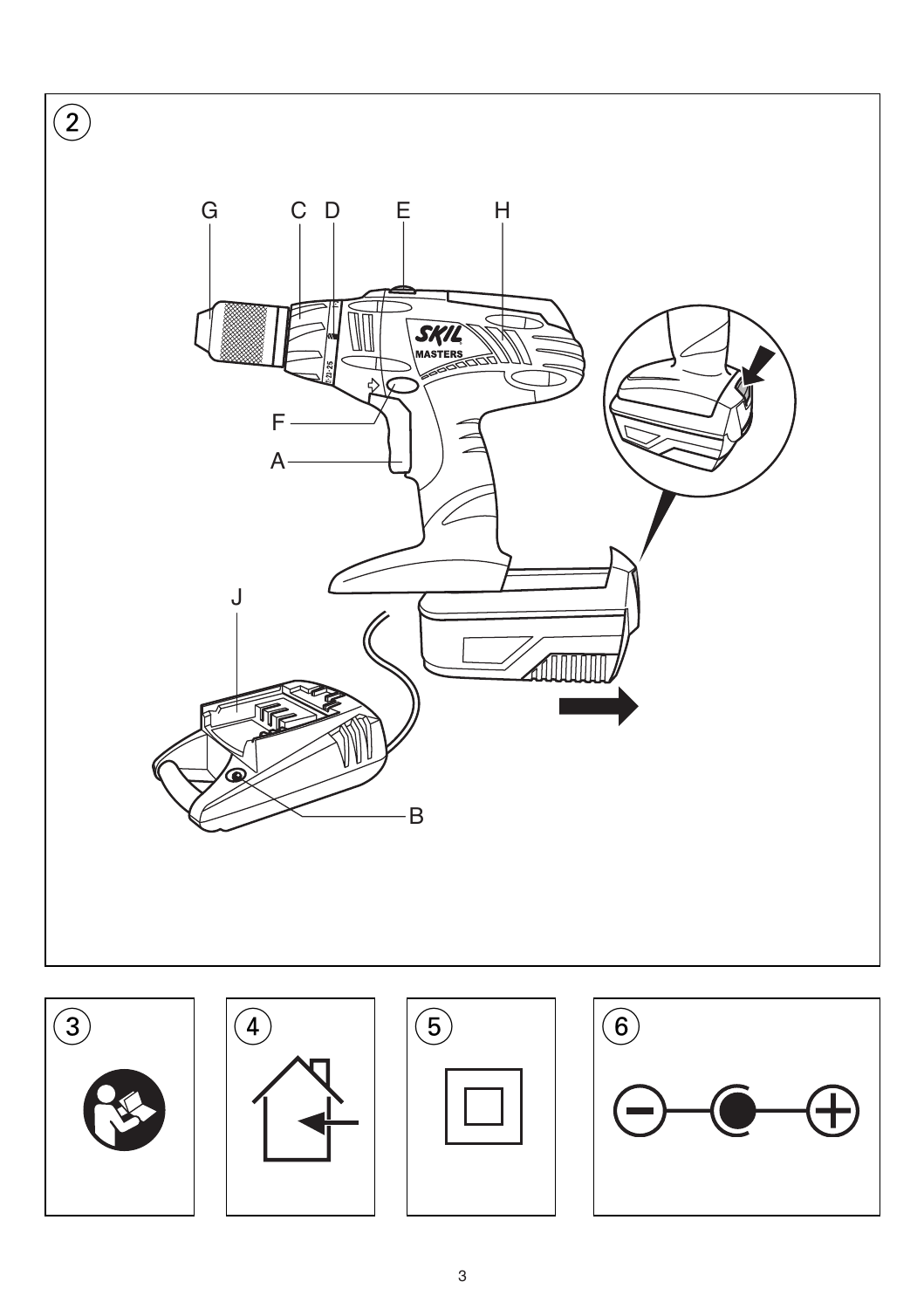2

G C D E H

F

A

J

B

3

4

5

6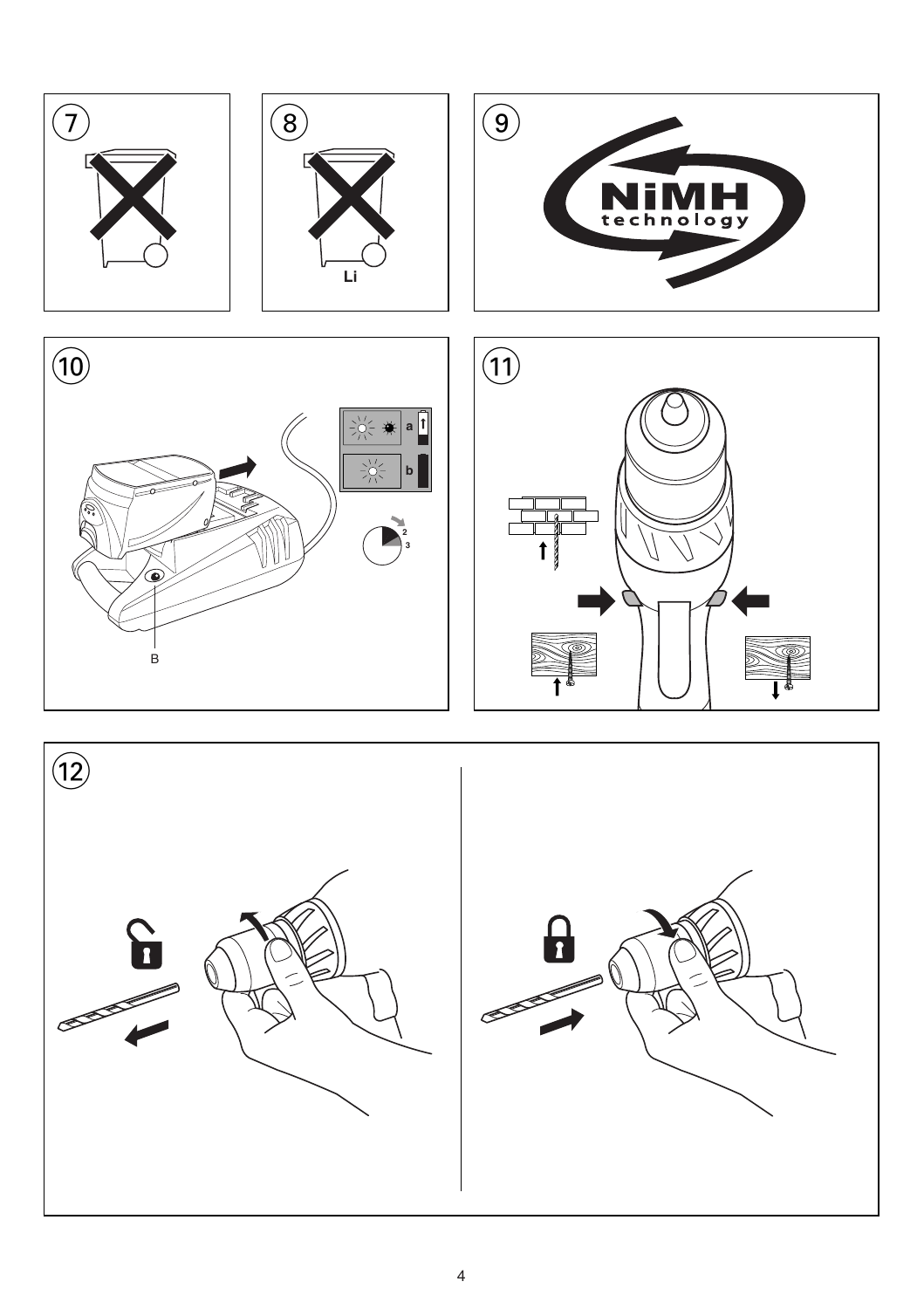7

8

Li

9

NiMH technology

10

a

b

2

3

B

11

12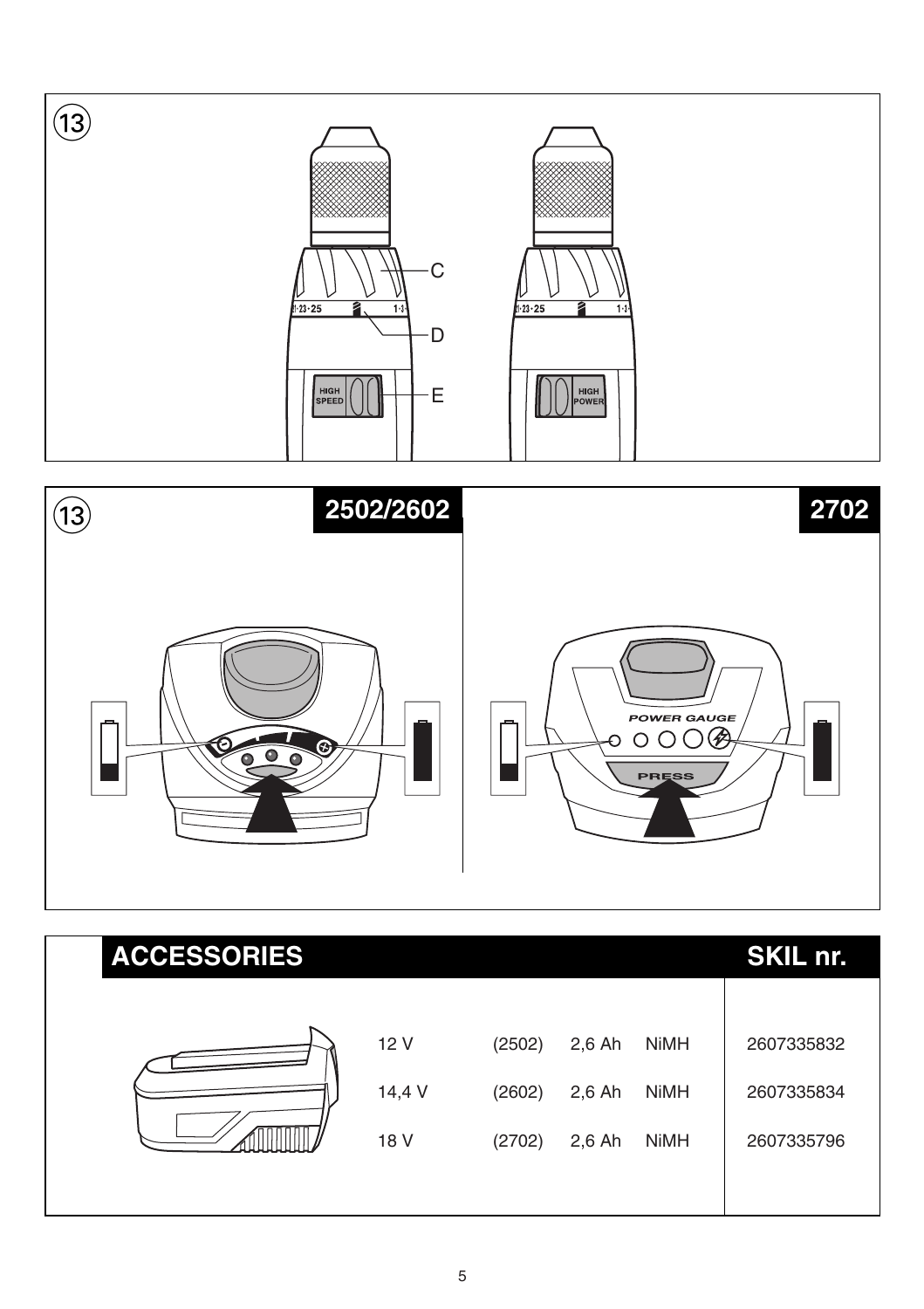13

C

D

E

HIGH SPEED

HIGH POWER

13

2502/2602

2702

POWER GAUGE

PRESS

| ACCESSORIES | | | | | SKIL nr. |
|---|---|---|---|---|---|
| | 12 V | (2502) | 2,6 Ah | NiMH | 2607335832 |
| | 14,4 V | (2602) | 2,6 Ah | NiMH | 2607335834 |
| | 18 V | (2702) | 2,6 Ah | NiMH | 2607335796 |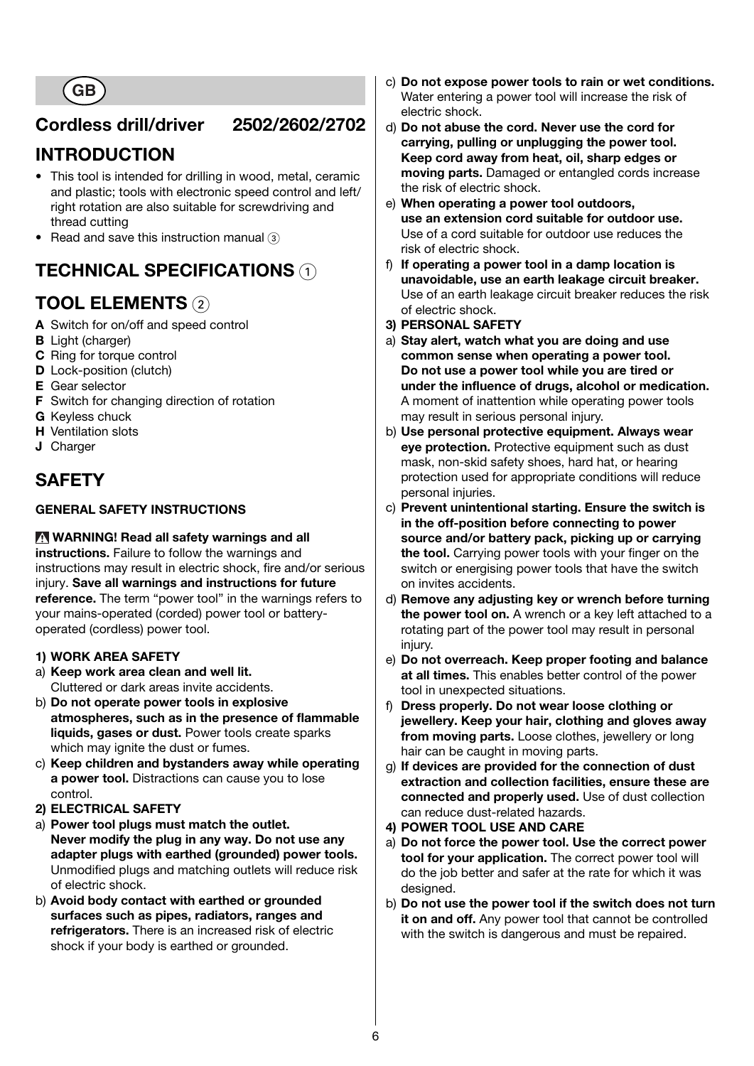GB

## Cordless drill/driver 2502/2602/2702

## INTRODUCTION

- This tool is intended for drilling in wood, metal, ceramic and plastic; tools with electronic speed control and left/ right rotation are also suitable for screwdriving and thread cutting
- Read and save this instruction manual ③

## TECHNICAL SPECIFICATIONS ①

## TOOL ELEMENTS ②

**A** Switch for on/off and speed control
**B** Light (charger)
**C** Ring for torque control
**D** Lock-position (clutch)
**E** Gear selector
**F** Switch for changing direction of rotation
**G** Keyless chuck
**H** Ventilation slots
**J** Charger

## SAFETY

**GENERAL SAFETY INSTRUCTIONS**

⚠ **WARNING! Read all safety warnings and all instructions.** Failure to follow the warnings and instructions may result in electric shock, fire and/or serious injury. **Save all warnings and instructions for future reference.** The term "power tool" in the warnings refers to your mains-operated (corded) power tool or battery-operated (cordless) power tool.

**1) WORK AREA SAFETY**

a) **Keep work area clean and well lit.** Cluttered or dark areas invite accidents.
b) **Do not operate power tools in explosive atmospheres, such as in the presence of flammable liquids, gases or dust.** Power tools create sparks which may ignite the dust or fumes.
c) **Keep children and bystanders away while operating a power tool.** Distractions can cause you to lose control.

**2) ELECTRICAL SAFETY**

a) **Power tool plugs must match the outlet. Never modify the plug in any way. Do not use any adapter plugs with earthed (grounded) power tools.** Unmodified plugs and matching outlets will reduce risk of electric shock.
b) **Avoid body contact with earthed or grounded surfaces such as pipes, radiators, ranges and refrigerators.** There is an increased risk of electric shock if your body is earthed or grounded.
c) **Do not expose power tools to rain or wet conditions.** Water entering a power tool will increase the risk of electric shock.
d) **Do not abuse the cord. Never use the cord for carrying, pulling or unplugging the power tool. Keep cord away from heat, oil, sharp edges or moving parts.** Damaged or entangled cords increase the risk of electric shock.
e) **When operating a power tool outdoors, use an extension cord suitable for outdoor use.** Use of a cord suitable for outdoor use reduces the risk of electric shock.
f) **If operating a power tool in a damp location is unavoidable, use an earth leakage circuit breaker.** Use of an earth leakage circuit breaker reduces the risk of electric shock.

**3) PERSONAL SAFETY**

a) **Stay alert, watch what you are doing and use common sense when operating a power tool. Do not use a power tool while you are tired or under the influence of drugs, alcohol or medication.** A moment of inattention while operating power tools may result in serious personal injury.
b) **Use personal protective equipment. Always wear eye protection.** Protective equipment such as dust mask, non-skid safety shoes, hard hat, or hearing protection used for appropriate conditions will reduce personal injuries.
c) **Prevent unintentional starting. Ensure the switch is in the off-position before connecting to power source and/or battery pack, picking up or carrying the tool.** Carrying power tools with your finger on the switch or energising power tools that have the switch on invites accidents.
d) **Remove any adjusting key or wrench before turning the power tool on.** A wrench or a key left attached to a rotating part of the power tool may result in personal injury.
e) **Do not overreach. Keep proper footing and balance at all times.** This enables better control of the power tool in unexpected situations.
f) **Dress properly. Do not wear loose clothing or jewellery. Keep your hair, clothing and gloves away from moving parts.** Loose clothes, jewellery or long hair can be caught in moving parts.
g) **If devices are provided for the connection of dust extraction and collection facilities, ensure these are connected and properly used.** Use of dust collection can reduce dust-related hazards.

**4) POWER TOOL USE AND CARE**

a) **Do not force the power tool. Use the correct power tool for your application.** The correct power tool will do the job better and safer at the rate for which it was designed.
b) **Do not use the power tool if the switch does not turn it on and off.** Any power tool that cannot be controlled with the switch is dangerous and must be repaired.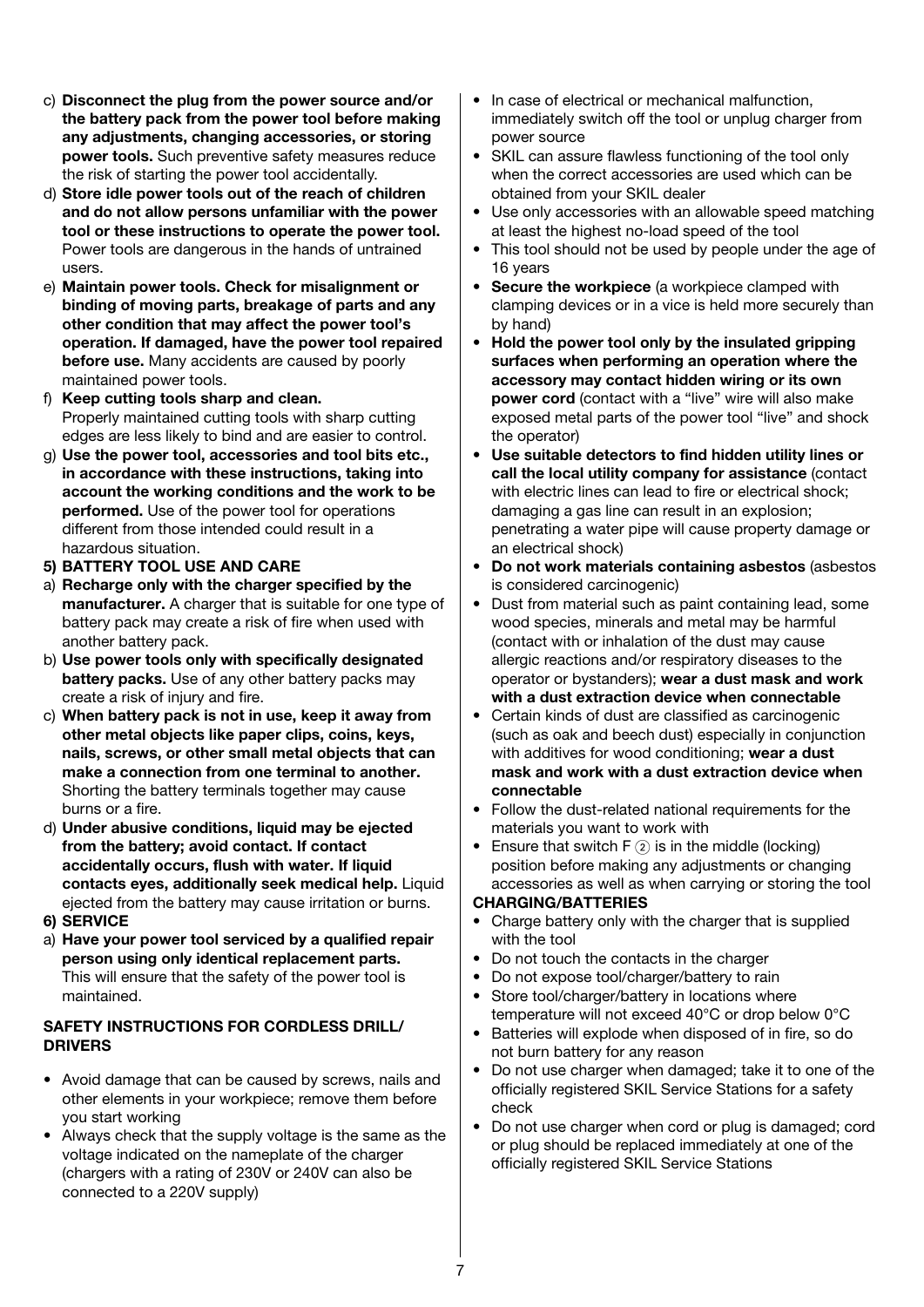c) **Disconnect the plug from the power source and/or the battery pack from the power tool before making any adjustments, changing accessories, or storing power tools.** Such preventive safety measures reduce the risk of starting the power tool accidentally.
d) **Store idle power tools out of the reach of children and do not allow persons unfamiliar with the power tool or these instructions to operate the power tool.** Power tools are dangerous in the hands of untrained users.
e) **Maintain power tools. Check for misalignment or binding of moving parts, breakage of parts and any other condition that may affect the power tool's operation. If damaged, have the power tool repaired before use.** Many accidents are caused by poorly maintained power tools.
f) **Keep cutting tools sharp and clean.** Properly maintained cutting tools with sharp cutting edges are less likely to bind and are easier to control.
g) **Use the power tool, accessories and tool bits etc., in accordance with these instructions, taking into account the working conditions and the work to be performed.** Use of the power tool for operations different from those intended could result in a hazardous situation.

**5) BATTERY TOOL USE AND CARE**

a) **Recharge only with the charger specified by the manufacturer.** A charger that is suitable for one type of battery pack may create a risk of fire when used with another battery pack.
b) **Use power tools only with specifically designated battery packs.** Use of any other battery packs may create a risk of injury and fire.
c) **When battery pack is not in use, keep it away from other metal objects like paper clips, coins, keys, nails, screws, or other small metal objects that can make a connection from one terminal to another.** Shorting the battery terminals together may cause burns or a fire.
d) **Under abusive conditions, liquid may be ejected from the battery; avoid contact. If contact accidentally occurs, flush with water. If liquid contacts eyes, additionally seek medical help.** Liquid ejected from the battery may cause irritation or burns.

**6) SERVICE**

a) **Have your power tool serviced by a qualified repair person using only identical replacement parts.** This will ensure that the safety of the power tool is maintained.

**SAFETY INSTRUCTIONS FOR CORDLESS DRILL/ DRIVERS**

- Avoid damage that can be caused by screws, nails and other elements in your workpiece; remove them before you start working
- Always check that the supply voltage is the same as the voltage indicated on the nameplate of the charger (chargers with a rating of 230V or 240V can also be connected to a 220V supply)
- In case of electrical or mechanical malfunction, immediately switch off the tool or unplug charger from power source
- SKIL can assure flawless functioning of the tool only when the correct accessories are used which can be obtained from your SKIL dealer
- Use only accessories with an allowable speed matching at least the highest no-load speed of the tool
- This tool should not be used by people under the age of 16 years
- **Secure the workpiece** (a workpiece clamped with clamping devices or in a vice is held more securely than by hand)
- **Hold the power tool only by the insulated gripping surfaces when performing an operation where the accessory may contact hidden wiring or its own power cord** (contact with a "live" wire will also make exposed metal parts of the power tool "live" and shock the operator)
- **Use suitable detectors to find hidden utility lines or call the local utility company for assistance** (contact with electric lines can lead to fire or electrical shock; damaging a gas line can result in an explosion; penetrating a water pipe will cause property damage or an electrical shock)
- **Do not work materials containing asbestos** (asbestos is considered carcinogenic)
- Dust from material such as paint containing lead, some wood species, minerals and metal may be harmful (contact with or inhalation of the dust may cause allergic reactions and/or respiratory diseases to the operator or bystanders); **wear a dust mask and work with a dust extraction device when connectable**
- Certain kinds of dust are classified as carcinogenic (such as oak and beech dust) especially in conjunction with additives for wood conditioning; **wear a dust mask and work with a dust extraction device when connectable**
- Follow the dust-related national requirements for the materials you want to work with
- Ensure that switch F ② is in the middle (locking) position before making any adjustments or changing accessories as well as when carrying or storing the tool

**CHARGING/BATTERIES**

- Charge battery only with the charger that is supplied with the tool
- Do not touch the contacts in the charger
- Do not expose tool/charger/battery to rain
- Store tool/charger/battery in locations where temperature will not exceed 40°C or drop below 0°C
- Batteries will explode when disposed of in fire, so do not burn battery for any reason
- Do not use charger when damaged; take it to one of the officially registered SKIL Service Stations for a safety check
- Do not use charger when cord or plug is damaged; cord or plug should be replaced immediately at one of the officially registered SKIL Service Stations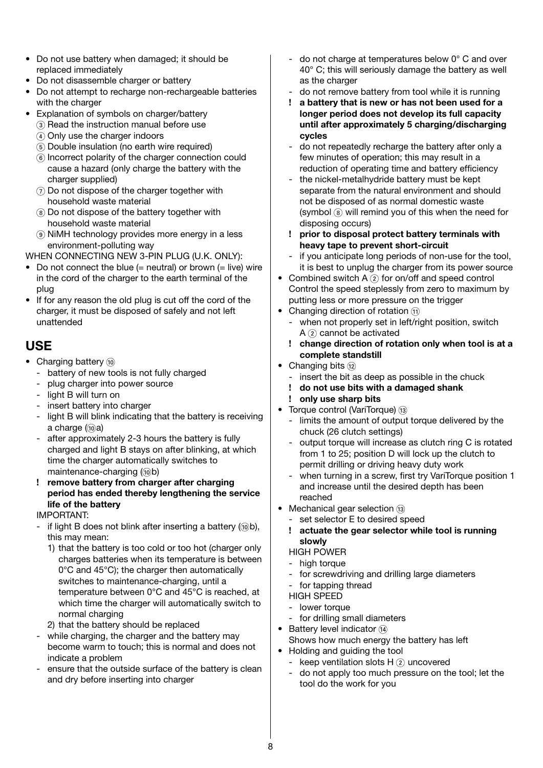- Do not use battery when damaged; it should be replaced immediately
- Do not disassemble charger or battery
- Do not attempt to recharge non-rechargeable batteries with the charger
- Explanation of symbols on charger/battery
  - ③ Read the instruction manual before use
  - ④ Only use the charger indoors
  - ⑤ Double insulation (no earth wire required)
  - ⑥ Incorrect polarity of the charger connection could cause a hazard (only charge the battery with the charger supplied)
  - ⑦ Do not dispose of the charger together with household waste material
  - ⑧ Do not dispose of the battery together with household waste material
  - ⑨ NiMH technology provides more energy in a less environment-polluting way

WHEN CONNECTING NEW 3-PIN PLUG (U.K. ONLY):

- Do not connect the blue (= neutral) or brown (= live) wire in the cord of the charger to the earth terminal of the plug
- If for any reason the old plug is cut off the cord of the charger, it must be disposed of safely and not left unattended

## USE

- Charging battery ⑩
  - battery of new tools is not fully charged
  - plug charger into power source
  - light B will turn on
  - insert battery into charger
  - light B will blink indicating that the battery is receiving a charge (⑩a)
  - after approximately 2-3 hours the battery is fully charged and light B stays on after blinking, at which time the charger automatically switches to maintenance-charging (⑩b)
  - **! remove battery from charger after charging period has ended thereby lengthening the service life of the battery**

  IMPORTANT:
  - if light B does not blink after inserting a battery (⑩b), this may mean:
    1) that the battery is too cold or too hot (charger only charges batteries when its temperature is between 0°C and 45°C); the charger then automatically switches to maintenance-charging, until a temperature between 0°C and 45°C is reached, at which time the charger will automatically switch to normal charging
    2) that the battery should be replaced
  - while charging, the charger and the battery may become warm to touch; this is normal and does not indicate a problem
  - ensure that the outside surface of the battery is clean and dry before inserting into charger
  - do not charge at temperatures below 0° C and over 40° C; this will seriously damage the battery as well as the charger
  - do not remove battery from tool while it is running
  - **! a battery that is new or has not been used for a longer period does not develop its full capacity until after approximately 5 charging/discharging cycles**
  - do not repeatedly recharge the battery after only a few minutes of operation; this may result in a reduction of operating time and battery efficiency
  - the nickel-metalhydride battery must be kept separate from the natural environment and should not be disposed of as normal domestic waste (symbol ⑧ will remind you of this when the need for disposing occurs)
  - **! prior to disposal protect battery terminals with heavy tape to prevent short-circuit**
  - if you anticipate long periods of non-use for the tool, it is best to unplug the charger from its power source
- Combined switch A ② for on/off and speed control
  Control the speed steplessly from zero to maximum by putting less or more pressure on the trigger
- Changing direction of rotation ⑪
  - when not properly set in left/right position, switch A ② cannot be activated
  - **! change direction of rotation only when tool is at a complete standstill**
- Changing bits ⑫
  - insert the bit as deep as possible in the chuck
  - **! do not use bits with a damaged shank**
  - **! only use sharp bits**
- Torque control (VariTorque) ⑬
  - limits the amount of output torque delivered by the chuck (26 clutch settings)
  - output torque will increase as clutch ring C is rotated from 1 to 25; position D will lock up the clutch to permit drilling or driving heavy duty work
  - when turning in a screw, first try VariTorque position 1 and increase until the desired depth has been reached
- Mechanical gear selection ⑬
  - set selector E to desired speed
  - **! actuate the gear selector while tool is running slowly**

  HIGH POWER
  - high torque
  - for screwdriving and drilling large diameters
  - for tapping thread

  HIGH SPEED
  - lower torque
  - for drilling small diameters
- Battery level indicator ⑭
  Shows how much energy the battery has left
- Holding and guiding the tool
  - keep ventilation slots H ② uncovered
  - do not apply too much pressure on the tool; let the tool do the work for you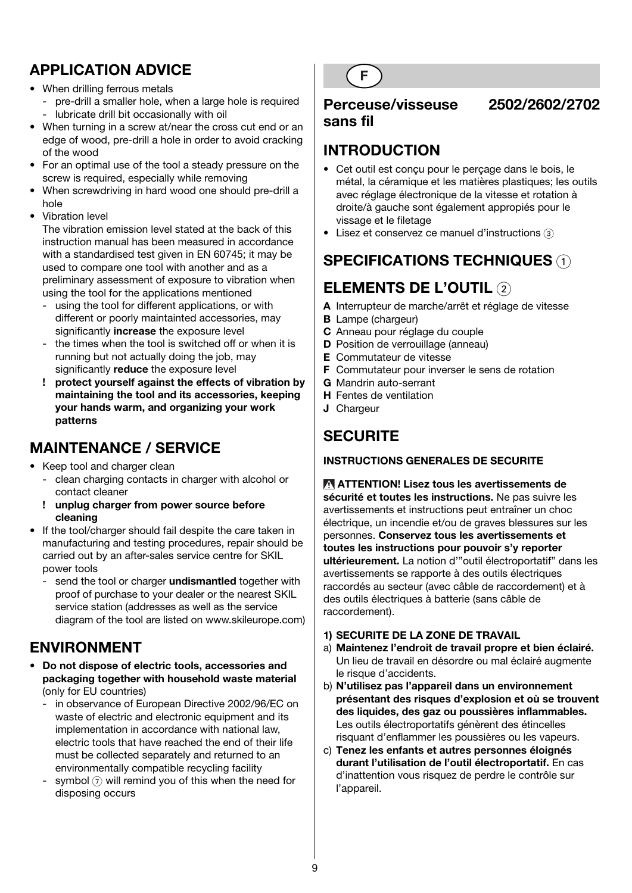## APPLICATION ADVICE

- When drilling ferrous metals
  - pre-drill a smaller hole, when a large hole is required
  - lubricate drill bit occasionally with oil
- When turning in a screw at/near the cross cut end or an edge of wood, pre-drill a hole in order to avoid cracking of the wood
- For an optimal use of the tool a steady pressure on the screw is required, especially while removing
- When screwdriving in hard wood one should pre-drill a hole
- Vibration level
  The vibration emission level stated at the back of this instruction manual has been measured in accordance with a standardised test given in EN 60745; it may be used to compare one tool with another and as a preliminary assessment of exposure to vibration when using the tool for the applications mentioned
  - using the tool for different applications, or with different or poorly maintainted accessories, may significantly **increase** the exposure level
  - the times when the tool is switched off or when it is running but not actually doing the job, may significantly **reduce** the exposure level
  - ! **protect yourself against the effects of vibration by maintaining the tool and its accessories, keeping your hands warm, and organizing your work patterns**

## MAINTENANCE / SERVICE

- Keep tool and charger clean
  - clean charging contacts in charger with alcohol or contact cleaner
  - ! **unplug charger from power source before cleaning**
- If the tool/charger should fail despite the care taken in manufacturing and testing procedures, repair should be carried out by an after-sales service centre for SKIL power tools
  - send the tool or charger **undismantled** together with proof of purchase to your dealer or the nearest SKIL service station (addresses as well as the service diagram of the tool are listed on www.skileurope.com)

## ENVIRONMENT

- **Do not dispose of electric tools, accessories and packaging together with household waste material** (only for EU countries)
  - in observance of European Directive 2002/96/EC on waste of electric and electronic equipment and its implementation in accordance with national law, electric tools that have reached the end of their life must be collected separately and returned to an environmentally compatible recycling facility
  - symbol ⑦ will remind you of this when the need for disposing occurs

F

# Perceuse/visseuse sans fil 2502/2602/2702

## INTRODUCTION

- Cet outil est conçu pour le perçage dans le bois, le métal, la céramique et les matières plastiques; les outils avec réglage électronique de la vitesse et rotation à droite/à gauche sont également appropiés pour le vissage et le filetage
- Lisez et conservez ce manuel d'instructions ③

## SPECIFICATIONS TECHNIQUES ①

## ELEMENTS DE L'OUTIL ②

**A** Interrupteur de marche/arrêt et réglage de vitesse
**B** Lampe (chargeur)
**C** Anneau pour réglage du couple
**D** Position de verrouillage (anneau)
**E** Commutateur de vitesse
**F** Commutateur pour inverser le sens de rotation
**G** Mandrin auto-serrant
**H** Fentes de ventilation
**J** Chargeur

## SECURITE

### INSTRUCTIONS GENERALES DE SECURITE

⚠ **ATTENTION! Lisez tous les avertissements de sécurité et toutes les instructions.** Ne pas suivre les avertissements et instructions peut entraîner un choc électrique, un incendie et/ou de graves blessures sur les personnes. **Conservez tous les avertissements et toutes les instructions pour pouvoir s'y reporter ultérieurement.** La notion d'"outil électroportatif" dans les avertissements se rapporte à des outils électriques raccordés au secteur (avec câble de raccordement) et à des outils électriques à batterie (sans câble de raccordement).

#### 1) SECURITE DE LA ZONE DE TRAVAIL

a) **Maintenez l'endroit de travail propre et bien éclairé.** Un lieu de travail en désordre ou mal éclairé augmente le risque d'accidents.
b) **N'utilisez pas l'appareil dans un environnement présentant des risques d'explosion et où se trouvent des liquides, des gaz ou poussières inflammables.** Les outils électroportatifs génèrent des étincelles risquant d'enflammer les poussières ou les vapeurs.
c) **Tenez les enfants et autres personnes éloignés durant l'utilisation de l'outil électroportatif.** En cas d'inattention vous risquez de perdre le contrôle sur l'appareil.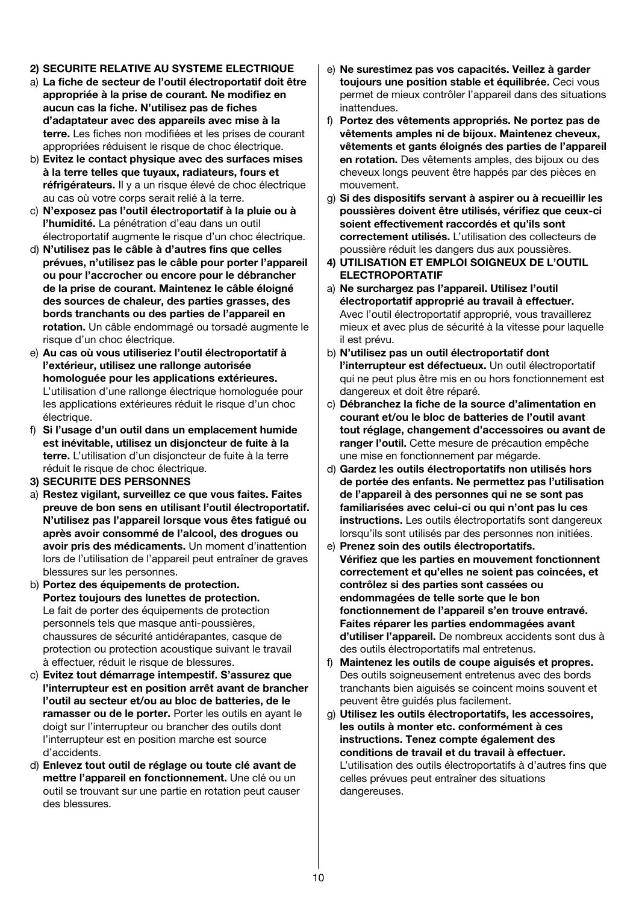**2) SECURITE RELATIVE AU SYSTEME ELECTRIQUE**

a) **La fiche de secteur de l'outil électroportatif doit être appropriée à la prise de courant. Ne modifiez en aucun cas la fiche. N'utilisez pas de fiches d'adaptateur avec des appareils avec mise à la terre.** Les fiches non modifiées et les prises de courant appropriées réduisent le risque de choc électrique.

b) **Evitez le contact physique avec des surfaces mises à la terre telles que tuyaux, radiateurs, fours et réfrigérateurs.** Il y a un risque élevé de choc électrique au cas où votre corps serait relié à la terre.

c) **N'exposez pas l'outil électroportatif à la pluie ou à l'humidité.** La pénétration d'eau dans un outil électroportatif augmente le risque d'un choc électrique.

d) **N'utilisez pas le câble à d'autres fins que celles prévues, n'utilisez pas le câble pour porter l'appareil ou pour l'accrocher ou encore pour le débrancher de la prise de courant. Maintenez le câble éloigné des sources de chaleur, des parties grasses, des bords tranchants ou des parties de l'appareil en rotation.** Un câble endommagé ou torsadé augmente le risque d'un choc électrique.

e) **Au cas où vous utiliseriez l'outil électroportatif à l'extérieur, utilisez une rallonge autorisée homologuée pour les applications extérieures.** L'utilisation d'une rallonge électrique homologuée pour les applications extérieures réduit le risque d'un choc électrique.

f) **Si l'usage d'un outil dans un emplacement humide est inévitable, utilisez un disjoncteur de fuite à la terre.** L'utilisation d'un disjoncteur de fuite à la terre réduit le risque de choc électrique.

**3) SECURITE DES PERSONNES**

a) **Restez vigilant, surveillez ce que vous faites. Faites preuve de bon sens en utilisant l'outil électroportatif. N'utilisez pas l'appareil lorsque vous êtes fatigué ou après avoir consommé de l'alcool, des drogues ou avoir pris des médicaments.** Un moment d'inattention lors de l'utilisation de l'appareil peut entraîner de graves blessures sur les personnes.

b) **Portez des équipements de protection. Portez toujours des lunettes de protection.** Le fait de porter des équipements de protection personnels tels que masque anti-poussières, chaussures de sécurité antidérapantes, casque de protection ou protection acoustique suivant le travail à effectuer, réduit le risque de blessures.

c) **Evitez tout démarrage intempestif. S'assurez que l'interrupteur est en position arrêt avant de brancher l'outil au secteur et/ou au bloc de batteries, de le ramasser ou de le porter.** Porter les outils en ayant le doigt sur l'interrupteur ou brancher des outils dont l'interrupteur est en position marche est source d'accidents.

d) **Enlevez tout outil de réglage ou toute clé avant de mettre l'appareil en fonctionnement.** Une clé ou un outil se trouvant sur une partie en rotation peut causer des blessures.

e) **Ne surestimez pas vos capacités. Veillez à garder toujours une position stable et équilibrée.** Ceci vous permet de mieux contrôler l'appareil dans des situations inattendues.

f) **Portez des vêtements appropriés. Ne portez pas de vêtements amples ni de bijoux. Maintenez cheveux, vêtements et gants éloignés des parties de l'appareil en rotation.** Des vêtements amples, des bijoux ou des cheveux longs peuvent être happés par des pièces en mouvement.

g) **Si des dispositifs servant à aspirer ou à recueillir les poussières doivent être utilisés, vérifiez que ceux-ci soient effectivement raccordés et qu'ils sont correctement utilisés.** L'utilisation des collecteurs de poussière réduit les dangers dus aux poussières.

**4) UTILISATION ET EMPLOI SOIGNEUX DE L'OUTIL ELECTROPORTATIF**

a) **Ne surchargez pas l'appareil. Utilisez l'outil électroportatif approprié au travail à effectuer.** Avec l'outil électroportatif approprié, vous travaillerez mieux et avec plus de sécurité à la vitesse pour laquelle il est prévu.

b) **N'utilisez pas un outil électroportatif dont l'interrupteur est défectueux.** Un outil électroportatif qui ne peut plus être mis en ou hors fonctionnement est dangereux et doit être réparé.

c) **Débranchez la fiche de la source d'alimentation en courant et/ou le bloc de batteries de l'outil avant tout réglage, changement d'accessoires ou avant de ranger l'outil.** Cette mesure de précaution empêche une mise en fonctionnement par mégarde.

d) **Gardez les outils électroportatifs non utilisés hors de portée des enfants. Ne permettez pas l'utilisation de l'appareil à des personnes qui ne se sont pas familiarisées avec celui-ci ou qui n'ont pas lu ces instructions.** Les outils électroportatifs sont dangereux lorsqu'ils sont utilisés par des personnes non initiées.

e) **Prenez soin des outils électroportatifs. Vérifiez que les parties en mouvement fonctionnent correctement et qu'elles ne soient pas coincées, et contrôlez si des parties sont cassées ou endommagées de telle sorte que le bon fonctionnement de l'appareil s'en trouve entravé. Faites réparer les parties endommagées avant d'utiliser l'appareil.** De nombreux accidents sont dus à des outils électroportatifs mal entretenus.

f) **Maintenez les outils de coupe aiguisés et propres.** Des outils soigneusement entretenus avec des bords tranchants bien aiguisés se coincent moins souvent et peuvent être guidés plus facilement.

g) **Utilisez les outils électroportatifs, les accessoires, les outils à monter etc. conformément à ces instructions. Tenez compte également des conditions de travail et du travail à effectuer.** L'utilisation des outils électroportatifs à d'autres fins que celles prévues peut entraîner des situations dangereuses.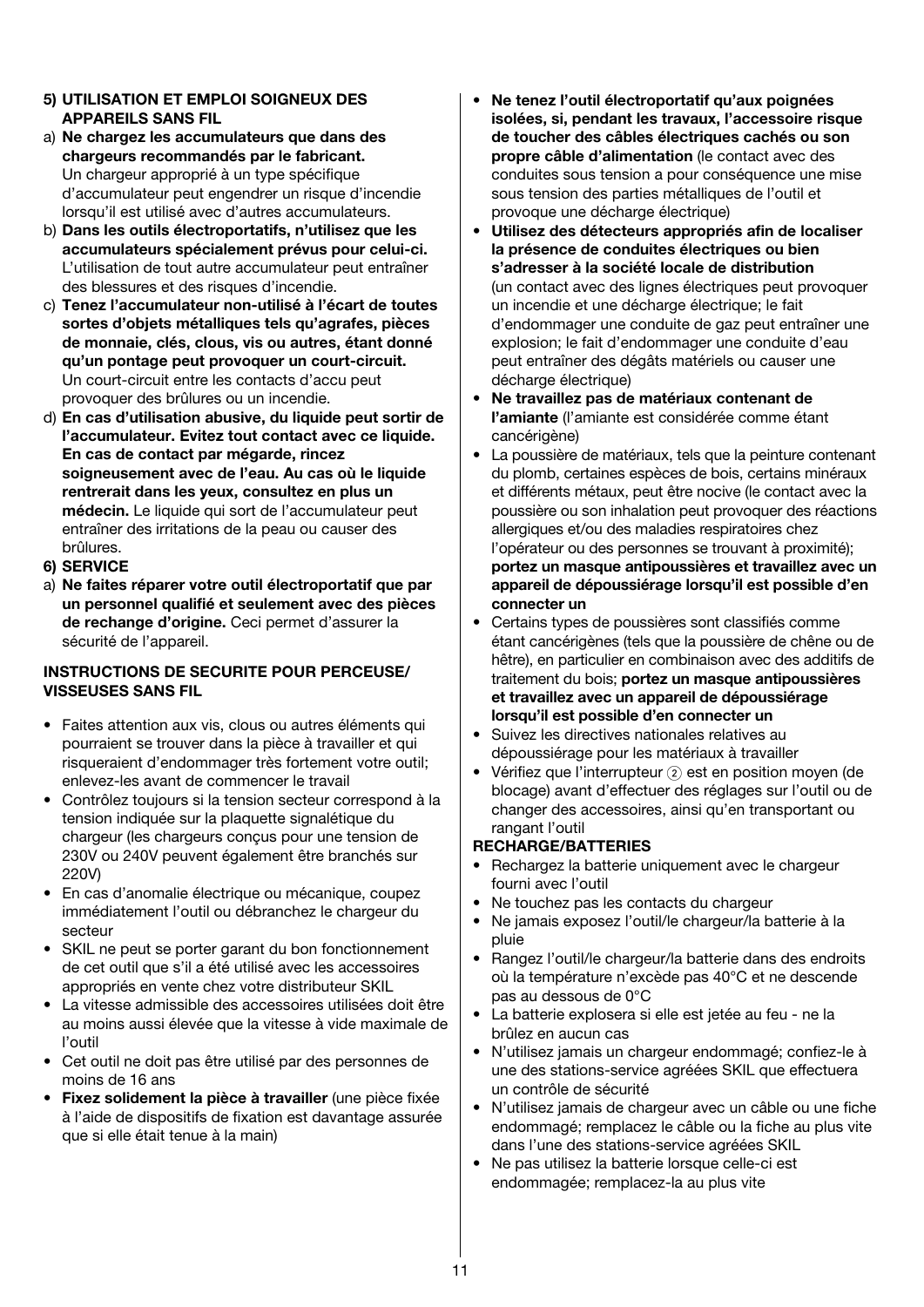**5) UTILISATION ET EMPLOI SOIGNEUX DES APPAREILS SANS FIL**

a) **Ne chargez les accumulateurs que dans des chargeurs recommandés par le fabricant.** Un chargeur approprié à un type spécifique d'accumulateur peut engendrer un risque d'incendie lorsqu'il est utilisé avec d'autres accumulateurs.

b) **Dans les outils électroportatifs, n'utilisez que les accumulateurs spécialement prévus pour celui-ci.** L'utilisation de tout autre accumulateur peut entraîner des blessures et des risques d'incendie.

c) **Tenez l'accumulateur non-utilisé à l'écart de toutes sortes d'objets métalliques tels qu'agrafes, pièces de monnaie, clés, clous, vis ou autres, étant donné qu'un pontage peut provoquer un court-circuit.** Un court-circuit entre les contacts d'accu peut provoquer des brûlures ou un incendie.

d) **En cas d'utilisation abusive, du liquide peut sortir de l'accumulateur. Evitez tout contact avec ce liquide. En cas de contact par mégarde, rincez soigneusement avec de l'eau. Au cas où le liquide rentrerait dans les yeux, consultez en plus un médecin.** Le liquide qui sort de l'accumulateur peut entraîner des irritations de la peau ou causer des brûlures.

**6) SERVICE**

a) **Ne faites réparer votre outil électroportatif que par un personnel qualifié et seulement avec des pièces de rechange d'origine.** Ceci permet d'assurer la sécurité de l'appareil.

**INSTRUCTIONS DE SECURITE POUR PERCEUSE/ VISSEUSES SANS FIL**

- Faites attention aux vis, clous ou autres éléments qui pourraient se trouver dans la pièce à travailler et qui risqueraient d'endommager très fortement votre outil; enlevez-les avant de commencer le travail
- Contrôlez toujours si la tension secteur correspond à la tension indiquée sur la plaquette signalétique du chargeur (les chargeurs conçus pour une tension de 230V ou 240V peuvent également être branchés sur 220V)
- En cas d'anomalie électrique ou mécanique, coupez immédiatement l'outil ou débranchez le chargeur du secteur
- SKIL ne peut se porter garant du bon fonctionnement de cet outil que s'il a été utilisé avec les accessoires appropriés en vente chez votre distributeur SKIL
- La vitesse admissible des accessoires utilisées doit être au moins aussi élevée que la vitesse à vide maximale de l'outil
- Cet outil ne doit pas être utilisé par des personnes de moins de 16 ans
- **Fixez solidement la pièce à travailler** (une pièce fixée à l'aide de dispositifs de fixation est davantage assurée que si elle était tenue à la main)
- **Ne tenez l'outil électroportatif qu'aux poignées isolées, si, pendant les travaux, l'accessoire risque de toucher des câbles électriques cachés ou son propre câble d'alimentation** (le contact avec des conduites sous tension a pour conséquence une mise sous tension des parties métalliques de l'outil et provoque une décharge électrique)
- **Utilisez des détecteurs appropriés afin de localiser la présence de conduites électriques ou bien s'adresser à la société locale de distribution** (un contact avec des lignes électriques peut provoquer un incendie et une décharge électrique; le fait d'endommager une conduite de gaz peut entraîner une explosion; le fait d'endommager une conduite d'eau peut entraîner des dégâts matériels ou causer une décharge électrique)
- **Ne travaillez pas de matériaux contenant de l'amiante** (l'amiante est considérée comme étant cancérigène)
- La poussière de matériaux, tels que la peinture contenant du plomb, certaines espèces de bois, certains minéraux et différents métaux, peut être nocive (le contact avec la poussière ou son inhalation peut provoquer des réactions allergiques et/ou des maladies respiratoires chez l'opérateur ou des personnes se trouvant à proximité); **portez un masque antipoussières et travaillez avec un appareil de dépoussiérage lorsqu'il est possible d'en connecter un**
- Certains types de poussières sont classifiés comme étant cancérigènes (tels que la poussière de chêne ou de hêtre), en particulier en combinaison avec des additifs de traitement du bois; **portez un masque antipoussières et travaillez avec un appareil de dépoussiérage lorsqu'il est possible d'en connecter un**
- Suivez les directives nationales relatives au dépoussiérage pour les matériaux à travailler
- Vérifiez que l'interrupteur ② est en position moyen (de blocage) avant d'effectuer des réglages sur l'outil ou de changer des accessoires, ainsi qu'en transportant ou rangant l'outil

**RECHARGE/BATTERIES**

- Rechargez la batterie uniquement avec le chargeur fourni avec l'outil
- Ne touchez pas les contacts du chargeur
- Ne jamais exposez l'outil/le chargeur/la batterie à la pluie
- Rangez l'outil/le chargeur/la batterie dans des endroits où la température n'excède pas 40°C et ne descende pas au dessous de 0°C
- La batterie explosera si elle est jetée au feu - ne la brûlez en aucun cas
- N'utilisez jamais un chargeur endommagé; confiez-le à une des stations-service agréées SKIL que effectuera un contrôle de sécurité
- N'utilisez jamais de chargeur avec un câble ou une fiche endommagé; remplacez le câble ou la fiche au plus vite dans l'une des stations-service agréées SKIL
- Ne pas utilisez la batterie lorsque celle-ci est endommagée; remplacez-la au plus vite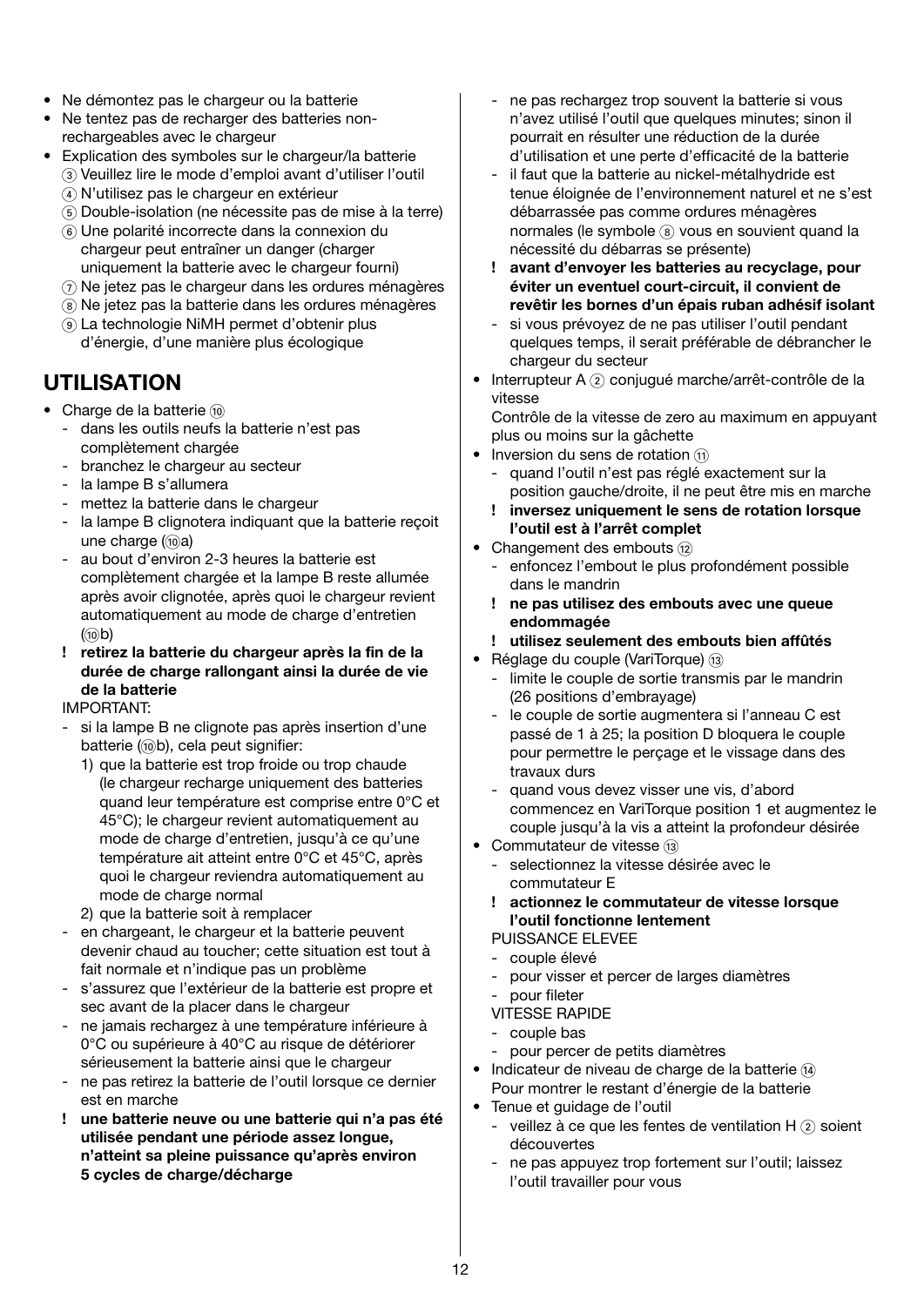- Ne démontez pas le chargeur ou la batterie
- Ne tentez pas de recharger des batteries non-rechargeables avec le chargeur
- Explication des symboles sur le chargeur/la batterie
  ③ Veuillez lire le mode d'emploi avant d'utiliser l'outil
  ④ N'utilisez pas le chargeur en extérieur
  ⑤ Double-isolation (ne nécessite pas de mise à la terre)
  ⑥ Une polarité incorrecte dans la connexion du chargeur peut entraîner un danger (charger uniquement la batterie avec le chargeur fourni)
  ⑦ Ne jetez pas le chargeur dans les ordures ménagères
  ⑧ Ne jetez pas la batterie dans les ordures ménagères
  ⑨ La technologie NiMH permet d'obtenir plus d'énergie, d'une manière plus écologique

## UTILISATION

- Charge de la batterie ⑩
  - dans les outils neufs la batterie n'est pas complètement chargée
  - branchez le chargeur au secteur
  - la lampe B s'allumera
  - mettez la batterie dans le chargeur
  - la lampe B clignotera indiquant que la batterie reçoit une charge (⑩a)
  - au bout d'environ 2-3 heures la batterie est complètement chargée et la lampe B reste allumée après avoir clignotée, après quoi le chargeur revient automatiquement au mode de charge d'entretien (⑩b)
  
  **! retirez la batterie du chargeur après la fin de la durée de charge rallongant ainsi la durée de vie de la batterie**
  
  IMPORTANT:
  - si la lampe B ne clignote pas après insertion d'une batterie (⑩b), cela peut signifier:
    1) que la batterie est trop froide ou trop chaude (le chargeur recharge uniquement des batteries quand leur température est comprise entre 0°C et 45°C); le chargeur revient automatiquement au mode de charge d'entretien, jusqu'à ce qu'une température ait atteint entre 0°C et 45°C, après quoi le chargeur reviendra automatiquement au mode de charge normal
    2) que la batterie soit à remplacer
  - en chargeant, le chargeur et la batterie peuvent devenir chaud au toucher; cette situation est tout à fait normale et n'indique pas un problème
  - s'assurez que l'extérieur de la batterie est propre et sec avant de la placer dans le chargeur
  - ne jamais rechargez à une température inférieure à 0°C ou supérieure à 40°C au risque de détériorer sérieusement la batterie ainsi que le chargeur
  - ne pas retirez la batterie de l'outil lorsque ce dernier est en marche
  
  **! une batterie neuve ou une batterie qui n'a pas été utilisée pendant une période assez longue, n'atteint sa pleine puissance qu'après environ 5 cycles de charge/décharge**
  
  - ne pas rechargez trop souvent la batterie si vous n'avez utilisé l'outil que quelques minutes; sinon il pourrait en résulter une réduction de la durée d'utilisation et une perte d'efficacité de la batterie
  - il faut que la batterie au nickel-métalhydride est tenue éloignée de l'environnement naturel et ne s'est débarrassée pas comme ordures ménagères normales (le symbole ⑧ vous en souvient quand la nécessité du débarras se présente)
  
  **! avant d'envoyer les batteries au recyclage, pour éviter un eventuel court-circuit, il convient de revêtir les bornes d'un épais ruban adhésif isolant**
  
  - si vous prévoyez de ne pas utiliser l'outil pendant quelques temps, il serait préférable de débrancher le chargeur du secteur
- Interrupteur A ② conjugué marche/arrêt-contrôle de la vitesse
  Contrôle de la vitesse de zero au maximum en appuyant plus ou moins sur la gâchette
- Inversion du sens de rotation ⑪
  - quand l'outil n'est pas réglé exactement sur la position gauche/droite, il ne peut être mis en marche
  
  **! inversez uniquement le sens de rotation lorsque l'outil est à l'arrêt complet**
- Changement des embouts ⑫
  - enfoncez l'embout le plus profondément possible dans le mandrin
  
  **! ne pas utilisez des embouts avec une queue endommagée**
  
  **! utilisez seulement des embouts bien affûtés**
- Réglage du couple (VariTorque) ⑬
  - limite le couple de sortie transmis par le mandrin (26 positions d'embrayage)
  - le couple de sortie augmentera si l'anneau C est passé de 1 à 25; la position D bloquera le couple pour permettre le perçage et le vissage dans des travaux durs
  - quand vous devez visser une vis, d'abord commencez en VariTorque position 1 et augmentez le couple jusqu'à la vis a atteint la profondeur désirée
- Commutateur de vitesse ⑬
  - selectionnez la vitesse désirée avec le commutateur E
  
  **! actionnez le commutateur de vitesse lorsque l'outil fonctionne lentement**
  
  PUISSANCE ELEVEE
  - couple élevé
  - pour visser et percer de larges diamètres
  - pour fileter
  
  VITESSE RAPIDE
  - couple bas
  - pour percer de petits diamètres
- Indicateur de niveau de charge de la batterie ⑭
  Pour montrer le restant d'énergie de la batterie
- Tenue et guidage de l'outil
  - veillez à ce que les fentes de ventilation H ② soient découvertes
  - ne pas appuyez trop fortement sur l'outil; laissez l'outil travailler pour vous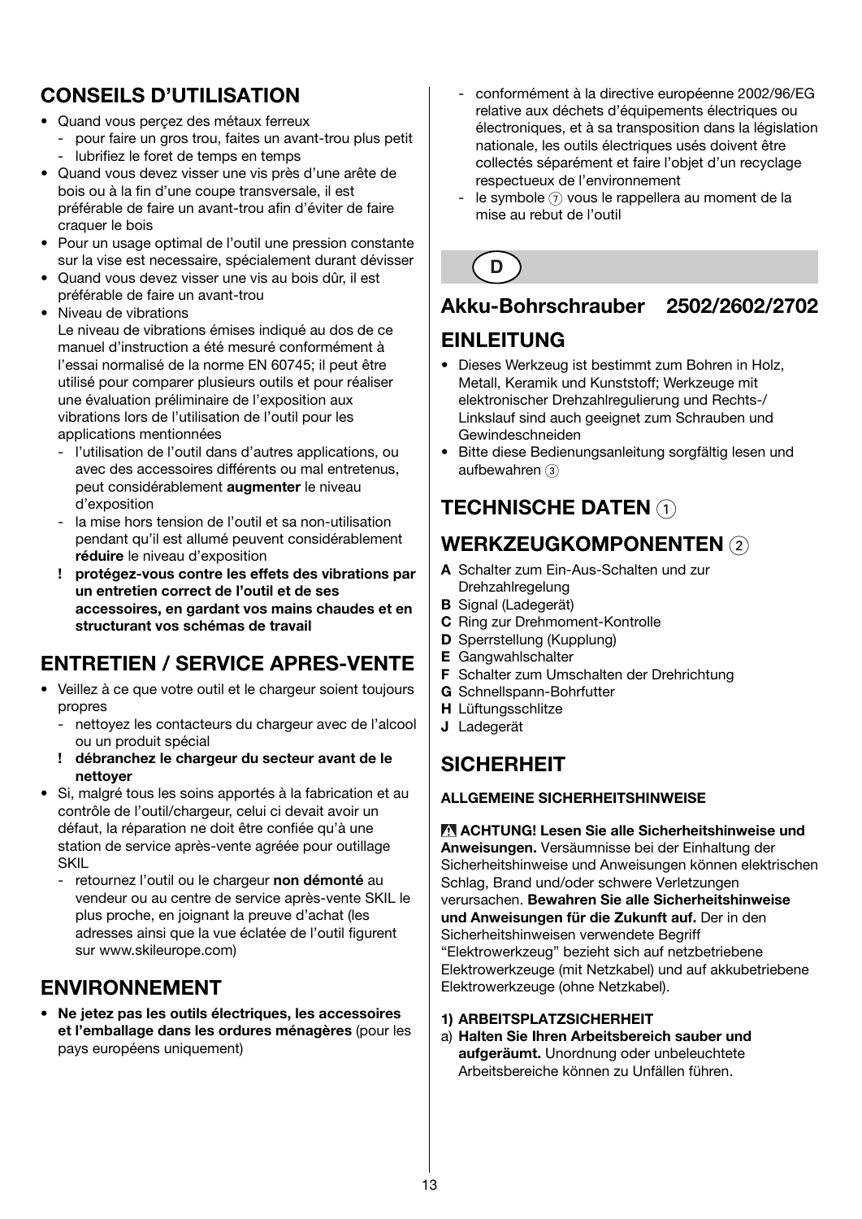## CONSEILS D'UTILISATION

- Quand vous perçez des métaux ferreux
  - pour faire un gros trou, faites un avant-trou plus petit
  - lubrifiez le foret de temps en temps
- Quand vous devez visser une vis près d'une arête de bois ou à la fin d'une coupe transversale, il est préférable de faire un avant-trou afin d'éviter de faire craquer le bois
- Pour un usage optimal de l'outil une pression constante sur la vise est necessaire, spécialement durant dévisser
- Quand vous devez visser une vis au bois dûr, il est préférable de faire un avant-trou
- Niveau de vibrations
  Le niveau de vibrations émises indiqué au dos de ce manuel d'instruction a été mesuré conformément à l'essai normalisé de la norme EN 60745; il peut être utilisé pour comparer plusieurs outils et pour réaliser une évaluation préliminaire de l'exposition aux vibrations lors de l'utilisation de l'outil pour les applications mentionnées
  - l'utilisation de l'outil dans d'autres applications, ou avec des accessoires différents ou mal entretenus, peut considérablement **augmenter** le niveau d'exposition
  - la mise hors tension de l'outil et sa non-utilisation pendant qu'il est allumé peuvent considérablement **réduire** le niveau d'exposition
  - ! **protégez-vous contre les effets des vibrations par un entretien correct de l'outil et de ses accessoires, en gardant vos mains chaudes et en structurant vos schémas de travail**

## ENTRETIEN / SERVICE APRES-VENTE

- Veillez à ce que votre outil et le chargeur soient toujours propres
  - nettoyez les contacteurs du chargeur avec de l'alcool ou un produit spécial
  - ! **débranchez le chargeur du secteur avant de le nettoyer**
- Si, malgré tous les soins apportés à la fabrication et au contrôle de l'outil/chargeur, celui ci devait avoir un défaut, la réparation ne doit être confiée qu'à une station de service après-vente agréée pour outillage SKIL
  - retournez l'outil ou le chargeur **non démonté** au vendeur ou au centre de service après-vente SKIL le plus proche, en joignant la preuve d'achat (les adresses ainsi que la vue éclatée de l'outil figurent sur www.skileurope.com)

## ENVIRONNEMENT

- **Ne jetez pas les outils électriques, les accessoires et l'emballage dans les ordures ménagères** (pour les pays européens uniquement)
  - conformément à la directive européenne 2002/96/EG relative aux déchets d'équipements électriques ou électroniques, et à sa transposition dans la législation nationale, les outils électriques usés doivent être collectés séparément et faire l'objet d'un recyclage respectueux de l'environnement
  - le symbole ⑦ vous le rappellera au moment de la mise au rebut de l'outil

D

# Akku-Bohrschrauber 2502/2602/2702

## EINLEITUNG

- Dieses Werkzeug ist bestimmt zum Bohren in Holz, Metall, Keramik und Kunststoff; Werkzeuge mit elektronischer Drehzahlregulierung und Rechts-/ Linkslauf sind auch geeignet zum Schrauben und Gewindeschneiden
- Bitte diese Bedienungsanleitung sorgfältig lesen und aufbewahren ③

## TECHNISCHE DATEN ①

## WERKZEUGKOMPONENTEN ②

**A** Schalter zum Ein-Aus-Schalten und zur Drehzahlregelung
**B** Signal (Ladegerät)
**C** Ring zur Drehmoment-Kontrolle
**D** Sperrstellung (Kupplung)
**E** Gangwahlschalter
**F** Schalter zum Umschalten der Drehrichtung
**G** Schnellspann-Bohrfutter
**H** Lüftungsschlitze
**J** Ladegerät

## SICHERHEIT

### ALLGEMEINE SICHERHEITSHINWEISE

⚠ **ACHTUNG! Lesen Sie alle Sicherheitshinweise und Anweisungen.** Versäumnisse bei der Einhaltung der Sicherheitshinweise und Anweisungen können elektrischen Schlag, Brand und/oder schwere Verletzungen verursachen. **Bewahren Sie alle Sicherheitshinweise und Anweisungen für die Zukunft auf.** Der in den Sicherheitshinweisen verwendete Begriff "Elektrowerkzeug" bezieht sich auf netzbetriebene Elektrowerkzeuge (mit Netzkabel) und auf akkubetriebene Elektrowerkzeuge (ohne Netzkabel).

**1) ARBEITSPLATZSICHERHEIT**

a) **Halten Sie Ihren Arbeitsbereich sauber und aufgeräumt.** Unordnung oder unbeleuchtete Arbeitsbereiche können zu Unfällen führen.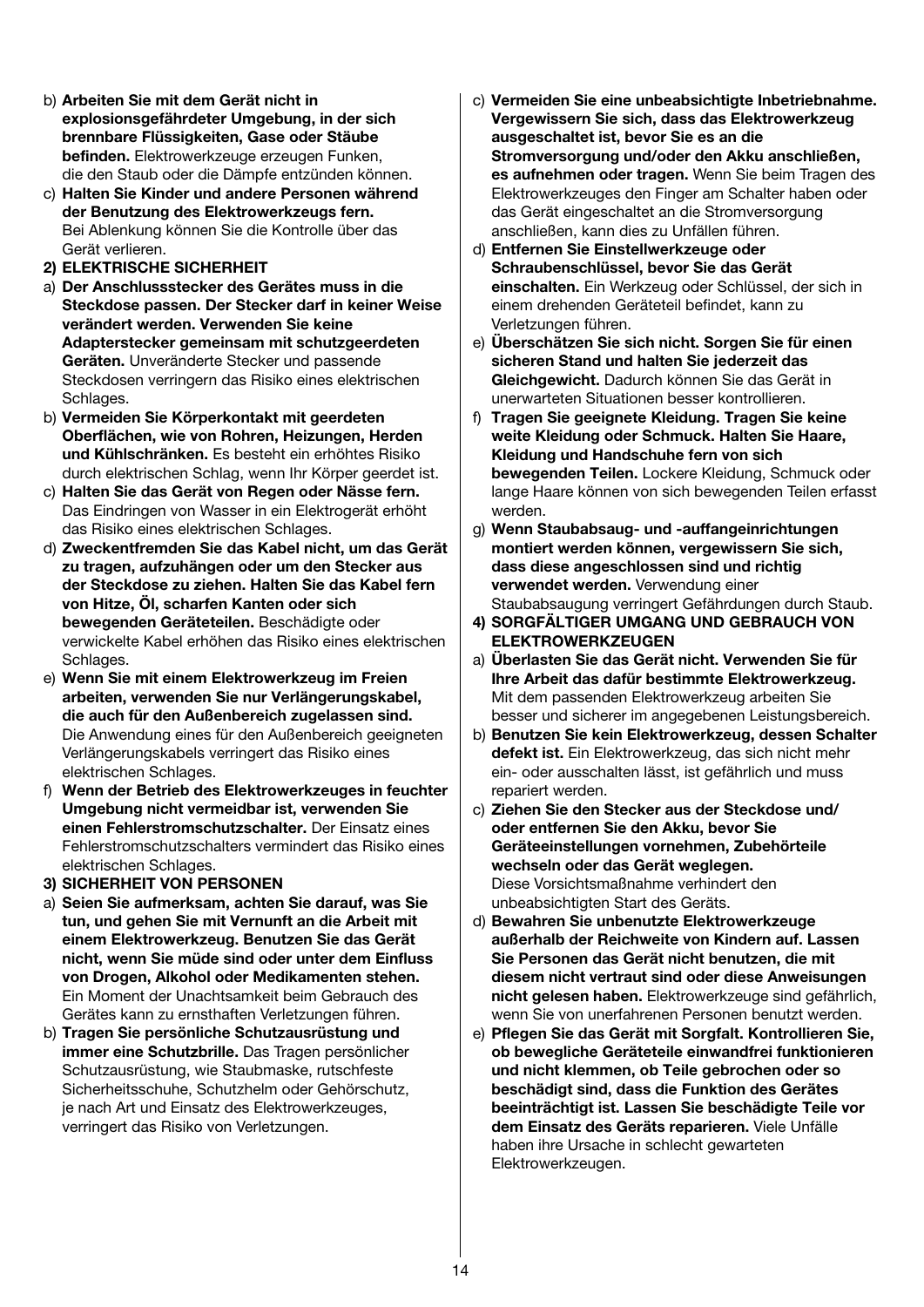b) **Arbeiten Sie mit dem Gerät nicht in explosionsgefährdeter Umgebung, in der sich brennbare Flüssigkeiten, Gase oder Stäube befinden.** Elektrowerkzeuge erzeugen Funken, die den Staub oder die Dämpfe entzünden können.

c) **Halten Sie Kinder und andere Personen während der Benutzung des Elektrowerkzeugs fern.** Bei Ablenkung können Sie die Kontrolle über das Gerät verlieren.

**2) ELEKTRISCHE SICHERHEIT**

a) **Der Anschlussstecker des Gerätes muss in die Steckdose passen. Der Stecker darf in keiner Weise verändert werden. Verwenden Sie keine Adapterstecker gemeinsam mit schutzgeerdeten Geräten.** Unveränderte Stecker und passende Steckdosen verringern das Risiko eines elektrischen Schlages.

b) **Vermeiden Sie Körperkontakt mit geerdeten Oberflächen, wie von Rohren, Heizungen, Herden und Kühlschränken.** Es besteht ein erhöhtes Risiko durch elektrischen Schlag, wenn Ihr Körper geerdet ist.

c) **Halten Sie das Gerät von Regen oder Nässe fern.** Das Eindringen von Wasser in ein Elektrogerät erhöht das Risiko eines elektrischen Schlages.

d) **Zweckentfremden Sie das Kabel nicht, um das Gerät zu tragen, aufzuhängen oder um den Stecker aus der Steckdose zu ziehen. Halten Sie das Kabel fern von Hitze, Öl, scharfen Kanten oder sich bewegenden Geräteteilen.** Beschädigte oder verwickelte Kabel erhöhen das Risiko eines elektrischen Schlages.

e) **Wenn Sie mit einem Elektrowerkzeug im Freien arbeiten, verwenden Sie nur Verlängerungskabel, die auch für den Außenbereich zugelassen sind.** Die Anwendung eines für den Außenbereich geeigneten Verlängerungskabels verringert das Risiko eines elektrischen Schlages.

f) **Wenn der Betrieb des Elektrowerkzeuges in feuchter Umgebung nicht vermeidbar ist, verwenden Sie einen Fehlerstromschutzschalter.** Der Einsatz eines Fehlerstromschutzschalters vermindert das Risiko eines elektrischen Schlages.

**3) SICHERHEIT VON PERSONEN**

a) **Seien Sie aufmerksam, achten Sie darauf, was Sie tun, und gehen Sie mit Vernunft an die Arbeit mit einem Elektrowerkzeug. Benutzen Sie das Gerät nicht, wenn Sie müde sind oder unter dem Einfluss von Drogen, Alkohol oder Medikamenten stehen.** Ein Moment der Unachtsamkeit beim Gebrauch des Gerätes kann zu ernsthaften Verletzungen führen.

b) **Tragen Sie persönliche Schutzausrüstung und immer eine Schutzbrille.** Das Tragen persönlicher Schutzausrüstung, wie Staubmaske, rutschfeste Sicherheitsschuhe, Schutzhelm oder Gehörschutz, je nach Art und Einsatz des Elektrowerkzeuges, verringert das Risiko von Verletzungen.

c) **Vermeiden Sie eine unbeabsichtigte Inbetriebnahme. Vergewissern Sie sich, dass das Elektrowerkzeug ausgeschaltet ist, bevor Sie es an die Stromversorgung und/oder den Akku anschließen, es aufnehmen oder tragen.** Wenn Sie beim Tragen des Elektrowerkzeuges den Finger am Schalter haben oder das Gerät eingeschaltet an die Stromversorgung anschließen, kann dies zu Unfällen führen.

d) **Entfernen Sie Einstellwerkzeuge oder Schraubenschlüssel, bevor Sie das Gerät einschalten.** Ein Werkzeug oder Schlüssel, der sich in einem drehenden Geräteteil befindet, kann zu Verletzungen führen.

e) **Überschätzen Sie sich nicht. Sorgen Sie für einen sicheren Stand und halten Sie jederzeit das Gleichgewicht.** Dadurch können Sie das Gerät in unerwarteten Situationen besser kontrollieren.

f) **Tragen Sie geeignete Kleidung. Tragen Sie keine weite Kleidung oder Schmuck. Halten Sie Haare, Kleidung und Handschuhe fern von sich bewegenden Teilen.** Lockere Kleidung, Schmuck oder lange Haare können von sich bewegenden Teilen erfasst werden.

g) **Wenn Staubabsaug- und -auffangeinrichtungen montiert werden können, vergewissern Sie sich, dass diese angeschlossen sind und richtig verwendet werden.** Verwendung einer Staubabsaugung verringert Gefährdungen durch Staub.

**4) SORGFÄLTIGER UMGANG UND GEBRAUCH VON ELEKTROWERKZEUGEN**

a) **Überlasten Sie das Gerät nicht. Verwenden Sie für Ihre Arbeit das dafür bestimmte Elektrowerkzeug.** Mit dem passenden Elektrowerkzeug arbeiten Sie besser und sicherer im angegebenen Leistungsbereich.

b) **Benutzen Sie kein Elektrowerkzeug, dessen Schalter defekt ist.** Ein Elektrowerkzeug, das sich nicht mehr ein- oder ausschalten lässt, ist gefährlich und muss repariert werden.

c) **Ziehen Sie den Stecker aus der Steckdose und/oder entfernen Sie den Akku, bevor Sie Geräteeinstellungen vornehmen, Zubehörteile wechseln oder das Gerät weglegen.** Diese Vorsichtsmaßnahme verhindert den unbeabsichtigten Start des Geräts.

d) **Bewahren Sie unbenutzte Elektrowerkzeuge außerhalb der Reichweite von Kindern auf. Lassen Sie Personen das Gerät nicht benutzen, die mit diesem nicht vertraut sind oder diese Anweisungen nicht gelesen haben.** Elektrowerkzeuge sind gefährlich, wenn Sie von unerfahrenen Personen benutzt werden.

e) **Pflegen Sie das Gerät mit Sorgfalt. Kontrollieren Sie, ob bewegliche Geräteteile einwandfrei funktionieren und nicht klemmen, ob Teile gebrochen oder so beschädigt sind, dass die Funktion des Gerätes beeinträchtigt ist. Lassen Sie beschädigte Teile vor dem Einsatz des Geräts reparieren.** Viele Unfälle haben ihre Ursache in schlecht gewarteten Elektrowerkzeugen.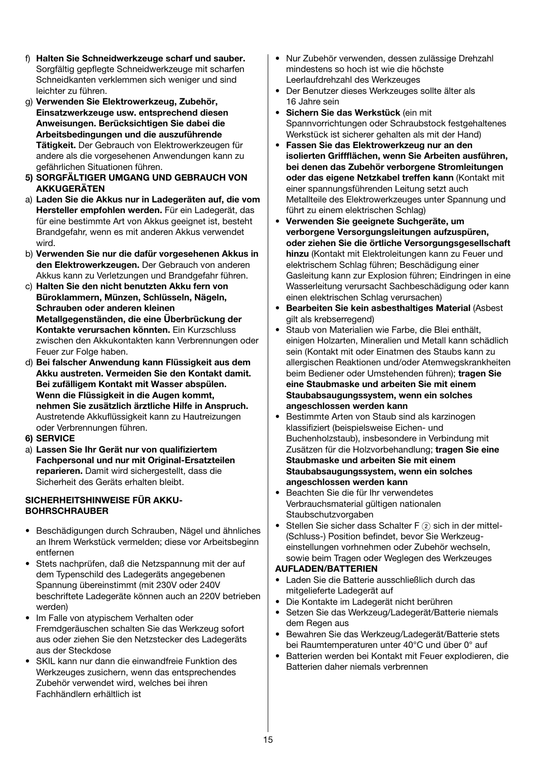f) **Halten Sie Schneidwerkzeuge scharf und sauber.** Sorgfältig gepflegte Schneidwerkzeuge mit scharfen Schneidkanten verklemmen sich weniger und sind leichter zu führen.

g) **Verwenden Sie Elektrowerkzeug, Zubehör, Einsatzwerkzeuge usw. entsprechend diesen Anweisungen. Berücksichtigen Sie dabei die Arbeitsbedingungen und die auszuführende Tätigkeit.** Der Gebrauch von Elektrowerkzeugen für andere als die vorgesehenen Anwendungen kann zu gefährlichen Situationen führen.

**5) SORGFÄLTIGER UMGANG UND GEBRAUCH VON AKKUGERÄTEN**

a) **Laden Sie die Akkus nur in Ladegeräten auf, die vom Hersteller empfohlen werden.** Für ein Ladegerät, das für eine bestimmte Art von Akkus geeignet ist, besteht Brandgefahr, wenn es mit anderen Akkus verwendet wird.

b) **Verwenden Sie nur die dafür vorgesehenen Akkus in den Elektrowerkzeugen.** Der Gebrauch von anderen Akkus kann zu Verletzungen und Brandgefahr führen.

c) **Halten Sie den nicht benutzten Akku fern von Büroklammern, Münzen, Schlüsseln, Nägeln, Schrauben oder anderen kleinen Metallgegenständen, die eine Überbrückung der Kontakte verursachen könnten.** Ein Kurzschluss zwischen den Akkukontakten kann Verbrennungen oder Feuer zur Folge haben.

d) **Bei falscher Anwendung kann Flüssigkeit aus dem Akku austreten. Vermeiden Sie den Kontakt damit. Bei zufälligem Kontakt mit Wasser abspülen. Wenn die Flüssigkeit in die Augen kommt, nehmen Sie zusätzlich ärztliche Hilfe in Anspruch.** Austretende Akkuflüssigkeit kann zu Hautreizungen oder Verbrennungen führen.

**6) SERVICE**

a) **Lassen Sie Ihr Gerät nur von qualifiziertem Fachpersonal und nur mit Original-Ersatzteilen reparieren.** Damit wird sichergestellt, dass die Sicherheit des Geräts erhalten bleibt.

**SICHERHEITSHINWEISE FÜR AKKU-BOHRSCHRAUBER**

- Beschädigungen durch Schrauben, Nägel und ähnliches an Ihrem Werkstück vermelden; diese vor Arbeitsbeginn entfernen
- Stets nachprüfen, daß die Netzspannung mit der auf dem Typenschild des Ladegeräts angegebenen Spannung übereinstimmt (mit 230V oder 240V beschriftete Ladegeräte können auch an 220V betrieben werden)
- Im Falle von atypischem Verhalten oder Fremdgeräuschen schalten Sie das Werkzeug sofort aus oder ziehen Sie den Netzstecker des Ladegeräts aus der Steckdose
- SKIL kann nur dann die einwandfreie Funktion des Werkzeuges zusichern, wenn das entsprechendes Zubehör verwendet wird, welches bei ihren Fachhändlern erhältlich ist
- Nur Zubehör verwenden, dessen zulässige Drehzahl mindestens so hoch ist wie die höchste Leerlaufdrehzahl des Werkzeuges
- Der Benutzer dieses Werkzeuges sollte älter als 16 Jahre sein
- **Sichern Sie das Werkstück** (ein mit Spannvorrichtungen oder Schraubstock festgehaltenes Werkstück ist sicherer gehalten als mit der Hand)
- **Fassen Sie das Elektrowerkzeug nur an den isolierten Griffflächen, wenn Sie Arbeiten ausführen, bei denen das Zubehör verborgene Stromleitungen oder das eigene Netzkabel treffen kann** (Kontakt mit einer spannungsführenden Leitung setzt auch Metallteile des Elektrowerkzeuges unter Spannung und führt zu einem elektrischen Schlag)
- **Verwenden Sie geeignete Suchgeräte, um verborgene Versorgungsleitungen aufzuspüren, oder ziehen Sie die örtliche Versorgungsgesellschaft hinzu** (Kontakt mit Elektroleitungen kann zu Feuer und elektrischem Schlag führen; Beschädigung einer Gasleitung kann zur Explosion führen; Eindringen in eine Wasserleitung verursacht Sachbeschädigung oder kann einen elektrischen Schlag verursachen)
- **Bearbeiten Sie kein asbesthaltiges Material** (Asbest gilt als krebserregend)
- Staub von Materialien wie Farbe, die Blei enthält, einigen Holzarten, Mineralien und Metall kann schädlich sein (Kontakt mit oder Einatmen des Staubs kann zu allergischen Reaktionen und/oder Atemwegskrankheiten beim Bediener oder Umstehenden führen); **tragen Sie eine Staubmaske und arbeiten Sie mit einem Staubabsaugungssystem, wenn ein solches angeschlossen werden kann**
- Bestimmte Arten von Staub sind als karzinogen klassifiziert (beispielsweise Eichen- und Buchenholzstaub), insbesondere in Verbindung mit Zusätzen für die Holzvorbehandlung; **tragen Sie eine Staubmaske und arbeiten Sie mit einem Staubabsaugungssystem, wenn ein solches angeschlossen werden kann**
- Beachten Sie die für Ihr verwendetes Verbrauchsmaterial gültigen nationalen Staubschutzvorgaben
- Stellen Sie sicher dass Schalter F ② sich in der mittel-(Schluss-) Position befindet, bevor Sie Werkzeug-einstellungen vorhnehmen oder Zubehör wechseln, sowie beim Tragen oder Weglegen des Werkzeuges

**AUFLADEN/BATTERIEN**

- Laden Sie die Batterie ausschließlich durch das mitgelieferte Ladegerät auf
- Die Kontakte im Ladegerät nicht berühren
- Setzen Sie das Werkzeug/Ladegerät/Batterie niemals dem Regen aus
- Bewahren Sie das Werkzeug/Ladegerät/Batterie stets bei Raumtemperaturen unter 40°C und über 0° auf
- Batterien werden bei Kontakt mit Feuer explodieren, die Batterien daher niemals verbrennen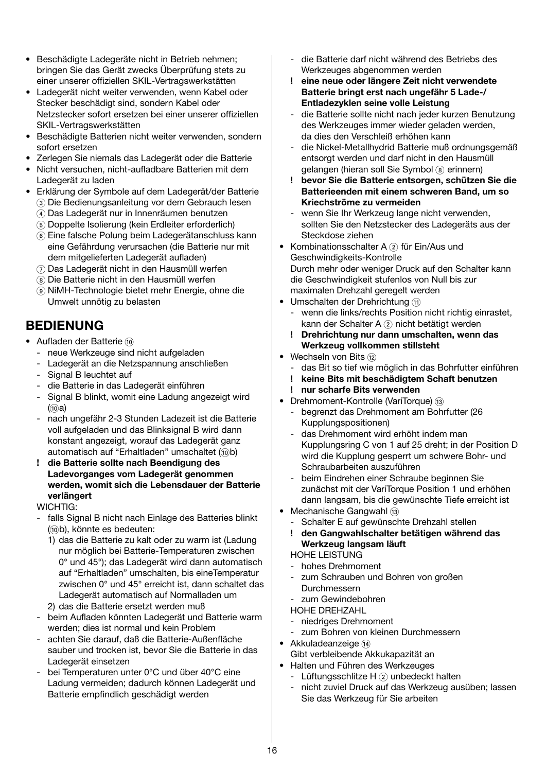- Beschädigte Ladegeräte nicht in Betrieb nehmen; bringen Sie das Gerät zwecks Überprüfung stets zu einer unserer offiziellen SKIL-Vertragswerkstätten
- Ladegerät nicht weiter verwenden, wenn Kabel oder Stecker beschädigt sind, sondern Kabel oder Netzstecker sofort ersetzen bei einer unserer offiziellen SKIL-Vertragswerkstätten
- Beschädigte Batterien nicht weiter verwenden, sondern sofort ersetzen
- Zerlegen Sie niemals das Ladegerät oder die Batterie
- Nicht versuchen, nicht-aufladbare Batterien mit dem Ladegerät zu laden
- Erklärung der Symbole auf dem Ladegerät/der Batterie
  - ③ Die Bedienungsanleitung vor dem Gebrauch lesen
  - ④ Das Ladegerät nur in Innenräumen benutzen
  - ⑤ Doppelte Isolierung (kein Erdleiter erforderlich)
  - ⑥ Eine falsche Polung beim Ladegerätanschluss kann eine Gefährdung verursachen (die Batterie nur mit dem mitgelieferten Ladegerät aufladen)
  - ⑦ Das Ladegerät nicht in den Hausmüll werfen
  - ⑧ Die Batterie nicht in den Hausmüll werfen
  - ⑨ NiMH-Technologie bietet mehr Energie, ohne die Umwelt unnötig zu belasten

## BEDIENUNG

- Aufladen der Batterie ⑩
  - neue Werkzeuge sind nicht aufgeladen
  - Ladegerät an die Netzspannung anschließen
  - Signal B leuchtet auf
  - die Batterie in das Ladegerät einführen
  - Signal B blinkt, womit eine Ladung angezeigt wird (⑩a)
  - nach ungefähr 2-3 Stunden Ladezeit ist die Batterie voll aufgeladen und das Blinksignal B wird dann konstant angezeigt, worauf das Ladegerät ganz automatisch auf "Erhaltladen" umschaltet (⑩b)
  - **! die Batterie sollte nach Beendigung des Ladevorganges vom Ladegerät genommen werden, womit sich die Lebensdauer der Batterie verlängert**

  WICHTIG:
  - falls Signal B nicht nach Einlage des Batteries blinkt (⑩b), könnte es bedeuten:
    1) das die Batterie zu kalt oder zu warm ist (Ladung nur möglich bei Batterie-Temperaturen zwischen 0° und 45°); das Ladegerät wird dann automatisch auf "Erhaltladen" umschalten, bis eineTemperatur zwischen 0° und 45° erreicht ist, dann schaltet das Ladegerät automatisch auf Normalladen um
    2) das die Batterie ersetzt werden muß
  - beim Aufladen könnten Ladegerät und Batterie warm werden; dies ist normal und kein Problem
  - achten Sie darauf, daß die Batterie-Außenfläche sauber und trocken ist, bevor Sie die Batterie in das Ladegerät einsetzen
  - bei Temperaturen unter 0°C und über 40°C eine Ladung vermeiden; dadurch können Ladegerät und Batterie empfindlich geschädigt werden
  - die Batterie darf nicht während des Betriebs des Werkzeuges abgenommen werden
  - **! eine neue oder längere Zeit nicht verwendete Batterie bringt erst nach ungefähr 5 Lade-/Entladezyklen seine volle Leistung**
  - die Batterie sollte nicht nach jeder kurzen Benutzung des Werkzeuges immer wieder geladen werden, da dies den Verschleiß erhöhen kann
  - die Nickel-Metallhydrid Batterie muß ordnungsgemäß entsorgt werden und darf nicht in den Hausmüll gelangen (hieran soll Sie Symbol ⑧ erinnern)
  - **! bevor Sie die Batterie entsorgen, schützen Sie die Batterieenden mit einem schweren Band, um so Kriechströme zu vermeiden**
  - wenn Sie Ihr Werkzeug lange nicht verwenden, sollten Sie den Netzstecker des Ladegeräts aus der Steckdose ziehen
- Kombinationsschalter A ② für Ein/Aus und Geschwindigkeits-Kontrolle
  Durch mehr oder weniger Druck auf den Schalter kann die Geschwindigkeit stufenlos von Null bis zur maximalen Drehzahl geregelt werden
- Umschalten der Drehrichtung ⑪
  - wenn die links/rechts Position nicht richtig einrastet, kann der Schalter A ② nicht betätigt werden
  - **! Drehrichtung nur dann umschalten, wenn das Werkzeug vollkommen stillsteht**
- Wechseln von Bits ⑫
  - das Bit so tief wie möglich in das Bohrfutter einführen
  - **! keine Bits mit beschädigtem Schaft benutzen**
  - **! nur scharfe Bits verwenden**
- Drehmoment-Kontrolle (VariTorque) ⑬
  - begrenzt das Drehmoment am Bohrfutter (26 Kupplungspositionen)
  - das Drehmoment wird erhöht indem man Kupplungsring C von 1 auf 25 dreht; in der Position D wird die Kupplung gesperrt um schwere Bohr- und Schraubarbeiten auszuführen
  - beim Eindrehen einer Schraube beginnen Sie zunächst mit der VariTorque Position 1 und erhöhen dann langsam, bis die gewünschte Tiefe erreicht ist
- Mechanische Gangwahl ⑬
  - Schalter E auf gewünschte Drehzahl stellen
  - **! den Gangwahlschalter betätigen während das Werkzeug langsam läuft**

  HOHE LEISTUNG
  - hohes Drehmoment
  - zum Schrauben und Bohren von großen Durchmessern
  - zum Gewindebohren

  HOHE DREHZAHL
  - niedriges Drehmoment
  - zum Bohren von kleinen Durchmessern
- Akkuladeanzeige ⑭
  Gibt verbleibende Akkukapazität an
- Halten und Führen des Werkzeuges
  - Lüftungsschlitze H ② unbedeckt halten
  - nicht zuviel Druck auf das Werkzeug ausüben; lassen Sie das Werkzeug für Sie arbeiten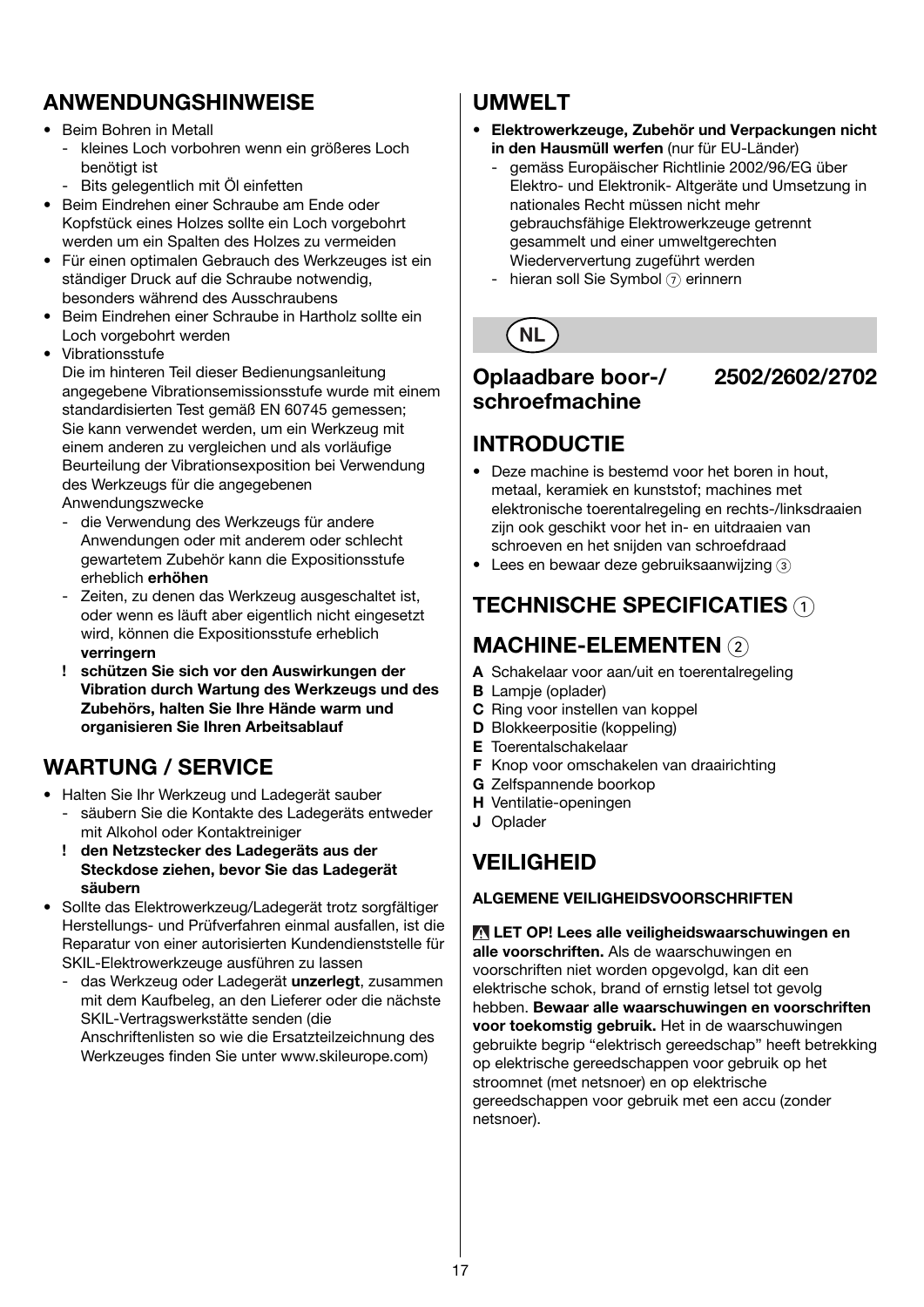## ANWENDUNGSHINWEISE

- Beim Bohren in Metall
  - kleines Loch vorbohren wenn ein größeres Loch benötigt ist
  - Bits gelegentlich mit Öl einfetten
- Beim Eindrehen einer Schraube am Ende oder Kopfstück eines Holzes sollte ein Loch vorgebohrt werden um ein Spalten des Holzes zu vermeiden
- Für einen optimalen Gebrauch des Werkzeuges ist ein ständiger Druck auf die Schraube notwendig, besonders während des Ausschraubens
- Beim Eindrehen einer Schraube in Hartholz sollte ein Loch vorgebohrt werden
- Vibrationsstufe
  Die im hinteren Teil dieser Bedienungsanleitung angegebene Vibrationsemissionsstufe wurde mit einem standardisierten Test gemäß EN 60745 gemessen; Sie kann verwendet werden, um ein Werkzeug mit einem anderen zu vergleichen und als vorläufige Beurteilung der Vibrationsexposition bei Verwendung des Werkzeugs für die angegebenen Anwendungszwecke
  - die Verwendung des Werkzeugs für andere Anwendungen oder mit anderem oder schlecht gewartetem Zubehör kann die Expositionsstufe erheblich **erhöhen**
  - Zeiten, zu denen das Werkzeug ausgeschaltet ist, oder wenn es läuft aber eigentlich nicht eingesetzt wird, können die Expositionsstufe erheblich **verringern**
  - **! schützen Sie sich vor den Auswirkungen der Vibration durch Wartung des Werkzeugs und des Zubehörs, halten Sie Ihre Hände warm und organisieren Sie Ihren Arbeitsablauf**

## WARTUNG / SERVICE

- Halten Sie Ihr Werkzeug und Ladegerät sauber
  - säubern Sie die Kontakte des Ladegeräts entweder mit Alkohol oder Kontaktreiniger
  - **! den Netzstecker des Ladegeräts aus der Steckdose ziehen, bevor Sie das Ladegerät säubern**
- Sollte das Elektrowerkzeug/Ladegerät trotz sorgfältiger Herstellungs- und Prüfverfahren einmal ausfallen, ist die Reparatur von einer autorisierten Kundendienststelle für SKIL-Elektrowerkzeuge ausführen zu lassen
  - das Werkzeug oder Ladegerät **unzerlegt**, zusammen mit dem Kaufbeleg, an den Lieferer oder die nächste SKIL-Vertragswerkstätte senden (die Anschriftenlisten so wie die Ersatzteilzeichnung des Werkzeuges finden Sie unter www.skileurope.com)

## UMWELT

- **Elektrowerkzeuge, Zubehör und Verpackungen nicht in den Hausmüll werfen** (nur für EU-Länder)
  - gemäss Europäischer Richtlinie 2002/96/EG über Elektro- und Elektronik- Altgeräte und Umsetzung in nationales Recht müssen nicht mehr gebrauchsfähige Elektrowerkzeuge getrennt gesammelt und einer umweltgerechten Wiederververtung zugeführt werden
  - hieran soll Sie Symbol ⑦ erinnern

NL

## Oplaadbare boor-/schroefmachine 2502/2602/2702

## INTRODUCTIE

- Deze machine is bestemd voor het boren in hout, metaal, keramiek en kunststof; machines met elektronische toerentalregeling en rechts-/linksdraaien zijn ook geschikt voor het in- en uitdraaien van schroeven en het snijden van schroefdraad
- Lees en bewaar deze gebruiksaanwijzing ③

## TECHNISCHE SPECIFICATIES ①

## MACHINE-ELEMENTEN ②

**A** Schakelaar voor aan/uit en toerentalregeling
**B** Lampje (oplader)
**C** Ring voor instellen van koppel
**D** Blokkeerpositie (koppeling)
**E** Toerentalschakelaar
**F** Knop voor omschakelen van draairichting
**G** Zelfspannende boorkop
**H** Ventilatie-openingen
**J** Oplader

## VEILIGHEID

#### ALGEMENE VEILIGHEIDSVOORSCHRIFTEN

**⚠ LET OP! Lees alle veiligheidswaarschuwingen en alle voorschriften.** Als de waarschuwingen en voorschriften niet worden opgevolgd, kan dit een elektrische schok, brand of ernstig letsel tot gevolg hebben. **Bewaar alle waarschuwingen en voorschriften voor toekomstig gebruik.** Het in de waarschuwingen gebruikte begrip “elektrisch gereedschap” heeft betrekking op elektrische gereedschappen voor gebruik op het stroomnet (met netsnoer) en op elektrische gereedschappen voor gebruik met een accu (zonder netsnoer).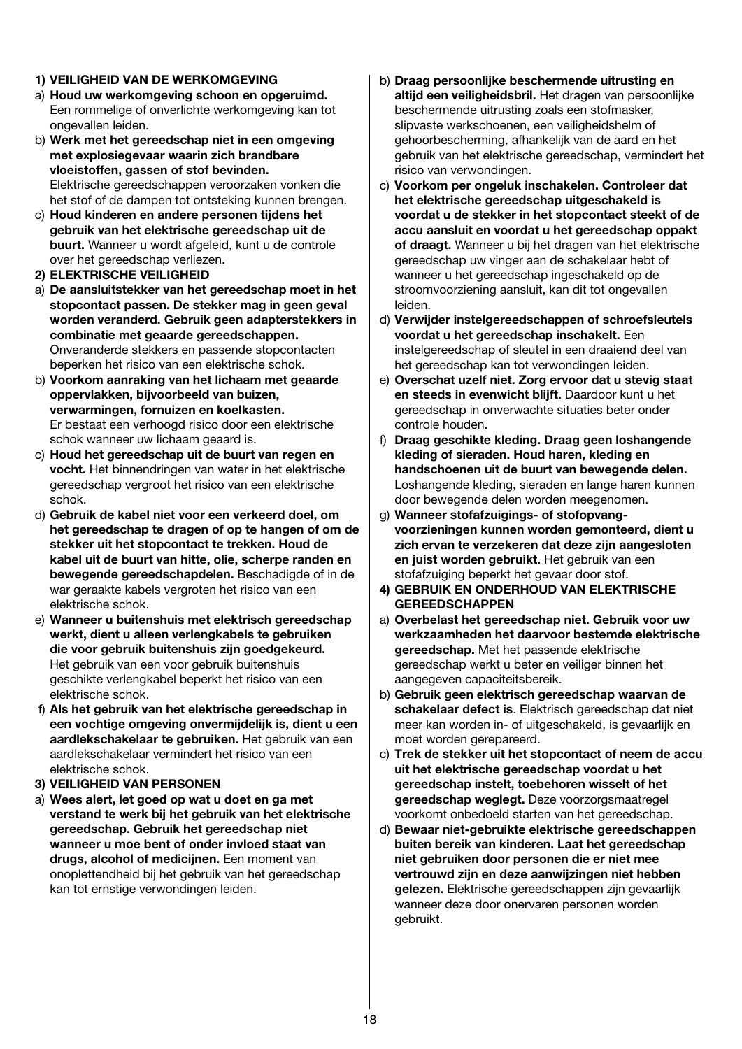**1) VEILIGHEID VAN DE WERKOMGEVING**

a) **Houd uw werkomgeving schoon en opgeruimd.** Een rommelige of onverlichte werkomgeving kan tot ongevallen leiden.

b) **Werk met het gereedschap niet in een omgeving met explosiegevaar waarin zich brandbare vloeistoffen, gassen of stof bevinden.** Elektrische gereedschappen veroorzaken vonken die het stof of de dampen tot ontsteking kunnen brengen.

c) **Houd kinderen en andere personen tijdens het gebruik van het elektrische gereedschap uit de buurt.** Wanneer u wordt afgeleid, kunt u de controle over het gereedschap verliezen.

**2) ELEKTRISCHE VEILIGHEID**

a) **De aansluitstekker van het gereedschap moet in het stopcontact passen. De stekker mag in geen geval worden veranderd. Gebruik geen adapterstekkers in combinatie met geaarde gereedschappen.** Onveranderde stekkers en passende stopcontacten beperken het risico van een elektrische schok.

b) **Voorkom aanraking van het lichaam met geaarde oppervlakken, bijvoorbeeld van buizen, verwarmingen, fornuizen en koelkasten.** Er bestaat een verhoogd risico door een elektrische schok wanneer uw lichaam geaard is.

c) **Houd het gereedschap uit de buurt van regen en vocht.** Het binnendringen van water in het elektrische gereedschap vergroot het risico van een elektrische schok.

d) **Gebruik de kabel niet voor een verkeerd doel, om het gereedschap te dragen of op te hangen of om de stekker uit het stopcontact te trekken. Houd de kabel uit de buurt van hitte, olie, scherpe randen en bewegende gereedschapdelen.** Beschadigde of in de war geraakte kabels vergroten het risico van een elektrische schok.

e) **Wanneer u buitenshuis met elektrisch gereedschap werkt, dient u alleen verlengkabels te gebruiken die voor gebruik buitenshuis zijn goedgekeurd.** Het gebruik van een voor gebruik buitenshuis geschikte verlengkabel beperkt het risico van een elektrische schok.

f) **Als het gebruik van het elektrische gereedschap in een vochtige omgeving onvermijdelijk is, dient u een aardlekschakelaar te gebruiken.** Het gebruik van een aardlekschakelaar vermindert het risico van een elektrische schok.

**3) VEILIGHEID VAN PERSONEN**

a) **Wees alert, let goed op wat u doet en ga met verstand te werk bij het gebruik van het elektrische gereedschap. Gebruik het gereedschap niet wanneer u moe bent of onder invloed staat van drugs, alcohol of medicijnen.** Een moment van onoplettendheid bij het gebruik van het gereedschap kan tot ernstige verwondingen leiden.

b) **Draag persoonlijke beschermende uitrusting en altijd een veiligheidsbril.** Het dragen van persoonlijke beschermende uitrusting zoals een stofmasker, slipvaste werkschoenen, een veiligheidshelm of gehoorbescherming, afhankelijk van de aard en het gebruik van het elektrische gereedschap, vermindert het risico van verwondingen.

c) **Voorkom per ongeluk inschakelen. Controleer dat het elektrische gereedschap uitgeschakeld is voordat u de stekker in het stopcontact steekt of de accu aansluit en voordat u het gereedschap oppakt of draagt.** Wanneer u bij het dragen van het elektrische gereedschap uw vinger aan de schakelaar hebt of wanneer u het gereedschap ingeschakeld op de stroomvoorziening aansluit, kan dit tot ongevallen leiden.

d) **Verwijder instelgereedschappen of schroefsleutels voordat u het gereedschap inschakelt.** Een instelgereedschap of sleutel in een draaiend deel van het gereedschap kan tot verwondingen leiden.

e) **Overschat uzelf niet. Zorg ervoor dat u stevig staat en steeds in evenwicht blijft.** Daardoor kunt u het gereedschap in onverwachte situaties beter onder controle houden.

f) **Draag geschikte kleding. Draag geen loshangende kleding of sieraden. Houd haren, kleding en handschoenen uit de buurt van bewegende delen.** Loshangende kleding, sieraden en lange haren kunnen door bewegende delen worden meegenomen.

g) **Wanneer stofafzuigings- of stofopvang-voorzieningen kunnen worden gemonteerd, dient u zich ervan te verzekeren dat deze zijn aangesloten en juist worden gebruikt.** Het gebruik van een stofafzuiging beperkt het gevaar door stof.

**4) GEBRUIK EN ONDERHOUD VAN ELEKTRISCHE GEREEDSCHAPPEN**

a) **Overbelast het gereedschap niet. Gebruik voor uw werkzaamheden het daarvoor bestemde elektrische gereedschap.** Met het passende elektrische gereedschap werkt u beter en veiliger binnen het aangegeven capaciteitsbereik.

b) **Gebruik geen elektrisch gereedschap waarvan de schakelaar defect is**. Elektrisch gereedschap dat niet meer kan worden in- of uitgeschakeld, is gevaarlijk en moet worden gerepareerd.

c) **Trek de stekker uit het stopcontact of neem de accu uit het elektrische gereedschap voordat u het gereedschap instelt, toebehoren wisselt of het gereedschap weglegt.** Deze voorzorgsmaatregel voorkomt onbedoeld starten van het gereedschap.

d) **Bewaar niet-gebruikte elektrische gereedschappen buiten bereik van kinderen. Laat het gereedschap niet gebruiken door personen die er niet mee vertrouwd zijn en deze aanwijzingen niet hebben gelezen.** Elektrische gereedschappen zijn gevaarlijk wanneer deze door onervaren personen worden gebruikt.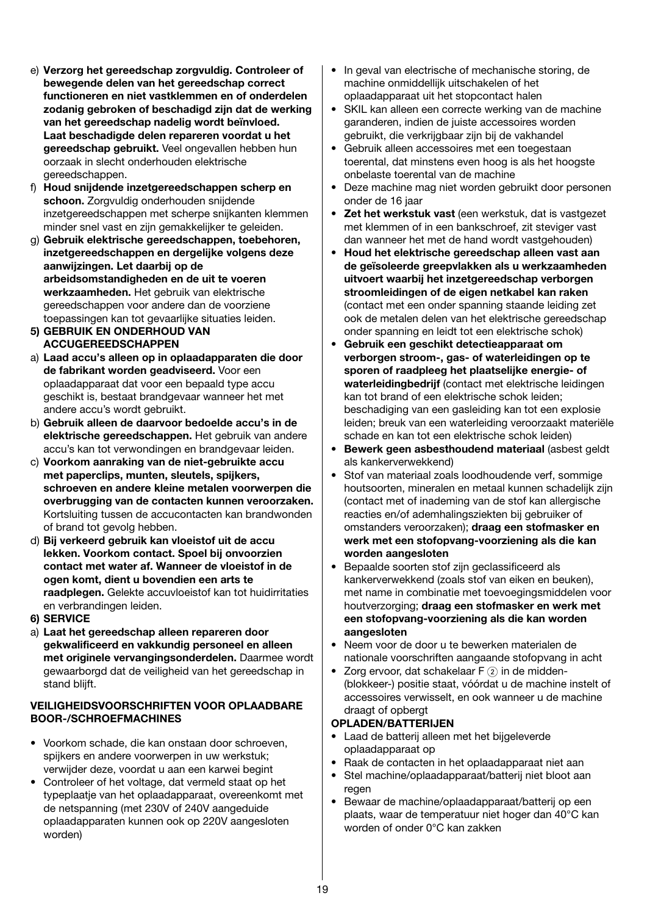e) **Verzorg het gereedschap zorgvuldig. Controleer of bewegende delen van het gereedschap correct functioneren en niet vastklemmen en of onderdelen zodanig gebroken of beschadigd zijn dat de werking van het gereedschap nadelig wordt beïnvloed. Laat beschadigde delen repareren voordat u het gereedschap gebruikt.** Veel ongevallen hebben hun oorzaak in slecht onderhouden elektrische gereedschappen.

f) **Houd snijdende inzetgereedschappen scherp en schoon.** Zorgvuldig onderhouden snijdende inzetgereedschappen met scherpe snijkanten klemmen minder snel vast en zijn gemakkelijker te geleiden.

g) **Gebruik elektrische gereedschappen, toebehoren, inzetgereedschappen en dergelijke volgens deze aanwijzingen. Let daarbij op de arbeidsomstandigheden en de uit te voeren werkzaamheden.** Het gebruik van elektrische gereedschappen voor andere dan de voorziene toepassingen kan tot gevaarlijke situaties leiden.

**5) GEBRUIK EN ONDERHOUD VAN ACCUGEREEDSCHAPPEN**

a) **Laad accu's alleen op in oplaadapparaten die door de fabrikant worden geadviseerd.** Voor een oplaadapparaat dat voor een bepaald type accu geschikt is, bestaat brandgevaar wanneer het met andere accu's wordt gebruikt.

b) **Gebruik alleen de daarvoor bedoelde accu's in de elektrische gereedschappen.** Het gebruik van andere accu's kan tot verwondingen en brandgevaar leiden.

c) **Voorkom aanraking van de niet-gebruikte accu met paperclips, munten, sleutels, spijkers, schroeven en andere kleine metalen voorwerpen die overbrugging van de contacten kunnen veroorzaken.** Kortsluiting tussen de accucontacten kan brandwonden of brand tot gevolg hebben.

d) **Bij verkeerd gebruik kan vloeistof uit de accu lekken. Voorkom contact. Spoel bij onvoorzien contact met water af. Wanneer de vloeistof in de ogen komt, dient u bovendien een arts te raadplegen.** Gelekte accuvloeistof kan tot huidirritaties en verbrandingen leiden.

**6) SERVICE**

a) **Laat het gereedschap alleen repareren door gekwalificeerd en vakkundig personeel en alleen met originele vervangingsonderdelen.** Daarmee wordt gewaarborgd dat de veiligheid van het gereedschap in stand blijft.

**VEILIGHEIDSVOORSCHRIFTEN VOOR OPLAADBARE BOOR-/SCHROEFMACHINES**

- Voorkom schade, die kan onstaan door schroeven, spijkers en andere voorwerpen in uw werkstuk; verwijder deze, voordat u aan een karwei begint
- Controleer of het voltage, dat vermeld staat op het typeplaatje van het oplaadapparaat, overeenkomt met de netspanning (met 230V of 240V aangeduide oplaadapparaten kunnen ook op 220V aangesloten worden)
- In geval van electrische of mechanische storing, de machine onmiddellijk uitschakelen of het oplaadapparaat uit het stopcontact halen
- SKIL kan alleen een correcte werking van de machine garanderen, indien de juiste accessoires worden gebruikt, die verkrijgbaar zijn bij de vakhandel
- Gebruik alleen accessoires met een toegestaan toerental, dat minstens even hoog is als het hoogste onbelaste toerental van de machine
- Deze machine mag niet worden gebruikt door personen onder de 16 jaar
- **Zet het werkstuk vast** (een werkstuk, dat is vastgezet met klemmen of in een bankschroef, zit steviger vast dan wanneer het met de hand wordt vastgehouden)
- **Houd het elektrische gereedschap alleen vast aan de geïsoleerde greepvlakken als u werkzaamheden uitvoert waarbij het inzetgereedschap verborgen stroomleidingen of de eigen netkabel kan raken** (contact met een onder spanning staande leiding zet ook de metalen delen van het elektrische gereedschap onder spanning en leidt tot een elektrische schok)
- **Gebruik een geschikt detectieapparaat om verborgen stroom-, gas- of waterleidingen op te sporen of raadpleeg het plaatselijke energie- of waterleidingbedrijf** (contact met elektrische leidingen kan tot brand of een elektrische schok leiden; beschadiging van een gasleiding kan tot een explosie leiden; breuk van een waterleiding veroorzaakt materiële schade en kan tot een elektrische schok leiden)
- **Bewerk geen asbesthoudend materiaal** (asbest geldt als kankerverwekkend)
- Stof van materiaal zoals loodhoudende verf, sommige houtsoorten, mineralen en metaal kunnen schadelijk zijn (contact met of inademing van de stof kan allergische reacties en/of ademhalingsziekten bij gebruiker of omstanders veroorzaken); **draag een stofmasker en werk met een stofopvang-voorziening als die kan worden aangesloten**
- Bepaalde soorten stof zijn geclassificeerd als kankerverwekkend (zoals stof van eiken en beuken), met name in combinatie met toevoegingsmiddelen voor houtverzorging; **draag een stofmasker en werk met een stofopvang-voorziening als die kan worden aangesloten**
- Neem voor de door u te bewerken materialen de nationale voorschriften aangaande stofopvang in acht
- Zorg ervoor, dat schakelaar F ② in de midden- (blokkeer-) positie staat, vóórdat u de machine instelt of accessoires verwisselt, en ook wanneer u de machine draagt of opbergt

**OPLADEN/BATTERIJEN**

- Laad de batterij alleen met het bijgeleverde oplaadapparaat op
- Raak de contacten in het oplaadapparaat niet aan
- Stel machine/oplaadapparaat/batterij niet bloot aan regen
- Bewaar de machine/oplaadapparaat/batterij op een plaats, waar de temperatuur niet hoger dan 40°C kan worden of onder 0°C kan zakken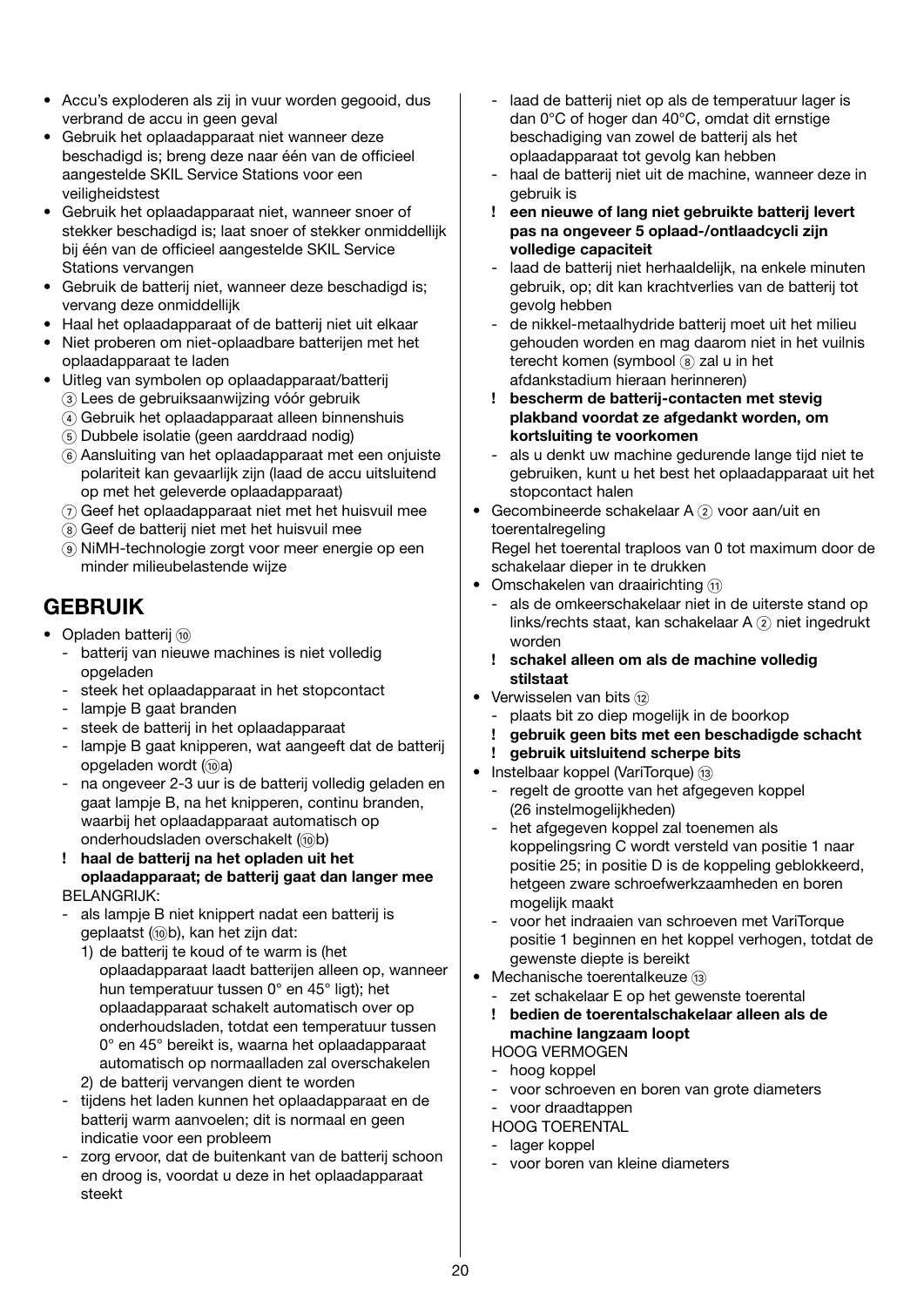- Accu's exploderen als zij in vuur worden gegooid, dus verbrand de accu in geen geval
- Gebruik het oplaadapparaat niet wanneer deze beschadigd is; breng deze naar één van de officieel aangestelde SKIL Service Stations voor een veiligheidstest
- Gebruik het oplaadapparaat niet, wanneer snoer of stekker beschadigd is; laat snoer of stekker onmiddellijk bij één van de officieel aangestelde SKIL Service Stations vervangen
- Gebruik de batterij niet, wanneer deze beschadigd is; vervang deze onmiddellijk
- Haal het oplaadapparaat of de batterij niet uit elkaar
- Niet proberen om niet-oplaadbare batterijen met het oplaadapparaat te laden
- Uitleg van symbolen op oplaadapparaat/batterij
  - ③ Lees de gebruiksaanwijzing vóór gebruik
  - ④ Gebruik het oplaadapparaat alleen binnenshuis
  - ⑤ Dubbele isolatie (geen aarddraad nodig)
  - ⑥ Aansluiting van het oplaadapparaat met een onjuiste polariteit kan gevaarlijk zijn (laad de accu uitsluitend op met het geleverde oplaadapparaat)
  - ⑦ Geef het oplaadapparaat niet met het huisvuil mee
  - ⑧ Geef de batterij niet met het huisvuil mee
  - ⑨ NiMH-technologie zorgt voor meer energie op een minder milieubelastende wijze

## GEBRUIK

- Opladen batterij ⑩
  - batterij van nieuwe machines is niet volledig opgeladen
  - steek het oplaadapparaat in het stopcontact
  - lampje B gaat branden
  - steek de batterij in het oplaadapparaat
  - lampje B gaat knipperen, wat aangeeft dat de batterij opgeladen wordt (⑩a)
  - na ongeveer 2-3 uur is de batterij volledig geladen en gaat lampje B, na het knipperen, continu branden, waarbij het oplaadapparaat automatisch op onderhoudsladen overschakelt (⑩b)
  - **! haal de batterij na het opladen uit het oplaadapparaat; de batterij gaat dan langer mee**

  BELANGRIJK:
  - als lampje B niet knippert nadat een batterij is geplaatst (⑩b), kan het zijn dat:
    1) de batterij te koud of te warm is (het oplaadapparaat laadt batterijen alleen op, wanneer hun temperatuur tussen 0° en 45° ligt); het oplaadapparaat schakelt automatisch over op onderhoudsladen, totdat een temperatuur tussen 0° en 45° bereikt is, waarna het oplaadapparaat automatisch op normaalladen zal overschakelen
    2) de batterij vervangen dient te worden
  - tijdens het laden kunnen het oplaadapparaat en de batterij warm aanvoelen; dit is normaal en geen indicatie voor een probleem
  - zorg ervoor, dat de buitenkant van de batterij schoon en droog is, voordat u deze in het oplaadapparaat steekt
  - laad de batterij niet op als de temperatuur lager is dan 0°C of hoger dan 40°C, omdat dit ernstige beschadiging van zowel de batterij als het oplaadapparaat tot gevolg kan hebben
  - haal de batterij niet uit de machine, wanneer deze in gebruik is
  - **! een nieuwe of lang niet gebruikte batterij levert pas na ongeveer 5 oplaad-/ontlaadcycli zijn volledige capaciteit**
  - laad de batterij niet herhaaldelijk, na enkele minuten gebruik, op; dit kan krachtverlies van de batterij tot gevolg hebben
  - de nikkel-metaalhydride batterij moet uit het milieu gehouden worden en mag daarom niet in het vuilnis terecht komen (symbool ⑧ zal u in het afdankstadium hieraan herinneren)
  - **! bescherm de batterij-contacten met stevig plakband voordat ze afgedankt worden, om kortsluiting te voorkomen**
  - als u denkt uw machine gedurende lange tijd niet te gebruiken, kunt u het best het oplaadapparaat uit het stopcontact halen
- Gecombineerde schakelaar A ② voor aan/uit en toerentalregeling

  Regel het toerental traploos van 0 tot maximum door de schakelaar dieper in te drukken
- Omschakelen van draairichting ⑪
  - als de omkeerschakelaar niet in de uiterste stand op links/rechts staat, kan schakelaar A ② niet ingedrukt worden
  - **! schakel alleen om als de machine volledig stilstaat**
- Verwisselen van bits ⑫
  - plaats bit zo diep mogelijk in de boorkop
  - **! gebruik geen bits met een beschadigde schacht**
  - **! gebruik uitsluitend scherpe bits**
- Instelbaar koppel (VariTorque) ⑬
  - regelt de grootte van het afgegeven koppel (26 instelmogelijkheden)
  - het afgegeven koppel zal toenemen als koppelingsring C wordt versteld van positie 1 naar positie 25; in positie D is de koppeling geblokkeerd, hetgeen zware schroefwerkzaamheden en boren mogelijk maakt
  - voor het indraaien van schroeven met VariTorque positie 1 beginnen en het koppel verhogen, totdat de gewenste diepte is bereikt
- Mechanische toerentalkeuze ⑬
  - zet schakelaar E op het gewenste toerental
  - **! bedien de toerentalschakelaar alleen als de machine langzaam loopt**

  HOOG VERMOGEN
  - hoog koppel
  - voor schroeven en boren van grote diameters
  - voor draadtappen

  HOOG TOERENTAL
  - lager koppel
  - voor boren van kleine diameters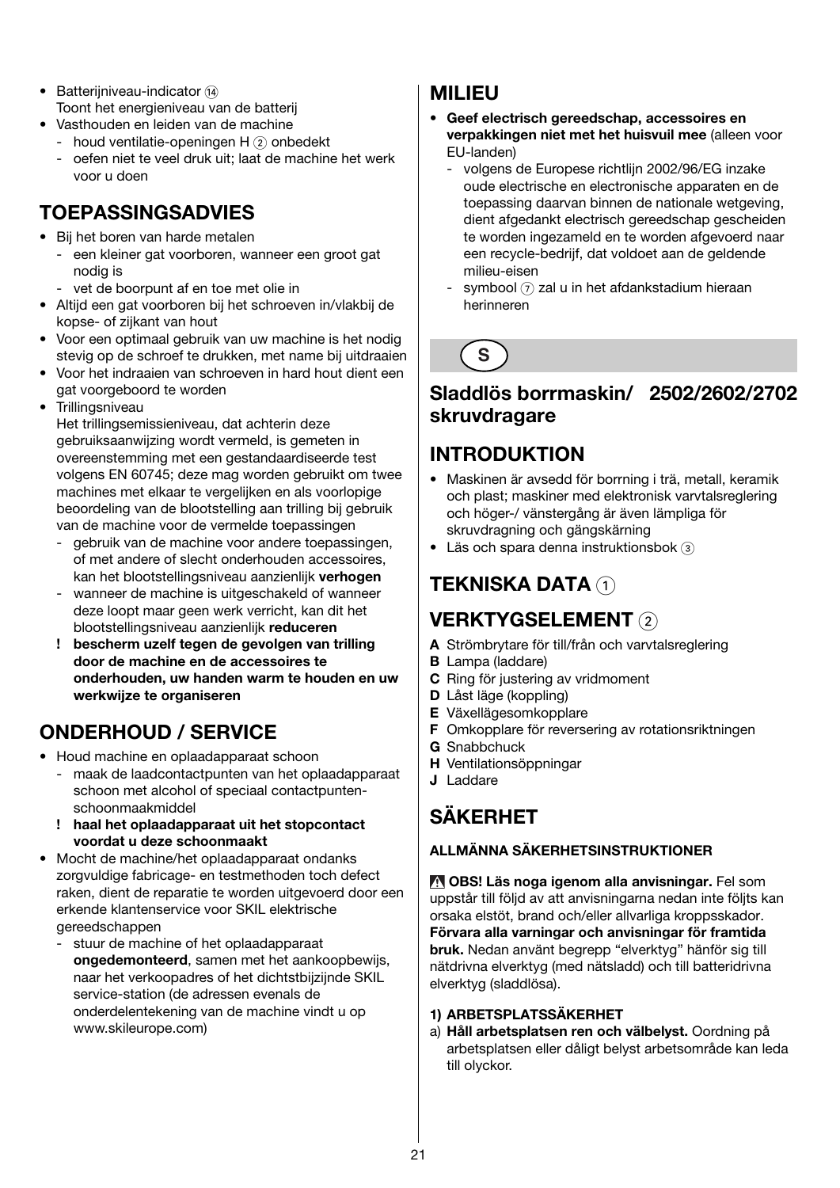- Batterijniveau-indicator ⑭
  Toont het energieniveau van de batterij
- Vasthouden en leiden van de machine
  - houd ventilatie-openingen H ② onbedekt
  - oefen niet te veel druk uit; laat de machine het werk voor u doen

## TOEPASSINGSADVIES

- Bij het boren van harde metalen
  - een kleiner gat voorboren, wanneer een groot gat nodig is
  - vet de boorpunt af en toe met olie in
- Altijd een gat voorboren bij het schroeven in/vlakbij de kopse- of zijkant van hout
- Voor een optimaal gebruik van uw machine is het nodig stevig op de schroef te drukken, met name bij uitdraaien
- Voor het indraaien van schroeven in hard hout dient een gat voorgeboord te worden
- Trillingsniveau
  Het trillingsemissieniveau, dat achterin deze gebruiksaanwijzing wordt vermeld, is gemeten in overeenstemming met een gestandaardiseerde test volgens EN 60745; deze mag worden gebruikt om twee machines met elkaar te vergelijken en als voorlopige beoordeling van de blootstelling aan trilling bij gebruik van de machine voor de vermelde toepassingen
  - gebruik van de machine voor andere toepassingen, of met andere of slecht onderhouden accessoires, kan het blootstellingsniveau aanzienlijk **verhogen**
  - wanneer de machine is uitgeschakeld of wanneer deze loopt maar geen werk verricht, kan dit het blootstellingsniveau aanzienlijk **reduceren**
  - ! **bescherm uzelf tegen de gevolgen van trilling door de machine en de accessoires te onderhouden, uw handen warm te houden en uw werkwijze te organiseren**

## ONDERHOUD / SERVICE

- Houd machine en oplaadapparaat schoon
  - maak de laadcontactpunten van het oplaadapparaat schoon met alcohol of speciaal contactpunten-schoonmaakmiddel
  - ! **haal het oplaadapparaat uit het stopcontact voordat u deze schoonmaakt**
- Mocht de machine/het oplaadapparaat ondanks zorgvuldige fabricage- en testmethoden toch defect raken, dient de reparatie te worden uitgevoerd door een erkende klantenservice voor SKIL elektrische gereedschappen
  - stuur de machine of het oplaadapparaat **ongedemonteerd**, samen met het aankoopbewijs, naar het verkoopadres of het dichtstbijzijnde SKIL service-station (de adressen evenals de onderdelentekening van de machine vindt u op www.skileurope.com)

## MILIEU

- **Geef electrisch gereedschap, accessoires en verpakkingen niet met het huisvuil mee** (alleen voor EU-landen)
  - volgens de Europese richtlijn 2002/96/EG inzake oude electrische en electronische apparaten en de toepassing daarvan binnen de nationale wetgeving, dient afgedankt electrisch gereedschap gescheiden te worden ingezameld en te worden afgevoerd naar een recycle-bedrijf, dat voldoet aan de geldende milieu-eisen
  - symbool ⑦ zal u in het afdankstadium hieraan herinneren

**S**

## Sladdlös borrmaskin/ skruvdragare 2502/2602/2702

## INTRODUKTION

- Maskinen är avsedd för borrning i trä, metall, keramik och plast; maskiner med elektronisk varvtalsreglering och höger-/ vänstergång är även lämpliga för skruvdragning och gängskärning
- Läs och spara denna instruktionsbok ③

## TEKNISKA DATA ①

## VERKTYGSELEMENT ②

**A** Strömbrytare för till/från och varvtalsreglering
**B** Lampa (laddare)
**C** Ring för justering av vridmoment
**D** Låst läge (koppling)
**E** Växellägesomkopplare
**F** Omkopplare för reversering av rotationsriktningen
**G** Snabbchuck
**H** Ventilationsöppningar
**J** Laddare

## SÄKERHET

### ALLMÄNNA SÄKERHETSINSTRUKTIONER

⚠ **OBS! Läs noga igenom alla anvisningar.** Fel som uppstår till följd av att anvisningarna nedan inte följts kan orsaka elstöt, brand och/eller allvarliga kroppsskador. **Förvara alla varningar och anvisningar för framtida bruk.** Nedan använt begrepp "elverktyg" hänför sig till nätdrivna elverktyg (med nätsladd) och till batteridrivna elverktyg (sladdlösa).

**1) ARBETSPLATSSÄKERHET**

a) **Håll arbetsplatsen ren och välbelyst.** Oordning på arbetsplatsen eller dåligt belyst arbetsområde kan leda till olyckor.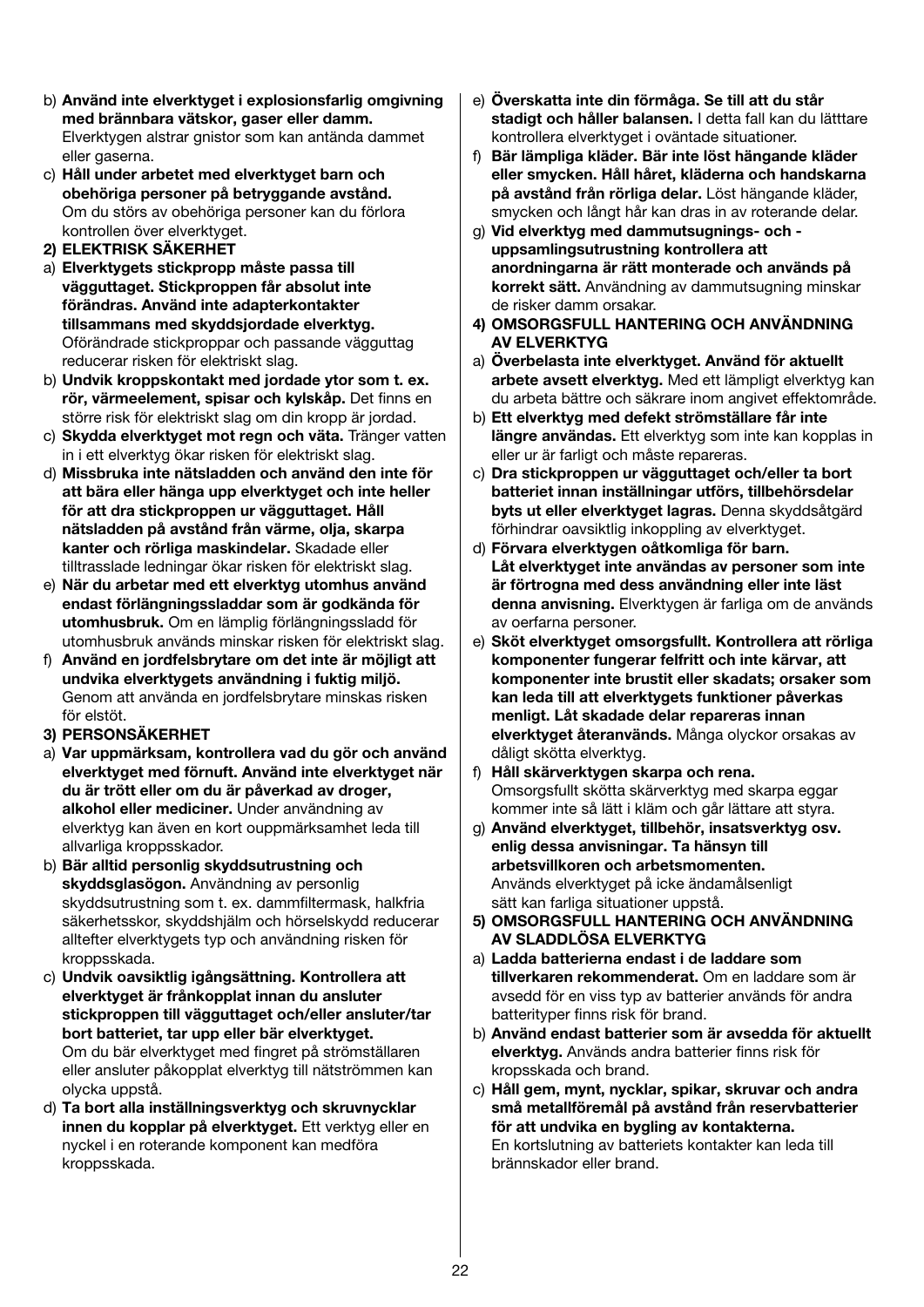b) **Använd inte elverktyget i explosionsfarlig omgivning med brännbara vätskor, gaser eller damm.** Elverktygen alstrar gnistor som kan antända dammet eller gaserna.

c) **Håll under arbetet med elverktyget barn och obehöriga personer på betryggande avstånd.** Om du störs av obehöriga personer kan du förlora kontrollen över elverktyget.

**2) ELEKTRISK SÄKERHET**

a) **Elverktygets stickpropp måste passa till vägguttaget. Stickproppen får absolut inte förändras. Använd inte adapterkontakter tillsammans med skyddsjordade elverktyg.** Oförändrade stickproppar och passande vägguttag reducerar risken för elektriskt slag.

b) **Undvik kroppskontakt med jordade ytor som t. ex. rör, värmeelement, spisar och kylskåp.** Det finns en större risk för elektriskt slag om din kropp är jordad.

c) **Skydda elverktyget mot regn och väta.** Tränger vatten in i ett elverktyg ökar risken för elektriskt slag.

d) **Missbruka inte nätsladden och använd den inte för att bära eller hänga upp elverktyget och inte heller för att dra stickproppen ur vägguttaget. Håll nätsladden på avstånd från värme, olja, skarpa kanter och rörliga maskindelar.** Skadade eller tilltrasslade ledningar ökar risken för elektriskt slag.

e) **När du arbetar med ett elverktyg utomhus använd endast förlängningssladdar som är godkända för utomhusbruk.** Om en lämplig förlängningssladd för utomhusbruk används minskar risken för elektriskt slag.

f) **Använd en jordfelsbrytare om det inte är möjligt att undvika elverktygets användning i fuktig miljö.** Genom att använda en jordfelsbrytare minskas risken för elstöt.

**3) PERSONSÄKERHET**

a) **Var uppmärksam, kontrollera vad du gör och använd elverktyget med förnuft. Använd inte elverktyget när du är trött eller om du är påverkad av droger, alkohol eller mediciner.** Under användning av elverktyg kan även en kort ouppmärksamhet leda till allvarliga kroppsskador.

b) **Bär alltid personlig skyddsutrustning och skyddsglasögon.** Användning av personlig skyddsutrustning som t. ex. dammfiltermask, halkfria säkerhetsskor, skyddshjälm och hörselskydd reducerar alltefter elverktygets typ och användning risken för kroppsskada.

c) **Undvik oavsiktlig igångsättning. Kontrollera att elverktyget är frånkopplat innan du ansluter stickproppen till vägguttaget och/eller ansluter/tar bort batteriet, tar upp eller bär elverktyget.** Om du bär elverktyget med fingret på strömställaren eller ansluter påkopplat elverktyg till nätströmmen kan olycka uppstå.

d) **Ta bort alla inställningsverktyg och skruvnycklar innen du kopplar på elverktyget.** Ett verktyg eller en nyckel i en roterande komponent kan medföra kroppsskada.

e) **Överskatta inte din förmåga. Se till att du står stadigt och håller balansen.** I detta fall kan du lätttare kontrollera elverktyget i oväntade situationer.

f) **Bär lämpliga kläder. Bär inte löst hängande kläder eller smycken. Håll håret, kläderna och handskarna på avstånd från rörliga delar.** Löst hängande kläder, smycken och långt hår kan dras in av roterande delar.

g) **Vid elverktyg med dammutsugnings- och -uppsamlingsutrustning kontrollera att anordningarna är rätt monterade och används på korrekt sätt.** Användning av dammutsugning minskar de risker damm orsakar.

**4) OMSORGSFULL HANTERING OCH ANVÄNDNING AV ELVERKTYG**

a) **Överbelasta inte elverktyget. Använd för aktuellt arbete avsett elverktyg.** Med ett lämpligt elverktyg kan du arbeta bättre och säkrare inom angivet effektområde.

b) **Ett elverktyg med defekt strömställare får inte längre användas.** Ett elverktyg som inte kan kopplas in eller ur är farligt och måste repareras.

c) **Dra stickproppen ur vägguttaget och/eller ta bort batteriet innan inställningar utförs, tillbehörsdelar byts ut eller elverktyget lagras.** Denna skyddsåtgärd förhindrar oavsiktlig inkoppling av elverktyget.

d) **Förvara elverktygen oåtkomliga för barn. Låt elverktyget inte användas av personer som inte är förtrogna med dess användning eller inte läst denna anvisning.** Elverktygen är farliga om de används av oerfarna personer.

e) **Sköt elverktyget omsorgsfullt. Kontrollera att rörliga komponenter fungerar felfritt och inte kärvar, att komponenter inte brustit eller skadats; orsaker som kan leda till att elverktygets funktioner påverkas menligt. Låt skadade delar repareras innan elverktyget återanvänds.** Många olyckor orsakas av dåligt skötta elverktyg.

f) **Håll skärverktygen skarpa och rena.** Omsorgsfullt skötta skärverktyg med skarpa eggar kommer inte så lätt i kläm och går lättare att styra.

g) **Använd elverktyget, tillbehör, insatsverktyg osv. enlig dessa anvisningar. Ta hänsyn till arbetsvillkoren och arbetsmomenten.** Används elverktyget på icke ändamålsenligt sätt kan farliga situationer uppstå.

**5) OMSORGSFULL HANTERING OCH ANVÄNDNING AV SLADDLÖSA ELVERKTYG**

a) **Ladda batterierna endast i de laddare som tillverkaren rekommenderat.** Om en laddare som är avsedd för en viss typ av batterier används för andra batterityper finns risk för brand.

b) **Använd endast batterier som är avsedda för aktuellt elverktyg.** Används andra batterier finns risk för kropsskada och brand.

c) **Håll gem, mynt, nycklar, spikar, skruvar och andra små metallföremål på avstånd från reservbatterier för att undvika en bygling av kontakterna.** En kortslutning av batteriets kontakter kan leda till brännskador eller brand.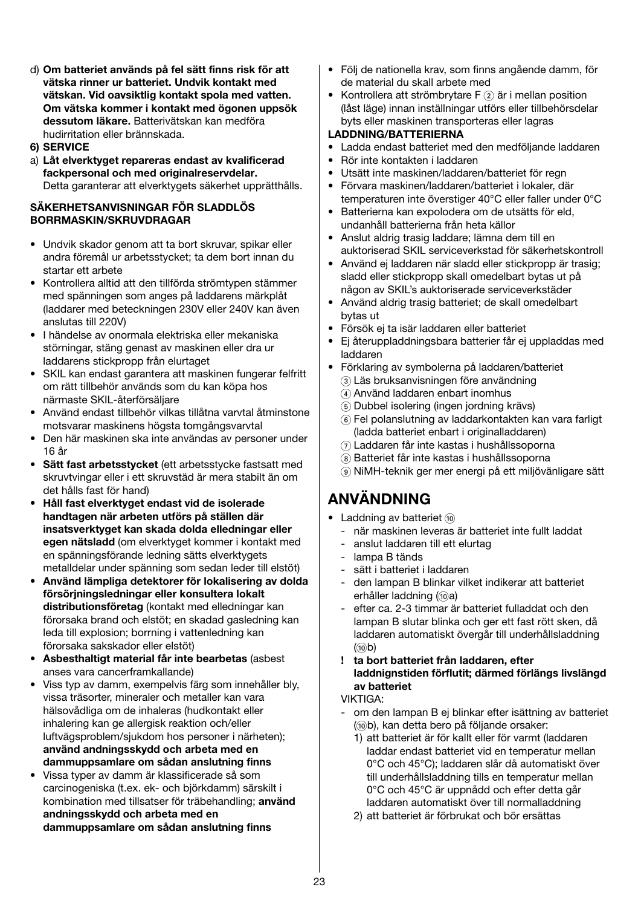d) **Om batteriet används på fel sätt finns risk för att vätska rinner ur batteriet. Undvik kontakt med vätskan. Vid oavsiktlig kontakt spola med vatten. Om vätska kommer i kontakt med ögonen uppsök dessutom läkare.** Batterivätskan kan medföra hudirritation eller brännskada.

**6) SERVICE**

a) **Låt elverktyget repareras endast av kvalificerad fackpersonal och med originalreservdelar.** Detta garanterar att elverktygets säkerhet upprätthålls.

**SÄKERHETSANVISNINGAR FÖR SLADDLÖS BORRMASKIN/SKRUVDRAGAR**

- Undvik skador genom att ta bort skruvar, spikar eller andra föremål ur arbetsstycket; ta dem bort innan du startar ett arbete
- Kontrollera alltid att den tillförda strömtypen stämmer med spänningen som anges på laddarens märkplåt (laddarer med beteckningen 230V eller 240V kan även anslutas till 220V)
- I händelse av onormala elektriska eller mekaniska störningar, stäng genast av maskinen eller dra ur laddarens stickpropp från elurtaget
- SKIL kan endast garantera att maskinen fungerar felfritt om rätt tillbehör används som du kan köpa hos närmaste SKIL-återförsäljare
- Använd endast tillbehör vilkas tillåtna varvtal åtminstone motsvarar maskinens högsta tomgångsvarvtal
- Den här maskinen ska inte användas av personer under 16 år
- **Sätt fast arbetsstycket** (ett arbetsstycke fastsatt med skruvtvingar eller i ett skruvstäd är mera stabilt än om det hålls fast för hand)
- **Håll fast elverktyget endast vid de isolerade handtagen när arbeten utförs på ställen där insatsverktyget kan skada dolda elledningar eller egen nätsladd** (om elverktyget kommer i kontakt med en spänningsförande ledning sätts elverktygets metalldelar under spänning som sedan leder till elstöt)
- **Använd lämpliga detektorer för lokalisering av dolda försörjningsledningar eller konsultera lokalt distributionsföretag** (kontakt med elledningar kan förorsaka brand och elstöt; en skadad gasledning kan leda till explosion; borrning i vattenledning kan förorsaka sakskador eller elstöt)
- **Asbesthaltigt material får inte bearbetas** (asbest anses vara cancerframkallande)
- Viss typ av damm, exempelvis färg som innehåller bly, vissa träsorter, mineraler och metaller kan vara hälsovådliga om de inhaleras (hudkontakt eller inhalering kan ge allergisk reaktion och/eller luftvägsproblem/sjukdom hos personer i närheten); **använd andningsskydd och arbeta med en dammuppsamlare om sådan anslutning finns**
- Vissa typer av damm är klassificerade så som carcinogeniska (t.ex. ek- och björkdamm) särskilt i kombination med tillsatser för träbehandling; **använd andningsskydd och arbeta med en dammuppsamlare om sådan anslutning finns**
- Följ de nationella krav, som finns angående damm, för de material du skall arbete med
- Kontrollera att strömbrytare F ② är i mellan position (låst läge) innan inställningar utförs eller tillbehörsdelar byts eller maskinen transporteras eller lagras

**LADDNING/BATTERIERNA**

- Ladda endast batteriet med den medföljande laddaren
- Rör inte kontakten i laddaren
- Utsätt inte maskinen/laddaren/batteriet för regn
- Förvara maskinen/laddaren/batteriet i lokaler, där temperaturen inte överstiger 40°C eller faller under 0°C
- Batterierna kan expolodera om de utsätts för eld, undanhåll batterierna från heta källor
- Anslut aldrig trasig laddare; lämna dem till en auktoriserad SKIL serviceverkstad för säkerhetskontroll
- Använd ej laddaren när sladd eller stickpropp är trasig; sladd eller stickpropp skall omedelbart bytas ut på någon av SKIL's auktoriserade serviceverkstäder
- Använd aldrig trasig batteriet; de skall omedelbart bytas ut
- Försök ej ta isär laddaren eller batteriet
- Ej återuppladdningsbara batterier får ej uppladdas med laddaren
- Förklaring av symbolerna på laddaren/batteriet
  - ③ Läs bruksanvisningen före användning
  - ④ Använd laddaren enbart inomhus
  - ⑤ Dubbel isolering (ingen jordning krävs)
  - ⑥ Fel polanslutning av laddarkontakten kan vara farligt (ladda batteriet enbart i originalladdaren)
  - ⑦ Laddaren får inte kastas i hushållssoporna
  - ⑧ Batteriet får inte kastas i hushållssoporna
  - ⑨ NiMH-teknik ger mer energi på ett miljövänligare sätt

# ANVÄNDNING

- Laddning av batteriet ⑩
  - när maskinen leveras är batteriet inte fullt laddat
  - anslut laddaren till ett elurtag
  - lampa B tänds
  - sätt i batteriet i laddaren
  - den lampan B blinkar vilket indikerar att batteriet erhåller laddning (⑩a)
  - efter ca. 2-3 timmar är batteriet fulladdat och den lampan B slutar blinka och ger ett fast rött sken, då laddaren automatiskt övergår till underhållsladdning (⑩b)

  **! ta bort batteriet från laddaren, efter laddnignstiden förflutit; därmed förlängs livslängd av batteriet**

  VIKTIGA:
  - om den lampan B ej blinkar efter isättning av batteriet (⑩b), kan detta bero på följande orsaker:
    1) att batteriet är för kallt eller för varmt (laddaren laddar endast batteriet vid en temperatur mellan 0°C och 45°C); laddaren slår då automatiskt över till underhållsladdning tills en temperatur mellan 0°C och 45°C är uppnådd och efter detta går laddaren automatiskt över till normalladdning
    2) att batteriet är förbrukat och bör ersättas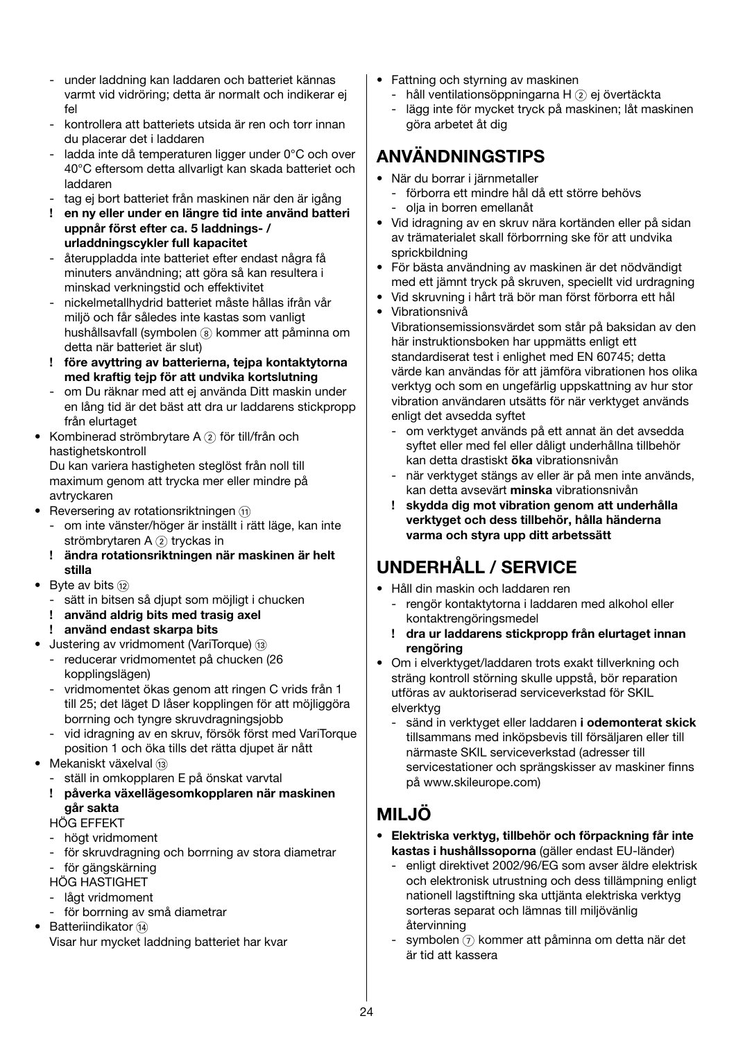- under laddning kan laddaren och batteriet kännas varmt vid vidröring; detta är normalt och indikerar ej fel
- kontrollera att batteriets utsida är ren och torr innan du placerar det i laddaren
- ladda inte då temperaturen ligger under 0°C och over 40°C eftersom detta allvarligt kan skada batteriet och laddaren
- tag ej bort batteriet från maskinen när den är igång
- ! **en ny eller under en längre tid inte använd batteri uppnår först efter ca. 5 laddnings- / urladdningscykler full kapacitet**
- återuppladda inte batteriet efter endast några få minuters användning; att göra så kan resultera i minskad verkningstid och effektivitet
- nickelmetallhydrid batteriet måste hållas ifrån vår miljö och får således inte kastas som vanligt hushållsavfall (symbolen ⑧ kommer att påminna om detta när batteriet är slut)
- ! **före avyttring av batterierna, tejpa kontaktytorna med kraftig tejp för att undvika kortslutning**
- om Du räknar med att ej använda Ditt maskin under en lång tid är det bäst att dra ur laddarens stickpropp från elurtaget

• Kombinerad strömbrytare A ② för till/från och hastighetskontroll
Du kan variera hastigheten steglöst från noll till maximum genom att trycka mer eller mindre på avtryckaren

• Reversering av rotationsriktningen ⑪
- om inte vänster/höger är inställt i rätt läge, kan inte strömbrytaren A ② tryckas in
- ! **ändra rotationsriktningen när maskinen är helt stilla**

• Byte av bits ⑫
- sätt in bitsen så djupt som möjligt i chucken
- ! **använd aldrig bits med trasig axel**
- ! **använd endast skarpa bits**

• Justering av vridmoment (VariTorque) ⑬
- reducerar vridmomentet på chucken (26 kopplingslägen)
- vridmomentet ökas genom att ringen C vrids från 1 till 25; det läget D låser kopplingen för att möjliggöra borrning och tyngre skruvdragningsjobb
- vid idragning av en skruv, försök först med VariTorque position 1 och öka tills det rätta djupet är nått

• Mekaniskt växelval ⑬
- ställ in omkopplaren E på önskat varvtal
- ! **påverka växellägesomkopplaren när maskinen går sakta**

HÖG EFFEKT
- högt vridmoment
- för skruvdragning och borrning av stora diametrar
- för gängskärning

HÖG HASTIGHET
- lågt vridmoment
- för borrning av små diametrar

• Batteriindikator ⑭
Visar hur mycket laddning batteriet har kvar

• Fattning och styrning av maskinen
- håll ventilationsöppningarna H ② ej övertäckta
- lägg inte för mycket tryck på maskinen; låt maskinen göra arbetet åt dig

## ANVÄNDNINGSTIPS

• När du borrar i järnmetaller
- förborra ett mindre hål då ett större behövs
- olja in borren emellanåt

• Vid idragning av en skruv nära kortänden eller på sidan av trämaterialet skall förborrning ske för att undvika sprickbildning
• För bästa användning av maskinen är det nödvändigt med ett jämnt tryck på skruven, speciellt vid urdragning
• Vid skruvning i hårt trä bör man först förborra ett hål
• Vibrationsnivå
Vibrationsemissionsvärdet som står på baksidan av den här instruktionsboken har uppmätts enligt ett standardiserat test i enlighet med EN 60745; detta värde kan användas för att jämföra vibrationen hos olika verktyg och som en ungefärlig uppskattning av hur stor vibration användaren utsätts för när verktyget används enligt det avsedda syftet
- om verktyget används på ett annat än det avsedda syftet eller med fel eller dåligt underhållna tillbehör kan detta drastiskt **öka** vibrationsnivån
- när verktyget stängs av eller är på men inte används, kan detta avsevärt **minska** vibrationsnivån
- ! **skydda dig mot vibration genom att underhålla verktyget och dess tillbehör, hålla händerna varma och styra upp ditt arbetssätt**

## UNDERHÅLL / SERVICE

• Håll din maskin och laddaren ren
- rengör kontaktytorna i laddaren med alkohol eller kontaktrengöringsmedel
- ! **dra ur laddarens stickpropp från elurtaget innan rengöring**

• Om i elverktyget/laddaren trots exakt tillverkning och sträng kontroll störning skulle uppstå, bör reparation utföras av auktoriserad serviceverkstad för SKIL elverktyg
- sänd in verktyget eller laddaren **i odemonterat skick** tillsammans med inköpsbevis till försäljaren eller till närmaste SKIL serviceverkstad (adresser till servicestationer och sprängskisser av maskiner finns på www.skileurope.com)

## MILJÖ

• **Elektriska verktyg, tillbehör och förpackning får inte kastas i hushållssoporna** (gäller endast EU-länder)
- enligt direktivet 2002/96/EG som avser äldre elektrisk och elektronisk utrustning och dess tillämpning enligt nationell lagstiftning ska uttjänta elektriska verktyg sorteras separat och lämnas till miljövänlig återvinning
- symbolen ⑦ kommer att påminna om detta när det är tid att kassera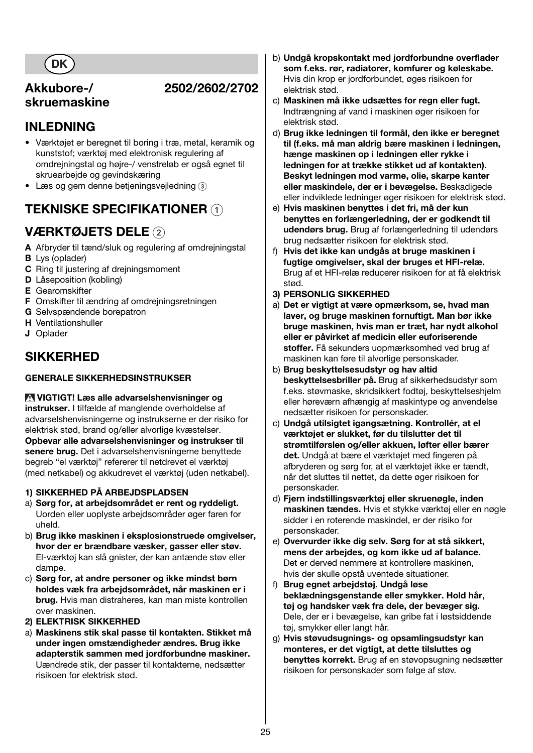DK

# Akkubore-/ skruemaskine 2502/2602/2702

## INDLEDNING

- Værktøjet er beregnet til boring i træ, metal, keramik og kunststof; værktøj med elektronisk regulering af omdrejningstal og højre-/ venstreløb er også egnet til skruearbejde og gevindskæring
- Læs og gem denne betjeningsvejledning ③

## TEKNISKE SPECIFIKATIONER ①

## VÆRKTØJETS DELE ②

**A** Afbryder til tænd/sluk og regulering af omdrejningstal
**B** Lys (oplader)
**C** Ring til justering af drejningsmoment
**D** Låseposition (kobling)
**E** Gearomskifter
**F** Omskifter til ændring af omdrejningsretningen
**G** Selvspændende borepatron
**H** Ventilationshuller
**J** Oplader

## SIKKERHED

### GENERALE SIKKERHEDSINSTRUKSER

⚠ **VIGTIGT! Læs alle advarselshenvisninger og instrukser.** I tilfælde af manglende overholdelse af advarselshenvisningerne og instrukserne er der risiko for elektrisk stød, brand og/eller alvorlige kvæstelser.
**Opbevar alle advarselshenvisninger og instrukser til senere brug.** Det i advarselshenvisningerne benyttede begreb "el værktøj" refererer til netdrevet el værktøj (med netkabel) og akkudrevet el værktøj (uden netkabel).

**1) SIKKERHED PÅ ARBEJDSPLADSEN**

a) **Sørg for, at arbejdsområdet er rent og ryddeligt.** Uorden eller uoplyste arbejdsområder øger faren for uheld.
b) **Brug ikke maskinen i eksplosionstruede omgivelser, hvor der er brændbare væsker, gasser eller støv.** El-værktøj kan slå gnister, der kan antænde støv eller dampe.
c) **Sørg for, at andre personer og ikke mindst børn holdes væk fra arbejdsområdet, når maskinen er i brug.** Hvis man distraheres, kan man miste kontrollen over maskinen.

**2) ELEKTRISK SIKKERHED**

a) **Maskinens stik skal passe til kontakten. Stikket må under ingen omstændigheder ændres. Brug ikke adapterstik sammen med jordforbundne maskiner.** Uændrede stik, der passer til kontakterne, nedsætter risikoen for elektrisk stød.
b) **Undgå kropskontakt med jordforbundne overflader som f.eks. rør, radiatorer, komfurer og køleskabe.** Hvis din krop er jordforbundet, øges risikoen for elektrisk stød.
c) **Maskinen må ikke udsættes for regn eller fugt.** Indtrængning af vand i maskinen øger risikoen for elektrisk stød.
d) **Brug ikke ledningen til formål, den ikke er beregnet til (f.eks. må man aldrig bære maskinen i ledningen, hænge maskinen op i ledningen eller rykke i ledningen for at trække stikket ud af kontakten). Beskyt ledningen mod varme, olie, skarpe kanter eller maskindele, der er i bevægelse.** Beskadigede eller indviklede ledninger øger risikoen for elektrisk stød.
e) **Hvis maskinen benyttes i det fri, må der kun benyttes en forlængerledning, der er godkendt til udendørs brug.** Brug af forlængerledning til udendørs brug nedsætter risikoen for elektrisk stød.
f) **Hvis det ikke kan undgås at bruge maskinen i fugtige omgivelser, skal der bruges et HFI-relæ.** Brug af et HFI-relæ reducerer risikoen for at få elektrisk stød.

**3) PERSONLIG SIKKERHED**

a) **Det er vigtigt at være opmærksom, se, hvad man laver, og bruge maskinen fornuftigt. Man bør ikke bruge maskinen, hvis man er træt, har nydt alkohol eller er påvirket af medicin eller euforiserende stoffer.** Få sekunders uopmærksomhed ved brug af maskinen kan føre til alvorlige personskader.
b) **Brug beskyttelsesudstyr og hav altid beskyttelsesbriller på.** Brug af sikkerhedsudstyr som f.eks. støvmaske, skridsikkert fodtøj, beskyttelseshjelm eller høreværn afhængig af maskintype og anvendelse nedsætter risikoen for personskader.
c) **Undgå utilsigtet igangsætning. Kontrollér, at el værktøjet er slukket, før du tilslutter det til strømtilførslen og/eller akkuen, løfter eller bærer det.** Undgå at bære el værktøjet med fingeren på afbryderen og sørg for, at el værktøjet ikke er tændt, når det sluttes til nettet, da dette øger risikoen for personskader.
d) **Fjern indstillingsværktøj eller skruenøgle, inden maskinen tændes.** Hvis et stykke værktøj eller en nøgle sidder i en roterende maskindel, er der risiko for personskader.
e) **Overvurder ikke dig selv. Sørg for at stå sikkert, mens der arbejdes, og kom ikke ud af balance.** Det er derved nemmere at kontrollere maskinen, hvis der skulle opstå uventede situationer.
f) **Brug egnet arbejdstøj. Undgå løse beklædningsgenstande eller smykker. Hold hår, tøj og handsker væk fra dele, der bevæger sig.** Dele, der er i bevægelse, kan gribe fat i løstsiddende tøj, smykker eller langt hår.
g) **Hvis støvudsugnings- og opsamlingsudstyr kan monteres, er det vigtigt, at dette tilsluttes og benyttes korrekt.** Brug af en støvopsugning nedsætter risikoen for personskader som følge af støv.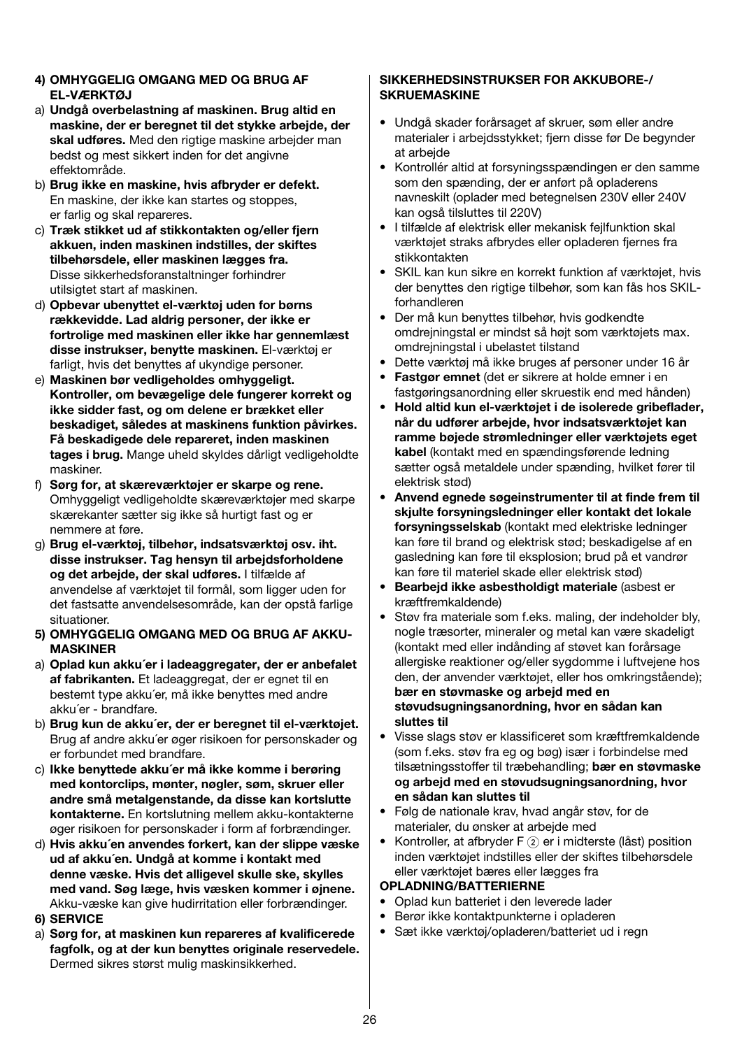**4) OMHYGGELIG OMGANG MED OG BRUG AF EL-VÆRKTØJ**

a) **Undgå overbelastning af maskinen. Brug altid en maskine, der er beregnet til det stykke arbejde, der skal udføres.** Med den rigtige maskine arbejder man bedst og mest sikkert inden for det angivne effektområde.

b) **Brug ikke en maskine, hvis afbryder er defekt.** En maskine, der ikke kan startes og stoppes, er farlig og skal repareres.

c) **Træk stikket ud af stikkontakten og/eller fjern akkuen, inden maskinen indstilles, der skiftes tilbehørsdele, eller maskinen lægges fra.** Disse sikkerhedsforanstaltninger forhindrer utilsigtet start af maskinen.

d) **Opbevar ubenyttet el-værktøj uden for børns rækkevidde. Lad aldrig personer, der ikke er fortrolige med maskinen eller ikke har gennemlæst disse instrukser, benytte maskinen.** El-værktøj er farligt, hvis det benyttes af ukyndige personer.

e) **Maskinen bør vedligeholdes omhyggeligt. Kontroller, om bevægelige dele fungerer korrekt og ikke sidder fast, og om delene er brækket eller beskadiget, således at maskinens funktion påvirkes. Få beskadigede dele repareret, inden maskinen tages i brug.** Mange uheld skyldes dårligt vedligeholdte maskiner.

f) **Sørg for, at skæreværktøjer er skarpe og rene.** Omhyggeligt vedligeholdte skæreværktøjer med skarpe skærekanter sætter sig ikke så hurtigt fast og er nemmere at føre.

g) **Brug el-værktøj, tilbehør, indsatsværktøj osv. iht. disse instrukser. Tag hensyn til arbejdsforholdene og det arbejde, der skal udføres.** I tilfælde af anvendelse af værktøjet til formål, som ligger uden for det fastsatte anvendelsesområde, kan der opstå farlige situationer.

**5) OMHYGGELIG OMGANG MED OG BRUG AF AKKU-MASKINER**

a) **Oplad kun akku´er i ladeaggregater, der er anbefalet af fabrikanten.** Et ladeaggregat, der er egnet til en bestemt type akku´er, må ikke benyttes med andre akku´er - brandfare.

b) **Brug kun de akku´er, der er beregnet til el-værktøjet.** Brug af andre akku´er øger risikoen for personskader og er forbundet med brandfare.

c) **Ikke benyttede akku´er må ikke komme i berøring med kontorclips, mønter, nøgler, søm, skruer eller andre små metalgenstande, da disse kan kortslutte kontakterne.** En kortslutning mellem akku-kontakterne øger risikoen for personskader i form af forbrændinger.

d) **Hvis akku´en anvendes forkert, kan der slippe væske ud af akku´en. Undgå at komme i kontakt med denne væske. Hvis det alligevel skulle ske, skylles med vand. Søg læge, hvis væsken kommer i øjnene.** Akku-væske kan give hudirritation eller forbrændinger.

**6) SERVICE**

a) **Sørg for, at maskinen kun repareres af kvalificerede fagfolk, og at der kun benyttes originale reservedele.** Dermed sikres størst mulig maskinsikkerhed.

**SIKKERHEDSINSTRUKSER FOR AKKUBORE-/ SKRUEMASKINE**

- Undgå skader forårsaget af skruer, søm eller andre materialer i arbejdsstykket; fjern disse før De begynder at arbejde
- Kontrollér altid at forsyningsspændingen er den samme som den spænding, der er anført på opladerens navneskilt (oplader med betegnelsen 230V eller 240V kan også tilsluttes til 220V)
- I tilfælde af elektrisk eller mekanisk fejlfunktion skal værktøjet straks afbrydes eller opladeren fjernes fra stikkontakten
- SKIL kan kun sikre en korrekt funktion af værktøjet, hvis der benyttes den rigtige tilbehør, som kan fås hos SKIL-forhandleren
- Der må kun benyttes tilbehør, hvis godkendte omdrejningstal er mindst så højt som værktøjets max. omdrejningstal i ubelastet tilstand
- Dette værktøj må ikke bruges af personer under 16 år
- **Fastgør emnet** (det er sikrere at holde emner i en fastgøringsanordning eller skruestik end med hånden)
- **Hold altid kun el-værktøjet i de isolerede gribeflader, når du udfører arbejde, hvor indsatsværktøjet kan ramme bøjede strømledninger eller værktøjets eget kabel** (kontakt med en spændingsførende ledning sætter også metaldele under spænding, hvilket fører til elektrisk stød)
- **Anvend egnede søgeinstrumenter til at finde frem til skjulte forsyningsledninger eller kontakt det lokale forsyningsselskab** (kontakt med elektriske ledninger kan føre til brand og elektrisk stød; beskadigelse af en gasledning kan føre til eksplosion; brud på et vandrør kan føre til materiel skade eller elektrisk stød)
- **Bearbejd ikke asbestholdigt materiale** (asbest er kræftfremkaldende)
- Støv fra materiale som f.eks. maling, der indeholder bly, nogle træsorter, mineraler og metal kan være skadeligt (kontakt med eller indånding af støvet kan forårsage allergiske reaktioner og/eller sygdomme i luftvejene hos den, der anvender værktøjet, eller hos omkringstående); **bær en støvmaske og arbejd med en støvudsugningsanordning, hvor en sådan kan sluttes til**
- Visse slags støv er klassificeret som kræftfremkaldende (som f.eks. støv fra eg og bøg) især i forbindelse med tilsætningsstoffer til træbehandling; **bær en støvmaske og arbejd med en støvudsugningsanordning, hvor en sådan kan sluttes til**
- Følg de nationale krav, hvad angår støv, for de materialer, du ønsker at arbejde med
- Kontroller, at afbryder F ② er i midterste (låst) position inden værktøjet indstilles eller der skiftes tilbehørsdele eller værktøjet bæres eller lægges fra

**OPLADNING/BATTERIERNE**

- Oplad kun batteriet i den leverede lader
- Berør ikke kontaktpunkterne i opladeren
- Sæt ikke værktøj/opladeren/batteriet ud i regn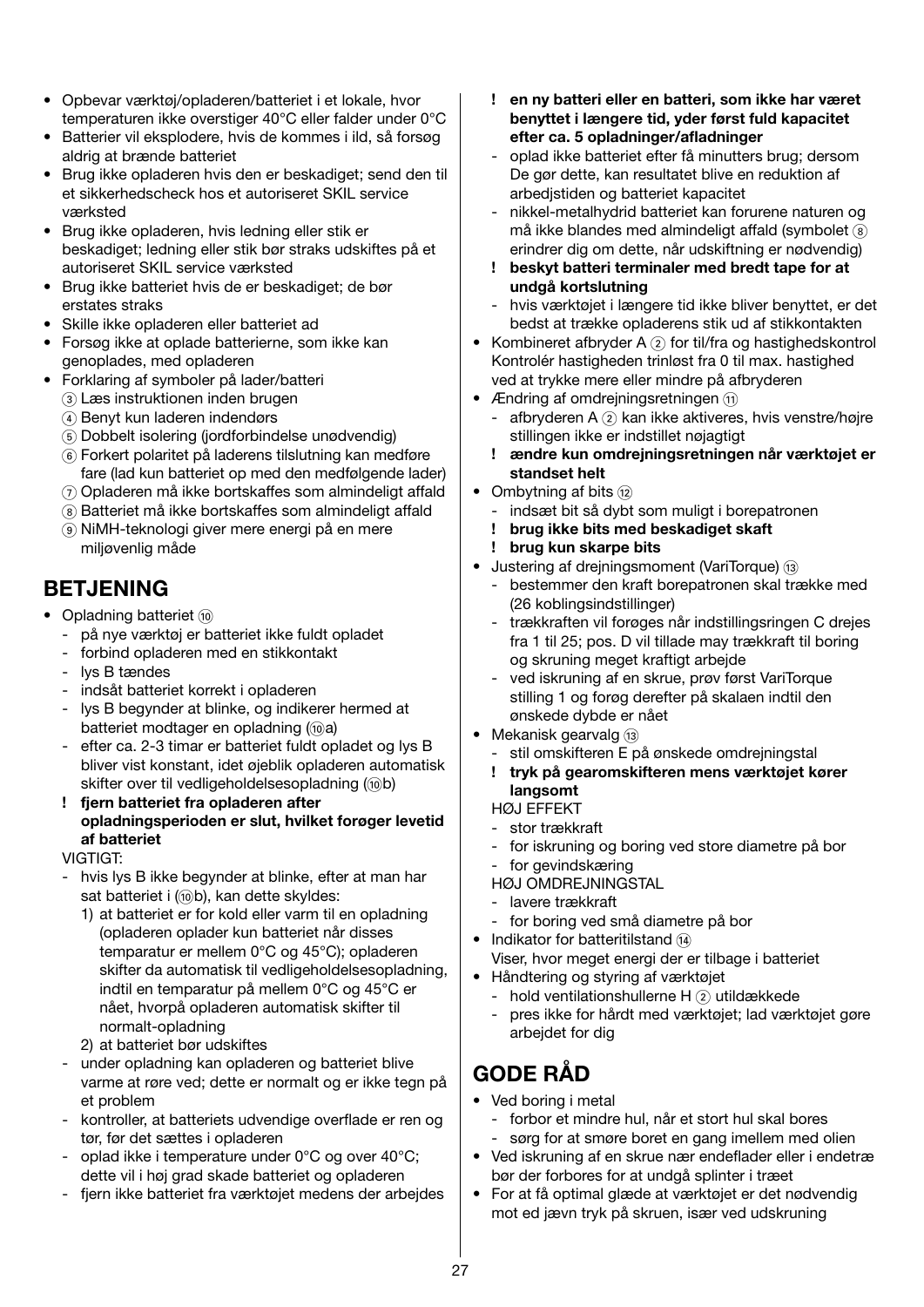- Opbevar værktøj/opladeren/batteriet i et lokale, hvor temperaturen ikke overstiger 40°C eller falder under 0°C
- Batterier vil eksplodere, hvis de kommes i ild, så forsøg aldrig at brænde batteriet
- Brug ikke opladeren hvis den er beskadiget; send den til et sikkerhedscheck hos et autoriseret SKIL service værksted
- Brug ikke opladeren, hvis ledning eller stik er beskadiget; ledning eller stik bør straks udskiftes på et autoriseret SKIL service værksted
- Brug ikke batteriet hvis de er beskadiget; de bør erstates straks
- Skille ikke opladeren eller batteriet ad
- Forsøg ikke at oplade batterierne, som ikke kan genoplades, med opladeren
- Forklaring af symboler på lader/batteri
  ③ Læs instruktionen inden brugen
  ④ Benyt kun laderen indendørs
  ⑤ Dobbelt isolering (jordforbindelse unødvendig)
  ⑥ Forkert polaritet på laderens tilslutning kan medføre fare (lad kun batteriet op med den medfølgende lader)
  ⑦ Opladeren må ikke bortskaffes som almindeligt affald
  ⑧ Batteriet må ikke bortskaffes som almindeligt affald
  ⑨ NiMH-teknologi giver mere energi på en mere miljøvenlig måde

## BETJENING

- Opladning batteriet ⑩
  - på nye værktøj er batteriet ikke fuldt opladet
  - forbind opladeren med en stikkontakt
  - lys B tændes
  - indsåt batteriet korrekt i opladeren
  - lys B begynder at blinke, og indikerer hermed at batteriet modtager en opladning (⑩a)
  - efter ca. 2-3 timar er batteriet fuldt opladet og lys B bliver vist konstant, idet øjeblik opladeren automatisk skifter over til vedligeholdelsesopladning (⑩b)
  
  **! fjern batteriet fra opladeren after opladningsperioden er slut, hvilket forøger levetid af batteriet**
  
  VIGTIGT:
  - hvis lys B ikke begynder at blinke, efter at man har sat batteriet i (⑩b), kan dette skyldes:
    1) at batteriet er for kold eller varm til en opladning (opladeren oplader kun batteriet når disses temparatur er mellem 0°C og 45°C); opladeren skifter da automatisk til vedligeholdelsesopladning, indtil en temparatur på mellem 0°C og 45°C er nået, hvorpå opladeren automatisk skifter til normalt-opladning
    2) at batteriet bør udskiftes
  - under opladning kan opladeren og batteriet blive varme at røre ved; dette er normalt og er ikke tegn på et problem
  - kontroller, at batteriets udvendige overflade er ren og tør, før det sættes i opladeren
  - oplad ikke i temperature under 0°C og over 40°C; dette vil i høj grad skade batteriet og opladeren
  - fjern ikke batteriet fra værktøjet medens der arbejdes
  
  **! en ny batteri eller en batteri, som ikke har været benyttet i længere tid, yder først fuld kapacitet efter ca. 5 opladninger/afladninger**
  - oplad ikke batteriet efter få minutters brug; dersom De gør dette, kan resultatet blive en reduktion af arbedjstiden og batteriet kapacitet
  - nikkel-metalhydrid batteriet kan forurene naturen og må ikke blandes med almindeligt affald (symbolet ⑧ erindrer dig om dette, når udskiftning er nødvendig)
  
  **! beskyt batteri terminaler med bredt tape for at undgå kortslutning**
  - hvis værktøjet i længere tid ikke bliver benyttet, er det bedst at trække opladerens stik ud af stikkontakten
- Kombineret afbryder A ② for til/fra og hastighedskontrol Kontrolér hastigheden trinløst fra 0 til max. hastighed ved at trykke mere eller mindre på afbryderen
- Ændring af omdrejningsretningen ⑪
  - afbryderen A ② kan ikke aktiveres, hvis venstre/højre stillingen ikke er indstillet nøjagtigt
  
  **! ændre kun omdrejningsretningen når værktøjet er standset helt**
- Ombytning af bits ⑫
  - indsæt bit så dybt som muligt i borepatronen
  
  **! brug ikke bits med beskadiget skaft**
  
  **! brug kun skarpe bits**
- Justering af drejningsmoment (VariTorque) ⑬
  - bestemmer den kraft borepatronen skal trække med (26 koblingsindstillinger)
  - trækkraften vil forøges når indstillingsringen C drejes fra 1 til 25; pos. D vil tillade may trækkraft til boring og skruning meget kraftigt arbejde
  - ved iskruning af en skrue, prøv først VariTorque stilling 1 og forøg derefter på skalaen indtil den ønskede dybde er nået
- Mekanisk gearvalg ⑬
  - stil omskifteren E på ønskede omdrejningstal
  
  **! tryk på gearomskifteren mens værktøjet kører langsomt**
  
  HØJ EFFEKT
  - stor trækkraft
  - for iskruning og boring ved store diametre på bor
  - for gevindskæring
  
  HØJ OMDREJNINGSTAL
  - lavere trækkraft
  - for boring ved små diametre på bor
- Indikator for batteritilstand ⑭
  Viser, hvor meget energi der er tilbage i batteriet
- Håndtering og styring af værktøjet
  - hold ventilationshullerne H ② utildækkede
  - pres ikke for hårdt med værktøjet; lad værktøjet gøre arbejdet for dig

## GODE RÅD

- Ved boring i metal
  - forbor et mindre hul, når et stort hul skal bores
  - sørg for at smøre boret en gang imellem med olien
- Ved iskruning af en skrue nær endeflader eller i endetræ bør der forbores for at undgå splinter i træet
- For at få optimal glæde at værktøjet er det nødvendig mot ed jævn tryk på skruen, især ved udskruning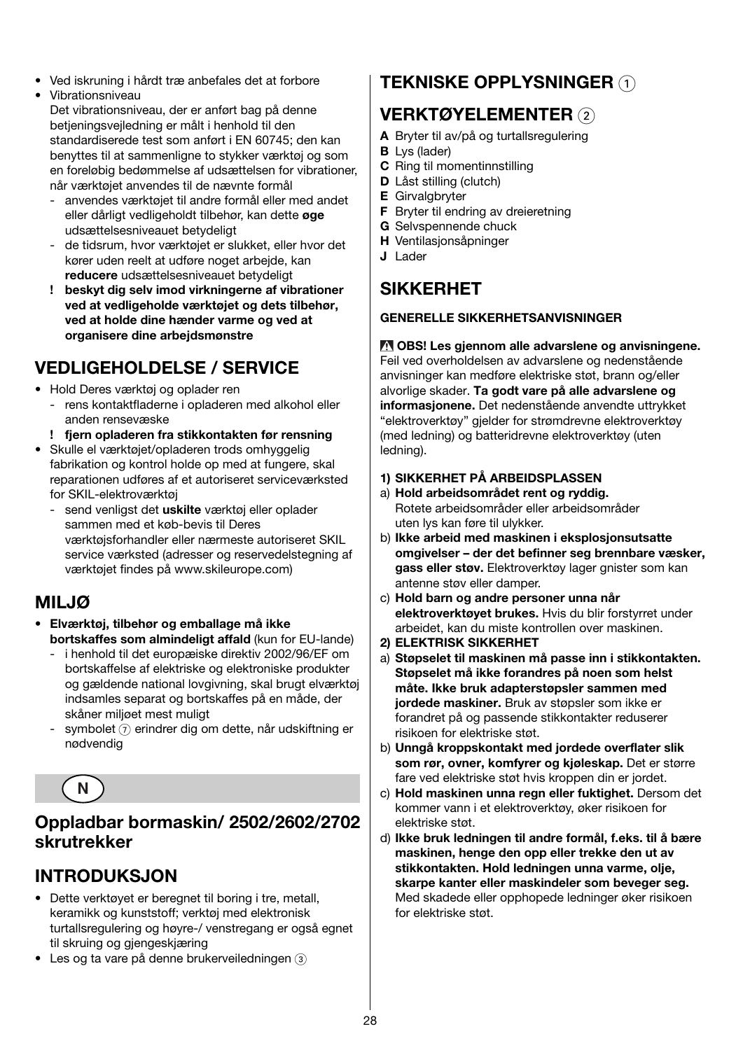- Ved iskruning i hårdt træ anbefales det at forbore
- Vibrationsniveau
  Det vibrationsniveau, der er anført bag på denne betjeningsvejledning er målt i henhold til den standardiserede test som anført i EN 60745; den kan benyttes til at sammenligne to stykker værktøj og som en foreløbig bedømmelse af udsættelsen for vibrationer, når værktøjet anvendes til de nævnte formål
  - anvendes værktøjet til andre formål eller med andet eller dårligt vedligeholdt tilbehør, kan dette **øge** udsættelsesniveauet betydeligt
  - de tidsrum, hvor værktøjet er slukket, eller hvor det kører uden reelt at udføre noget arbejde, kan **reducere** udsættelsesniveauet betydeligt
  - **! beskyt dig selv imod virkningerne af vibrationer ved at vedligeholde værktøjet og dets tilbehør, ved at holde dine hænder varme og ved at organisere dine arbejdsmønstre**

## VEDLIGEHOLDELSE / SERVICE

- Hold Deres værktøj og oplader ren
  - rens kontaktfladerne i opladeren med alkohol eller anden rensevæske
  - **! fjern opladeren fra stikkontakten før rensning**
- Skulle el-værktøjet/opladeren trods omhyggelig fabrikation og kontrol holde op med at fungere, skal reparationen udføres af et autoriseret serviceværksted for SKIL-elektroværktøj
  - send venligst det **uskilte** værktøj eller oplader sammen med et køb-bevis til Deres værktøjsforhandler eller nærmeste autoriseret SKIL service værksted (adresser og reservedelstegning af værktøjet findes på www.skileurope.com)

## MILJØ

- **Elværktøj, tilbehør og emballage må ikke bortskaffes som almindeligt affald** (kun for EU-lande)
  - i henhold til det europæiske direktiv 2002/96/EF om bortskaffelse af elektriske og elektroniske produkter og gældende national lovgivning, skal brugt elværktøj indsamles separat og bortskaffes på en måde, der skåner miljøet mest muligt
  - symbolet ⑦ erindrer dig om dette, når udskiftning er nødvendig

N

## Oppladbar bormaskin/ 2502/2602/2702 skrutrekker

## INTRODUKSJON

- Dette verktøyet er beregnet til boring i tre, metall, keramikk og kunststoff; verktøj med elektronisk turtallsregulering og høyre-/ venstregang er også egnet til skruing og gjengeskjæring
- Les og ta vare på denne brukerveiledningen ③

## TEKNISKE OPPLYSNINGER ①

## VERKTØYELEMENTER ②

**A** Bryter til av/på og turtallsregulering
**B** Lys (lader)
**C** Ring til momentinnstilling
**D** Låst stilling (clutch)
**E** Girvalgbryter
**F** Bryter til endring av dreieretning
**G** Selvspennende chuck
**H** Ventilasjonsåpninger
**J** Lader

## SIKKERHET

### GENERELLE SIKKERHETSANVISNINGER

⚠ **OBS! Les gjennom alle advarslene og anvisningene.** Feil ved overholdelsen av advarslene og nedenstående anvisninger kan medføre elektriske støt, brann og/eller alvorlige skader. **Ta godt vare på alle advarslene og informasjonene.** Det nedenstående anvendte uttrykket "elektroverktøy" gjelder for strømdrevne elektroverktøy (med ledning) og batteridrevne elektroverktøy (uten ledning).

**1) SIKKERHET PÅ ARBEIDSPLASSEN**

a) **Hold arbeidsområdet rent og ryddig.** Rotete arbeidsområder eller arbeidsområder uten lys kan føre til ulykker.
b) **Ikke arbeid med maskinen i eksplosjonsutsatte omgivelser – der det befinner seg brennbare væsker, gass eller støv.** Elektroverktøy lager gnister som kan antenne støv eller damper.
c) **Hold barn og andre personer unna når elektroverktøyet brukes.** Hvis du blir forstyrret under arbeidet, kan du miste kontrollen over maskinen.

**2) ELEKTRISK SIKKERHET**

a) **Støpselet til maskinen må passe inn i stikkontakten. Støpselet må ikke forandres på noen som helst måte. Ikke bruk adapterstøpsler sammen med jordede maskiner.** Bruk av støpsler som ikke er forandret på og passende stikkontakter reduserer risikoen for elektriske støt.
b) **Unngå kroppskontakt med jordede overflater slik som rør, ovner, komfyrer og kjøleskap.** Det er større fare ved elektriske støt hvis kroppen din er jordet.
c) **Hold maskinen unna regn eller fuktighet.** Dersom det kommer vann i et elektroverktøy, øker risikoen for elektriske støt.
d) **Ikke bruk ledningen til andre formål, f.eks. til å bære maskinen, henge den opp eller trekke den ut av stikkontakten. Hold ledningen unna varme, olje, skarpe kanter eller maskindeler som beveger seg.** Med skadede eller opphopede ledninger øker risikoen for elektriske støt.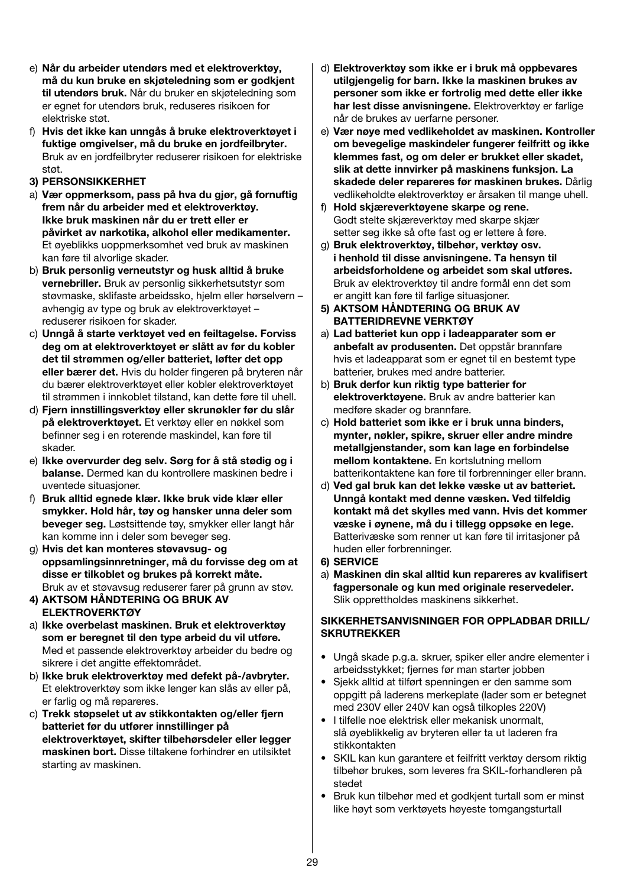e) **Når du arbeider utendørs med et elektroverktøy, må du kun bruke en skjøteledning som er godkjent til utendørs bruk.** Når du bruker en skjøteledning som er egnet for utendørs bruk, reduseres risikoen for elektriske støt.

f) **Hvis det ikke kan unngås å bruke elektroverktøyet i fuktige omgivelser, må du bruke en jordfeilbryter.** Bruk av en jordfeilbryter reduserer risikoen for elektriske støt.

**3) PERSONSIKKERHET**

a) **Vær oppmerksom, pass på hva du gjør, gå fornuftig frem når du arbeider med et elektroverktøy. Ikke bruk maskinen når du er trett eller er påvirket av narkotika, alkohol eller medikamenter.** Et øyeblikks uoppmerksomhet ved bruk av maskinen kan føre til alvorlige skader.

b) **Bruk personlig verneutstyr og husk alltid å bruke vernebriller.** Bruk av personlig sikkerhetsutstyr som støvmaske, sklifaste arbeidssko, hjelm eller hørselvern – avhengig av type og bruk av elektroverktøyet – reduserer risikoen for skader.

c) **Unngå å starte verktøyet ved en feiltagelse. Forviss deg om at elektroverktøyet er slått av før du kobler det til strømmen og/eller batteriet, løfter det opp eller bærer det.** Hvis du holder fingeren på bryteren når du bærer elektroverktøyet eller kobler elektroverktøyet til strømmen i innkoblet tilstand, kan dette føre til uhell.

d) **Fjern innstillingsverktøy eller skrunøkler før du slår på elektroverktøyet.** Et verktøy eller en nøkkel som befinner seg i en roterende maskindel, kan føre til skader.

e) **Ikke overvurder deg selv. Sørg for å stå stødig og i balanse.** Dermed kan du kontrollere maskinen bedre i uventede situasjoner.

f) **Bruk alltid egnede klær. Ikke bruk vide klær eller smykker. Hold hår, tøy og hansker unna deler som beveger seg.** Løstsittende tøy, smykker eller langt hår kan komme inn i deler som beveger seg.

g) **Hvis det kan monteres støvavsug- og oppsamlingsinnretninger, må du forvisse deg om at disse er tilkoblet og brukes på korrekt måte.** Bruk av et støvavsug reduserer farer på grunn av støv.

**4) AKTSOM HÅNDTERING OG BRUK AV ELEKTROVERKTØY**

a) **Ikke overbelast maskinen. Bruk et elektroverktøy som er beregnet til den type arbeid du vil utføre.** Med et passende elektroverktøy arbeider du bedre og sikrere i det angitte effektområdet.

b) **Ikke bruk elektroverktøy med defekt på-/avbryter.** Et elektroverktøy som ikke lenger kan slås av eller på, er farlig og må repareres.

c) **Trekk støpselet ut av stikkontakten og/eller fjern batteriet før du utfører innstillinger på elektroverktøyet, skifter tilbehørsdeler eller legger maskinen bort.** Disse tiltakene forhindrer en utilsiktet starting av maskinen.

d) **Elektroverktøy som ikke er i bruk må oppbevares utilgjengelig for barn. Ikke la maskinen brukes av personer som ikke er fortrolig med dette eller ikke har lest disse anvisningene.** Elektroverktøy er farlige når de brukes av uerfarne personer.

e) **Vær nøye med vedlikeholdet av maskinen. Kontroller om bevegelige maskindeler fungerer feilfritt og ikke klemmes fast, og om deler er brukket eller skadet, slik at dette innvirker på maskinens funksjon. La skadede deler repareres før maskinen brukes.** Dårlig vedlikeholdte elektroverktøy er årsaken til mange uhell.

f) **Hold skjæreverktøyene skarpe og rene.** Godt stelte skjæreverktøy med skarpe skjær setter seg ikke så ofte fast og er lettere å føre.

g) **Bruk elektroverktøy, tilbehør, verktøy osv. i henhold til disse anvisningene. Ta hensyn til arbeidsforholdene og arbeidet som skal utføres.** Bruk av elektroverktøy til andre formål enn det som er angitt kan føre til farlige situasjoner.

**5) AKTSOM HÅNDTERING OG BRUK AV BATTERIDREVNE VERKTØY**

a) **Lad batteriet kun opp i ladeapparater som er anbefalt av produsenten.** Det oppstår brannfare hvis et ladeapparat som er egnet til en bestemt type batterier, brukes med andre batterier.

b) **Bruk derfor kun riktig type batterier for elektroverktøyene.** Bruk av andre batterier kan medføre skader og brannfare.

c) **Hold batteriet som ikke er i bruk unna binders, mynter, nøkler, spikre, skruer eller andre mindre metallgjenstander, som kan lage en forbindelse mellom kontaktene.** En kortslutning mellom batterikontaktene kan føre til forbrenninger eller brann.

d) **Ved gal bruk kan det lekke væske ut av batteriet. Unngå kontakt med denne væsken. Ved tilfeldig kontakt må det skylles med vann. Hvis det kommer væske i øynene, må du i tillegg oppsøke en lege.** Batterivæske som renner ut kan føre til irritasjoner på huden eller forbrenninger.

**6) SERVICE**

a) **Maskinen din skal alltid kun repareres av kvalifisert fagpersonale og kun med originale reservedeler.** Slik opprettholdes maskinens sikkerhet.

**SIKKERHETSANVISNINGER FOR OPPLADBAR DRILL/SKRUTREKKER**

- Unngå skade p.g.a. skruer, spiker eller andre elementer i arbeidsstykket; fjernes før man starter jobben
- Sjekk alltid at tilført spenningen er den samme som oppgitt på laderens merkeplate (lader som er betegnet med 230V eller 240V kan også tilkoples 220V)
- I tilfelle noe elektrisk eller mekanisk unormalt, slå øyeblikkelig av bryteren eller ta ut laderen fra stikkontakten
- SKIL kan kun garantere et feilfritt verktøy dersom riktig tilbehør brukes, som leveres fra SKIL-forhandleren på stedet
- Bruk kun tilbehør med et godkjent turtall som er minst like høyt som verktøyets høyeste tomgangsturtall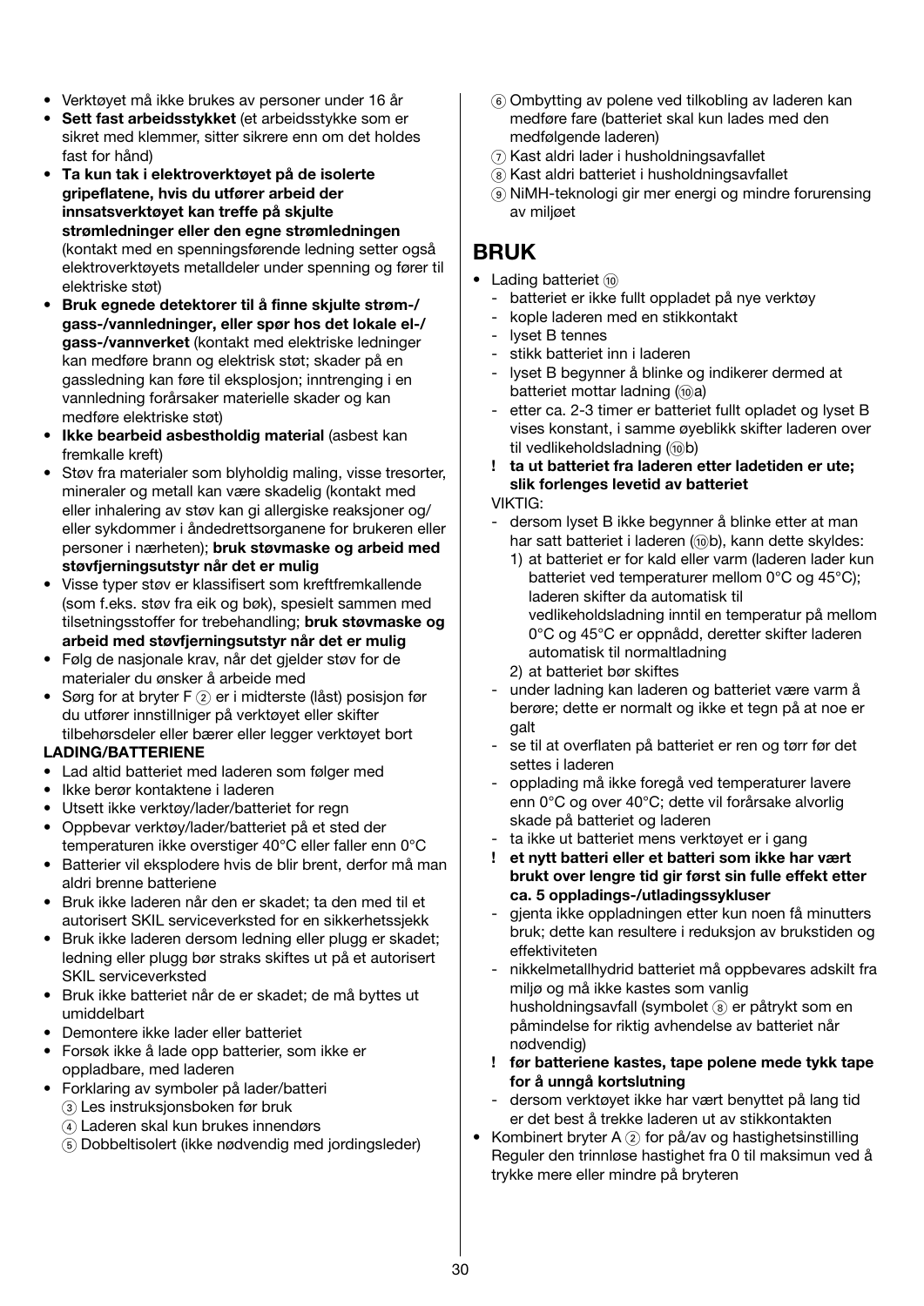- Verktøyet må ikke brukes av personer under 16 år
- **Sett fast arbeidsstykket** (et arbeidsstykke som er sikret med klemmer, sitter sikrere enn om det holdes fast for hånd)
- **Ta kun tak i elektroverktøyet på de isolerte gripeflatene, hvis du utfører arbeid der innsatsverktøyet kan treffe på skjulte strømledninger eller den egne strømledningen** (kontakt med en spenningsførende ledning setter også elektroverktøyets metalldeler under spenning og fører til elektriske støt)
- **Bruk egnede detektorer til å finne skjulte strøm-/gass-/vannledninger, eller spør hos det lokale el-/gass-/vannverket** (kontakt med elektriske ledninger kan medføre brann og elektrisk støt; skader på en gassledning kan føre til eksplosjon; inntrenging i en vannledning forårsaker materielle skader og kan medføre elektriske støt)
- **Ikke bearbeid asbestholdig material** (asbest kan fremkalle kreft)
- Støv fra materialer som blyholdig maling, visse tresorter, mineraler og metall kan være skadelig (kontakt med eller inhalering av støv kan gi allergiske reaksjoner og/eller sykdommer i åndedrettsorganene for brukeren eller personer i nærheten); **bruk støvmaske og arbeid med støvfjerningsutstyr når det er mulig**
- Visse typer støv er klassifisert som kreftfremkallende (som f.eks. støv fra eik og bøk), spesielt sammen med tilsetningsstoffer for trebehandling; **bruk støvmaske og arbeid med støvfjerningsutstyr når det er mulig**
- Følg de nasjonale krav, når det gjelder støv for de materialer du ønsker å arbeide med
- Sørg for at bryter F ② er i midterste (låst) posisjon før du utfører innstillniger på verktøyet eller skifter tilbehørsdeler eller bærer eller legger verktøyet bort

**LADING/BATTERIENE**

- Lad altid batteriet med laderen som følger med
- Ikke berør kontaktene i laderen
- Utsett ikke verktøy/lader/batteriet for regn
- Oppbevar verktøy/lader/batteriet på et sted der temperaturen ikke overstiger 40°C eller faller enn 0°C
- Batterier vil eksplodere hvis de blir brent, derfor må man aldri brenne batteriene
- Bruk ikke laderen når den er skadet; ta den med til et autorisert SKIL serviceverksted for en sikkerhetssjekk
- Bruk ikke laderen dersom ledning eller plugg er skadet; ledning eller plugg bør straks skiftes ut på et autorisert SKIL serviceverksted
- Bruk ikke batteriet når de er skadet; de må byttes ut umiddelbart
- Demontere ikke lader eller batteriet
- Forsøk ikke å lade opp batterier, som ikke er oppladbare, med laderen
- Forklaring av symboler på lader/batteri
  - ③ Les instruksjonsboken før bruk
  - ④ Laderen skal kun brukes innendørs
  - ⑤ Dobbeltisolert (ikke nødvendig med jordingsleder)
  - ⑥ Ombytting av polene ved tilkobling av laderen kan medføre fare (batteriet skal kun lades med den medfølgende laderen)
  - ⑦ Kast aldri lader i husholdningsavfallet
  - ⑧ Kast aldri batteriet i husholdningsavfallet
  - ⑨ NiMH-teknologi gir mer energi og mindre forurensing av miljøet

## BRUK

- Lading batteriet ⑩
  - batteriet er ikke fullt oppladet på nye verktøy
  - kople laderen med en stikkontakt
  - lyset B tennes
  - stikk batteriet inn i laderen
  - lyset B begynner å blinke og indikerer dermed at batteriet mottar ladning (⑩a)
  - etter ca. 2-3 timer er batteriet fullt opladet og lyset B vises konstant, i samme øyeblikk skifter laderen over til vedlikeholdsladning (⑩b)
  
  **! ta ut batteriet fra laderen etter ladetiden er ute; slik forlenges levetid av batteriet**
  
  VIKTIG:
  - dersom lyset B ikke begynner å blinke etter at man har satt batteriet i laderen (⑩b), kann dette skyldes:
    1) at batteriet er for kald eller varm (laderen lader kun batteriet ved temperaturer mellom 0°C og 45°C); laderen skifter da automatisk til vedlikeholdsladning inntil en temperatur på mellom 0°C og 45°C er oppnådd, deretter skifter laderen automatisk til normaltladning
    2) at batteriet bør skiftes
  - under ladning kan laderen og batteriet være varm å berøre; dette er normalt og ikke et tegn på at noe er galt
  - se til at overflaten på batteriet er ren og tørr før det settes i laderen
  - opplading må ikke foregå ved temperaturer lavere enn 0°C og over 40°C; dette vil forårsake alvorlig skade på batteriet og laderen
  - ta ikke ut batteriet mens verktøyet er i gang
  
  **! et nytt batteri eller et batteri som ikke har vært brukt over lengre tid gir først sin fulle effekt etter ca. 5 oppladings-/utladingssykluser**
  - gjenta ikke oppladningen etter kun noen få minutters bruk; dette kan resultere i reduksjon av brukstiden og effektiviteten
  - nikkelmetallhydrid batteriet må oppbevares adskilt fra miljø og må ikke kastes som vanlig husholdningsavfall (symbolet ⑧ er påtrykt som en påminnelse for riktig avhendelse av batteriet når nødvendig)
  
  **! før batteriene kastes, tape polene mede tykk tape for å unngå kortslutning**
  - dersom verktøyet ikke har vært benyttet på lang tid er det best å trekke laderen ut av stikkontakten
- Kombinert bryter A ② for på/av og hastighetsinstilling
  Reguler den trinnløse hastighet fra 0 til maksimun ved å trykke mere eller mindre på bryteren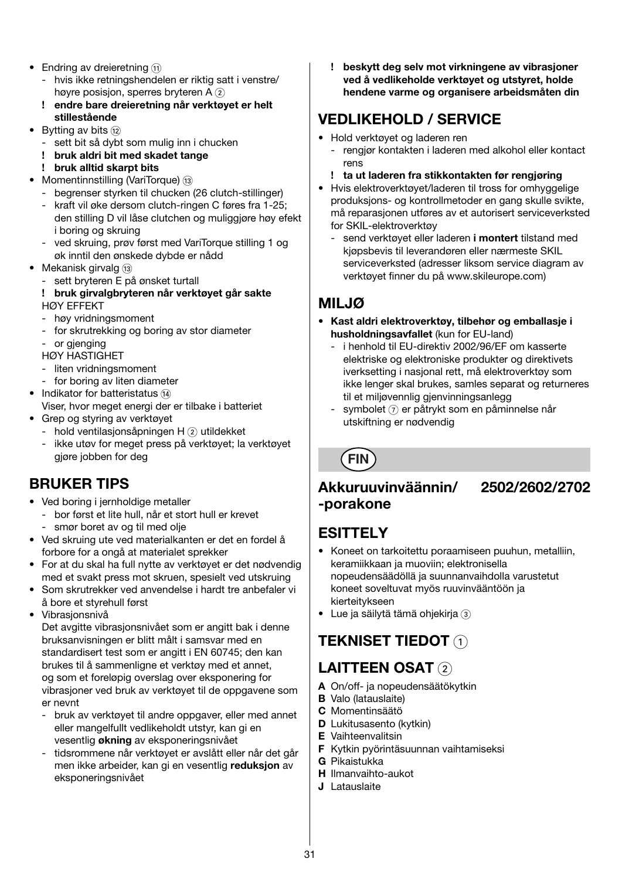- Endring av dreieretning ⑪
  - hvis ikke retningshendelen er riktig satt i venstre/ høyre posisjon, sperres bryteren A ②
  - **! endre bare dreieretning når verktøyet er helt stillestående**
- Bytting av bits ⑫
  - sett bit så dybt som mulig inn i chucken
  - **! bruk aldri bit med skadet tange**
  - **! bruk alltid skarpt bits**
- Momentinnstilling (VariTorque) ⑬
  - begrenser styrken til chucken (26 clutch-stillinger)
  - kraft vil øke dersom clutch-ringen C føres fra 1-25; den stilling D vil låse clutchen og muliggjøre høy efekt i boring og skruing
  - ved skruing, prøv først med VariTorque stilling 1 og øk inntil den ønskede dybde er nådd
- Mekanisk girvalg ⑬
  - sett bryteren E på ønsket turtall
  - **! bruk girvalgbryteren når verktøyet går sakte**

  HØY EFFEKT
  - høy vridningsmoment
  - for skrutrekking og boring av stor diameter
  - or gjenging

  HØY HASTIGHET
  - liten vridningsmoment
  - for boring av liten diameter
- Indikator for batteristatus ⑭
  Viser, hvor meget energi der er tilbake i batteriet
- Grep og styring av verktøyet
  - hold ventilasjonsåpningen H ② utildekket
  - ikke utøv for meget press på verktøyet; la verktøyet gjøre jobben for deg

## BRUKER TIPS

- Ved boring i jernholdige metaller
  - bor først et lite hull, når et stort hull er krevet
  - smør boret av og til med olje
- Ved skruing ute ved materialkanten er det en fordel å forbore for a ongå at materialet sprekker
- For at du skal ha full nytte av verktøyet er det nødvendig med et svakt press mot skruen, spesielt ved utskruing
- Som skrutrekker ved anvendelse i hardt tre anbefaler vi å bore et styrehull først
- Vibrasjonsnivå
  Det avgitte vibrasjonsnivået som er angitt bak i denne bruksanvisningen er blitt målt i samsvar med en standardisert test som er angitt i EN 60745; den kan brukes til å sammenligne et verktøy med et annet, og som et foreløpig overslag over eksponering for vibrasjoner ved bruk av verktøyet til de oppgavene som er nevnt
  - bruk av verktøyet til andre oppgaver, eller med annet eller mangelfullt vedlikeholdt utstyr, kan gi en vesentlig **økning** av eksponeringsnivået
  - tidsrommene når verktøyet er avslått eller når det går men ikke arbeider, kan gi en vesentlig **reduksjon** av eksponeringsnivået
  - **! beskytt deg selv mot virkningene av vibrasjoner ved å vedlikeholde verktøyet og utstyret, holde hendene varme og organisere arbeidsmåten din**

## VEDLIKEHOLD / SERVICE

- Hold verktøyet og laderen ren
  - rengjør kontakten i laderen med alkohol eller kontact rens
  - **! ta ut laderen fra stikkontakten før rengjøring**
- Hvis elektroverktøyet/laderen til tross for omhyggelige produksjons- og kontrollmetoder en gang skulle svikte, må reparasjonen utføres av et autorisert serviceverksted for SKIL-elektroverktøy
  - send verktøyet eller laderen **i montert** tilstand med kjøpsbevis til leverandøren eller nærmeste SKIL serviceverksted (adresser liksom service diagram av verktøyet finner du på www.skileurope.com)

## MILJØ

- **Kast aldri elektroverktøy, tilbehør og emballasje i husholdningsavfallet** (kun for EU-land)
  - i henhold til EU-direktiv 2002/96/EF om kasserte elektriske og elektroniske produkter og direktivets iverksetting i nasjonal rett, må elektroverktøy som ikke lenger skal brukes, samles separat og returneres til et miljøvennlig gjenvinningsanlegg
  - symbolet ⑦ er påtrykt som en påminnelse når utskiftning er nødvendig

**FIN**

## Akkuruuvinväännin/ -porakone 2502/2602/2702

## ESITTELY

- Koneet on tarkoitettu poraamiseen puuhun, metalliin, keramiikkaan ja muoviin; elektronisella nopeudensäädöllä ja suunnanvaihdolla varustetut koneet soveltuvat myös ruuvinvääntöön ja kierteitykseen
- Lue ja säilytä tämä ohjekirja ③

## TEKNISET TIEDOT ①

## LAITTEEN OSAT ②

**A** On/off- ja nopeudensäätökytkin
**B** Valo (latauslaite)
**C** Momentinsäätö
**D** Lukitusasento (kytkin)
**E** Vaihteenvalitsin
**F** Kytkin pyörintäsuunnan vaihtamiseksi
**G** Pikaistukka
**H** Ilmanvaihto-aukot
**J** Latauslaite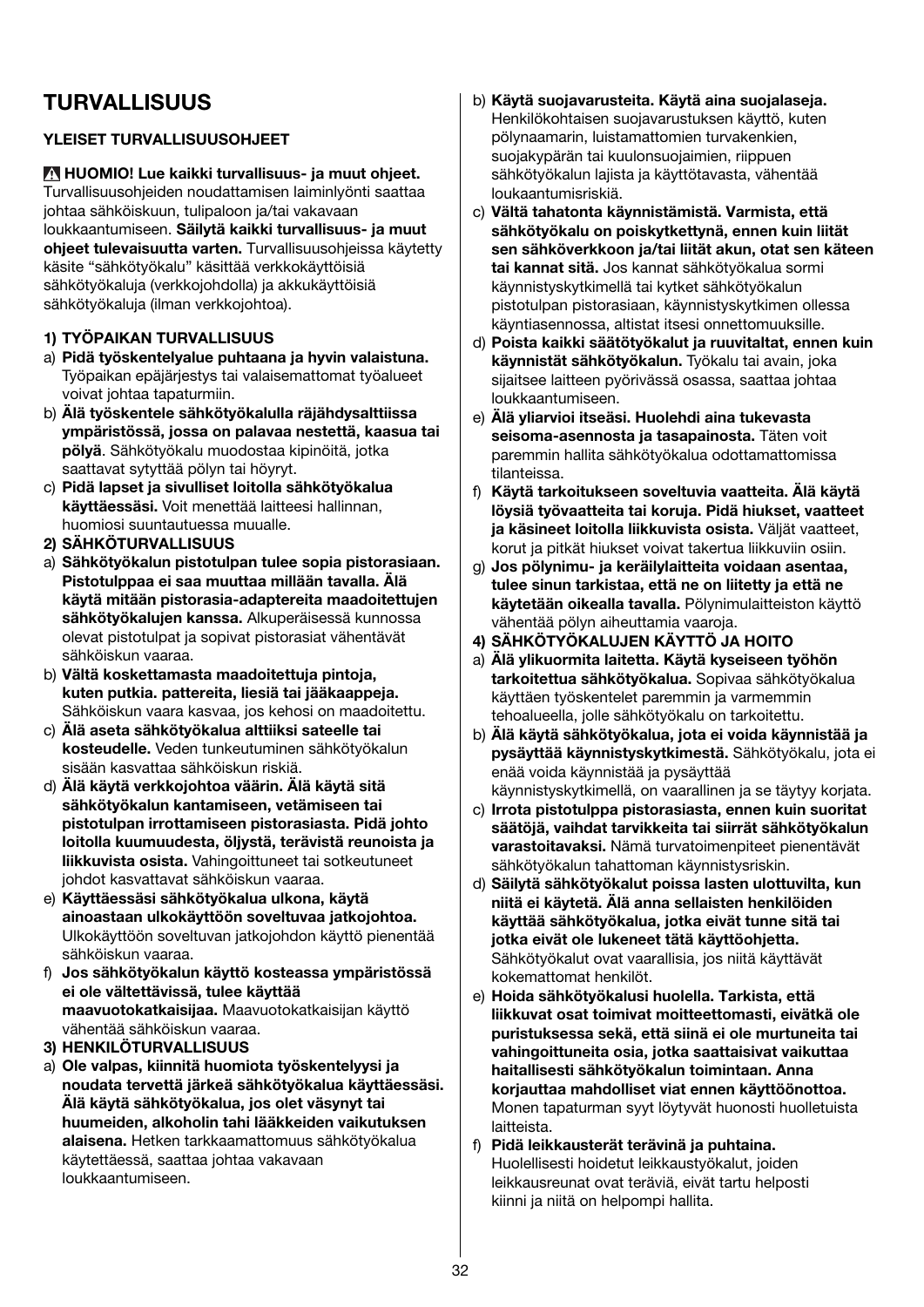# TURVALLISUUS

### YLEISET TURVALLISUUSOHJEET

⚠ **HUOMIO! Lue kaikki turvallisuus- ja muut ohjeet.** Turvallisuusohjeiden noudattamisen laiminlyönti saattaa johtaa sähköiskuun, tulipaloon ja/tai vakavaan loukkaantumiseen. **Säilytä kaikki turvallisuus- ja muut ohjeet tulevaisuutta varten.** Turvallisuusohjeissa käytetty käsite "sähkötyökalu" käsittää verkkokäyttöisiä sähkötyökaluja (verkkojohdolla) ja akkukäyttöisiä sähkötyökaluja (ilman verkkojohtoa).

**1) TYÖPAIKAN TURVALLISUUS**

a) **Pidä työskentelyalue puhtaana ja hyvin valaistuna.** Työpaikan epäjärjestys tai valaisemattomat työalueet voivat johtaa tapaturmiin.

b) **Älä työskentele sähkötyökalulla räjähdysalttiissa ympäristössä, jossa on palavaa nestettä, kaasua tai pölyä**. Sähkötyökalu muodostaa kipinöitä, jotka saattavat sytyttää pölyn tai höyryt.

c) **Pidä lapset ja sivulliset loitolla sähkötyökalua käyttäessäsi.** Voit menettää laitteesi hallinnan, huomiosi suuntautuessa muualle.

**2) SÄHKÖTURVALLISUUS**

a) **Sähkötyökalun pistotulpan tulee sopia pistorasiaan. Pistotulppaa ei saa muuttaa millään tavalla. Älä käytä mitään pistorasia-adaptereita maadoitettujen sähkötyökalujen kanssa.** Alkuperäisessä kunnossa olevat pistotulpat ja sopivat pistorasiat vähentävät sähköiskun vaaraa.

b) **Vältä koskettamasta maadoitettuja pintoja, kuten putkia. pattereita, liesiä tai jääkaappeja.** Sähköiskun vaara kasvaa, jos kehosi on maadoitettu.

c) **Älä aseta sähkötyökalua alttiiksi sateelle tai kosteudelle.** Veden tunkeutuminen sähkötyökalun sisään kasvattaa sähköiskun riskiä.

d) **Älä käytä verkkojohtoa väärin. Älä käytä sitä sähkötyökalun kantamiseen, vetämiseen tai pistotulpan irrottamiseen pistorasiasta. Pidä johto loitolla kuumuudesta, öljystä, terävistä reunoista ja liikkuvista osista.** Vahingoittuneet tai sotkeutuneet johdot kasvattavat sähköiskun vaaraa.

e) **Käyttäessäsi sähkötyökalua ulkona, käytä ainoastaan ulkokäyttöön soveltuvaa jatkojohtoa.** Ulkokäyttöön soveltuvan jatkojohdon käyttö pienentää sähköiskun vaaraa.

f) **Jos sähkötyökalun käyttö kosteassa ympäristössä ei ole vältettävissä, tulee käyttää maavuotokatkaisijaa.** Maavuotokatkaisijan käyttö vähentää sähköiskun vaaraa.

**3) HENKILÖTURVALLISUUS**

a) **Ole valpas, kiinnitä huomiota työskentelyysi ja noudata tervettä järkeä sähkötyökalua käyttäessäsi. Älä käytä sähkötyökalua, jos olet väsynyt tai huumeiden, alkoholin tahi lääkkeiden vaikutuksen alaisena.** Hetken tarkkaamattomuus sähkötyökalua käytettäessä, saattaa johtaa vakavaan loukkaantumiseen.

b) **Käytä suojavarusteita. Käytä aina suojalaseja.** Henkilökohtaisen suojavarustuksen käyttö, kuten pölynaamarin, luistamattomien turvakenkien, suojakypärän tai kuulonsuojaimien, riippuen sähkötyökalun lajista ja käyttötavasta, vähentää loukaantumisriskiä.

c) **Vältä tahatonta käynnistämistä. Varmista, että sähkötyökalu on poiskytkettynä, ennen kuin liität sen sähköverkkoon ja/tai liität akun, otat sen käteen tai kannat sitä.** Jos kannat sähkötyökalua sormi käynnistyskytkimellä tai kytket sähkötyökalun pistotulpan pistorasiaan, käynnistyskytkimen ollessa käyntiasennossa, altistat itsesi onnettomuuksille.

d) **Poista kaikki säätötyökalut ja ruuvitaltat, ennen kuin käynnistät sähkötyökalun.** Työkalu tai avain, joka sijaitsee laitteen pyörivässä osassa, saattaa johtaa loukkaantumiseen.

e) **Älä yliarvioi itseäsi. Huolehdi aina tukevasta seisoma-asennosta ja tasapainosta.** Täten voit paremmin hallita sähkötyökalua odottamattomissa tilanteissa.

f) **Käytä tarkoitukseen soveltuvia vaatteita. Älä käytä löysiä työvaatteita tai koruja. Pidä hiukset, vaatteet ja käsineet loitolla liikkuvista osista.** Väljät vaatteet, korut ja pitkät hiukset voivat takertua liikkuviin osiin.

g) **Jos pölynimu- ja keräilylaitteita voidaan asentaa, tulee sinun tarkistaa, että ne on liitetty ja että ne käytetään oikealla tavalla.** Pölynimulaitteiston käyttö vähentää pölyn aiheuttamia vaaroja.

**4) SÄHKÖTYÖKALUJEN KÄYTTÖ JA HOITO**

a) **Älä ylikuormita laitetta. Käytä kyseiseen työhön tarkoitettua sähkötyökalua.** Sopivaa sähkötyökalua käyttäen työskentelet paremmin ja varmemmin tehoalueella, jolle sähkötyökalu on tarkoitettu.

b) **Älä käytä sähkötyökalua, jota ei voida käynnistää ja pysäyttää käynnistyskytkimestä.** Sähkötyökalu, jota ei enää voida käynnistää ja pysäyttää käynnistyskytkimellä, on vaarallinen ja se täytyy korjata.

c) **Irrota pistotulppa pistorasiasta, ennen kuin suoritat säätöjä, vaihdat tarvikkeita tai siirrät sähkötyökalun varastoitavaksi.** Nämä turvatoimenpiteet pienentävät sähkötyökalun tahattoman käynnistysriskin.

d) **Säilytä sähkötyökalut poissa lasten ulottuvilta, kun niitä ei käytetä. Älä anna sellaisten henkilöiden käyttää sähkötyökalua, jotka eivät tunne sitä tai jotka eivät ole lukeneet tätä käyttöohjetta.** Sähkötyökalut ovat vaarallisia, jos niitä käyttävät kokemattomat henkilöt.

e) **Hoida sähkötyökalusi huolella. Tarkista, että liikkuvat osat toimivat moitteettomasti, eivätkä ole puristuksessa sekä, että siinä ei ole murtuneita tai vahingoittuneita osia, jotka saattaisivat vaikuttaa haitallisesti sähkötyökalun toimintaan. Anna korjauttaa mahdolliset viat ennen käyttöönottoa.** Monen tapaturman syyt löytyvät huonosti huolletuista laitteista.

f) **Pidä leikkausterät terävinä ja puhtaina.** Huolellisesti hoidetut leikkaustyökalut, joiden leikkausreunat ovat teräviä, eivät tartu helposti kiinni ja niitä on helpompi hallita.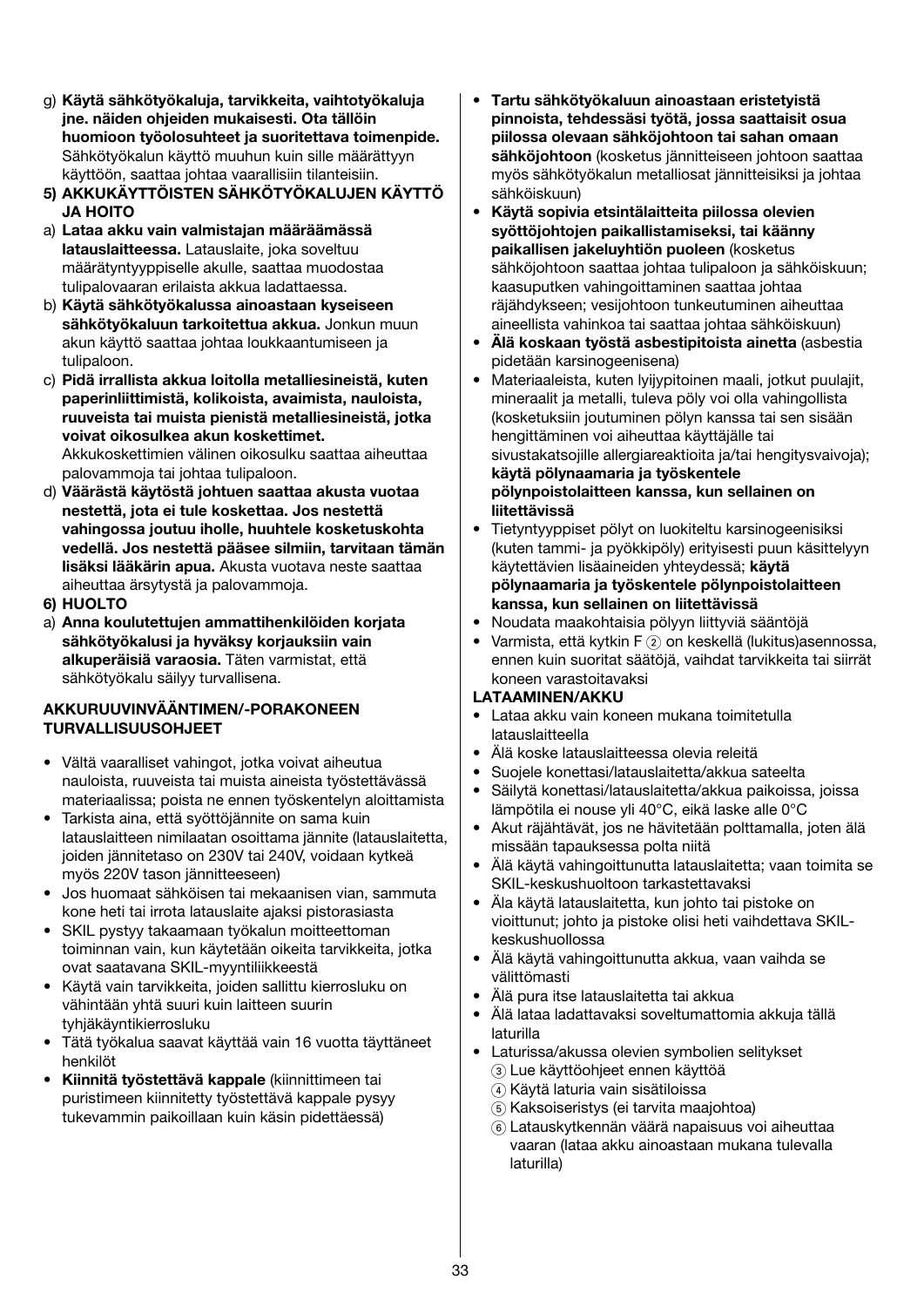g) **Käytä sähkötyökaluja, tarvikkeita, vaihtotyökaluja jne. näiden ohjeiden mukaisesti. Ota tällöin huomioon työolosuhteet ja suoritettava toimenpide.** Sähkötyökalun käyttö muuhun kuin sille määrättyyn käyttöön, saattaa johtaa vaarallisiin tilanteisiin.

**5) AKKUKÄYTTÖISTEN SÄHKÖTYÖKALUJEN KÄYTTÖ JA HOITO**

a) **Lataa akku vain valmistajan määräämässä latauslaitteessa.** Latauslaite, joka soveltuu määrätyntyyppiselle akulle, saattaa muodostaa tulipalovaaran erilaista akkua ladattaessa.

b) **Käytä sähkötyökalussa ainoastaan kyseiseen sähkötyökaluun tarkoitettua akkua.** Jonkun muun akun käyttö saattaa johtaa loukkaantumiseen ja tulipaloon.

c) **Pidä irrallista akkua loitolla metalliesineistä, kuten paperinliittimistä, kolikoista, avaimista, nauloista, ruuveista tai muista pienistä metalliesineistä, jotka voivat oikosulkea akun koskettimet.** Akkukoskettimien välinen oikosulku saattaa aiheuttaa palovammoja tai johtaa tulipaloon.

d) **Väärästä käytöstä johtuen saattaa akusta vuotaa nestettä, jota ei tule koskettaa. Jos nestettä vahingossa joutuu iholle, huuhtele kosketuskohta vedellä. Jos nestettä pääsee silmiin, tarvitaan tämän lisäksi lääkärin apua.** Akusta vuotava neste saattaa aiheuttaa ärsytystä ja palovammoja.

**6) HUOLTO**

a) **Anna koulutettujen ammattihenkilöiden korjata sähkötyökalusi ja hyväksy korjauksiin vain alkuperäisiä varaosia.** Täten varmistat, että sähkötyökalu säilyy turvallisena.

**AKKURUUVINVÄÄNTIMEN/-PORAKONEEN TURVALLISUUSOHJEET**

- Vältä vaaralliset vahingot, jotka voivat aiheutua nauloista, ruuveista tai muista aineista työstettävässä materiaalissa; poista ne ennen työskentelyn aloittamista
- Tarkista aina, että syöttöjännite on sama kuin latauslaitteen nimilaatan osoittama jännite (latauslaitteta, joiden jännitetaso on 230V tai 240V, voidaan kytkeä myös 220V tason jännitteeseen)
- Jos huomaat sähköisen tai mekaanisen vian, sammuta kone heti tai irrota latauslaite ajaksi pistorasiasta
- SKIL pystyy takaamaan työkalun moitteettoman toiminnan vain, kun käytetään oikeita tarvikkeita, jotka ovat saatavana SKIL-myyntiliikkeestä
- Käytä vain tarvikkeita, joiden sallittu kierrosluku on vähintään yhtä suuri kuin laitteen suurin tyhjäkäyntikierrosluku
- Tätä työkalua saavat käyttää vain 16 vuotta täyttäneet henkilöt
- **Kiinnitä työstettävä kappale** (kiinnittimeen tai puristimeen kiinnitetty työstettävä kappale pysyy tukevammin paikoillaan kuin käsin pidettäessä)
- **Tartu sähkötyökaluun ainoastaan eristetyistä pinnoista, tehdessäsi työtä, jossa saattaisit osua piilossa olevaan sähköjohtoon tai sahan omaan sähköjohtoon** (kosketus jännitteiseen johtoon saattaa myös sähkötyökalun metalliosat jännitteisiksi ja johtaa sähköiskuun)
- **Käytä sopivia etsintälaitteita piilossa olevien syöttöjohtojen paikallistamiseksi, tai käänny paikallisen jakeluyhtiön puoleen** (kosketus sähköjohtoon saattaa johtaa tulipaloon ja sähköiskuun; kaasuputken vahingoittaminen saattaa johtaa räjähdykseen; vesijohtoon tunkeutuminen aiheuttaa aineellista vahinkoa tai saattaa johtaa sähköiskuun)
- **Älä koskaan työstä asbestipitoista ainetta** (asbestia pidetään karsinogeenisena)
- Materiaaleista, kuten lyijypitoinen maali, jotkut puulajit, mineraalit ja metalli, tuleva pöly voi olla vahingollista (kosketuksiin joutuminen pölyn kanssa tai sen sisään hengittäminen voi aiheuttaa käyttäjälle tai sivustakatsojille allergiareaktioita ja/tai hengitysvaivoja); **käytä pölynaamaria ja työskentele pölynpoistolaitteen kanssa, kun sellainen on liitettävissä**
- Tietyntyyppiset pölyt on luokiteltu karsinogeenisiksi (kuten tammi- ja pyökkipöly) erityisesti puun käsittelyyn käytettävien lisäaineiden yhteydessä; **käytä pölynaamaria ja työskentele pölynpoistolaitteen kanssa, kun sellainen on liitettävissä**
- Noudata maakohtaisia pölyyn liittyviä sääntöjä
- Varmista, että kytkin F ② on keskellä (lukitus)asennossa, ennen kuin suoritat säätöjä, vaihdat tarvikkeita tai siirrät koneen varastoitavaksi

**LATAAMINEN/AKKU**

- Lataa akku vain koneen mukana toimitetulla latauslaitteella
- Älä koske latauslaitteessa olevia releitä
- Suojele konettasi/latauslaitetta/akkua sateelta
- Säilytä konettasi/latauslaitetta/akkua paikoissa, joissa lämpötila ei nouse yli 40°C, eikä laske alle 0°C
- Akut räjähtävät, jos ne hävitetään polttamalla, joten älä missään tapauksessa polta niitä
- Älä käytä vahingoittunutta latauslaitetta; vaan toimita se SKIL-keskushuoltoon tarkastettavaksi
- Äla käytä latauslaitetta, kun johto tai pistoke on vioittunut; johto ja pistoke olisi heti vaihdettava SKIL-keskushuollossa
- Älä käytä vahingoittunutta akkua, vaan vaihda se välittömästi
- Älä pura itse latauslaitetta tai akkua
- Älä lataa ladattavaksi soveltumattomia akkuja tällä laturilla
- Laturissa/akussa olevien symbolien selitykset
  - ③ Lue käyttöohjeet ennen käyttöä
  - ④ Käytä laturia vain sisätiloissa
  - ⑤ Kaksoiseristys (ei tarvita maajohtoa)
  - ⑥ Latauskytkennän väärä napaisuus voi aiheuttaa vaaran (lataa akku ainoastaan mukana tulevalla laturilla)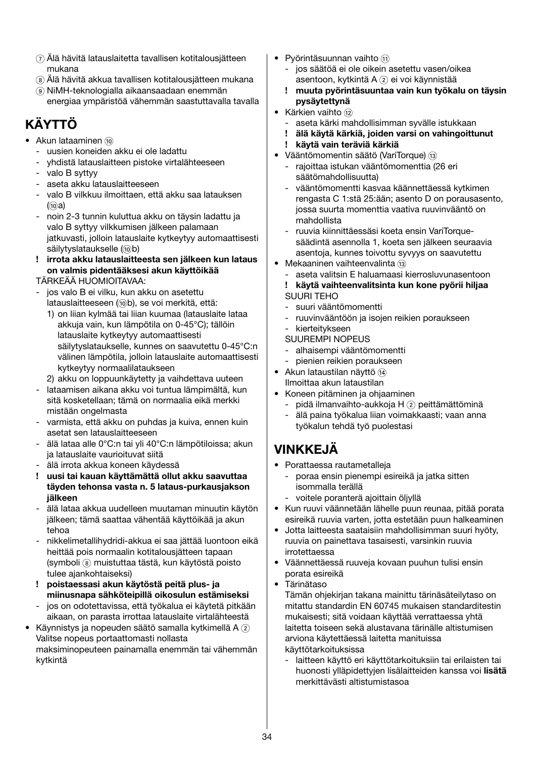⑦ Älä hävitä latauslaitetta tavallisen kotitalousjätteen mukana
⑧ Älä hävitä akkua tavallisen kotitalousjätteen mukana
⑨ NiMH-teknologialla aikaansaadaan enemmän energiaa ympäristöä vähemmän saastuttavalla tavalla

## KÄYTTÖ

- Akun lataaminen ⑩
  - uusien koneiden akku ei ole ladattu
  - yhdistä latauslaitteen pistoke virtalähteeseen
  - valo B syttyy
  - aseta akku latauslaitteeseen
  - valo B vilkkuu ilmoittaen, että akku saa latauksen (⑩a)
  - noin 2-3 tunnin kuluttua akku on täysin ladattu ja valo B syttyy vilkkumisen jälkeen palamaan jatkuvasti, jolloin latauslaite kytkeytyy automaattisesti säilytyslataukselle (⑩b)
  - **! irrota akku latauslaitteesta sen jälkeen kun lataus on valmis pidentääksesi akun käyttöikää**

  TÄRKEÄÄ HUOMIOITAVAA:
  - jos valo B ei vilku, kun akku on asetettu latauslaitteeseen (⑩b), se voi merkitä, että:
    1) on liian kylmää tai liian kuumaa (latauslaite lataa akkuja vain, kun lämpötila on 0-45°C); tällöin latauslaite kytkeytyy automaattisesti säilytyslataukselle, kunnes on saavutettu 0-45°C:n välinen lämpötila, jolloin latauslaite automaattisesti kytkeytyy normaalilataukseen
    2) akku on loppuunkäytetty ja vaihdettava uuteen
  - lataamisen aikana akku voi tuntua lämpimältä, kun sitä kosketellaan; tämä on normaalia eikä merkki mistään ongelmasta
  - varmista, että akku on puhdas ja kuiva, ennen kuin asetat sen latauslaitteeseen
  - älä lataa alle 0°C:n tai yli 40°C:n lämpötiloissa; akun ja latauslaite vaurioituvat siitä
  - älä irrota akkua koneen käydessä
  - **! uusi tai kauan käyttämättä ollut akku saavuttaa täyden tehonsa vasta n. 5 lataus-purkausjakson jälkeen**
  - älä lataa akkua uudelleen muutaman minuutin käytön jälkeen; tämä saattaa vähentää käyttöikää ja akun tehoa
  - nikkelimetallihydridi-akkua ei saa jättää luontoon eikä heittää pois normaalin kotitalousjätteen tapaan (symboli ⑧ muistuttaa tästä, kun käytöstä poisto tulee ajankohtaiseksi)
  - **! poistaessasi akun käytöstä peitä plus- ja miinusnapa sähköteipillä oikosulun estämiseksi**
  - jos on odotettavissa, että työkalua ei käytetä pitkään aikaan, on parasta irrottaa latauslaite virtalähteestä
- Käynnistys ja nopeuden säätö samalla kytkimellä A ②
  Valitse nopeus portaattomasti nollasta maksiminopeuteen painamalla enemmän tai vähemmän kytkintä
- Pyörintäsuunnan vaihto ⑪
  - jos säätöä ei ole oikein asetettu vasen/oikea asentoon, kytkintä A ② ei voi käynnistää
  - **! muuta pyörintäsuuntaa vain kun työkalu on täysin pysäytettynä**
- Kärkien vaihto ⑫
  - aseta kärki mahdollisimman syvälle istukkaan
  - **! älä käytä kärkiä, joiden varsi on vahingoittunut**
  - **! käytä vain teräviä kärkiä**
- Vääntömomentin säätö (VariTorque) ⑬
  - rajoittaa istukan vääntömomenttia (26 eri säätömahdollisuutta)
  - vääntömomentti kasvaa käännettäessä kytkimen rengasta C 1:stä 25:ään; asento D on porausasento, jossa suurta momenttia vaativa ruuvinvääntö on mahdollista
  - ruuvia kiinnittäessäsi koeta ensin VariTorque-säädintä asennolla 1, koeta sen jälkeen seuraavia asentoja, kunnes toivottu syvyys on saavutettu
- Mekaaninen vaihteenvalinta ⑬
  - aseta valitsin E haluamaasi kierrosluvunasentoon
  - **! käytä vaihteenvalitsinta kun kone pyörii hiljaa**

  SUURI TEHO
  - suuri vääntömomentti
  - ruuvinvääntöön ja isojen reikien poraukseen
  - kierteitykseen

  SUUREMPI NOPEUS
  - alhaisempi vääntömomentti
  - pienien reikien poraukseen
- Akun lataustilan näyttö ⑭
  Ilmoittaa akun lataustilan
- Koneen pitäminen ja ohjaaminen
  - pidä ilmanvaihto-aukkoja H ② peittämättöminä
  - älä paina työkalua liian voimakkaasti; vaan anna työkalun tehdä työ puolestasi

## VINKKEJÄ

- Porattaessa rautametalleja
  - poraa ensin pienempi esireikä ja jatka sitten isommalla terällä
  - voitele poranterä ajoittain öljyllä
- Kun ruuvi väännetään lähelle puun reunaa, pitää porata esireikä ruuvia varten, jotta estetään puun halkeaminen
- Jotta laitteesta saataisiin mahdollisimman suuri hyöty, ruuvia on painettava tasaisesti, varsinkin ruuvia irrotettaessa
- Väännettäessä ruuveja kovaan puuhun tulisi ensin porata esireikä
- Tärinätaso
  Tämän ohjekirjan takana mainittu tärinäsäteilytaso on mitattu standardin EN 60745 mukaisen standarditestin mukaisesti; sitä voidaan käyttää verrattaessa yhtä laitetta toiseen sekä alustavana tärinälle altistumisen arviona käytettäessä laitetta mainituissa käyttötarkoituksissa
  - laitteen käyttö eri käyttötarkoituksiin tai erilaisten tai huonosti ylläpidettyjen lisälaitteiden kanssa voi **lisätä** merkittävästi altistumistasoa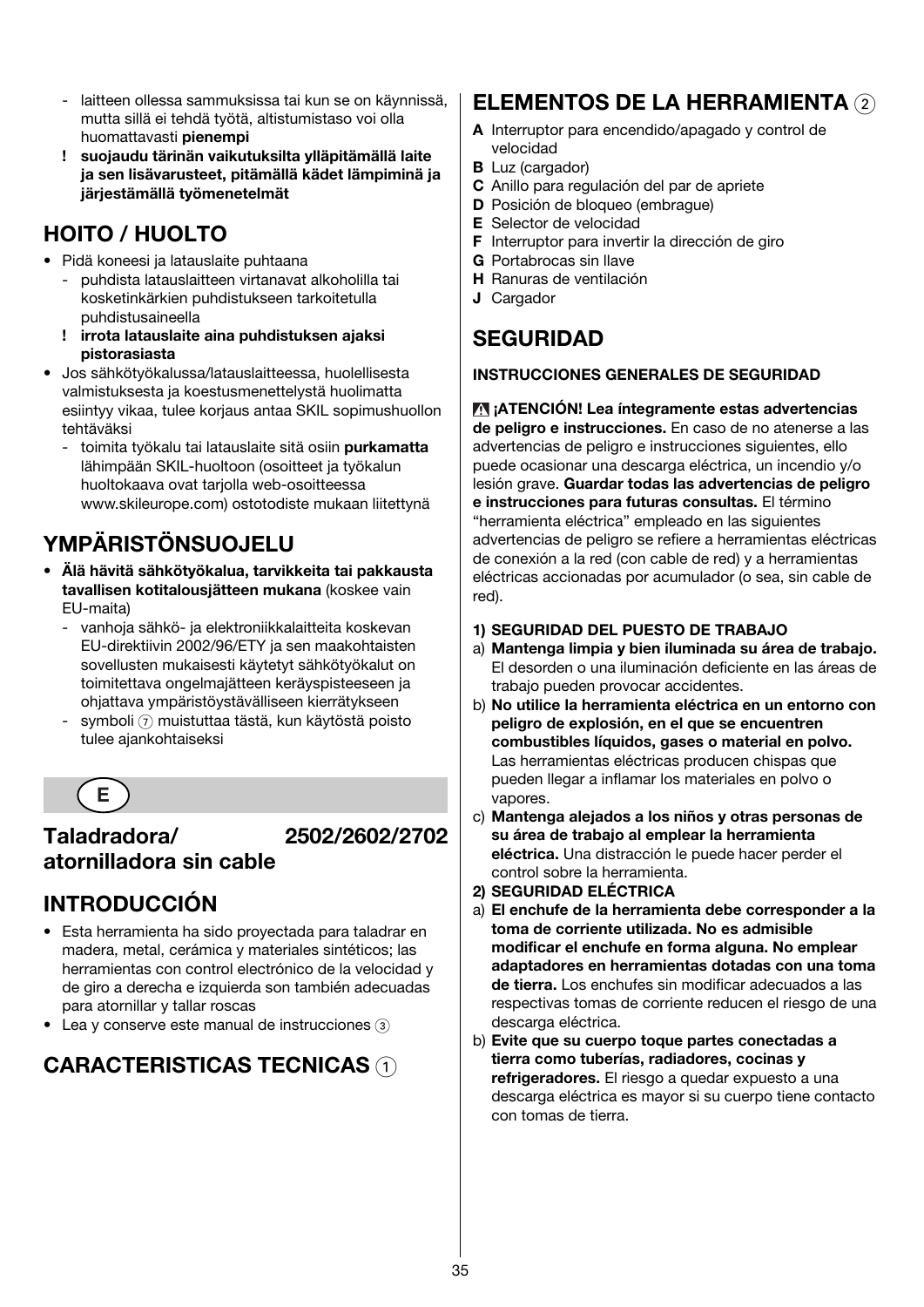- laitteen ollessa sammuksissa tai kun se on käynnissä, mutta sillä ei tehdä työtä, altistumistaso voi olla huomattavasti **pienempi**
- ! **suojaudu tärinän vaikutuksilta ylläpitämällä laite ja sen lisävarusteet, pitämällä kädet lämpiminä ja järjestämällä työmenetelmät**

## HOITO / HUOLTO

- Pidä koneesi ja latauslaite puhtaana
  - puhdista latauslaitteen virtanavat alkoholilla tai kosketinkärkien puhdistukseen tarkoitetulla puhdistusaineella
  - ! **irrota latauslaite aina puhdistuksen ajaksi pistorasiasta**
- Jos sähkötyökalussa/latauslaitteessa, huolellisesta valmistuksesta ja koestusmenettelystä huolimatta esiintyy vikaa, tulee korjaus antaa SKIL sopimushuollon tehtäväksi
  - toimita työkalu tai latauslaite sitä osiin **purkamatta** lähimpään SKIL-huoltoon (osoitteet ja työkalun huoltokaava ovat tarjolla web-osoitteessa www.skileurope.com) ostotodiste mukaan liitettynä

## YMPÄRISTÖNSUOJELU

- **Älä hävitä sähkötyökalua, tarvikkeita tai pakkausta tavallisen kotitalousjätteen mukana** (koskee vain EU-maita)
  - vanhoja sähkö- ja elektroniikkalaitteita koskevan EU-direktiivin 2002/96/ETY ja sen maakohtaisten sovellusten mukaisesti käytetyt sähkötyökalut on toimitettava ongelmajätteen keräyspisteeseen ja ohjattava ympäristöystävälliseen kierrätykseen
  - symboli ⑦ muistuttaa tästä, kun käytöstä poisto tulee ajankohtaiseksi

E

# Taladradora/atornilladora sin cable 2502/2602/2702

## INTRODUCCIÓN

- Esta herramienta ha sido proyectada para taladrar en madera, metal, cerámica y materiales sintéticos; las herramientas con control electrónico de la velocidad y de giro a derecha e izquierda son también adecuadas para atornillar y tallar roscas
- Lea y conserve este manual de instrucciones ③

## CARACTERISTICAS TECNICAS ①

## ELEMENTOS DE LA HERRAMIENTA ②

**A** Interruptor para encendido/apagado y control de velocidad
**B** Luz (cargador)
**C** Anillo para regulación del par de apriete
**D** Posición de bloqueo (embrague)
**E** Selector de velocidad
**F** Interruptor para invertir la dirección de giro
**G** Portabrocas sin llave
**H** Ranuras de ventilación
**J** Cargador

## SEGURIDAD

**INSTRUCCIONES GENERALES DE SEGURIDAD**

⚠ **¡ATENCIÓN! Lea íntegramente estas advertencias de peligro e instrucciones.** En caso de no atenerse a las advertencias de peligro e instrucciones siguientes, ello puede ocasionar una descarga eléctrica, un incendio y/o lesión grave. **Guardar todas las advertencias de peligro e instrucciones para futuras consultas.** El término "herramienta eléctrica" empleado en las siguientes advertencias de peligro se refiere a herramientas eléctricas de conexión a la red (con cable de red) y a herramientas eléctricas accionadas por acumulador (o sea, sin cable de red).

**1) SEGURIDAD DEL PUESTO DE TRABAJO**

a) **Mantenga limpia y bien iluminada su área de trabajo.** El desorden o una iluminación deficiente en las áreas de trabajo pueden provocar accidentes.

b) **No utilice la herramienta eléctrica en un entorno con peligro de explosión, en el que se encuentren combustibles líquidos, gases o material en polvo.** Las herramientas eléctricas producen chispas que pueden llegar a inflamar los materiales en polvo o vapores.

c) **Mantenga alejados a los niños y otras personas de su área de trabajo al emplear la herramienta eléctrica.** Una distracción le puede hacer perder el control sobre la herramienta.

**2) SEGURIDAD ELÉCTRICA**

a) **El enchufe de la herramienta debe corresponder a la toma de corriente utilizada. No es admisible modificar el enchufe en forma alguna. No emplear adaptadores en herramientas dotadas con una toma de tierra.** Los enchufes sin modificar adecuados a las respectivas tomas de corriente reducen el riesgo de una descarga eléctrica.

b) **Evite que su cuerpo toque partes conectadas a tierra como tuberías, radiadores, cocinas y refrigeradores.** El riesgo a quedar expuesto a una descarga eléctrica es mayor si su cuerpo tiene contacto con tomas de tierra.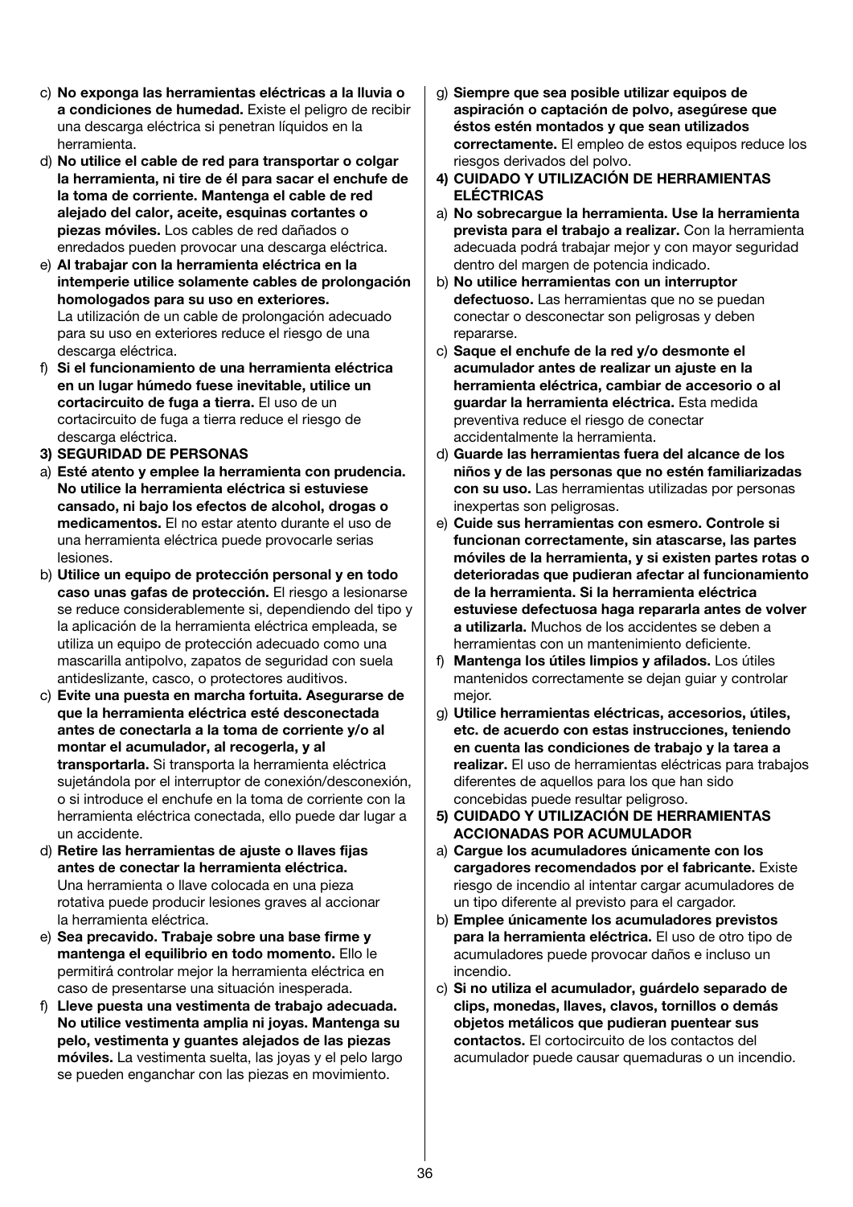c) **No exponga las herramientas eléctricas a la lluvia o a condiciones de humedad.** Existe el peligro de recibir una descarga eléctrica si penetran líquidos en la herramienta.
d) **No utilice el cable de red para transportar o colgar la herramienta, ni tire de él para sacar el enchufe de la toma de corriente. Mantenga el cable de red alejado del calor, aceite, esquinas cortantes o piezas móviles.** Los cables de red dañados o enredados pueden provocar una descarga eléctrica.
e) **Al trabajar con la herramienta eléctrica en la intemperie utilice solamente cables de prolongación homologados para su uso en exteriores.** La utilización de un cable de prolongación adecuado para su uso en exteriores reduce el riesgo de una descarga eléctrica.
f) **Si el funcionamiento de una herramienta eléctrica en un lugar húmedo fuese inevitable, utilice un cortacircuito de fuga a tierra.** El uso de un cortacircuito de fuga a tierra reduce el riesgo de descarga eléctrica.

**3) SEGURIDAD DE PERSONAS**

a) **Esté atento y emplee la herramienta con prudencia. No utilice la herramienta eléctrica si estuviese cansado, ni bajo los efectos de alcohol, drogas o medicamentos.** El no estar atento durante el uso de una herramienta eléctrica puede provocarle serias lesiones.
b) **Utilice un equipo de protección personal y en todo caso unas gafas de protección.** El riesgo a lesionarse se reduce considerablemente si, dependiendo del tipo y la aplicación de la herramienta eléctrica empleada, se utiliza un equipo de protección adecuado como una mascarilla antipolvo, zapatos de seguridad con suela antideslizante, casco, o protectores auditivos.
c) **Evite una puesta en marcha fortuita. Asegurarse de que la herramienta eléctrica esté desconectada antes de conectarla a la toma de corriente y/o al montar el acumulador, al recogerla, y al transportarla.** Si transporta la herramienta eléctrica sujetándola por el interruptor de conexión/desconexión, o si introduce el enchufe en la toma de corriente con la herramienta eléctrica conectada, ello puede dar lugar a un accidente.
d) **Retire las herramientas de ajuste o llaves fijas antes de conectar la herramienta eléctrica.** Una herramienta o llave colocada en una pieza rotativa puede producir lesiones graves al accionar la herramienta eléctrica.
e) **Sea precavido. Trabaje sobre una base firme y mantenga el equilibrio en todo momento.** Ello le permitirá controlar mejor la herramienta eléctrica en caso de presentarse una situación inesperada.
f) **Lleve puesta una vestimenta de trabajo adecuada. No utilice vestimenta amplia ni joyas. Mantenga su pelo, vestimenta y guantes alejados de las piezas móviles.** La vestimenta suelta, las joyas y el pelo largo se pueden enganchar con las piezas en movimiento.
g) **Siempre que sea posible utilizar equipos de aspiración o captación de polvo, asegúrese que éstos estén montados y que sean utilizados correctamente.** El empleo de estos equipos reduce los riesgos derivados del polvo.

**4) CUIDADO Y UTILIZACIÓN DE HERRAMIENTAS ELÉCTRICAS**

a) **No sobrecargue la herramienta. Use la herramienta prevista para el trabajo a realizar.** Con la herramienta adecuada podrá trabajar mejor y con mayor seguridad dentro del margen de potencia indicado.
b) **No utilice herramientas con un interruptor defectuoso.** Las herramientas que no se puedan conectar o desconectar son peligrosas y deben repararse.
c) **Saque el enchufe de la red y/o desmonte el acumulador antes de realizar un ajuste en la herramienta eléctrica, cambiar de accesorio o al guardar la herramienta eléctrica.** Esta medida preventiva reduce el riesgo de conectar accidentalmente la herramienta.
d) **Guarde las herramientas fuera del alcance de los niños y de las personas que no estén familiarizadas con su uso.** Las herramientas utilizadas por personas inexpertas son peligrosas.
e) **Cuide sus herramientas con esmero. Controle si funcionan correctamente, sin atascarse, las partes móviles de la herramienta, y si existen partes rotas o deterioradas que pudieran afectar al funcionamiento de la herramienta. Si la herramienta eléctrica estuviese defectuosa haga repararla antes de volver a utilizarla.** Muchos de los accidentes se deben a herramientas con un mantenimiento deficiente.
f) **Mantenga los útiles limpios y afilados.** Los útiles mantenidos correctamente se dejan guiar y controlar mejor.
g) **Utilice herramientas eléctricas, accesorios, útiles, etc. de acuerdo con estas instrucciones, teniendo en cuenta las condiciones de trabajo y la tarea a realizar.** El uso de herramientas eléctricas para trabajos diferentes de aquellos para los que han sido concebidas puede resultar peligroso.

**5) CUIDADO Y UTILIZACIÓN DE HERRAMIENTAS ACCIONADAS POR ACUMULADOR**

a) **Cargue los acumuladores únicamente con los cargadores recomendados por el fabricante.** Existe riesgo de incendio al intentar cargar acumuladores de un tipo diferente al previsto para el cargador.
b) **Emplee únicamente los acumuladores previstos para la herramienta eléctrica.** El uso de otro tipo de acumuladores puede provocar daños e incluso un incendio.
c) **Si no utiliza el acumulador, guárdelo separado de clips, monedas, llaves, clavos, tornillos o demás objetos metálicos que pudieran puentear sus contactos.** El cortocircuito de los contactos del acumulador puede causar quemaduras o un incendio.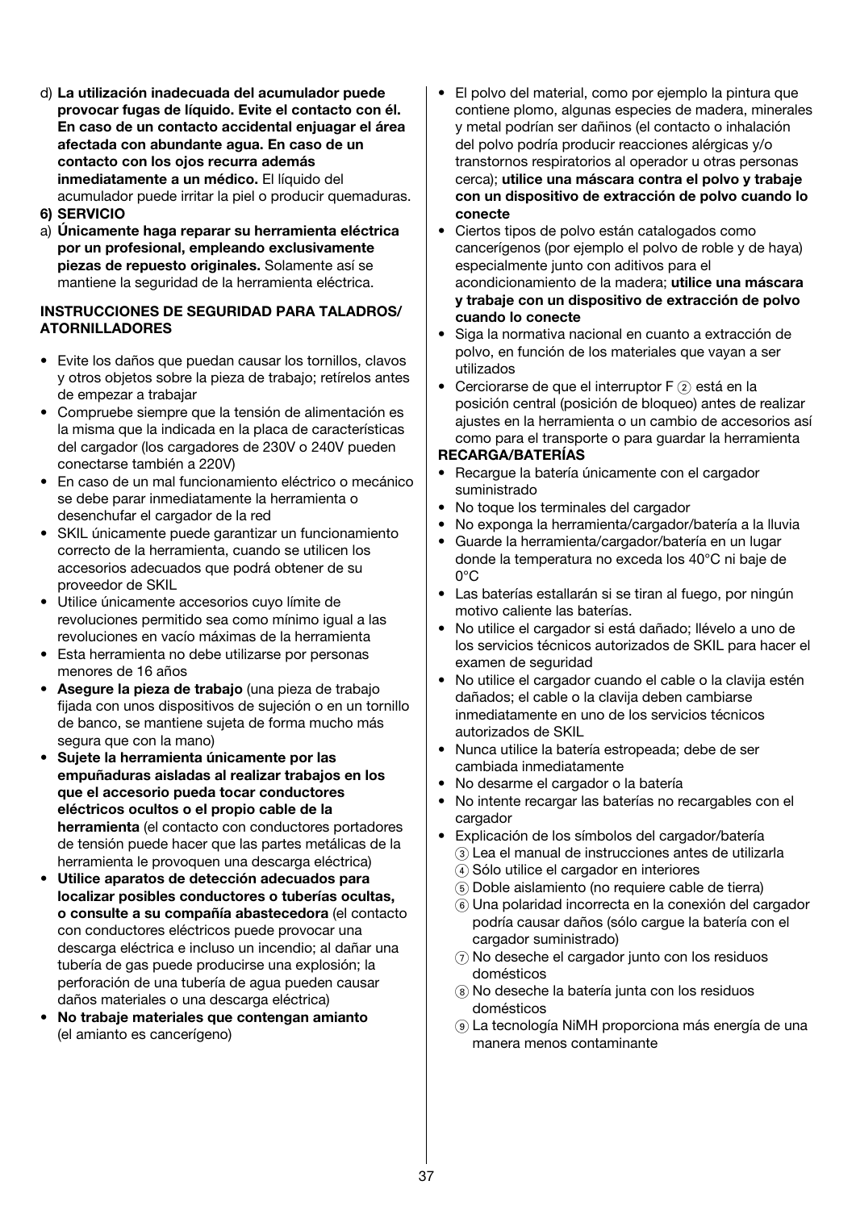d) **La utilización inadecuada del acumulador puede provocar fugas de líquido. Evite el contacto con él. En caso de un contacto accidental enjuagar el área afectada con abundante agua. En caso de un contacto con los ojos recurra además inmediatamente a un médico.** El líquido del acumulador puede irritar la piel o producir quemaduras.

**6) SERVICIO**

a) **Únicamente haga reparar su herramienta eléctrica por un profesional, empleando exclusivamente piezas de repuesto originales.** Solamente así se mantiene la seguridad de la herramienta eléctrica.

**INSTRUCCIONES DE SEGURIDAD PARA TALADROS/ ATORNILLADORES**

- Evite los daños que puedan causar los tornillos, clavos y otros objetos sobre la pieza de trabajo; retírelos antes de empezar a trabajar
- Compruebe siempre que la tensión de alimentación es la misma que la indicada en la placa de características del cargador (los cargadores de 230V o 240V pueden conectarse también a 220V)
- En caso de un mal funcionamiento eléctrico o mecánico se debe parar inmediatamente la herramienta o desenchufar el cargador de la red
- SKIL únicamente puede garantizar un funcionamiento correcto de la herramienta, cuando se utilicen los accesorios adecuados que podrá obtener de su proveedor de SKIL
- Utilice únicamente accesorios cuyo límite de revoluciones permitido sea como mínimo igual a las revoluciones en vacío máximas de la herramienta
- Esta herramienta no debe utilizarse por personas menores de 16 años
- **Asegure la pieza de trabajo** (una pieza de trabajo fijada con unos dispositivos de sujeción o en un tornillo de banco, se mantiene sujeta de forma mucho más segura que con la mano)
- **Sujete la herramienta únicamente por las empuñaduras aisladas al realizar trabajos en los que el accesorio pueda tocar conductores eléctricos ocultos o el propio cable de la herramienta** (el contacto con conductores portadores de tensión puede hacer que las partes metálicas de la herramienta le provoquen una descarga eléctrica)
- **Utilice aparatos de detección adecuados para localizar posibles conductores o tuberías ocultas, o consulte a su compañía abastecedora** (el contacto con conductores eléctricos puede provocar una descarga eléctrica e incluso un incendio; al dañar una tubería de gas puede producirse una explosión; la perforación de una tubería de agua pueden causar daños materiales o una descarga eléctrica)
- **No trabaje materiales que contengan amianto** (el amianto es cancerígeno)
- El polvo del material, como por ejemplo la pintura que contiene plomo, algunas especies de madera, minerales y metal podrían ser dañinos (el contacto o inhalación del polvo podría producir reacciones alérgicas y/o transtornos respiratorios al operador u otras personas cerca); **utilice una máscara contra el polvo y trabaje con un dispositivo de extracción de polvo cuando lo conecte**
- Ciertos tipos de polvo están catalogados como cancerígenos (por ejemplo el polvo de roble y de haya) especialmente junto con aditivos para el acondicionamiento de la madera; **utilice una máscara y trabaje con un dispositivo de extracción de polvo cuando lo conecte**
- Siga la normativa nacional en cuanto a extracción de polvo, en función de los materiales que vayan a ser utilizados
- Cerciorarse de que el interruptor F ② está en la posición central (posición de bloqueo) antes de realizar ajustes en la herramienta o un cambio de accesorios así como para el transporte o para guardar la herramienta

**RECARGA/BATERÍAS**

- Recargue la batería únicamente con el cargador suministrado
- No toque los terminales del cargador
- No exponga la herramienta/cargador/batería a la lluvia
- Guarde la herramienta/cargador/batería en un lugar donde la temperatura no exceda los 40°C ni baje de 0°C
- Las baterías estallarán si se tiran al fuego, por ningún motivo caliente las baterías.
- No utilice el cargador si está dañado; llévelo a uno de los servicios técnicos autorizados de SKIL para hacer el examen de seguridad
- No utilice el cargador cuando el cable o la clavija estén dañados; el cable o la clavija deben cambiarse inmediatamente en uno de los servicios técnicos autorizados de SKIL
- Nunca utilice la batería estropeada; debe de ser cambiada inmediatamente
- No desarme el cargador o la batería
- No intente recargar las baterías no recargables con el cargador
- Explicación de los símbolos del cargador/batería
  - ③ Lea el manual de instrucciones antes de utilizarla
  - ④ Sólo utilice el cargador en interiores
  - ⑤ Doble aislamiento (no requiere cable de tierra)
  - ⑥ Una polaridad incorrecta en la conexión del cargador podría causar daños (sólo cargue la batería con el cargador suministrado)
  - ⑦ No deseche el cargador junto con los residuos domésticos
  - ⑧ No deseche la batería junta con los residuos domésticos
  - ⑨ La tecnología NiMH proporciona más energía de una manera menos contaminante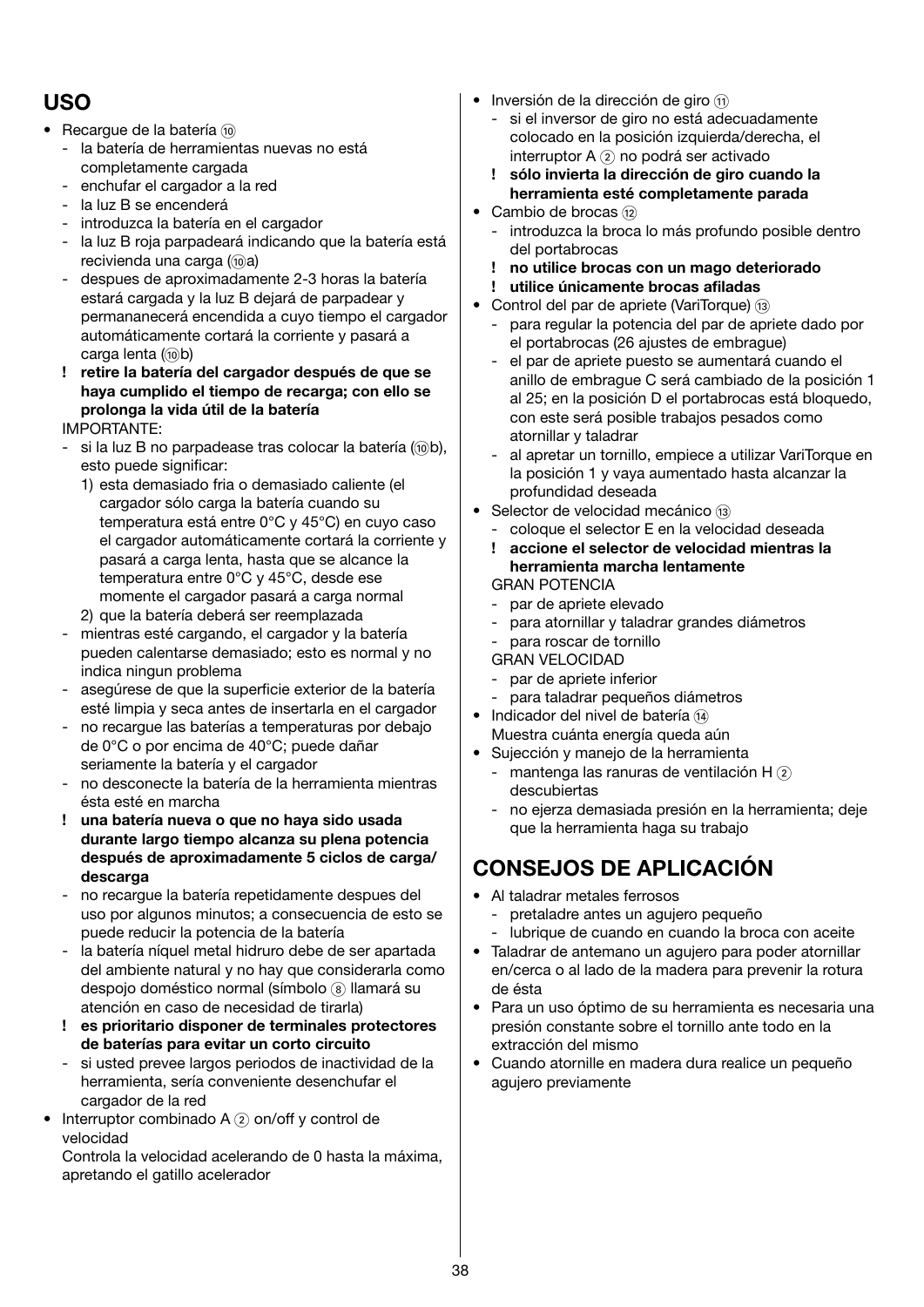## USO

- Recargue de la batería ⑩
  - la batería de herramientas nuevas no está completamente cargada
  - enchufar el cargador a la red
  - la luz B se encenderá
  - introduzca la batería en el cargador
  - la luz B roja parpadeará indicando que la batería está recivienda una carga (⑩a)
  - despues de aproximadamente 2-3 horas la batería estará cargada y la luz B dejará de parpadear y permananecerá encendida a cuyo tiempo el cargador automáticamente cortará la corriente y pasará a carga lenta (⑩b)
  - **! retire la batería del cargador después de que se haya cumplido el tiempo de recarga; con ello se prolonga la vida útil de la batería**

  IMPORTANTE:
  - si la luz B no parpadease tras colocar la batería (⑩b), esto puede significar:
    1) esta demasiado fria o demasiado caliente (el cargador sólo carga la batería cuando su temperatura está entre 0°C y 45°C) en cuyo caso el cargador automáticamente cortará la corriente y pasará a carga lenta, hasta que se alcance la temperatura entre 0°C y 45°C, desde ese momente el cargador pasará a carga normal
    2) que la batería deberá ser reemplazada
  - mientras esté cargando, el cargador y la batería pueden calentarse demasiado; esto es normal y no indica ningun problema
  - asegúrese de que la superficie exterior de la batería esté limpia y seca antes de insertarla en el cargador
  - no recargue las baterías a temperaturas por debajo de 0°C o por encima de 40°C; puede dañar seriamente la batería y el cargador
  - no desconecte la batería de la herramienta mientras ésta esté en marcha
  - **! una batería nueva o que no haya sido usada durante largo tiempo alcanza su plena potencia después de aproximadamente 5 ciclos de carga/ descarga**
  - no recargue la batería repetidamente despues del uso por algunos minutos; a consecuencia de esto se puede reducir la potencia de la batería
  - la batería níquel metal hidruro debe de ser apartada del ambiente natural y no hay que considerarla como despojo doméstico normal (símbolo ⑧ llamará su atención en caso de necesidad de tirarla)
  - **! es prioritario disponer de terminales protectores de baterías para evitar un corto circuito**
  - si usted prevee largos periodos de inactividad de la herramienta, sería conveniente desenchufar el cargador de la red
- Interruptor combinado A ② on/off y control de velocidad
  Controla la velocidad acelerando de 0 hasta la máxima, apretando el gatillo acelerador
- Inversión de la dirección de giro ⑪
  - si el inversor de giro no está adecuadamente colocado en la posición izquierda/derecha, el interruptor A ② no podrá ser activado
  - **! sólo invierta la dirección de giro cuando la herramienta esté completamente parada**
- Cambio de brocas ⑫
  - introduzca la broca lo más profundo posible dentro del portabrocas
  - **! no utilice brocas con un mago deteriorado**
  - **! utilice únicamente brocas afiladas**
- Control del par de apriete (VariTorque) ⑬
  - para regular la potencia del par de apriete dado por el portabrocas (26 ajustes de embrague)
  - el par de apriete puesto se aumentará cuando el anillo de embrague C será cambiado de la posición 1 al 25; en la posición D el portabrocas está bloquedo, con este será posible trabajos pesados como atornillar y taladrar
  - al apretar un tornillo, empiece a utilizar VariTorque en la posición 1 y vaya aumentado hasta alcanzar la profundidad deseada
- Selector de velocidad mecánico ⑬
  - coloque el selector E en la velocidad deseada
  - **! accione el selector de velocidad mientras la herramienta marcha lentamente**

  GRAN POTENCIA
  - par de apriete elevado
  - para atornillar y taladrar grandes diámetros
  - para roscar de tornillo

  GRAN VELOCIDAD
  - par de apriete inferior
  - para taladrar pequeños diámetros
- Indicador del nivel de batería ⑭
  Muestra cuánta energía queda aún
- Sujección y manejo de la herramienta
  - mantenga las ranuras de ventilación H ② descubiertas
  - no ejerza demasiada presión en la herramienta; deje que la herramienta haga su trabajo

## CONSEJOS DE APLICACIÓN

- Al taladrar metales ferrosos
  - pretaladre antes un agujero pequeño
  - lubrique de cuando en cuando la broca con aceite
- Taladrar de antemano un agujero para poder atornillar en/cerca o al lado de la madera para prevenir la rotura de ésta
- Para un uso óptimo de su herramienta es necesaria una presión constante sobre el tornillo ante todo en la extracción del mismo
- Cuando atornille en madera dura realice un pequeño agujero previamente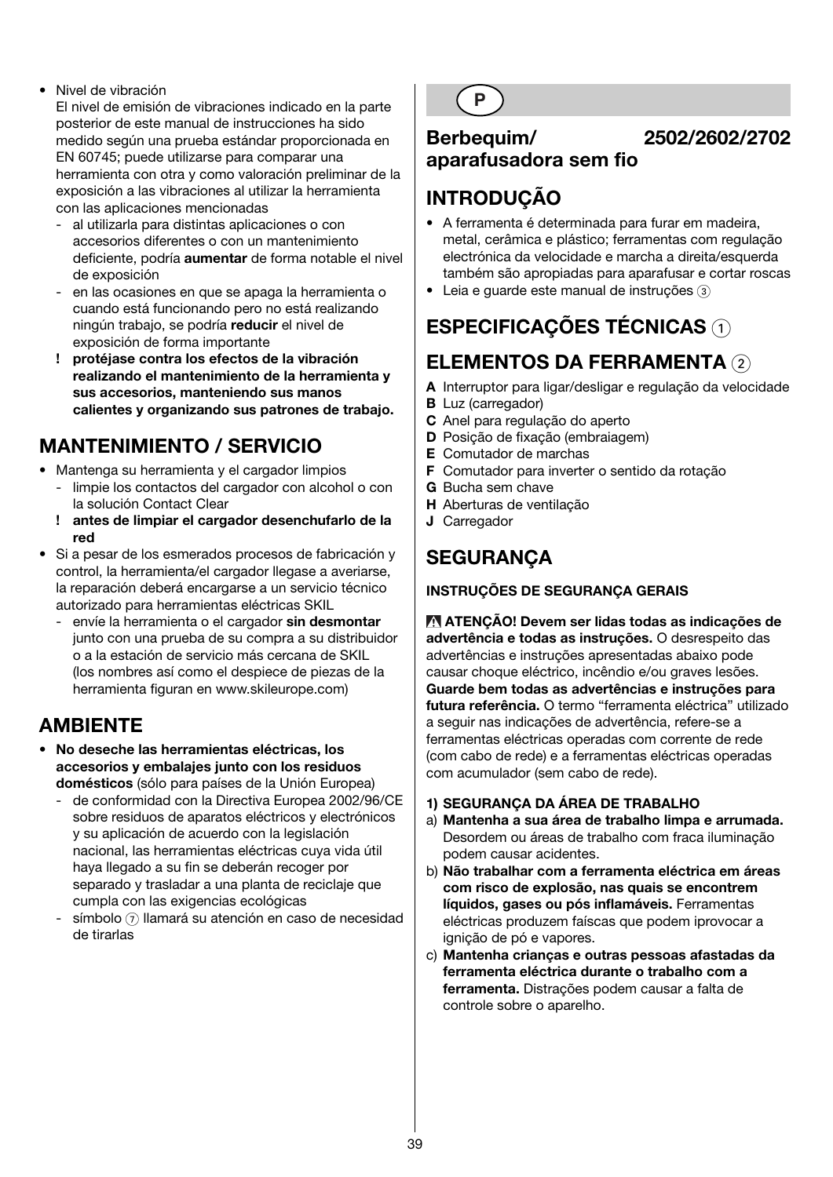- Nivel de vibración
  El nivel de emisión de vibraciones indicado en la parte posterior de este manual de instrucciones ha sido medido según una prueba estándar proporcionada en EN 60745; puede utilizarse para comparar una herramienta con otra y como valoración preliminar de la exposición a las vibraciones al utilizar la herramienta con las aplicaciones mencionadas
  - al utilizarla para distintas aplicaciones o con accesorios diferentes o con un mantenimiento deficiente, podría **aumentar** de forma notable el nivel de exposición
  - en las ocasiones en que se apaga la herramienta o cuando está funcionando pero no está realizando ningún trabajo, se podría **reducir** el nivel de exposición de forma importante
  
  **! protéjase contra los efectos de la vibración realizando el mantenimiento de la herramienta y sus accesorios, manteniendo sus manos calientes y organizando sus patrones de trabajo.**

## MANTENIMIENTO / SERVICIO

- Mantenga su herramienta y el cargador limpios
  - limpie los contactos del cargador con alcohol o con la solución Contact Clear
  
  **! antes de limpiar el cargador desenchufarlo de la red**
- Si a pesar de los esmerados procesos de fabricación y control, la herramienta/el cargador llegase a averiarse, la reparación deberá encargarse a un servicio técnico autorizado para herramientas eléctricas SKIL
  - envíe la herramienta o el cargador **sin desmontar** junto con una prueba de su compra a su distribuidor o a la estación de servicio más cercana de SKIL (los nombres así como el despiece de piezas de la herramienta figuran en www.skileurope.com)

## AMBIENTE

- **No deseche las herramientas eléctricas, los accesorios y embalajes junto con los residuos domésticos** (sólo para países de la Unión Europea)
  - de conformidad con la Directiva Europea 2002/96/CE sobre residuos de aparatos eléctricos y electrónicos y su aplicación de acuerdo con la legislación nacional, las herramientas eléctricas cuya vida útil haya llegado a su fin se deberán recoger por separado y trasladar a una planta de reciclaje que cumpla con las exigencias ecológicas
  - símbolo ⑦ llamará su atención en caso de necesidad de tirarlas

**P**

## Berbequim/aparafusadora sem fio 2502/2602/2702

## INTRODUÇÃO

- A ferramenta é determinada para furar em madeira, metal, cerâmica e plástico; ferramentas com regulação electrónica da velocidade e marcha a direita/esquerda também são apropiadas para aparafusar e cortar roscas
- Leia e guarde este manual de instruções ③

## ESPECIFICAÇÕES TÉCNICAS ①

## ELEMENTOS DA FERRAMENTA ②

**A** Interruptor para ligar/desligar e regulação da velocidade
**B** Luz (carregador)
**C** Anel para regulação do aperto
**D** Posição de fixação (embraiagem)
**E** Comutador de marchas
**F** Comutador para inverter o sentido da rotação
**G** Bucha sem chave
**H** Aberturas de ventilação
**J** Carregador

## SEGURANÇA

**INSTRUÇÕES DE SEGURANÇA GERAIS**

⚠ **ATENÇÃO! Devem ser lidas todas as indicações de advertência e todas as instruções.** O desrespeito das advertências e instruções apresentadas abaixo pode causar choque eléctrico, incêndio e/ou graves lesões. **Guarde bem todas as advertências e instruções para futura referência.** O termo "ferramenta eléctrica" utilizado a seguir nas indicações de advertência, refere-se a ferramentas eléctricas operadas com corrente de rede (com cabo de rede) e a ferramentas eléctricas operadas com acumulador (sem cabo de rede).

**1) SEGURANÇA DA ÁREA DE TRABALHO**

a) **Mantenha a sua área de trabalho limpa e arrumada.** Desordem ou áreas de trabalho com fraca iluminação podem causar acidentes.
b) **Não trabalhar com a ferramenta eléctrica em áreas com risco de explosão, nas quais se encontrem líquidos, gases ou pós inflamáveis.** Ferramentas eléctricas produzem faíscas que podem iprovocar a ignição de pó e vapores.
c) **Mantenha crianças e outras pessoas afastadas da ferramenta eléctrica durante o trabalho com a ferramenta.** Distrações podem causar a falta de controle sobre o aparelho.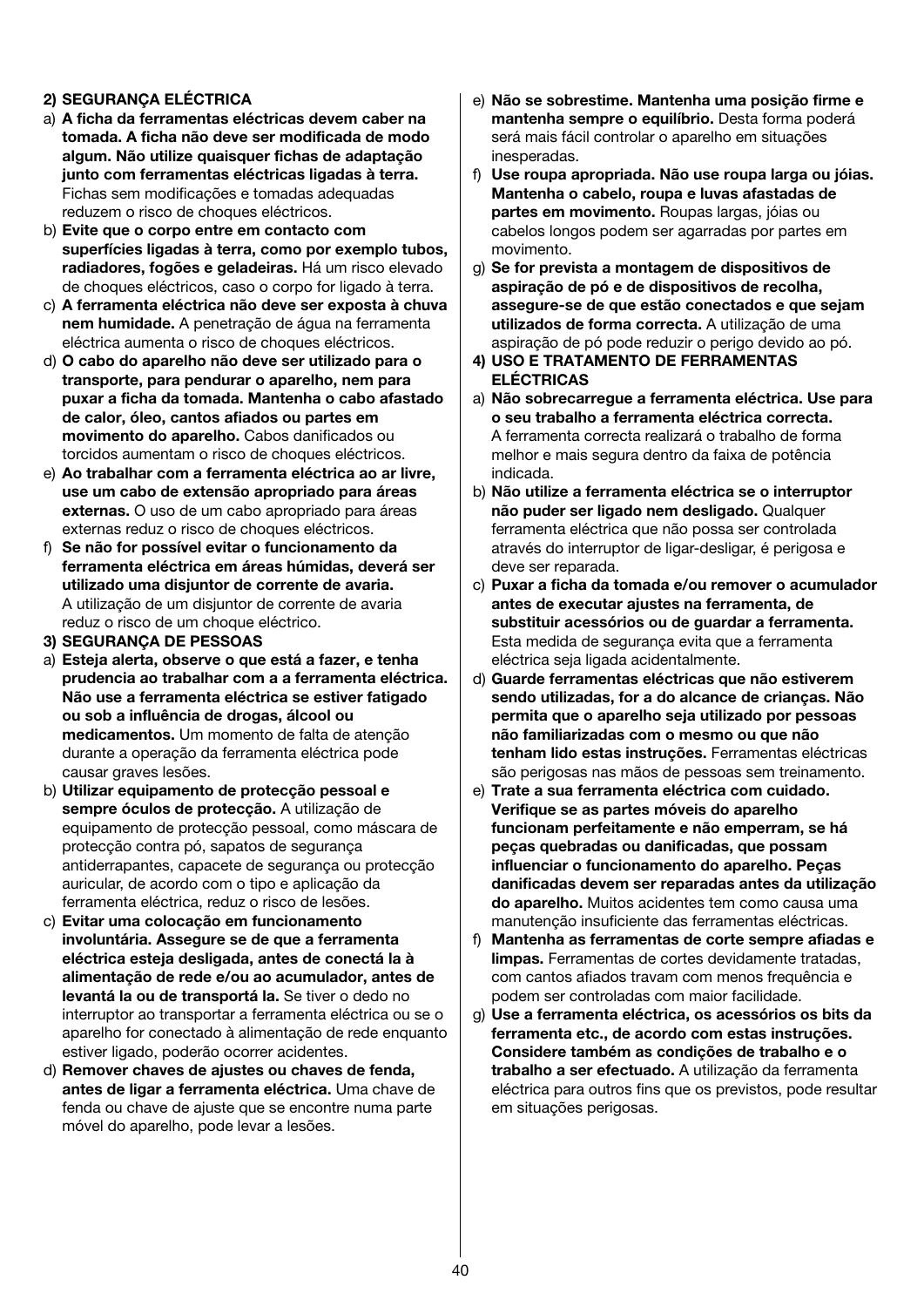**2) SEGURANÇA ELÉCTRICA**

a) **A ficha da ferramentas eléctricas devem caber na tomada. A ficha não deve ser modificada de modo algum. Não utilize quaisquer fichas de adaptação junto com ferramentas eléctricas ligadas à terra.** Fichas sem modificações e tomadas adequadas reduzem o risco de choques eléctricos.

b) **Evite que o corpo entre em contacto com superfícies ligadas à terra, como por exemplo tubos, radiadores, fogões e geladeiras.** Há um risco elevado de choques eléctricos, caso o corpo for ligado à terra.

c) **A ferramenta eléctrica não deve ser exposta à chuva nem humidade.** A penetração de água na ferramenta eléctrica aumenta o risco de choques eléctricos.

d) **O cabo do aparelho não deve ser utilizado para o transporte, para pendurar o aparelho, nem para puxar a ficha da tomada. Mantenha o cabo afastado de calor, óleo, cantos afiados ou partes em movimento do aparelho.** Cabos danificados ou torcidos aumentam o risco de choques eléctricos.

e) **Ao trabalhar com a ferramenta eléctrica ao ar livre, use um cabo de extensão apropriado para áreas externas.** O uso de um cabo apropriado para áreas externas reduz o risco de choques eléctricos.

f) **Se não for possível evitar o funcionamento da ferramenta eléctrica em áreas húmidas, deverá ser utilizado uma disjuntor de corrente de avaria.** A utilização de um disjuntor de corrente de avaria reduz o risco de um choque eléctrico.

**3) SEGURANÇA DE PESSOAS**

a) **Esteja alerta, observe o que está a fazer, e tenha prudencia ao trabalhar com a a ferramenta eléctrica. Não use a ferramenta eléctrica se estiver fatigado ou sob a influência de drogas, álcool ou medicamentos.** Um momento de falta de atenção durante a operação da ferramenta eléctrica pode causar graves lesões.

b) **Utilizar equipamento de protecção pessoal e sempre óculos de protecção.** A utilização de equipamento de protecção pessoal, como máscara de protecção contra pó, sapatos de segurança antiderrapantes, capacete de segurança ou protecção auricular, de acordo com o tipo e aplicação da ferramenta eléctrica, reduz o risco de lesões.

c) **Evitar uma colocação em funcionamento involuntária. Assegure se de que a ferramenta eléctrica esteja desligada, antes de conectá la à alimentação de rede e/ou ao acumulador, antes de levantá la ou de transportá la.** Se tiver o dedo no interruptor ao transportar a ferramenta eléctrica ou se o aparelho for conectado à alimentação de rede enquanto estiver ligado, poderão ocorrer acidentes.

d) **Remover chaves de ajustes ou chaves de fenda, antes de ligar a ferramenta eléctrica.** Uma chave de fenda ou chave de ajuste que se encontre numa parte móvel do aparelho, pode levar a lesões.

e) **Não se sobrestime. Mantenha uma posição firme e mantenha sempre o equilíbrio.** Desta forma poderá será mais fácil controlar o aparelho em situações inesperadas.

f) **Use roupa apropriada. Não use roupa larga ou jóias. Mantenha o cabelo, roupa e luvas afastadas de partes em movimento.** Roupas largas, jóias ou cabelos longos podem ser agarradas por partes em movimento.

g) **Se for prevista a montagem de dispositivos de aspiração de pó e de dispositivos de recolha, assegure-se de que estão conectados e que sejam utilizados de forma correcta.** A utilização de uma aspiração de pó pode reduzir o perigo devido ao pó.

**4) USO E TRATAMENTO DE FERRAMENTAS ELÉCTRICAS**

a) **Não sobrecarregue a ferramenta eléctrica. Use para o seu trabalho a ferramenta eléctrica correcta.** A ferramenta correcta realizará o trabalho de forma melhor e mais segura dentro da faixa de potência indicada.

b) **Não utilize a ferramenta eléctrica se o interruptor não puder ser ligado nem desligado.** Qualquer ferramenta eléctrica que não possa ser controlada através do interruptor de ligar-desligar, é perigosa e deve ser reparada.

c) **Puxar a ficha da tomada e/ou remover o acumulador antes de executar ajustes na ferramenta, de substituir acessórios ou de guardar a ferramenta.** Esta medida de segurança evita que a ferramenta eléctrica seja ligada acidentalmente.

d) **Guarde ferramentas eléctricas que não estiverem sendo utilizadas, for a do alcance de crianças. Não permita que o aparelho seja utilizado por pessoas não familiarizadas com o mesmo ou que não tenham lido estas instruções.** Ferramentas eléctricas são perigosas nas mãos de pessoas sem treinamento.

e) **Trate a sua ferramenta eléctrica com cuidado. Verifique se as partes móveis do aparelho funcionam perfeitamente e não emperram, se há peças quebradas ou danificadas, que possam influenciar o funcionamento do aparelho. Peças danificadas devem ser reparadas antes da utilização do aparelho.** Muitos acidentes tem como causa uma manutenção insuficiente das ferramentas eléctricas.

f) **Mantenha as ferramentas de corte sempre afiadas e limpas.** Ferramentas de cortes devidamente tratadas, com cantos afiados travam com menos frequência e podem ser controladas com maior facilidade.

g) **Use a ferramenta eléctrica, os acessórios os bits da ferramenta etc., de acordo com estas instruções. Considere também as condições de trabalho e o trabalho a ser efectuado.** A utilização da ferramenta eléctrica para outros fins que os previstos, pode resultar em situações perigosas.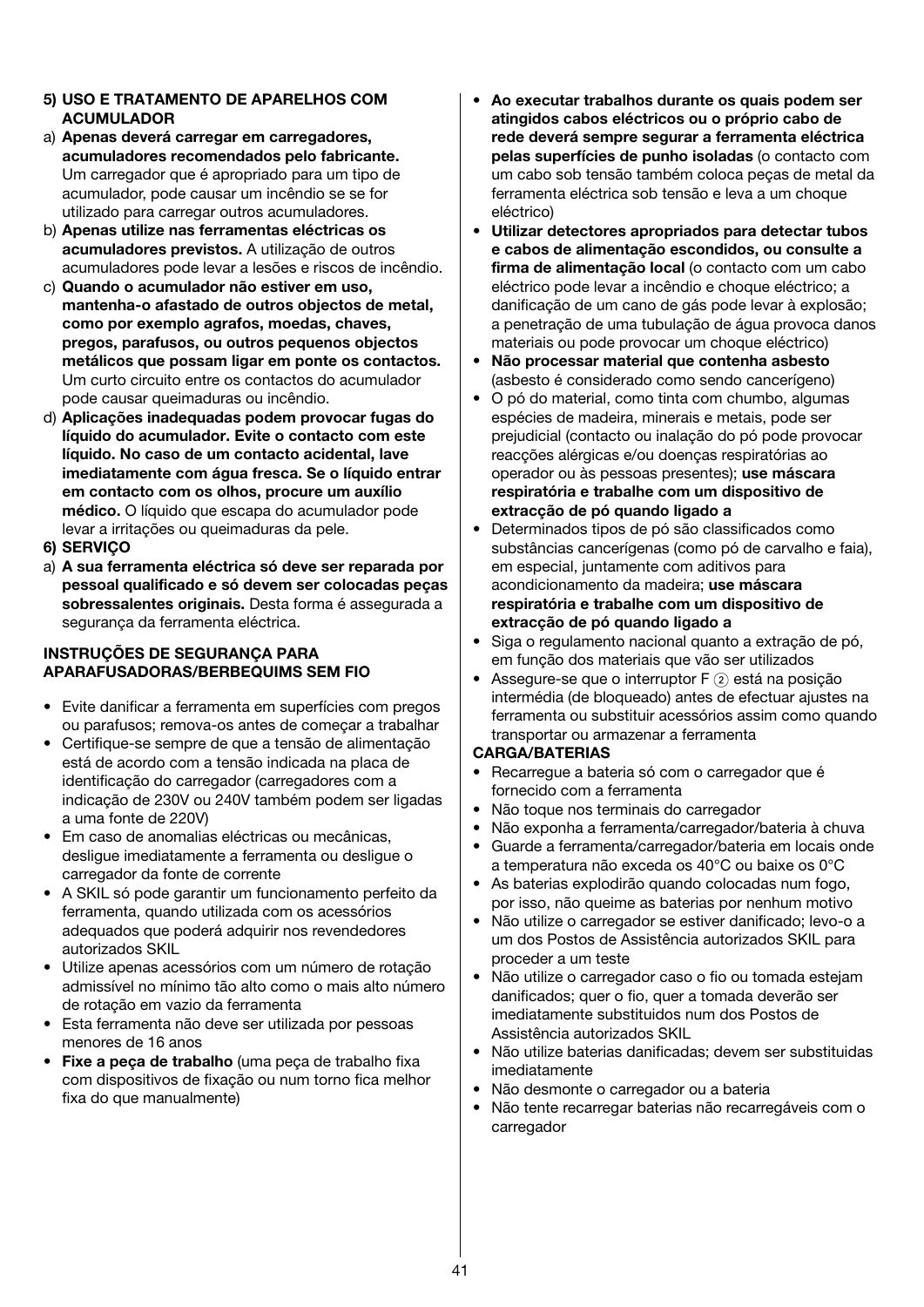**5) USO E TRATAMENTO DE APARELHOS COM ACUMULADOR**

a) **Apenas deverá carregar em carregadores, acumuladores recomendados pelo fabricante.** Um carregador que é apropriado para um tipo de acumulador, pode causar um incêndio se se for utilizado para carregar outros acumuladores.

b) **Apenas utilize nas ferramentas eléctricas os acumuladores previstos.** A utilização de outros acumuladores pode levar a lesões e riscos de incêndio.

c) **Quando o acumulador não estiver em uso, mantenha-o afastado de outros objectos de metal, como por exemplo agrafos, moedas, chaves, pregos, parafusos, ou outros pequenos objectos metálicos que possam ligar em ponte os contactos.** Um curto circuito entre os contactos do acumulador pode causar queimaduras ou incêndio.

d) **Aplicações inadequadas podem provocar fugas do líquido do acumulador. Evite o contacto com este líquido. No caso de um contacto acidental, lave imediatamente com água fresca. Se o líquido entrar em contacto com os olhos, procure um auxílio médico.** O líquido que escapa do acumulador pode levar a irritações ou queimaduras da pele.

**6) SERVIÇO**

a) **A sua ferramenta eléctrica só deve ser reparada por pessoal qualificado e só devem ser colocadas peças sobressalentes originais.** Desta forma é assegurada a segurança da ferramenta eléctrica.

**INSTRUÇÕES DE SEGURANÇA PARA APARAFUSADORAS/BERBEQUIMS SEM FIO**

- Evite danificar a ferramenta em superfícies com pregos ou parafusos; remova-os antes de começar a trabalhar
- Certifique-se sempre de que a tensão de alimentação está de acordo com a tensão indicada na placa de identificação do carregador (carregadores com a indicação de 230V ou 240V também podem ser ligadas a uma fonte de 220V)
- Em caso de anomalias eléctricas ou mecânicas, desligue imediatamente a ferramenta ou desligue o carregador da fonte de corrente
- A SKIL só pode garantir um funcionamento perfeito da ferramenta, quando utilizada com os acessórios adequados que poderá adquirir nos revendedores autorizados SKIL
- Utilize apenas acessórios com um número de rotação admissível no mínimo tão alto como o mais alto número de rotação em vazio da ferramenta
- Esta ferramenta não deve ser utilizada por pessoas menores de 16 anos
- **Fixe a peça de trabalho** (uma peça de trabalho fixa com dispositivos de fixação ou num torno fica melhor fixa do que manualmente)
- **Ao executar trabalhos durante os quais podem ser atingidos cabos eléctricos ou o próprio cabo de rede deverá sempre segurar a ferramenta eléctrica pelas superfícies de punho isoladas** (o contacto com um cabo sob tensão também coloca peças de metal da ferramenta eléctrica sob tensão e leva a um choque eléctrico)
- **Utilizar detectores apropriados para detectar tubos e cabos de alimentação escondidos, ou consulte a firma de alimentação local** (o contacto com um cabo eléctrico pode levar a incêndio e choque eléctrico; a danificação de um cano de gás pode levar à explosão; a penetração de uma tubulação de água provoca danos materiais ou pode provocar um choque eléctrico)
- **Não processar material que contenha asbesto** (asbesto é considerado como sendo cancerígeno)
- O pó do material, como tinta com chumbo, algumas espécies de madeira, minerais e metais, pode ser prejudicial (contacto ou inalação do pó pode provocar reacções alérgicas e/ou doenças respiratórias ao operador ou às pessoas presentes); **use máscara respiratória e trabalhe com um dispositivo de extracção de pó quando ligado a**
- Determinados tipos de pó são classificados como substâncias cancerígenas (como pó de carvalho e faia), em especial, juntamente com aditivos para acondicionamento da madeira; **use máscara respiratória e trabalhe com um dispositivo de extracção de pó quando ligado a**
- Siga o regulamento nacional quanto a extração de pó, em função dos materiais que vão ser utilizados
- Assegure-se que o interruptor F ② está na posição intermédia (de bloqueado) antes de efectuar ajustes na ferramenta ou substituir acessórios assim como quando transportar ou armazenar a ferramenta

**CARGA/BATERIAS**

- Recarregue a bateria só com o carregador que é fornecido com a ferramenta
- Não toque nos terminais do carregador
- Não exponha a ferramenta/carregador/bateria à chuva
- Guarde a ferramenta/carregador/bateria em locais onde a temperatura não exceda os 40°C ou baixe os 0°C
- As baterias explodirão quando colocadas num fogo, por isso, não queime as baterias por nenhum motivo
- Não utilize o carregador se estiver danificado; levo-o a um dos Postos de Assistência autorizados SKIL para proceder a um teste
- Não utilize o carregador caso o fio ou tomada estejam danificados; quer o fio, quer a tomada deverão ser imediatamente substituidos num dos Postos de Assistência autorizados SKIL
- Não utilize baterias danificadas; devem ser substituidas imediatamente
- Não desmonte o carregador ou a bateria
- Não tente recarregar baterias não recarregáveis com o carregador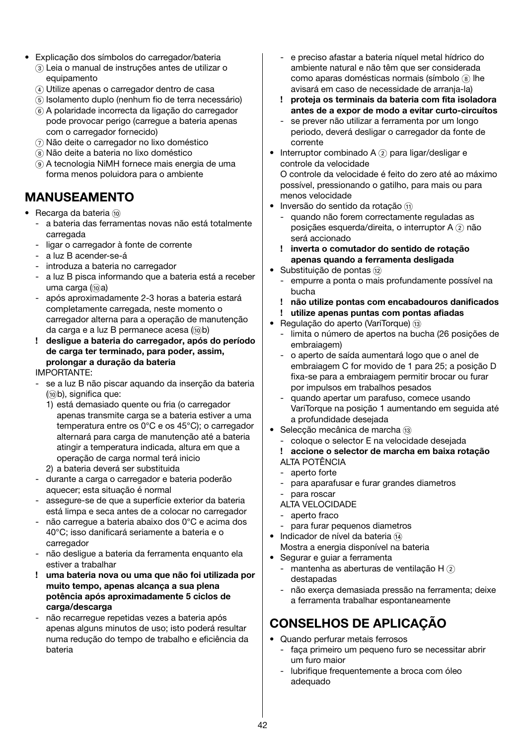- Explicação dos símbolos do carregador/bateria
  - ③ Leia o manual de instruções antes de utilizar o equipamento
  - ④ Utilize apenas o carregador dentro de casa
  - ⑤ Isolamento duplo (nenhum fio de terra necessário)
  - ⑥ A polaridade incorrecta da ligação do carregador pode provocar perigo (carregue a bateria apenas com o carregador fornecido)
  - ⑦ Não deite o carregador no lixo doméstico
  - ⑧ Não deite a bateria no lixo doméstico
  - ⑨ A tecnologia NiMH fornece mais energia de uma forma menos poluidora para o ambiente

## MANUSEAMENTO

- Recarga da bateria ⑩
  - a bateria das ferramentas novas não está totalmente carregada
  - ligar o carregador à fonte de corrente
  - a luz B acender-se-á
  - introduza a bateria no carregador
  - a luz B pisca informando que a bateria está a receber uma carga (⑩a)
  - após aproximadamente 2-3 horas a bateria estará completamente carregada, neste momento o carregador alterna para a operação de manutenção da carga e a luz B permanece acesa (⑩b)
  
  **! desligue a bateria do carregador, após do período de carga ter terminado, para poder, assim, prolongar a duração da bateria**
  
  IMPORTANTE:
  - se a luz B não piscar aquando da inserção da bateria (⑩b), significa que:
    1) está demasiado quente ou fria (o carregador apenas transmite carga se a bateria estiver a uma temperatura entre os 0°C e os 45°C); o carregador alternará para carga de manutenção até a bateria atingir a temperatura indicada, altura em que a operação de carga normal terá inicio
    2) a bateria deverá ser substituida
  - durante a carga o carregador e bateria poderão aquecer; esta situação é normal
  - assegure-se de que a superfície exterior da bateria está limpa e seca antes de a colocar no carregador
  - não carregue a bateria abaixo dos 0°C e acima dos 40°C; isso danificará seriamente a bateria e o carregador
  - não desligue a bateria da ferramenta enquanto ela estiver a trabalhar
  
  **! uma bateria nova ou uma que não foi utilizada por muito tempo, apenas alcança a sua plena potência após aproximadamente 5 ciclos de carga/descarga**
  
  - não recarregue repetidas vezes a bateria após apenas alguns minutos de uso; isto poderá resultar numa redução do tempo de trabalho e eficiência da bateria
  - e preciso afastar a bateria níquel metal hídrico do ambiente natural e não têm que ser considerada como aparas domésticas normais (símbolo ⑧ lhe avisará em caso de necessidade de arranja-la)
  
  **! proteja os terminais da bateria com fita isoladora antes de a expor de modo a evitar curto-circuítos**
  
  - se prever não utilizar a ferramenta por um longo periodo, deverá desligar o carregador da fonte de corrente
- Interruptor combinado A ② para ligar/desligar e controle da velocidade
  
  O controle da velocidade é feito do zero até ao máximo possível, pressionando o gatilho, para mais ou para menos velocidade
- Inversão do sentido da rotação ⑪
  - quando não forem correctamente reguladas as posições esquerda/direita, o interruptor A ② não será accionado
  
  **! inverta o comutador do sentido de rotação apenas quando a ferramenta desligada**
- Substituição de pontas ⑫
  - empurre a ponta o mais profundamente possível na bucha
  
  **! não utilize pontas com encabadouros danificados**
  
  **! utilize apenas puntas com pontas afiadas**
- Regulação do aperto (VariTorque) ⑬
  - limita o número de apertos na bucha (26 posições de embraiagem)
  - o aperto de saída aumentará logo que o anel de embraiagem C for movido de 1 para 25; a posição D fixa-se para a embraiagem permitir brocar ou furar por impulsos em trabalhos pesados
  - quando apertar um parafuso, comece usando VariTorque na posição 1 aumentando em seguida até a profundidade desejada
- Selecção mecânica de marcha ⑬
  - coloque o selector E na velocidade desejada
  
  **! accione o selector de marcha em baixa rotação**
  
  ALTA POTÊNCIA
  - aperto forte
  - para aparafusar e furar grandes diametros
  - para roscar
  
  ALTA VELOCIDADE
  - aperto fraco
  - para furar pequenos diametros
- Indicador de nível da bateria ⑭
  
  Mostra a energia disponível na bateria
- Segurar e guiar a ferramenta
  - mantenha as aberturas de ventilação H ② destapadas
  - não exerça demasiada pressão na ferramenta; deixe a ferramenta trabalhar espontaneamente

## CONSELHOS DE APLICAÇÃO

- Quando perfurar metais ferrosos
  - faça primeiro um pequeno furo se necessitar abrir um furo maior
  - lubrifique frequentemente a broca com óleo adequado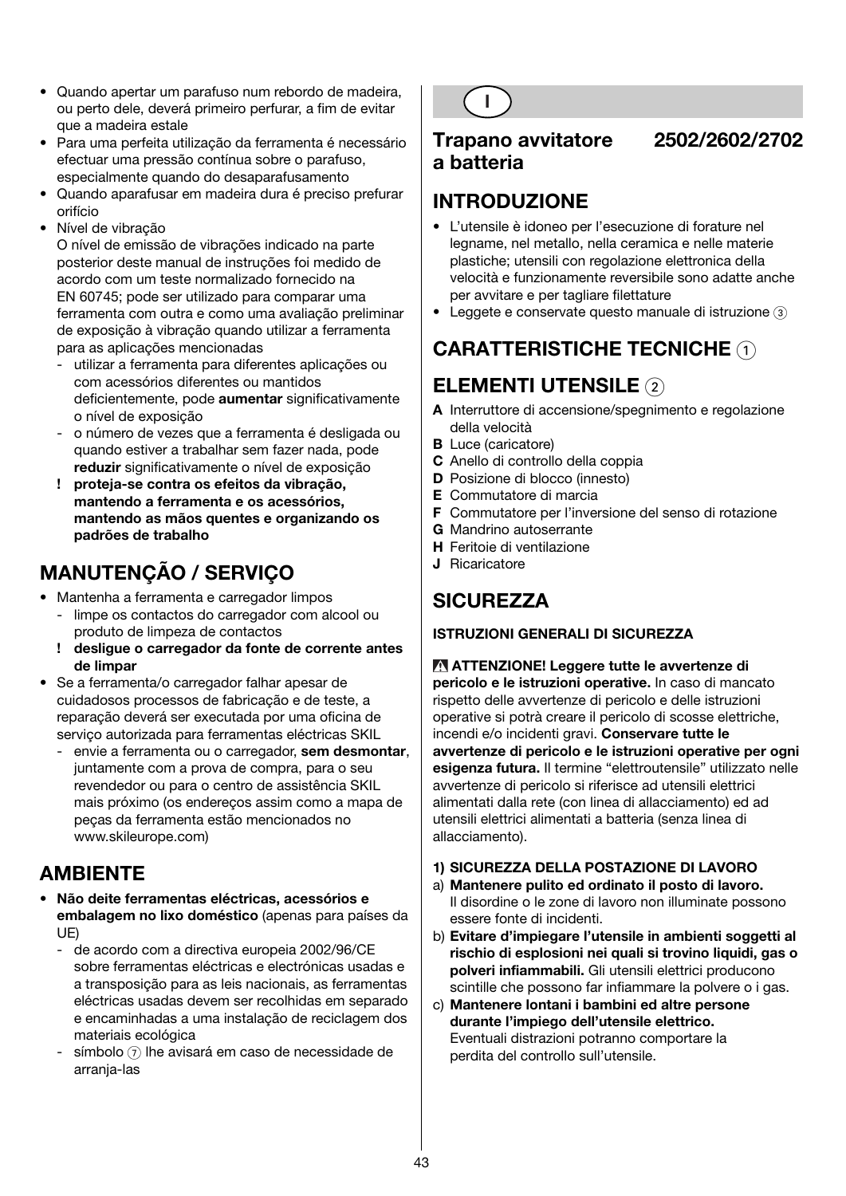- Quando apertar um parafuso num rebordo de madeira, ou perto dele, deverá primeiro perfurar, a fim de evitar que a madeira estale
- Para uma perfeita utilização da ferramenta é necessário efectuar uma pressão contínua sobre o parafuso, especialmente quando do desaparafusamento
- Quando aparafusar em madeira dura é preciso prefurar orifício
- Nível de vibração
  O nível de emissão de vibrações indicado na parte posterior deste manual de instruções foi medido de acordo com um teste normalizado fornecido na EN 60745; pode ser utilizado para comparar uma ferramenta com outra e como uma avaliação preliminar de exposição à vibração quando utilizar a ferramenta para as aplicações mencionadas
  - utilizar a ferramenta para diferentes aplicações ou com acessórios diferentes ou mantidos deficientemente, pode **aumentar** significativamente o nível de exposição
  - o número de vezes que a ferramenta é desligada ou quando estiver a trabalhar sem fazer nada, pode **reduzir** significativamente o nível de exposição
  
  ! **proteja-se contra os efeitos da vibração, mantendo a ferramenta e os acessórios, mantendo as mãos quentes e organizando os padrões de trabalho**

## MANUTENÇÃO / SERVIÇO

- Mantenha a ferramenta e carregador limpos
  - limpe os contactos do carregador com alcool ou produto de limpeza de contactos
  
  ! **desligue o carregador da fonte de corrente antes de limpar**
- Se a ferramenta/o carregador falhar apesar de cuidadosos processos de fabricação e de teste, a reparação deverá ser executada por uma oficina de serviço autorizada para ferramentas eléctricas SKIL
  - envie a ferramenta ou o carregador, **sem desmontar**, juntamente com a prova de compra, para o seu revendedor ou para o centro de assistência SKIL mais próximo (os endereços assim como a mapa de peças da ferramenta estão mencionados no www.skileurope.com)

## AMBIENTE

- **Não deite ferramentas eléctricas, acessórios e embalagem no lixo doméstico** (apenas para países da UE)
  - de acordo com a directiva europeia 2002/96/CE sobre ferramentas eléctricas e electrónicas usadas e a transposição para as leis nacionais, as ferramentas eléctricas usadas devem ser recolhidas em separado e encaminhadas a uma instalação de reciclagem dos materiais ecológica
  - símbolo 7 lhe avisará em caso de necessidade de arranja-las

I

# Trapano avvitatore a batteria 2502/2602/2702

## INTRODUZIONE

- L'utensile è idoneo per l'esecuzione di forature nel legname, nel metallo, nella ceramica e nelle materie plastiche; utensili con regolazione elettronica della velocità e funzionamento reversibile sono adatte anche per avvitare e per tagliare filettature
- Leggete e conservate questo manuale di istruzione 3

## CARATTERISTICHE TECNICHE 1

## ELEMENTI UTENSILE 2

**A** Interruttore di accensione/spegnimento e regolazione della velocità
**B** Luce (caricatore)
**C** Anello di controllo della coppia
**D** Posizione di blocco (innesto)
**E** Commutatore di marcia
**F** Commutatore per l'inversione del senso di rotazione
**G** Mandrino autoserrante
**H** Feritoie di ventilazione
**J** Ricaricatore

## SICUREZZA

**ISTRUZIONI GENERALI DI SICUREZZA**

⚠ **ATTENZIONE! Leggere tutte le avvertenze di pericolo e le istruzioni operative.** In caso di mancato rispetto delle avvertenze di pericolo e delle istruzioni operative si potrà creare il pericolo di scosse elettriche, incendi e/o incidenti gravi. **Conservare tutte le avvertenze di pericolo e le istruzioni operative per ogni esigenza futura.** Il termine "elettroutensile" utilizzato nelle avvertenze di pericolo si riferisce ad utensili elettrici alimentati dalla rete (con linea di allacciamento) ed ad utensili elettrici alimentati a batteria (senza linea di allacciamento).

**1) SICUREZZA DELLA POSTAZIONE DI LAVORO**

a) **Mantenere pulito ed ordinato il posto di lavoro.** Il disordine o le zone di lavoro non illuminate possono essere fonte di incidenti.
b) **Evitare d'impiegare l'utensile in ambienti soggetti al rischio di esplosioni nei quali si trovino liquidi, gas o polveri infiammabili.** Gli utensili elettrici producono scintille che possono far infiammare la polvere o i gas.
c) **Mantenere lontani i bambini ed altre persone durante l'impiego dell'utensile elettrico.** Eventuali distrazioni potranno comportare la perdita del controllo sull'utensile.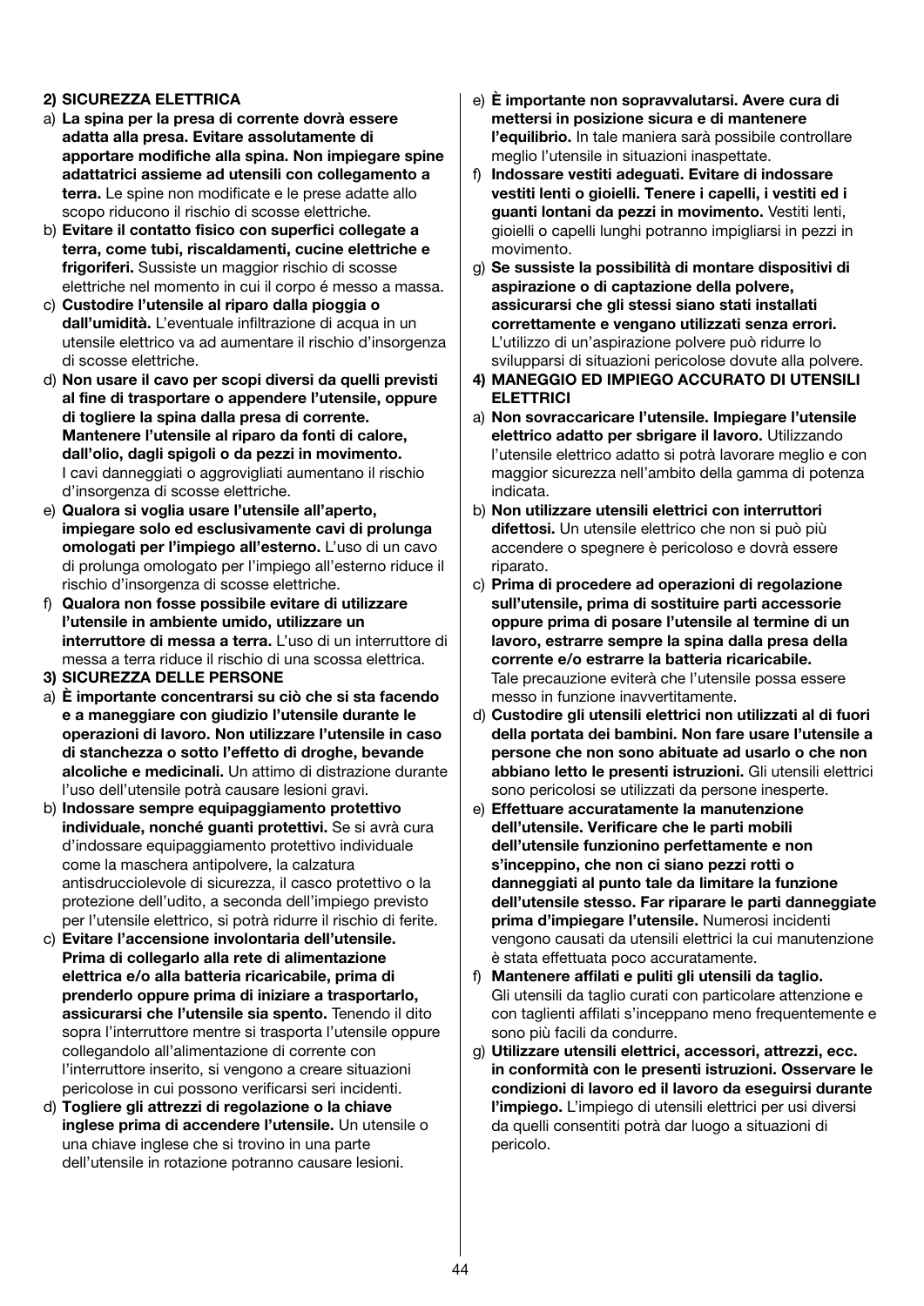**2) SICUREZZA ELETTRICA**

a) **La spina per la presa di corrente dovrà essere adatta alla presa. Evitare assolutamente di apportare modifiche alla spina. Non impiegare spine adattatrici assieme ad utensili con collegamento a terra.** Le spine non modificate e le prese adatte allo scopo riducono il rischio di scosse elettriche.

b) **Evitare il contatto fisico con superfici collegate a terra, come tubi, riscaldamenti, cucine elettriche e frigoriferi.** Sussiste un maggior rischio di scosse elettriche nel momento in cui il corpo é messo a massa.

c) **Custodire l'utensile al riparo dalla pioggia o dall'umidità.** L'eventuale infiltrazione di acqua in un utensile elettrico va ad aumentare il rischio d'insorgenza di scosse elettriche.

d) **Non usare il cavo per scopi diversi da quelli previsti al fine di trasportare o appendere l'utensile, oppure di togliere la spina dalla presa di corrente. Mantenere l'utensile al riparo da fonti di calore, dall'olio, dagli spigoli o da pezzi in movimento.** I cavi danneggiati o aggrovigliati aumentano il rischio d'insorgenza di scosse elettriche.

e) **Qualora si voglia usare l'utensile all'aperto, impiegare solo ed esclusivamente cavi di prolunga omologati per l'impiego all'esterno.** L'uso di un cavo di prolunga omologato per l'impiego all'esterno riduce il rischio d'insorgenza di scosse elettriche.

f) **Qualora non fosse possibile evitare di utilizzare l'utensile in ambiente umido, utilizzare un interruttore di messa a terra.** L'uso di un interruttore di messa a terra riduce il rischio di una scossa elettrica.

**3) SICUREZZA DELLE PERSONE**

a) **È importante concentrarsi su ciò che si sta facendo e a maneggiare con giudizio l'utensile durante le operazioni di lavoro. Non utilizzare l'utensile in caso di stanchezza o sotto l'effetto di droghe, bevande alcoliche e medicinali.** Un attimo di distrazione durante l'uso dell'utensile potrà causare lesioni gravi.

b) **Indossare sempre equipaggiamento protettivo individuale, nonché guanti protettivi.** Se si avrà cura d'indossare equipaggiamento protettivo individuale come la maschera antipolvere, la calzatura antisdrucciolevole di sicurezza, il casco protettivo o la protezione dell'udito, a seconda dell'impiego previsto per l'utensile elettrico, si potrà ridurre il rischio di ferite.

c) **Evitare l'accensione involontaria dell'utensile. Prima di collegarlo alla rete di alimentazione elettrica e/o alla batteria ricaricabile, prima di prenderlo oppure prima di iniziare a trasportarlo, assicurarsi che l'utensile sia spento.** Tenendo il dito sopra l'interruttore mentre si trasporta l'utensile oppure collegandolo all'alimentazione di corrente con l'interruttore inserito, si vengono a creare situazioni pericolose in cui possono verificarsi seri incidenti.

d) **Togliere gli attrezzi di regolazione o la chiave inglese prima di accendere l'utensile.** Un utensile o una chiave inglese che si trovino in una parte dell'utensile in rotazione potranno causare lesioni.

e) **È importante non sopravvalutarsi. Avere cura di mettersi in posizione sicura e di mantenere l'equilibrio.** In tale maniera sarà possibile controllare meglio l'utensile in situazioni inaspettate.

f) **Indossare vestiti adeguati. Evitare di indossare vestiti lenti o gioielli. Tenere i capelli, i vestiti ed i guanti lontani da pezzi in movimento.** Vestiti lenti, gioielli o capelli lunghi potranno impigliarsi in pezzi in movimento.

g) **Se sussiste la possibilità di montare dispositivi di aspirazione o di captazione della polvere, assicurarsi che gli stessi siano stati installati correttamente e vengano utilizzati senza errori.** L'utilizzo di un'aspirazione polvere può ridurre lo svilupparsi di situazioni pericolose dovute alla polvere.

**4) MANEGGIO ED IMPIEGO ACCURATO DI UTENSILI ELETTRICI**

a) **Non sovraccaricare l'utensile. Impiegare l'utensile elettrico adatto per sbrigare il lavoro.** Utilizzando l'utensile elettrico adatto si potrà lavorare meglio e con maggior sicurezza nell'ambito della gamma di potenza indicata.

b) **Non utilizzare utensili elettrici con interruttori difettosi.** Un utensile elettrico che non si può più accendere o spegnere è pericoloso e dovrà essere riparato.

c) **Prima di procedere ad operazioni di regolazione sull'utensile, prima di sostituire parti accessorie oppure prima di posare l'utensile al termine di un lavoro, estrarre sempre la spina dalla presa della corrente e/o estrarre la batteria ricaricabile.** Tale precauzione eviterà che l'utensile possa essere messo in funzione inavvertitamente.

d) **Custodire gli utensili elettrici non utilizzati al di fuori della portata dei bambini. Non fare usare l'utensile a persone che non sono abituate ad usarlo o che non abbiano letto le presenti istruzioni.** Gli utensili elettrici sono pericolosi se utilizzati da persone inesperte.

e) **Effettuare accuratamente la manutenzione dell'utensile. Verificare che le parti mobili dell'utensile funzionino perfettamente e non s'inceppino, che non ci siano pezzi rotti o danneggiati al punto tale da limitare la funzione dell'utensile stesso. Far riparare le parti danneggiate prima d'impiegare l'utensile.** Numerosi incidenti vengono causati da utensili elettrici la cui manutenzione è stata effettuata poco accuratamente.

f) **Mantenere affilati e puliti gli utensili da taglio.** Gli utensili da taglio curati con particolare attenzione e con taglienti affilati s'inceppano meno frequentemente e sono più facili da condurre.

g) **Utilizzare utensili elettrici, accessori, attrezzi, ecc. in conformità con le presenti istruzioni. Osservare le condizioni di lavoro ed il lavoro da eseguirsi durante l'impiego.** L'impiego di utensili elettrici per usi diversi da quelli consentiti potrà dar luogo a situazioni di pericolo.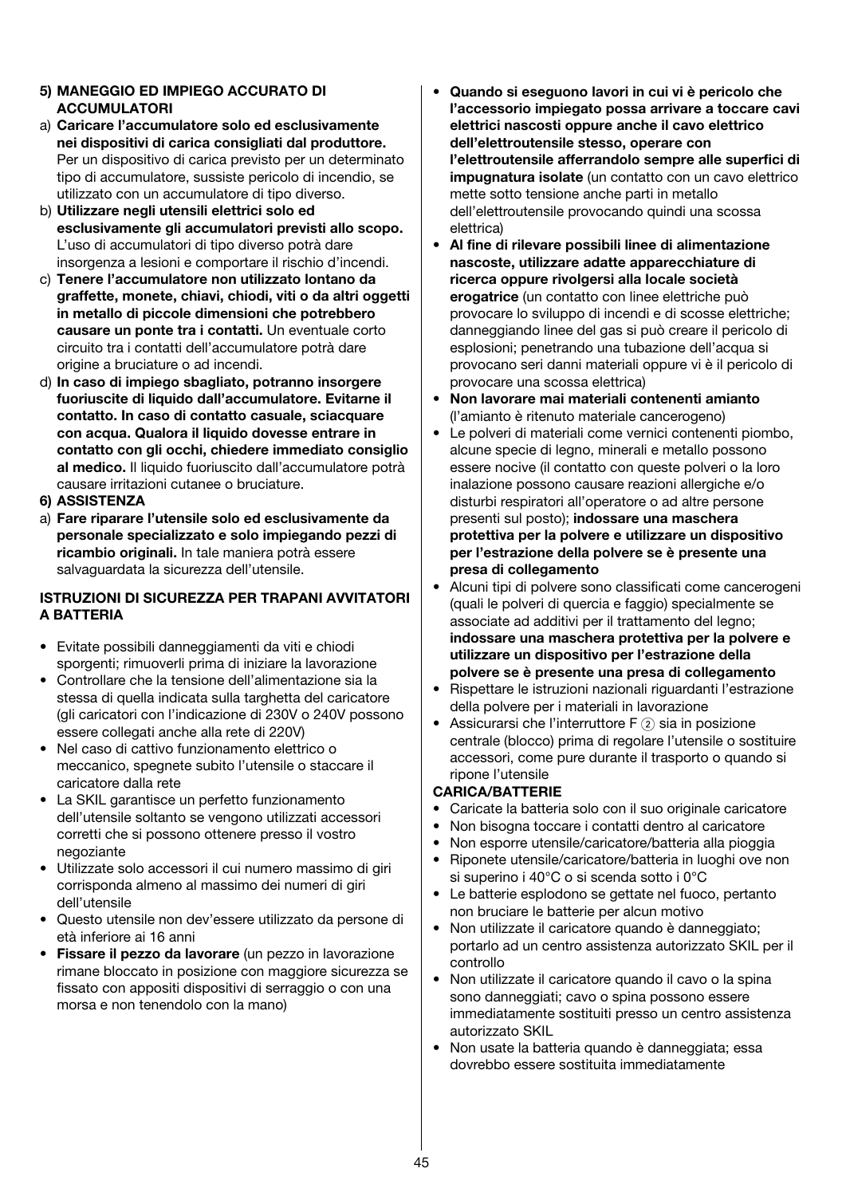**5) MANEGGIO ED IMPIEGO ACCURATO DI ACCUMULATORI**

a) **Caricare l'accumulatore solo ed esclusivamente nei dispositivi di carica consigliati dal produttore.** Per un dispositivo di carica previsto per un determinato tipo di accumulatore, sussiste pericolo di incendio, se utilizzato con un accumulatore di tipo diverso.

b) **Utilizzare negli utensili elettrici solo ed esclusivamente gli accumulatori previsti allo scopo.** L'uso di accumulatori di tipo diverso potrà dare insorgenza a lesioni e comportare il rischio d'incendi.

c) **Tenere l'accumulatore non utilizzato lontano da graffette, monete, chiavi, chiodi, viti o da altri oggetti in metallo di piccole dimensioni che potrebbero causare un ponte tra i contatti.** Un eventuale corto circuito tra i contatti dell'accumulatore potrà dare origine a bruciature o ad incendi.

d) **In caso di impiego sbagliato, potranno insorgere fuoriuscite di liquido dall'accumulatore. Evitarne il contatto. In caso di contatto casuale, sciacquare con acqua. Qualora il liquido dovesse entrare in contatto con gli occhi, chiedere immediato consiglio al medico.** Il liquido fuoriuscito dall'accumulatore potrà causare irritazioni cutanee o bruciature.

**6) ASSISTENZA**

a) **Fare riparare l'utensile solo ed esclusivamente da personale specializzato e solo impiegando pezzi di ricambio originali.** In tale maniera potrà essere salvaguardata la sicurezza dell'utensile.

**ISTRUZIONI DI SICUREZZA PER TRAPANI AVVITATORI A BATTERIA**

- Evitate possibili danneggiamenti da viti e chiodi sporgenti; rimuoverli prima di iniziare la lavorazione
- Controllare che la tensione dell'alimentazione sia la stessa di quella indicata sulla targhetta del caricatore (gli caricatori con l'indicazione di 230V o 240V possono essere collegati anche alla rete di 220V)
- Nel caso di cattivo funzionamento elettrico o meccanico, spegnete subito l'utensile o staccare il caricatore dalla rete
- La SKIL garantisce un perfetto funzionamento dell'utensile soltanto se vengono utilizzati accessori corretti che si possono ottenere presso il vostro negoziante
- Utilizzate solo accessori il cui numero massimo di giri corrisponda almeno al massimo dei numeri di giri dell'utensile
- Questo utensile non dev'essere utilizzato da persone di età inferiore ai 16 anni
- **Fissare il pezzo da lavorare** (un pezzo in lavorazione rimane bloccato in posizione con maggiore sicurezza se fissato con appositi dispositivi di serraggio o con una morsa e non tenendolo con la mano)
- **Quando si eseguono lavori in cui vi è pericolo che l'accessorio impiegato possa arrivare a toccare cavi elettrici nascosti oppure anche il cavo elettrico dell'elettroutensile stesso, operare con l'elettroutensile afferrandolo sempre alle superfici di impugnatura isolate** (un contatto con un cavo elettrico mette sotto tensione anche parti in metallo dell'elettroutensile provocando quindi una scossa elettrica)
- **Al fine di rilevare possibili linee di alimentazione nascoste, utilizzare adatte apparecchiature di ricerca oppure rivolgersi alla locale società erogatrice** (un contatto con linee elettriche può provocare lo sviluppo di incendi e di scosse elettriche; danneggiando linee del gas si può creare il pericolo di esplosioni; penetrando una tubazione dell'acqua si provocano seri danni materiali oppure vi è il pericolo di provocare una scossa elettrica)
- **Non lavorare mai materiali contenenti amianto** (l'amianto è ritenuto materiale cancerogeno)
- Le polveri di materiali come vernici contenenti piombo, alcune specie di legno, minerali e metallo possono essere nocive (il contatto con queste polveri o la loro inalazione possono causare reazioni allergiche e/o disturbi respiratori all'operatore o ad altre persone presenti sul posto); **indossare una maschera protettiva per la polvere e utilizzare un dispositivo per l'estrazione della polvere se è presente una presa di collegamento**
- Alcuni tipi di polvere sono classificati come cancerogeni (quali le polveri di quercia e faggio) specialmente se associate ad additivi per il trattamento del legno; **indossare una maschera protettiva per la polvere e utilizzare un dispositivo per l'estrazione della polvere se è presente una presa di collegamento**
- Rispettare le istruzioni nazionali riguardanti l'estrazione della polvere per i materiali in lavorazione
- Assicurarsi che l'interruttore F ② sia in posizione centrale (blocco) prima di regolare l'utensile o sostituire accessori, come pure durante il trasporto o quando si ripone l'utensile

**CARICA/BATTERIE**

- Caricate la batteria solo con il suo originale caricatore
- Non bisogna toccare i contatti dentro al caricatore
- Non esporre utensile/caricatore/batteria alla pioggia
- Riponete utensile/caricatore/batteria in luoghi ove non si superino i 40°C o si scenda sotto i 0°C
- Le batterie esplodono se gettate nel fuoco, pertanto non bruciare le batterie per alcun motivo
- Non utilizzate il caricatore quando è danneggiato; portarlo ad un centro assistenza autorizzato SKIL per il controllo
- Non utilizzate il caricatore quando il cavo o la spina sono danneggiati; cavo o spina possono essere immediatamente sostituiti presso un centro assistenza autorizzato SKIL
- Non usate la batteria quando è danneggiata; essa dovrebbo essere sostituita immediatamente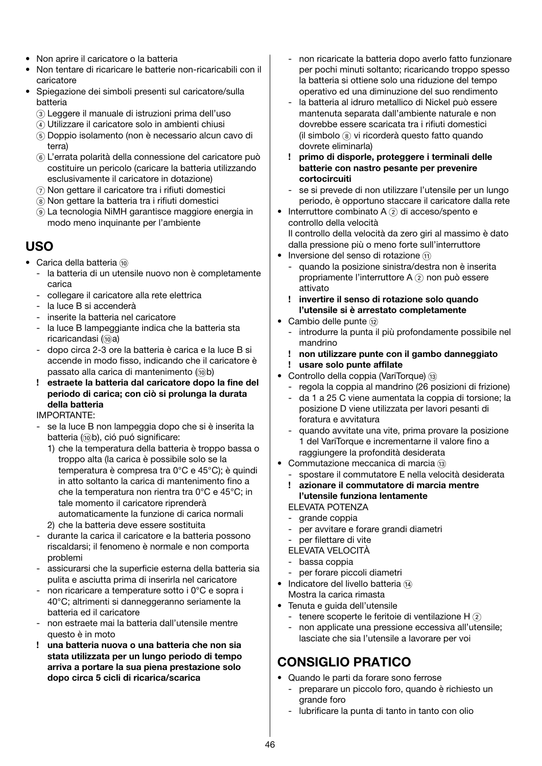- Non aprire il caricatore o la batteria
- Non tentare di ricaricare le batterie non-ricaricabili con il caricatore
- Spiegazione dei simboli presenti sul caricatore/sulla batteria
  - ③ Leggere il manuale di istruzioni prima dell'uso
  - ④ Utilizzare il caricatore solo in ambienti chiusi
  - ⑤ Doppio isolamento (non è necessario alcun cavo di terra)
  - ⑥ L'errata polarità della connessione del caricatore può costituire un pericolo (caricare la batteria utilizzando esclusivamente il caricatore in dotazione)
  - ⑦ Non gettare il caricatore tra i rifiuti domestici
  - ⑧ Non gettare la batteria tra i rifiuti domestici
  - ⑨ La tecnologia NiMH garantisce maggiore energia in modo meno inquinante per l'ambiente

## USO

- Carica della batteria ⑩
  - la batteria di un utensile nuovo non è completamente carica
  - collegare il caricatore alla rete elettrica
  - la luce B si accenderà
  - inserite la batteria nel caricatore
  - la luce B lampeggiante indica che la batteria sta ricaricandasi (⑩a)
  - dopo circa 2-3 ore la batteria è carica e la luce B si accende in modo fisso, indicando che il caricatore è passato alla carica di mantenimento (⑩b)
  - **! estraete la batteria dal caricatore dopo la fine del periodo di carica; con ciò si prolunga la durata della batteria**

  IMPORTANTE:
  - se la luce B non lampeggia dopo che si è inserita la batteria (⑩b), ció puó significare:
    1) che la temperatura della batteria è troppo bassa o troppo alta (la carica è possibile solo se la temperatura è compresa tra 0°C e 45°C); è quindi in atto soltanto la carica di mantenimento fino a che la temperatura non rientra tra 0°C e 45°C; in tale momento il caricatore riprenderà automaticamente la funzione di carica normali
    2) che la batteria deve essere sostituita
  - durante la carica il caricatore e la batteria possono riscaldarsi; il fenomeno è normale e non comporta problemi
  - assicurarsi che la superficie esterna della batteria sia pulita e asciutta prima di inserirla nel caricatore
  - non ricaricare a temperature sotto i 0°C e sopra i 40°C; altrimenti si danneggeranno seriamente la batteria ed il caricatore
  - non estraete mai la batteria dall'utensile mentre questo è in moto
  - **! una batteria nuova o una batteria che non sia stata utilizzata per un lungo periodo di tempo arriva a portare la sua piena prestazione solo dopo circa 5 cicli di ricarica/scarica**
  - non ricaricate la batteria dopo averlo fatto funzionare per pochi minuti soltanto; ricaricando troppo spesso la batteria si ottiene solo una riduzione del tempo operativo ed una diminuzione del suo rendimento
  - la batteria al idruro metallico di Nickel può essere mantenuta separata dall'ambiente naturale e non dovrebbe essere scaricata tra i rifiuti domestici (il simbolo ⑧ vi ricorderà questo fatto quando dovrete eliminarla)
  - **! primo di disporle, proteggere i terminali delle batterie con nastro pesante per prevenire cortocircuiti**
  - se si prevede di non utilizzare l'utensile per un lungo periodo, è opportuno staccare il caricatore dalla rete
- Interruttore combinato A ② di acceso/spento e controllo della velocità

  Il controllo della velocità da zero giri al massimo è dato dalla pressione più o meno forte sull'interruttore
- Inversione del senso di rotazione ⑪
  - quando la posizione sinistra/destra non è inserita propriamente l'interruttore A ② non può essere attivato
  - **! invertire il senso di rotazione solo quando l'utensile si è arrestato completamente**
- Cambio delle punte ⑫
  - introdurre la punta il più profondamente possibile nel mandrino
  - **! non utilizzare punte con il gambo danneggiato**
  - **! usare solo punte affilate**
- Controllo della coppia (VariTorque) ⑬
  - regola la coppia al mandrino (26 posizioni di frizione)
  - da 1 a 25 C viene aumentata la coppia di torsione; la posizione D viene utilizzata per lavori pesanti di foratura e avvitatura
  - quando avvitate una vite, prima provare la posizione 1 del VariTorque e incrementarne il valore fino a raggiungere la profondità desiderata
- Commutazione meccanica di marcia ⑬
  - spostare il commutatore E nella velocità desiderata
  - **! azionare il commutatore di marcia mentre l'utensile funziona lentamente**

  ELEVATA POTENZA
  - grande coppia
  - per avvitare e forare grandi diametri
  - per filettare di vite

  ELEVATA VELOCITÀ
  - bassa coppia
  - per forare piccoli diametri
- Indicatore del livello batteria ⑭

  Mostra la carica rimasta
- Tenuta e guida dell'utensile
  - tenere scoperte le feritoie di ventilazione H ②
  - non applicate una pressione eccessiva all'utensile; lasciate che sia l'utensile a lavorare per voi

## CONSIGLIO PRATICO

- Quando le parti da forare sono ferrose
  - preparare un piccolo foro, quando è richiesto un grande foro
  - lubrificare la punta di tanto in tanto con olio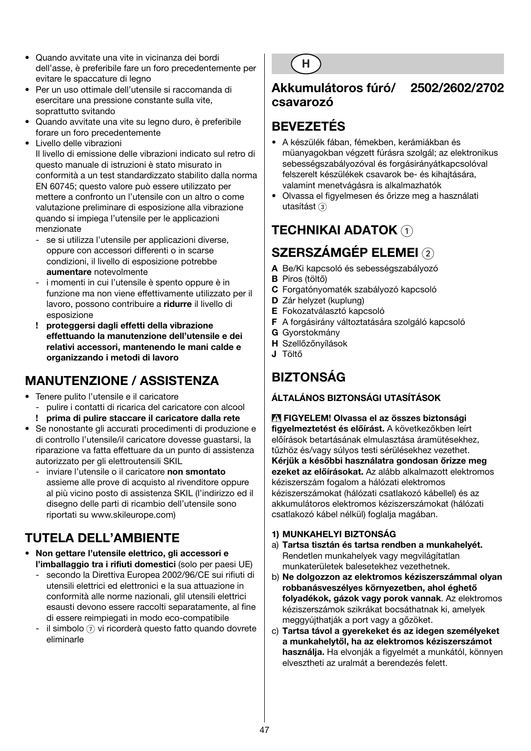- Quando avvitate una vite in vicinanza dei bordi dell'asse, è preferibile fare un foro precedentemente per evitare le spaccature di legno
- Per un uso ottimale dell'utensile si raccomanda di esercitare una pressione costante sulla vite, soprattutto svitando
- Quando avvitate una vite su legno duro, è preferibile forare un foro precedentemente
- Livello delle vibrazioni
  Il livello di emissione delle vibrazioni indicato sul retro di questo manuale di istruzioni è stato misurato in conformità a un test standardizzato stabilito dalla norma EN 60745; questo valore può essere utilizzato per mettere a confronto un l'utensile con un altro o come valutazione preliminare di esposizione alla vibrazione quando si impiega l'utensile per le applicazioni menzionate
  - se si utilizza l'utensile per applicazioni diverse, oppure con accessori differenti o in scarse condizioni, il livello di esposizione potrebbe **aumentare** notevolmente
  - i momenti in cui l'utensile è spento oppure è in funzione ma non viene effettivamente utilizzato per il lavoro, possono contribuire a **ridurre** il livello di esposizione
  
  ! **proteggersi dagli effetti della vibrazione effettuando la manutenzione dell'utensile e dei relativi accessori, mantenendo le mani calde e organizzando i metodi di lavoro**

## MANUTENZIONE / ASSISTENZA

- Tenere pulito l'utensile e il caricatore
  - pulire i contatti di ricarica del caricatore con alcool
  
  ! **prima di pulire staccare il caricatore dalla rete**
- Se nonostante gli accurati procedimenti di produzione e di controllo l'utensile/il caricatore dovesse guastarsi, la riparazione va fatta effettuare da un punto di assistenza autorizzato per gli elettroutensili SKIL
  - inviare l'utensile o il caricatore **non smontato** assieme alle prove di acquisto al rivenditore oppure al più vicino posto di assistenza SKIL (l'indirizzo ed il disegno delle parti di ricambio dell'utensile sono riportati su www.skileurope.com)

## TUTELA DELL'AMBIENTE

- **Non gettare l'utensile elettrico, gli accessori e l'imballaggio tra i rifiuti domestici** (solo per paesi UE)
  - secondo la Direttiva Europea 2002/96/CE sui rifiuti di utensili elettrici ed elettronici e la sua attuazione in conformità alle norme nazionali, glil utensili elettrici esausti devono essere raccolti separatamente, al fine di essere reimpiegati in modo eco-compatibile
  - il simbolo ⑦ vi ricorderà questo fatto quando dovrete eliminarle

**H**

# Akkumulátoros fúró/csavarozó 2502/2602/2702

## BEVEZETÉS

- A készülék fában, fémekben, kerámiákban és müanyagokban végzett fúrásra szolgál; az elektronikus sebességszabályozóval és forgásirányátkapcsolóval felszerelt készülékek csavarok be- és kihajtására, valamint menetvágásra is alkalmazhatók
- Olvassa el figyelmesen és őrizze meg a használati utasítást ③

## TECHNIKAI ADATOK ①

## SZERSZÁMGÉP ELEMEI ②

**A** Be/Ki kapcsoló és sebességszabályozó
**B** Piros (töltő)
**C** Forgatónyomaték szabályozó kapcsoló
**D** Zár helyzet (kuplung)
**E** Fokozatválasztó kapcsoló
**F** A forgásirány változtatására szolgáló kapcsoló
**G** Gyorstokmány
**H** Szellőzőnyílások
**J** Töltő

## BIZTONSÁG

### ÁLTALÁNOS BIZTONSÁGI UTASÍTÁSOK

⚠ **FIGYELEM! Olvassa el az összes biztonsági figyelmeztetést és előírást.** A következőkben leírt előírások betartásának elmulasztása áramütésekhez, tűzhöz és/vagy súlyos testi sérülésekhez vezethet. **Kérjük a későbbi használatra gondosan őrizze meg ezeket az előírásokat.** Az alább alkalmazott elektromos kéziszerszám fogalom a hálózati elektromos kéziszerszámokat (hálózati csatlakozó kábellel) és az akkumulátoros elektromos kéziszerszámokat (hálózati csatlakozó kábel nélkül) foglalja magában.

**1) MUNKAHELYI BIZTONSÁG**

a) **Tartsa tisztán és tartsa rendben a munkahelyét.** Rendetlen munkahelyek vagy megvilágítatlan munkaterületek balesetekhez vezethetnek.

b) **Ne dolgozzon az elektromos kéziszerszámmal olyan robbanásveszélyes környezetben, ahol éghető folyadékok, gázok vagy porok vannak**. Az elektromos kéziszerszámok szikrákat bocsáthatnak ki, amelyek meggyújthatják a port vagy a gőzöket.

c) **Tartsa távol a gyerekeket és az idegen személyeket a munkahelytől, ha az elektromos kéziszerszámot használja.** Ha elvonják a figyelmét a munkától, könnyen elvesztheti az uralmát a berendezés felett.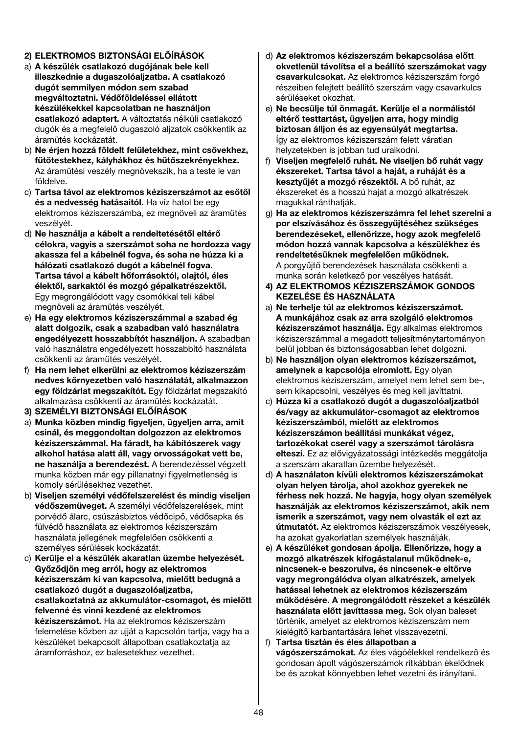**2) ELEKTROMOS BIZTONSÁGI ELŐÍRÁSOK**

a) **A készülék csatlakozó dugójának bele kell illeszkednie a dugaszolóaljzatba. A csatlakozó dugót semmilyen módon sem szabad megváltoztatni. Védőföldeléssel ellátott készülékekkel kapcsolatban ne használjon csatlakozó adaptert.** A változtatás nélküli csatlakozó dugók és a megfelelő dugaszoló aljzatok csökkentik az áramütés kockázatát.

b) **Ne érjen hozzá földelt felületekhez, mint csövekhez, fűtőtestekhez, kályhákhoz és hűtőszekrényekhez.** Az áramütési veszély megnövekszik, ha a teste le van földelve.

c) **Tartsa távol az elektromos kéziszerszámot az esőtől és a nedvesség hatásaitól.** Ha víz hatol be egy elektromos kéziszerszámba, ez megnöveli az áramütés veszélyét.

d) **Ne használja a kábelt a rendeltetésétől eltérő célokra, vagyis a szerszámot soha ne hordozza vagy akassza fel a kábelnél fogva, és soha ne húzza ki a hálózati csatlakozó dugót a kábelnél fogva. Tartsa távol a kábelt hőforrásoktól, olajtól, éles élektől, sarkaktól és mozgó gépalkatrészektől.** Egy megrongálódott vagy csomókkal teli kábel megnöveli az áramütés veszélyét.

e) **Ha egy elektromos kéziszerszámmal a szabad ég alatt dolgozik, csak a szabadban való használatra engedélyezett hosszabbítót használjon.** A szabadban való használatra engedélyezett hosszabbító használata csökkenti az áramütés veszélyét.

f) **Ha nem lehet elkerülni az elektromos kéziszerszám nedves környezetben való használatát, alkalmazzon egy földzárlat megszakítót.** Egy földzárlat megszakító alkalmazása csökkenti az áramütés kockázatát.

**3) SZEMÉLYI BIZTONSÁGI ELŐÍRÁSOK**

a) **Munka közben mindig figyeljen, ügyeljen arra, amit csinál, és meggondoltan dolgozzon az elektromos kéziszerszámmal. Ha fáradt, ha kábítószerek vagy alkohol hatása alatt áll, vagy orvosságokat vett be, ne használja a berendezést.** A berendezéssel végzett munka közben már egy pillanatnyi figyelmetlenség is komoly sérülésekhez vezethet.

b) **Viseljen személyi védőfelszerelést és mindig viseljen védőszemüveget.** A személyi védőfelszerelések, mint porvédő álarc, csúszásbiztos védőcipő, védősapka és fülvédő használata az elektromos kéziszerszám használata jellegének megfelelően csökkenti a személyes sérülések kockázatát.

c) **Kerülje el a készülék akaratlan üzembe helyezését. Győződjön meg arról, hogy az elektromos kéziszerszám ki van kapcsolva, mielőtt bedugná a csatlakozó dugót a dugaszolóaljzatba, csatlakoztatná az akkumulátor-csomagot, és mielőtt felvenné és vinni kezdené az elektromos kéziszerszámot.** Ha az elektromos kéziszerszám felemelése közben az ujját a kapcsolón tartja, vagy ha a készüléket bekapcsolt állapotban csatlakoztatja az áramforráshoz, ez balesetekhez vezethet.

d) **Az elektromos kéziszerszám bekapcsolása előtt okvetlenül távolítsa el a beállító szerszámokat vagy csavarkulcsokat.** Az elektromos kéziszerszám forgó részeiben felejtett beállító szerszám vagy csavarkulcs sérüléseket okozhat.

e) **Ne becsülje túl önmagát. Kerülje el a normálistól eltérő testtartást, ügyeljen arra, hogy mindig biztosan álljon és az egyensúlyát megtartsa.** Így az elektromos kéziszerszám felett váratlan helyzetekben is jobban tud uralkodni.

f) **Viseljen megfelelő ruhát. Ne viseljen bő ruhát vagy ékszereket. Tartsa távol a haját, a ruháját és a kesztyűjét a mozgó részektől.** A bő ruhát, az ékszereket és a hosszú hajat a mozgó alkatrészek magukkal ránthatják.

g) **Ha az elektromos kéziszerszámra fel lehet szerelni a por elszívásához és összegyűjtéséhez szükséges berendezéseket, ellenőrizze, hogy azok megfelelő módon hozzá vannak kapcsolva a készülékhez és rendeltetésüknek megfelelően működnek.** A porgyűjtő berendezések használata csökkenti a munka során keletkező por veszélyes hatását.

**4) AZ ELEKTROMOS KÉZISZERSZÁMOK GONDOS KEZELÉSE ÉS HASZNÁLATA**

a) **Ne terhelje túl az elektromos kéziszerszámot. A munkájához csak az arra szolgáló elektromos kéziszerszámot használja.** Egy alkalmas elektromos kéziszerszámmal a megadott teljesítménytartományon belül jobban és biztonságosabban lehet dolgozni.

b) **Ne használjon olyan elektromos kéziszerszámot, amelynek a kapcsolója elromlott.** Egy olyan elektromos kéziszerszám, amelyet nem lehet sem be-, sem kikapcsolni, veszélyes és meg kell javíttatni.

c) **Húzza ki a csatlakozó dugót a dugaszolóaljzatból és/vagy az akkumulátor-csomagot az elektromos kéziszerszámból, mielőtt az elektromos kéziszerszámon beállítási munkákat végez, tartozékokat cserél vagy a szerszámot tárolásra elteszi.** Ez az elővigyázatossági intézkedés meggátolja a szerszám akaratlan üzembe helyezését.

d) **A használaton kívüli elektromos kéziszerszámokat olyan helyen tárolja, ahol azokhoz gyerekek ne férhess nek hozzá. Ne hagyja, hogy olyan személyek használják az elektromos kéziszerszámot, akik nem ismerik a szerszámot, vagy nem olvasták el ezt az útmutatót.** Az elektromos kéziszerszámok veszélyesek, ha azokat gyakorlatlan személyek használják.

e) **A készüléket gondosan ápolja. Ellenőrizze, hogy a mozgó alkatrészek kifogástalanul működnek-e, nincsenek-e beszorulva, és nincsenek-e eltörve vagy megrongálódva olyan alkatrészek, amelyek hatással lehetnek az elektromos kéziszerszám működésére. A megrongálódott részeket a készülék használata előtt javíttassa meg.** Sok olyan baleset történik, amelyet az elektromos kéziszerszám nem kielégítő karbantartására lehet visszavezetni.

f) **Tartsa tisztán és éles állapotban a vágószerszámokat.** Az éles vágóélekkel rendelkező és gondosan ápolt vágószerszámok ritkábban ékelődnek be és azokat könnyebben lehet vezetni és irányítani.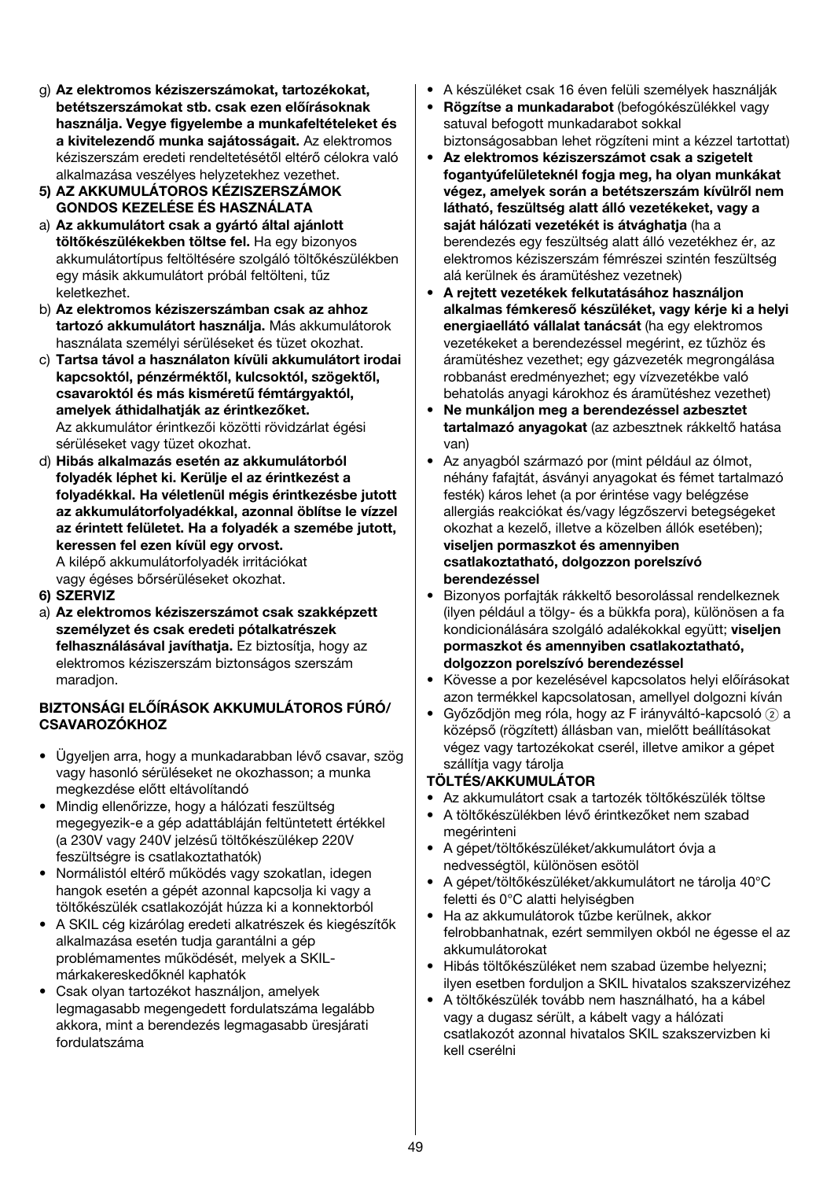g) **Az elektromos kéziszerszámokat, tartozékokat, betétszerszámokat stb. csak ezen előírásoknak használja. Vegye figyelembe a munkafeltételeket és a kivitelezendő munka sajátosságait.** Az elektromos kéziszerszám eredeti rendeltetésétől eltérő célokra való alkalmazása veszélyes helyzetekhez vezethet.

**5) AZ AKKUMULÁTOROS KÉZISZERSZÁMOK GONDOS KEZELÉSE ÉS HASZNÁLATA**

a) **Az akkumulátort csak a gyártó által ajánlott töltőkészülékekben töltse fel.** Ha egy bizonyos akkumulátortípus feltöltésére szolgáló töltőkészülékben egy másik akkumulátort próbál feltölteni, tűz keletkezhet.

b) **Az elektromos kéziszerszámban csak az ahhoz tartozó akkumulátort használja.** Más akkumulátorok használata személyi sérüléseket és tüzet okozhat.

c) **Tartsa távol a használaton kívüli akkumulátort irodai kapcsoktól, pénzérméktől, kulcsoktól, szögektől, csavaroktól és más kisméretű fémtárgyaktól, amelyek áthidalhatják az érintkezőket.** Az akkumulátor érintkezői közötti rövidzárlat égési sérüléseket vagy tüzet okozhat.

d) **Hibás alkalmazás esetén az akkumulátorból folyadék léphet ki. Kerülje el az érintkezést a folyadékkal. Ha véletlenül mégis érintkezésbe jutott az akkumulátorfolyadékkal, azonnal öblítse le vízzel az érintett felületet. Ha a folyadék a szemébe jutott, keressen fel ezen kívül egy orvost.** A kilépő akkumulátorfolyadék irritációkat vagy égéses bőrsérüléseket okozhat.

**6) SZERVIZ**

a) **Az elektromos kéziszerszámot csak szakképzett személyzet és csak eredeti pótalkatrészek felhasználásával javíthatja.** Ez biztosítja, hogy az elektromos kéziszerszám biztonságos szerszám maradjon.

**BIZTONSÁGI ELŐÍRÁSOK AKKUMULÁTOROS FÚRÓ/ CSAVAROZÓKHOZ**

- Ügyeljen arra, hogy a munkadarabban lévő csavar, szög vagy hasonló sérüléseket ne okozhasson; a munka megkezdése előtt eltávolítandó
- Mindig ellenőrizze, hogy a hálózati feszültség megegyezik-e a gép adattábláján feltüntetett értékkel (a 230V vagy 240V jelzésű töltőkészülékep 220V feszültségre is csatlakoztathatók)
- Normálistól eltérő működés vagy szokatlan, idegen hangok esetén a gépét azonnal kapcsolja ki vagy a töltőkészülék csatlakozóját húzza ki a konnektorból
- A SKIL cég kizárólag eredeti alkatrészek és kiegészítők alkalmazása esetén tudja garantálni a gép problémamentes működését, melyek a SKIL-márkakereskedőknél kaphatók
- Csak olyan tartozékot használjon, amelyek legmagasabb megengedett fordulatszáma legalább akkora, mint a berendezés legmagasabb üresjárati fordulatszáma
- A készüléket csak 16 éven felüli személyek használják
- **Rögzítse a munkadarabot** (befogókészülékkel vagy satuval befogott munkadarabot sokkal biztonságosabban lehet rögzíteni mint a kézzel tartottat)
- **Az elektromos kéziszerszámot csak a szigetelt fogantyúfelületeknél fogja meg, ha olyan munkákat végez, amelyek során a betétszerszám kívülről nem látható, feszültség alatt álló vezetékeket, vagy a saját hálózati vezetékét is átvághatja** (ha a berendezés egy feszültség alatt álló vezetékhez ér, az elektromos kéziszerszám fémrészei szintén feszültség alá kerülnek és áramütéshez vezetnek)
- **A rejtett vezetékek felkutatásához használjon alkalmas fémkereső készüléket, vagy kérje ki a helyi energiaellátó vállalat tanácsát** (ha egy elektromos vezetékeket a berendezéssel megérint, ez tűzhöz és áramütéshez vezethet; egy gázvezeték megrongálása robbanást eredményezhet; egy vízvezetékbe való behatolás anyagi károkhoz és áramütéshez vezethet)
- **Ne munkáljon meg a berendezéssel azbesztet tartalmazó anyagokat** (az azbesztnek rákkeltő hatása van)
- Az anyagból származó por (mint például az ólmot, néhány fafajtát, ásványi anyagokat és fémet tartalmazó festék) káros lehet (a por érintése vagy belégzése allergiás reakciókat és/vagy légzőszervi betegségeket okozhat a kezelő, illetve a közelben állók esetében); **viseljen pormaszkot és amennyiben csatlakoztatható, dolgozzon porelszívó berendezéssel**
- Bizonyos porfajták rákkeltő besorolással rendelkeznek (ilyen például a tölgy- és a bükkfa pora), különösen a fa kondicionálására szolgáló adalékokkal együtt; **viseljen pormaszkot és amennyiben csatlakoztatható, dolgozzon porelszívó berendezéssel**
- Kövesse a por kezelésével kapcsolatos helyi előírásokat azon termékkel kapcsolatosan, amellyel dolgozni kíván
- Győződjön meg róla, hogy az F irányváltó-kapcsoló ② a középső (rögzített) állásban van, mielőtt beállításokat végez vagy tartozékokat cserél, illetve amikor a gépet szállítja vagy tárolja

**TÖLTÉS/AKKUMULÁTOR**

- Az akkumulátort csak a tartozék töltőkészülék töltse
- A töltőkészülékben lévő érintkezőket nem szabad megérinteni
- A gépet/töltőkészüléket/akkumulátort óvja a nedvességtől, különösen esötől
- A gépet/töltőkészüléket/akkumulátort ne tárolja 40°C feletti és 0°C alatti helyiségben
- Ha az akkumulátorok tűzbe kerülnek, akkor felrobbanhatnak, ezért semmilyen okból ne égesse el az akkumulátorokat
- Hibás töltőkészüléket nem szabad üzembe helyezni; ilyen esetben forduljon a SKIL hivatalos szakszervizéhez
- A töltőkészülék tovább nem használható, ha a kábel vagy a dugasz sérült, a kábelt vagy a hálózati csatlakozót azonnal hivatalos SKIL szakszervizben ki kell cserélni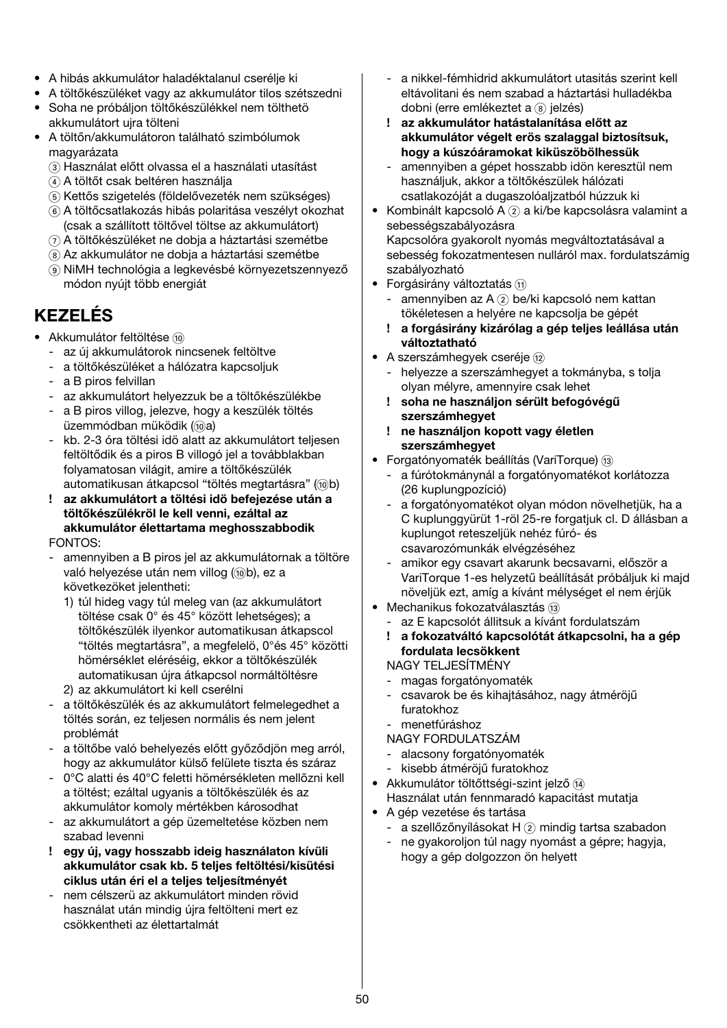- A hibás akkumulátor haladéktalanul cserélje ki
- A töltőkészüléket vagy az akkumulátor tilos szétszedni
- Soha ne próbáljon töltőkészülékkel nem tölthetö akkumulátort ujra tölteni
- A töltőn/akkumulátoron található szimbólumok magyarázata
  - ③ Használat előtt olvassa el a használati utasítást
  - ④ A töltőt csak beltéren használja
  - ⑤ Kettős szigetelés (földelővezeték nem szükséges)
  - ⑥ A töltőcsatlakozás hibás polaritása veszélyt okozhat (csak a szállított töltővel töltse az akkumulátort)
  - ⑦ A töltőkészüléket ne dobja a háztartási szemétbe
  - ⑧ Az akkumulátor ne dobja a háztartási szemétbe
  - ⑨ NiMH technológia a legkevésbé környezetszennyező módon nyújt több energiát

## KEZELÉS

- Akkumulátor feltöltése ⑩
  - az új akkumulátorok nincsenek feltöltve
  - a töltőkészüléket a hálózatra kapcsoljuk
  - a B piros felvillan
  - az akkumulátort helyezzuk be a töltőkészülékbe
  - a B piros villog, jelezve, hogy a keszülék töltés üzemmódban müködik (⑩a)
  - kb. 2-3 óra töltési idö alatt az akkumulátort teljesen feltöltődik és a piros B villogó jel a továbblakban folyamatosan világit, amire a töltőkészülék automatikusan átkapcsol "töltés megtartásra" (⑩b)
  
  **! az akkumulátort a töltési idö befejezése után a töltőkészülékröl le kell venni, ezáltal az akkumulátor élettartama meghosszabbodik**
  
  FONTOS:
  - amennyiben a B piros jel az akkumulátornak a töltöre való helyezése után nem villog (⑩b), ez a következöket jelentheti:
    1) túl hideg vagy túl meleg van (az akkumulátort töltése csak 0° és 45° között lehetséges); a töltőkészülék ilyenkor automatikusan átkapcsol "töltés megtartásra", a megfelelö, 0°és 45° közötti hömérséklet eléréséig, ekkor a töltőkészülék automatikusan újra átkapcsol normáltöltésre
    2) az akkumulátort ki kell cserélni
  - a töltőkészülék és az akkumulátort felmelegedhet a töltés során, ez teljesen normális és nem jelent problémát
  - a töltőbe való behelyezés előtt győződjön meg arról, hogy az akkumulátor külső felülete tiszta és száraz
  - 0°C alatti és 40°C feletti hömérsékleten mellőzni kell a töltést; ezáltal ugyanis a töltőkészülék és az akkumulátor komoly mértékben károsodhat
  - az akkumulátort a gép üzemeltetése közben nem szabad levenni
  
  **! egy új, vagy hosszabb ideig használaton kívüli akkumulátor csak kb. 5 teljes feltöltési/kisütési ciklus után éri el a teljes teljesítményét**
  
  - nem célszerü az akkumulátort minden rövid használat után mindig újra feltölteni mert ez csökkentheti az élettartalmát
  - a nikkel-fémhidrid akkumulátort utasítás szerint kell eltávolitani és nem szabad a háztartási hulladékba dobni (erre emlékeztet a ⑧ jelzés)
  
  **! az akkumulátor hatástalanítása előtt az akkumulátor végelt erös szalaggal biztosítsuk, hogy a kúszóáramokat kiküszöbölhessük**
  
  - amennyiben a gépet hosszabb idön keresztül nem használjuk, akkor a töltőkészülek hálózati csatlakozóját a dugaszolóaljzatból húzzuk ki
- Kombinált kapcsoló A ② a ki/be kapcsolásra valamint a sebességszabályozásra
  
  Kapcsolóra gyakorolt nyomás megváltoztatásával a sebesség fokozatmentesen nulláról max. fordulatszámig szabályozható
- Forgásirány változtatás ⑪
  - amennyiben az A ② be/ki kapcsoló nem kattan tökéletesen a helyére ne kapcsolja be gépét
  
  **! a forgásirány kizárólag a gép teljes leállása után változtatható**
- A szerszámhegyek cseréje ⑫
  - helyezze a szerszámhegyet a tokmányba, s tolja olyan mélyre, amennyire csak lehet
  
  **! soha ne használjon sérült befogóvégű szerszámhegyet**
  
  **! ne használjon kopott vagy életlen szerszámhegyet**
- Forgatónyomaték beállítás (VariTorque) ⑬
  - a fúrótokmánynál a forgatónyomatékot korlátozza (26 kuplungpozíció)
  - a forgatónyomatékot olyan módon növelhetjük, ha a C kuplunggyürüt 1-röl 25-re forgatjuk cl. D állásban a kuplungot reteszeljük nehéz fúró- és csavarozómunkák elvégzéséhez
  - amikor egy csavart akarunk becsavarni, először a VariTorque 1-es helyzetű beállítását próbáljuk ki majd növeljük ezt, amíg a kívánt mélységet el nem érjük
- Mechanikus fokozatválasztás ⑬
  - az E kapcsolót állítsuk a kívánt fordulatszám
  
  **! a fokozatváltó kapcsolótát átkapcsolni, ha a gép fordulata lecsökkent**
  
  NAGY TELJESÍTMÉNY
  - magas forgatónyomaték
  - csavarok be és kihajtásához, nagy átméröjű furatokhoz
  - menetfúráshoz
  
  NAGY FORDULATSZÁM
  - alacsony forgatónyomaték
  - kisebb átméröjű furatokhoz
- Akkumulátor töltöttségi-szint jelző ⑭
  
  Használat után fennmaradó kapacitást mutatja
- A gép vezetése és tartása
  - a szellőzőnyílásokat H ② mindig tartsa szabadon
  - ne gyakoroljon túl nagy nyomást a gépre; hagyja, hogy a gép dolgozzon ön helyett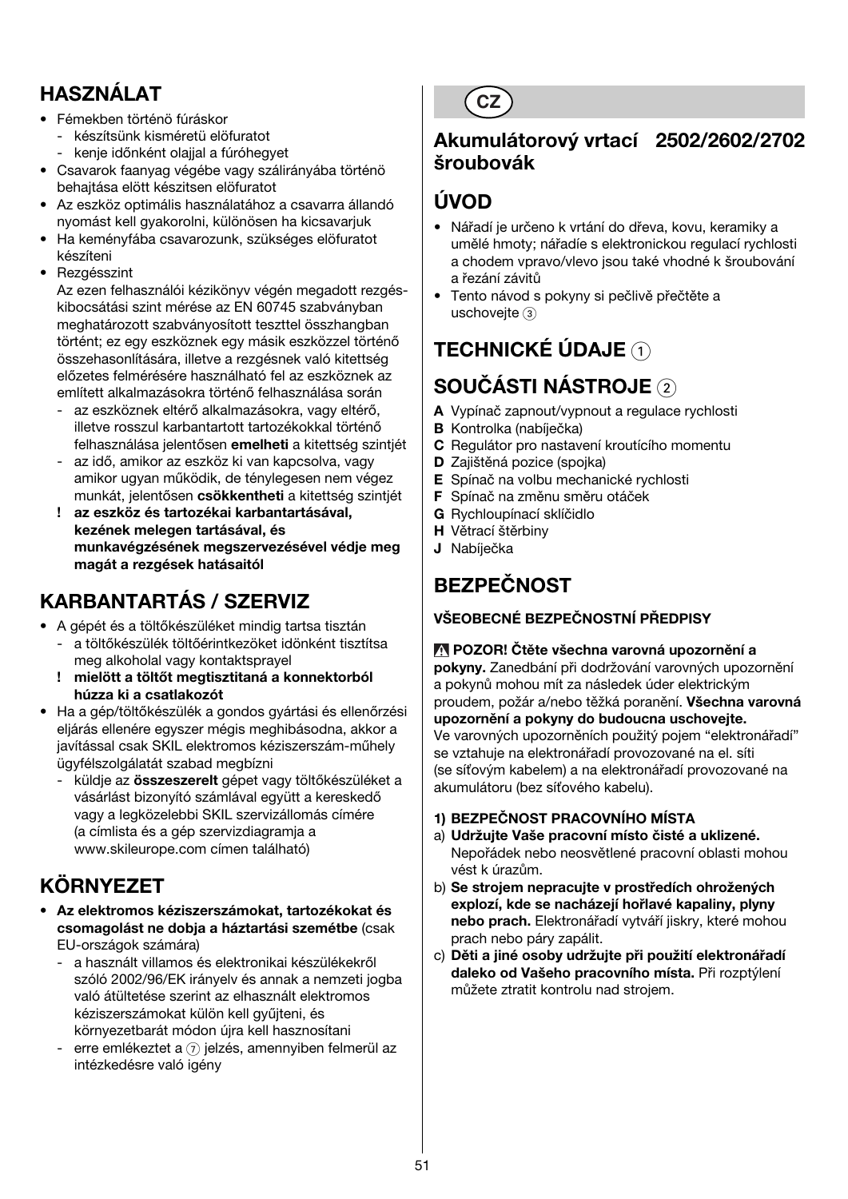## HASZNÁLAT

- Fémekben történö fúráskor
  - készítsünk kisméretü elöfuratot
  - kenje idönként olajjal a fúróhegyet
- Csavarok faanyag végébe vagy szálirányába történö behajtása elött készitsen elöfuratot
- Az eszköz optimális használatához a csavarra állandó nyomást kell gyakorolni, különösen ha kicsavarjuk
- Ha keményfába csavarozunk, szükséges elöfuratot késziteni
- Rezgésszint
  Az ezen felhasználói kézikönyv végén megadott rezgéskibocsátási szint mérése az EN 60745 szabványban meghatározott szabványosított teszttel összhangban történt; ez egy eszköznek egy másik eszközzel történő összehasonlítására, illetve a rezgésnek való kitettség előzetes felmérésére használható fel az eszköznek az említett alkalmazásokra történő felhasználása során
  - az eszköznek eltérő alkalmazásokra, vagy eltérő, illetve rosszul karbantartott tartozékokkal történő felhasználása jelentősen **emelheti** a kitettség szintjét
  - az idő, amikor az eszköz ki van kapcsolva, vagy amikor ugyan működik, de ténylegesen nem végez munkát, jelentősen **csökkentheti** a kitettség szintjét
  - ! **az eszköz és tartozékai karbantartásával, kezének melegen tartásával, és munkavégzésének megszervezésével védje meg magát a rezgések hatásaitól**

## KARBANTARTÁS / SZERVIZ

- A gépét és a töltőkészüléket mindig tartsa tisztán
  - a töltőkészülék töltőérintkezőket időnként tisztítsa meg alkohollal vagy kontaktsprayel
  - ! **mielött a töltőt megtisztitaná a konnektorból húzza ki a csatlakozót**
- Ha a gép/töltőkészülék a gondos gyártási és ellenőrzési eljárás ellenére egyszer mégis meghibásodna, akkor a javítással csak SKIL elektromos kéziszerszám-műhely ügyfélszolgálatát szabad megbízni
  - küldje az **összeszerelt** gépet vagy töltőkészüléket a vásárlást bizonyító számlával együtt a kereskedő vagy a legközelebbi SKIL szervizállomás címére (a címlista és a gép szervizdiagramja a www.skileurope.com címen található)

## KÖRNYEZET

- **Az elektromos kéziszerszámokat, tartozékokat és csomagolást ne dobja a háztartási szemétbe** (csak EU-országok számára)
  - a használt villamos és elektronikai készülékekről szóló 2002/96/EK irányelv és annak a nemzeti jogba való átültetése szerint az elhasznált elektromos kéziszerszámokat külön kell gyűjteni, és környezetbarát módon újra kell hasznosítani
  - erre emlékeztet a ⑦ jelzés, amennyiben felmerül az intézkedésre való igény

**CZ**

## Akumulátorový vrtací šroubovák 2502/2602/2702

## ÚVOD

- Nářadí je určeno k vrtání do dřeva, kovu, keramiky a umělé hmoty; nářadie s elektronickou regulací rychlosti a chodem vpravo/vlevo jsou také vhodné k šroubování a řezání závitů
- Tento návod s pokyny si pečlivě přečtěte a uschovejte ③

## TECHNICKÉ ÚDAJE ①

## SOUČÁSTI NÁSTROJE ②

**A** Vypínač zapnout/vypnout a regulace rychlosti
**B** Kontrolka (nabíječka)
**C** Regulátor pro nastavení kroutícího momentu
**D** Zajištěná pozice (spojka)
**E** Spínač na volbu mechanické rychlosti
**F** Spínač na změnu směru otáček
**G** Rychloupínací sklíčidlo
**H** Větrací štěrbiny
**J** Nabíječka

## BEZPEČNOST

### VŠEOBECNÉ BEZPEČNOSTNÍ PŘEDPISY

⚠ **POZOR! Čtěte všechna varovná upozornění a pokyny.** Zanedbání při dodržování varovných upozornění a pokynů mohou mít za následek úder elektrickým proudem, požár a/nebo těžká poranění. **Všechna varovná upozornění a pokyny do budoucna uschovejte.** Ve varovných upozorněních použitý pojem "elektronářadí" se vztahuje na elektronářadí provozované na el. síti (se síťovým kabelem) a na elektronářadí provozované na akumulátoru (bez síťového kabelu).

**1) BEZPEČNOST PRACOVNÍHO MÍSTA**

a) **Udržujte Vaše pracovní místo čisté a uklizené.** Nepořádek nebo neosvětlené pracovní oblasti mohou vést k úrazům.
b) **Se strojem nepracujte v prostředích ohrožených explozí, kde se nacházejí hořlavé kapaliny, plyny nebo prach.** Elektronářadí vytváří jiskry, které mohou prach nebo páry zapálit.
c) **Děti a jiné osoby udržujte při použití elektronářadí daleko od Vašeho pracovního místa.** Při rozptýlení můžete ztratit kontrolu nad strojem.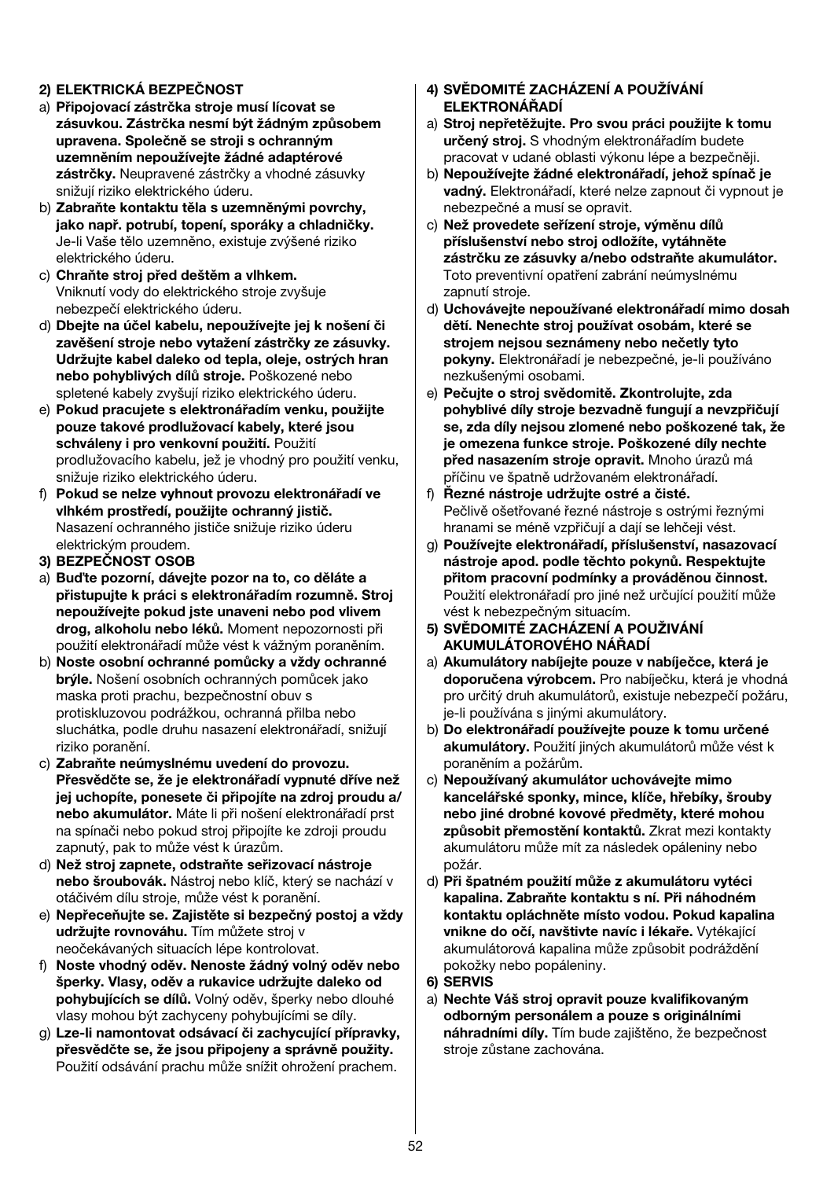#### 2) ELEKTRICKÁ BEZPEČNOST

a) **Připojovací zástrčka stroje musí lícovat se zásuvkou. Zástrčka nesmí být žádným způsobem upravena. Společně se stroji s ochranným uzemněním nepoužívejte žádné adaptérové zástrčky.** Neupravené zástrčky a vhodné zásuvky snižují riziko elektrického úderu.
b) **Zabraňte kontaktu těla s uzemněnými povrchy, jako např. potrubí, topení, sporáky a chladničky.** Je-li Vaše tělo uzemněno, existuje zvýšené riziko elektrického úderu.
c) **Chraňte stroj před deštěm a vlhkem.** Vniknutí vody do elektrického stroje zvyšuje nebezpečí elektrického úderu.
d) **Dbejte na účel kabelu, nepoužívejte jej k nošení či zavěšení stroje nebo vytažení zástrčky ze zásuvky. Udržujte kabel daleko od tepla, oleje, ostrých hran nebo pohyblivých dílů stroje.** Poškozené nebo spletené kabely zvyšují riziko elektrického úderu.
e) **Pokud pracujete s elektronářadím venku, použijte pouze takové prodlužovací kabely, které jsou schváleny i pro venkovní použití.** Použití prodlužovacího kabelu, jež je vhodný pro použití venku, snižuje riziko elektrického úderu.
f) **Pokud se nelze vyhnout provozu elektronářadí ve vlhkém prostředí, použijte ochranný jistič.** Nasazení ochranného jističe snižuje riziko úderu elektrickým proudem.

#### 3) BEZPEČNOST OSOB

a) **Buďte pozorní, dávejte pozor na to, co děláte a přistupujte k práci s elektronářadím rozumně. Stroj nepoužívejte pokud jste unaveni nebo pod vlivem drog, alkoholu nebo léků.** Moment nepozornosti při použití elektronářadí může vést k vážným poraněním.
b) **Noste osobní ochranné pomůcky a vždy ochranné brýle.** Nošení osobních ochranných pomůcek jako maska proti prachu, bezpečnostní obuv s protiskluzovou podrážkou, ochranná přilba nebo sluchátka, podle druhu nasazení elektronářadí, snižují riziko poranění.
c) **Zabraňte neúmyslnému uvedení do provozu. Přesvědčte se, že je elektronářadí vypnuté dříve než jej uchopíte, ponesete či připojíte na zdroj proudu a/ nebo akumulátor.** Máte li při nošení elektronářadí prst na spínači nebo pokud stroj připojíte ke zdroji proudu zapnutý, pak to může vést k úrazům.
d) **Než stroj zapnete, odstraňte seřizovací nástroje nebo šroubovák.** Nástroj nebo klíč, který se nachází v otáčivém dílu stroje, může vést k poranění.
e) **Nepřeceňujte se. Zajistěte si bezpečný postoj a vždy udržujte rovnováhu.** Tím můžete stroj v neočekávaných situacích lépe kontrolovat.
f) **Noste vhodný oděv. Nenoste žádný volný oděv nebo šperky. Vlasy, oděv a rukavice udržujte daleko od pohybujících se dílů.** Volný oděv, šperky nebo dlouhé vlasy mohou být zachyceny pohybujícími se díly.
g) **Lze-li namontovat odsávací či zachycující přípravky, přesvědčte se, že jsou připojeny a správně použity.** Použití odsávání prachu může snížit ohrožení prachem.

#### 4) SVĚDOMITÉ ZACHÁZENÍ A POUŽÍVÁNÍ ELEKTRONÁŘADÍ

a) **Stroj nepřetěžujte. Pro svou práci použijte k tomu určený stroj.** S vhodným elektronářadím budete pracovat v udané oblasti výkonu lépe a bezpečněji.
b) **Nepoužívejte žádné elektronářadí, jehož spínač je vadný.** Elektronářadí, které nelze zapnout či vypnout je nebezpečné a musí se opravit.
c) **Než provedete seřízení stroje, výměnu dílů příslušenství nebo stroj odložíte, vytáhněte zástrčku ze zásuvky a/nebo odstraňte akumulátor.** Toto preventivní opatření zabrání neúmyslnému zapnutí stroje.
d) **Uchovávejte nepoužívané elektronářadí mimo dosah dětí. Nenechte stroj používat osobám, které se strojem nejsou seznámeny nebo nečetly tyto pokyny.** Elektronářadí je nebezpečné, je-li používáno nezkušenými osobami.
e) **Pečujte o stroj svědomitě. Zkontrolujte, zda pohyblivé díly stroje bezvadně fungují a nevzpřičují se, zda díly nejsou zlomené nebo poškozené tak, že je omezena funkce stroje. Poškozené díly nechte před nasazením stroje opravit.** Mnoho úrazů má příčinu ve špatně udržovaném elektronářadí.
f) **Řezné nástroje udržujte ostré a čisté.** Pečlivě ošetřované řezné nástroje s ostrými řeznými hranami se méně vzpřičují a dají se lehčeji vést.
g) **Používejte elektronářadí, příslušenství, nasazovací nástroje apod. podle těchto pokynů. Respektujte přitom pracovní podmínky a prováděnou činnost.** Použití elektronářadí pro jiné než určující použití může vést k nebezpečným situacím.

#### 5) SVĚDOMITÉ ZACHÁZENÍ A POUŽIVÁNÍ AKUMULÁTOROVÉHO NÁŘADÍ

a) **Akumulátory nabíjejte pouze v nabíječce, která je doporučena výrobcem.** Pro nabíječku, která je vhodná pro určitý druh akumulátorů, existuje nebezpečí požáru, je-li používána s jinými akumulátory.
b) **Do elektronářadí používejte pouze k tomu určené akumulátory.** Použití jiných akumulátorů může vést k poraněním a požárům.
c) **Nepoužívaný akumulátor uchovávejte mimo kancelářské sponky, mince, klíče, hřebíky, šrouby nebo jiné drobné kovové předměty, které mohou způsobit přemostění kontaktů.** Zkrat mezi kontakty akumulátoru může mít za následek opáleniny nebo požár.
d) **Při špatném použití může z akumulátoru vytéci kapalina. Zabraňte kontaktu s ní. Při náhodném kontaktu opláchněte místo vodou. Pokud kapalina vnikne do očí, navštivte navíc i lékaře.** Vytékající akumulátorová kapalina může způsobit podráždění pokožky nebo popáleniny.

#### 6) SERVIS

a) **Nechte Váš stroj opravit pouze kvalifikovaným odborným personálem a pouze s originálními náhradními díly.** Tím bude zajištěno, že bezpečnost stroje zůstane zachována.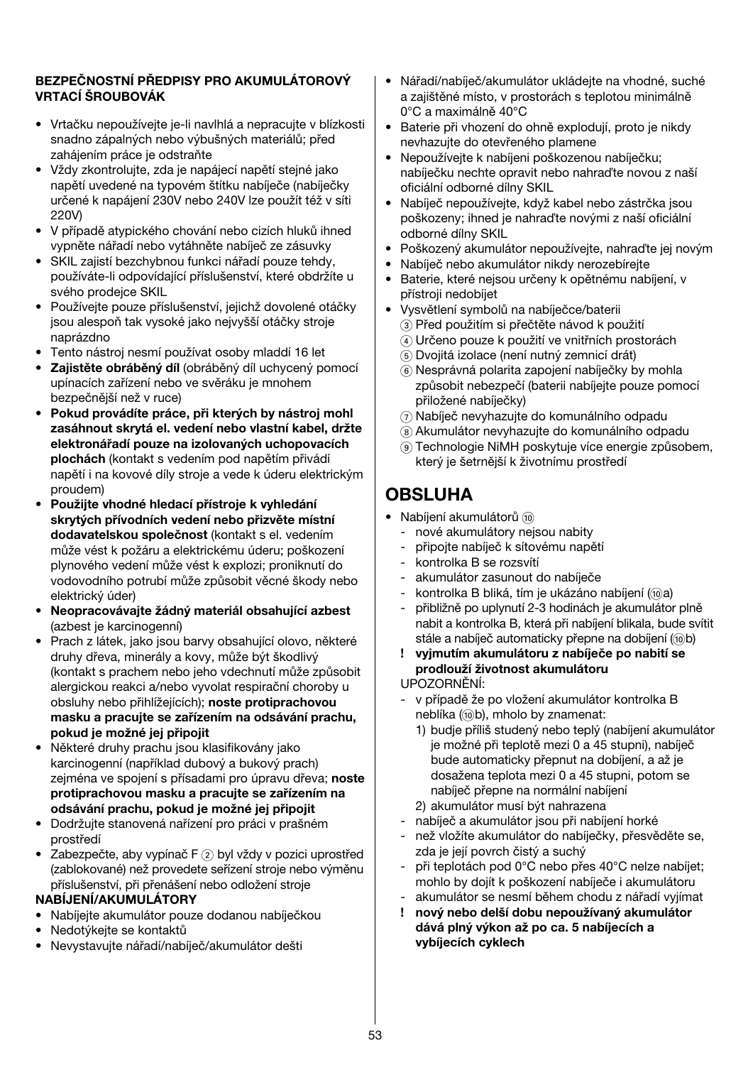**BEZPEČNOSTNÍ PŘEDPISY PRO AKUMULÁTOROVÝ VRTACÍ ŠROUBOVÁK**

- Vrtačku nepoužívejte je-li navlhlá a nepracujte v blízkosti snadno zápalných nebo výbušných materiálů; před zahájením práce je odstraňte
- Vždy zkontrolujte, zda je napájecí napětí stejné jako napětí uvedené na typovém štítku nabíječe (nabíječky určené k napájení 230V nebo 240V lze použít též v síti 220V)
- V případě atypického chování nebo cizích hluků ihned vypněte nářadí nebo vytáhněte nabíječ ze zásuvky
- SKIL zajistí bezchybnou funkci nářadí pouze tehdy, používáte-li odpovídající příslušenství, které obdržíte u svého prodejce SKIL
- Používejte pouze příslušenství, jejichž dovolené otáčky jsou alespoň tak vysoké jako nejvyšší otáčky stroje naprázdno
- Tento nástroj nesmí používat osoby mladdí 16 let
- **Zajistěte obráběný díl** (obráběný díl uchycený pomocí upínacích zařízení nebo ve svěráku je mnohem bezpečnější než v ruce)
- **Pokud provádíte práce, při kterých by nástroj mohl zasáhnout skrytá el. vedení nebo vlastní kabel, držte elektronářadí pouze na izolovaných uchopovacích plochách** (kontakt s vedením pod napětím přivádí napětí i na kovové díly stroje a vede k úderu elektrickým proudem)
- **Použijte vhodné hledací přístroje k vyhledání skrytých přívodních vedení nebo přizvěte místní dodavatelskou společnost** (kontakt s el. vedením může vést k požáru a elektrickému úderu; poškození plynového vedení může vést k explozi; proniknutí do vodovodního potrubí může způsobit věcné škody nebo elektrický úder)
- **Neopracovávajte žádný materiál obsahující azbest** (azbest je karcinogenní)
- Prach z látek, jako jsou barvy obsahující olovo, některé druhy dřeva, minerály a kovy, může být škodlivý (kontakt s prachem nebo jeho vdechnutí může způsobit alergickou reakci a/nebo vyvolat respirační choroby u obsluhy nebo přihlížejících); **noste protiprachovou masku a pracujte se zařízením na odsávání prachu, pokud je možné jej připojit**
- Některé druhy prachu jsou klasifikovány jako karcinogenní (například dubový a bukový prach) zejména ve spojení s přísadami pro úpravu dřeva; **noste protiprachovou masku a pracujte se zařízením na odsávání prachu, pokud je možné jej připojit**
- Dodržujte stanovená nařízení pro práci v prašném prostředí
- Zabezpečte, aby vypínač F ② byl vždy v pozici uprostřed (zablokované) než provedete seřízení stroje nebo výměnu příslušenství, při přenášení nebo odložení stroje

**NABÍJENÍ/AKUMULÁTORY**

- Nabíjejte akumulátor pouze dodanou nabíječkou
- Nedotýkejte se kontaktů
- Nevystavujte nářadí/nabíječ/akumulátor dešti
- Nářadí/nabíječ/akumulátor ukládejte na vhodné, suché a zajištěné místo, v prostorách s teplotou minimálně 0°C a maximálně 40°C
- Baterie při vhození do ohně explodují, proto je nikdy nevhazujte do otevřeného plamene
- Nepoužívejte k nabíjeni poškozenou nabíječku; nabíječku nechte opravit nebo nahraďte novou z naší oficiální odborné dílny SKIL
- Nabíječ nepoužívejte, když kabel nebo zástrčka jsou poškozeny; ihned je nahraďte novými z naší oficiální odborné dílny SKIL
- Poškozený akumulátor nepoužívejte, nahraďte jej novým
- Nabíječ nebo akumulátor nikdy nerozebírejte
- Baterie, které nejsou určeny k opětnému nabíjení, v přístroji nedobíjet
- Vysvětlení symbolů na nabíječce/baterii
  - ③ Před použitím si přečtěte návod k použití
  - ④ Určeno pouze k použití ve vnitřních prostorách
  - ⑤ Dvojitá izolace (není nutný zemnicí drát)
  - ⑥ Nesprávná polarita zapojení nabíječky by mohla způsobit nebezpečí (baterii nabíjejte pouze pomocí přiložené nabíječky)
  - ⑦ Nabíječ nevyhazujte do komunálního odpadu
  - ⑧ Akumulátor nevyhazujte do komunálního odpadu
  - ⑨ Technologie NiMH poskytuje více energie způsobem, který je šetrnější k životnímu prostředí

# OBSLUHA

- Nabíjení akumulátorů ⑩
  - nové akumulátory nejsou nabity
  - připojte nabíječ k sítovému napětí
  - kontrolka B se rozsvítí
  - akumulátor zasunout do nabíječe
  - kontrolka B bliká, tím je ukázáno nabíjení (⑩a)
  - přibližně po uplynutí 2-3 hodinách je akumulátor plně nabit a kontrolka B, která při nabíjení blikala, bude svítit stále a nabíječ automaticky přepne na dobíjení (⑩b)
  
  **! vyjmutím akumulátoru z nabíječe po nabití se prodlouží životnost akumulátoru**
  
  UPOZORNĚNÍ:
  - v případě že po vložení akumulátor kontrolka B neblíká (⑩b), mholo by znamenat:
    1) budje příliš studený nebo teplý (nabíjení akumulátor je možné při teplotě mezi 0 a 45 stupni), nabíječ bude automaticky přepnut na dobíjení, a až je dosažena teplota mezi 0 a 45 stupni, potom se nabíječ přepne na normální nabíjení
    2) akumulátor musí být nahrazena
  - nabíječ a akumulátor jsou při nabíjení horké
  - než vložíte akumulátor do nabíječky, přesvěděte se, zda je její povrch čistý a suchý
  - při teplotách pod 0°C nebo přes 40°C nelze nabíjet; mohlo by dojít k poškození nabíječe i akumulátoru
  - akumulátor se nesmí během chodu z nářadí vyjímat
  
  **! nový nebo delší dobu nepoužívaný akumulátor dává plný výkon až po ca. 5 nabíjecích a vybíjecích cyklech**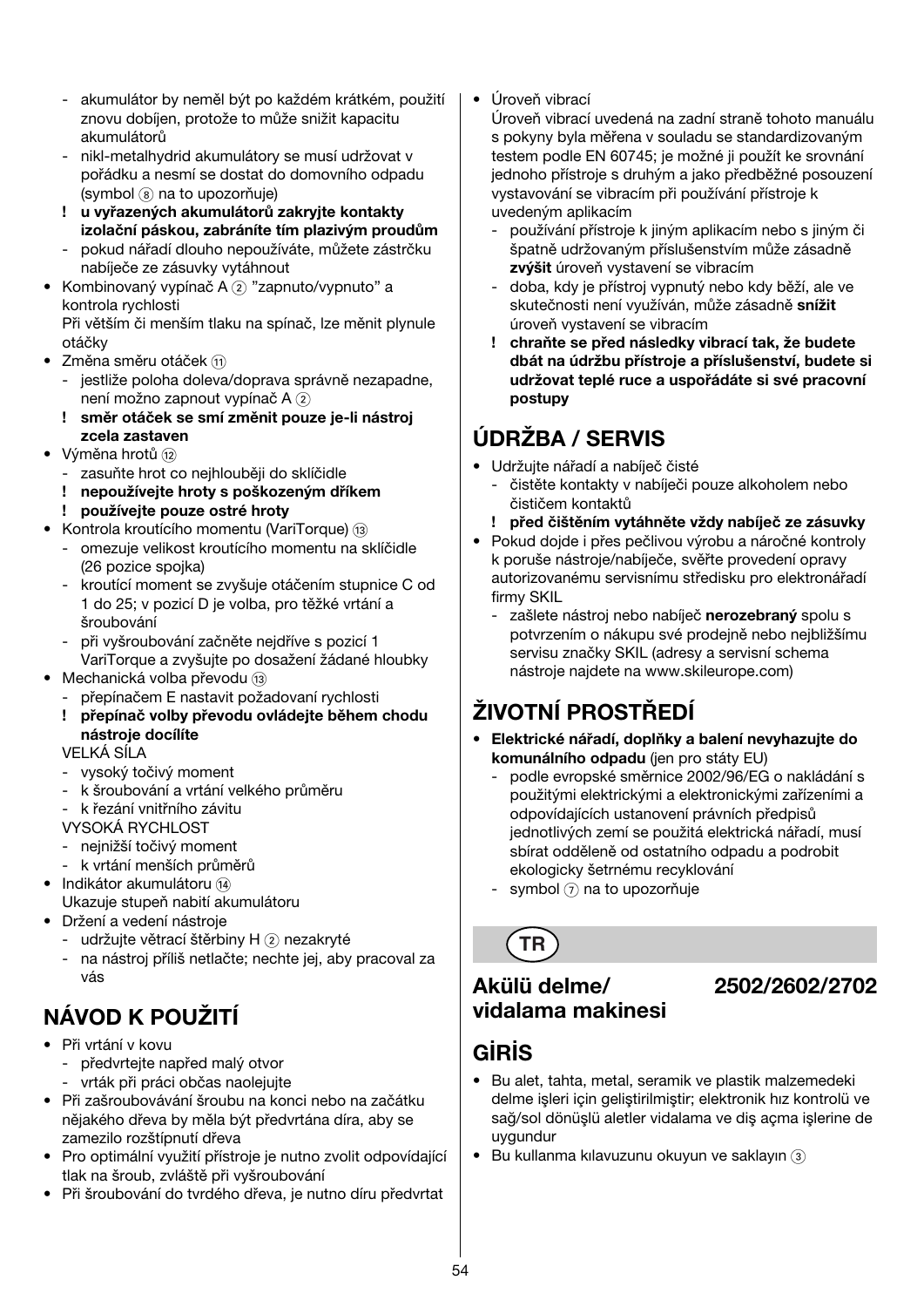- akumulátor by neměl být po každém krátkém, použití znovu dobíjen, protože to může snížit kapacitu akumulátorů
- nikl-metalhydrid akumulátory se musí udržovat v pořádku a nesmí se dostat do domovního odpadu (symbol ⑧ na to upozorňuje)
- **! u vyřazených akumulátorů zakryjte kontakty izolační páskou, zabráníte tím plazivým proudům**
- pokud nářadí dlouho nepoužíváte, můžete zástrčku nabíječe ze zásuvky vytáhnout

• Kombinovaný vypínač A ② "zapnuto/vypnuto" a kontrola rychlosti
Při větším či menším tlaku na spínač, lze měnit plynule otáčky

• Změna směru otáček ⑪
- jestliže poloha doleva/doprava správně nezapadne, není možno zapnout vypínač A ②
- **! směr otáček se smí změnit pouze je-li nástroj zcela zastaven**

• Výměna hrotů ⑫
- zasuňte hrot co nejhlouběji do sklíčidle
- **! nepoužívejte hroty s poškozeným dříkem**
- **! používejte pouze ostré hroty**

• Kontrola kroutícího momentu (VariTorque) ⑬
- omezuje velikost kroutícího momentu na sklíčidle (26 pozice spojka)
- kroutící moment se zvyšuje otáčením stupnice C od 1 do 25; v pozicí D je volba, pro těžké vrtání a šroubování
- při vyšroubování začněte nejdříve s pozicí 1 VariTorque a zvyšujte po dosažení žádané hloubky

• Mechanická volba převodu ⑬
- přepínačem E nastavit požadovaní rychlosti
- **! přepínač volby převodu ovládejte během chodu nástroje docílíte**

VELKÁ SÍLA
- vysoký točivý moment
- k šroubování a vrtání velkého průměru
- k řezání vnitřního závitu

VYSOKÁ RYCHLOST
- nejnižší točivý moment
- k vrtání menších průměrů

• Indikátor akumulátoru ⑭
Ukazuje stupeň nabití akumulátoru

• Držení a vedení nástroje
- udržujte větrací štěrbiny H ② nezakryté
- na nástroj příliš netlačte; nechte jej, aby pracoval za vás

## NÁVOD K POUŽITÍ

• Při vrtání v kovu
- předvrtejte napřed malý otvor
- vrták při práci občas naolejujte

• Při zašroubovávání šroubu na konci nebo na začátku nějakého dřeva by měla být předvrtána díra, aby se zamezilo rozštípnutí dřeva

• Pro optimální využití přístroje je nutno zvolit odpovídající tlak na šroub, zvláště při vyšroubování

• Při šroubování do tvrdého dřeva, je nutno díru předvrtat

• Úroveň vibrací
Úroveň vibrací uvedená na zadní straně tohoto manuálu s pokyny byla měřena v souladu se standardizovaným testem podle EN 60745; je možné ji použít ke srovnání jednoho přístroje s druhým a jako předběžné posouzení vystavování se vibracím při používání přístroje k uvedeným aplikacím
- používání přístroje k jiným aplikacím nebo s jiným či špatně udržovaným příslušenstvím může zásadně **zvýšit** úroveň vystavení se vibracím
- doba, kdy je přístroj vypnutý nebo kdy běží, ale ve skutečnosti není využíván, může zásadně **snížit** úroveň vystavení se vibracím
- **! chraňte se před následky vibrací tak, že budete dbát na údržbu přístroje a příslušenství, budete si udržovat teplé ruce a uspořádáte si své pracovní postupy**

## ÚDRŽBA / SERVIS

• Udržujte nářadí a nabíječ čisté
- čistěte kontakty v nabíječi pouze alkoholem nebo čističem kontaktů
- **! před čištěním vytáhněte vždy nabíječ ze zásuvky**

• Pokud dojde i přes pečlivou výrobu a náročné kontroly k poruše nástroje/nabíječe, svěřte provedení opravy autorizovanému servisnímu středisku pro elektronářadí firmy SKIL
- zašlete nástroj nebo nabíječ **nerozebraný** spolu s potvrzením o nákupu své prodejně nebo nejbližšímu servisu značky SKIL (adresy a servisní schema nástroje najdete na www.skileurope.com)

## ŽIVOTNÍ PROSTŘEDÍ

• **Elektrické nářadí, doplňky a balení nevyhazujte do komunálního odpadu** (jen pro státy EU)
- podle evropské směrnice 2002/96/EG o nakládání s použitými elektrickými a elektronickými zařízeními a odpovídajících ustanovení právních předpisů jednotlivých zemí se použitá elektrická nářadí, musí sbírat odděleně od ostatního odpadu a podrobit ekologicky šetrnému recyklování
- symbol ⑦ na to upozorňuje

**TR**

# Akülü delme/ vidalama makinesi 2502/2602/2702

## GİRİŞ

• Bu alet, tahta, metal, seramik ve plastik malzemedeki delme işleri için geliştirilmiştir; elektronik hız kontrolü ve sağ/sol dönüşlü aletler vidalama ve diş açma işlerine de uygundur

• Bu kullanma kılavuzunu okuyun ve saklayın ③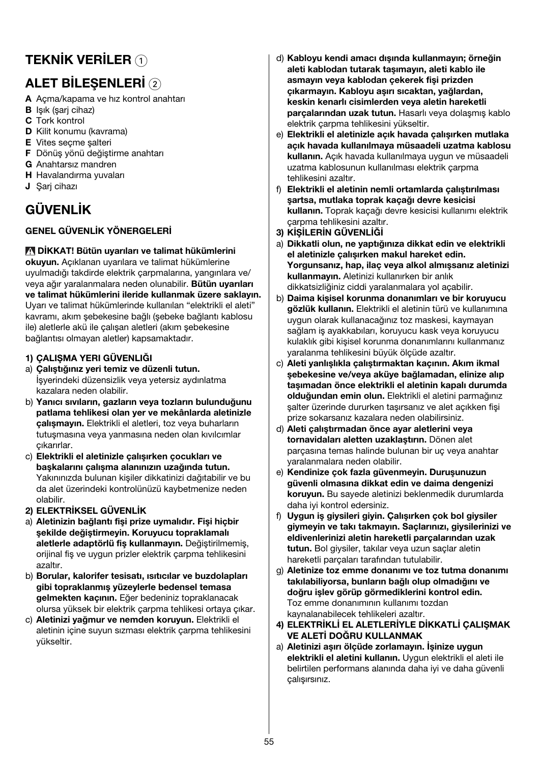# TEKNİK VERİLER ①

# ALET BİLEŞENLERİ ②

**A** Açma/kapama ve hız kontrol anahtarı
**B** Işık (şarj cihaz)
**C** Tork kontrol
**D** Kilit konumu (kavrama)
**E** Vites seçme şalteri
**F** Dönüş yönü değiştirme anahtarı
**G** Anahtarsız mandren
**H** Havalandırma yuvaları
**J** Şarj cihazı

# GÜVENLİK

### GENEL GÜVENLİK YÖNERGELERİ

⚠ **DİKKAT! Bütün uyarıları ve talimat hükümlerini okuyun.** Açıklanan uyarılara ve talimat hükümlerine uyulmadığı takdirde elektrik çarpmalarına, yangınlara ve/ veya ağır yaralanmalara neden olunabilir. **Bütün uyarıları ve talimat hükümlerini ileride kullanmak üzere saklayın.** Uyarı ve talimat hükümlerinde kullanılan "elektrikli el aleti" kavramı, akım şebekesine bağlı (şebeke bağlantı kablosu ile) aletlerle akü ile çalışan aletleri (akım şebekesine bağlantısı olmayan aletler) kapsamaktadır.

**1) ÇALIŞMA YERI GÜVENLIĞI**

a) **Çalıştığınız yeri temiz ve düzenli tutun.** İşyerindeki düzensizlik veya yetersiz aydınlatma kazalara neden olabilir.
b) **Yanıcı sıvıların, gazların veya tozların bulunduğunu patlama tehlikesi olan yer ve mekânlarda aletinizle çalışmayın.** Elektrikli el aletleri, toz veya buharların tutuşmasına veya yanmasına neden olan kıvılcımlar çıkarırlar.
c) **Elektrikli el aletinizle çalışırken çocukları ve başkalarını çalışma alanınızın uzağında tutun.** Yakınınızda bulunan kişiler dikkatinizi dağıtabilir ve bu da alet üzerindeki kontrolünüzü kaybetmenize neden olabilir.

**2) ELEKTRİKSEL GÜVENLİK**

a) **Aletinizin bağlantı fişi prize uymalıdır. Fişi hiçbir şekilde değiştirmeyin. Koruyucu topraklamalı aletlerle adaptörlü fiş kullanmayın.** Değiştirilmemiş, orijinal fiş ve uygun prizler elektrik çarpma tehlikesini azaltır.
b) **Borular, kalorifer tesisatı, ısıtıcılar ve buzdolapları gibi topraklanmış yüzeylerle bedensel temasa gelmekten kaçının.** Eğer bedeniniz topraklanacak olursa yüksek bir elektrik çarpma tehlikesi ortaya çıkar.
c) **Aletinizi yağmur ve nemden koruyun.** Elektrikli el aletinin içine suyun sızması elektrik çarpma tehlikesini yükseltir.
d) **Kabloyu kendi amacı dışında kullanmayın; örneğin aleti kablodan tutarak taşımayın, aleti kablo ile asmayın veya kablodan çekerek fişi prizden çıkarmayın. Kabloyu aşırı sıcaktan, yağlardan, keskin kenarlı cisimlerden veya aletin hareketli parçalarından uzak tutun.** Hasarlı veya dolaşmış kablo elektrik çarpma tehlikesini yükseltir.
e) **Elektrikli el aletinizle açık havada çalışırken mutlaka açık havada kullanılmaya müsaadeli uzatma kablosu kullanın.** Açık havada kullanılmaya uygun ve müsaadeli uzatma kablosunun kullanılması elektrik çarpma tehlikesini azaltır.
f) **Elektrikli el aletinin nemli ortamlarda çalıştırılması şartsa, mutlaka toprak kaçağı devre kesicisi kullanın.** Toprak kaçağı devre kesicisi kullanımı elektrik çarpma tehlikesini azaltır.

**3) KİŞİLERİN GÜVENLİĞİ**

a) **Dikkatli olun, ne yaptığınıza dikkat edin ve elektrikli el aletinizle çalışırken makul hareket edin. Yorgunsanız, hap, ilaç veya alkol almışsanız aletinizi kullanmayın.** Aletinizi kullanırken bir anlık dikkatsizliğiniz ciddi yaralanmalara yol açabilir.
b) **Daima kişisel korunma donanımları ve bir koruyucu gözlük kullanın.** Elektrikli el aletinin türü ve kullanımına uygun olarak kullanacağınız toz maskesi, kaymayan sağlam iş ayakkabıları, koruyucu kask veya koruyucu kulaklık gibi kişisel korunma donanımlarını kullanmanız yaralanma tehlikesini büyük ölçüde azaltır.
c) **Aleti yanlışlıkla çalıştırmaktan kaçının. Akım ikmal şebekesine ve/veya aküye bağlamadan, elinize alıp taşımadan önce elektrikli el aletinin kapalı durumda olduğundan emin olun.** Elektrikli el aletini parmağınız şalter üzerinde dururken taşırsanız ve alet açıkken fişi prize sokarsanız kazalara neden olabilirsiniz.
d) **Aleti çalıştırmadan önce ayar aletlerini veya tornavidaları aletten uzaklaştırın.** Dönen alet parçasına temas halinde bulunan bir uç veya anahtar yaralanmalara neden olabilir.
e) **Kendinize çok fazla güvenmeyin. Duruşunuzun güvenli olmasına dikkat edin ve daima dengenizi koruyun.** Bu sayede aletinizi beklenmedik durumlarda daha iyi kontrol edersiniz.
f) **Uygun iş giysileri giyin. Çalışırken çok bol giysiler giymeyin ve takı takmayın. Saçlarınızı, giysilerinizi ve eldivenlerinizi aletin hareketli parçalarından uzak tutun.** Bol giysiler, takılar veya uzun saçlar aletin hareketli parçaları tarafından tutulabilir.
g) **Aletinize toz emme donanımı ve toz tutma donanımı takılabiliyorsa, bunların bağlı olup olmadığını ve doğru işlev görüp görmediklerini kontrol edin.** Toz emme donanımının kullanımı tozdan kaynalanabilecek tehlikeleri azaltır.

**4) ELEKTRİKLİ EL ALETLERİYLE DİKKATLİ ÇALIŞMAK VE ALETİ DOĞRU KULLANMAK**

a) **Aletinizi aşırı ölçüde zorlamayın. İşinize uygun elektrikli el aletini kullanın.** Uygun elektrikli el aleti ile belirtilen performans alanında daha iyi ve daha güvenli çalışırsınız.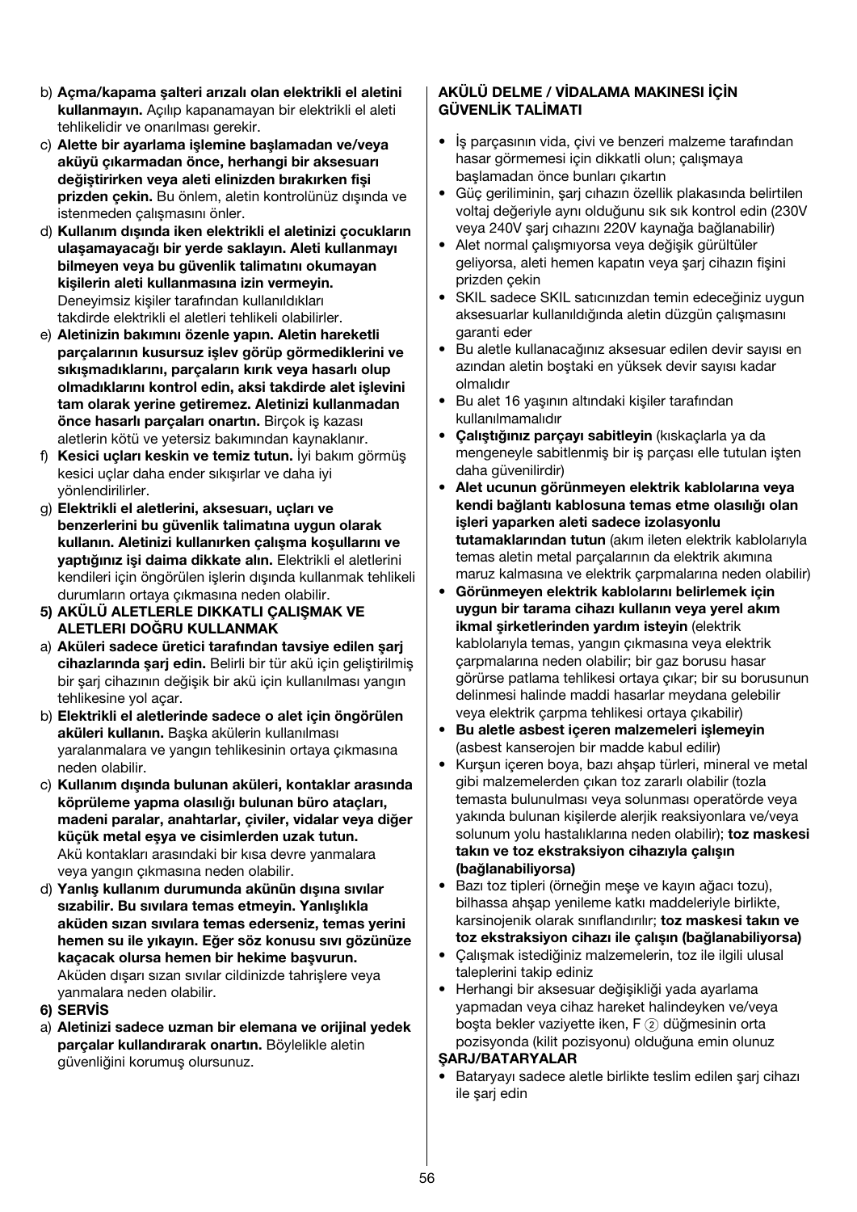b) **Açma/kapama şalteri arızalı olan elektrikli el aletini kullanmayın.** Açılıp kapanamayan bir elektrikli el aleti tehlikedir ve onarılması gerekir.

c) **Alette bir ayarlama işlemine başlamadan ve/veya aküyü çıkarmadan önce, herhangi bir aksesuarı değiştirirken veya aleti elinizden bırakırken fişi prizden çekin.** Bu önlem, aletin kontrolünüz dışında ve istenmeden çalışmasını önler.

d) **Kullanım dışında iken elektrikli el aletinizi çocukların ulaşamayacağı bir yerde saklayın. Aleti kullanmayı bilmeyen veya bu güvenlik talimatını okumayan kişilerin aleti kullanmasına izin vermeyin.** Deneyimsiz kişiler tarafından kullanıldıkları takdirde elektrikli el aletleri tehlikeli olabilirler.

e) **Aletinizin bakımını özenle yapın. Aletin hareketli parçalarının kusursuz işlev görüp görmediklerini ve sıkışmadıklarını, parçaların kırık veya hasarlı olup olmadıklarını kontrol edin, aksi takdirde alet işlevini tam olarak yerine getiremez. Aletinizi kullanmadan önce hasarlı parçaları onartın.** Birçok iş kazası aletlerin kötü ve yetersiz bakımından kaynaklanır.

f) **Kesici uçları keskin ve temiz tutun.** İyi bakım görmüş kesici uçlar daha ender sıkışırlar ve daha iyi yönlendirilirler.

g) **Elektrikli el aletlerini, aksesuarı, uçları ve benzerlerini bu güvenlik talimatına uygun olarak kullanın. Aletinizi kullanırken çalışma koşullarını ve yaptığınız işi daima dikkate alın.** Elektrikli el aletlerini kendileri için öngörülen işlerin dışında kullanmak tehlikeli durumların ortaya çıkmasına neden olabilir.

**5) AKÜLÜ ALETLERLE DIKKATLI ÇALIŞMAK VE ALETLERI DOĞRU KULLANMAK**

a) **Aküleri sadece üretici tarafından tavsiye edilen şarj cihazlarında şarj edin.** Belirli bir tür akü için geliştirilmiş bir şarj cihazının değişik bir akü için kullanılması yangın tehlikesine yol açar.

b) **Elektrikli el aletlerinde sadece o alet için öngörülen aküleri kullanın.** Başka akülerin kullanılması yaralanmalara ve yangın tehlikesinin ortaya çıkmasına neden olabilir.

c) **Kullanım dışında bulunan aküleri, kontaklar arasında köprüleme yapma olasılığı bulunan büro ataçları, madeni paralar, anahtarlar, çiviler, vidalar veya diğer küçük metal eşya ve cisimlerden uzak tutun.** Akü kontakları arasındaki bir kısa devre yanmalara veya yangın çıkmasına neden olabilir.

d) **Yanlış kullanım durumunda akünün dışına sıvılar sızabilir. Bu sıvılara temas etmeyin. Yanlışlıkla aküden sızan sıvılara temas ederseniz, temas yerini hemen su ile yıkayın. Eğer söz konusu sıvı gözünüze kaçacak olursa hemen bir hekime başvurun.** Aküden dışarı sızan sıvılar cildinizde tahrişlere veya yanmalara neden olabilir.

**6) SERVİS**

a) **Aletinizi sadece uzman bir elemana ve orijinal yedek parçalar kullandırarak onartın.** Böylelikle aletin güvenliğini korumuş olursunuz.

**AKÜLÜ DELME / VİDALAMA MAKINESI İÇİN GÜVENLİK TALİMATI**

- İş parçasının vida, çivi ve benzeri malzeme tarafından hasar görmemesi için dikkatli olun; çalışmaya başlamadan önce bunları çıkartın
- Güç geriliminin, şarj cıhazın özellik plakasında belirtilen voltaj değeriyle aynı olduğunu sık sık kontrol edin (230V veya 240V şarj cıhazını 220V kaynağa bağlanabilir)
- Alet normal çalışmıyorsa veya değişik gürültüler geliyorsa, aleti hemen kapatın veya şarj cihazın fişini prizden çekin
- SKIL sadece SKIL satıcınızdan temin edeceğiniz uygun aksesuarlar kullanıldığında aletin düzgün çalışmasını garanti eder
- Bu aletle kullanacağınız aksesuar edilen devir sayısı en azından aletin boştaki en yüksek devir sayısı kadar olmalıdır
- Bu alet 16 yaşının altındaki kişiler tarafından kullanılmamalıdır
- **Çalıştığınız parçayı sabitleyin** (kıskaçlarla ya da mengeneyle sabitlenmiş bir iş parçası elle tutulan işten daha güvenilirdir)
- **Alet ucunun görünmeyen elektrik kablolarına veya kendi bağlantı kablosuna temas etme olasılığı olan işleri yaparken aleti sadece izolasyonlu tutamaklarından tutun** (akım ileten elektrik kablolarıyla temas aletin metal parçalarının da elektrik akımına maruz kalmasına ve elektrik çarpmalarına neden olabilir)
- **Görünmeyen elektrik kablolarını belirlemek için uygun bir tarama cihazı kullanın veya yerel akım ikmal şirketlerinden yardım isteyin** (elektrik kablolarıyla temas, yangın çıkmasına veya elektrik çarpmalarına neden olabilir; bir gaz borusu hasar görürse patlama tehlikesi ortaya çıkar; bir su borusunun delinmesi halinde maddi hasarlar meydana gelebilir veya elektrik çarpma tehlikesi ortaya çıkabilir)
- **Bu aletle asbest içeren malzemeleri işlemeyin** (asbest kanserojen bir madde kabul edilir)
- Kurşun içeren boya, bazı ahşap türleri, mineral ve metal gibi malzemelerden çıkan toz zararlı olabilir (tozla temasta bulunulması veya solunması operatörde veya yakında bulunan kişilerde alerjik reaksiyonlara ve/veya solunum yolu hastalıklarına neden olabilir); **toz maskesi takın ve toz ekstraksiyon cihazıyla çalışın (bağlanabiliyorsa)**
- Bazı toz tipleri (örneğin meşe ve kayın ağacı tozu), bilhassa ahşap yenileme katkı maddeleriyle birlikte, karsinojenik olarak sınıflandırılır; **toz maskesi takın ve toz ekstraksiyon cihazı ile çalışın (bağlanabiliyorsa)**
- Çalışmak istediğiniz malzemelerin, toz ile ilgili ulusal taleplerini takip ediniz
- Herhangi bir aksesuar değişikliği yada ayarlama yapmadan veya cihaz hareket halindeyken ve/veya boşta bekler vaziyette iken, F ② düğmesinin orta pozisyonda (kilit pozisyonu) olduğuna emin olunuz

**ŞARJ/BATARYALAR**

- Bataryayı sadece aletle birlikte teslim edilen şarj cihazı ile şarj edin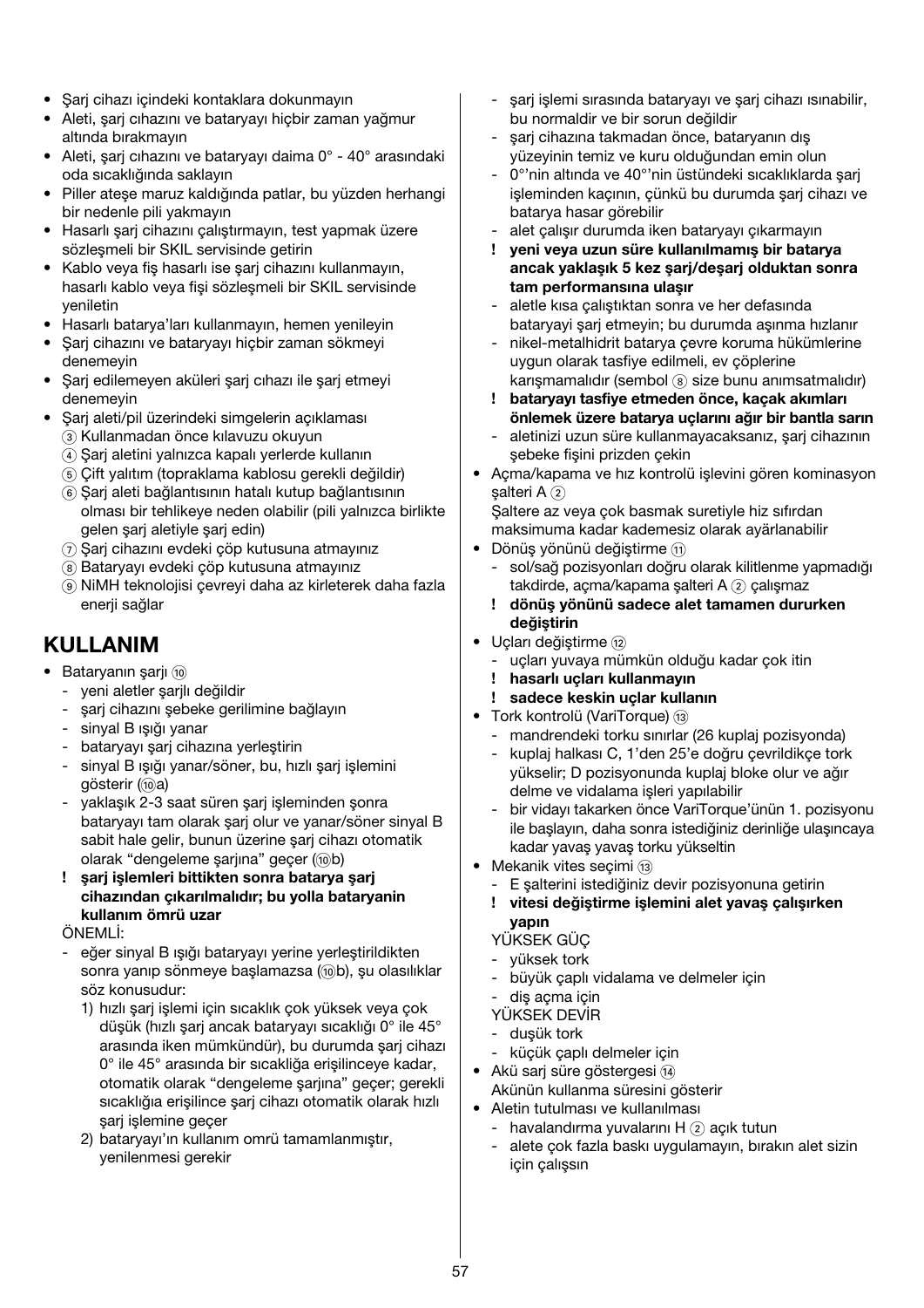- Şarj cihazı içindeki kontaklara dokunmayın
- Aleti, şarj cıhazını ve bataryayı hiçbir zaman yağmur altında bırakmayın
- Aleti, şarj cıhazını ve bataryayı daima 0° - 40° arasındaki oda sıcaklığında saklayın
- Piller ateşe maruz kaldığında patlar, bu yüzden herhangi bir nedenle pili yakmayın
- Hasarlı şarj cihazını çalıştırmayın, test yapmak üzere sözleşmeli bir SKIL servisinde getirin
- Kablo veya fiş hasarlı ise şarj cihazını kullanmayın, hasarlı kablo veya fişi sözleşmeli bir SKIL servisinde yeniletin
- Hasarlı batarya'ları kullanmayın, hemen yenileyin
- Şarj cihazını ve bataryayı hiçbir zaman sökmeyi denemeyin
- Şarj edilemeyen aküleri şarj cıhazı ile şarj etmeyi denemeyin
- Şarj aleti/pil üzerindeki simgelerin açıklaması
  - ③ Kullanmadan önce kılavuzu okuyun
  - ④ Şarj aletini yalnızca kapalı yerlerde kullanın
  - ⑤ Çift yalıtım (topraklama kablosu gerekli değildir)
  - ⑥ Şarj aleti bağlantısının hatalı kutup bağlantısının olması bir tehlikeye neden olabilir (pili yalnızca birlikte gelen şarj aletiyle şarj edin)
  - ⑦ Şarj cihazını evdeki çöp kutusuna atmayınız
  - ⑧ Bataryayı evdeki çöp kutusuna atmayınız
  - ⑨ NiMH teknolojisi çevreyi daha az kirleterek daha fazla enerji sağlar

## KULLANIM

- Bataryanın şarjı ⑩
  - yeni aletler şarjlı değildir
  - şarj cihazını şebeke gerilimine bağlayın
  - sinyal B ışığı yanar
  - bataryayı şarj cihazına yerleştirin
  - sinyal B ışığı yanar/söner, bu, hızlı şarj işlemini gösterir (⑩a)
  - yaklaşık 2-3 saat süren şarj işleminden şonra bataryayı tam olarak şarj olur ve yanar/söner sinyal B sabit hale gelir, bunun üzerine şarj cihazı otomatik olarak "dengeleme şarjına" geçer (⑩b)
  - **! şarj işlemleri bittikten sonra batarya şarj cihazından çıkarılmalıdır; bu yolla bataryanin kullanım ömrü uzar**

  ÖNEMLİ:
  - eğer sinyal B ışığı bataryayı yerine yerleştirildikten sonra yanıp sönmeye başlamazsa (⑩b), şu olasılıklar söz konusudur:
    1) hızlı şarj işlemi için sıcaklık çok yüksek veya çok düşük (hızlı şarj ancak bataryayı sıcaklığı 0° ile 45° arasında iken mümkündür), bu durumda şarj cihazı 0° ile 45° arasında bir sıcaklığa erişilinceye kadar, otomatik olarak "dengeleme şarjına" geçer; gerekli sıcaklığa erişilince şarj cihazı otomatik olarak hızlı şarj işlemine geçer
    2) bataryayı'ın kullanım omrü tamamlanmıştır, yenilenmesi gerekir
  - şarj işlemi sırasında bataryayı ve şarj cihazı ısınabilir, bu normaldir ve bir sorun değildir
  - şarj cihazına takmadan önce, bataryanın dış yüzeyinin temiz ve kuru olduğundan emin olun
  - 0°'nin altında ve 40°'nin üstündeki sıcaklıklarda şarj işleminden kaçının, çünkü bu durumda şarj cihazı ve batarya hasar görebilir
  - alet çalışır durumda iken bataryayı çıkarmayın
  - **! yeni veya uzun süre kullanılmamış bir batarya ancak yaklaşık 5 kez şarj/deşarj olduktan sonra tam performansına ulaşır**
  - aletle kısa çalıştıktan sonra ve her defasında bataryayi şarj etmeyin; bu durumda aşınma hızlanır
  - nikel-metalhidrit batarya çevre koruma hükümlerine uygun olarak tasfiye edilmeli, ev çöplerine karışmamalıdır (sembol ⑧ size bunu anımsatmalıdır)
  - **! bataryayı tasfiye etmeden önce, kaçak akımları önlemek üzere batarya uçlarını ağır bir bantla sarın**
  - aletinizi uzun süre kullanmayacaksanız, şarj cihazının şebeke fişini prizden çekin
- Açma/kapama ve hız kontrolü işlevini gören kominasyon şalteri A ②

  Şaltere az veya çok basmak suretiyle hiz sıfırdan maksimuma kadar kademesiz olarak ayärlanabilir
- Dönüş yönünü değiştirme ⑪
  - sol/sağ pozisyonları doğru olarak kilitlenme yapmadığı takdirde, açma/kapama şalteri A ② çalışmaz
  - **! dönüş yönünü sadece alet tamamen dururken değiştirin**
- Uçları değiştirme ⑫
  - uçları yuvaya mümkün olduğu kadar çok itin
  - **! hasarlı uçları kullanmayın**
  - **! sadece keskin uçlar kullanın**
- Tork kontrolü (VariTorque) ⑬
  - mandrendeki torku sınırlar (26 kuplaj pozisyonda)
  - kuplaj halkası C, 1'den 25'e doğru çevrildikçe tork yükselir; D pozisyonunda kuplaj bloke olur ve ağır delme ve vidalama işleri yapılabilir
  - bir vidayı takarken önce VariTorque'ünün 1. pozisyonu ile başlayın, daha sonra istediğiniz derinliğe ulaşıncaya kadar yavaş yavaş torku yükseltin
- Mekanik vites seçimi ⑬
  - E şalterini istediğiniz devir pozisyonuna getirin
  - **! vitesi değiştirme işlemini alet yavaş çalışırken yapın**

  YÜKSEK GÜÇ
  - yüksek tork
  - büyük çaplı vidalama ve delmeler için
  - diş açma için

  YÜKSEK DEVİR
  - duşük tork
  - küçük çaplı delmeler için
- Akü sarj süre göstergesi ⑭

  Akünün kullanma süresini gösterir
- Aletin tutulması ve kullanılması
  - havalandırma yuvalarını H ② açık tutun
  - alete çok fazla baskı uygulamayın, bırakın alet sizin için çalışsın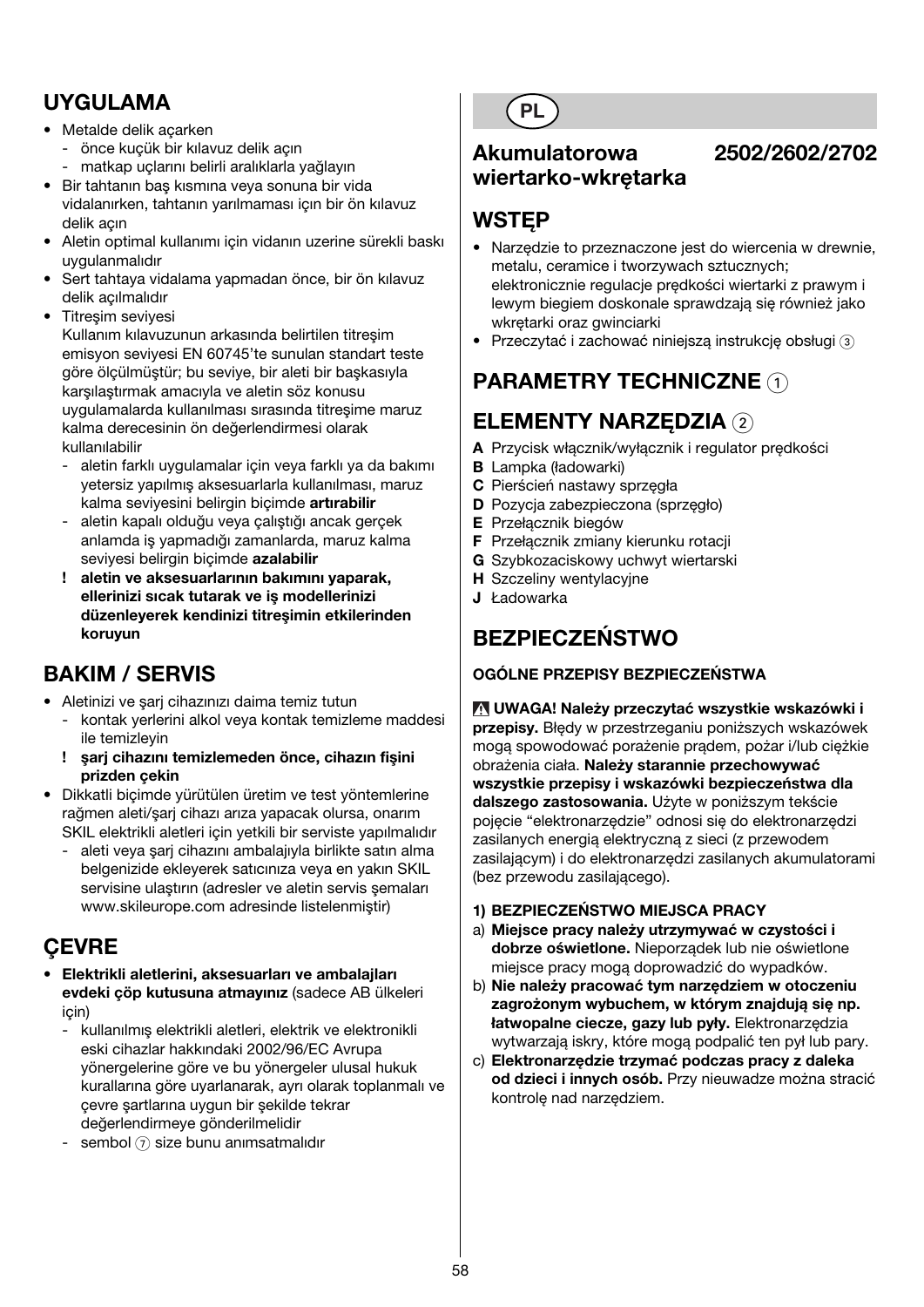## UYGULAMA

- Metalde delik açarken
  - önce kuçük bir kılavuz delik açın
  - matkap uçlarını belirli aralıklarla yağlayın
- Bir tahtanın baş kısmına veya sonuna bir vida vidalanırken, tahtanın yarılmaması için bir ön kılavuz delik açın
- Aletin optimal kullanımı için vidanın uzerine sürekli baskı uygulanmalıdır
- Sert tahtaya vidalama yapmadan önce, bir ön kılavuz delik açılmalıdır
- Titreşim seviyesi
  Kullanım kılavuzunun arkasında belirtilen titreşim emisyon seviyesi EN 60745'te sunulan standart teste göre ölçülmüştür; bu seviye, bir aleti bir başkasıyla karşılaştırmak amacıyla ve aletin söz konusu uygulamalarda kullanılması sırasında titreşime maruz kalma derecesinin ön değerlendirmesi olarak kullanılabilir
  - aletin farklı uygulamalar için veya farklı ya da bakımı yetersiz yapılmış aksesuarlarla kullanılması, maruz kalma seviyesini belirgin biçimde **artırabilir**
  - aletin kapalı olduğu veya çalıştığı ancak gerçek anlamda iş yapmadığı zamanlarda, maruz kalma seviyesi belirgin biçimde **azalabilir**
  - ! **aletin ve aksesuarlarının bakımını yaparak, ellerinizi sıcak tutarak ve iş modellerinizi düzenleyerek kendinizi titreşimin etkilerinden koruyun**

## BAKIM / SERVIS

- Aletinizi ve şarj cihazınızı daima temiz tutun
  - kontak yerlerini alkol veya kontak temizleme maddesi ile temizleyin
  - ! **şarj cihazını temizlemeden önce, cihazın fişini prizden çekin**
- Dikkatli biçimde yürütülen üretim ve test yöntemlerine rağmen aleti/şarj cihazı arıza yapacak olursa, onarım SKIL elektrikli aletleri için yetkili bir serviste yapılmalıdır
  - aleti veya şarj cihazını ambalajıyla birlikte satın alma belgenizide ekleyerek satıcınıza veya en yakın SKIL servisine ulaştırın (adresler ve aletin servis şemaları www.skileurope.com adresinde listelenmiştir)

## ÇEVRE

- **Elektrikli aletlerini, aksesuarları ve ambalajları evdeki çöp kutusuna atmayınız** (sadece AB ülkeleri için)
  - kullanılmış elektrikli aletleri, elektrik ve elektronikli eski cihazlar hakkındaki 2002/96/EC Avrupa yönergelerine göre ve bu yönergeler ulusal hukuk kurallarına göre uyarlanarak, ayrı olarak toplanmalı ve çevre şartlarına uygun bir şekilde tekrar değerlendirmeye gönderilmelidir
  - sembol ⑦ size bunu anımsatmalıdır

PL

# Akumulatorowa wiertarko-wkrętarka 2502/2602/2702

## WSTĘP

- Narzędzie to przeznaczone jest do wiercenia w drewnie, metalu, ceramice i tworzywach sztucznych; elektronicznie regulacje prędkości wiertarki z prawym i lewym biegem doskonale sprawdzają się również jako wkrętarki oraz gwinciarki
- Przeczytać i zachować niniejszą instrukcję obsługi ③

## PARAMETRY TECHNICZNE ①

## ELEMENTY NARZĘDZIA ②

**A** Przycisk włącznik/wyłącznik i regulator prędkości
**B** Lampka (ładowarki)
**C** Pierścień nastawy sprzęgła
**D** Pozycja zabezpieczona (sprzęgło)
**E** Przełącznik biegów
**F** Przełącznik zmiany kierunku rotacji
**G** Szybkozaciskowy uchwyt wiertarski
**H** Szczeliny wentylacyjne
**J** Ładowarka

## BEZPIECZEŃSTWO

**OGÓLNE PRZEPISY BEZPIECZEŃSTWA**

⚠ **UWAGA! Należy przeczytać wszystkie wskazówki i przepisy.** Błędy w przestrzeganiu poniższych wskazówek mogą spowodować porażenie prądem, pożar i/lub ciężkie obrażenia ciała. **Należy starannie przechowywać wszystkie przepisy i wskazówki bezpieczeństwa dla dalszego zastosowania.** Użyte w poniższym tekście pojęcie "elektronarzędzie" odnosi się do elektronarzędzi zasilanych energią elektryczną z sieci (z przewodem zasilającym) i do elektronarzędzi zasilanych akumulatorami (bez przewodu zasilającego).

**1) BEZPIECZEŃSTWO MIEJSCA PRACY**

a) **Miejsce pracy należy utrzymywać w czystości i dobrze oświetlone.** Nieporządek lub nie oświetlone miejsce pracy mogą doprowadzić do wypadków.
b) **Nie należy pracować tym narzędziem w otoczeniu zagrożonym wybuchem, w którym znajdują się np. łatwopalne ciecze, gazy lub pyły.** Elektronarzędzia wytwarzają iskry, które mogą podpalić ten pył lub pary.
c) **Elektronarzędzie trzymać podczas pracy z daleka od dzieci i innych osób.** Przy nieuwadze można stracić kontrolę nad narzędziem.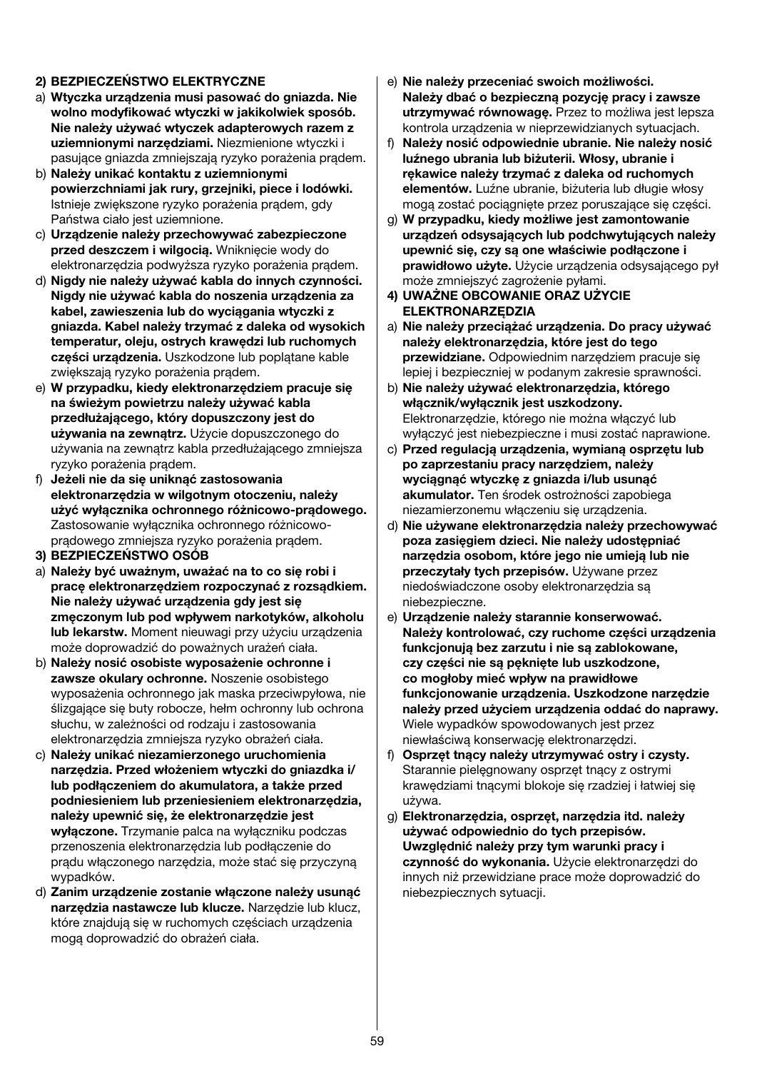**2) BEZPIECZEŃSTWO ELEKTRYCZNE**

a) **Wtyczka urządzenia musi pasować do gniazda. Nie wolno modyfikować wtyczki w jakikolwiek sposób. Nie należy używać wtyczek adapterowych razem z uziemnionymi narzędziami.** Niezmienione wtyczki i pasujące gniazda zmniejszają ryzyko porażenia prądem.

b) **Należy unikać kontaktu z uziemnionymi powierzchniami jak rury, grzejniki, piece i lodówki.** Istnieje zwiększone ryzyko porażenia prądem, gdy Państwa ciało jest uziemnione.

c) **Urządzenie należy przechowywać zabezpieczone przed deszczem i wilgocią.** Wniknięcie wody do elektronarzędzia podwyższa ryzyko porażenia prądem.

d) **Nigdy nie należy używać kabla do innych czynności. Nigdy nie używać kabla do noszenia urządzenia za kabel, zawieszenia lub do wyciągania wtyczki z gniazda. Kabel należy trzymać z daleka od wysokich temperatur, oleju, ostrych krawędzi lub ruchomych części urządzenia.** Uszkodzone lub poplątane kable zwiększają ryzyko porażenia prądem.

e) **W przypadku, kiedy elektronarzędziem pracuje się na świeżym powietrzu należy używać kabla przedłużającego, który dopuszczony jest do używania na zewnątrz.** Użycie dopuszczonego do używania na zewnątrz kabla przedłużającego zmniejsza ryzyko porażenia prądem.

f) **Jeżeli nie da się uniknąć zastosowania elektronarzędzia w wilgotnym otoczeniu, należy użyć wyłącznika ochronnego różnicowo-prądowego.** Zastosowanie wyłącznika ochronnego różnicowo-prądowego zmniejsza ryzyko porażenia prądem.

**3) BEZPIECZEŃSTWO OSÓB**

a) **Należy być uważnym, uważać na to co się robi i pracę elektronarzędziem rozpoczynać z rozsądkiem. Nie należy używać urządzenia gdy jest się zmęczonym lub pod wpływem narkotyków, alkoholu lub lekarstw.** Moment nieuwagi przy użyciu urządzenia może doprowadzić do poważnych urażeń ciała.

b) **Należy nosić osobiste wyposażenie ochronne i zawsze okulary ochronne.** Noszenie osobistego wyposażenia ochronnego jak maska przeciwpyłowa, nie ślizgające się buty robocze, hełm ochronny lub ochrona słuchu, w zależności od rodzaju i zastosowania elektronarzędzia zmniejsza ryzyko obrażeń ciała.

c) **Należy unikać niezamierzonego uruchomienia narzędzia. Przed włożeniem wtyczki do gniazdka i/lub podłączeniem do akumulatora, a także przed podniesieniem lub przeniesieniem elektronarzędzia, należy upewnić się, że elektronarzędzie jest wyłączone.** Trzymanie palca na wyłączniku podczas przenoszenia elektronarzędzia lub podłączenie do prądu włączonego narzędzia, może stać się przyczyną wypadków.

d) **Zanim urządzenie zostanie włączone należy usunąć narzędzia nastawcze lub klucze.** Narzędzie lub klucz, które znajdują się w ruchomych częściach urządzenia mogą doprowadzić do obrażeń ciała.

e) **Nie należy przeceniać swoich możliwości. Należy dbać o bezpieczną pozycję pracy i zawsze utrzymywać równowagę.** Przez to możliwa jest lepsza kontrola urządzenia w nieprzewidzianych sytuacjach.

f) **Należy nosić odpowiednie ubranie. Nie należy nosić luźnego ubrania lub biżuterii. Włosy, ubranie i rękawice należy trzymać z daleka od ruchomych elementów.** Luźne ubranie, biżuteria lub długie włosy mogą zostać pociągnięte przez poruszające się części.

g) **W przypadku, kiedy możliwe jest zamontowanie urządzeń odsysających lub podchwytujących należy upewnić się, czy są one właściwie podłączone i prawidłowo użyte.** Użycie urządzenia odsysającego pył może zmniejszyć zagrożenie pyłami.

**4) UWAŻNE OBCOWANIE ORAZ UŻYCIE ELEKTRONARZĘDZIA**

a) **Nie należy przeciążać urządzenia. Do pracy używać należy elektronarzędzia, które jest do tego przewidziane.** Odpowiednim narzędziem pracuje się lepiej i bezpieczniej w podanym zakresie sprawności.

b) **Nie należy używać elektronarzędzia, którego włącznik/wyłącznik jest uszkodzony.** Elektronarzędzie, którego nie można włączyć lub wyłączyć jest niebezpieczne i musi zostać naprawione.

c) **Przed regulacją urządzenia, wymianą osprzętu lub po zaprzestaniu pracy narzędziem, należy wyciągnąć wtyczkę z gniazda i/lub usunąć akumulator.** Ten środek ostrożności zapobiega niezamierzonemu włączeniu się urządzenia.

d) **Nie używane elektronarzędzia należy przechowywać poza zasięgiem dzieci. Nie należy udostępniać narzędzia osobom, które jego nie umieją lub nie przeczytały tych przepisów.** Używane przez niedoświadczone osoby elektronarzędzia są niebezpieczne.

e) **Urządzenie należy starannie konserwować. Należy kontrolować, czy ruchome części urządzenia funkcjonują bez zarzutu i nie są zablokowane, czy części nie są pęknięte lub uszkodzone, co mogłoby mieć wpływ na prawidłowe funkcjonowanie urządzenia. Uszkodzone narzędzie należy przed użyciem urządzenia oddać do naprawy.** Wiele wypadków spowodowanych jest przez niewłaściwą konserwację elektronarzędzi.

f) **Osprzęt tnący należy utrzymywać ostry i czysty.** Starannie pielęgnowany osprzęt tnący z ostrymi krawędziami tnącymi blokoje się rzadziej i łatwiej się używa.

g) **Elektronarzędzia, osprzęt, narzędzia itd. należy używać odpowiednio do tych przepisów. Uwzględnić należy przy tym warunki pracy i czynność do wykonania.** Użycie elektronarzędzi do innych niż przewidziane prace może doprowadzić do niebezpiecznych sytuacji.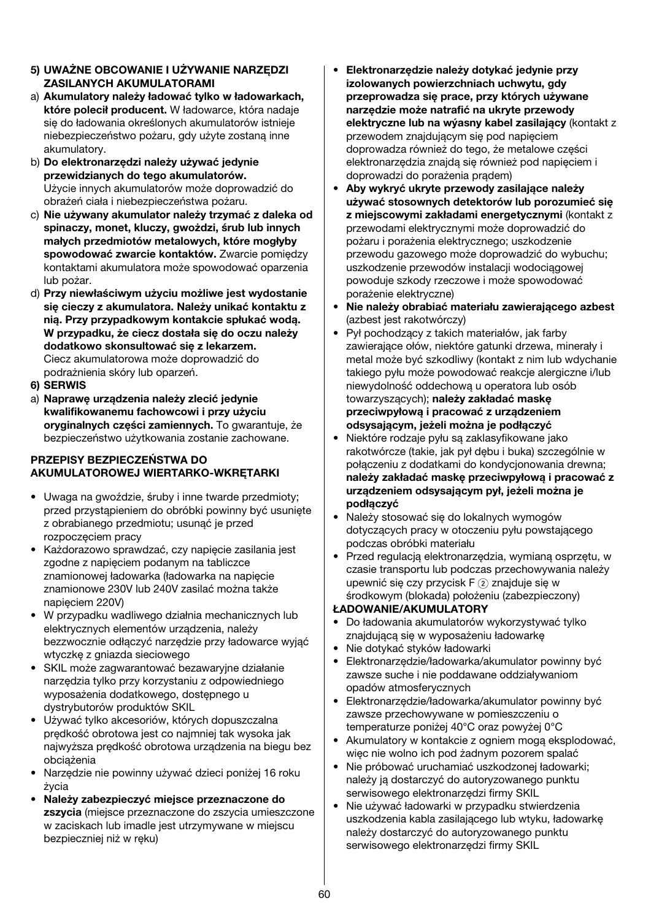**5) UWAŻNE OBCOWANIE I UŻYWANIE NARZĘDZI ZASILANYCH AKUMULATORAMI**

a) **Akumulatory należy ładować tylko w ładowarkach, które polecił producent.** W ładowarce, która nadaje się do ładowania określonych akumulatorów istnieje niebezpieczeństwo pożaru, gdy użyte zostaną inne akumulatory.

b) **Do elektronarzędzi należy używać jedynie przewidzianych do tego akumulatorów.** Użycie innych akumulatorów może doprowadzić do obrażeń ciała i niebezpieczeństwa pożaru.

c) **Nie używany akumulator należy trzymać z daleka od spinaczy, monet, kluczy, gwoździ, śrub lub innych małych przedmiotów metalowych, które mogłyby spowodować zwarcie kontaktów.** Zwarcie pomiędzy kontaktami akumulatora może spowodować oparzenia lub pożar.

d) **Przy niewłaściwym użyciu możliwe jest wydostanie się cieczy z akumulatora. Należy unikać kontaktu z nią. Przy przypadkowym kontakcie spłukać wodą. W przypadku, że ciecz dostała się do oczu należy dodatkowo skonsultować się z lekarzem.** Ciecz akumulatorowa może doprowadzić do podrażnienia skóry lub oparzeń.

**6) SERWIS**

a) **Naprawę urządzenia należy zlecić jedynie kwalifikowanemu fachowcowi i przy użyciu oryginalnych części zamiennych.** To gwarantuje, że bezpieczeństwo użytkowania zostanie zachowane.

**PRZEPISY BEZPIECZEŃSTWA DO AKUMULATOROWEJ WIERTARKO-WKRĘTARKI**

- Uwaga na gwoździe, śruby i inne twarde przedmioty; przed przystąpieniem do obróbki powinny być usunięte z obrabianego przedmiotu; usunąć je przed rozpoczęciem pracy
- Każdorazowo sprawdzać, czy napięcie zasilania jest zgodne z napięciem podanym na tabliczce znamionowej ładowarka (ładowarka na napięcie znamionowe 230V lub 240V zasilać można także napięciem 220V)
- W przypadku wadliwego działnia mechanicznych lub elektrycznych elementów urządzenia, należy bezzwocznie odłączyć narzędzie przy ładowarce wyjąć wtyczkę z gniazda sieciowego
- SKIL może zagwarantować bezawaryjne działanie narzędzia tylko przy korzystaniu z odpowiedniego wyposażenia dodatkowego, dostępnego u dystrybutorów produktów SKIL
- Używać tylko akcesoriów, których dopuszczalna prędkość obrotowa jest co najmniej tak wysoka jak najwyższa prędkość obrotowa urządzenia na biegu bez obciążenia
- Narzędzie nie powinny używać dzieci poniżej 16 roku życia
- **Należy zabezpieczyć miejsce przeznaczone do zszycia** (miejsce przeznaczone do zszycia umieszczone w zaciskach lub imadle jest utrzymywane w miejscu bezpieczniej niż w ręku)
- **Elektronarzędzie należy dotykać jedynie przy izolowanych powierzchniach uchwytu, gdy przeprowadza się prace, przy których używane narzędzie może natrafić na ukryte przewody elektryczne lub na wyásny kabel zasilający** (kontakt z przewodem znajdującym się pod napięciem doprowadza również do tego, że metalowe części elektronarzędzia znajdą się również pod napięciem i doprowadzi do porażenia prądem)
- **Aby wykryć ukryte przewody zasilające należy używać stosownych detektorów lub porozumieć się z miejscowymi zakładami energetycznymi** (kontakt z przewodami elektrycznymi może doprowadzić do pożaru i porażenia elektrycznego; uszkodzenie przewodu gazowego może doprowadzić do wybuchu; uszkodzenie przewodów instalacji wodociągowej powoduje szkody rzeczowe i może spowodować porażenie elektryczne)
- **Nie należy obrabiać materiału zawierającego azbest** (azbest jest rakotwórczy)
- Pył pochodzący z takich materiałów, jak farby zawierające ołów, niektóre gatunki drzewa, minerały i metal może być szkodliwy (kontakt z nim lub wdychanie takiego pyłu może powodować reakcje alergiczne i/lub niewydolność oddechową u operatora lub osób towarzyszących); **należy zakładać maskę przeciwpyłową i pracować z urządzeniem odsysającym, jeżeli można je podłączyć**
- Niektóre rodzaje pyłu są zaklasyfikowane jako rakotwórcze (takie, jak pył dębu i buka) szczególnie w połączeniu z dodatkami do kondycjonowania drewna; **należy zakładać maskę przeciwpyłową i pracować z urządzeniem odsysającym pył, jeżeli można je podłączyć**
- Należy stosować się do lokalnych wymogów dotyczących pracy w otoczeniu pyłu powstającego podczas obróbki materiału
- Przed regulacją elektronarzędzia, wymianą osprzętu, w czasie transportu lub podczas przechowywania należy upewnić się czy przycisk F ② znajduje się w środkowym (blokada) położeniu (zabezpieczony)

**ŁADOWANIE/AKUMULATORY**

- Do ładowania akumulatorów wykorzystywać tylko znajdującą się w wyposażeniu ładowarkę
- Nie dotykać styków ładowarki
- Elektronarzędzie/ładowarka/akumulator powinny być zawsze suche i nie poddawane oddziaływaniom opadów atmosferycznych
- Elektronarzędzie/ładowarka/akumulator powinny być zawsze przechowywane w pomieszczeniu o temperaturze poniżej 40°C oraz powyżej 0°C
- Akumulatory w kontakcie z ogniem mogą eksplodować, więc nie wolno ich pod żadnym pozorem spalać
- Nie próbować uruchamiać uszkodzonej ładowarki; należy ją dostarczyć do autoryzowanego punktu serwisowego elektronarzędzi firmy SKIL
- Nie używać ładowarki w przypadku stwierdzenia uszkodzenia kabla zasilającego lub wtyku, ładowarkę należy dostarczyć do autoryzowanego punktu serwisowego elektronarzędzi firmy SKIL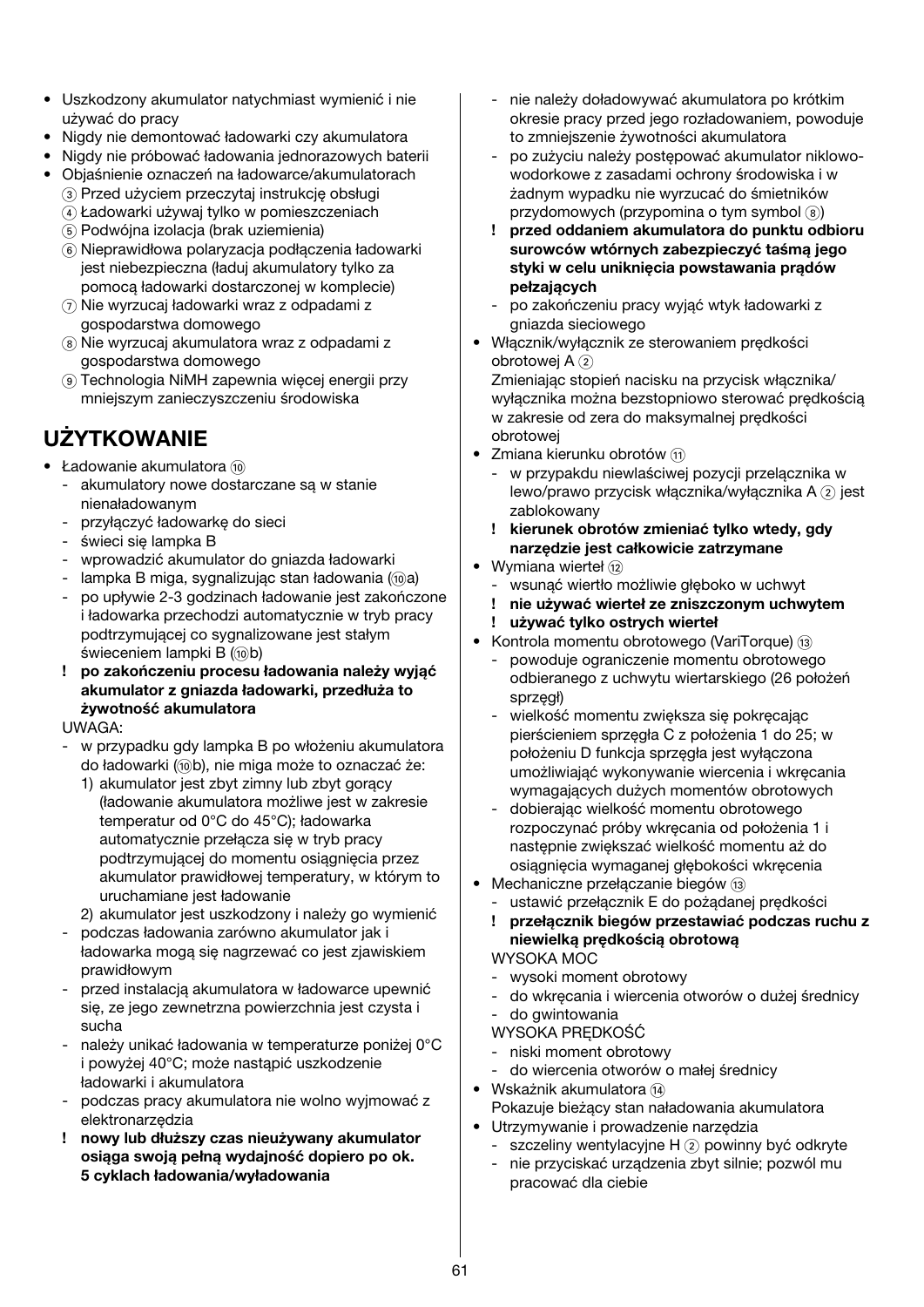- Uszkodzony akumulator natychmiast wymienić i nie używać do pracy
- Nigdy nie demontować ładowarki czy akumulatora
- Nigdy nie próbować ładowania jednorazowych baterii
- Objaśnienie oznaczeń na ładowarce/akumulatorach
  ③ Przed użyciem przeczytaj instrukcję obsługi
  ④ Ładowarki używaj tylko w pomieszczeniach
  ⑤ Podwójna izolacja (brak uziemienia)
  ⑥ Nieprawidłowa polaryzacja podłączenia ładowarki jest niebezpieczna (ładuj akumulatory tylko za pomocą ładowarki dostarczonej w komplecie)
  ⑦ Nie wyrzucaj ładowarki wraz z odpadami z gospodarstwa domowego
  ⑧ Nie wyrzucaj akumulatora wraz z odpadami z gospodarstwa domowego
  ⑨ Technologia NiMH zapewnia więcej energii przy mniejszym zanieczyszczeniu środowiska

# UŻYTKOWANIE

- Ładowanie akumulatora ⑩
  - akumulatory nowe dostarczane są w stanie nienaładowanym
  - przyłączyć ładowarkę do sieci
  - świeci się lampka B
  - wprowadzić akumulator do gniazda ładowarki
  - lampka B miga, sygnalizując stan ładowania (⑩a)
  - po upływie 2-3 godzinach ładowanie jest zakończone i ładowarka przechodzi automatycznie w tryb pracy podtrzymującej co sygnalizowane jest stałym świeceniem lampki B (⑩b)
  
  **! po zakończeniu procesu ładowania należy wyjąć akumulator z gniazda ładowarki, przedłuża to żywotność akumulatora**
  
  UWAGA:
  - w przypadku gdy lampka B po włożeniu akumulatora do ładowarki (⑩b), nie miga może to oznaczać że:
    1) akumulator jest zbyt zimny lub zbyt gorący (ładowanie akumulatora możliwe jest w zakresie temperatur od 0°C do 45°C); ładowarka automatycznie przełącza się w tryb pracy podtrzymującej do momentu osiągnięcia przez akumulator prawidłowej temperatury, w którym to uruchamiane jest ładowanie
    2) akumulator jest uszkodzony i należy go wymienić
  - podczas ładowania zarówno akumulator jak i ładowarka mogą się nagrzewać co jest zjawiskiem prawidłowym
  - przed instalacją akumulatora w ładowarce upewnić się, ze jego zewnetrzna powierzchnia jest czysta i sucha
  - należy unikać ładowania w temperaturze poniżej 0°C i powyżej 40°C; może nastąpić uszkodzenie ładowarki i akumulatora
  - podczas pracy akumulatora nie wolno wyjmować z elektronarzędzia
  
  **! nowy lub dłuższy czas nieużywany akumulator osiąga swoją pełną wydajność dopiero po ok. 5 cyklach ładowania/wyładowania**
  
  - nie należy doładowywać akumulatora po krótkim okresie pracy przed jego rozładowaniem, powoduje to zmniejszenie żywotności akumulatora
  - po zużyciu należy postępować akumulator niklowo-wodorkowe z zasadami ochrony środowiska i w żadnym wypadku nie wyrzucać do śmietników przydomowych (przypomina o tym symbol ⑧)
  
  **! przed oddaniem akumulatora do punktu odbioru surowców wtórnych zabezpieczyć taśmą jego styki w celu uniknięcia powstawania prądów pełzających**
  
  - po zakończeniu pracy wyjąć wtyk ładowarki z gniazda sieciowego
- Włącznik/wyłącznik ze sterowaniem prędkości obrotowej A ②
  Zmieniając stopień nacisku na przycisk włącznika/wyłącznika można bezstopniowo sterować prędkością w zakresie od zera do maksymalnej prędkości obrotowej
- Zmiana kierunku obrotów ⑪
  - w przypadku niewlaściwej pozycji przelącznika w lewo/prawo przycisk włącznika/wyłącznika A ② jest zablokowany
  
  **! kierunek obrotów zmieniać tylko wtedy, gdy narzędzie jest całkowicie zatrzymane**
- Wymiana wierteł ⑫
  - wsunąć wiertło możliwie głęboko w uchwyt
  
  **! nie używać wierteł ze zniszczonym uchwytem**
  
  **! używać tylko ostrych wierteł**
- Kontrola momentu obrotowego (VariTorque) ⑬
  - powoduje ograniczenie momentu obrotowego odbieranego z uchwytu wiertarskiego (26 położeń sprzęgł)
  - wielkość momentu zwiększa się pokręcając pierścieniem sprzęgła C z położenia 1 do 25; w położeniu D funkcja sprzęgła jest wyłączona umożliwiając wykonywanie wiercenia i wkręcania wymagających dużych momentów obrotowych
  - dobierając wielkość momentu obrotowego rozpoczynać próby wkręcania od położenia 1 i następnie zwiększać wielkość momentu aż do osiągnięcia wymaganej głębokości wkręcenia
- Mechaniczne przełączanie biegów ⑬
  - ustawić przełącznik E do pożądanej prędkości
  
  **! przełącznik biegów przestawiać podczas ruchu z niewielką prędkością obrotową**
  
  WYSOKA MOC
  - wysoki moment obrotowy
  - do wkręcania i wiercenia otworów o dużej średnicy
  - do gwintowania
  
  WYSOKA PRĘDKOŚĆ
  - niski moment obrotowy
  - do wiercenia otworów o małej średnicy
- Wskaźnik akumulatora ⑭
  Pokazuje bieżący stan naładowania akumulatora
- Utrzymywanie i prowadzenie narzędzia
  - szczeliny wentylacyjne H ② powinny być odkryte
  - nie przyciskać urządzenia zbyt silnie; pozwól mu pracować dla ciebie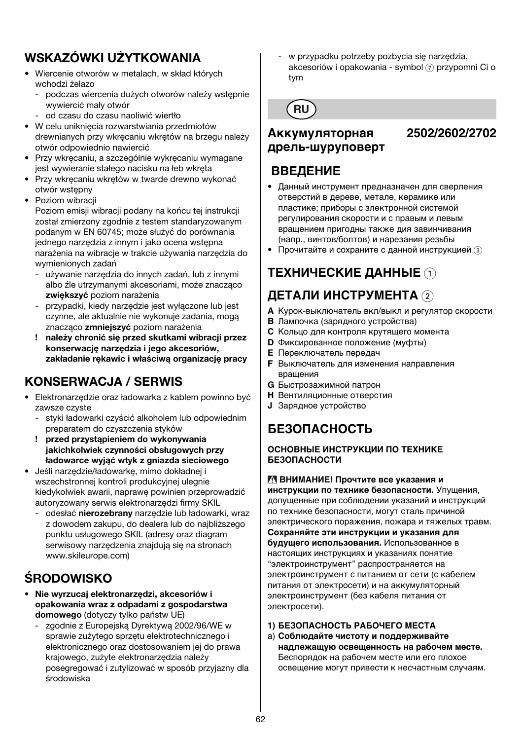## WSKAZÓWKI UŻYTKOWANIA

- Wiercenie otworów w metalach, w skład których wchodzi żelazo
  - podczas wiercenia dużych otworów należy wstępnie wywiercić mały otwór
  - od czasu do czasu naoliwić wiertło
- W celu uniknięcia rozwarstwiania przedmiotów drewnianych przy wkręcaniu wkrętów na brzegu należy otwór odpowiednio nawiercić
- Przy wkręcaniu, a szczególnie wykręcaniu wymagane jest wywieranie stałego nacisku na łeb wkręta
- Przy wkręcaniu wkrętów w twarde drewno wykonać otwór wstępny
- Poziom wibracji

  Poziom emisji wibracji podany na końcu tej instrukcji został zmierzony zgodnie z testem standaryzowanym podanym w EN 60745; może służyć do porównania jednego narzędzia z innym i jako ocena wstępna narażenia na wibracje w trakcie używania narzędzia do wymienionych zadań
  - używanie narzędzia do innych zadań, lub z innymi albo źle utrzymanymi akcesoriami, może znacząco **zwiększyć** poziom narażenia
  - przypadki, kiedy narzędzie jest wyłączone lub jest czynne, ale aktualnie nie wykonuje zadania, mogą znacząco **zmniejszyć** poziom narażenia
  
  ! **należy chronić się przed skutkami wibracji przez konserwację narzędzia i jego akcesoriów, zakładanie rękawic i właściwą organizację pracy**

## KONSERWACJA / SERWIS

- Elektronarzędzie oraz ładowarka z kablem powinno być zawsze czyste
  - styki ładowarki czyścić alkoholem lub odpowiednim preparatem do czyszczenia styków
  
  ! **przed przystąpieniem do wykonywania jakichkolwiek czynności obsługowych przy ładowarce wyjąć wtyk z gniazda sieciowego**
- Jeśli narzędzie/ładowarkę, mimo dokładnej i wszechstronnej kontroli produkcyjnej ulegnie kiedykolwiek awarii, naprawę powinien przeprowadzić autoryzowany serwis elektronarzędzi firmy SKIL
  - odesłać **nierozebrany** narzędzie lub ładowarki, wraz z dowodem zakupu, do dealera lub do najbliższego punktu usługowego SKIL (adresy oraz diagram serwisowy narzędzenia znajdują się na stronach www.skileurope.com)

## ŚRODOWISKO

- **Nie wyrzucaj elektronarzędzi, akcesoriów i opakowania wraz z odpadami z gospodarstwa domowego** (dotyczy tylko państw UE)
  - zgodnie z Europejską Dyrektywą 2002/96/WE w sprawie zużytego sprzętu elektrotechnicznego i elektronicznego oraz dostosowaniem jej do prawa krajowego, zużyte elektronarzędzia należy posegregować i zutylizować w sposób przyjazny dla środowiska
  - w przypadku potrzeby pozbycia się narzędzia, akcesoriów i opakowania - symbol ⑦ przypomni Ci o tym

RU

## Аккумуляторная дрель-шуруповерт 2502/2602/2702

## ВВЕДЕНИЕ

- Данный инструмент предназначен для сверления отверстий в дереве, метале, керамике или пластике; приборы с электронной системой регулирования скорости и с правым и левым вращением пригодны также дия завинчивания (напр., винтов/болтов) и нарезания резьбы
- Прочитайте и сохраните с данной инструкцией ③

## ТЕХНИЧЕСКИЕ ДАННЫЕ ①

## ДЕТАЛИ ИНСТРУМЕНТА ②

**A** Курок-выключатель вкл/выкл и регулятор скорости
**B** Лампочка (зарядного устройства)
**C** Кольцо для контроля крутящего момента
**D** Фиксированное положение (муфты)
**E** Переключатель передач
**F** Выключатель для изменения направления вращения
**G** Быстрозажимной патрон
**H** Вентиляционные отверстия
**J** Зарядное устройство

## БЕЗОПАСНОСТЬ

### ОСНОВНЫЕ ИНСТРУКЦИИ ПО ТЕХНИКЕ БЕЗОПАСНОСТИ

⚠ **ВНИМАНИЕ! Прочтите все указания и инструкции по технике безопасности.** Упущения, допущенные при соблюдении указаний и инструкций по технике безопасности, могут сталь причиной электрического поражения, пожара и тяжелых травм. **Сохраняйте эти инструкции и указания для будущего использования.** Использованное в настоящих инструкциях и указаниях понятие "электроинструмент" распространяется на электроинструмент с питанием от сети (с кабелем питания от электросети) и на аккумуляторный электроинструмент (без кабеля питания от электросети).

**1) БЕЗОПАСНОСТЬ РАБОЧЕГО МЕСТА**

a) **Соблюдайте чистоту и поддерживайте надлежащую освещенность на рабочем месте.** Беспорядок на рабочем месте или его плохое освещение могут привести к несчастным случаям.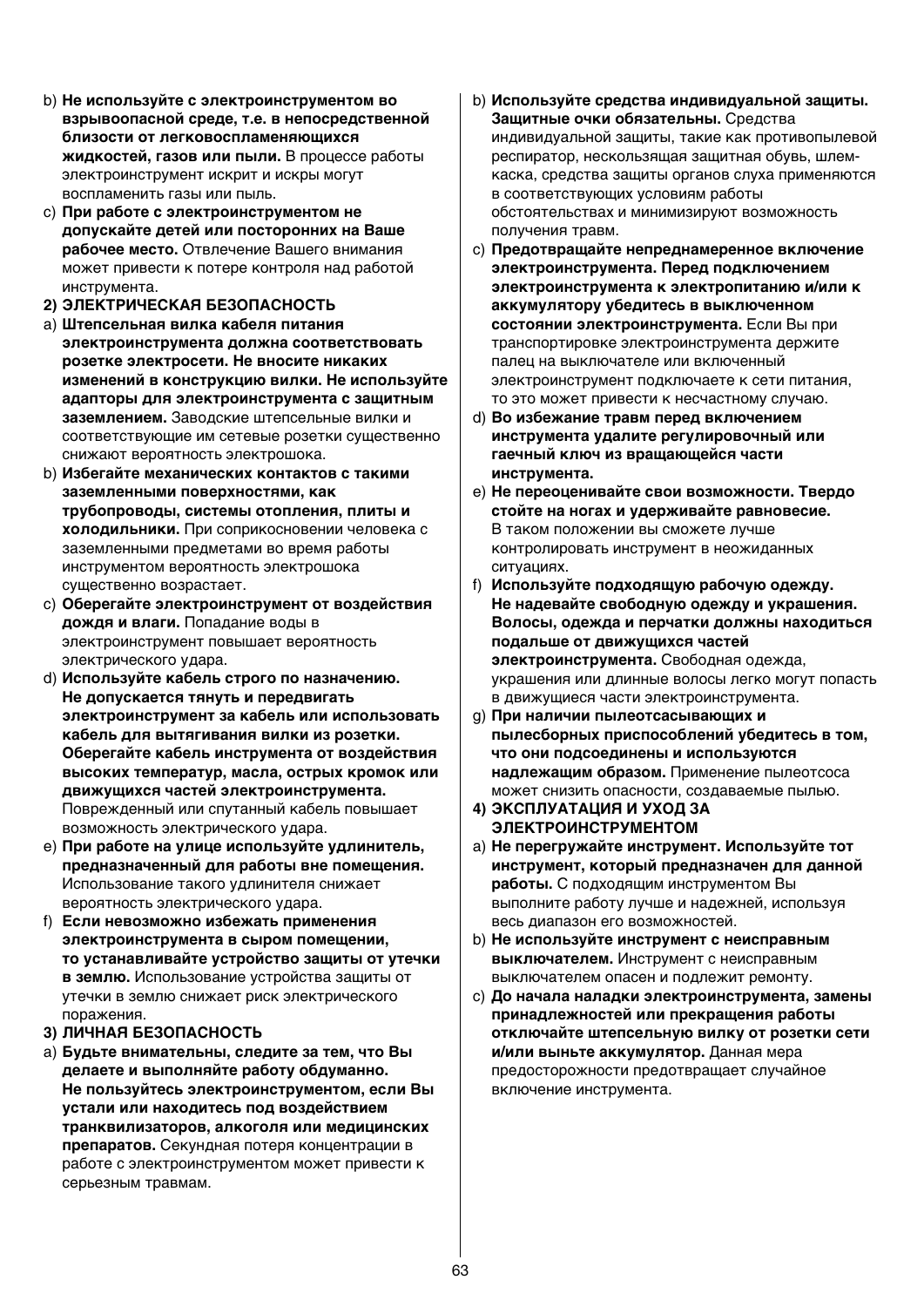b) **Не используйте с электроинструментом во взрывоопасной среде, т.е. в непосредственной близости от легковоспламеняющихся жидкостей, газов или пыли.** В процессе работы электроинструмент искрит и искры могут воспламенить газы или пыль.

c) **При работе с электроинструментом не допускайте детей или посторонних на Ваше рабочее место.** Отвлечение Вашего внимания может привести к потере контроля над работой инструмента.

**2) ЭЛЕКТРИЧЕСКАЯ БЕЗОПАСНОСТЬ**

a) **Штепсельная вилка кабеля питания электроинструмента должна соответствовать розетке электросети. Не вносите никаких изменений в конструкцию вилки. Не используйте адаптеры для электроинструмента с защитным заземлением.** Заводские штепсельные вилки и соответствующие им сетевые розетки существенно снижают вероятность электрошока.

b) **Избегайте механических контактов с такими заземленными поверхностями, как трубопроводы, системы отопления, плиты и холодильники.** При соприкосновении человека с заземленными предметами во время работы инструментом вероятность электрошока существенно возрастает.

c) **Оберегайте электроинструмент от воздействия дождя и влаги.** Попадание воды в электроинструмент повышает вероятность электрического удара.

d) **Используйте кабель строго по назначению. Не допускается тянуть и передвигать электроинструмент за кабель или использовать кабель для вытягивания вилки из розетки. Оберегайте кабель инструмента от воздействия высоких температур, масла, острых кромок или движущихся частей электроинструмента.** Поврежденный или спутанный кабель повышает возможность электрического удара.

e) **При работе на улице используйте удлинитель, предназначенный для работы вне помещения.** Использование такого удлинителя снижает вероятность электрического удара.

f) **Если невозможно избежать применения электроинструмента в сыром помещении, то устанавливайте устройство защиты от утечки в землю.** Использование устройства защиты от утечки в землю снижает риск электрического поражения.

**3) ЛИЧНАЯ БЕЗОПАСНОСТЬ**

a) **Будьте внимательны, следите за тем, что Вы делаете и выполняйте работу обдуманно. Не пользуйтесь электроинструментом, если Вы устали или находитесь под воздействием транквилизаторов, алкоголя или медицинских препаратов.** Секундная потеря концентрации в работе с электроинструментом может привести к серьезным травмам.

b) **Используйте средства индивидуальной защиты. Защитные очки обязательны.** Средства индивидуальной защиты, такие как противопылевой респиратор, нескользящая защитная обувь, шлем-каска, средства защиты органов слуха применяются в соответствующих условиям работы обстоятельствах и минимизируют возможность получения травм.

c) **Предотвращайте непреднамеренное включение электроинструмента. Перед подключением электроинструмента к электропитанию и/или к аккумулятору убедитесь в выключенном состоянии электроинструмента.** Если Вы при транспортировке электроинструмента держите палец на выключателе или включенный электроинструмент подключаете к сети питания, то это может привести к несчастному случаю.

d) **Во избежание травм перед включением инструмента удалите регулировочный или гаечный ключ из вращающейся части инструмента.**

e) **Не переоценивайте свои возможности. Твердо стойте на ногах и удерживайте равновесие.** В таком положении вы сможете лучше контролировать инструмент в неожиданных ситуациях.

f) **Используйте подходящую рабочую одежду. Не надевайте свободную одежду и украшения. Волосы, одежда и перчатки должны находиться подальше от движущихся частей электроинструмента.** Свободная одежда, украшения или длинные волосы легко могут попасть в движущиеся части электроинструмента.

g) **При наличии пылеотсасывающих и пылесборных приспособлений убедитесь в том, что они подсоединены и используются надлежащим образом.** Применение пылеотсоса может снизить опасности, создаваемые пылью.

**4) ЭКСПЛУАТАЦИЯ И УХОД ЗА ЭЛЕКТРОИНСТРУМЕНТОМ**

a) **Не перегружайте инструмент. Используйте тот инструмент, который предназначен для данной работы.** С подходящим инструментом Вы выполните работу лучше и надежней, используя весь диапазон его возможностей.

b) **Не используйте инструмент с неисправным выключателем.** Инструмент с неисправным выключателем опасен и подлежит ремонту.

c) **До начала наладки электроинструмента, замены принадлежностей или прекращения работы отключайте штепсельную вилку от розетки сети и/или выньте аккумулятор.** Данная мера предосторожности предотвращает случайное включение инструмента.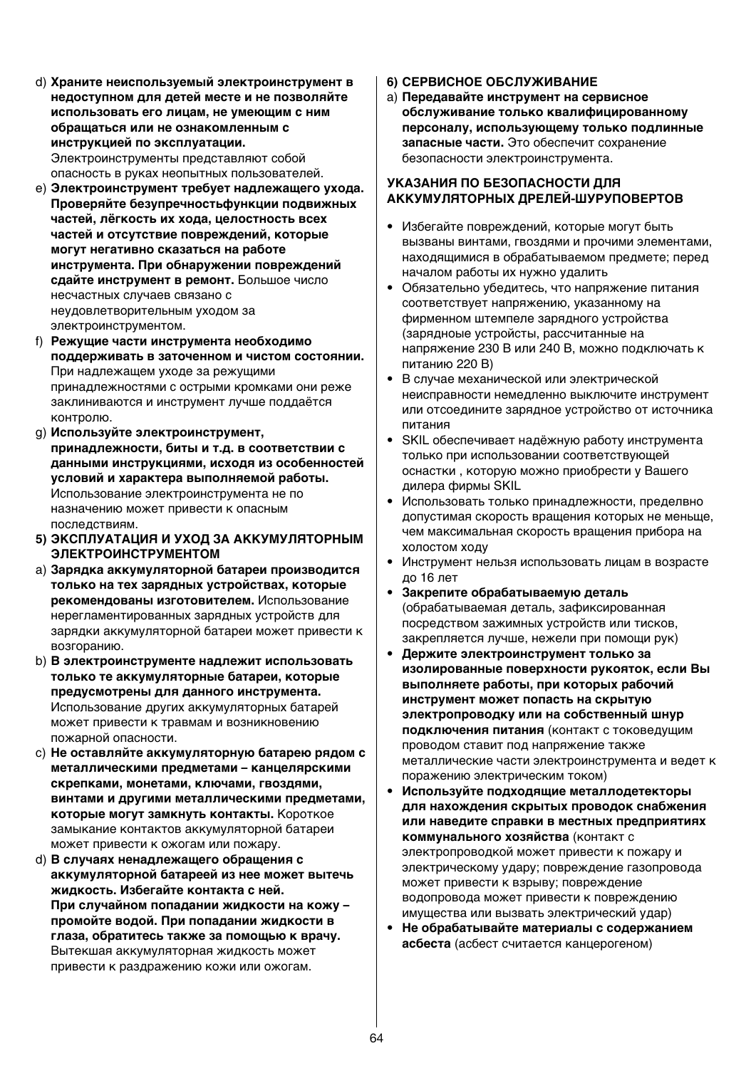d) **Храните неиспользуемый электроинструмент в недоступном для детей месте и не позволяйте использовать его лицам, не умеющим с ним обращаться или не ознакомленным с инструкцией по эксплуатации.** Электроинструменты представляют собой опасность в руках неопытных пользователей.

e) **Электроинструмент требует надлежащего ухода. Проверяйте безупречностьфункции подвижных частей, лёгкость их хода, целостность всех частей и отсутствие повреждений, которые могут негативно сказаться на работе инструмента. При обнаружении повреждений сдайте инструмент в ремонт.** Большое число несчастных случаев связано с неудовлетворительным уходом за электроинструментом.

f) **Режущие части инструмента необходимо поддерживать в заточенном и чистом состоянии.** При надлежащем уходе за режущими принадлежностями с острыми кромками они реже заклиниваются и инструмент лучше поддаётся контролю.

g) **Используйте электроинструмент, принадлежности, биты и т.д. в соответствии с данными инструкциями, исходя из особенностей условий и характера выполняемой работы.** Использование электроинструмента не по назначению может привести к опасным последствиям.

**5) ЭКСПЛУАТАЦИЯ И УХОД ЗА АККУМУЛЯТОРНЫМ ЭЛЕКТРОИНСТРУМЕНТОМ**

a) **Зарядка аккумуляторной батареи производится только на тех зарядных устройствах, которые рекомендованы изготовителем.** Использование нерегламентированных зарядных устройств для зарядки аккумуляторной батареи может привести к возгоранию.

b) **В электроинструменте надлежит использовать только те аккумуляторные батареи, которые предусмотрены для данного инструмента.** Использование других аккумуляторных батарей может привести к травмам и возникновению пожарной опасности.

c) **Не оставляйте аккумуляторную батарею рядом с металлическими предметами – канцелярскими скрепками, монетами, ключами, гвоздями, винтами и другими металлическими предметами, которые могут замкнуть контакты.** Короткое замыкание контактов аккумуляторной батареи может привести к ожогам или пожару.

d) **В случаях ненадлежащего обращения с аккумуляторной батареей из нее может вытечь жидкость. Избегайте контакта с ней. При случайном попадании жидкости на кожу – промойте водой. При попадании жидкости в глаза, обратитесь также за помощью к врачу.** Вытекшая аккумуляторная жидкость может привести к раздражению кожи или ожогам.

**6) СЕРВИСНОЕ ОБСЛУЖИВАНИЕ**

a) **Передавайте инструмент на сервисное обслуживание только квалифицированному персоналу, использующему только подлинные запасные части.** Это обеспечит сохранение безопасности электроинструмента.

**УКАЗАНИЯ ПО БЕЗОПАСНОСТИ ДЛЯ АККУМУЛЯТОРНЫХ ДРЕЛЕЙ-ШУРУПОВЕРТОВ**

- Избегайте повреждений, которые могут быть вызваны винтами, гвоздями и прочими элементами, находящимися в обрабатываемом предмете; перед началом работы их нужно удалить
- Обязательно убедитесь, что напряжение питания соответствует напряжению, указанному на фирменном штемпеле зарядного устройства (зарядное устройсты, рассчитанные на напряжение 230 В или 240 В, можно подключать к питанию 220 В)
- В случае механической или электрической неисправности немедленно выключите инструмент или отсоедините зарядное устройство от источника питания
- SKIL обеспечивает надёжную работу инструмента только при использовании соответствующей оснастки , которую можно приобрести у Вашего дилера фирмы SKIL
- Использовать только принадлежности, пределвно допустимая скорость вращения которых не меньше, чем максимальная скорость вращения прибора на холостом ходу
- Инструмент нельзя использовать лицам в возрасте до 16 лет
- **Закрепите обрабатываемую деталь** (обрабатываемая деталь, зафиксированная посредством зажимных устройств или тисков, закрепляется лучше, нежели при помощи рук)
- **Держите электроинструмент только за изолированные поверхности рукояток, если Вы выполняете работы, при которых рабочий инструмент может попасть на скрытую электропроводку или на собственный шнур подключения питания** (контакт с токоведущим проводом ставит под напряжение также металлические части электроинструмента и ведет к поражению электрическим током)
- **Используйте подходящие металлодетекторы для нахождения скрытых проводок снабжения или наведите справки в местных предприятиях коммунального хозяйства** (контакт с электропроводкой может привести к пожару и электрическому удару; повреждение газопровода может привести к взрыву; повреждение водопровода может привести к повреждению имущества или вызвать электрический удар)
- **Не обрабатывайте материалы с содержанием асбеста** (асбест считается канцерогеном)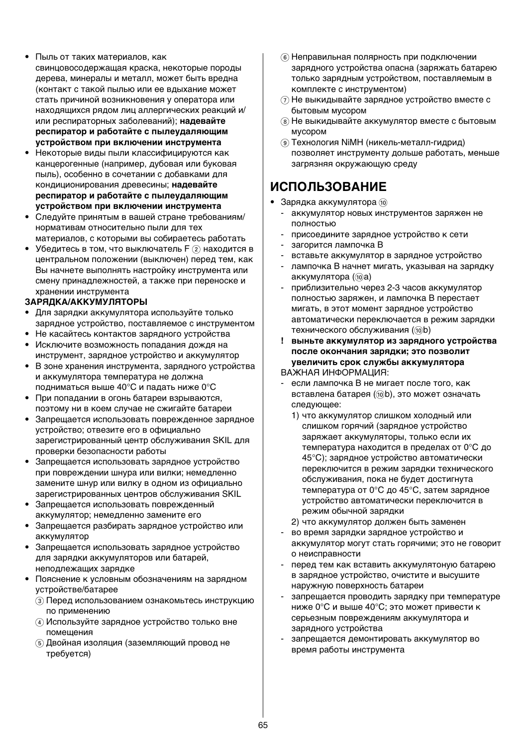- Пыль от таких материалов, как свинцовосодержащая краска, некоторые породы дерева, минералы и металл, может быть вредна (контакт с такой пылью или ее вдыхание может стать причиной возникновения у оператора или находящихся рядом лиц аллергических реакций и/или респираторных заболеваний); **надевайте респиратор и работайте с пылеудаляющим устройством при включении инструмента**
- Некоторые виды пыли классифицируются как канцерогенные (например, дубовая или буковая пыль), особенно в сочетании с добавками для кондиционирования древесины; **надевайте респиратор и работайте с пылеудаляющим устройством при включении инструмента**
- Следуйте принятым в вашей стране требованиям/нормативам относительно пыли для тех материалов, с которыми вы собираетесь работать
- Убедитесь в том, что выключатель F ② находится в центральном положении (выключен) перед тем, как Вы начнете выполнять настройку инструмента или смену принадлежностей, а также при переноске и хранении инструмента

**ЗАРЯДКА/АККУМУЛЯТОРЫ**

- Для зарядки аккумулятора используйте только зарядное устройство, поставляемое с инструментом
- Не касайтесь контактов зарядного устройства
- Исключите возможность попадания дождя на инструмент, зарядное устройство и аккумулятор
- В зоне хранения инструмента, зарядного устройства и аккумулятора температура не должна подниматься выше 40°C и падать ниже 0°C
- При попадании в огонь батареи взрываются, поэтому ни в коем случае не сжигайте батареи
- Запрещается использовать поврежденное зарядное устройство; отвезите его в официально зарегистрированный центр обслуживания SKIL для проверки безопасности работы
- Запрещается использовать зарядное устройство при повреждении шнура или вилки; немедленно замените шнур или вилку в одном из официально зарегистрированных центров обслуживания SKIL
- Запрещается использовать поврежденный аккумулятор; немедленно замените его
- Запрещается разбирать зарядное устройство или аккумулятор
- Запрещается использовать зарядное устройство для зарядки аккумуляторов или батарей, неподлежащих зарядке
- Пояснение к условным обозначениям на зарядном устройстве/батарее
  - ③ Перед использованием ознакомьтесь инструкцию по применению
  - ④ Используйте зарядное устройство только вне помещения
  - ⑤ Двойная изоляция (заземляющий провод не требуется)
  - ⑥ Неправильная полярность при подключении зарядного устройства опасна (заряжать батарею только зарядным устройством, поставляемым в комплекте с инструментом)
  - ⑦ Не выкидывайте зарядное устройство вместе с бытовым мусором
  - ⑧ Не выкидывайте аккумулятор вместе с бытовым мусором
  - ⑨ Технология NiMH (никель-металл-гидрид) позволяет инструменту дольше работать, меньше загрязняя окружающую среду

## ИСПОЛЬЗОВАНИЕ

- Зарядка аккумулятора ⑩
  - аккумулятор новых инструментов заряжен не полностью
  - присоедините зарядное устройство к сети
  - загорится лампочка B
  - вставьте аккумулятор в зарядное устройство
  - лампочка B начнет мигать, указывая на зарядку аккумулятора (⑩a)
  - приблизительно через 2-3 часов аккумулятор полностью заряжен, и лампочка B перестает мигать, в этот момент зарядное устройство автоматически переключается в режим зарядки технического обслуживания (⑩b)

  **! выньте аккумулятор из зарядного устройства после окончания зарядки; это позволит увеличить срок службы аккумулятора**

  ВАЖНАЯ ИНФОРМАЦИЯ:
  - если лампочка B не мигает после того, как вставлена батарея (⑩b), это может означать следующее:
    1) что аккумулятор слишком холодный или слишком горячий (зарядное устройство заряжает аккумуляторы, только если их температура находится в пределах от 0°C до 45°C); зарядное устройство автоматически переключится в режим зарядки технического обслуживания, пока не будет достигнута температура от 0°C до 45°C, затем зарядное устройство автоматически переключится в режим обычной зарядки
    2) что аккумулятор должен быть заменен
  - во время зарядки зарядное устройство и аккумулятор могут стать горячими; это не говорит о неисправности
  - перед тем как вставить аккумулятоную батарею в зарядное устройство, очистите и высушите наружную поверхность батареи
  - запрещается проводить зарядку при температуре ниже 0°C и выше 40°C; это может привести к серьезным повреждениям аккумулятора и зарядного устройства
  - запрещается демонтировать аккумулятор во время работы инструмента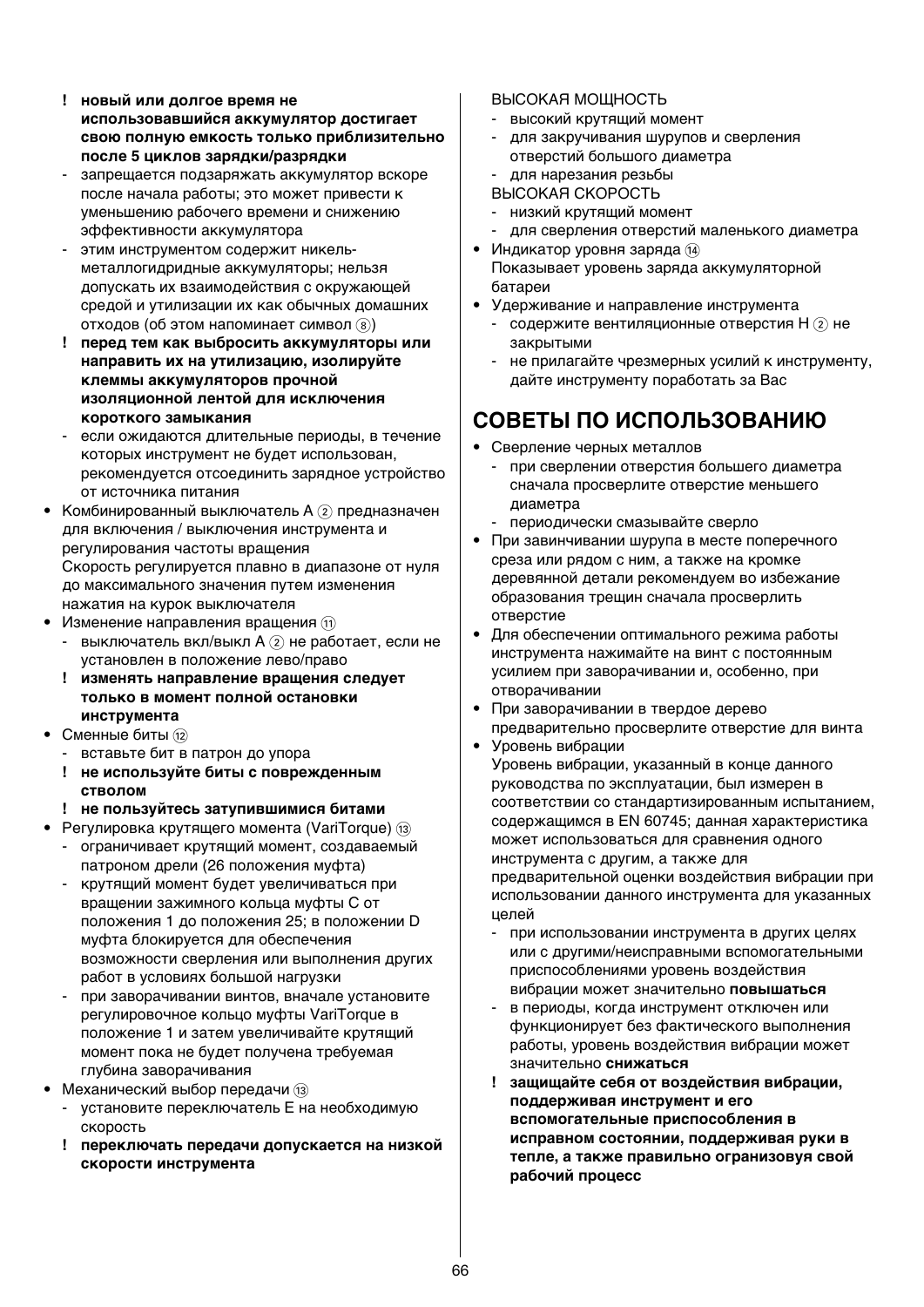- **! новый или долгое время не использовавшийся аккумулятор достигает свою полную емкость только приблизительно после 5 циклов зарядки/разрядки**
- запрещается подзаряжать аккумулятор вскоре после начала работы; это может привести к уменьшению рабочего времени и снижению эффективности аккумулятора
- этим инструментом содержит никель-металлогидридные аккумуляторы; нельзя допускать их взаимодействия с окружающей средой и утилизации их как обычных домашних отходов (об этом напоминает символ ⑧)
- **! перед тем как выбросить аккумуляторы или направить их на утилизацию, изолируйте клеммы аккумуляторов прочной изоляционной лентой для исключения короткого замыкания**
- если ожидаются длительные периоды, в течение которых инструмент не будет использован, рекомендуется отсоединить зарядное устройство от источника питания

- Комбинированный выключатель A ② предназначен для включения / выключения инструмента и регулирования частоты вращения
  Скорость регулируется плавно в диапазоне от нуля до максимального значения путем изменения нажатия на курок выключателя
- Изменение направления вращения ⑪
  - выключатель вкл/выкл A ② не работает, если не установлен в положение лево/право
  - **! изменять направление вращения следует только в момент полной остановки инструмента**
- Сменные биты ⑫
  - вставьте бит в патрон до упора
  - **! не используйте биты с поврежденным стволом**
  - **! не пользуйтесь затупившимися битами**
- Регулировка крутящего момента (VariTorque) ⑬
  - ограничивает крутящий момент, создаваемый патроном дрели (26 положения муфта)
  - крутящий момент будет увеличиваться при вращении зажимного кольца муфты C от положения 1 до положения 25; в положении D муфта блокируется для обеспечения возможности сверления или выполнения других работ в условиях большой нагрузки
  - при заворачивании винтов, вначале установите регулировочное кольцо муфты VariTorque в положение 1 и затем увеличивайте крутящий момент пока не будет получена требуемая глубина заворачивания
- Механический выбор передачи ⑬
  - установите переключатель E на необходимую скорость
  - **! переключать передачи допускается на низкой скорости инструмента**

  ВЫСОКАЯ МОЩНОСТЬ
  - высокий крутящий момент
  - для закручивания шурупов и сверления отверстий большого диаметра
  - для нарезания резьбы

  ВЫСОКАЯ СКОРОСТЬ
  - низкий крутящий момент
  - для сверления отверстий маленького диаметра
- Индикатор уровня заряда ⑭
  Показывает уровень заряда аккумуляторной батареи
- Удерживание и направление инструмента
  - содержите вентиляционные отверстия H ② не закрытыми
  - не прилагайте чрезмерных усилий к инструменту, дайте инструменту поработать за Вас

## СОВЕТЫ ПО ИСПОЛЬЗОВАНИЮ

- Сверление черных металлов
  - при сверлении отверстия большего диаметра сначала просверлите отверстие меньшего диаметра
  - периодически смазывайте сверло
- При завинчивании шурупа в месте поперечного среза или рядом с ним, а также на кромке деревянной детали рекомендуем во избежание образования трещин сначала просверлить отверстие
- Для обеспечении оптимального режима работы инструмента нажимайте на винт с постоянным усилием при заворачивании и, особенно, при отворачивании
- При заворачивании в твердое дерево предварительно просверлите отверстие для винта
- Уровень вибрации
  Уровень вибрации, указанный в конце данного руководства по эксплуатации, был измерен в соответствии со стандартизированным испытанием, содержащимся в EN 60745; данная характеристика может использоваться для сравнения одного инструмента с другим, а также для предварительной оценки воздействия вибрации при использовании данного инструмента для указанных целей
  - при использовании инструмента в других целях или с другими/неисправными вспомогательными приспособлениями уровень воздействия вибрации может значительно **повышаться**
  - в периоды, когда инструмент отключен или функционирует без фактического выполнения работы, уровень воздействия вибрации может значительно **снижаться**
  - **! защищайте себя от воздействия вибрации, поддерживая инструмент и его вспомогательные приспособления в исправном состоянии, поддерживая руки в тепле, а также правильно огранизовуя свой рабочий процесс**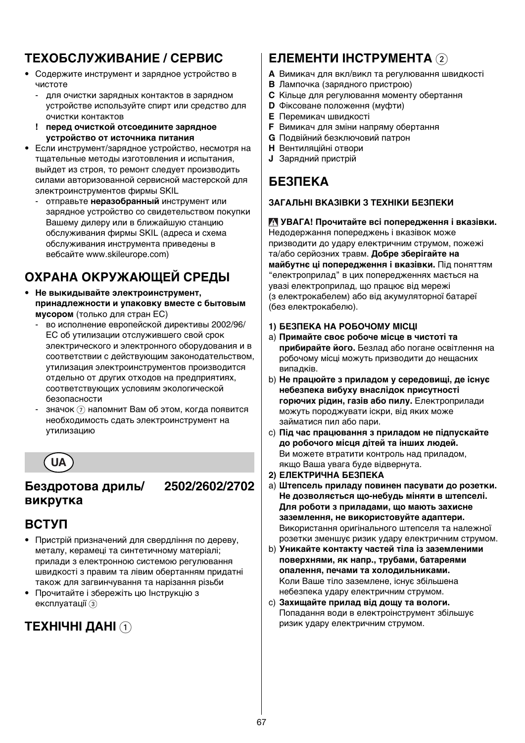## ТЕХОБСЛУЖИВАНИЕ / СЕРВИС

- Содержите инструмент и зарядное устройство в чистоте
  - для очистки зарядных контактов в зарядном устройстве используйте спирт или средство для очистки контактов
  - ! **перед очисткой отсоедините зарядное устройство от источника питания**
- Если инструмент/зарядное устройство, несмотря на тщательные методы изготовления и испытания, выйдет из строя, то ремонт следует производить силами авторизованной сервисной мастерской для электроинструментов фирмы SKIL
  - отправьте **неразобранный** инструмент или зарядное устройство со свидетельством покупки Вашему дилеру или в ближайшую станцию обслуживания фирмы SKIL (адреса и схема обслуживания инструмента приведены в вебсайте www.skileurope.com)

## ОХРАНА ОКРУЖАЮЩЕЙ СРЕДЫ

- **Не выкидывайте электроинструмент, принадлежности и упаковку вместе с бытовым мусором** (только для стран ЕС)
  - во исполнение европейской директивы 2002/96/ЕС об утилизации отслужившего свой срок электрического и электронного оборудования и в соответствии с действующим законодательством, утилизация электроинструментов производится отдельно от других отходов на предприятиях, соответствующих условиям экологической безопасности
  - значок ⑦ напомнит Вам об этом, когда появится необходимость сдать электроинструмент на утилизацию

**UA**

# Бездротова дриль/викрутка 2502/2602/2702

## ВСТУП

- Пристрій призначений для свердління по дереву, металу, кераміці та синтетичному матеріалі; прилади з електронною системою регулювання швидкості з правим та лівим обертанням придатні також для загвинчування та нарізання різьби
- Прочитайте і збережіть цю Інструкцію з експлуатації ③

## ТЕХНІЧНІ ДАНІ ①

## ЕЛЕМЕНТИ ІНСТРУМЕНТА ②

**A** Вимикач для вкл/викл та регулювання швидкості
**B** Лампочка (зарядного пристрою)
**C** Кільце для регулювання моменту обертання
**D** Фіксоване положення (муфти)
**E** Перемикач швидкості
**F** Вимикач для зміни напряму обертання
**G** Подвійний безключовий патрон
**H** Вентиляційні отвори
**J** Зарядний пристрій

## БЕЗПЕКА

### ЗАГАЛЬНІ ВКАЗІВКИ З ТЕХНІКИ БЕЗПЕКИ

⚠ **УВАГА! Прочитайте всі попередження і вказівки.** Недодержання попереджень і вказівок може призводити до удару електричним струмом, пожежі та/або серйозних травм. **Добре зберігайте на майбутнє ці попередження і вказівки.** Під поняттям "електроприлад" в цих попередженнях мається на увазі електроприлад, що працює від мережі (з електрокабелем) або від акумуляторної батареї (без електрокабелю).

**1) БЕЗПЕКА НА РОБОЧОМУ МІСЦІ**

a) **Примайте своє робоче місце в чистоті та прибирайте його.** Безлад або погане освітлення на робочому місці можуть призводити до нещасних випадків.
b) **Не працюйте з приладом у середовищі, де існує небезпека вибуху внаслідок присутності горючих рідин, газів або пилу.** Електроприлади можуть породжувати іскри, від яких може займатися пил або пари.
c) **Під час працювання з приладом не підпускайте до робочого місця дітей та інших людей.** Ви можете втратити контроль над приладом, якщо Ваша увага буде відвернута.

**2) ЕЛЕКТРИЧНА БЕЗПЕКА**

a) **Штепсель приладу повинен пасувати до розетки. Не дозволяється що-небудь міняти в штепселі. Для роботи з приладами, що мають захисне заземлення, не використовуйте адаптери.** Використання оригінального штепселя та належної розетки зменшує ризик удару електричним струмом.
b) **Уникайте контакту частей тіла із заземленими поверхнями, як напр., трубами, батареями опалення, печами та холодильниками.** Коли Ваше тіло заземлене, існує збільшена небезпека удару електричним струмом.
c) **Захищайте прилад від дощу та вологи.** Попадання води в електроінструмент збільшує ризик удару електричним струмом.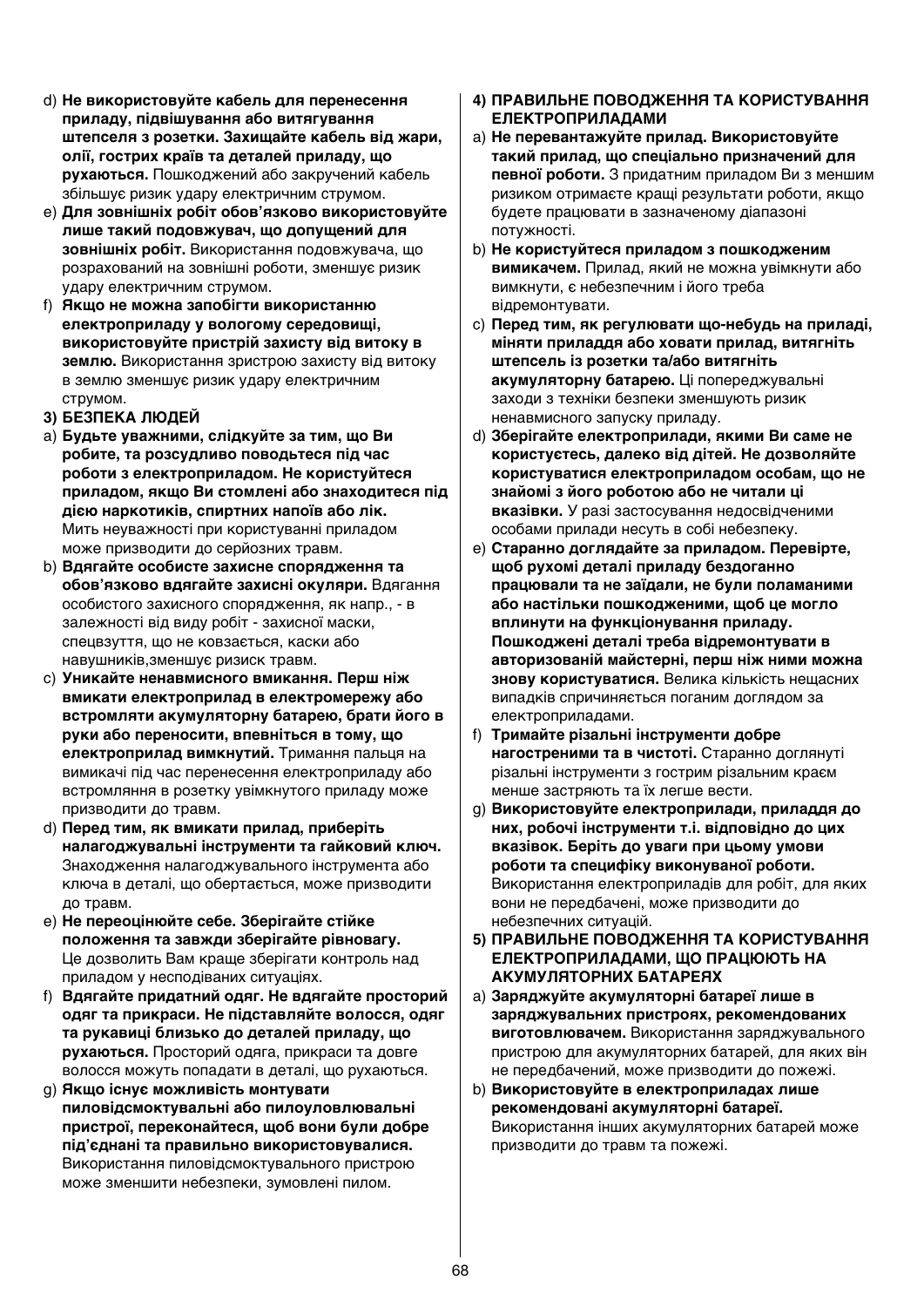d) **Не використовуйте кабель для перенесення приладу, підвішування або витягування штепселя з розетки. Захищайте кабель від жари, олії, гострих країв та деталей приладу, що рухаються.** Пошкоджений або закручений кабель збільшує ризик удару електричним струмом.

e) **Для зовнішніх робіт обов'язково використовуйте лише такий подовжувач, що допущений для зовнішніх робіт.** Використання подовжувача, що розрахований на зовнішні роботи, зменшує ризик удару електричним струмом.

f) **Якщо не можна запобігти використанню електроприладу у вологому середовищі, використовуйте пристрій захисту від витоку в землю.** Використання зристрою захисту від витоку в землю зменшує ризик удару електричним струмом.

**3) БЕЗПЕКА ЛЮДЕЙ**

a) **Будьте уважними, слідкуйте за тим, що Ви робите, та розсудливо поводьтеся під час роботи з електроприладом. Не користуйтеся приладом, якщо Ви стомлені або знаходитеся під дією наркотиків, спиртних напоїв або лік.** Мить неуважності при користуванні приладом може призводити до серйозних травм.

b) **Вдягайте особисте захисне спорядження та обов'язково вдягайте захисні окуляри.** Вдягання особистого захисного спорядження, як напр., - в залежності від виду робіт - захисної маски, спецвзуття, що не ковзається, каски або навушників,зменшує ризиск травм.

c) **Уникайте ненавмисного вмикання. Перш ніж вмикати електроприлад в електромережу або встромляти акумуляторну батарею, брати його в руки або переносити, впевніться в тому, що електроприлад вимкнутий.** Тримання пальця на вимикачі під час перенесення електроприладу або встромляння в розетку увімкнутого приладу може призводити до травм.

d) **Перед тим, як вмикати прилад, приберіть налагоджувальні інструменти та гайковий ключ.** Знаходження налагоджувального інструмента або ключа в деталі, що обертається, може призводити до травм.

e) **Не переоцінюйте себе. Зберігайте стійке положення та завжди зберігайте рівновагу.** Це дозволить Вам краще зберігати контроль над приладом у несподіваних ситуаціях.

f) **Вдягайте придатний одяг. Не вдягайте просторий одяг та прикраси. Не підставляйте волосся, одяг та рукавиці близько до деталей приладу, що рухаються.** Просторий одяг, прикраси та довге волосся можуть попадати в деталі, що рухаються.

g) **Якщо існує можливість монтувати пиловідсмоктувальні або пилоуловлювальні пристрої, переконайтеся, щоб вони були добре під'єднані та правильно використовувалися.** Використання пиловідсмоктувального пристрою може зменшити небезпеки, зумовлені пилом.

**4) ПРАВИЛЬНЕ ПОВОДЖЕННЯ ТА КОРИСТУВАННЯ ЕЛЕКТРОПРИЛАДАМИ**

a) **Не перевантажуйте прилад. Використовуйте такий прилад, що спеціально призначений для певної роботи.** З придатним приладом Ви з меншим ризиком отримаєте кращі результати роботи, якщо будете працювати в зазначеному діапазоні потужності.

b) **Не користуйтеся приладом з пошкодженим вимикачем.** Прилад, який не можна увімкнути або вимкнути, є небезпечним і його треба відремонтувати.

c) **Перед тим, як регулювати що-небудь на приладі, міняти приладдя або ховати прилад, витягніть штепсель із розетки та/або витягніть акумуляторну батарею.** Ці попереджувальні заходи з техніки безпеки зменшують ризик ненавмисного запуску приладу.

d) **Зберігайте електроприлади, якими Ви саме не користуєтесь, далеко від дітей. Не дозволяйте користуватися електроприладом особам, що не знайомі з його роботою або не читали ці вказівки.** У разі застосування недосвідченими особами прилади несуть в собі небезпеку.

e) **Старанно доглядайте за приладом. Перевірте, щоб рухомі деталі приладу бездоганно працювали та не заїдали, не були поламаними або настільки пошкодженими, щоб це могло вплинути на функціонування приладу. Пошкоджені деталі треба відремонтувати в авторизованій майстерні, перш ніж ними можна знову користуватися.** Велика кількість нещасних випадків спричиняється поганим доглядом за електроприладами.

f) **Тримайте різальні інструменти добре нагостреними та в чистоті.** Старанно доглянуті різальні інструменти з гострим різальним краєм менше застряють та їх легше вести.

g) **Використовуйте електроприлади, приладдя до них, робочі інструменти т.і. відповідно до цих вказівок. Беріть до уваги при цьому умови роботи та специфіку виконуваної роботи.** Використання електроприладів для робіт, для яких вони не передбачені, може призводити до небезпечних ситуацій.

**5) ПРАВИЛЬНЕ ПОВОДЖЕННЯ ТА КОРИСТУВАННЯ ЕЛЕКТРОПРИЛАДАМИ, ЩО ПРАЦЮЮТЬ НА АКУМУЛЯТОРНИХ БАТАРЕЯХ**

a) **Заряджуйте акумуляторні батареї лише в заряджувальних пристроях, рекомендованих виготовлювачем.** Використання заряджувального пристрою для акумуляторних батарей, для яких він не передбачений, може призводити до пожежі.

b) **Використовуйте в електроприладах лише рекомендовані акумуляторні батареї.** Використання інших акумуляторних батарей може призводити до травм та пожежі.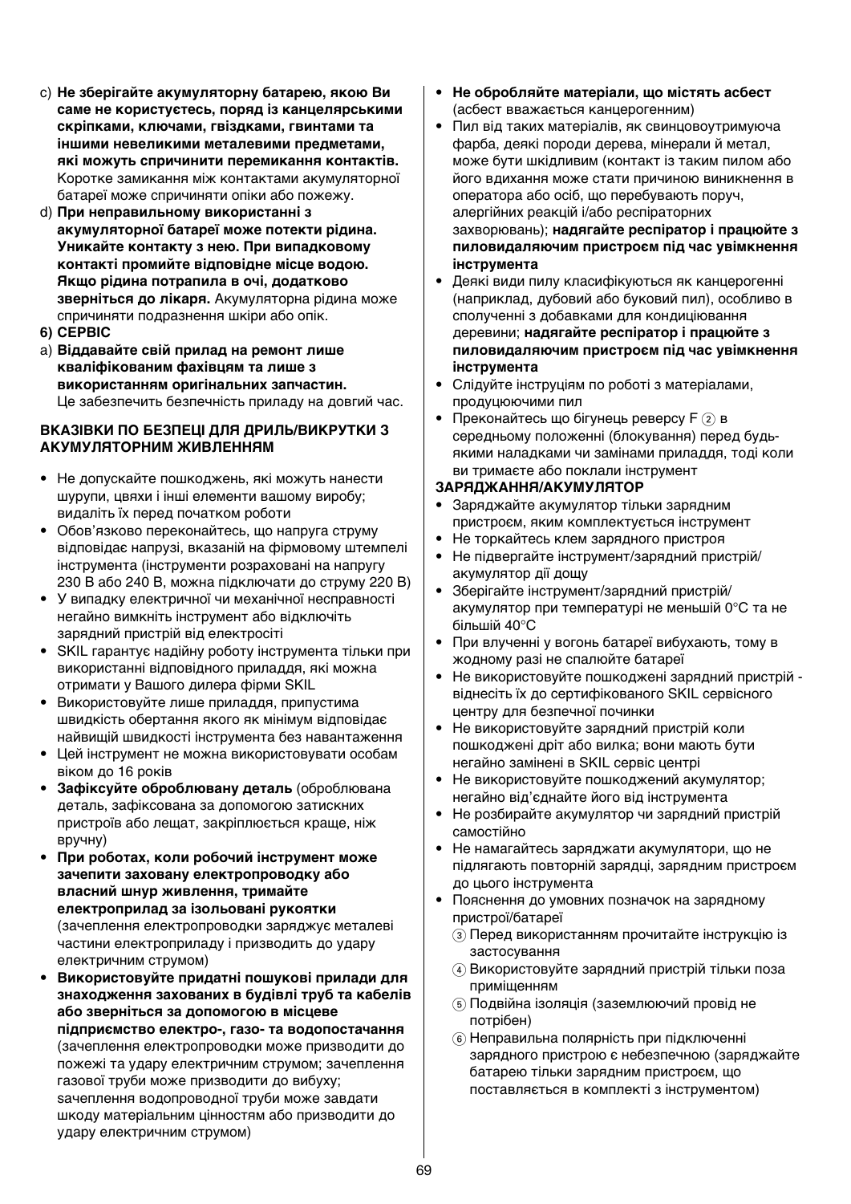c) **Не зберігайте акумуляторну батарею, якою Ви саме не користуєтесь, поряд із канцелярськими скріпками, ключами, гвіздками, гвинтами та іншими невеликими металевими предметами, які можуть спричинити перемикання контактів.** Коротке замикання між контактами акумуляторної батареї може спричиняти опіки або пожежу.

d) **При неправильному використанні з акумуляторної батареї може потекти рідина. Уникайте контакту з нею. При випадковому контакті промийте відповідне місце водою. Якщо рідина потрапила в очі, додатково зверніться до лікаря.** Акумуляторна рідина може спричиняти подразнення шкіри або опік.

**6) СЕРВІС**

a) **Віддавайте свій прилад на ремонт лише кваліфікованим фахівцям та лише з використанням оригінальних запчастин.** Це забезпечить безпечність приладу на довгий час.

**ВКАЗІВКИ ПО БЕЗПЕЦІ ДЛЯ ДРИЛЬ/ВИКРУТКИ З АКУМУЛЯТОРНИМ ЖИВЛЕННЯМ**

- Не допускайте пошкоджень, які можуть нанести шурупи, цвяхи і інші елементи вашому виробу; видаліть їх перед початком роботи
- Обов’язково переконайтесь, що напруга струму відповідає напрузі, вказаній на фірмовому штемпелі інструмента (інструменти розраховані на напругу 230 В або 240 В, можна підключати до струму 220 В)
- У випадку електричної чи механічної несправності негайно вимкніть інструмент або відключіть зарядний пристрій від електросіті
- SKIL гарантує надійну роботу інструмента тільки при використанні відповідного приладдя, які можна отримати у Вашого дилера фірми SKIL
- Використовуйте лише приладдя, припустима швидкість обертання якого як мінімум відповідає найвищій швидкості інструмента без навантаження
- Цей інструмент не можна використовувати особам віком до 16 років
- **Зафіксуйте оброблювану деталь** (оброблювана деталь, зафіксована за допомогою затискних пристроїв або лещат, закріплюється краще, ніж вручну)
- **При роботах, коли робочий інструмент може зачепити заховану електропроводку або власний шнур живлення, тримайте електроприлад за ізольовані рукоятки** (зачеплення електропроводки заряджує металеві частини електроприладу і призводить до удару електричним струмом)
- **Використовуйте придатні пошукові прилади для знаходження захованих в будівлі труб та кабелів або зверніться за допомогою в місцеве підприємство електро-, газо- та водопостачання** (зачеплення електропроводки може призводити до пожежі та удару електричним струмом; зачеплення газової труби може призводити до вибуху; sачеплення водопроводної труби може завдати шкоду матеріальним цінностям або призводити до удару електричним струмом)
- **Не обробляйте матеріали, що містять асбест** (асбест вважається канцерогенним)
- Пил від таких матеріалів, як свинцовоутримуюча фарба, деякі породи дерева, мінерали й метал, може бути шкідливим (контакт із таким пилом або його вдихання може стати причиною виникнення в оператора або осіб, що перебувають поруч, алергійних реакцій і/або респіраторних захворювань); **надягайте респіратор і працюйте з пиловидаляючим пристроєм під час увімкнення інструмента**
- Деякі види пилу класифікуються як канцерогенні (наприклад, дубовий або буковий пил), особливо в сполученні з добавками для кондиціювання деревини; **надягайте респіратор і працюйте з пиловидаляючим пристроєм під час увімкнення інструмента**
- Слідуйте інструціям по роботі з матеріалами, продуцюючими пил
- Преконайтесь що бігунець реверсу F ② в середньому положенні (блокування) перед будь-якими наладками чи замінами приладдя, тоді коли ви тримаєте або поклали інструмент

**ЗАРЯДЖАННЯ/АКУМУЛЯТОР**

- Заряджайте акумулятор тільки зарядним пристроєм, яким комплектується інструмент
- Не торкайтесь клем зарядного пристроя
- Не підвергайте інструмент/зарядний пристрій/акумулятор дії дощу
- Зберігайте інструмент/зарядний пристрій/акумулятор при температурі не меньшій 0°C та не більшій 40°C
- При влученні у вогонь батареї вибухають, тому в жодному разі не спалюйте батареї
- Не використовуйте пошкоджені зарядний пристрій - віднесіть їх до сертифікованого SKIL сервісного центру для безпечної починки
- Не використовуйте зарядний пристрій коли пошкоджені дріт або вилка; вони мають бути негайно замінені в SKIL сервіс центрі
- Не використовуйте пошкоджений акумулятор; негайно від’єднайте його від інструмента
- Не розбирайте акумулятор чи зарядний пристрій самостійно
- Не намагайтесь заряджати акумулятори, що не підлягають повторній зарядці, зарядним пристроєм до цього інструмента
- Пояснення до умовних позначок на зарядному пристрої/батареї
  - ③ Перед використанням прочитайте інструкцію із застосування
  - ④ Використовуйте зарядний пристрій тільки поза приміщенням
  - ⑤ Подвійна ізоляція (заземлюючий провід не потрібен)
  - ⑥ Неправильна полярність при підключенні зарядного пристрою є небезпечною (заряджайте батарею тільки зарядним пристроєм, що поставляється в комплекті з інструментом)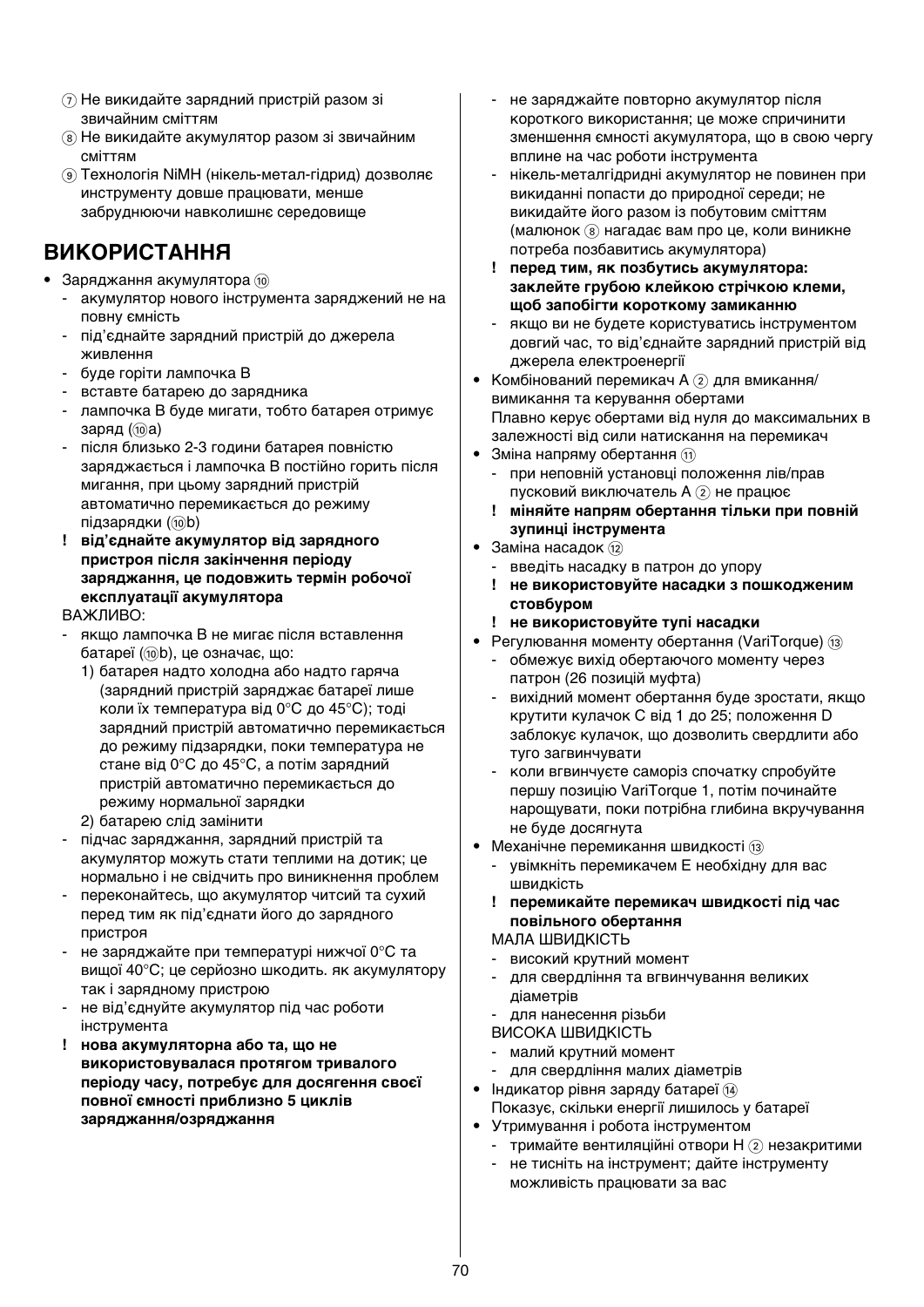⑦ Не викидайте зарядний пристрій разом зі звичайним сміттям

⑧ Не викидайте акумулятор разом зі звичайним сміттям

⑨ Технологія NiMH (нікель-метал-гідрид) дозволяє инструменту довше працювати, менше забруднюючи навколишнє середовище

## ВИКОРИСТАННЯ

- Заряджання акумулятора ⑩
  - акумулятор нового інструмента заряджений не на повну ємність
  - під'єднайте зарядний пристрій до джерела живлення
  - буде горіти лампочка B
  - вставте батарею до зарядника
  - лампочка B буде мигати, тобто батарея отримує заряд (⑩a)
  - після близько 2-3 години батарея повністю заряджається і лампочка B постійно горить після мигання, при цьому зарядний пристрій автоматично перемикається до режиму підзарядки (⑩b)
  - **! від'єднайте акумулятор від зарядного пристроя після закінчення періоду заряджання, це подовжить термін робочої експлуатації акумулятора**

  ВАЖЛИВО:
  - якщо лампочка B не мигає після вставлення батареї (⑩b), це означає, що:
    1) батарея надто холодна або надто гаряча (зарядний пристрій заряджає батареї лише коли їх температура від 0°C до 45°C); тоді зарядний пристрій автоматично перемикається до режиму підзарядки, поки температура не стане від 0°C до 45°C, а потім зарядний пристрій автоматично перемикається до режиму нормальної зарядки
    2) батарею слід замінити
  - підчас заряджання, зарядний пристрій та акумулятор можуть стати теплими на дотик; це нормально і не свідчить про виникнення проблем
  - переконайтесь, що акумулятор читсий та сухий перед тим як під'єднати його до зарядного пристроя
  - не заряджайте при температурі нижчої 0°C та вищої 40°C; це серйозно шкодить. як акумулятору так і зарядному пристрою
  - не від'єднуйте акумулятор під час роботи інструмента
  - **! нова акумуляторна або та, що не використовувалася протягом тривалого періоду часу, потребує для досягення своєї повної ємності приблизно 5 циклів заряджання/озряджання**
  - не заряджайте повторно акумулятор після короткого використання; це може спричинити зменшення ємності акумулятора, що в свою чергу вплине на час роботи інструмента
  - нікель-металгідридні акумулятор не повинен при викиданні попасти до природної середи; не викидайте його разом із побутовим сміттям (малюнок ⑧ нагадає вам про це, коли виникне потреба позбавитись акумулятора)
  - **! перед тим, як позбутись акумулятора: заклейте грубою клейкою стрічкою клеми, щоб запобігти короткому замиканню**
  - якщо ви не будете користуватись інструментом довгий час, то від'єднайте зарядний пристрій від джерела електроенергії
- Комбінований перемикач A ② для вмикання/вимикання та керування обертами
  Плавно керує обертами від нуля до максимальних в залежності від сили натискання на перемикач
- Зміна напряму обертання ⑪
  - при неповній установці положення лів/прав пусковий виключатель A ② не працює
  - **! міняйте напрям обертання тільки при повній зупинці інструмента**
- Заміна насадок ⑫
  - введіть насадку в патрон до упору
  - **! не використовуйте насадки з пошкодженим стовбуром**
  - **! не використовуйте тупі насадки**
- Регулювання моменту обертання (VariTorque) ⑬
  - обмежує вихід обертаючого моменту через патрон (26 позицій муфта)
  - вихідний момент обертання буде зростати, якщо крутити кулачок C від 1 до 25; положення D заблокує кулачок, що дозволить свердлити або туго загвинчувати
  - коли вгвинчуєте саморіз спочатку спробуйте першу позицію VariTorque 1, потім починайте нарощувати, поки потрібна глибина вкручування не буде досягнута
- Механічне перемикання швидкості ⑬
  - увімкніть перемикачем E необхідну для вас швидкість
  - **! перемикайте перемикач швидкості під час повільного обертання**

  МАЛА ШВИДКІСТЬ
  - високий крутний момент
  - для свердління та вгвинчування великих діаметрів
  - для нанесення різьби

  ВИСОКА ШВИДКІСТЬ
  - малий крутний момент
  - для свердління малих діаметрів
- Індикатор рівня заряду батареї ⑭
  Показує, скільки енергії лишилось у батареї
- Утримування і робота інструментом
  - тримайте вентиляційні отвори H ② незакритими
  - не тисніть на інструмент; дайте інструменту можливість працювати за вас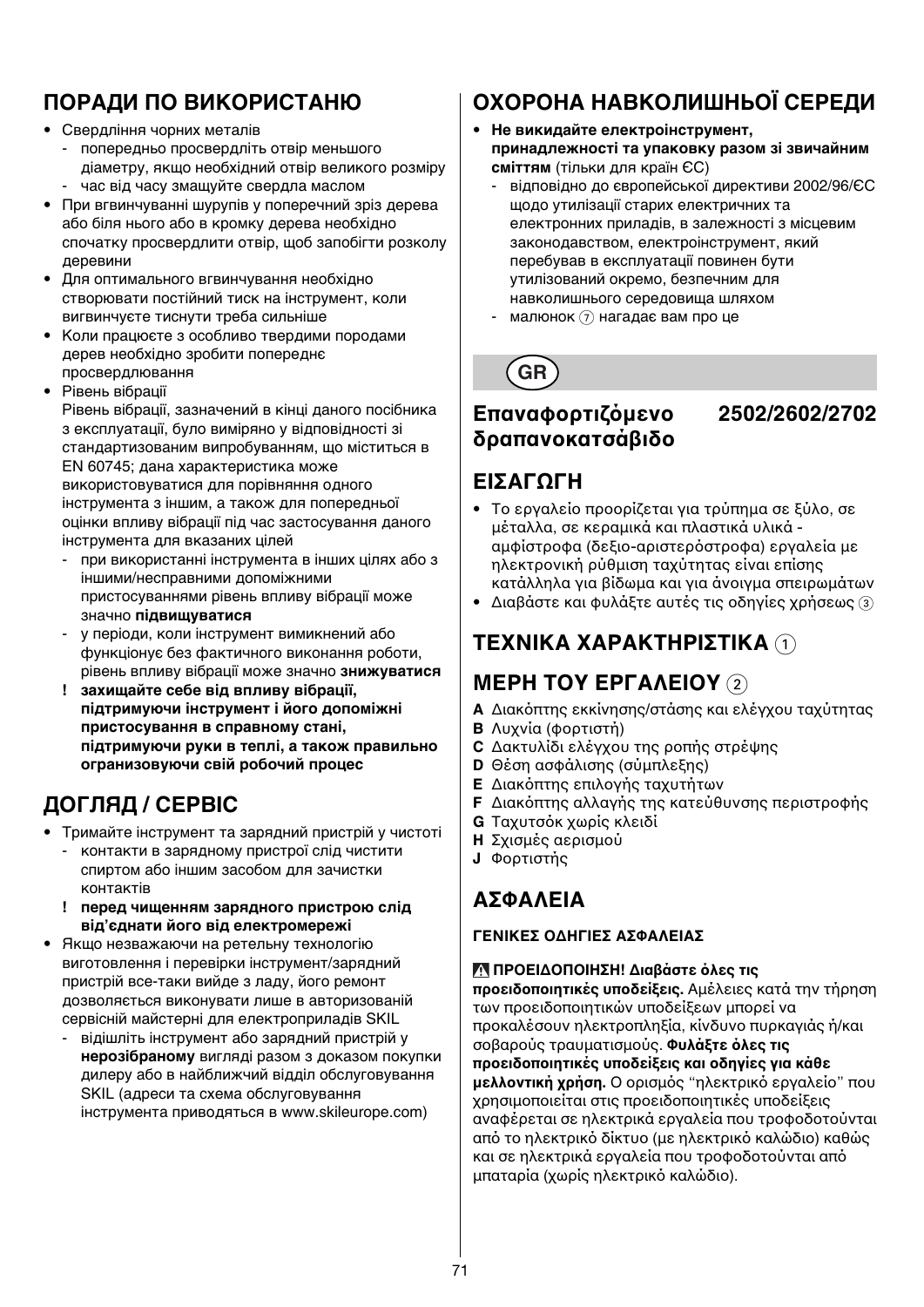## ПОРАДИ ПО ВИКОРИСТАНЮ

- Свердління чорних металів
  - попередньо просвердліть отвір меншого діаметру, якщо необхідний отвір великого розміру
  - час від часу змащуйте свердла маслом
- При вгвинчуванні шурупів у поперечний зріз дерева або біля нього або в кромку дерева необхідно спочатку просвердлити отвір, щоб запобігти розколу деревини
- Для оптимального вгвинчування необхідно створювати постійний тиск на інструмент, коли вигвинчуєте тиснути треба сильніше
- Коли працюєте з особливо твердими породами дерев необхідно зробити попереднє просвердлювання
- Рівень вібрації
  Рівень вібрації, зазначений в кінці даного посібника з експлуатації, було виміряно у відповідності зі стандартизованим випробуванням, що міститься в EN 60745; дана характеристика може використовуватися для порівняння одного інструмента з іншим, а також для попередньої оцінки впливу вібрації під час застосування даного інструмента для вказаних цілей
  - при використанні інструмента в інших цілях або з іншими/несправними допоміжними пристосуваннями рівень впливу вібрації може значно **підвищуватися**
  - у періоди, коли інструмент вимикнений або функціонує без фактичного виконання роботи, рівень впливу вібрації може значно **знижуватися**
  - **! захищайте себе від впливу вібрації, підтримуючи інструмент і його допоміжні пристосування в справному стані, підтримуючи руки в теплі, а також правильно огранизовуючи свій робочий процес**

## ДОГЛЯД / СЕРВІС

- Тримайте інструмент та зарядний пристрій у чистоті
  - контакти в зарядному пристрої слід чистити спиртом або іншим засобом для зачистки контактів
  - **! перед чищенням зарядного пристрою слід від'єднати його від електромережі**
- Якщо незважаючи на ретельну технологію виготовлення і перевірки інструмент/зарядний пристрій все-таки вийде з ладу, його ремонт дозволяється виконувати лише в авторизованій сервісній майстерні для електроприладів SKIL
  - відішліть інструмент або зарядний пристрій у **нерозібраному** вигляді разом з доказом покупки дилеру або в найближчий відділ обслуговування SKIL (адреси та схема обслуговування інструмента приводяться в www.skileurope.com)

## ОХОРОНА НАВКОЛИШНЬОЇ СЕРЕДИ

- **Не викидайте електроінструмент, принадлежності та упаковку разом зі звичайним сміттям** (тільки для країн ЄС)
  - відповідно до європейської директиви 2002/96/ЄС щодо утилізації старих електричних та електронних приладів, в залежності з місцевим законодавством, електроінструмент, який перебував в експлуатації повинен бути утилізований окремо, безпечним для навколишнього середовища шляхом
  - малюнок ⑦ нагадає вам про це

**GR**

# Επαναφορτιζόμενο δραπανοκατσάβιδο 2502/2602/2702

## ΕΙΣΑΓΩΓΗ

- Το εργαλείο προορίζεται για τρύπημα σε ξύλο, σε μέταλλα, σε κεραμικά και πλαστικά υλικά - αμφίστροφα (δεξιο-αριστερόστροφα) εργαλεία με ηλεκτρονική ρύθμιση ταχύτητας είναι επίσης κατάλληλα για βίδωμα και για άνοιγμα σπειρωμάτων
- Διαβάστε και φυλάξτε αυτές τις οδηγίες χρήσεως ③

## ΤΕΧΝΙΚΑ ΧΑΡΑΚΤΗΡΙΣΤΙΚΑ ①

## ΜΕΡΗ ΤΟΥ ΕΡΓΑΛΕΙΟΥ ②

**A** Διακόπτης εκκίνησης/στάσης και ελέγχου ταχύτητας
**B** Λυχνία (φορτιστή)
**C** Δακτυλίδι ελέγχου της ροπής στρέψης
**D** Θέση ασφάλισης (σύμπλεξης)
**E** Διακόπτης επιλογής ταχυτήτων
**F** Διακόπτης αλλαγής της κατεύθυνσης περιστροφής
**G** Ταχυτσόκ χωρίς κλειδί
**H** Σχισμές αερισμού
**J** Φορτιστής

## ΑΣΦΑΛΕΙΑ

### ΓΕΝΙΚΕΣ ΟΔΗΓΙΕΣ ΑΣΦΑΛΕΙΑΣ

**⚠ ΠΡΟΕΙΔΟΠΟΙΗΣΗ! Διαβάστε όλες τις προειδοποιητικές υποδείξεις.** Αμέλειες κατά την τήρηση των προειδοποιητικών υποδείξεων μπορεί να προκαλέσουν ηλεκτροπληξία, κίνδυνο πυρκαγιάς ή/και σοβαρούς τραυματισμούς. **Φυλάξτε όλες τις προειδοποιητικές υποδείξεις και οδηγίες για κάθε μελλοντική χρήση.** Ο ορισμός "ηλεκτρικό εργαλείο" που χρησιμοποιείται στις προειδοποιητικές υποδείξεις αναφέρεται σε ηλεκτρικά εργαλεία που τροφοδοτούνται από το ηλεκτρικό δίκτυο (με ηλεκτρικό καλώδιο) καθώς και σε ηλεκτρικά εργαλεία που τροφοδοτούνται από μπαταρία (χωρίς ηλεκτρικό καλώδιο).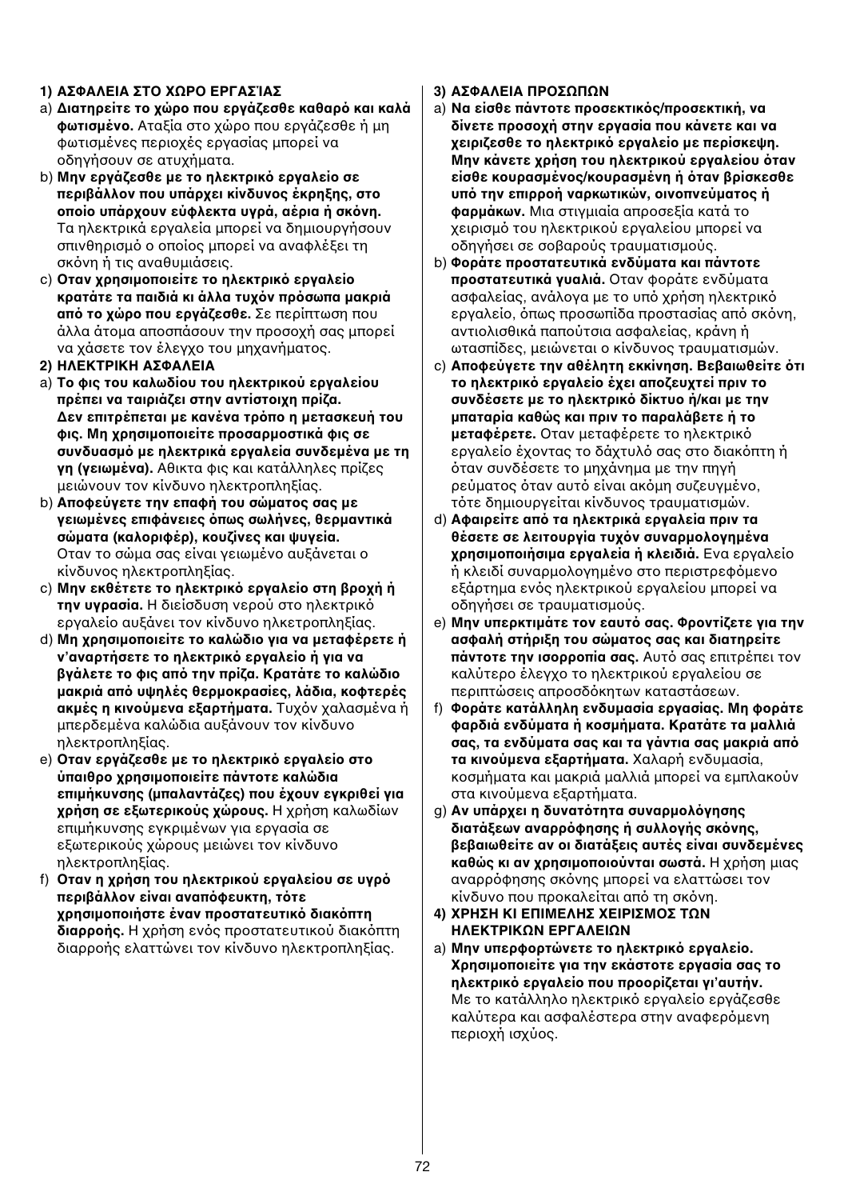**1) ΑΣΦΑΛΕΙΑ ΣΤΟ ΧΩΡΟ ΕΡΓΑΣΊΑΣ**

a) **Διατηρείτε το χώρο που εργάζεσθε καθαρό και καλά φωτισμένο.** Αταξία στο χώρο που εργάζεσθε ή μη φωτισμένες περιοχές εργασίας μπορεί να οδηγήσουν σε ατυχήματα.

b) **Μην εργάζεσθε με το ηλεκτρικό εργαλείο σε περιβάλλον που υπάρχει κίνδυνος έκρηξης, στο οποίο υπάρχουν εύφλεκτα υγρά, αέρια ή σκόνη.** Τα ηλεκτρικά εργαλεία μπορεί να δημιουργήσουν σπινθηρισμό ο οποίος μπορεί να αναφλέξει τη σκόνη ή τις αναθυμιάσεις.

c) **Οταν χρησιμοποιείτε το ηλεκτρικό εργαλείο κρατάτε τα παιδιά κι άλλα τυχόν πρόσωπα μακριά από το χώρο που εργάζεσθε.** Σε περίπτωση που άλλα άτομα αποσπάσουν την προσοχή σας μπορεί να χάσετε τον έλεγχο του μηχανήματος.

**2) ΗΛΕΚΤΡΙΚΗ ΑΣΦΑΛΕΙΑ**

a) **Το φις του καλωδίου του ηλεκτρικού εργαλείου πρέπει να ταιριάζει στην αντίστοιχη πρίζα. Δεν επιτρέπεται με κανένα τρόπο η μετασκευή του φις. Μη χρησιμοποιείτε προσαρμοστικά φις σε συνδυασμό με ηλεκτρικά εργαλεία συνδεμένα με τη γη (γειωμένα).** Αθικτα φις και κατάλληλες πρίζες μειώνουν τον κίνδυνο ηλεκτροπληξίας.

b) **Αποφεύγετε την επαφή του σώματος σας με γειωμένες επιφάνειες όπως σωλήνες, θερμαντικά σώματα (καλοριφέρ), κουζίνες και ψυγεία.** Οταν το σώμα σας είναι γειωμένο αυξάνεται ο κίνδυνος ηλεκτροπληξίας.

c) **Μην εκθέτετε το ηλεκτρικό εργαλείο στη βροχή ή την υγρασία.** Η διείσδυση νερού στο ηλεκτρικό εργαλείο αυξάνει τον κίνδυνο ηλκετροπληξίας.

d) **Μη χρησιμοποιείτε το καλώδιο για να μεταφέρετε ή ν'αναρτήσετε το ηλεκτρικό εργαλείο ή για να βγάλετε το φις από την πρίζα. Κρατάτε το καλώδιο μακριά από υψηλές θερμοκρασίες, λάδια, κοφτερές ακμές η κινούμενα εξαρτήματα.** Τυχόν χαλασμένα ή μπερδεμένα καλώδια αυξάνουν τον κίνδυνο ηλεκτροπληξίας.

e) **Οταν εργάζεσθε με το ηλεκτρικό εργαλείο στο ύπαιθρο χρησιμοποιείτε πάντοτε καλώδια επιμήκυνσης (μπαλαντάζες) που έχουν εγκριθεί για χρήση σε εξωτερικούς χώρους.** Η χρήση καλωδίων επιμήκυνσης εγκριμένων για εργασία σε εξωτερικούς χώρους μειώνει τον κίνδυνο ηλεκτροπληξίας.

f) **Οταν η χρήση του ηλεκτρικού εργαλείου σε υγρό περιβάλλον είναι αναπόφευκτη, τότε χρησιμοποιήστε έναν προστατευτικό διακόπτη διαρροής.** Η χρήση ενός προστατευτικού διακόπτη διαρροής ελαττώνει τον κίνδυνο ηλεκτροπληξίας.

**3) ΑΣΦΑΛΕΙΑ ΠΡΟΣΩΠΩΝ**

a) **Να είσθε πάντοτε προσεκτικός/προσεκτική, να δίνετε προσοχή στην εργασία που κάνετε και να χειρίζεστε το ηλεκτρικό εργαλείο με περίσκεψη. Μην κάνετε χρήση του ηλεκτρικού εργαλείου όταν είσθε κουρασμένος/κουρασμένη ή όταν βρίσκεσθε υπό την επιρροή ναρκωτικών, οινοπνεύματος ή φαρμάκων.** Μια στιγμιαία απροσεξία κατά το χειρισμό του ηλεκτρικού εργαλείου μπορεί να οδηγήσει σε σοβαρούς τραυματισμούς.

b) **Φοράτε προστατευτικά ενδύματα και πάντοτε προστατευτικά γυαλιά.** Οταν φοράτε ενδύματα ασφαλείας, ανάλογα με το υπό χρήση ηλεκτρικό εργαλείο, όπως προσωπίδα προστασίας από σκόνη, αντιολισθικά παπούτσια ασφαλείας, κράνη ή ωτασπίδες, μειώνεται ο κίνδυνος τραυματισμών.

c) **Αποφεύγετε την αθέλητη εκκίνηση. Βεβαιωθείτε ότι το ηλεκτρικό εργαλείο έχει αποζευχτεί πριν το συνδέσετε με το ηλεκτρικό δίκτυο ή/και με την μπαταρία καθώς και πριν το παραλάβετε ή το μεταφέρετε.** Οταν μεταφέρετε το ηλεκτρικό εργαλείο έχοντας το δάχτυλό σας στο διακόπτη ή όταν συνδέσετε το μηχάνημα με την πηγή ρεύματος όταν αυτό είναι ακόμη συζευγμένο, τότε δημιουργείται κίνδυνος τραυματισμών.

d) **Αφαιρείτε από τα ηλεκτρικά εργαλεία πριν τα θέσετε σε λειτουργία τυχόν συναρμολογημένα χρησιμοποιήσιμα εργαλεία ή κλειδιά.** Ενα εργαλείο ή κλειδί συναρμολογημένο στο περιστρεφόμενο εξάρτημα ενός ηλεκτρικού εργαλείου μπορεί να οδηγήσει σε τραυματισμούς.

e) **Μην υπερκτιμάτε τον εαυτό σας. Φροντίζετε για την ασφαλή στήριξη του σώματος σας και διατηρείτε πάντοτε την ισορροπία σας.** Αυτό σας επιτρέπει τον καλύτερο έλεγχο το ηλεκτρικού εργαλείου σε περιπτώσεις απροσδόκητων καταστάσεων.

f) **Φοράτε κατάλληλη ενδυμασία εργασίας. Μη φοράτε φαρδιά ενδύματα ή κοσμήματα. Κρατάτε τα μαλλιά σας, τα ενδύματα σας και τα γάντια σας μακριά από τα κινούμενα εξαρτήματα.** Χαλαρή ενδυμασία, κοσμήματα και μακριά μαλλιά μπορεί να εμπλακούν στα κινούμενα εξαρτήματα.

g) **Αν υπάρχει η δυνατότητα συναρμολόγησης διατάξεων αναρρόφησης ή συλλογής σκόνης, βεβαιωθείτε αν οι διατάξεις αυτές είναι συνδεμένες καθώς κι αν χρησιμοποιούνται σωστά.** Η χρήση μιας αναρρόφησης σκόνης μπορεί να ελαττώσει τον κίνδυνο που προκαλείται από τη σκόνη.

**4) ΧΡΗΣΗ ΚΙ ΕΠΙΜΕΛΗΣ ΧΕΙΡΙΣΜΟΣ ΤΩΝ ΗΛΕΚΤΡΙΚΩΝ ΕΡΓΑΛΕΙΩΝ**

a) **Μην υπερφορτώνετε το ηλεκτρικό εργαλείο. Χρησιμοποιείτε για την εκάστοτε εργασία σας το ηλεκτρικό εργαλείο που προορίζεται γι'αυτήν.** Με το κατάλληλο ηλεκτρικό εργαλείο εργάζεσθε καλύτερα και ασφαλέστερα στην αναφερόμενη περιοχή ισχύος.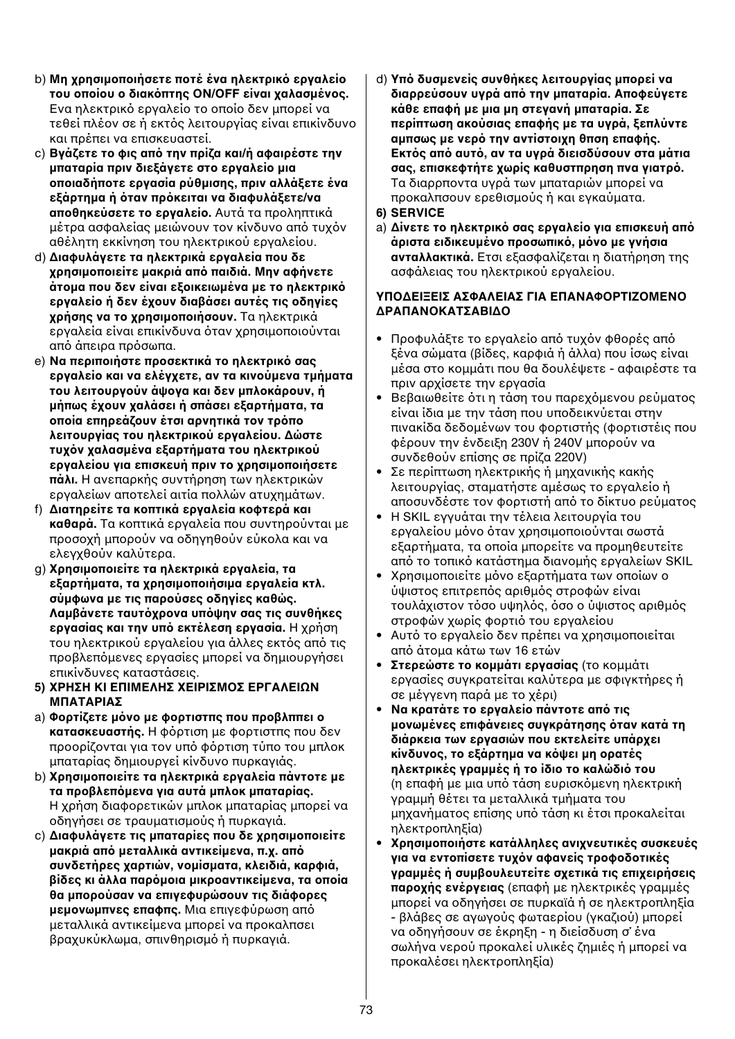b) **Μη χρησιμοποιήσετε ποτέ ένα ηλεκτρικό εργαλείο του οποίου ο διακόπτης ON/OFF είναι χαλασμένος.** Ενα ηλεκτρικό εργαλείο το οποίο δεν μπορεί να τεθεί πλέον σε ή εκτός λειτουργίας είναι επικίνδυνο και πρέπει να επισκευαστεί.

c) **Βγάζετε το φις από την πρίζα και/ή αφαιρέστε την μπαταρία πριν διεξάγετε στο εργαλείο μια οποιαδήποτε εργασία ρύθμισης, πριν αλλάξετε ένα εξάρτημα ή όταν πρόκειται να διαφυλάξετε/να αποθηκεύσετε το εργαλείο.** Αυτά τα προληπτικά μέτρα ασφαλείας μειώνουν τον κίνδυνο από τυχόν αθέλητη εκκίνηση του ηλεκτρικού εργαλείου.

d) **Διαφυλάγετε τα ηλεκτρικά εργαλεία που δε χρησιμοποιείτε μακριά από παιδιά. Μην αφήνετε άτομα που δεν είναι εξοικειωμένα με το ηλεκτρικό εργαλείο ή δεν έχουν διαβάσει αυτές τις οδηγίες χρήσης να το χρησιμοποιήσουν.** Τα ηλεκτρικά εργαλεία είναι επικίνδυνα όταν χρησιμοποιούνται από άπειρα πρόσωπα.

e) **Να περιποιήστε προσεκτικά το ηλεκτρικό σας εργαλείο και να ελέγχετε, αν τα κινούμενα τμήματα του λειτουργούν άψογα και δεν μπλοκάρουν, ή μήπως έχουν χαλάσει ή σπάσει εξαρτήματα, τα οποία επηρεάζουν έτσι αρνητικά τον τρόπο λειτουργίας του ηλεκτρικού εργαλείου. Δώστε τυχόν χαλασμένα εξαρτήματα του ηλεκτρικού εργαλείου για επισκευή πριν το χρησιμοποιήσετε πάλι.** Η ανεπαρκής συντήρηση των ηλεκτρικών εργαλείων αποτελεί αιτία πολλών ατυχημάτων.

f) **Διατηρείτε τα κοπτικά εργαλεία κοφτερά και καθαρά.** Τα κοπτικά εργαλεία που συντηρούνται με προσοχή μπορούν να οδηγηθούν εύκολα και να ελεγχθούν καλύτερα.

g) **Χρησιμοποιείτε τα ηλεκτρικά εργαλεία, τα εξαρτήματα, τα χρησιμοποιήσιμα εργαλεία κτλ. σύμφωνα με τις παρούσες οδηγίες καθώς. Λαμβάνετε ταυτόχρονα υπόψην σας τις συνθήκες εργασίας και την υπό εκτέλεση εργασία.** Η χρήση του ηλεκτρικού εργαλείου για άλλες εκτός από τις προβλεπόμενες εργασίες μπορεί να δημιουργήσει επικίνδυνες καταστάσεις.

**5) ΧΡΗΣΗ ΚΙ ΕΠΙΜΕΛΗΣ ΧΕΙΡΙΣΜΟΣ ΕΡΓΑΛΕΙΩΝ ΜΠΑΤΑΡΙΑΣ**

a) **Φορτίζετε μόνο με φορτιστηs που προβλππει ο κατασκευαστής.** Η φόρτιση με φορτιστης που δεν προορίζονται για τον υπό φόρτιση τύπο του μπλοκ μπαταρίας δημιουργεί κίνδυνο πυρκαγιάς.

b) **Χρησιμοποιείτε τα ηλεκτρικά εργαλεία πάντοτε με τα προβλεπόμενα για αυτά μπλοκ μπαταρίας.** Η χρήση διαφορετικών μπλοκ μπαταρίας μπορεί να οδηγήσει σε τραυματισμούς ή πυρκαγιά.

c) **Διαφυλάγετε τις μπαταρίες που δε χρησιμοποιείτε μακριά από μεταλλικά αντικείμενα, π.χ. από συνδετήρες χαρτιών, νομίσματα, κλειδιά, καρφιά, βίδες κι άλλα παρόμοια μικροαντικείμενα, τα οποία θα μπορούσαν να επιγεφυρώσουν τις διάφορες μεμονωμπνες επαφπς.** Μια επιγεφύρωση από μεταλλικά αντικείμενα μπορεί να προκαλπσει βραχυκύκλωμα, σπινθηρισμό ή πυρκαγιά.

d) **Υπό δυσμενείς συνθήκες λειτουργίας μπορεί να διαρρεύσουν υγρά από την μπαταρία. Αποφεύγετε κάθε επαφή με μια μη στεγανή μπαταρία. Σε περίπτωση ακούσιας επαφής με τα υγρά, ξεπλύντε αμπσως με νερό την αντίστοιχη θπση επαφής. Εκτός από αυτό, αν τα υγρά διεισδύσουν στα μάτια σας, επισκεφτήτε χωρίς καθυστπρηση πνα γιατρό.** Τα διαρρποντα υγρά των μπαταριών μπορεί να προκαλπσουν ερεθισμούς ή και εγκαύματα.

**6) SERVICE**

a) **Δίνετε το ηλεκτρικό σας εργαλείο για επισκευή από άριστα ειδικευμένο προσωπικό, μόνο με γνήσια ανταλλακτικά.** Ετσι εξασφαλίζεται η διατήρηση της ασφάλειας του ηλεκτρικού εργαλείου.

**ΥΠΟΔΕΙΞΕΙΣ ΑΣΦΑΛΕΙΑΣ ΓΙΑ ΕΠΑΝΑΦΟΡΤΙΖΟΜΕΝΟ ΔΡΑΠΑΝΟΚΑΤΣΑΒΙΔΟ**

- Προφυλάξτε το εργαλείο από τυχόν φθορές από ξένα σώματα (βίδες, καρφιά ή άλλα) που ίσως είναι μέσα στο κομμάτι που θα δουλέψετε - αφαιρέστε τα πριν αρχίσετε την εργασία
- Βεβαιωθείτε ότι η τάση του παρεχόμενου ρεύματος είναι ίδια με την τάση που υποδεικνύεται στην πινακίδα δεδομένων του φορτιστής (φορτιστέις που φέρουν την ένδειξη 230V ή 240V μπορούν να συνδεθούν επίσης σε πρίζα 220V)
- Σε περίπτωση ηλεκτρικής ή μηχανικής κακής λειτουργίας, σταματήστε αμέσως το εργαλείο ή αποσυνδέστε τον φορτιστή από το δίκτυο ρεύματος
- Η SKIL εγγυάται την τέλεια λειτουργία του εργαλείου μόνο όταν χρησιμοποιούνται σωστά εξαρτήματα, τα οποία μπορείτε να προμηθευτείτε από το τοπικό κατάστημα διανομής εργαλείων SKIL
- Χρησιμοποιείτε μόνο εξαρτήματα των οποίων ο ύψιστος επιτρεπός αριθμός στροφών είναι τουλάχιστον τόσο υψηλός, όσο ο ύψιστος αριθμός στροφών χωρίς φορτίο του εργαλείου
- Αυτό το εργαλείο δεν πρέπει να χρησιμοποιείται από άτομα κάτω των 16 ετών
- **Στερεώστε το κομμάτι εργασίας** (το κομμάτι εργασίες συγκρατείται καλύτερα με σφιγκτήρες ή σε μέγγενη παρά με το χέρι)
- **Να κρατάτε το εργαλείο πάντοτε από τις μονωμένες επιφάνειες συγκράτησης όταν κατά τη διάρκεια των εργασιών που εκτελείτε υπάρχει κίνδυνος, το εξάρτημα να κόψει μη ορατές ηλεκτρικές γραμμές ή το ίδιο το καλώδιό του** (η επαφή με μια υπό τάση ευρισκόμενη ηλεκτρική γραμμή θέτει τα μεταλλικά τμήματα του μηχανήματος επίσης υπό τάση κι έτσι προκαλείται ηλεκτροπληξία)
- **Χρησιμοποιήστε κατάλληλες ανιχνευτικές συσκευές για να εντοπίσετε τυχόν αφανείς τροφοδοτικές γραμμές ή συμβουλευτείτε σχετικά τις επιχειρήσεις παροχής ενέργειας** (επαφή με ηλεκτρικές γραμμές μπορεί να οδηγήσει σε πυρκαϊά ή σε ηλεκτροπληξία - βλάβες σε αγωγούς φωταερίου (γκαζιού) μπορεί να οδηγήσουν σε έκρηξη - η διείσδυση σ' ένα σωλήνα νερού προκαλεί υλικές ζημιές ή μπορεί να προκαλέσει ηλεκτροπληξία)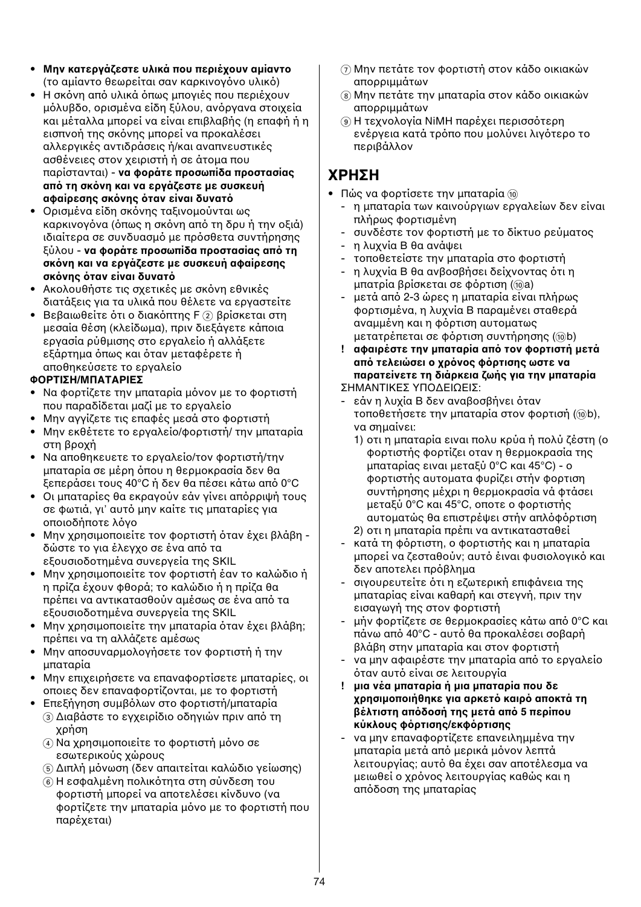- **Μην κατεργάζεστε υλικά που περιέχουν αμίαντο** (το αμίαντο θεωρείται σαν καρκινογόνο υλικό)
- Η σκόνη από υλικά όπως μπογιές που περιέχουν μόλυβδο, ορισμένα είδη ξύλου, ανόργανα στοιχεία και μέταλλα μπορεί να είναι επιβλαβής (η επαφή ή η εισπνοή της σκόνης μπορεί να προκαλέσει αλλεργικές αντιδράσεις ή/και αναπνευστικές ασθένειες στον χειριστή ή σε άτομα που παρίστανται) - **να φοράτε προσωπίδα προστασίας από τη σκόνη και να εργάζεστε με συσκευή αφαίρεσης σκόνης όταν είναι δυνατό**
- Ορισμένα είδη σκόνης ταξινομούνται ως καρκινογόνα (όπως η σκόνη από τη δρυ ή την οξιά) ιδιαίτερα σε συνδυασμό με πρόσθετα συντήρησης ξύλου - **να φοράτε προσωπίδα προστασίας από τη σκόνη και να εργάζεστε με συσκευή αφαίρεσης σκόνης όταν είναι δυνατό**
- Ακολουθήστε τις σχετικές με σκόνη εθνικές διατάξεις για τα υλικά που θέλετε να εργαστείτε
- Βεβαιωθείτε ότι ο διακόπτης F ② βρίσκεται στη μεσαία θέση (κλείδωμα), πριν διεξάγετε κάποια εργασία ρύθμισης στο εργαλείο ή αλλάξετε εξάρτημα όπως και όταν μεταφέρετε ή αποθηκεύσετε το εργαλείο

**ΦΟΡΤΙΣΗ/ΜΠΑΤΑΡΙΕΣ**

- Να φορτίζετε την μπαταρία μόνον με το φορτιστή που παραδίδεται μαζί με το εργαλείο
- Μην αγγίζετε τις επαφές μεσά στο φορτιστή
- Μην εκθέτετε το εργαλείο/φορτιστή/ την μπαταρία στη βροχή
- Να αποθηκευετε το εργαλείο/τον φορτιστή/την μπαταρία σε μέρη όπου η θερμοκρασία δεν θα ξεπεράσει τους 40°C ή δεν θα πέσει κάτω από 0°C
- Οι μπαταρίες θα εκραγούν εάν γίνει απόρριψή τους σε φωτιά, γι' αυτό μην καίτε τις μπαταρίες για οποιοδήποτε λόγο
- Μην χρησιμοποιείτε τον φορτιστή όταν έχει βλάβη - δώστε το για έλεγχο σε ένα από τα εξουσιοδοτημένα συνεργεία της SKIL
- Μην χρησιμοποιείτε τον φορτιστή έαν το καλώδιο ή η πρίζα έχουν φθορά; το καλώδιο ή η πρίζα θα πρέπει να αντικατασθούν αμέσως σε ένα από τα εξουσιοδοτημένα συνεργεία της SKIL
- Μην χρησιμοποιείτε την μπαταρία όταν έχει βλάβη; πρέπει να τη αλλάζετε αμέσως
- Μην αποσυναρμολογήσετε τον φορτιστή ή την μπαταρία
- Μην επιχειρήσετε να επαναφορτίσετε μπαταρίες, οι οποιες δεν επαναφορτίζονται, με το φορτιστή
- Επεξήγηση συμβόλων στο φορτιστή/μπαταρία
  - ③ Διαβάστε το εγχειρίδιο οδηγιών πριν από τη χρήση
  - ④ Να χρησιμοποιείτε το φορτιστή μόνο σε εσωτερικούς χώρους
  - ⑤ Διπλή μόνωση (δεν απαιτείται καλώδιο γείωσης)
  - ⑥ Η εσφαλμένη πολικότητα στη σύνδεση του φορτιστή μπορεί να αποτελέσει κίνδυνο (να φορτίζετε την μπαταρία μόνο με το φορτιστή που παρέχεται)
  - ⑦ Μην πετάτε τον φορτιστή στον κάδο οικιακών απορριμμάτων
  - ⑧ Μην πετάτε την μπαταρία στον κάδο οικιακών απορριμμάτων
  - ⑨ Η τεχνολογία NiMH παρέχει περισσότερη ενέργεια κατά τρόπο που μολύνει λιγότερο το περιβάλλον

## ΧΡΗΣΗ

- Πώς να φορτίσετε την μπαταρία ⑩
  - η μπαταρία των καινούργιων εργαλείων δεν είναι πλήρως φορτισμένη
  - συνδέστε τον φορτιστή με το δίκτυο ρεύματος
  - η λυχνία B θα ανάψει
  - τοποθετείστε την μπαταρία στο φορτιστή
  - η λυχνία B θα ανβοσβήσει δείχνοντας ότι η μπατρία βρίσκεται σε φόρτιση (⑩a)
  - μετά από 2-3 ώρες η μπαταρία είναι πλήρως φορτισμένα, η λυχνία B παραμένει σταθερά αναμμένη και η φόρτιση αυτοματως μετατρέπεται σε φόρτιση συντήρησης (⑩b)

  **! αφαιρέστε την μπαταρία από τον φορτιστή μετά από τελειώσει ο χρόνος φόρτισης ωστε να παρατείνετε τη διάρκεια ζωής για την μπαταρία**

  ΣΗΜΑΝΤΙΚΕΣ ΥΠΟΔΕΙΩΕΙΣ:
  - εάν η λυχία B δεν αναβοσβήνει όταν τοποθετήσετε την μπαταρία στον φορτισή (⑩b), να σημαίνει:
    1) οτι η μπαταρία ειναι πολυ κρύα ή πολύ ζέστη (ο φορτιστής φορτίζει οταν η θερμοκρασία της μπαταρίας ειναι μεταξύ 0°C και 45°C) - ο φορτιστής αυτοματα φυρίζει στήν φορτιση συντήρησης μέχρι η θερμοκρασία νά φτάσει μεταξύ 0°C και 45°C, οποτε ο φορτιστής αυτοματώς θα επιστρέψει στήν απλόφόρτιση
    2) οτι η μπαταρία πρέπι να αντικατασταθεί
  - κατά τη φόρτιση, ο φορτιστής και η μπαταρία μπορεί να ζεσταθούν; αυτό είναι φυσιολογικό και δεν αποτελει πρόβλημα
  - σιγουρευτείτε ότι η εζωτερική επιφάνεια της μπαταρίας είναι καθαρή και στεγνή, πριν την εισαγωγή της στον φορτιστή
  - μήν φορτίζετε σε θερμοκρασίες κάτω από 0°C και πάνω από 40°C - αυτό θα προκαλέσει σοβαρή βλάβη στην μπαταρία και στον φορτιστή
  - να μην αφαιρέστε την μπαταρία από το εργαλείο όταν αυτό είναι σε λειτουργία

  **! μια νέα μπαταρία ή μια μπαταρία που δε χρησιμοποιήθηκε για αρκετό καιρό αποκτά τη βέλτιστη απόδοσή της μετά από 5 περίπου κύκλους φόρτισης/εκφόρτισης**

  - να μην επαναφορτίζετε επανειλημμένα την μπαταρία μετά από μερικά μόνον λεπτά λειτουργίας; αυτό θα έχει σαν αποτέλεσμα να μειωθεί ο χρόνος λειτουργίας καθώς και η απόδοση της μπαταρίας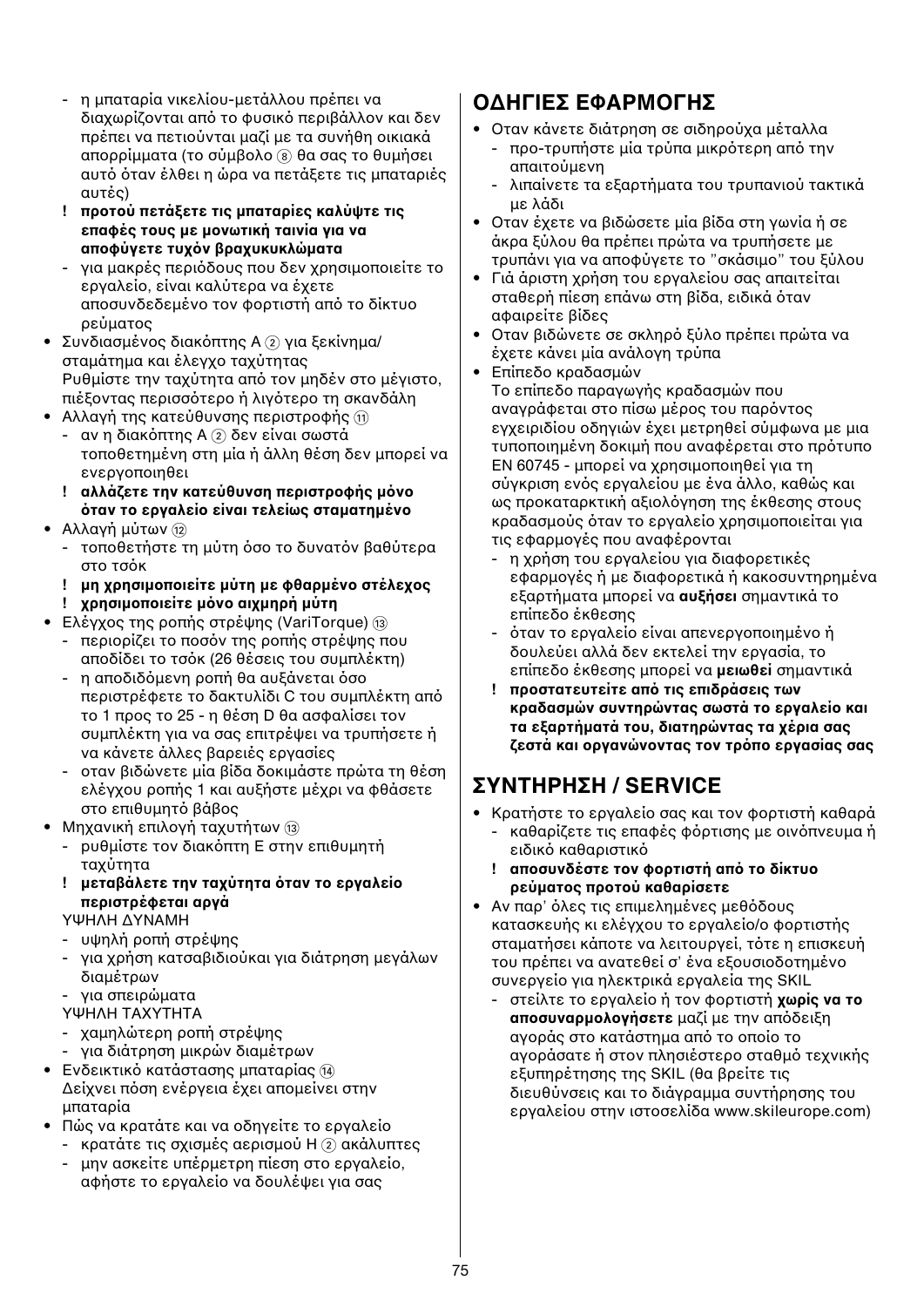- η μπαταρία νικελίου-μετάλλου πρέπει να διαχωρίζονται από το φυσικό περιβάλλον και δεν πρέπει να πετιούνται μαζί με τα συνήθη οικιακά απορρίμματα (το σύμβολο ⑧ θα σας το θυμήσει αυτό όταν έλθει η ώρα να πετάξετε τις μπαταριές αυτές)
- ! **προτού πετάξετε τις μπαταρίες καλύψτε τις επαφές τους με μονωτική ταινία για να αποφύγετε τυχόν βραχυκυκλώματα**
- για μακρές περιόδους που δεν χρησιμοποιείτε το εργαλείο, είναι καλύτερα να έχετε αποσυνδεδεμένο τον φορτιστή από το δίκτυο ρεύματος

- Συνδιασμένος διακόπτης A ② για ξεκίνημα/ σταμάτημα και έλεγχο ταχύτητας
  Ρυθμίστε την ταχύτητα από τον μηδέν στο μέγιστο, πιέζοντας περισσότερο ή λιγότερο τη σκανδάλη
- Αλλαγή της κατεύθυνσης περιστροφής ⑪
  - αν η διακόπτης A ② δεν είναι σωστά τοποθετημένη στη μία ή άλλη θέση δεν μπορεί να ενεργοποιηθει
  - ! **αλλάζετε την κατεύθυνση περιστροφής μόνο όταν το εργαλείο είναι τελείως σταματημένο**
- Αλλαγή μύτων ⑫
  - τοποθετήστε τη μύτη όσο το δυνατόν βαθύτερα στο τσόκ
  - ! **μη χρησιμοποιείτε μύτη με φθαρμένο στέλεχος**
  - ! **χρησιμοποιείτε μόνο αιχμηρή μύτη**
- Ελέγχος της ροπής στρέψης (VariTorque) ⑬
  - περιορίζει το ποσόν της ροπής στρέψης που αποδίδει το τσόκ (26 θέσεις του συμπλέκτη)
  - η αποδιδόμενη ροπή θα αυξάνεται όσο περιστρέφετε το δακτυλίδι C του συμπλέκτη από το 1 προς το 25 - η θέση D θα ασφαλίσει τον συμπλέκτη για να σας επιτρέψει να τρυπήσετε ή να κάνετε άλλες βαρειές εργασίες
  - οταν βιδώνετε μία βίδα δοκιμάστε πρώτα τη θέση ελέγχου ροπής 1 και αυξήστε μέχρι να φθάσετε στο επιθυμητό βάθος
- Μηχανική επιλογή ταχυτήτων ⑬
  - ρυθμίστε τον διακόπτη E στην επιθυμητή ταχύτητα
  - ! **μεταβάλετε την ταχύτητα όταν το εργαλείο περιστρέφεται αργά**

  ΥΨΗΛΗ ΔΥΝΑΜΗ
  - υψηλή ροπή στρέψης
  - για χρήση κατσαβιδιούκαι για διάτρηση μεγάλων διαμέτρων
  - για σπειρώματα

  ΥΨΗΛΗ ΤΑΧΥΤΗΤΑ
  - χαμηλώτερη ροπή στρέψης
  - για διάτρηση μικρών διαμέτρων
- Ενδεικτικό κατάστασης μπαταρίας ⑭
  Δείχνει πόση ενέργεια έχει απομείνει στην μπαταρία
- Πώς να κρατάτε και να οδηγείτε το εργαλείο
  - κρατάτε τις σχισμές αερισμού H ② ακάλυπτες
  - μην ασκείτε υπέρμετρη πίεση στο εργαλείο, αφήστε το εργαλείο να δουλέψει για σας

## ΟΔΗΓΙΕΣ ΕΦΑΡΜΟΓΗΣ

- Οταν κάνετε διάτρηση σε σιδηρούχα μέταλλα
  - προ-τρυπήστε μία τρύπα μικρότερη από την απαιτούμενη
  - λιπαίνετε τα εξαρτήματα του τρυπανιού τακτικά με λάδι
- Οταν έχετε να βιδώσετε μία βίδα στη γωνία ή σε άκρα ξύλου θα πρέπει πρώτα να τρυπήσετε με τρυπάνι για να αποφύγετε το "σκάσιμο" του ξύλου
- Γιά άριστη χρήση του εργαλείου σας απαιτείται σταθερή πίεση επάνω στη βίδα, ειδικά όταν αφαιρείτε βίδες
- Οταν βιδώνετε σε σκληρό ξύλο πρέπει πρώτα να έχετε κάνει μία ανάλογη τρύπα
- Επίπεδο κραδασμών
  Το επίπεδο παραγωγής κραδασμών που αναγράφεται στο πίσω μέρος του παρόντος εγχειριδίου οδηγιών έχει μετρηθεί σύμφωνα με μια τυποποιημένη δοκιμή που αναφέρεται στο πρότυπο EN 60745 - μπορεί να χρησιμοποιηθεί για τη σύγκριση ενός εργαλείου με ένα άλλο, καθώς και ως προκαταρκτική αξιολόγηση της έκθεσης στους κραδασμούς όταν το εργαλείο χρησιμοποιείται για τις εφαρμογές που αναφέρονται
  - η χρήση του εργαλείου για διαφορετικές εφαρμογές ή με διαφορετικά ή κακοσυντηρημένα εξαρτήματα μπορεί να **αυξήσει** σημαντικά το επίπεδο έκθεσης
  - όταν το εργαλείο είναι απενεργοποιημένο ή δουλεύει αλλά δεν εκτελεί την εργασία, το επίπεδο έκθεσης μπορεί να **μειωθεί** σημαντικά
  - ! **προστατευτείτε από τις επιδράσεις των κραδασμών συντηρώντας σωστά το εργαλείο και τα εξαρτήματά του, διατηρώντας τα χέρια σας ζεστά και οργανώνοντας τον τρόπο εργασίας σας**

## ΣΥΝΤΗΡΗΣΗ / SERVICE

- Κρατήστε το εργαλείο σας και τον φορτιστή καθαρά
  - καθαρίζετε τις επαφές φόρτισης με οινόπνευμα ή ειδικό καθαριστικό
  - ! **αποσυνδέστε τον φορτιστή από το δίκτυο ρεύματος προτού καθαρίσετε**
- Αν παρ' όλες τις επιμελημένες μεθόδους κατασκευής κι ελέγχου το εργαλείο/ο φορτιστής σταματήσει κάποτε να λειτουργεί, τότε η επισκευή του πρέπει να ανατεθεί σ' ένα εξουσιοδοτημένο συνεργείο για ηλεκτρικά εργαλεία της SKIL
  - στείλτε το εργαλείο ή τον φορτιστή **χωρίς να το αποσυναρμολογήσετε** μαζί με την απόδειξη αγοράς στο κατάστημα από το οποίο το αγοράσατε ή στον πλησιέστερο σταθμό τεχνικής εξυπηρέτησης της SKIL (θα βρείτε τις διευθύνσεις και το διάγραμμα συντήρησης του εργαλείου στην ιστοσελίδα www.skileurope.com)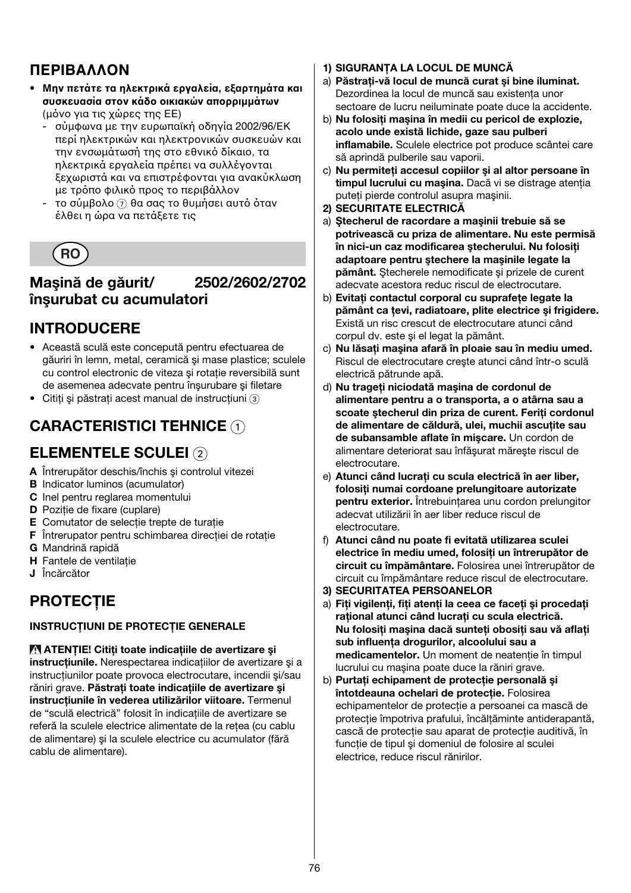## ΠΕΡΙΒΑΛΛΟΝ

- **Μην πετάτε τα ηλεκτρικά εργαλεία, εξαρτηματα και συσκευασία στον κάδο οικιακών απορριμμάτων** (μόνο για τις χώρες της ΕΕ)
  - σύμφωνα με την ευρωπαϊκή οδηγία 2002/96/ΕΚ περί ηλεκτρικών και ηλεκτρονικών συσκευών και την ενσωμάτωσή της στο εθνικό δίκαιο, τα ηλεκτρικά εργαλεία πρέπει να συλλέγονται ξεχωριστά και να επιστρέφονται για ανακύκλωση με τρόπο φιλικό προς το περιβάλλον
  - το σύμβολο ⑦ θα σας το θυμήσει αυτό όταν έλθει η ώρα να πετάξετε τις

RO

# Maşină de găurit/înşurubat cu acumulatori 2502/2602/2702

## INTRODUCERE

- Această sculă este concepută pentru efectuarea de găuriri în lemn, metal, ceramică şi mase plastice; sculele cu control electronic de viteza şi rotaţie reversibilă sunt de asemenea adecvate pentru înşurubare şi filetare
- Citiţi şi păstraţi acest manual de instrucţiuni ③

## CARACTERISTICI TEHNICE ①

## ELEMENTELE SCULEI ②

**A** Întrerupător deschis/închis şi controlul vitezei
**B** Indicator luminos (acumulator)
**C** Inel pentru reglarea momentului
**D** Poziţie de fixare (cuplare)
**E** Comutator de selecţie trepte de turaţie
**F** Întrerupator pentru schimbarea direcţiei de rotaţie
**G** Mandrină rapidă
**H** Fantele de ventilaţie
**J** Încărcător

## PROTECŢIE

### INSTRUCŢIUNI DE PROTECŢIE GENERALE

⚠ **ATENŢIE! Citiţi toate indicaţiile de avertizare şi instrucţiunile.** Nerespectarea indicaţiilor de avertizare şi a instrucţiunilor poate provoca electrocutare, incendii şi/sau răniri grave. **Păstraţi toate indicaţiile de avertizare şi instrucţiunile în vederea utilizărilor viitoare.** Termenul de “sculă electrică” folosit în indicaţiile de avertizare se referă la sculele electrice alimentate de la reţea (cu cablu de alimentare) şi la sculele electrice cu acumulator (fără cablu de alimentare).

**1) SIGURANŢA LA LOCUL DE MUNCĂ**

a) **Păstraţi-vă locul de muncă curat şi bine iluminat.** Dezordinea la locul de muncă sau existenţa unor sectoare de lucru neiluminate poate duce la accidente.

b) **Nu folosiţi maşina în medii cu pericol de explozie, acolo unde există lichide, gaze sau pulberi inflamabile.** Sculele electrice pot produce scântei care să aprindă pulberile sau vaporii.

c) **Nu permiteţi accesul copiilor şi al altor persoane în timpul lucrului cu maşina.** Dacă vi se distrage atenţia puteţi pierde controlul asupra maşinii.

**2) SECURITATE ELECTRICĂ**

a) **Ştecherul de racordare a maşinii trebuie să se potrivească cu priza de alimentare. Nu este permisă în nici-un caz modificarea ştecherului. Nu folosiţi adaptoare pentru ştechere la maşinile legate la pământ.** Ştecherele nemodificate şi prizele de curent adecvate acestora reduc riscul de electrocutare.

b) **Evitaţi contactul corporal cu suprafeţe legate la pământ ca ţevi, radiatoare, plite electrice şi frigidere.** Există un risc crescut de electrocutare atunci când corpul dv. este şi el legat la pământ.

c) **Nu lăsaţi maşina afară în ploaie sau în mediu umed.** Riscul de electrocutare creşte atunci când într-o sculă electrică pătrunde apă.

d) **Nu trageţi niciodată maşina de cordonul de alimentare pentru a o transporta, a o atârna sau a scoate ştecherul din priza de curent. Feriţi cordonul de alimentare de căldură, ulei, muchii ascuţite sau de subansamble aflate în mişcare.** Un cordon de alimentare deteriorat sau înfăşurat măreşte riscul de electrocutare.

e) **Atunci când lucraţi cu scula electrică în aer liber, folosiţi numai cordoane prelungitoare autorizate pentru exterior.** Întrebuinţarea unu cordon prelungitor adecvat utilizării în aer liber reduce riscul de electrocutare.

f) **Atunci când nu poate fi evitată utilizarea sculei electrice în mediu umed, folosiţi un întrerupător de circuit cu împământare.** Folosirea unei întrerupător de circuit cu împământare reduce riscul de electrocutare.

**3) SECURITATEA PERSOANELOR**

a) **Fiţi vigilenţi, fiţi atenţi la ceea ce faceţi şi procedaţi raţional atunci când lucraţi cu scula electrică. Nu folosiţi maşina dacă sunteţi obosiţi sau vă aflaţi sub influenţa drogurilor, alcoolului sau a medicamentelor.** Un moment de neatenţie în timpul lucrului cu maşina poate duce la răniri grave.

b) **Purtaţi echipament de protecţie personală şi întotdeauna ochelari de protecţie.** Folosirea echipamentelor de protecţie a persoanei ca mască de protecţie împotriva prafului, încălţăminte antiderapantă, cască de protecţie sau aparat de protecţie auditivă, în funcţie de tipul şi domeniul de folosire al sculei electrice, reduce riscul rănirilor.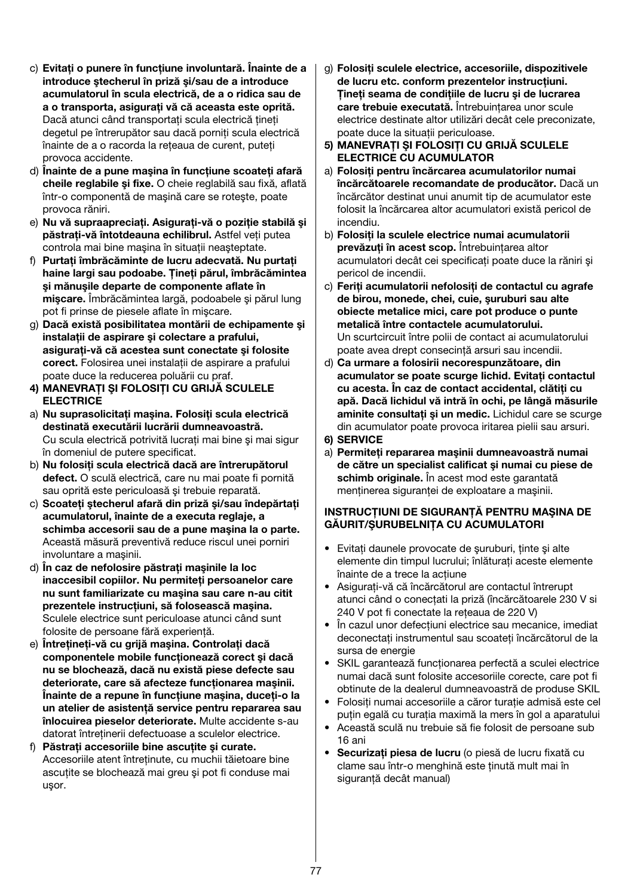c) **Evitaţi o punere în funcţiune involuntară. Înainte de a introduce ştecherul în priză şi/sau de a introduce acumulatorul în scula electrică, de a o ridica sau de a o transporta, asiguraţi vă că aceasta este oprită.** Dacă atunci când transportaţi scula electrică ţineţi degetul pe întrerupător sau dacă porniţi scula electrică înainte de a o racorda la reţeaua de curent, puteţi provoca accidente.

d) **Înainte de a pune maşina în funcţiune scoateţi afară cheile reglabile şi fixe.** O cheie reglabilă sau fixă, aflată într-o componentă de maşină care se roteşte, poate provoca răniri.

e) **Nu vă supraapreciaţi. Asiguraţi-vă o poziţie stabilă şi păstraţi-vă întotdeauna echilibrul.** Astfel veţi putea controla mai bine maşina în situaţii neaşteptate.

f) **Purtaţi îmbrăcăminte de lucru adecvată. Nu purtaţi haine largi sau podoabe. Ţineţi părul, îmbrăcămintea şi mănuşile departe de componente aflate în mişcare.** Îmbrăcămintea largă, podoabele şi părul lung pot fi prinse de piesele aflate în mişcare.

g) **Dacă există posibilitatea montării de echipamente şi instalaţii de aspirare şi colectare a prafului, asiguraţi-vă că acestea sunt conectate şi folosite corect.** Folosirea unei instalaţii de aspirare a prafului poate duce la reducerea poluării cu praf.

**4) MANEVRAŢI ŞI FOLOSIŢI CU GRIJĂ SCULELE ELECTRICE**

a) **Nu suprasolicitaţi maşina. Folosiţi scula electrică destinată executării lucrării dumneavoastră.** Cu scula electrică potrivită lucraţi mai bine şi mai sigur în domeniul de putere specificat.

b) **Nu folosiţi scula electrică dacă are întrerupătorul defect.** O sculă electrică, care nu mai poate fi pornită sau oprită este periculoasă şi trebuie reparată.

c) **Scoateţi ştecherul afară din priză şi/sau îndepărtaţi acumulatorul, înainte de a executa reglaje, a schimba accesorii sau de a pune maşina la o parte.** Această măsură preventivă reduce riscul unei porniri involuntare a maşinii.

d) **În caz de nefolosire păstraţi maşinile la loc inaccesibil copiilor. Nu permiteţi persoanelor care nu sunt familiarizate cu maşina sau care n-au citit prezentele instrucţiuni, să folosească maşina.** Sculele electrice sunt periculoase atunci când sunt folosite de persoane fără experienţă.

e) **Întreţineţi-vă cu grijă maşina. Controlaţi dacă componentele mobile funcţionează corect şi dacă nu se blochează, dacă nu există piese defecte sau deteriorate, care să afecteze funcţionarea maşinii. Înainte de a repune în funcţiune maşina, duceţi-o la un atelier de asistenţă service pentru repararea sau înlocuirea pieselor deteriorate.** Multe accidente s-au datorat întreţinerii defectuoase a sculelor electrice.

f) **Păstraţi accesoriile bine ascuţite şi curate.** Accesoriile atent întreţinute, cu muchii tăietoare bine ascuţite se blochează mai greu şi pot fi conduse mai uşor.

g) **Folosiţi sculele electrice, accesoriile, dispozitivele de lucru etc. conform prezentelor instrucţiuni. Ţineţi seama de condiţiile de lucru şi de lucrarea care trebuie executată.** Întrebuinţarea unor scule electrice destinate altor utilizări decât cele preconizate, poate duce la situaţii periculoase.

**5) MANEVRAŢI ŞI FOLOSIŢI CU GRIJĂ SCULELE ELECTRICE CU ACUMULATOR**

a) **Folosiţi pentru încărcarea acumulatorilor numai încărcătoarele recomandate de producător.** Dacă un încărcător destinat unui anumit tip de acumulator este folosit la încărcarea altor acumulatori există pericol de incendiu.

b) **Folosiţi la sculele electrice numai acumulatorii prevăzuţi în acest scop.** Întrebuinţarea altor acumulatori decât cei specificaţi poate duce la răniri şi pericol de incendii.

c) **Feriţi acumulatorii nefolosiţi de contactul cu agrafe de birou, monede, chei, cuie, şuruburi sau alte obiecte metalice mici, care pot produce o punte metalică între contactele acumulatorului.** Un scurtcircuit între polii de contact ai acumulatorului poate avea drept consecinţă arsuri sau incendii.

d) **Ca urmare a folosirii necorespunzătoare, din acumulator se poate scurge lichid. Evitaţi contactul cu acesta. În caz de contact accidental, clătiţi cu apă. Dacă lichidul vă intră în ochi, pe lângă măsurile aminite consultaţi şi un medic.** Lichidul care se scurge din acumulator poate provoca iritarea pielii sau arsuri.

**6) SERVICE**

a) **Permiteţi repararea maşinii dumneavoastră numai de către un specialist calificat şi numai cu piese de schimb originale.** În acest mod este garantată menţinerea siguranţei de exploatare a maşinii.

**INSTRUCŢIUNI DE SIGURANŢĂ PENTRU MAŞINA DE GĂURIT/ŞURUBELNIŢA CU ACUMULATORI**

- Evitaţi daunele provocate de şuruburi, ţinte şi alte elemente din timpul lucrului; înlăturaţi aceste elemente înainte de a trece la acţiune
- Asiguraţi-vă că încărcătorul are contactul întrerupt atunci când o conectaţi la priză (încărcătoarele 230 V si 240 V pot fi conectate la reţeaua de 220 V)
- În cazul unor defecţiuni electrice sau mecanice, imediat deconectaţi instrumentul sau scoateţi încărcătorul de la sursa de energie
- SKIL garantează funcţionarea perfectă a sculei electrice numai dacă sunt folosite accesoriile corecte, care pot fi obtinute de la dealerul dumneavoastră de produse SKIL
- Folosiţi numai accesoriile a căror turaţie admisă este cel puţin egală cu turaţia maximă la mers în gol a aparatului
- Această sculă nu trebuie să fie folosit de persoane sub 16 ani
- **Securizaţi piesa de lucru** (o piesă de lucru fixată cu clame sau într-o menghină este ţinută mult mai în siguranţă decât manual)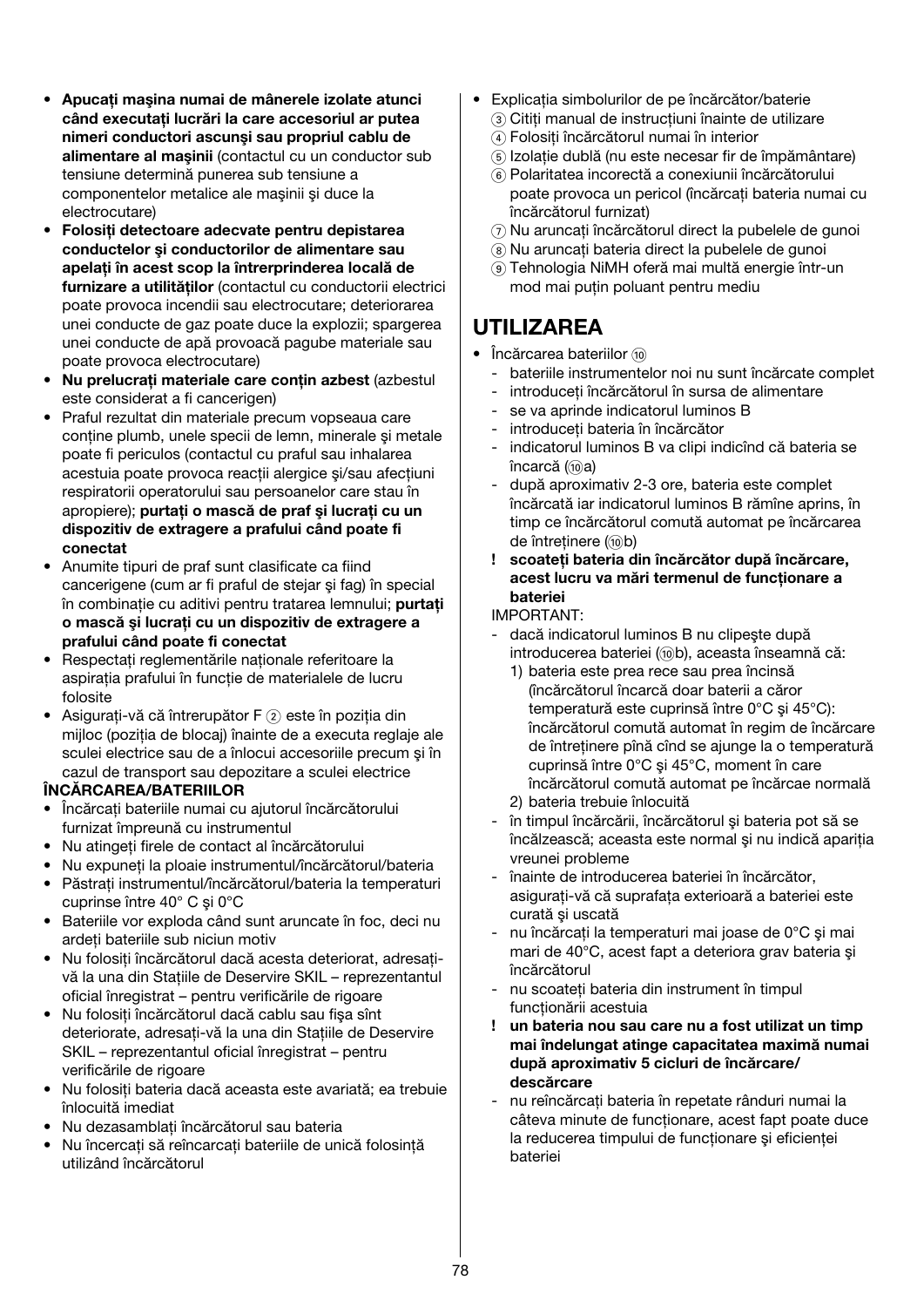- **Apucaţi maşina numai de mânerele izolate atunci când executaţi lucrări la care accesoriul ar putea nimeri conductori ascunşi sau propriul cablu de alimentare al maşinii** (contactul cu un conductor sub tensiune determină punerea sub tensiune a componentelor metalice ale maşinii şi duce la electrocutare)
- **Folosiţi detectoare adecvate pentru depistarea conductelor şi conductorilor de alimentare sau apelaţi în acest scop la întrerprinderea locală de furnizare a utilităţilor** (contactul cu conductorii electrici poate provoca incendii sau electrocutare; deteriorarea unei conducte de gaz poate duce la explozii; spargerea unei conducte de apă provoacă pagube materiale sau poate provoca electrocutare)
- **Nu prelucraţi materiale care conţin azbest** (azbestul este considerat a fi cancerigen)
- Praful rezultat din materiale precum vopseaua care conţine plumb, unele specii de lemn, minerale şi metale poate fi periculos (contactul cu praful sau inhalarea acestuia poate provoca reacţii alergice şi/sau afecţiuni respiratorii operatorului sau persoanelor care stau în apropiere); **purtaţi o mască de praf şi lucraţi cu un dispozitiv de extragere a prafului când poate fi conectat**
- Anumite tipuri de praf sunt clasificate ca fiind cancerigene (cum ar fi praful de stejar şi fag) în special în combinaţie cu aditivi pentru tratarea lemnului; **purtaţi o mască şi lucraţi cu un dispozitiv de extragere a prafului când poate fi conectat**
- Respectaţi reglementările naţionale referitoare la aspiraţia prafului în funcţie de materialele de lucru folosite
- Asiguraţi-vă că întrerupător F ② este în poziţia din mijloc (poziţia de blocaj) înainte de a executa reglaje ale sculei electrice sau de a înlocui accesoriile precum şi în cazul de transport sau depozitare a sculei electrice

**ÎNCĂRCAREA/BATERIILOR**

- Încărcaţi bateriile numai cu ajutorul încărcătorului furnizat împreună cu instrumentul
- Nu atingeţi firele de contact al încărcătorului
- Nu expuneţi la ploaie instrumentul/încărcătorul/bateria
- Păstraţi instrumentul/încărcătorul/bateria la temperaturi cuprinse între 40° C şi 0°C
- Bateriile vor exploda când sunt aruncate în foc, deci nu ardeţi bateriile sub niciun motiv
- Nu folosiţi încărcătorul dacă acesta deteriorat, adresaţi-vă la una din Staţiile de Deservire SKIL – reprezentantul oficial înregistrat – pentru verificările de rigoare
- Nu folosiţi încărcătorul dacă cablu sau fişa sînt deteriorate, adresaţi-vă la una din Staţiile de Deservire SKIL – reprezentantul oficial înregistrat – pentru verificările de rigoare
- Nu folosiţi bateria dacă aceasta este avariată; ea trebuie înlocuită imediat
- Nu dezasamblaţi încărcătorul sau bateria
- Nu încercaţi să reîncarcaţi bateriile de unică folosinţă utilizând încărcătorul
- Explicaţia simbolurilor de pe încărcător/baterie
  ③ Citiţi manual de instrucţiuni înainte de utilizare
  ④ Folosiţi încărcătorul numai în interior
  ⑤ Izolaţie dublă (nu este necesar fir de împământare)
  ⑥ Polaritatea incorectă a conexiunii încărcătorului poate provoca un pericol (încărcaţi bateria numai cu încărcătorul furnizat)
  ⑦ Nu aruncaţi încărcătorul direct la pubelele de gunoi
  ⑧ Nu aruncaţi bateria direct la pubelele de gunoi
  ⑨ Tehnologia NiMH oferă mai multă energie într-un mod mai puţin poluant pentru mediu

# UTILIZAREA

- Încărcarea bateriilor ⑩
  - bateriile instrumentelor noi nu sunt încărcate complet
  - introduceţi încărcătorul în sursa de alimentare
  - se va aprinde indicatorul luminos B
  - introduceţi bateria în încărcător
  - indicatorul luminos B va clipi indicînd că bateria se încarcă (⑩a)
  - după aproximativ 2-3 ore, bateria este complet încărcată iar indicatorul luminos B rămîne aprins, în timp ce încărcătorul comută automat pe încărcarea de întreţinere (⑩b)
  
  **! scoateţi bateria din încărcător după încărcare, acest lucru va mări termenul de funcţionare a bateriei**
  
  IMPORTANT:
  - dacă indicatorul luminos B nu clipeşte după introducerea bateriei (⑩b), aceasta înseamnă că:
    1) bateria este prea rece sau prea încinsă (încărcătorul încarcă doar baterii a căror temperatură este cuprinsă între 0°C şi 45°C): încărcătorul comută automat în regim de încărcare de întreţinere pînă când se ajunge la o temperatură cuprinsă între 0°C şi 45°C, moment în care încărcătorul comută automat pe încărcae normală
    2) bateria trebuie înlocuită
  - în timpul încărcării, încărcătorul şi bateria pot să se încălzească; aceasta este normal şi nu indică apariţia vreunei probleme
  - înainte de introducerea bateriei în încărcător, asiguraţi-vă că suprafaţa exterioară a bateriei este curată şi uscată
  - nu încărcaţi la temperaturi mai joase de 0°C şi mai mari de 40°C, acest fapt a deteriora grav bateria şi încărcătorul
  - nu scoateţi bateria din instrument în timpul funcţionării acestuia
  
  **! un bateria nou sau care nu a fost utilizat un timp mai îndelungat atinge capacitatea maximă numai după aproximativ 5 cicluri de încărcare/ descărcare**
  
  - nu reîncărcaţi bateria în repetate rânduri numai la câteva minute de funcţionare, acest fapt poate duce la reducerea timpului de funcţionare şi eficienţei bateriei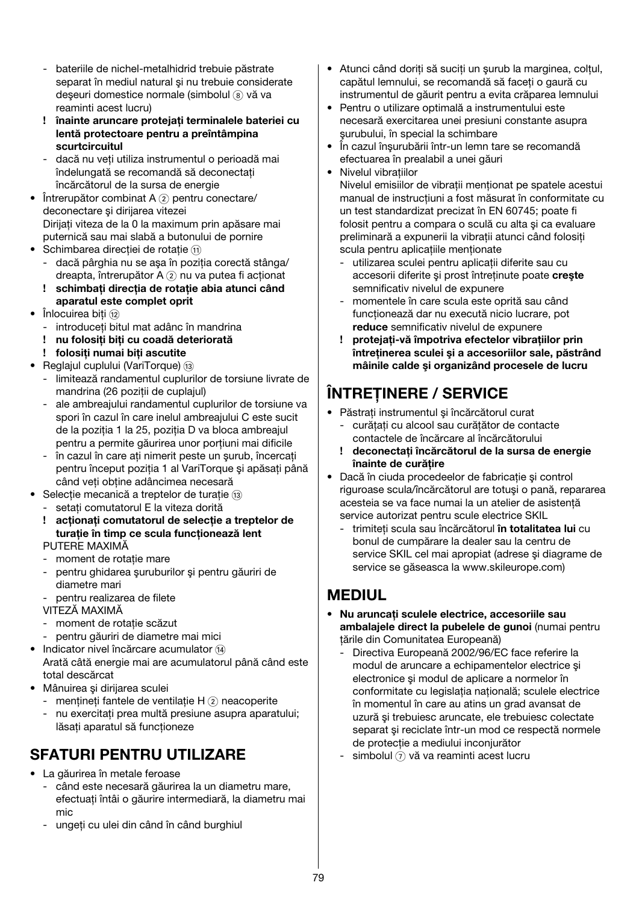- bateriile de nichel-metalhidrid trebuie păstrate separat în mediul natural şi nu trebuie considerate deşeuri domestice normale (simbolul ⑧ vă va reaminti acest lucru)
- **! înainte aruncare protejaţi terminalele bateriei cu lentă protectoare pentru a preîntâmpina scurtcircuitul**
- dacă nu veţi utiliza instrumentul o perioadă mai îndelungată se recomandă să deconectaţi încărcătorul de la sursa de energie

• Întrerupător combinat A ② pentru conectare/ deconectare şi dirijarea vitezei
Dirijaţi viteza de la 0 la maximum prin apăsare mai puternică sau mai slabă a butonului de pornire

• Schimbarea direcţiei de rotaţie ⑪
- dacă pârghia nu se aşa în poziţia corectă stânga/ dreapta, întrerupător A ② nu va putea fi acţionat
- **! schimbaţi direcţia de rotaţie abia atunci când aparatul este complet oprit**

• Înlocuirea biţi ⑫
- introduceţi bitul mat adânc în mandrina
- **! nu folosiţi biţi cu coadă deteriorată**
- **! folosiţi numai biţi ascutite**

• Reglajul cuplului (VariTorque) ⑬
- limitează randamentul cuplurilor de torsiune livrate de mandrina (26 poziţii de cuplajul)
- ale ambreajului randamentul cuplurilor de torsiune va spori în cazul în care inelul ambreajului C este sucit de la poziţia 1 la 25, poziţia D va bloca ambreajul pentru a permite găurirea unor porţiuni mai dificile
- în cazul în care aţi nimerit peste un şurub, încercaţi pentru început poziţia 1 al VariTorque şi apăsaţi până când veţi obţine adâncimea necesară

• Selecţie mecanică a treptelor de turaţie ⑬
- setaţi comutatorul E la viteza dorită
- **! acţionaţi comutatorul de selecţie a treptelor de turaţie în timp ce scula funcţionează lent**

PUTERE MAXIMĂ
- moment de rotaţie mare
- pentru ghidarea şuruburilor şi pentru găuriri de diametre mari
- pentru realizarea de filete

VITEZĂ MAXIMĂ
- moment de rotaţie scăzut
- pentru găuriri de diametre mai mici

• Indicator nivel încărcare acumulator ⑭
Arată câtă energie mai are acumulatorul până când este total descărcat

• Mânuirea şi dirijarea sculei
- menţineţi fantele de ventilaţie H ② neacoperite
- nu exercitaţi prea multă presiune asupra aparatului; lăsaţi aparatul să funcţioneze

## SFATURI PENTRU UTILIZARE

• La găurirea în metale feroase
- când este necesară găurirea la un diametru mare, efectuaţi întâi o găurire intermediară, la diametru mai mic
- ungeţi cu ulei din când în când burghiul

• Atunci când doriţi să suciţi un şurub la marginea, colţul, capătul lemnului, se recomandă să faceţi o gaură cu instrumentul de găurit pentru a evita crăparea lemnului

• Pentru o utilizare optimală a instrumentului este necesară exercitarea unei presiuni constante asupra şurubului, în special la schimbare

• În cazul înşurubării într-un lemn tare se recomandă efectuarea în prealabil a unei găuri

• Nivelul vibraţiilor
Nivelul emisiilor de vibraţii menţionat pe spatele acestui manual de instrucţiuni a fost măsurat în conformitate cu un test standardizat precizat în EN 60745; poate fi folosit pentru a compara o sculă cu alta şi ca evaluare preliminară a expunerii la vibraţii atunci când folosiţi scula pentru aplicaţiile menţionate
- utilizarea sculei pentru aplicaţii diferite sau cu accesorii diferite şi prost întreţinute poate **creşte** semnificativ nivelul de expunere
- momentele în care scula este oprită sau când funcţionează dar nu execută nicio lucrare, pot **reduce** semnificativ nivelul de expunere
- **! protejaţi-vă împotriva efectelor vibraţiilor prin întreţinerea sculei şi a accesoriilor sale, păstrând mâinile calde şi organizând procesele de lucru**

## ÎNTREŢINERE / SERVICE

• Păstraţi instrumentul şi încărcătorul curat
- curăţaţi cu alcool sau curăţător de contacte contactele de încărcare al încărcătorului
- **! deconectaţi încărcătorul de la sursa de energie înainte de curăţire**

• Dacă în ciuda procedeelor de fabricaţie şi control riguroase scula/încărcătorul are totuşi o pană, repararea acesteia se va face numai la un atelier de asistenţă service autorizat pentru scule electrice SKIL
- trimiteţi scula sau încărcătorul **în totalitatea lui** cu bonul de cumpărare la dealer sau la centru de service SKIL cel mai apropiat (adrese şi diagrame de service se găseasca la www.skileurope.com)

## MEDIUL

• **Nu aruncaţi sculele electrice, accesoriile sau ambalajele direct la pubelele de gunoi** (numai pentru ţările din Comunitatea Europeană)
- Directiva Europeană 2002/96/EC face referire la modul de aruncare a echipamentelor electrice şi electronice şi modul de aplicare a normelor în conformitate cu legislaţia naţională; sculele electrice în momentul în care au atins un grad avansat de uzură şi trebuiesc aruncate, ele trebuiesc colectate separat şi reciclate într-un mod ce respectă normele de protecţie a mediului inconjurător
- simbolul ⑦ vă va reaminti acest lucru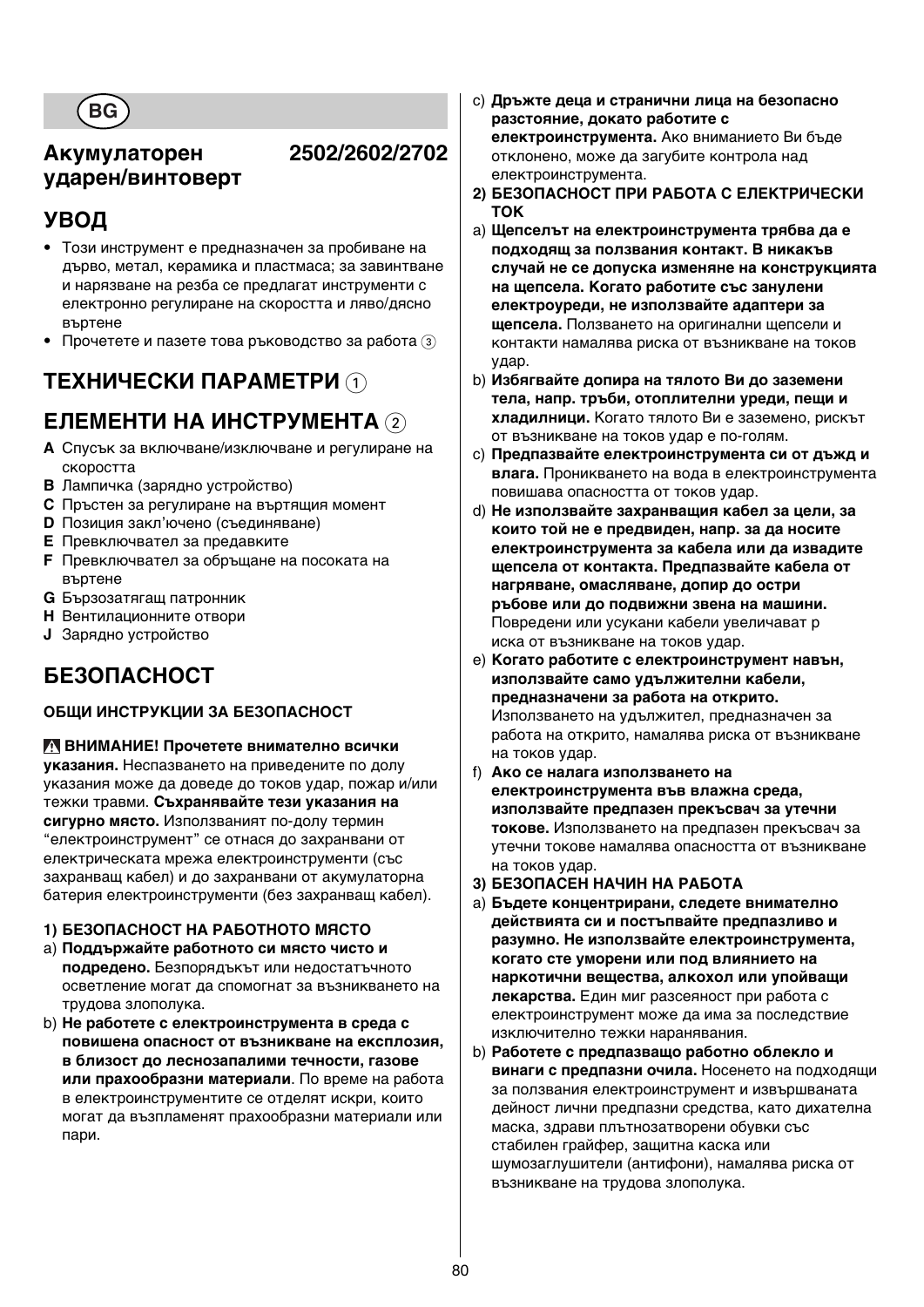BG

# Акумулаторен ударен/винтоверт 2502/2602/2702

## УВОД

- Този инструмент е предназначен за пробиване на дърво, метал, керамика и пластмаса; за завинтване и нарязване на резба се предлагат инструменти с електронно регулиране на скоростта и ляво/дясно въртене
- Прочетете и пазете това ръководство за работа ③

## ТЕХНИЧЕСКИ ПАРАМЕТРИ ①

## ЕЛЕМЕНТИ НА ИНСТРУМЕНТА ②

**A** Спусък за включване/изключване и регулиране на скоростта
**B** Лампичка (зарядно устройство)
**C** Пръстен за регулиране на въртящия момент
**D** Позиция закл'ючено (съединяване)
**E** Превключвател за предавките
**F** Превключвател за обръщане на посоката на въртене
**G** Бързозатягащ патронник
**H** Вентилационните отвори
**J** Зарядно устройство

## БЕЗОПАСНОСТ

### ОБЩИ ИНСТРУКЦИИ ЗА БЕЗОПАСНОСТ

⚠ **ВНИМАНИЕ! Прочетете внимателно всички указания.** Неспазването на приведените по долу указания може да доведе до токов удар, пожар и/или тежки травми. **Съхранявайте тези указания на сигурно място.** Използваният по-долу термин "електроинструмент" се отнася до захранвани от електрическата мрежа електроинструменти (със захранващ кабел) и до захранвани от акумулаторна батерия електроинструменти (без захранващ кабел).

**1) БЕЗОПАСНОСТ НА РАБОТНОТО МЯСТО**

a) **Поддържайте работното си място чисто и подредено.** Безпорядъкът или недостатъчното осветление могат да спомогнат за възникването на трудова злополука.

b) **Не работете с електроинструмента в среда с повишена опасност от възникване на експлозия, в близост до леснозапалими течности, газове или прахообразни материали**. По време на работа в електроинструментите се отделят искри, които могат да възпламенят прахообразни материали или пари.

c) **Дръжте деца и странични лица на безопасно разстояние, докато работите с електроинструмента.** Ако вниманието Ви бъде отклонено, може да загубите контрола над електроинструмента.

**2) БЕЗОПАСНОСТ ПРИ РАБОТА С ЕЛЕКТРИЧЕСКИ ТОК**

a) **Щепселът на електроинструмента трябва да е подходящ за ползвания контакт. В никакъв случай не се допуска изменяне на конструкцията на щепсела. Когато работите със занулени електроуреди, не използвайте адаптери за щепсела.** Ползването на оригинални щепсели и контакти намалява риска от възникване на токов удар.

b) **Избягвайте допира на тялото Ви до заземени тела, напр. тръби, отоплителни уреди, пещи и хладилници.** Когато тялото Ви е заземено, рискът от възникване на токов удар е по-голям.

c) **Предпазвайте електроинструмента си от дъжд и влага.** Проникването на вода в електроинструмента повишава опасността от токов удар.

d) **Не използвайте захранващия кабел за цели, за които той не е предвиден, напр. за да носите електроинструмента за кабела или да извадите щепсела от контакта. Предпазвайте кабела от нагряване, омасляване, допир до остри ръбове или до подвижни звена на машини.** Повредени или усукани кабели увеличават р иска от възникване на токов удар.

e) **Когато работите с електроинструмент навън, използвайте само удължителни кабели, предназначени за работа на открито.** Използването на удължител, предназначен за работа на открито, намалява риска от възникване на токов удар.

f) **Ако се налага използването на електроинструмента във влажна среда, използвайте предпазен прекъсвач за утечни токове.** Използването на предпазен прекъсвач за утечни токове намалява опасността от възникване на токов удар.

**3) БЕЗОПАСЕН НАЧИН НА РАБОТА**

a) **Бъдете концентрирани, следете внимателно действията си и постъпвайте предпазливо и разумно. Не използвайте електроинструмента, когато сте уморени или под влиянието на наркотични вещества, алкохол или упойващи лекарства.** Един миг разсеяност при работа с електроинструмент може да има за последствие изключително тежки наранявания.

b) **Работете с предпазващо работно облекло и винаги с предпазни очила.** Носенето на подходящи за ползвания електроинструмент и извършваната дейност лични предпазни средства, като дихателна маска, здрави плътнозатворени обувки със стабилен грайфер, защитна каска или шумозаглушители (антифони), намалява риска от възникване на трудова злополука.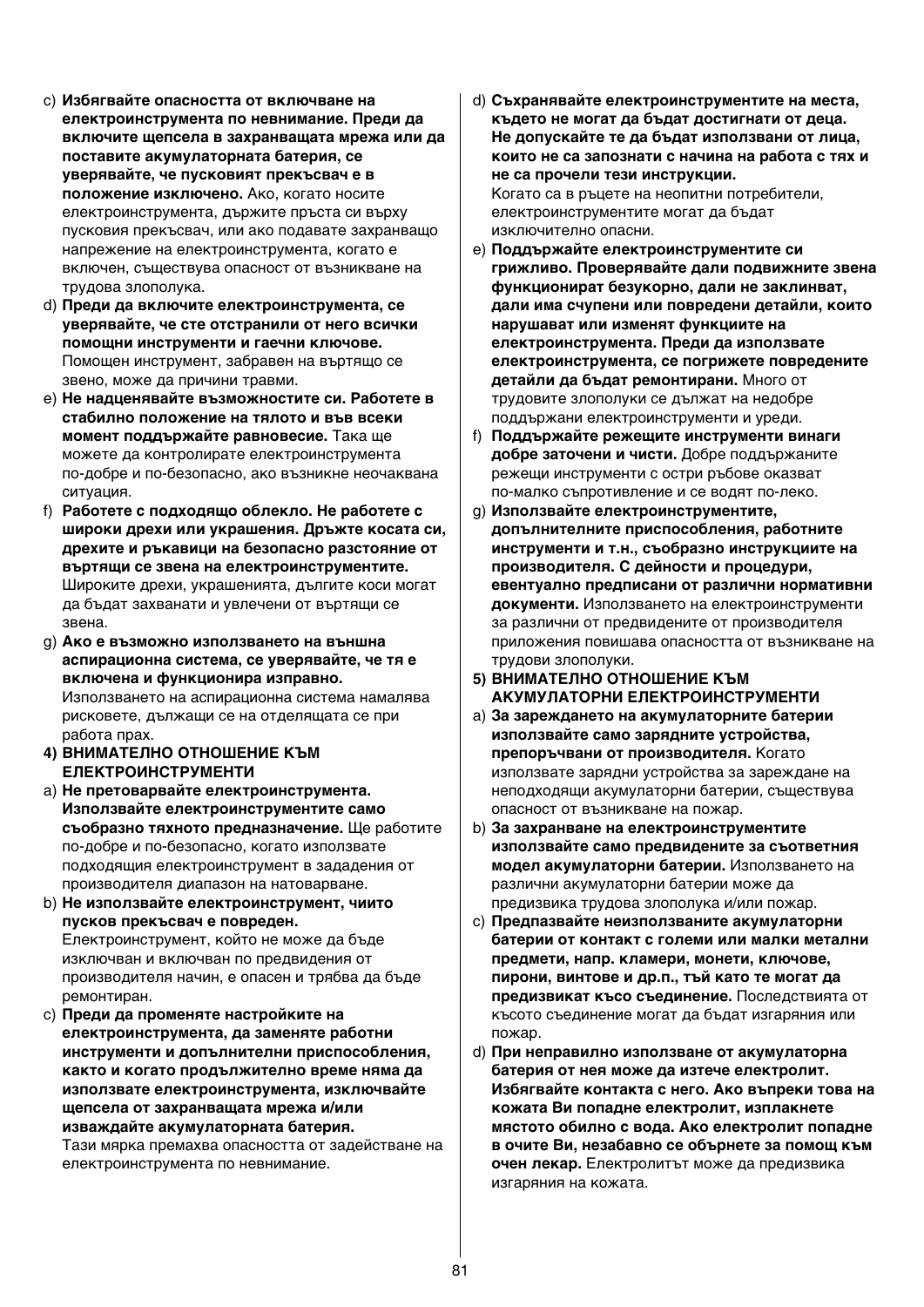c) **Избягвайте опасността от включване на електроинструмента по невнимание. Преди да включите щепсела в захранващата мрежа или да поставите акумулаторната батерия, се уверявайте, че пусковият прекъсвач е в положение изключено.** Ако, когато носите електроинструмента, държите пръста си върху пусковия прекъсвач, или ако подавате захранващо напрежение на електроинструмента, когато е включен, съществува опасност от възникване на трудова злополука.

d) **Преди да включите електроинструмента, се уверявайте, че сте отстранили от него всички помощни инструменти и гаечни ключове.** Помощен инструмент, забравен на въртящо се звено, може да причини травми.

e) **Не надценявайте възможностите си. Работете в стабилно положение на тялото и във всеки момент поддържайте равновесие.** Така ще можете да контролирате електроинструмента по-добре и по-безопасно, ако възникне неочаквана ситуация.

f) **Работете с подходящо облекло. Не работете с широки дрехи или украшения. Дръжте косата си, дрехите и ръкавици на безопасно разстояние от въртящи се звена на електроинструментите.** Широките дрехи, украшенията, дългите коси могат да бъдат захванати и увлечени от въртящи се звена.

g) **Ако е възможно използването на външна аспирационна система, се уверявайте, че тя е включена и функционира изправно.** Използването на аспирационна система намалява рисковете, дължащи се на отделящата се при работа прах.

**4) ВНИМАТЕЛНО ОТНОШЕНИЕ КЪМ ЕЛЕКТРОИНСТРУМЕНТИ**

a) **Не претоварвайте електроинструмента. Използвайте електроинструментите само съобразно тяхното предназначение.** Ще работите по-добре и по-безопасно, когато използвате подходящия електроинструмент в зададения от производителя диапазон на натоварване.

b) **Не използвайте електроинструмент, чиито пусков прекъсвач е повреден.** Електроинструмент, който не може да бъде изключван и включван по предвидения от производителя начин, е опасен и трябва да бъде ремонтиран.

c) **Преди да променяте настройките на електроинструмента, да заменяте работни инструменти и допълнителни приспособления, както и когато продължително време няма да използвате електроинструмента, изключвайте щепсела от захранващата мрежа и/или изваждайте акумулаторната батерия.** Тази мярка премахва опасността от задействане на електроинструмента по невнимание.

d) **Съхранявайте електроинструментите на места, където не могат да бъдат достигнати от деца. Не допускайте те да бъдат използвани от лица, които не са запознати с начина на работа с тях и не са прочели тези инструкции.** Когато са в ръцете на неопитни потребители, електроинструментите могат да бъдат изключително опасни.

e) **Поддържайте електроинструментите си грижливо. Проверявайте дали подвижните звена функционират безукорно, дали не заклинват, дали има счупени или повредени детайли, които нарушават или изменят функциите на електроинструмента. Преди да използвате електроинструмента, се погрижете повредените детайли да бъдат ремонтирани.** Много от трудовите злополуки се дължат на недобре поддържани електроинструменти и уреди.

f) **Поддържайте режещите инструменти винаги добре заточени и чисти.** Добре поддържаните режещи инструменти с остри ръбове оказват по-малко съпротивление и се водят по-леко.

g) **Използвайте електроинструментите, допълнителните приспособления, работните инструменти и т.н., съобразно инструкциите на производителя. С дейности и процедури, евентуално предписани от различни нормативни документи.** Използването на електроинструменти за различни от предвидените от производителя приложения повишава опасността от възникване на трудови злополуки.

**5) ВНИМАТЕЛНО ОТНОШЕНИЕ КЪМ АКУМУЛАТОРНИ ЕЛЕКТРОИНСТРУМЕНТИ**

a) **За зареждането на акумулаторните батерии използвайте само зарядните устройства, препоръчвани от производителя.** Когато използвате зарядни устройства за зареждане на неподходящи акумулаторни батерии, съществува опасност от възникване на пожар.

b) **За захранване на електроинструментите използвайте само предвидените за съответния модел акумулаторни батерии.** Използването на различни акумулаторни батерии може да предизвика трудова злополука и/или пожар.

c) **Предпазвайте неизползваните акумулаторни батерии от контакт с големи или малки метални предмети, напр. кламери, монети, ключове, пирони, винтове и др.п., тъй като те могат да предизвикат късо съединение.** Последствията от късото съединение могат да бъдат изгаряния или пожар.

d) **При неправилно използване от акумулаторна батерия от нея може да изтече електролит. Избягвайте контакта с него. Ако въпреки това на кожата Ви попадне електролит, изплакнете мястото обилно с вода. Ако електролит попадне в очите Ви, незабавно се обърнете за помощ към очен лекар.** Електролитът може да предизвика изгаряния на кожата.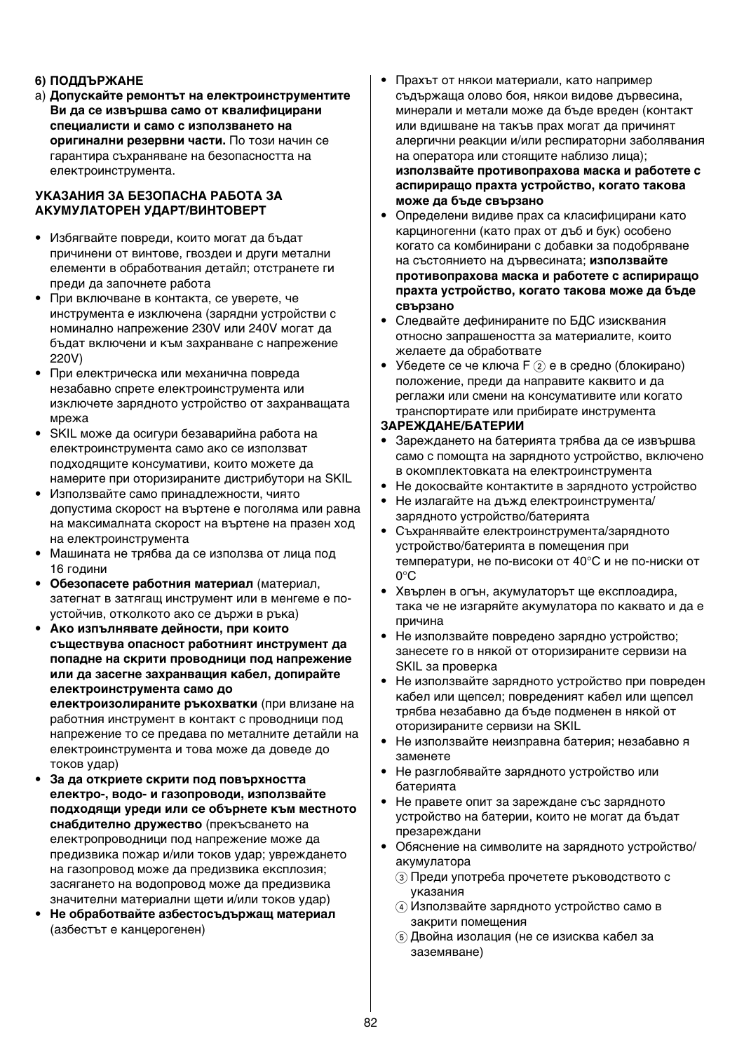**6) ПОДДЪРЖАНЕ**

a) **Допускайте ремонтът на електроинструментите Ви да се извършва само от квалифицирани специалисти и само с използването на оригинални резервни части.** По този начин се гарантира съхраняване на безопасността на електроинструмента.

**УКАЗАНИЯ ЗА БЕЗОПАСНА РАБОТА ЗА АКУМУЛАТОРЕН УДАРТ/ВИНТОВЕРТ**

- Избягвайте повреди, които могат да бъдат причинени от винтове, гвоздеи и други метални елементи в обработвания детайл; отстранете ги преди да започнете работа
- При включване в контакта, се уверете, че инструмента е изключена (зарядни устройства с номинално напрежение 230V или 240V могат да бъдат включени и към захранване с напрежение 220V)
- При електрическа или механична повреда незабавно спрете електроинструмента или изключете зарядното устройство от захранващата мрежа
- SKIL може да осигури безаварийна работа на електроинструмента само ако се използват подходящите консумативи, които можете да намерите при оторизираните дистрибутори на SKIL
- Използвайте само принадлежности, чиято допустима скорост на въртене е поголяма или равна на максималната скорост на въртене на празен ход на електроинструмента
- Машината не трябва да се използва от лица под 16 години
- **Обезопасете работния материал** (материал, затегнат в затягащ инструмент или в менгеме е по-устойчив, отколкото ако се държи в ръка)
- **Ако изпълнявате дейности, при които съществува опасност работният инструмент да попадне на скрити проводници под напрежение или да засегне захранващия кабел, допирайте електроинструмента само до електроизолираните ръкохватки** (при влизане на работния инструмент в контакт с проводници под напрежение то се предава по металните детайли на електроинструмента и това може да доведе до токов удар)
- **За да откриете скрити под повърхността електро-, водо- и газопроводи, използвайте подходящи уреди или се обърнете към местното снабдително дружество** (прекъсването на електропроводници под напрежение може да предизвика пожар и/или токов удар; увреждането на газопровод може да предизвика експлозия; засягането на водопровод може да предизвика значителни материални щети и/или токов удар)
- **Не обработвайте азбестосъдържащ материал** (азбестът е канцерогенен)
- Прахът от някои материали, като например съдържаща олово боя, някои видове дървесина, минерали и метали може да бъде вреден (контакт или вдишване на такъв прах могат да причинят алергични реакции и/или респираторни заболявания на оператора или стоящите наблизо лица); **използвайте противопрахова маска и работете с аспириращо прахта устройство, когато такова може да бъде свързано**
- Определени видиве прах са класифицирани като карциногенни (като прах от дъб и бук) особено когато са комбинирани с добавки за подобряване на състоянието на дървесината; **използвайте противопрахова маска и работете с аспириращо прахта устройство, когато такова може да бъде свързано**
- Следвайте дефинираните по БДС изисквания относно запрашеността за материалите, които желаете да обработвате
- Убедете се че ключа F ② е в средно (блокирано) положение, преди да направите каквито и да реглажи или смени на консумативите или когато транспортирате или прибирате инструмента

**ЗАРЕЖДАНЕ/БАТЕРИИ**

- Зареждането на батерията трябва да се извършва само с помощта на зарядното устройство, включено в окомплектовката на електроинструмента
- Не докосвайте контактите в зарядното устройство
- Не излагайте на дъжд електроинструмента/ зарядното устройство/батерията
- Съхранявайте електроинструмента/зарядното устройство/батерията в помещения при температури, не по-високи от 40°C и не по-ниски от 0°C
- Хвърлен в огън, акумулаторът ще експлоадира, така че не изгаряйте акумулатора по каквато и да е причина
- Не използвайте повредено зарядно устройство; занесете го в някой от оторизираните сервизи на SKIL за проверка
- Не използвайте зарядното устройство при повреден кабел или щепсел; повреденият кабел или щепсел трябва незабавно да бъде подменен в някой от оторизираните сервизи на SKIL
- Не използвайте неизправна батерия; незабавно я заменете
- Не разглобявайте зарядното устройство или батерията
- Не правете опит за зареждане със зарядното устройство на батерии, които не могат да бъдат презареждани
- Обяснение на символите на зарядното устройство/ акумулатора
  - ③ Преди употреба прочетете ръководството с указания
  - ④ Използвайте зарядното устройство само в закрити помещения
  - ⑤ Двойна изолация (не се изисква кабел за заземяване)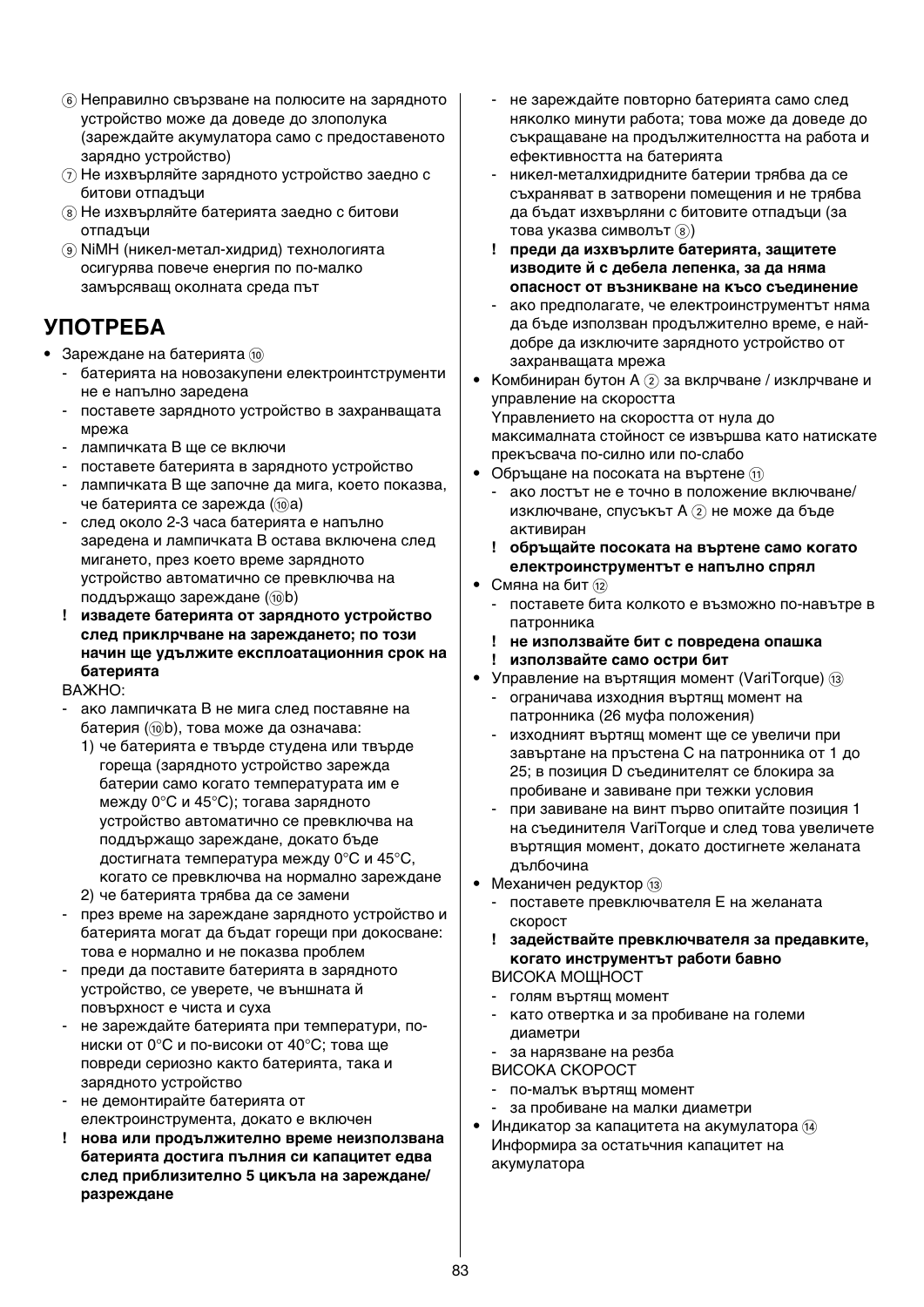⑥ Неправилно свързване на полюсите на зарядното устройство може да доведе до злополука (зареждайте акумулатора само с предоставеното зарядно устройство)

⑦ Не изхвърляйте зарядното устройство заедно с битови отпадъци

⑧ Не изхвърляйте батерията заедно с битови отпадъци

⑨ NiMH (никел-метал-хидрид) технологията осигурява повече енергия по по-малко замърсяващ околната среда път

## УПОТРЕБА

- Зареждане на батерията ⑩
  - батерията на новозакупени електроинтструменти не е напълно заредена
  - поставете зарядното устройство в захранващата мрежа
  - лампичката B ще се включи
  - поставете батерията в зарядното устройство
  - лампичката B ще започне да мига, което показва, че батерията се зарежда (⑩a)
  - след около 2-3 часа батерията е напълно заредена и лампичката B остава включена след мигането, през което време зарядното устройство автоматично се превключва на поддържащо зареждане (⑩b)
  
  **! извадете батерията от зарядното устройство след приклрчване на зареждането; по този начин ще удължите експлоатационния срок на батерията**
  
  ВАЖНО:
  - ако лампичката B не мига след поставяне на батерия (⑩b), това може да означава:
    1) че батерията е твърде студена или твърде гореща (зарядното устройство зарежда батерии само когато температурата им е между 0°C и 45°C); тогава зарядното устройство автоматично се превключва на поддържащо зареждане, докато бъде достигната температура между 0°C и 45°C, когато се превключва на нормално зареждане
    2) че батерията трябва да се замени
  - през време на зареждане зарядното устройство и батерията могат да бъдат горещи при докосване: това е нормално и не показва проблем
  - преди да поставите батерията в зарядното устройство, се уверете, че външната й повърхност е чиста и суха
  - не зареждайте батерията при температури, по-ниски от 0°C и по-високи от 40°C; това ще повреди сериозно както батерията, така и зарядното устройство
  - не демонтирайте батерията от електроинструмента, докато е включен
  
  **! нова или продължително време неизползвана батерията достига пълния си капацитет едва след приблизително 5 цикъла на зареждане/разреждане**
  
  - не зареждайте повторно батерията само след няколко минути работа; това може да доведе до съкращаване на продължителността на работа и ефективността на батерията
  - никел-металхидридните батерии трябва да се съхраняват в затворени помещения и не трябва да бъдат изхвърляни с битовите отпадъци (за това указва символът ⑧)
  
  **! преди да изхвърлите батерията, защитете изводите й с дебела лепенка, за да няма опасност от възникване на късо съединение**
  
  - ако предполагате, че електроинструментът няма да бъде използван продължително време, е най-добре да изключите зарядното устройство от захранващата мрежа
- Комбиниран бутон A ② за вклрчване / изклрчване и управление на скоростта
  
  Үправлението на скоростта от нула до максималната стойност се извършва като натискате прекъсвача по-силно или по-слабо
- Обръщане на посоката на въртене ⑪
  - ако лостът не е точно в положение включване/изключване, спусъкът A ② не може да бъде активиран
  
  **! обръщайте посоката на въртене само когато електроинструментът е напълно спрял**
- Смяна на бит ⑫
  - поставете бита колкото е възможно по-навътре в патронника
  
  **! не използвайте бит с повредена опашка**
  
  **! използвайте само остри бит**
- Управление на въртящия момент (VariTorque) ⑬
  - ограничава изходния въртящ момент на патронника (26 муфа положения)
  - изходният въртящ момент ще се увеличи при завъртане на пръстена C на патронника от 1 до 25; в позиция D съединителят се блокира за пробиване и завиване при тежки условия
  - при завиване на винт първо опитайте позиция 1 на съединителя VariTorque и след това увеличете въртящия момент, докато достигнете желаната дълбочина
- Механичен редуктор ⑬
  - поставете превключвателя E на желаната скорост
  
  **! задействайте превключвателя за предавките, когато инструментът работи бавно**
  
  ВИСОКА МОЩНОСТ
  - голям въртящ момент
  - като отвертка и за пробиване на големи диаметри
  - за нарязване на резба
  
  ВИСОКА СКОРОСТ
  - по-малък въртящ момент
  - за пробиване на малки диаметри
- Индикатор за капацитета на акумулатора ⑭
  
  Информира за остатъчния капацитет на акумулатора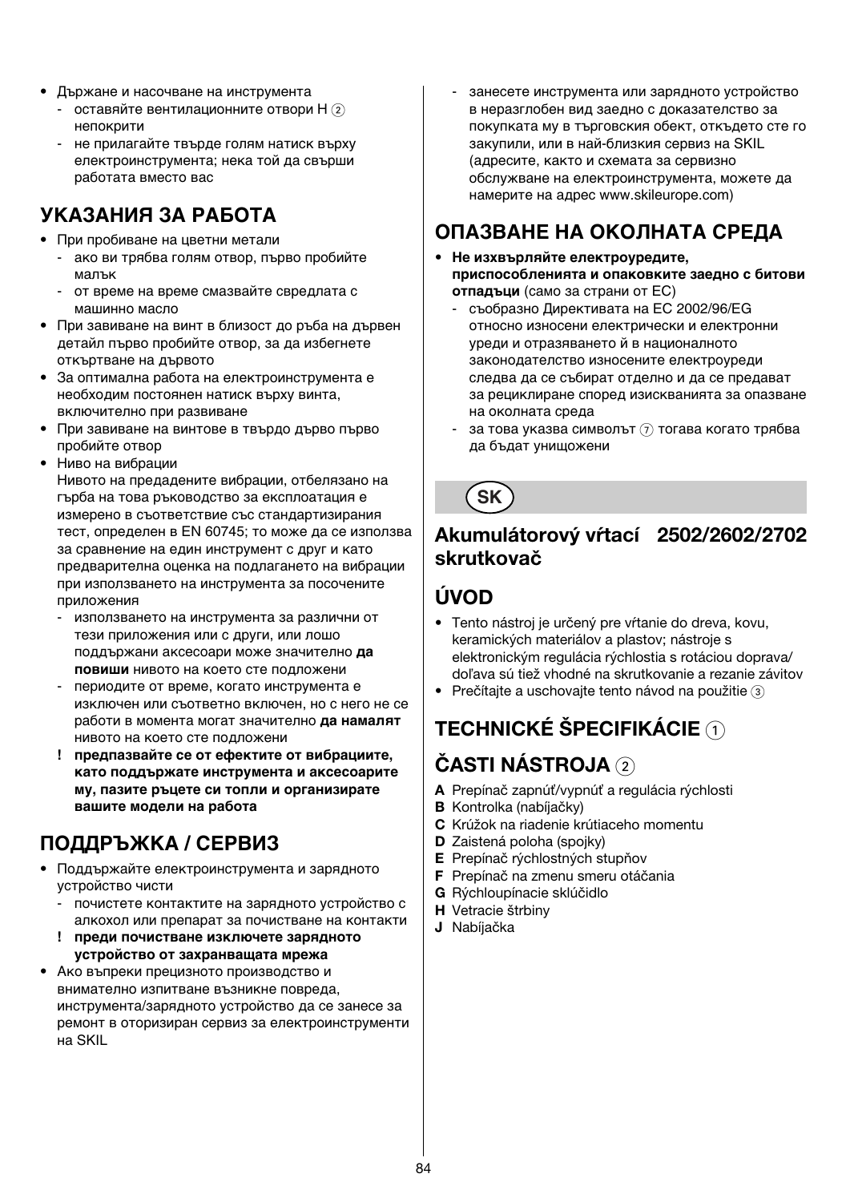- Държане и насочване на инструмента
  - оставяйте вентилационните отвори H ② непокрити
  - не прилагайте твърде голям натиск върху електроинструмента; нека той да свърши работата вместо вас

## УКАЗАНИЯ ЗА РАБОТА

- При пробиване на цветни метали
  - ако ви трябва голям отвор, първо пробийте малък
  - от време на време смазвайте свредлата с машинно масло
- При завиване на винт в близост до ръба на дървен детайл първо пробийте отвор, за да избегнете откъртване на дървото
- За оптимална работа на електроинструмента е необходим постоянен натиск върху винта, включително при развиване
- При завиване на винтове в твърдо дърво първо пробийте отвор
- Ниво на вибрации
  Нивото на предадените вибрации, отбелязано на гърба на това ръководство за експлоатация е измерено в съответствие със стандартизирания тест, определен в EN 60745; то може да се използва за сравнение на един инструмент с друг и като предварителна оценка на подлагането на вибрации при използването на инструмента за посочените приложения
  - използването на инструмента за различни от тези приложения или с други, или лошо поддържани аксесоари може значително **да повиши** нивото на което сте подложени
  - периодите от време, когато инструмента е изключен или съответно включен, но с него не се работи в момента могат значително **да намалят** нивото на което сте подложени
  - ! **предпазвайте се от ефектите от вибрациите, като поддържате инструмента и аксесоарите му, пазите ръцете си топли и организирате вашите модели на работа**

## ПОДДРЪЖКА / СЕРВИЗ

- Поддържайте електроинструмента и зарядното устройство чисти
  - почистете контактите на зарядното устройство с алкохол или препарат за почистване на контакти
  - ! **преди почистване изключете зарядното устройство от захранващата мрежа**
- Ако въпреки прецизното производство и внимателно изпитване възникне повреда, инструмента/зарядното устройство да се занесе за ремонт в оторизиран сервиз за електроинструменти на SKIL
  - занесете инструмента или зарядното устройство в неразглобен вид заедно с доказателство за покупката му в търговския обект, откъдето сте го закупили, или в най-близкия сервиз на SKIL (адресите, както и схемата за сервизно обслужване на електроинструмента, можете да намерите на адрес www.skileurope.com)

## ОПАЗВАНЕ НА ОКОЛНАТА СРЕДА

- **Не изхвърляйте електроуредите, приспособленията и опаковките заедно с битови отпадъци** (само за страни от ЕС)
  - съобразно Директивата на ЕС 2002/96/EG относно износени електрически и електронни уреди и отразяването ѝ в националното законодателство износените електроуреди следва да се събират отделно и да се предават за рециклиране според изискванията за опазване на околната среда
  - за това указва символът ⑦ тогава когато трябва да бъдат унищожени

SK

# Akumulátorový vŕtací skrutkovač 2502/2602/2702

## ÚVOD

- Tento nástroj je určený pre vŕtanie do dreva, kovu, keramických materiálov a plastov; nástroje s elektronickým regulácia rýchlostia s rotáciou doprava/doľava sú tiež vhodné na skrutkovanie a rezanie závitov
- Prečítajte a uschovajte tento návod na použitie ③

## TECHNICKÉ ŠPECIFIKÁCIE ①

## ČASTI NÁSTROJA ②

**A** Prepínač zapnúť/vypnúť a regulácia rýchlosti
**B** Kontrolka (nabíjačky)
**C** Krúžok na riadenie krútiaceho momentu
**D** Zaistená poloha (spojky)
**E** Prepínač rýchlostných stupňov
**F** Prepínač na zmenu smeru otáčania
**G** Rýchloupínacie sklúčidlo
**H** Vetracie štrbiny
**J** Nabíjačka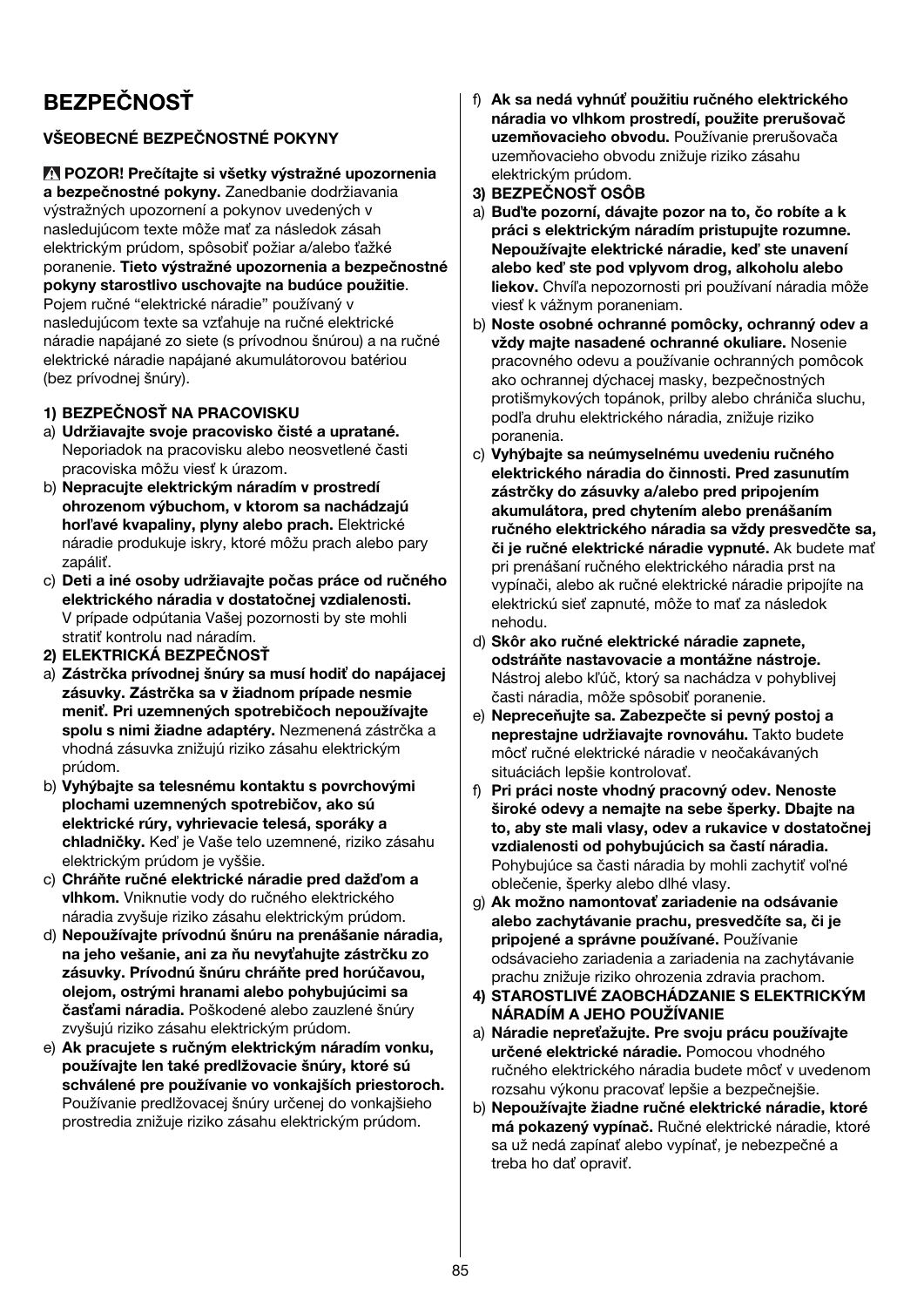# BEZPEČNOSŤ

## VŠEOBECNÉ BEZPEČNOSTNÉ POKYNY

⚠ **POZOR! Prečítajte si všetky výstražné upozornenia a bezpečnostné pokyny.** Zanedbanie dodržiavania výstražných upozornení a pokynov uvedených v nasledujúcom texte môže mať za následok zásah elektrickým prúdom, spôsobiť požiar a/alebo ťažké poranenie. **Tieto výstražné upozornenia a bezpečnostné pokyny starostlivo uschovajte na budúce použitie**. Pojem ručné "elektrické náradie" používaný v nasledujúcom texte sa vzťahuje na ručné elektrické náradie napájané zo siete (s prívodnou šnúrou) a na ručné elektrické náradie napájané akumulátorovou batériou (bez prívodnej šnúry).

### 1) BEZPEČNOSŤ NA PRACOVISKU

a) **Udržiavajte svoje pracovisko čisté a upratané.** Neporiadok na pracovisku alebo neosvetlené časti pracoviska môžu viesť k úrazom.

b) **Nepracujte elektrickým náradím v prostredí ohrozenom výbuchom, v ktorom sa nachádzajú horľavé kvapaliny, plyny alebo prach.** Elektrické náradie produkuje iskry, ktoré môžu prach alebo pary zapáliť.

c) **Deti a iné osoby udržiavajte počas práce od ručného elektrického náradia v dostatočnej vzdialenosti.** V prípade odpútania Vašej pozornosti by ste mohli stratiť kontrolu nad náradím.

### 2) ELEKTRICKÁ BEZPEČNOSŤ

a) **Zástrčka prívodnej šnúry sa musí hodiť do napájacej zásuvky. Zástrčka sa v žiadnom prípade nesmie meniť. Pri uzemnených spotrebičoch nepoužívajte spolu s nimi žiadne adaptéry.** Nezmenená zástrčka a vhodná zásuvka znižujú riziko zásahu elektrickým prúdom.

b) **Vyhýbajte sa telesnému kontaktu s povrchovými plochami uzemnených spotrebičov, ako sú elektrické rúry, vyhrievacie telesá, sporáky a chladničky.** Keď je Vaše telo uzemnené, riziko zásahu elektrickým prúdom je vyššie.

c) **Chráňte ručné elektrické náradie pred dažďom a vlhkom.** Vniknutie vody do ručného elektrického náradia zvyšuje riziko zásahu elektrickým prúdom.

d) **Nepoužívajte prívodnú šnúru na prenášanie náradia, na jeho vešanie, ani za ňu nevyťahujte zástrčku zo zásuvky. Prívodnú šnúru chráňte pred horúčavou, olejom, ostrými hranami alebo pohybujúcimi sa časťami náradia.** Poškodené alebo zauzlené šnúry zvyšujú riziko zásahu elektrickým prúdom.

e) **Ak pracujete s ručným elektrickým náradím vonku, používajte len také predlžovacie šnúry, ktoré sú schválené pre používanie vo vonkajších priestoroch.** Používanie predlžovacej šnúry určenej do vonkajšieho prostredia znižuje riziko zásahu elektrickým prúdom.

f) **Ak sa nedá vyhnúť použitiu ručného elektrického náradia vo vlhkom prostredí, použite prerušovač uzemňovacieho obvodu.** Používanie prerušovača uzemňovacieho obvodu znižuje riziko zásahu elektrickým prúdom.

### 3) BEZPEČNOSŤ OSÔB

a) **Buďte pozorní, dávajte pozor na to, čo robíte a k práci s elektrickým náradím pristupujte rozumne. Nepoužívajte elektrické náradie, keď ste unavení alebo keď ste pod vplyvom drog, alkoholu alebo liekov.** Chvíľa nepozornosti pri používaní náradia môže viesť k vážnym poraneniam.

b) **Noste osobné ochranné pomôcky, ochranný odev a vždy majte nasadené ochranné okuliare.** Nosenie pracovného odevu a používanie ochranných pomôcok ako ochrannej dýchacej masky, bezpečnostných protišmykových topánok, prilby alebo chrániča sluchu, podľa druhu elektrického náradia, znižuje riziko poranenia.

c) **Vyhýbajte sa neúmyselnému uvedeniu ručného elektrického náradia do činnosti. Pred zasunutím zástrčky do zásuvky a/alebo pred pripojením akumulátora, pred chytením alebo prenášaním ručného elektrického náradia sa vždy presvedčte sa, či je ručné elektrické náradie vypnuté.** Ak budete mať pri prenášaní ručného elektrického náradia prst na vypínači, alebo ak ručné elektrické náradie pripojíte na elektrickú sieť zapnuté, môže to mať za následok nehodu.

d) **Skôr ako ručné elektrické náradie zapnete, odstráňte nastavovacie a montážne nástroje.** Nástroj alebo kľúč, ktorý sa nachádza v pohyblivej časti náradia, môže spôsobiť poranenie.

e) **Nepreceňujte sa. Zabezpečte si pevný postoj a neprestajne udržiavajte rovnováhu.** Takto budete môcť ručné elektrické náradie v neočakávaných situáciách lepšie kontrolovať.

f) **Pri práci noste vhodný pracovný odev. Nenoste široké odevy a nemajte na sebe šperky. Dbajte na to, aby ste mali vlasy, odev a rukavice v dostatočnej vzdialenosti od pohybujúcich sa častí náradia.** Pohybujúce sa časti náradia by mohli zachytiť voľné oblečenie, šperky alebo dlhé vlasy.

g) **Ak možno namontovať zariadenie na odsávanie alebo zachytávanie prachu, presvedčíte sa, či je pripojené a správne používané.** Používanie odsávacieho zariadenia a zariadenia na zachytávanie prachu znižuje riziko ohrozenia zdravia prachom.

### 4) STAROSTLIVÉ ZAOBCHÁDZANIE S ELEKTRICKÝM NÁRADÍM A JEHO POUŽÍVANIE

a) **Náradie nepreťažujte. Pre svoju prácu používajte určené elektrické náradie.** Pomocou vhodného ručného elektrického náradia budete môcť v uvedenom rozsahu výkonu pracovať lepšie a bezpečnejšie.

b) **Nepoužívajte žiadne ručné elektrické náradie, ktoré má pokazený vypínač.** Ručné elektrické náradie, ktoré sa už nedá zapínať alebo vypínať, je nebezpečné a treba ho dať opraviť.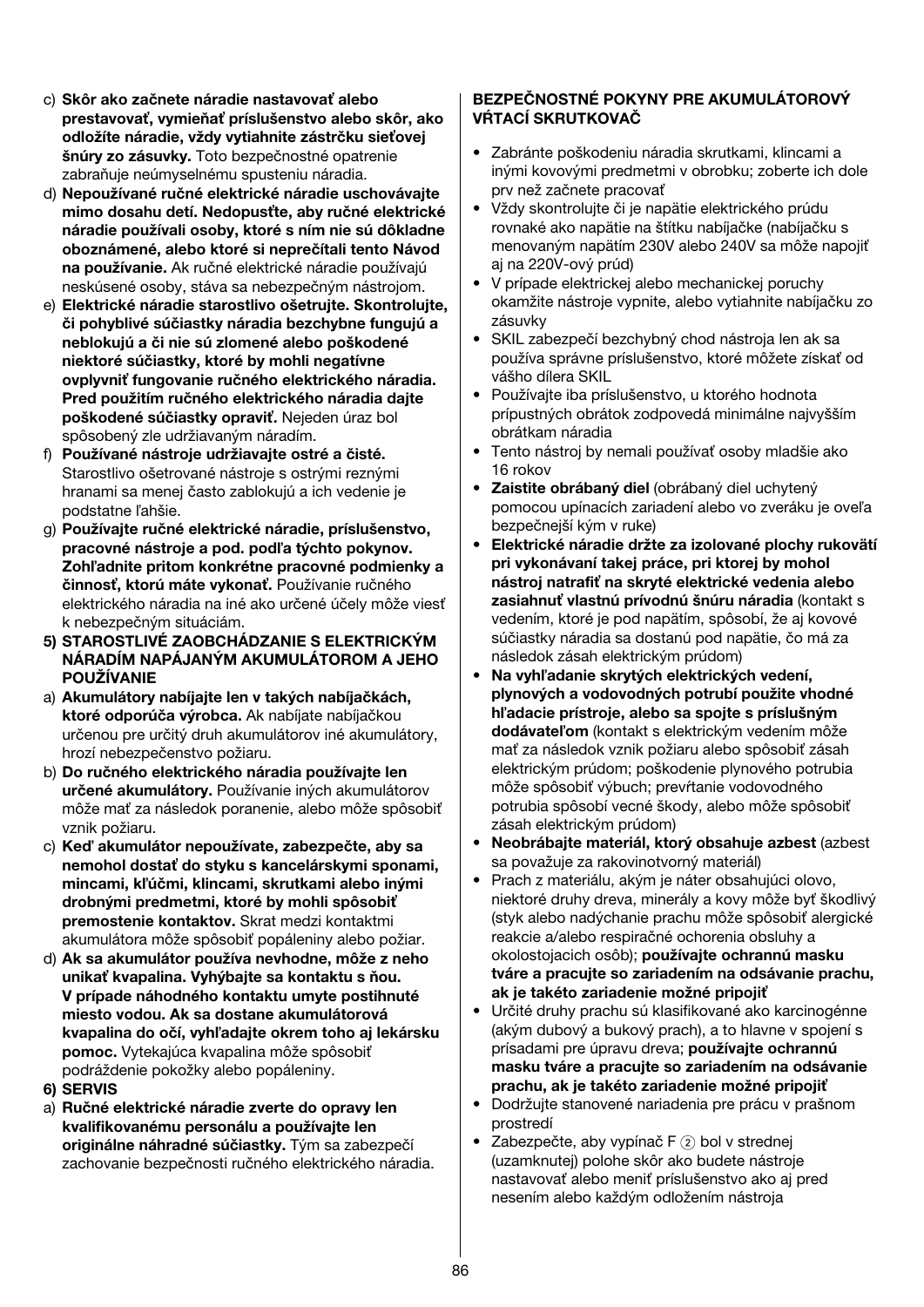c) **Skôr ako začnete náradie nastavovať alebo prestavovať, vymieňať príslušenstvo alebo skôr, ako odložíte náradie, vždy vytiahnite zástrčku sieťovej šnúry zo zásuvky.** Toto bezpečnostné opatrenie zabraňuje neúmyselnému spusteniu náradia.
d) **Nepoužívané ručné elektrické náradie uschovávajte mimo dosahu detí. Nedopusťte, aby ručné elektrické náradie používali osoby, ktoré s ním nie sú dôkladne oboznámené, alebo ktoré si neprečítali tento Návod na používanie.** Ak ručné elektrické náradie používajú neskúsené osoby, stáva sa nebezpečným nástrojom.
e) **Elektrické náradie starostlivo ošetrujte. Skontrolujte, či pohyblivé súčiastky náradia bezchybne fungujú a neblokujú a či nie sú zlomené alebo poškodené niektoré súčiastky, ktoré by mohli negatívne ovplyvniť fungovanie ručného elektrického náradia. Pred použitím ručného elektrického náradia dajte poškodené súčiastky opraviť.** Nejeden úraz bol spôsobený zle udržiavaným náradím.
f) **Používané nástroje udržiavajte ostré a čisté.** Starostlivo ošetrované nástroje s ostrými reznými hranami sa menej často zablokujú a ich vedenie je podstatne ľahšie.
g) **Používajte ručné elektrické náradie, príslušenstvo, pracovné nástroje a pod. podľa týchto pokynov. Zohľadnite pritom konkrétne pracovné podmienky a činnosť, ktorú máte vykonať.** Používanie ručného elektrického náradia na iné ako určené účely môže viesť k nebezpečným situáciám.

**5) STAROSTLIVÉ ZAOBCHÁDZANIE S ELEKTRICKÝM NÁRADÍM NAPÁJANÝM AKUMULÁTOROM A JEHO POUŽÍVANIE**

a) **Akumulátory nabíjajte len v takých nabíjačkách, ktoré odporúča výrobca.** Ak nabíjate nabíjačkou určenou pre určitý druh akumulátorov iné akumulátory, hrozí nebezpečenstvo požiaru.
b) **Do ručného elektrického náradia používajte len určené akumulátory.** Používanie iných akumulátorov môže mať za následok poranenie, alebo môže spôsobiť vznik požiaru.
c) **Keď akumulátor nepoužívate, zabezpečte, aby sa nemohol dostať do styku s kancelárskymi sponami, mincami, kľúčmi, klincami, skrutkami alebo inými drobnými predmetmi, ktoré by mohli spôsobiť premostenie kontaktov.** Skrat medzi kontaktmi akumulátora môže spôsobiť popáleniny alebo požiar.
d) **Ak sa akumulátor používa nevhodne, môže z neho unikať kvapalina. Vyhýbajte sa kontaktu s ňou. V prípade náhodného kontaktu umyte postihnuté miesto vodou. Ak sa dostane akumulátorová kvapalina do očí, vyhľadajte okrem toho aj lekársku pomoc.** Vytekajúca kvapalina môže spôsobiť podráždenie pokožky alebo popáleniny.

**6) SERVIS**

a) **Ručné elektrické náradie zverte do opravy len kvalifikovanému personálu a používajte len originálne náhradné súčiastky.** Tým sa zabezpečí zachovanie bezpečnosti ručného elektrického náradia.

**BEZPEČNOSTNÉ POKYNY PRE AKUMULÁTOROVÝ VŔTACÍ SKRUTKOVAČ**

- Zabránte poškodeniu náradia skrutkami, klincami a inými kovovými predmetmi v obrobku; zoberte ich dole prv než začnete pracovať
- Vždy skontrolujte či je napätie elektrického prúdu rovnaké ako napätie na štítku nabíjačke (nabíjačku s menovaným napätím 230V alebo 240V sa môže napojiť aj na 220V-ový prúd)
- V prípade elektrickej alebo mechanickej poruchy okamžite nástroje vypnite, alebo vytiahnite nabíjačku zo zásuvky
- SKIL zabezpečí bezchybný chod nástroja len ak sa používa správne príslušenstvo, ktoré môžete získať od vášho dílera SKIL
- Používajte iba príslušenstvo, u ktorého hodnota prípustných obrátok zodpovedá minimálne najvyšším obrátkam náradia
- Tento nástroj by nemali používať osoby mladšie ako 16 rokov
- **Zaistite obrábaný diel** (obrábaný diel uchytený pomocou upínacích zariadení alebo vo zveráku je oveľa bezpečnejší kým v ruke)
- **Elektrické náradie držte za izolované plochy rukovätí pri vykonávaní takej práce, pri ktorej by mohol nástroj natrafiť na skryté elektrické vedenia alebo zasiahnuť vlastnú prívodnú šnúru náradia** (kontakt s vedením, ktoré je pod napätím, spôsobí, že aj kovové súčiastky náradia sa dostanú pod napätie, čo má za následok zásah elektrickým prúdom)
- **Na vyhľadanie skrytých elektrických vedení, plynových a vodovodných potrubí použite vhodné hľadacie prístroje, alebo sa spojte s príslušným dodávateľom** (kontakt s elektrickým vedením môže mať za následok vznik požiaru alebo spôsobiť zásah elektrickým prúdom; poškodenie plynového potrubia môže spôsobiť výbuch; prevŕtanie vodovodného potrubia spôsobí vecné škody, alebo môže spôsobiť zásah elektrickým prúdom)
- **Neobrábajte materiál, ktorý obsahuje azbest** (azbest sa považuje za rakovinotvorný materiál)
- Prach z materiálu, akým je náter obsahujúci olovo, niektoré druhy dreva, minerály a kovy môže byť škodlivý (styk alebo nadýchanie prachu môže spôsobiť alergické reakcie a/alebo respiračné ochorenia obsluhy a okolostojacich osôb); **používajte ochrannú masku tváre a pracujte so zariadením na odsávanie prachu, ak je takéto zariadenie možné pripojiť**
- Určité druhy prachu sú klasifikované ako karcinogénne (akým dubový a bukový prach), a to hlavne v spojení s prísadami pre úpravu dreva; **používajte ochrannú masku tváre a pracujte so zariadením na odsávanie prachu, ak je takéto zariadenie možné pripojiť**
- Dodržujte stanovené nariadenia pre prácu v prašnom prostredí
- Zabezpečte, aby vypínač F ② bol v strednej (uzamknutej) polohe skôr ako budete nástroje nastavovať alebo meniť príslušenstvo ako aj pred nesením alebo každým odložením nástroja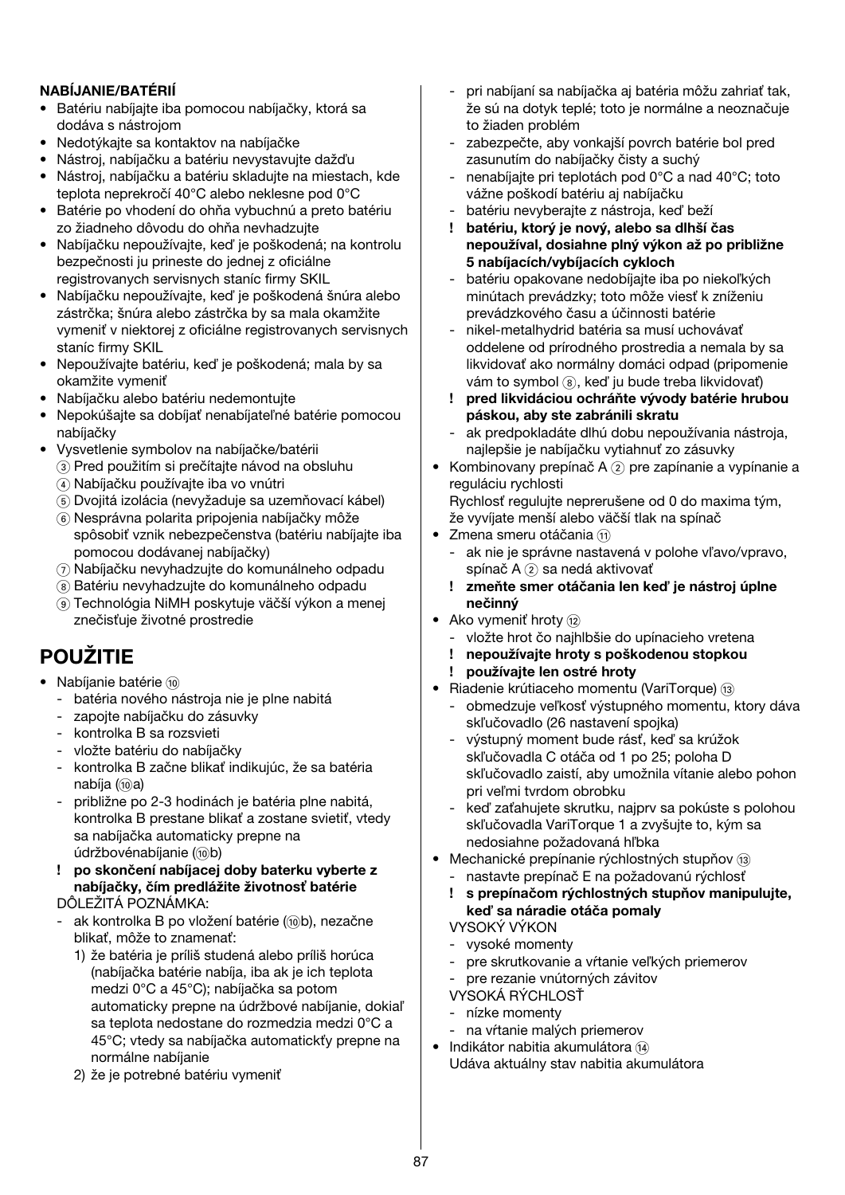**NABÍJANIE/BATÉRIÍ**

- Batériu nabíjajte iba pomocou nabíjačky, ktorá sa dodáva s nástrojom
- Nedotýkajte sa kontaktov na nabíjačke
- Nástroj, nabíjačku a batériu nevystavujte dažďu
- Nástroj, nabíjačku a batériu skladujte na miestach, kde teplota neprekročí 40°C alebo neklesne pod 0°C
- Batérie po vhodení do ohňa vybuchnú a preto batériu zo žiadneho dôvodu do ohňa nevhadzujte
- Nabíjačku nepoužívajte, keď je poškodená; na kontrolu bezpečnosti ju prineste do jednej z oficiálne registrovanych servisnych staníc firmy SKIL
- Nabíjačku nepoužívajte, keď je poškodená šnúra alebo zástrčka; šnúra alebo zástrčka by sa mala okamžite vymeniť v niektorej z oficiálne registrovanych servisnych staníc firmy SKIL
- Nepoužívajte batériu, keď je poškodená; mala by sa okamžite vymeniť
- Nabíjačku alebo batériu nedemontujte
- Nepokúšajte sa dobíjať nenabíjateľné batérie pomocou nabíjačky
- Vysvetlenie symbolov na nabíjačke/batérii
  - ③ Pred použitím si prečítajte návod na obsluhu
  - ④ Nabíjačku používajte iba vo vnútri
  - ⑤ Dvojitá izolácia (nevyžaduje sa uzemňovací kábel)
  - ⑥ Nesprávna polarita pripojenia nabíjačky môže spôsobiť vznik nebezpečenstva (batériu nabíjajte iba pomocou dodávanej nabíjačky)
  - ⑦ Nabíjačku nevyhadzujte do komunálneho odpadu
  - ⑧ Batériu nevyhadzujte do komunálneho odpadu
  - ⑨ Technológia NiMH poskytuje väčší výkon a menej znečisťuje životné prostredie

# POUŽITIE

- Nabíjanie batérie ⑩
  - batéria nového nástroja nie je plne nabitá
  - zapojte nabíjačku do zásuvky
  - kontrolka B sa rozsvieti
  - vložte batériu do nabíjačky
  - kontrolka B začne blikať indikujúc, že sa batéria nabíja (⑩a)
  - približne po 2-3 hodinách je batéria plne nabitá, kontrolka B prestane blikať a zostane svietiť, vtedy sa nabíjačka automaticky prepne na údržbovénabíjanie (⑩b)
  - ! **po skončení nabíjacej doby baterku vyberte z nabíjačky, čím predĺážite životnosť batérie**

  DÔLEŽITÁ POZNÁMKA:
  - ak kontrolka B po vložení batérie (⑩b), nezačne blikať, môže to znamenať:
    1) že batéria je príliš studená alebo príliš horúca (nabíjačka batérie nabíja, iba ak je ich teplota medzi 0°C a 45°C); nabíjačka sa potom automaticky prepne na údržbové nabíjanie, dokiaľ sa teplota nedostane do rozmedzia medzi 0°C a 45°C; vtedy sa nabíjačka automatickťy prepne na normálne nabíjanie
    2) že je potrebné batériu vymeniť
  - pri nabíjaní sa nabíjačka aj batéria môžu zahriať tak, že sú na dotyk teplé; toto je normálne a neoznačuje to žiaden problém
  - zabezpečte, aby vonkajší povrch batérie bol pred zasunutím do nabíjačky čistý a suchý
  - nenabíjajte pri teplotách pod 0°C a nad 40°C; toto vážne poškodí batériu aj nabíjačku
  - batériu nevyberajte z nástroja, keď beží
  - ! **batériu, ktorý je nový, alebo sa dlhší čas nepoužíval, dosiahne plný výkon až po približne 5 nabíjacích/vybíjacích cykloch**
  - batériu opakovane nedobíjajte iba po niekoľkých minútach prevádzky; toto môže viesť k zníženiu prevádzkového času a účinnosti batérie
  - nikel-metalhydrid batéria sa musí uchovávať oddelene od prírodného prostredia a nemala by sa likvidovať ako normálny domácí odpad (pripomenie vám to symbol ⑧, keď ju bude treba likvidovať)
  - ! **pred likvidáciou ochráňte vývody batérie hrubou páskou, aby ste zabránili skratu**
  - ak predpokladáte dlhú dobu nepoužívania nástroja, najlepšie je nabíjačku vytiahnuť zo zásuvky
- Kombinovany prepínač A ② pre zapínanie a vypínanie a reguláciu rychlosti

  Rychlosť regulujte neprerušene od 0 do maxima tým, že vyvíjate menší alebo väčší tlak na spínač
- Zmena smeru otáčania ⑪
  - ak nie je správne nastavená v polohe vľavo/vpravo, spínač A ② sa nedá aktivovať
  - ! **zmeňte smer otáčania len keď je nástroj úplne nečinný**
- Ako vymeniť hroty ⑫
  - vložte hrot čo najhlbšie do upínacieho vretena
  - ! **nepoužívajte hroty s poškodenou stopkou**
  - ! **používajte len ostré hroty**
- Riadenie krútiaceho momentu (VariTorque) ⑬
  - obmedzuje veľkosť výstupného momentu, ktory dáva skľučovadlo (26 nastavení spojka)
  - výstupný moment bude rásť, keď sa krúžok skľučovadla C otáča od 1 po 25; poloha D skľučovadlo zaistí, aby umožnila vítanie alebo pohon pri veľmi tvrdom obrobku
  - keď zaťahujete skrutku, najprv sa pokúste s polohou skľučovadla VariTorque 1 a zvyšujte to, kým sa nedosiahne požadovaná hľbka
- Mechanické prepínanie rýchlostných stupňov ⑬
  - nastavte prepínač E na požadovanú rýchlosť
  - ! **s prepínačom rýchlostných stupňov manipulujte, keď sa náradie otáča pomaly**

  VYSOKÝ VÝKON
  - vysoké momenty
  - pre skrutkovanie a vŕtanie veľkých priemerov
  - pre rezanie vnútorných závitov

  VYSOKÁ RÝCHLOSŤ
  - nízke momenty
  - na vŕtanie malých priemerov
- Indikátor nabitia akumulátora ⑭

  Udáva aktuálny stav nabitia akumulátora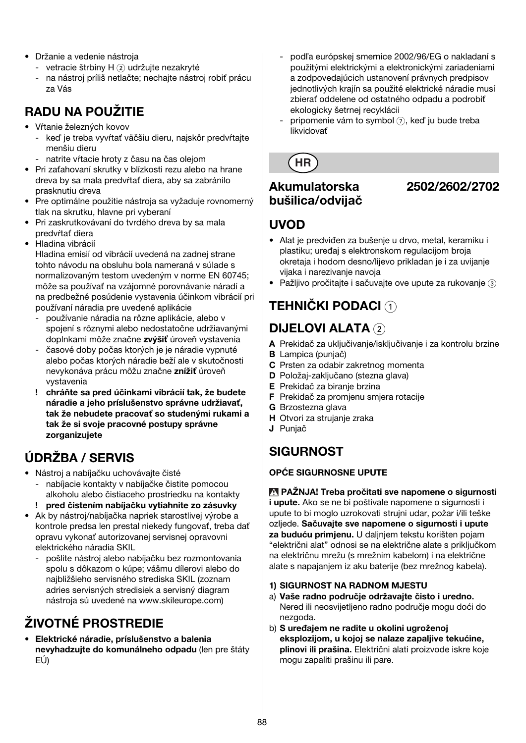- Držanie a vedenie nástroja
  - vetracie štrbiny H ② udržujte nezakryté
  - na nástroj príliš netlačte; nechajte nástroj robiť prácu za Vás

## RADU NA POUŽITIE

- Vŕtanie železných kovov
  - keď je treba vyvŕtať väčšiu dieru, najskôr predvŕtajte menšiu dieru
  - natrite vŕtacie hroty z času na čas olejom
- Pri zaťahovaní skrutky v blízkosti rezu alebo na hrane dreva by sa mala predvŕtať diera, aby sa zabránilo prasknutiu dreva
- Pre optimálne použitie nástroja sa vyžaduje rovnomerný tlak na skrutku, hlavne pri vyberaní
- Pri zaskrutkovávaní do tvrdého dreva by sa mala predvŕtať diera
- Hladina vibrácií
  Hladina emisií od vibrácií uvedená na zadnej strane tohto návodu na obsluhu bola nameraná v súlade s normalizovaným testom uvedeným v norme EN 60745; môže sa používať na vzájomné porovnávanie náradí a na predbežné posúdenie vystavenia účinkom vibrácií pri používaní náradia pre uvedené aplikácie
  - používanie náradia na rôzne aplikácie, alebo v spojení s rôznymi alebo nedostatočne udržiavanými doplnkami môže značne **zvýšiť** úroveň vystavenia
  - časové doby počas ktorých je je náradie vypnuté alebo počas ktorých náradie beží ale v skutočnosti nevykonáva prácu môžu značne **znížiť** úroveň vystavenia
  - **! chráňte sa pred účinkami vibrácií tak, že budete náradie a jeho príslušenstvo správne udržiavať, tak že nebudete pracovať so studenými rukami a tak že si svoje pracovné postupy správne zorganizujete**

## ÚDRŽBA / SERVIS

- Nástroj a nabíjačku uchovávajte čisté
  - nabíjacie kontakty v nabíjačke čistite pomocou alkoholu alebo čistiaceho prostriedku na kontakty
  - **! pred čistením nabíjačku vytiahnite zo zásuvky**
- Ak by nástroj/nabíjačka napriek starostlivej výrobe a kontrole predsa len prestal niekedy fungovať, treba dať opravu vykonať autorizovanej servisnej opravovni elektrického náradia SKIL
  - pošlite nástroj alebo nabíjačku bez rozmontovania spolu s dôkazom o kúpe; vášmu dílerovi alebo do najbližšieho servisného strediska SKIL (zoznam adries servisných stredisiek a servisný diagram nástroja sú uvedené na www.skileurope.com)

## ŽIVOTNÉ PROSTREDIE

- **Elektrické náradie, príslušenstvo a balenia nevyhadzujte do komunálneho odpadu** (len pre štáty EÚ)
  - podľa európskej smernice 2002/96/EG o nakladaní s použitými elektrickými a elektronickými zariadeniami a zodpovedajúcich ustanovení právnych predpisov jednotlivých krajín sa použité elektrické náradie musí zbierať oddelene od ostatného odpadu a podrobiť ekologicky šetrnej recyklácii
  - pripomenie vám to symbol ⑦, keď ju bude treba likvidovať

HR

# Akumulatorska bušilica/odvijač 2502/2602/2702

## UVOD

- Alat je predviđen za bušenje u drvo, metal, keramiku i plastiku; uređaj s elektronskom regulacijom broja okretaja i hodom desno/lijevo prikladan je i za uvijanje vijaka i narezivanje navoja
- Pažljivo pročitajte i sačuvajte ove upute za rukovanje ③

## TEHNIČKI PODACI ①

## DIJELOVI ALATA ②

**A** Prekidač za uključivanje/isključivanje i za kontrolu brzine
**B** Lampica (punjač)
**C** Prsten za odabir zakretnog momenta
**D** Položaj-zaključano (stezna glava)
**E** Prekidač za biranje brzina
**F** Prekidač za promjenu smjera rotacije
**G** Brzostezna glava
**H** Otvori za strujanje zraka
**J** Punjač

## SIGURNOST

### OPĆE SIGURNOSNE UPUTE

⚠ **PAŽNJA! Treba pročitati sve napomene o sigurnosti i upute.** Ako se ne bi poštivale napomene o sigurnosti i upute to bi moglo uzrokovati strujni udar, požar i/ili teške ozljede. **Sačuvajte sve napomene o sigurnosti i upute za buduću primjenu.** U daljnjem tekstu korišten pojam "električni alat" odnosi se na električne alate s priključkom na električnu mrežu (s mrežnim kabelom) i na električne alate s napajanjem iz aku baterije (bez mrežnog kabela).

**1) SIGURNOST NA RADNOM MJESTU**

a) **Vaše radno područje održavajte čisto i uredno.** Nered ili neosvijetljeno radno područje mogu doći do nezgoda.
b) **S uređajem ne radite u okolini ugroženoj eksplozijom, u kojoj se nalaze zapaljive tekućine, plinovi ili prašina.** Električni alati proizvode iskre koje mogu zapaliti prašinu ili pare.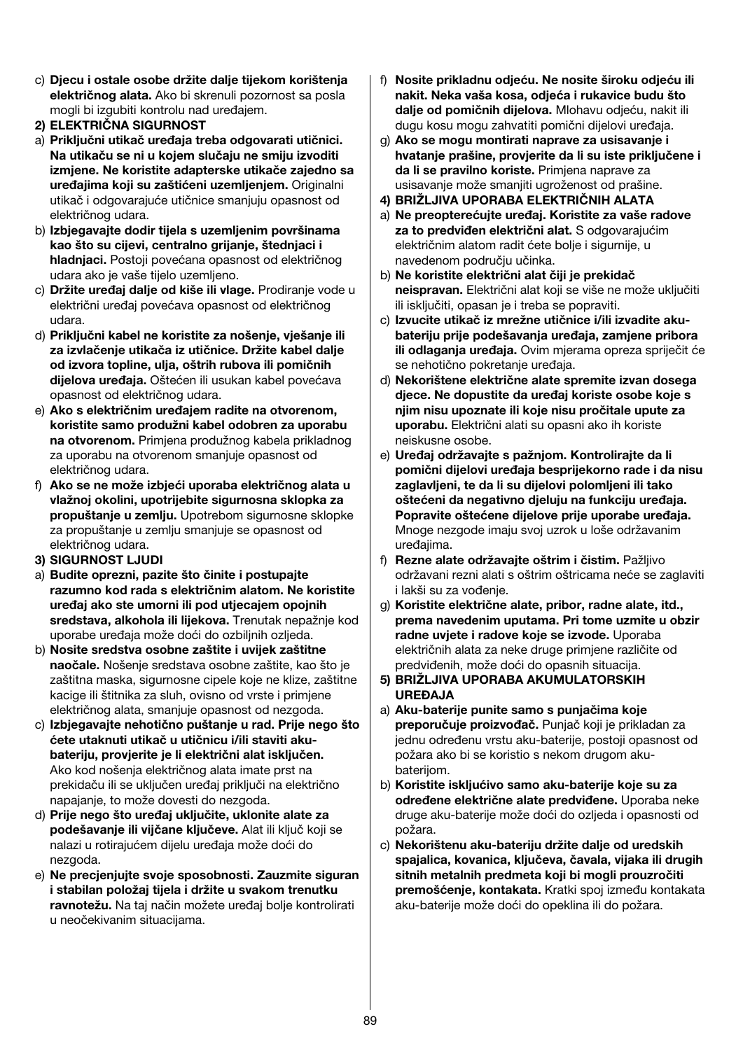c) **Djecu i ostale osobe držite dalje tijekom korištenja električnog alata.** Ako bi skrenuli pozornost sa posla mogli bi izgubiti kontrolu nad uređajem.

**2) ELEKTRIČNA SIGURNOST**

a) **Priključni utikač uređaja treba odgovarati utičnici. Na utikaču se ni u kojem slučaju ne smiju izvoditi izmjene. Ne koristite adapterske utikače zajedno sa uređajima koji su zaštićeni uzemljenjem.** Originalni utikač i odgovarajuće utičnice smanjuju opasnost od električnog udara.

b) **Izbjegavajte dodir tijela s uzemljenim površinama kao što su cijevi, centralno grijanje, štednjaci i hladnjaci.** Postoji povećana opasnost od električnog udara ako je vaše tijelo uzemljeno.

c) **Držite uređaj dalje od kiše ili vlage.** Prodiranje vode u električni uređaj povećava opasnost od električnog udara.

d) **Priključni kabel ne koristite za nošenje, vješanje ili za izvlačenje utikača iz utičnice. Držite kabel dalje od izvora topline, ulja, oštrih rubova ili pomičnih dijelova uređaja.** Oštećen ili usukan kabel povećava opasnost od električnog udara.

e) **Ako s električnim uređajem radite na otvorenom, koristite samo produžni kabel odobren za uporabu na otvorenom.** Primjena produžnog kabela prikladnog za uporabu na otvorenom smanjuje opasnost od električnog udara.

f) **Ako se ne može izbjeći uporaba električnog alata u vlažnoj okolini, upotrijebite sigurnosna sklopka za propuštanje u zemlju.** Upotrebom sigurnosne sklopke za propuštanje u zemlju smanjuje se opasnost od električnog udara.

**3) SIGURNOST LJUDI**

a) **Budite oprezni, pazite što činite i postupajte razumno kod rada s električnim alatom. Ne koristite uređaj ako ste umorni ili pod utjecajem opojnih sredstava, alkohola ili lijekova.** Trenutak nepažnje kod uporabe uređaja može doći do ozbiljnih ozljeda.

b) **Nosite sredstva osobne zaštite i uvijek zaštitne naočale.** Nošenje sredstava osobne zaštite, kao što je zaštitna maska, sigurnosne cipele koje ne klize, zaštitne kacige ili štitnika za sluh, ovisno od vrste i primjene električnog alata, smanjuje opasnost od nezgoda.

c) **Izbjegavajte nehotično puštanje u rad. Prije nego što ćete utaknuti utikač u utičnicu i/ili staviti aku-bateriju, provjerite je li električni alat isključen.** Ako kod nošenja električnog alata imate prst na prekidaču ili se uključen uređaj priključi na električno napajanje, to može dovesti do nezgoda.

d) **Prije nego što uređaj uključite, uklonite alate za podešavanje ili vijčane ključeve.** Alat ili ključ koji se nalazi u rotirajućem dijelu uređaja može doći do nezgoda.

e) **Ne precjenjujte svoje sposobnosti. Zauzmite siguran i stabilan položaj tijela i držite u svakom trenutku ravnotežu.** Na taj način možete uređaj bolje kontrolirati u neočekivanim situacijama.

f) **Nosite prikladnu odjeću. Ne nosite široku odjeću ili nakit. Neka vaša kosa, odjeća i rukavice budu što dalje od pomičnih dijelova.** Mlohavu odjeću, nakit ili dugu kosu mogu zahvatiti pomični dijelovi uređaja.

g) **Ako se mogu montirati naprave za usisavanje i hvatanje prašine, provjerite da li su iste priključene i da li se pravilno koriste.** Primjena naprave za usisavanje može smanjiti ugroženost od prašine.

**4) BRIŽLJIVA UPORABA ELEKTRIČNIH ALATA**

a) **Ne preopterećujte uređaj. Koristite za vaše radove za to predviđen električni alat.** S odgovarajućim električnim alatom radit ćete bolje i sigurnije, u navedenom području učinka.

b) **Ne koristite električni alat čiji je prekidač neispravan.** Električni alat koji se više ne može uključiti ili isključiti, opasan je i treba se popraviti.

c) **Izvucite utikač iz mrežne utičnice i/ili izvadite aku-bateriju prije podešavanja uređaja, zamjene pribora ili odlaganja uređaja.** Ovim mjerama opreza spriječit će se nehotično pokretanje uređaja.

d) **Nekorištene električne alate spremite izvan dosega djece. Ne dopustite da uređaj koriste osobe koje s njim nisu upoznate ili koje nisu pročitale upute za uporabu.** Električni alati su opasni ako ih koriste neiskusne osobe.

e) **Uređaj održavajte s pažnjom. Kontrolirajte da li pomični dijelovi uređaja besprijekorno rade i da nisu zaglavljeni, te da li su dijelovi polomljeni ili tako oštećeni da negativno djeluju na funkciju uređaja. Popravite oštećene dijelove prije uporabe uređaja.** Mnoge nezgode imaju svoj uzrok u loše održavanim uređajima.

f) **Rezne alate održavajte oštrim i čistim.** Pažljivo održavani rezni alati s oštrim oštricama neće se zaglaviti i lakši su za vođenje.

g) **Koristite električne alate, pribor, radne alate, itd., prema navedenim uputama. Pri tome uzmite u obzir radne uvjete i radove koje se izvode.** Uporaba električnih alata za neke druge primjene različite od predviđenih, može doći do opasnih situacija.

**5) BRIŽLJIVA UPORABA AKUMULATORSKIH UREĐAJA**

a) **Aku-baterije punite samo s punjačima koje preporučuje proizvođač.** Punjač koji je prikladan za jednu određenu vrstu aku-baterije, postoji opasnost od požara ako bi se koristio s nekom drugom aku-baterijom.

b) **Koristite isključivo samo aku-baterije koje su za određene električne alate predviđene.** Uporaba neke druge aku-baterije može doći do ozljeda i opasnosti od požara.

c) **Nekorištenu aku-bateriju držite dalje od uredskih spajalica, kovanica, ključeva, čavala, vijaka ili drugih sitnih metalnih predmeta koji bi mogli prouzročiti premošćenje, kontakata.** Kratki spoj između kontakata aku-baterije može doći do opeklina ili do požara.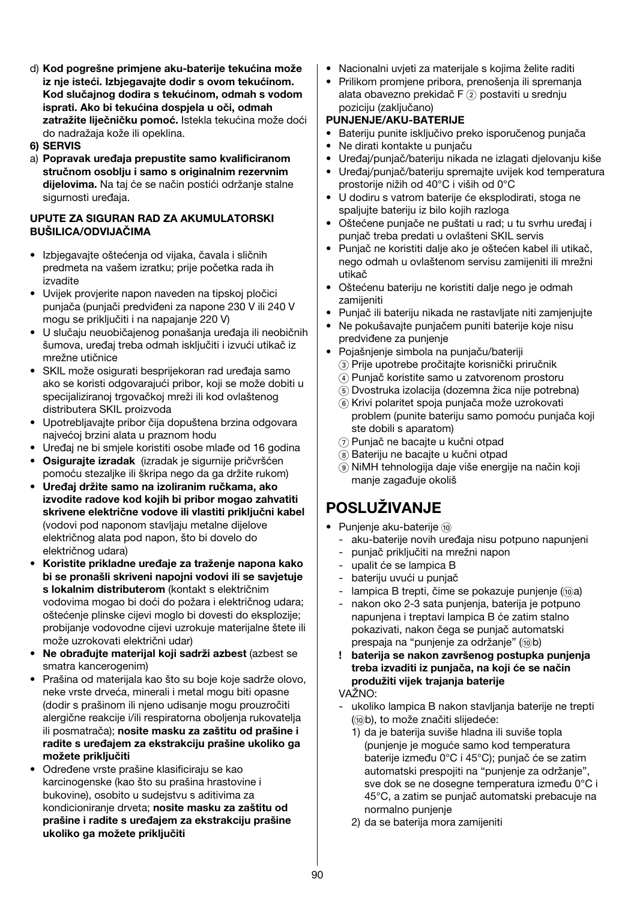d) **Kod pogrešne primjene aku-baterije tekućina može iz nje isteći. Izbjegavajte dodir s ovom tekućinom. Kod slučajnog dodira s tekućinom, odmah s vodom isprati. Ako bi tekućina dospjela u oči, odmah zatražite liječničku pomoć.** Istekla tekućina može doći do nadražaja kože ili opeklina.

**6) SERVIS**

a) **Popravak uređaja prepustite samo kvalificiranom stručnom osoblju i samo s originalnim rezervnim dijelovima.** Na taj će se način postići održanje stalne sigurnosti uređaja.

**UPUTE ZA SIGURAN RAD ZA AKUMULATORSKI BUŠILICA/ODVIJAČIMA**

- Izbjegavajte oštećenja od vijaka, čavala i sličnih predmeta na vašem izratku; prije početka rada ih izvadite
- Uvijek provjerite napon naveden na tipskoj pločici punjača (punjači predviđeni za napone 230 V ili 240 V mogu se priključiti i na napajanje 220 V)
- U slučaju neuobičajenog ponašanja uređaja ili neobičnih šumova, uređaj treba odmah isključiti i izvući utikač iz mrežne utičnice
- SKIL može osigurati besprijekoran rad uređaja samo ako se koristi odgovarajući pribor, koji se može dobiti u specijaliziranoj trgovačkoj mreži ili kod ovlaštenog distributera SKIL proizvoda
- Upotrebljavajte pribor čija dopuštena brzina odgovara najvećoj brzini alata u praznom hodu
- Uređaj ne bi smjele koristiti osobe mlađe od 16 godina
- **Osigurajte izradak** (izradak je sigurnije pričvršćen pomoću stezaljke ili škripa nego da ga držite rukom)
- **Uređaj držite samo na izoliranim ručkama, ako izvodite radove kod kojih bi pribor mogao zahvatiti skrivene električne vodove ili vlastiti priključni kabel** (vodovi pod naponom stavljaju metalne dijelove električnog alata pod napon, što bi dovelo do električnog udara)
- **Koristite prikladne uređaje za traženje napona kako bi se pronašli skriveni napojni vodovi ili se savjetuje s lokalnim distributerom** (kontakt s električnim vodovima mogao bi doći do požara i električnog udara; oštećenje plinske cijevi moglo bi dovesti do eksplozije; probijanje vodovodne cijevi uzrokuje materijalne štete ili može uzrokovati električni udar)
- **Ne obrađujte materijal koji sadrži azbest** (azbest se smatra kancerogenim)
- Prašina od materijala kao što su boje koje sadrže olovo, neke vrste drveća, minerali i metal mogu biti opasne (dodir s prašinom ili njeno udisanje mogu prouzročiti alergične reakcije i/ili respiratorna oboljenja rukovatelja ili posmatrača); **nosite masku za zaštitu od prašine i radite s uređajem za ekstrakciju prašine ukoliko ga možete priključiti**
- Određene vrste prašine klasificiraju se kao karcinogenske (kao što su prašina hrastovine i bukovine), osobito u sudejstvu s aditivima za kondicioniranje drveta; **nosite masku za zaštitu od prašine i radite s uređajem za ekstrakciju prašine ukoliko ga možete priključiti**
- Nacionalni uvjeti za materijale s kojima želite raditi
- Prilikom promjene pribora, prenošenja ili spremanja alata obavezno prekidač F ② postaviti u srednju poziciju (zaključano)

**PUNJENJE/AKU-BATERIJE**

- Bateriju punite isključivo preko isporučenog punjača
- Ne dirati kontakte u punjaču
- Uređaj/punjač/bateriju nikada ne izlagati djelovanju kiše
- Uređaj/punjač/bateriju spremajte uvijek kod temperatura prostorije nižih od 40°C i viših od 0°C
- U dodiru s vatrom baterije će eksplodirati, stoga ne spaljujte bateriju iz bilo kojih razloga
- Oštećene punjače ne puštati u rad; u tu svrhu uređaj i punjač treba predati u ovlašteni SKIL servis
- Punjač ne koristiti dalje ako je oštećen kabel ili utikač, nego odmah u ovlaštenom servisu zamijeniti ili mrežni utikač
- Oštećenu bateriju ne koristiti dalje nego je odmah zamijeniti
- Punjač ili bateriju nikada ne rastavljate niti zamjenjujte
- Ne pokušavajte punjačem puniti baterije koje nisu predviđene za punjenje
- Pojašnjenje simbola na punjaču/bateriji
  - ③ Prije upotrebe pročitajte korisnički priručnik
  - ④ Punjač koristite samo u zatvorenom prostoru
  - ⑤ Dvostruka izolacija (dozemna žica nije potrebna)
  - ⑥ Krivi polaritet spoja punjača može uzrokovati problem (punite bateriju samo pomoću punjača koji ste dobili s aparatom)
  - ⑦ Punjač ne bacajte u kućni otpad
  - ⑧ Bateriju ne bacajte u kućni otpad
  - ⑨ NiMH tehnologija daje više energije na način koji manje zagađuje okoliš

# POSLUŽIVANJE

- Punjenje aku-baterije ⑩
  - aku-baterije novih uređaja nisu potpuno napunjeni
  - punjač priključiti na mrežni napon
  - upalit će se lampica B
  - bateriju uvući u punjač
  - lampica B trepti, čime se pokazuje punjenje (⑩a)
  - nakon oko 2-3 sata punjenja, baterija je potpuno napunjena i treptavi lampica B će zatim stalno pokazivati, nakon čega se punjač automatski prespaja na "punjenje za održanje" (⑩b)
  
  **! baterija se nakon završenog postupka punjenja treba izvaditi iz punjača, na koji će se način produžiti vijek trajanja baterije**

  VAŽNO:
  - ukoliko lampica B nakon stavljanja baterije ne trepti (⑩b), to može značiti slijedeće:
    1) da je baterija suviše hladna ili suviše topla (punjenje je moguće samo kod temperature baterije između 0°C i 45°C); punjač će se zatim automatski prespojiti na "punjenje za održanje", sve dok se ne dosegne temperatura između 0°C i 45°C, a zatim se punjač automatski prebacuje na normalno punjenje
    2) da se baterija mora zamijeniti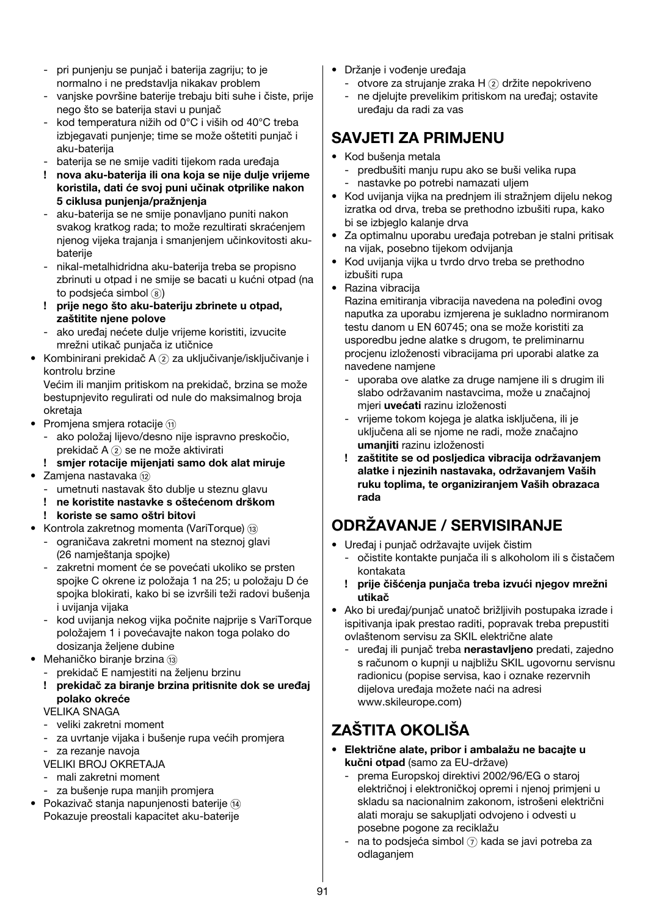- pri punjenju se punjač i baterija zagriju; to je normalno i ne predstavlja nikakav problem
- vanjske površine baterije trebaju biti suhe i čiste, prije nego što se baterija stavi u punjač
- kod temperatura nižih od 0°C i viših od 40°C treba izbjegavati punjenje; time se može oštetiti punjač i aku-baterija
- baterija se ne smije vaditi tijekom rada uređaja
- **! nova aku-baterija ili ona koja se nije dulje vrijeme koristila, dati će svoj puni učinak otprilike nakon 5 ciklusa punjenja/pražnjenja**
- aku-baterija se ne smije ponavljano puniti nakon svakog kratkog rada; to može rezultirati skraćenjem njenog vijeka trajanja i smanjenjem učinkovitosti aku-baterije
- nikal-metalhidridna aku-baterija treba se propisno zbrinuti u otpad i ne smije se bacati u kućni otpad (na to podsjeća simbol ⑧)
- **! prije nego što aku-bateriju zbrinete u otpad, zaštitite njene polove**
- ako uređaj nećete dulje vrijeme koristiti, izvucite mrežni utikač punjača iz utičnice

- Kombinirani prekidač A ② za uključivanje/isključivanje i kontrolu brzine
  Većim ili manjim pritiskom na prekidač, brzina se može bestupnjevito regulirati od nule do maksimalnog broja okretaja
- Promjena smjera rotacije ⑪
  - ako položaj lijevo/desno nije ispravno preskočio, prekidač A ② se ne može aktivirati
  - **! smjer rotacije mijenjati samo dok alat miruje**
- Zamjena nastavaka ⑫
  - umetnuti nastavak što dublje u steznu glavu
  - **! ne koristite nastavke s oštećenom drškom**
  - **! koriste se samo oštri bitovi**
- Kontrola zakretnog momenta (VariTorque) ⑬
  - ograničava zakretni moment na steznoj glavi (26 namještanja spojke)
  - zakretni moment će se povećati ukoliko se prsten spojke C okrene iz položaja 1 na 25; u položaju D će spojka blokirati, kako bi se izvršili teži radovi bušenja i uvijanja vijaka
  - kod uvijanja nekog vijka počnite najprije s VariTorque položajem 1 i povećavajte nakon toga polako do dosizanja željene dubine
- Mehaničko biranje brzina ⑬
  - prekidač E namjestiti na željenu brzinu
  - **! prekidač za biranje brzina pritisnite dok se uređaj polako okreće**

  VELIKA SNAGA
  - veliki zakretni moment
  - za uvrtanje vijaka i bušenje rupa većih promjera
  - za rezanje navoja

  VELIKI BROJ OKRETAJA
  - mali zakretni moment
  - za bušenje rupa manjih promjera
- Pokazivač stanja napunjenosti baterije ⑭
  Pokazuje preostali kapacitet aku-baterije
- Držanje i vođenje uređaja
  - otvore za strujanje zraka H ② držite nepokriveno
  - ne djelujte prevelikim pritiskom na uređaj; ostavite uređaju da radi za vas

## SAVJETI ZA PRIMJENU

- Kod bušenja metala
  - predbušiti manju rupu ako se buši velika rupa
  - nastavke po potrebi namazati uljem
- Kod uvijanja vijka na prednjem ili stražnjem dijelu nekog izratka od drva, treba se prethodno izbušiti rupa, kako bi se izbjeglo kalanje drva
- Za optimalnu uporabu uređaja potreban je stalni pritisak na vijak, posebno tijekom odvijanja
- Kod uvijanja vijka u tvrdo drvo treba se prethodno izbušiti rupa
- Razina vibracija
  Razina emitiranja vibracija navedena na poleđini ovog naputka za uporabu izmjerena je sukladno normiranom testu danom u EN 60745; ona se može koristiti za usporedbu jedne alatke s drugom, te preliminarnu procjenu izloženosti vibracijama pri uporabi alatke za navedene namjene
  - uporaba ove alatke za druge namjene ili s drugim ili slabo održavanim nastavcima, može u značajnoj mjeri **uvećati** razinu izloženosti
  - vrijeme tokom kojega je alatka isključena, ili je uključena ali se njome ne radi, može značajno **umanjiti** razinu izloženosti
  - **! zaštitite se od posljedica vibracija održavanjem alatke i njezinih nastavaka, održavanjem Vaših ruku toplima, te organiziranjem Vaših obrazaca rada**

## ODRŽAVANJE / SERVISIRANJE

- Uređaj i punjač održavajte uvijek čistim
  - očistite kontakte punjača ili s alkoholom ili s čistačem kontakata
  - **! prije čišćenja punjača treba izvući njegov mrežni utikač**
- Ako bi uređaj/punjač unatoč brižljivih postupaka izrade i ispitivanja ipak prestao raditi, popravak treba prepustiti ovlaštenom servisu za SKIL električne alate
  - uređaj ili punjač treba **nerastavljeno** predati, zajedno s računom o kupnji u najbližu SKIL ugovornu servisnu radionicu (popise servisa, kao i oznake rezervnih dijelova uređaja možete naći na adresi www.skileurope.com)

## ZAŠTITA OKOLIŠA

- **Električne alate, pribor i ambalažu ne bacajte u kućni otpad** (samo za EU-države)
  - prema Europskoj direktivi 2002/96/EG o staroj električnoj i elektroničkoj opremi i njenoj primjeni u skladu sa nacionalnim zakonom, istrošeni električni alati moraju se sakupljati odvojeno i odvesti u posebne pogone za reciklažu
  - na to podsjeća simbol ⑦ kada se javi potreba za odlaganjem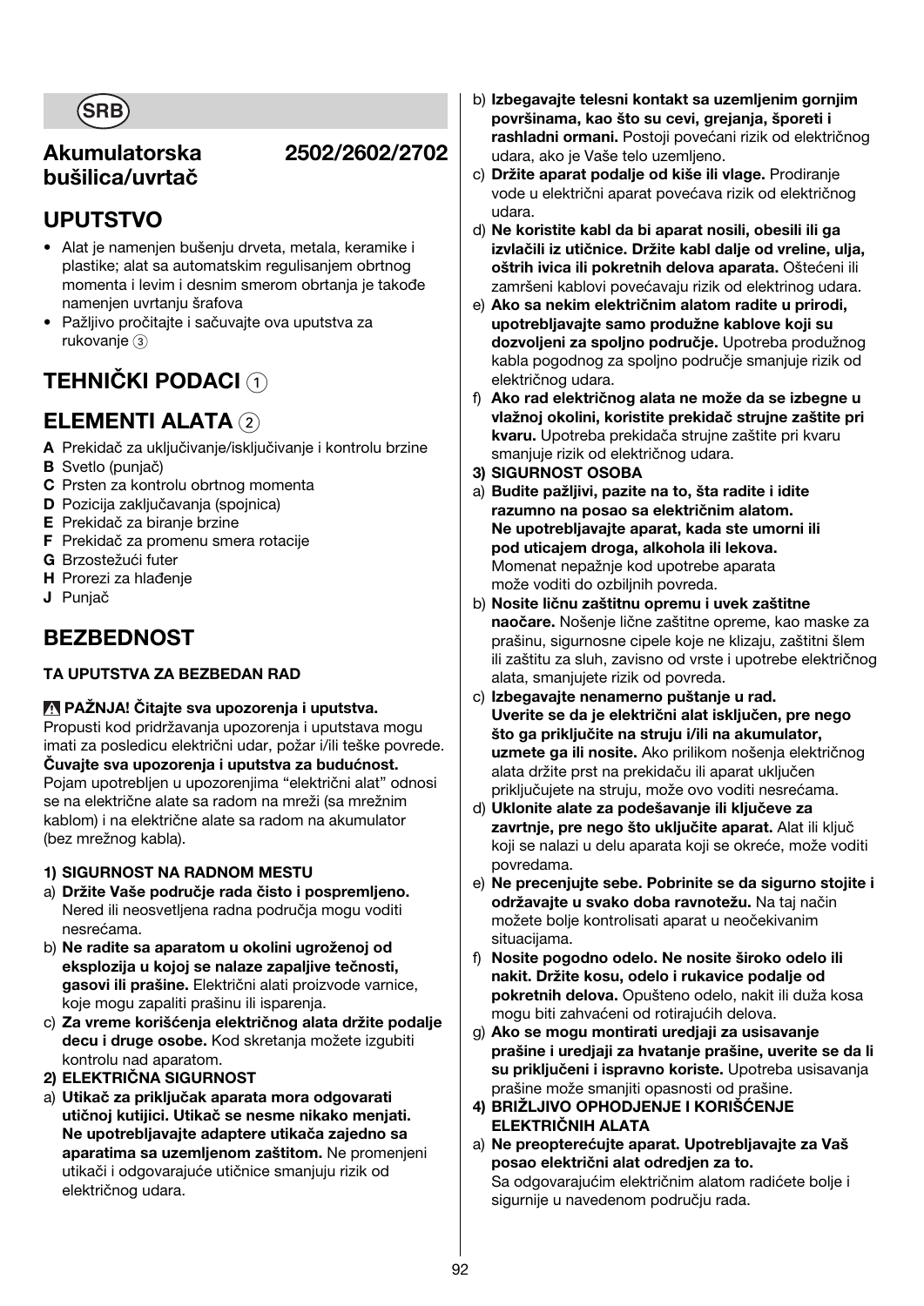SRB

## Akumulatorska bušilica/uvrtač 2502/2602/2702

# UPUTSTVO

- Alat je namenjen bušenju drveta, metala, keramike i plastike; alat sa automatskim regulisanjem obrtnog momenta i levim i desnim smerom obrtanja je takođe namenjen uvrtanju šrafova
- Pažljivo pročitajte i sačuvajte ova uputstva za rukovanje ③

# TEHNIČKI PODACI ①

# ELEMENTI ALATA ②

**A** Prekidač za uključivanje/isključivanje i kontrolu brzine
**B** Svetlo (punjač)
**C** Prsten za kontrolu obrtnog momenta
**D** Pozicija zaključavanja (spojnica)
**E** Prekidač za biranje brzine
**F** Prekidač za promenu smera rotacije
**G** Brzostežući futer
**H** Prorezi za hlađenje
**J** Punjač

# BEZBEDNOST

**TA UPUTSTVA ZA BEZBEDAN RAD**

⚠ **PAŽNJA! Čitajte sva upozorenja i uputstva.** Propusti kod pridržavanja upozorenja i uputstava mogu imati za posledicu električni udar, požar i/ili teške povrede. **Čuvajte sva upozorenja i uputstva za budućnost.** Pojam upotrebljen u upozorenjima "električni alat" odnosi se na električne alate sa radom na mreži (sa mrežnim kablom) i na električne alate sa radom na akumulator (bez mrežnog kabla).

**1) SIGURNOST NA RADNOM MESTU**

a) **Držite Vaše područje rada čisto i pospremljeno.** Nered ili neosvetljena radna područja mogu voditi nesrećama.

b) **Ne radite sa aparatom u okolini ugroženoj od eksplozija u kojoj se nalaze zapaljive tečnosti, gasovi ili prašine.** Električni alati proizvode varnice, koje mogu zapaliti prašinu ili isparenja.

c) **Za vreme korišćenja električnog alata držite podalje decu i druge osobe.** Kod skretanja možete izgubiti kontrolu nad aparatom.

**2) ELEKTRIČNA SIGURNOST**

a) **Utikač za priključak aparata mora odgovarati utičnoj kutijici. Utikač se nesme nikako menjati. Ne upotrebljavajte adaptere utikača zajedno sa aparatima sa uzemljenom zaštitom.** Ne promenjeni utikači i odgovarajuće utičnice smanjuju rizik od električnog udara.

b) **Izbegavajte telesni kontakt sa uzemljenim gornjim površinama, kao što su cevi, grejanja, šporeti i rashladni ormani.** Postoji povećani rizik od električnog udara, ako je Vaše telo uzemljeno.

c) **Držite aparat podalje od kiše ili vlage.** Prodiranje vode u električni aparat povećava rizik od električnog udara.

d) **Ne koristite kabl da bi aparat nosili, obesili ili ga izvlačili iz utičnice. Držite kabl dalje od vreline, ulja, oštrih ivica ili pokretnih delova aparata.** Oštećeni ili zamršeni kablovi povećavaju rizik od elektrinog udara.

e) **Ako sa nekim električnim alatom radite u prirodi, upotrebljavajte samo produžne kablove koji su dozvoljeni za spoljno područje.** Upotreba produžnog kabla pogodnog za spoljno područje smanjuje rizik od električnog udara.

f) **Ako rad električnog alata ne može da se izbegne u vlažnoj okolini, koristite prekidač strujne zaštite pri kvaru.** Upotreba prekidača strujne zaštite pri kvaru smanjuje rizik od električnog udara.

**3) SIGURNOST OSOBA**

a) **Budite pažljivi, pazite na to, šta radite i idite razumno na posao sa električnim alatom. Ne upotrebljavajte aparat, kada ste umorni ili pod uticajem droga, alkohola ili lekova.** Momenat nepažnje kod upotrebe aparata može voditi do ozbiljnih povreda.

b) **Nosite ličnu zaštitnu opremu i uvek zaštitne naočare.** Nošenje lične zaštitne opreme, kao maske za prašinu, sigurnosne cipele koje ne klizaju, zaštitni šlem ili zaštitu za sluh, zavisno od vrste i upotrebe električnog alata, smanjujete rizik od povreda.

c) **Izbegavajte nenamerno puštanje u rad. Uverite se da je električni alat isključen, pre nego što ga priključite na struju i/ili na akumulator, uzmete ga ili nosite.** Ako prilikom nošenja električnog alata držite prst na prekidaču ili aparat uključen priključujete na struju, može ovo voditi nesrećama.

d) **Uklonite alate za podešavanje ili ključeve za zavrtnje, pre nego što uključite aparat.** Alat ili ključ koji se nalazi u delu aparata koji se okreće, može voditi povredama.

e) **Ne precenjujte sebe. Pobrinite se da sigurno stojite i održavajte u svako doba ravnotežu.** Na taj način možete bolje kontrolisati aparat u neočekivanim situacijama.

f) **Nosite pogodno odelo. Ne nosite široko odelo ili nakit. Držite kosu, odelo i rukavice podalje od pokretnih delova.** Opušteno odelo, nakit ili duža kosa mogu biti zahvaćeni od rotirajućih delova.

g) **Ako se mogu montirati uredjaji za usisavanje prašine i uredjaji za hvatanje prašine, uverite se da li su priključeni i ispravno koriste.** Upotreba usisavanja prašine može smanjiti opasnosti od prašine.

**4) BRIŽLJIVO OPHODJENJE I KORIŠĆENJE ELEKTRIČNIH ALATA**

a) **Ne preopterećujte aparat. Upotrebljavajte za Vaš posao električni alat odredjen za to.** Sa odgovarajućim električnim alatom radićete bolje i sigurnije u navedenom području rada.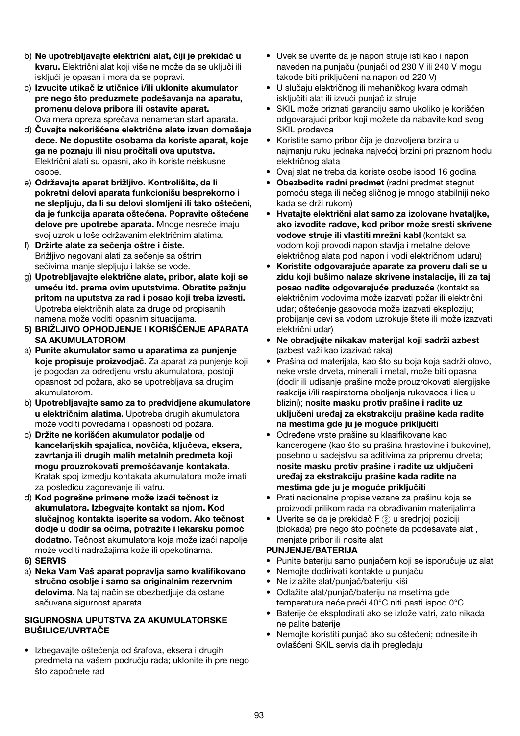b) **Ne upotrebljavajte električni alat, čiji je prekidač u kvaru.** Električni alat koji više ne može da se uključi ili isključi je opasan i mora da se popravi.

c) **Izvucite utikač iz utičnice i/ili uklonite akumulator pre nego što preduzmete podešavanja na aparatu, promenu delova pribora ili ostavite aparat.** Ova mera opreza sprečava nenameran start aparata.

d) **Čuvajte nekorišćene električne alate izvan domašaja dece. Ne dopustite osobama da koriste aparat, koje ga ne poznaju ili nisu pročitali ova uputstva.** Električni alati su opasni, ako ih koriste neiskusne osobe.

e) **Održavajte aparat brižljivo. Kontrolišite, da li pokretni delovi aparata funkcionišu besprekorno i ne slepljuju, da li su delovi slomljeni ili tako oštećeni, da je funkcija aparata oštećena. Popravite oštećene delove pre upotrebe aparata.** Mnoge nesreće imaju svoj uzrok u loše održavanim električnim alatima.

f) **Držirte alate za sečenja oštre i čiste.** Brižljivo negovani alati za sečenje sa oštrim sečivima manje slepljuju i lakše se vode.

g) **Upotrebljavajte električne alate, pribor, alate koji se umeću itd. prema ovim uputstvima. Obratite pažnju pritom na uputstva za rad i posao koji treba izvesti.** Upotreba električnih alata za druge od propisanih namena može voditi opasnim situacijama.

**5) BRIŽLJIVO OPHODJENJE I KORIŠĆENJE APARATA SA AKUMULATOROM**

a) **Punite akumulator samo u aparatima za punjenje koje propisuje proizvodjač.** Za aparat za punjenje koji je pogodan za odredjenu vrstu akumulatora, postoji opasnost od požara, ako se upotrebljava sa drugim akumulatorom.

b) **Upotrebljavajte samo za to predvidjene akumulatore u električnim alatima.** Upotreba drugih akumulatora može voditi povredama i opasnosti od požara.

c) **Držite ne korišćen akumulator podalje od kancelarijskih spajalica, novčića, ključeva, eksera, zavrtanja ili drugih malih metalnih predmeta koji mogu prouzrokovati premošćavanje kontakata.** Kratak spoj izmedju kontakata akumulatora može imati za posledicu zagorevanje ili vatru.

d) **Kod pogrešne primene može izaći tečnost iz akumulatora. Izbegvajte kontakt sa njom. Kod slučajnog kontakta isperite sa vodom. Ako tečnost dodje u dodir sa očima, potražite i lekarsku pomoć dodatno.** Tečnost akumulatora koja može izaći napolje može voditi nadražajima kože ili opekotinama.

**6) SERVIS**

a) **Neka Vam Vaš aparat popravlja samo kvalifikovano stručno osoblje i samo sa originalnim rezervnim delovima.** Na taj način se obezbedjuje da ostane sačuvana sigurnost aparata.

**SIGURNOSNA UPUTSTVA ZA AKUMULATORSKE BUŠILICE/UVRTAČE**

- Izbegavajte oštećenja od šrafova, eksera i drugih predmeta na vašem području rada; uklonite ih pre nego što započnete rad
- Uvek se uverite da je napon struje isti kao i napon naveden na punjaču (punjači od 230 V ili 240 V mogu takođe biti priključeni na napon od 220 V)
- U slučaju električnog ili mehaničkog kvara odmah isključiti alat ili izvući punjač iz struje
- SKIL može priznati garanciju samo ukoliko je korišćen odgovarajući pribor koji možete da nabavite kod svog SKIL prodavca
- Koristite samo pribor čija je dozvoljena brzina u najmanju ruku jednaka najvećoj brzini pri praznom hodu električnog alata
- Ovaj alat ne treba da koriste osobe ispod 16 godina
- **Obezbedite radni predmet** (radni predmet stegnut pomoću stega ili nečeg sličnog je mnogo stabilniji neko kada se drži rukom)
- **Hvatajte električni alat samo za izolovane hvataljke, ako izvodite radove, kod pribor može sresti skrivene vodove struje ili vlastiti mrežni kabl** (kontakt sa vodom koji provodi napon stavlja i metalne delove električnog alata pod napon i vodi električnom udaru)
- **Koristite odgovarajuće aparate za proveru dali se u zidu koji bušimo nalaze skrivene instalacije, ili za taj posao nađite odgovarajuće preduzeće** (kontakt sa električnim vodovima može izazvati požar ili električni udar; oštećenje gasovoda može izazvati eksploziju; probijanje cevi sa vodom uzrokuje štete ili može izazvati električni udar)
- **Ne obradjujte nikakav materijal koji sadrži azbest** (azbest važi kao izazivać raka)
- Prašina od materijala, kao što su boja koja sadrži olovo, neke vrste drveta, minerali i metal, može biti opasna (dodir ili udisanje prašine može prouzrokovati alergijske reakcije i/ili respiratorna oboljenja rukovaoca i lica u blizini); **nosite masku protiv prašine i radite uz uključeni uređaj za ekstrakciju prašine kada radite na mestima gde ju je moguće priključiti**
- Određene vrste prašine su klasifikovane kao kancerogene (kao što su prašina hrastovine i bukovine), posebno u sadejstvu sa aditivima za pripremu drveta; **nosite masku protiv prašine i radite uz uključeni uređaj za ekstrakciju prašine kada radite na mestima gde ju je moguće priključiti**
- Prati nacionalne propise vezane za prašinu koja se proizvodi prilikom rada na obrađivanim materijalima
- Uverite se da je prekidač F ② u srednjoj poziciji (blokada) pre nego što počnete da podešavate alat , menjate pribor ili nosite alat

**PUNJENJE/BATERIJA**

- Punite bateriju samo punjačem koji se isporučuje uz alat
- Nemojte dodirivati kontakte u punjaču
- Ne izlažite alat/punjač/bateriju kiši
- Odlažite alat/punjač/bateriju na msetima gde temperatura neće preći 40°C niti pasti ispod 0°C
- Baterije će eksplodirati ako se izlože vatri, zato nikada ne palite baterije
- Nemojte koristiti punjač ako su oštećeni; odnesite ih ovlašćeni SKIL servis da ih pregledaju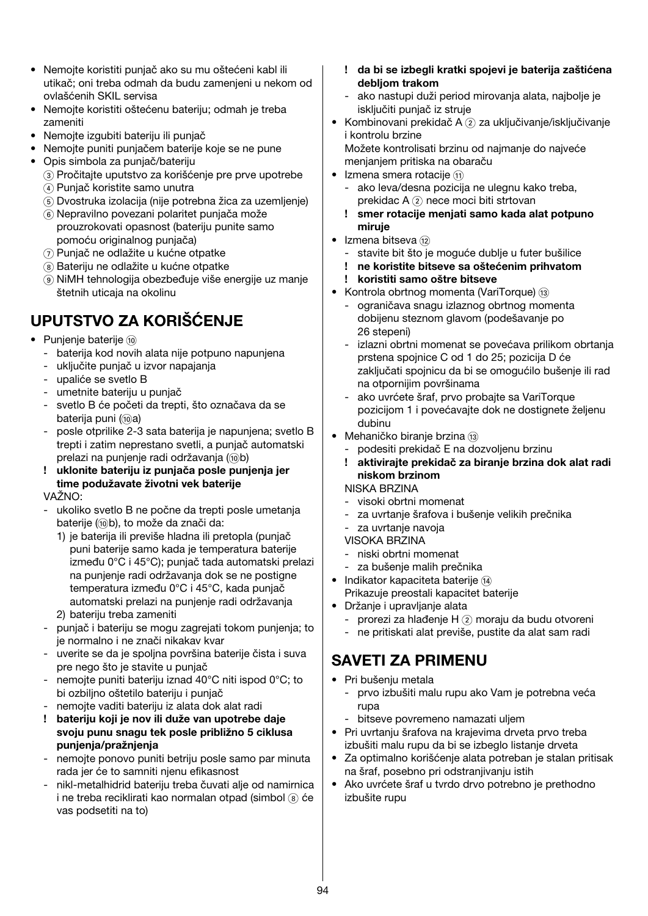- Nemojte koristiti punjač ako su mu oštećeni kabl ili utikač; oni treba odmah da budu zamenjeni u nekom od ovlašćenih SKIL servisa
- Nemojte koristiti oštećenu bateriju; odmah je treba zameniti
- Nemojte izgubiti bateriju ili punjač
- Nemojte puniti punjačem baterije koje se ne pune
- Opis simbola za punjač/bateriju
  - ③ Pročitajte uputstvo za korišćenje pre prve upotrebe
  - ④ Punjač koristite samo unutra
  - ⑤ Dvostruka izolacija (nije potrebna žica za uzemljenje)
  - ⑥ Nepravilno povezani polaritet punjača može prouzrokovati opasnost (bateriju punite samo pomoću originalnog punjača)
  - ⑦ Punjač ne odlažite u kućne otpatke
  - ⑧ Bateriju ne odlažite u kućne otpatke
  - ⑨ NiMH tehnologija obezbeđuje više energije uz manje štetnih uticaja na okolinu

## UPUTSTVO ZA KORIŠĆENJE

- Punjenje baterije ⑩
  - baterija kod novih alata nije potpuno napunjena
  - uključite punjač u izvor napajanja
  - upaliće se svetlo B
  - umetnite bateriju u punjač
  - svetlo B će početi da trepti, što označava da se baterija puni (⑩a)
  - posle otprilike 2-3 sata baterija je napunjena; svetlo B trepti i zatim neprestano svetli, a punjač automatski prelazi na punjenje radi održavanja (⑩b)
  - **! uklonite bateriju iz punjača posle punjenja jer time produžavate životni vek baterije**

  VAŽNO:
  - ukoliko svetlo B ne počne da trepti posle umetanja baterije (⑩b), to može da znači da:
    1) je baterija ili previše hladna ili pretopla (punjač puni baterije samo kada je temperatura baterije između 0°C i 45°C); punjač tada automatski prelazi na punjenje radi održavanja dok se ne postigne temperatura između 0°C i 45°C, kada punjač automatski prelazi na punjenje radi održavanja
    2) bateriju treba zameniti
  - punjač i bateriju se mogu zagrejati tokom punjenja; to je normalno i ne znači nikakav kvar
  - uverite se da je spoljna površina baterije čista i suva pre nego što je stavite u punjač
  - nemojte puniti bateriju iznad 40°C niti ispod 0°C; to bi ozbiljno oštetilo bateriju i punjač
  - nemojte vaditi bateriju iz alata dok alat radi
  - **! bateriju koji je nov ili duže van upotrebe daje svoju punu snagu tek posle približno 5 ciklusa punjenja/pražnjenja**
  - nemojte ponovo puniti betriju posle samo par minuta rada jer će to samniti njenu efikasnost
  - nikl-metalhidrid bateriju treba čuvati alje od namirnica i ne treba reciklirati kao normalan otpad (simbol ⑧ će vas podsetiti na to)
  - **! da bi se izbegli kratki spojevi je baterija zaštićena debljom trakom**
  - ako nastupi duži period mirovanja alata, najbolje je isključiti punjač iz struje
- Kombinovani prekidač A ② za uključivanje/isključivanje i kontrolu brzine

  Možete kontrolisati brzinu od najmanje do najveće menjanjem pritiska na obaraču
- Izmena smera rotacije ⑪
  - ako leva/desna pozicija ne ulegnu kako treba, prekidac A ② nece moci biti strtovan
  - **! smer rotacije menjati samo kada alat potpuno miruje**
- Izmena bitseva ⑫
  - stavite bit što je moguće dublje u futer bušilice
  - **! ne koristite bitseve sa oštećenim prihvatom**
  - **! koristiti samo oštre bitseve**
- Kontrola obrtnog momenta (VariTorque) ⑬
  - ograničava snagu izlaznog obrtnog momenta dobijenu steznom glavom (podešavanje po 26 stepeni)
  - izlazni obrtni momenat se povećava prilikom obrtanja prstena spojnice C od 1 do 25; pozicija D će zaključati spojnicu da bi se omogućilo bušenje ili rad na otpornijim površinama
  - ako uvrćete šraf, prvo probajte sa VariTorque pozicijom 1 i povećavajte dok ne dostignete željenu dubinu
- Mehaničko biranje brzina ⑬
  - podesiti prekidač E na dozvoljenu brzinu
  - **! aktivirajte prekidač za biranje brzina dok alat radi niskom brzinom**

  NISKA BRZINA
  - visoki obrtni momenat
  - za uvrtanje šrafova i bušenje velikih prečnika
  - za uvrtanje navoja

  VISOKA BRZINA
  - niski obrtni momenat
  - za bušenje malih prečnika
- Indikator kapaciteta baterije ⑭

  Prikazuje preostali kapacitet baterije
- Držanje i upravljanje alata
  - prorezi za hlađenje H ② moraju da budu otvoreni
  - ne pritiskati alat previše, pustite da alat sam radi

## SAVETI ZA PRIMENU

- Pri bušenju metala
  - prvo izbušiti malu rupu ako Vam je potrebna veća rupa
  - bitseve povremeno namazati uljem
- Pri uvrtanju šrafova na krajevima drveta prvo treba izbušiti malu rupu da bi se izbeglo listanje drveta
- Za optimalno korišćenje alata potreban je stalan pritisak na šraf, posebno pri odstranjivanju istih
- Ako uvrćete šraf u tvrdo drvo potrebno je prethodno izbušite rupu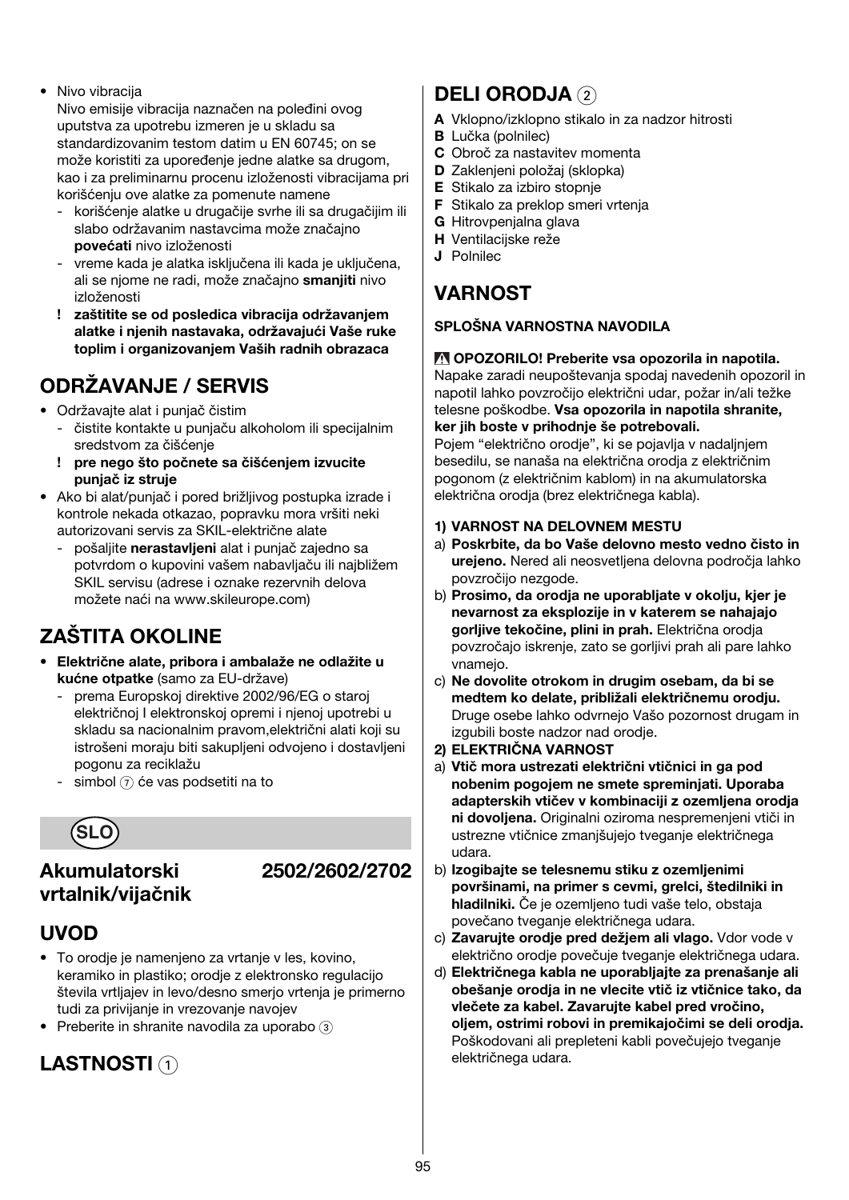- Nivo vibracija
  Nivo emisije vibracija naznačen na poleđini ovog uputstva za upotrebu izmeren je u skladu sa standardizovanim testom datim u EN 60745; on se može koristiti za upoređenje jedne alatke sa drugom, kao i za preliminarnu procenu izloženosti vibracijama pri korišćenju ove alatke za pomenute namene
  - korišćenje alatke u drugačije svrhe ili sa drugačijim ili slabo održavanim nastavcima može značajno **povećati** nivo izloženosti
  - vreme kada je alatka isključena ili kada je uključena, ali se njome ne radi, može značajno **smanjiti** nivo izloženosti
  
  **! zaštitite se od posledica vibracija održavanjem alatke i njenih nastavaka, održavajući Vaše ruke toplim i organizovanjem Vaših radnih obrazaca**

## ODRŽAVANJE / SERVIS

- Održavajte alat i punjač čistim
  - čistite kontakte u punjaču alkoholom ili specijalnim sredstvom za čišćenje
  
  **! pre nego što počnete sa čišćenjem izvucite punjač iz struje**
- Ako bi alat/punjač i pored brižljivog postupka izrade i kontrole nekada otkazao, popravku mora vršiti neki autorizovani servis za SKIL-električne alate
  - pošaljite **nerastavljeni** alat i punjač zajedno sa potvrdom o kupovini vašem nabavljaču ili najbližem SKIL servisu (adrese i oznake rezervnih delova možete naći na www.skileurope.com)

## ZAŠTITA OKOLINE

- **Električne alate, pribora i ambalaže ne odlažite u kućne otpatke** (samo za EU-države)
  - prema Europskoj direktive 2002/96/EG o staroj električnoj I elektronskoj opremi i njenoj upotrebi u skladu sa nacionalnim pravom,električni alati koji su istrošeni moraju biti sakupljeni odvojeno i dostavljeni pogonu za reciklažu
  - simbol ⑦ će vas podsetiti na to

**SLO**

# Akumulatorski vrtalnik/vijačnik 2502/2602/2702

## UVOD

- To orodje je namenjeno za vrtanje v les, kovino, keramiko in plastiko; orodje z elektronsko regulacijo števila vrtljajev in levo/desno smerjo vrtenja je primerno tudi za privijanje in vrezovanje navojev
- Preberite in shranite navodila za uporabo ③

## LASTNOSTI ①

## DELI ORODJA ②

**A** Vklopno/izklopno stikalo in za nadzor hitrosti
**B** Lučka (polnilec)
**C** Obroč za nastavitev momenta
**D** Zaklenjeni položaj (sklopka)
**E** Stikalo za izbiro stopnje
**F** Stikalo za preklop smeri vrtenja
**G** Hitrovpenjalna glava
**H** Ventilacijske reže
**J** Polnilec

## VARNOST

### SPLOŠNA VARNOSTNA NAVODILA

⚠ **OPOZORILO! Preberite vsa opozorila in napotila.** Napake zaradi neupoštevanja spodaj navedenih opozoril in napotil lahko povzročijo električni udar, požar in/ali težke telesne poškodbe. **Vsa opozorila in napotila shranite, ker jih boste v prihodnje še potrebovali.**
Pojem "električno orodje", ki se pojavlja v nadaljnjem besedilu, se nanaša na električna orodja z električnim pogonom (z električnim kablom) in na akumulatorska električna orodja (brez električnega kabla).

**1) VARNOST NA DELOVNEM MESTU**

a) **Poskrbite, da bo Vaše delovno mesto vedno čisto in urejeno.** Nered ali neosvetljena delovna področja lahko povzročijo nezgode.
b) **Prosimo, da orodja ne uporabljate v okolju, kjer je nevarnost za eksplozije in v katerem se nahajajo gorljive tekočine, plini in prah.** Električna orodja povzročajo iskrenje, zato se gorljivi prah ali pare lahko vnamejo.
c) **Ne dovolite otrokom in drugim osebam, da bi se medtem ko delate, približali električnemu orodju.** Druge osebe lahko odvrnejo Vašo pozornost drugam in izgubili boste nadzor nad orodje.

**2) ELEKTRIČNA VARNOST**

a) **Vtič mora ustrezati električni vtičnici in ga pod nobenim pogojem ne smete spreminjati. Uporaba adapterskih vtičev v kombinaciji z ozemljena orodja ni dovoljena.** Originalni oziroma nespremenjeni vtiči in ustrezne vtičnice zmanjšujejo tveganje električnega udara.
b) **Izogibajte se telesnemu stiku z ozemljenimi površinami, na primer s cevmi, grelci, štedilniki in hladilniki.** Če je ozemljeno tudi vaše telo, obstaja povečano tveganje električnega udara.
c) **Zavarujte orodje pred dežjem ali vlago.** Vdor vode v električno orodje povečuje tveganje električnega udara.
d) **Električnega kabla ne uporabljajte za prenašanje ali obešanje orodja in ne vlecite vtič iz vtičnice tako, da vlečete za kabel. Zavarujte kabel pred vročino, oljem, ostrimi robovi in premikajočimi se deli orodja.** Poškodovani ali prepleteni kabli povečujejo tveganje električnega udara.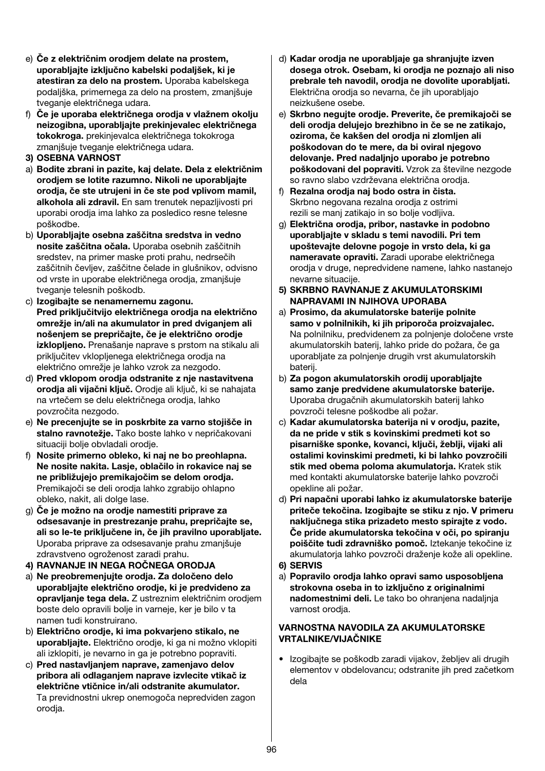e) **Če z električnim orodjem delate na prostem, uporabljajte izključno kabelski podaljšek, ki je atestiran za delo na prostem.** Uporaba kabelskega podaljška, primernega za delo na prostem, zmanjšuje tveganje električnega udara.

f) **Če je uporaba električnega orodja v vlažnem okolju neizogibna, uporabljajte prekinjevalec električnega tokokroga.** prekinjevalca električnega tokokroga zmanjšuje tveganje električnega udara.

**3) OSEBNA VARNOST**

a) **Bodite zbrani in pazite, kaj delate. Dela z električnim orodjem se lotite razumno. Nikoli ne uporabljajte orodja, če ste utrujeni in če ste pod vplivom mamil, alkohola ali zdravil.** En sam trenutek nepazljivosti pri uporabi orodja ima lahko za posledico resne telesne poškodbe.

b) **Uporabljajte osebna zaščitna sredstva in vedno nosite zaščitna očala.** Uporaba osebnih zaščitnih sredstev, na primer maske proti prahu, nedrsečih zaščitnih čevljev, zaščitne čelade in glušnikov, odvisno od vrste in uporabe električnega orodja, zmanjšuje tveganje telesnih poškodb.

c) **Izogibajte se nenamernemu zagonu. Pred priključitvijo električnega orodja na električno omrežje in/ali na akumulator in pred dviganjem ali nošenjem se prepričajte, če je električno orodje izklopljeno.** Prenašanje naprave s prstom na stikalu ali priključitev vklopljenega električnega orodja na električno omrežje je lahko vzrok za nezgodo.

d) **Pred vklopom orodja odstranite z nje nastavitvena orodja ali vijačni ključ.** Orodje ali ključ, ki se nahajata na vrtečem se delu električnega orodja, lahko povzročita nezgodo.

e) **Ne precenjujte se in poskrbite za varno stojišče in stalno ravnotežje.** Tako boste lahko v nepričakovani situaciji bolje obvladali orodje.

f) **Nosite primerno obleko, ki naj ne bo preohlapna. Ne nosite nakita. Lasje, oblačilo in rokavice naj se ne približujejo premikajočim se delom orodja.** Premikajoči se deli orodja lahko zgrabijo ohlapno obleko, nakit, ali dolge lase.

g) **Če je možno na orodje namestiti priprave za odsesavanje in prestrezanje prahu, prepričajte se, ali so le-te priključene in, če jih pravilno uporabljate.** Uporaba priprave za odsesavanje prahu zmanjšuje zdravstveno ogroženost zaradi prahu.

**4) RAVNANJE IN NEGA ROČNEGA ORODJA**

a) **Ne preobremenjujte orodja. Za določeno delo uporabljajte električno orodje, ki je predvideno za opravljanje tega dela.** Z ustreznim električnim orodjem boste delo opravili bolje in varneje, ker je bilo v ta namen tudi konstruirano.

b) **Električno orodje, ki ima pokvarjeno stikalo, ne uporabljajte.** Električno orodje, ki ga ni možno vklopiti ali izklopiti, je nevarno in ga je potrebno popraviti.

c) **Pred nastavljanjem naprave, zamenjavo delov pribora ali odlaganjem naprave izvlecite vtikač iz električne vtičnice in/ali odstranite akumulator.** Ta previdnostni ukrep onemogoča nepredviden zagon orodja.

d) **Kadar orodja ne uporabljaje ga shranjujte izven dosega otrok. Osebam, ki orodja ne poznajo ali niso prebrale teh navodil, orodja ne dovolite uporabljati.** Električna orodja so nevarna, če jih uporabljajo neizkušene osebe.

e) **Skrbno negujte orodje. Preverite, če premikajoči se deli orodja delujejo brezhibno in če se ne zatikajo, oziroma, če kakšen del orodja ni zlomljen ali poškodovan do te mere, da bi oviral njegovo delovanje. Pred nadaljnjo uporabo je potrebno poškodovani del popraviti.** Vzrok za številne nezgode so ravno slabo vzdrževana električna orodja.

f) **Rezalna orodja naj bodo ostra in čista.** Skrbno negovana rezalna orodja z ostrimi rezili se manj zatikajo in so bolje vodljiva.

g) **Električna orodja, pribor, nastavke in podobno uporabljajte v skladu s temi navodili. Pri tem upoštevajte delovne pogoje in vrsto dela, ki ga nameravate opraviti.** Zaradi uporabe električnega orodja v druge, nepredvidene namene, lahko nastanejo nevarne situacije.

**5) SKRBNO RAVNANJE Z AKUMULATORSKIMI NAPRAVAMI IN NJIHOVA UPORABA**

a) **Prosimo, da akumulatorske baterije polnite samo v polnilnikih, ki jih priporoča proizvajalec.** Na polnilniku, predvidenem za polnjenje določene vrste akumulatorskih baterij, lahko pride do požara, če ga uporabljate za polnjenje drugih vrst akumulatorskih baterij.

b) **Za pogon akumulatorskih orodij uporabljajte samo zanje predvidene akumulatorske baterije.** Uporaba drugačnih akumulatorskih baterij lahko povzroči telesne poškodbe ali požar.

c) **Kadar akumulatorska baterija ni v orodju, pazite, da ne pride v stik s kovinskimi predmeti kot so pisarniške sponke, kovanci, ključi, žeblji, vijaki ali ostalimi kovinskimi predmeti, ki bi lahko povzročili stik med obema poloma akumulatorja.** Kratek stik med kontakti akumulatorske baterije lahko povzroči opekline ali požar.

d) **Pri napačni uporabi lahko iz akumulatorske baterije priteče tekočina. Izogibajte se stiku z njo. V primeru naključnega stika prizadeto mesto spirajte z vodo. Če pride akumulatorska tekočina v oči, po spiranju poiščite tudi zdravniško pomoč.** Iztekanje tekočine iz akumulatorja lahko povzroči draženje kože ali opekline.

**6) SERVIS**

a) **Popravilo orodja lahko opravi samo usposobljena strokovna oseba in to izključno z originalnimi nadomestnimi deli.** Le tako bo ohranjena nadaljnja varnost orodja.

**VARNOSTNA NAVODILA ZA AKUMULATORSKE VRTALNIKE/VIJAČNIKE**

- Izogibajte se poškodb zaradi vijakov, žebljev ali drugih elementov v obdelovancu; odstranite jih pred začetkom dela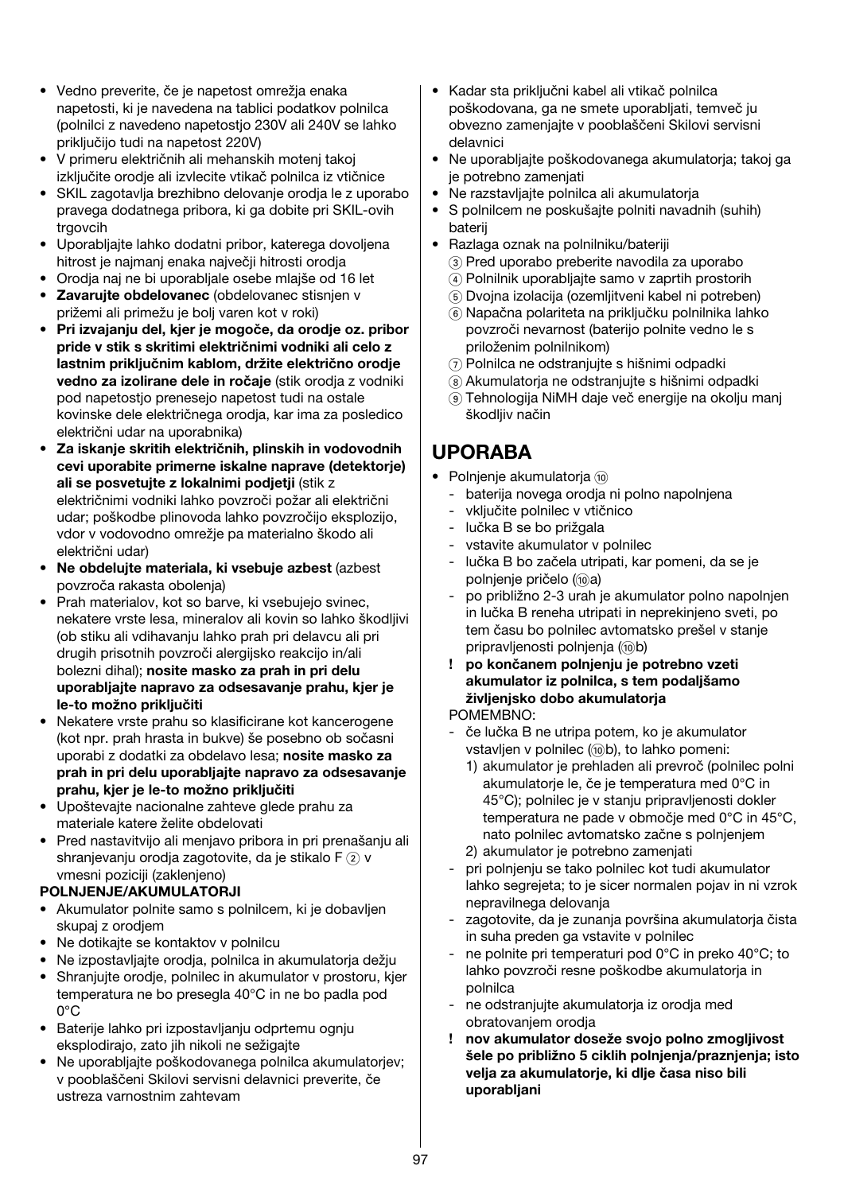- Vedno preverite, če je napetost omrežja enaka napetosti, ki je navedena na tablici podatkov polnilca (polnilci z navedeno napetostjo 230V ali 240V se lahko priključijo tudi na napetost 220V)
- V primeru električnih ali mehanskih motenj takoj izključite orodje ali izvlecite vtikač polnilca iz vtičnice
- SKIL zagotavlja brezhibno delovanje orodja le z uporabo pravega dodatnega pribora, ki ga dobite pri SKIL-ovih trgovcih
- Uporabljajte lahko dodatni pribor, katerega dovoljena hitrost je najmanj enaka največji hitrosti orodja
- Orodja naj ne bi uporabljale osebe mlajše od 16 let
- **Zavarujte obdelovanec** (obdelovanec stisnjen v prižemi ali primežu je bolj varen kot v roki)
- **Pri izvajanju del, kjer je mogoče, da orodje oz. pribor pride v stik s skritimi električnimi vodniki ali celo z lastnim priključnim kablom, držite električno orodje vedno za izolirane dele in ročaje** (stik orodja z vodniki pod napetostjo prenesejo napetost tudi na ostale kovinske dele električnega orodja, kar ima za posledico električni udar na uporabnika)
- **Za iskanje skritih električnih, plinskih in vodovodnih cevi uporabite primerne iskalne naprave (detektorje) ali se posvetujte z lokalnimi podjetji** (stik z električnimi vodniki lahko povzroči požar ali električni udar; poškodbe plinovoda lahko povzročijo eksplozijo, vdor v vodovodno omrežje pa materialno škodo ali električni udar)
- **Ne obdelujte materiala, ki vsebuje azbest** (azbest povzroča rakasta obolenja)
- Prah materialov, kot so barve, ki vsebujejo svinec, nekatere vrste lesa, mineralov ali kovin so lahko škodljivi (ob stiku ali vdihavanju lahko prah pri delavcu ali pri drugih prisotnih povzroči alergijsko reakcijo in/ali bolezni dihal); **nosite masko za prah in pri delu uporabljajte napravo za odsesavanje prahu, kjer je le-to možno priključiti**
- Nekatere vrste prahu so klasificirane kot kancerogene (kot npr. prah hrasta in bukve) še posebno ob sočasni uporabi z dodatki za obdelavo lesa; **nosite masko za prah in pri delu uporabljajte napravo za odsesavanje prahu, kjer je le-to možno priključiti**
- Upoštevajte nacionalne zahteve glede prahu za materiale katere želite obdelovati
- Pred nastavitvijo ali menjavo pribora in pri prenašanju ali shranjevanju orodja zagotovite, da je stikalo F ② v vmesni poziciji (zaklenjeno)

**POLNJENJE/AKUMULATORJI**

- Akumulator polnite samo s polnilcem, ki je dobavljen skupaj z orodjem
- Ne dotikajte se kontaktov v polnilcu
- Ne izpostavljajte orodja, polnilca in akumulatorja dežju
- Shranjujte orodje, polnilec in akumulator v prostoru, kjer temperatura ne bo presegla 40°C in ne bo padla pod 0°C
- Baterije lahko pri izpostavljanju odprtemu ognju eksplodirajo, zato jih nikoli ne sežigajte
- Ne uporabljajte poškodovanega polnilca akumulatorjev; v pooblaščeni Skilovi servisni delavnici preverite, če ustreza varnostnim zahtevam
- Kadar sta priključni kabel ali vtikač polnilca poškodovana, ga ne smete uporabljati, temveč ju obvezno zamenjajte v pooblaščeni Skilovi servisni delavnici
- Ne uporabljajte poškodovanega akumulatorja; takoj ga je potrebno zamenjati
- Ne razstavljajte polnilca ali akumulatorja
- S polnilcem ne poskušajte polniti navadnih (suhih) baterij
- Razlaga oznak na polnilniku/bateriji
  ③ Pred uporabo preberite navodila za uporabo
  ④ Polnilnik uporabljajte samo v zaprtih prostorih
  ⑤ Dvojna izolacija (ozemljitveni kabel ni potreben)
  ⑥ Napačna polariteta na priključku polnilnika lahko povzroči nevarnost (baterijo polnite vedno le s priloženim polnilnikom)
  ⑦ Polnilca ne odstranjujte s hišnimi odpadki
  ⑧ Akumulatorja ne odstranjujte s hišnimi odpadki
  ⑨ Tehnologija NiMH daje več energije na okolju manj škodljiv način

## UPORABA

- Polnjenje akumulatorja ⑩
  - baterija novega orodja ni polno napolnjena
  - vključite polnilec v vtičnico
  - lučka B se bo prižgala
  - vstavite akumulator v polnilec
  - lučka B bo začela utripati, kar pomeni, da se je polnjenje pričelo (⑩a)
  - po približno 2-3 urah je akumulator polno napolnjen in lučka B reneha utripati in neprekinjeno sveti, po tem času bo polnilec avtomatsko prešel v stanje pripravljenosti polnjenja (⑩b)

  **! po končanem polnjenju je potrebno vzeti akumulator iz polnilca, s tem podaljšamo življenjsko dobo akumulatorja**

  POMEMBNO:
  - če lučka B ne utripa potem, ko je akumulator vstavljen v polnilec (⑩b), to lahko pomeni:
    1) akumulator je prehladen ali prevroč (polnilec polni akumulatorje le, če je temperatura med 0°C in 45°C); polnilec je v stanju pripravljenosti dokler temperatura ne pade v območje med 0°C in 45°C, nato polnilec avtomatsko začne s polnjenjem
    2) akumulator je potrebno zamenjati
  - pri polnjenju se tako polnilec kot tudi akumulator lahko segrejeta; to je sicer normalen pojav in ni vzrok nepravilnega delovanja
  - zagotovite, da je zunanja površina akumulatorja čista in suha preden ga vstavite v polnilec
  - ne polnite pri temperaturi pod 0°C in preko 40°C; to lahko povzroči resne poškodbe akumulatorja in polnilca
  - ne odstranjujte akumulatorja iz orodja med obratovanjem orodja

  **! nov akumulator doseže svojo polno zmogljivost šele po približno 5 ciklih polnjenja/praznjenja; isto velja za akumulatorje, ki dlje časa niso bili uporabljani**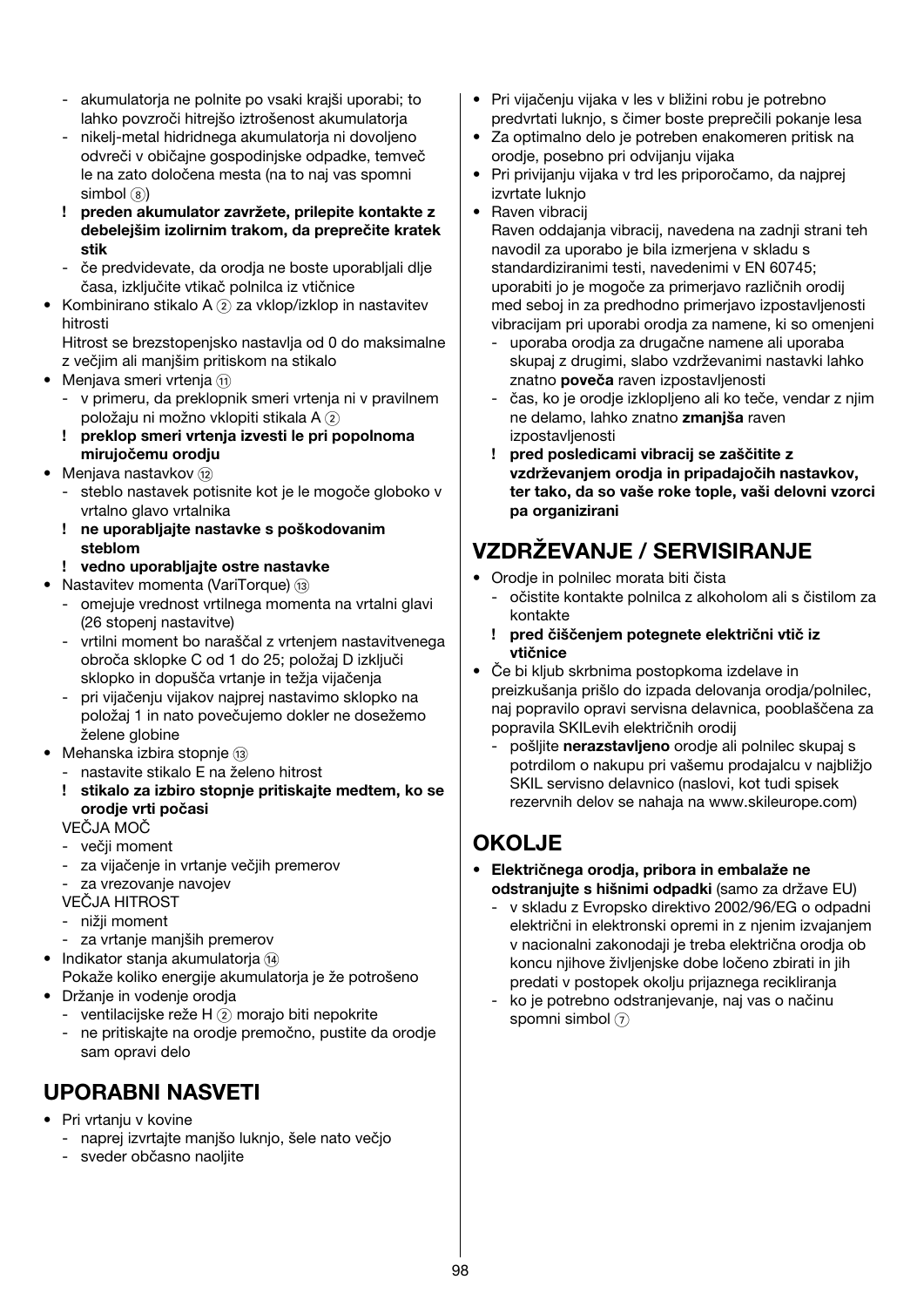- akumulatorja ne polnite po vsaki krajši uporabi; to lahko povzroči hitrejšo iztrošenost akumulatorja
- nikelj-metal hidridnega akumulatorja ni dovoljeno odvreči v običajne gospodinjske odpadke, temveč le na zato določena mesta (na to naj vas spomni simbol ⑧)
- **! preden akumulator zavržete, prilepite kontakte z debelejšim izolirnim trakom, da preprečite kratek stik**
- če predvidevate, da orodja ne boste uporabljali dlje časa, izključite vtikač polnilca iz vtičnice

- Kombinirano stikalo A ② za vklop/izklop in nastavitev hitrosti
  Hitrost se brezstopenjsko nastavlja od 0 do maksimalne z večjim ali manjšim pritiskom na stikalo
- Menjava smeri vrtenja ⑪
  - v primeru, da preklopnik smeri vrtenja ni v pravilnem položaju ni možno vklopiti stikala A ②
  - **! preklop smeri vrtenja izvesti le pri popolnoma mirujočemu orodju**
- Menjava nastavkov ⑫
  - steblo nastavek potisnite kot je le mogoče globoko v vrtalno glavo vrtalnika
  - **! ne uporabljajte nastavke s poškodovanim steblom**
  - **! vedno uporabljajte ostre nastavke**
- Nastavitev momenta (VariTorque) ⑬
  - omejuje vrednost vrtilnega momenta na vrtalni glavi (26 stopenj nastavitve)
  - vrtilni moment bo naraščal z vrtenjem nastavitvenega obroča sklopke C od 1 do 25; položaj D izključi sklopko in dopušča vrtanje in težja vijačenja
  - pri vijačenju vijakov najprej nastavimo sklopko na položaj 1 in nato povečujemo dokler ne dosežemo želene globine
- Mehanska izbira stopnje ⑬
  - nastavite stikalo E na želeno hitrost
  - **! stikalo za izbiro stopnje pritiskajte medtem, ko se orodje vrti počasi**

  VEČJA MOČ
  - večji moment
  - za vijačenje in vrtanje večjih premerov
  - za vrezovanje navojev

  VEČJA HITROST
  - nižji moment
  - za vrtanje manjših premerov
- Indikator stanja akumulatorja ⑭
  Pokaže koliko energije akumulatorja je že potrošeno
- Držanje in vodenje orodja
  - ventilacijske reže H ② morajo biti nepokrite
  - ne pritiskajte na orodje premočno, pustite da orodje sam opravi delo

## UPORABNI NASVETI

- Pri vrtanju v kovine
  - naprej izvrtajte manjšo luknjo, šele nato večjo
  - sveder občasno naoljite
- Pri vijačenju vijaka v les v bližini robu je potrebno predvrtati luknjo, s čimer boste preprečili pokanje lesa
- Za optimalno delo je potreben enakomeren pritisk na orodje, posebno pri odvijanju vijaka
- Pri privijanju vijaka v trd les priporočamo, da najprej izvrtate luknjo
- Raven vibracij
  Raven oddajanja vibracij, navedena na zadnji strani teh navodil za uporabo je bila izmerjena v skladu s standardiziranimi testi, navedenimi v EN 60745; uporabiti jo je mogoče za primerjavo različnih orodij med seboj in za predhodno primerjavo izpostavljenosti vibracijam pri uporabi orodja za namene, ki so omenjeni
  - uporaba orodja za drugačne namene ali uporaba skupaj z drugimi, slabo vzdrževanimi nastavki lahko znatno **poveča** raven izpostavljenosti
  - čas, ko je orodje izklopljeno ali ko teče, vendar z njim ne delamo, lahko znatno **zmanjša** raven izpostavljenosti
  - **! pred posledicami vibracij se zaščitite z vzdrževanjem orodja in pripadajočih nastavkov, ter tako, da so vaše roke tople, vaši delovni vzorci pa organizirani**

## VZDRŽEVANJE / SERVISIRANJE

- Orodje in polnilec morata biti čista
  - očistite kontakte polnilca z alkoholom ali s čistilom za kontakte
  - **! pred čiščenjem potegnete električni vtič iz vtičnice**
- Če bi kljub skrbnima postopkoma izdelave in preizkušanja prišlo do izpada delovanja orodja/polnilec, naj popravilo opravi servisna delavnica, pooblaščena za popravila SKILevih električnih orodij
  - pošljite **nerazstavljeno** orodje ali polnilec skupaj s potrdilom o nakupu pri vašemu prodajalcu v najbližjo SKIL servisno delavnico (naslovi, kot tudi spisek rezervnih delov se nahaja na www.skileurope.com)

## OKOLJE

- **Električnega orodja, pribora in embalaže ne odstranjujte s hišnimi odpadki** (samo za države EU)
  - v skladu z Evropsko direktivo 2002/96/EG o odpadni električni in elektronski opremi in z njenim izvajanjem v nacionalni zakonodaji je treba električna orodja ob koncu njihove življenjske dobe ločeno zbirati in jih predati v postopek okolju prijaznega recikliranja
  - ko je potrebno odstranjevanje, naj vas o načinu spomni simbol ⑦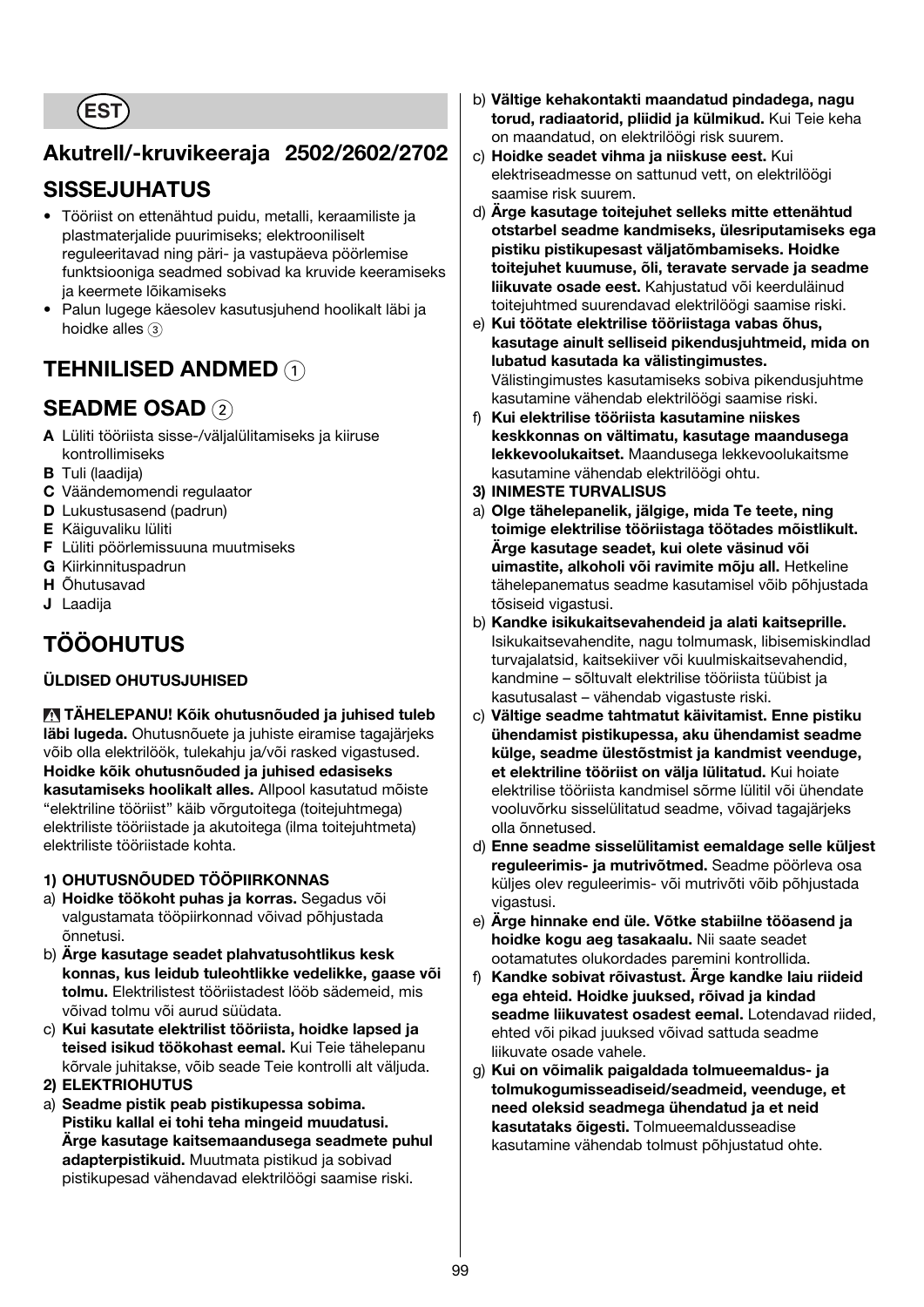**EST**

## Akutrell/-kruvikeeraja 2502/2602/2702

## SISSEJUHATUS

- Tööriist on ettenähtud puidu, metalli, keraamiliste ja plastmaterjalide puurimiseks; elektrooniliselt reguleeritavad ning päri- ja vastupäeva pöörlemise funktsiooniga seadmed sobivad ka kruvide keeramiseks ja keermete lõikamiseks
- Palun lugege käesolev kasutusjuhend hoolikalt läbi ja hoidke alles ③

## TEHNILISED ANDMED ①

## SEADME OSAD ②

**A** Lüliti tööriista sisse-/väljalülitamiseks ja kiiruse kontrollimiseks
**B** Tuli (laadija)
**C** Väändemomendi regulaator
**D** Lukustusasend (padrun)
**E** Käiguvaliku lüliti
**F** Lüliti pöörlemissuuna muutmiseks
**G** Kiirkinnituspadrun
**H** Õhutusavad
**J** Laadija

## TÖÖOHUTUS

### ÜLDISED OHUTUSJUHISED

⚠ **TÄHELEPANU! Kõik ohutusnõuded ja juhised tuleb läbi lugeda.** Ohutusnõuete ja juhiste eiramise tagajärjeks võib olla elektrilöök, tulekahju ja/või rasked vigastused. **Hoidke kõik ohutusnõuded ja juhised edasiseks kasutamiseks hoolikalt alles.** Allpool kasutatud mõiste "elektriline tööriist" käib võrgutoitega (toitejuhtmega) elektriliste tööriistade ja akutoitega (ilma toitejuhtmeta) elektriliste tööriistade kohta.

**1) OHUTUSNÕUDED TÖÖPIIRKONNAS**

a) **Hoidke töökoht puhas ja korras.** Segadus või valgustamata tööpiirkonnad võivad põhjustada õnnetusi.
b) **Ärge kasutage seadet plahvatusohtlikus kesk konnas, kus leidub tuleohtlikke vedelikke, gaase või tolmu.** Elektrilistest tööriistadest lööb sädemeid, mis võivad tolmu või aurud süüdata.
c) **Kui kasutate elektrilist tööriista, hoidke lapsed ja teised isikud töökohast eemal.** Kui Teie tähelepanu kõrvale juhitakse, võib seade Teie kontrolli alt väljuda.

**2) ELEKTRIOHUTUS**

a) **Seadme pistik peab pistikupessa sobima. Pistiku kallal ei tohi teha mingeid muudatusi. Ärge kasutage kaitsemaandusega seadmete puhul adapterpistikuid.** Muutmata pistikud ja sobivad pistikupesad vähendavad elektrilöögi saamise riski.
b) **Vältige kehakontakti maandatud pindadega, nagu torud, radiaatorid, pliidid ja külmikud.** Kui Teie keha on maandatud, on elektrilöögi risk suurem.
c) **Hoidke seadet vihma ja niiskuse eest.** Kui elektriseadmesse on sattunud vett, on elektrilöögi saamise risk suurem.
d) **Ärge kasutage toitejuhet selleks mitte ettenähtud otstarbel seadme kandmiseks, ülesriputamiseks ega pistiku pistikupesast väljatõmbamiseks. Hoidke toitejuhet kuumuse, õli, teravate servade ja seadme liikuvate osade eest.** Kahjustatud või keerdunud toitejuhtmed suurendavad elektrilöögi saamise riski.
e) **Kui töötate elektrilise tööriistaga vabas õhus, kasutage ainult selliseid pikendusjuhtmeid, mida on lubatud kasutada ka välistingimustes.** Välistingimustes kasutamiseks sobiva pikendusjuhtme kasutamine vähendab elektrilöögi saamise riski.
f) **Kui elektrilise tööriista kasutamine niiskes keskkonnas on vältimatu, kasutage maandusega lekkevoolukaitset.** Maandusega lekkevoolukaitsme kasutamine vähendab elektrilöögi ohtu.

**3) INIMESTE TURVALISUS**

a) **Olge tähelepanelik, jälgige, mida Te teete, ning toimige elektrilise tööriistaga töötades mõistlikult. Ärge kasutage seadet, kui olete väsinud või uimastite, alkoholi või ravimite mõju all.** Hetkeline tähelepanematus seadme kasutamisel võib põhjustada tõsiseid vigastusi.
b) **Kandke isikukaitsevahendeid ja alati kaitseprille.** Isikukaitsevahendite, nagu tolmumask, libisemiskindlad turvajalatsid, kaitsekiiver või kuulmiskaitsevahendid, kandmine – sõltuvalt elektrilise tööriista tüübist ja kasutusalast – vähendab vigastuste riski.
c) **Vältige seadme tahtmatut käivitamist. Enne pistiku ühendamist pistikupessa, aku ühendamist seadme külge, seadme ülestõstmist ja kandmist veenduge, et elektriline tööriist on välja lülitatud.** Kui hoiate elektrilise tööriista kandmisel sõrme lülitil või ühendate vooluvõrku sisselülitatud seadme, võivad tagajärjeks olla õnnetused.
d) **Enne seadme sisselülitamist eemaldage selle küljest reguleerimis- ja mutrivõtmed.** Seadme pöörleva osa küljes olev reguleerimis- või mutrivõti võib põhjustada vigastusi.
e) **Ärge hinnake end üle. Võtke stabiilne tööasend ja hoidke kogu aeg tasakaalu.** Nii saate seadet ootamatutes olukordades paremini kontrollida.
f) **Kandke sobivat rõivastust. Ärge kandke laiu riideid ega ehteid. Hoidke juuksed, rõivad ja kindad seadme liikuvatest osadest eemal.** Lotendavad riided, ehted või pikad juuksed võivad sattuda seadme liikuvate osade vahele.
g) **Kui on võimalik paigaldada tolmueemaldus- ja tolmukogumisseadiseid/seadmeid, veenduge, et need oleksid seadmega ühendatud ja et neid kasutataks õigesti.** Tolmueemaldusseadise kasutamine vähendab tolmust põhjustatud ohte.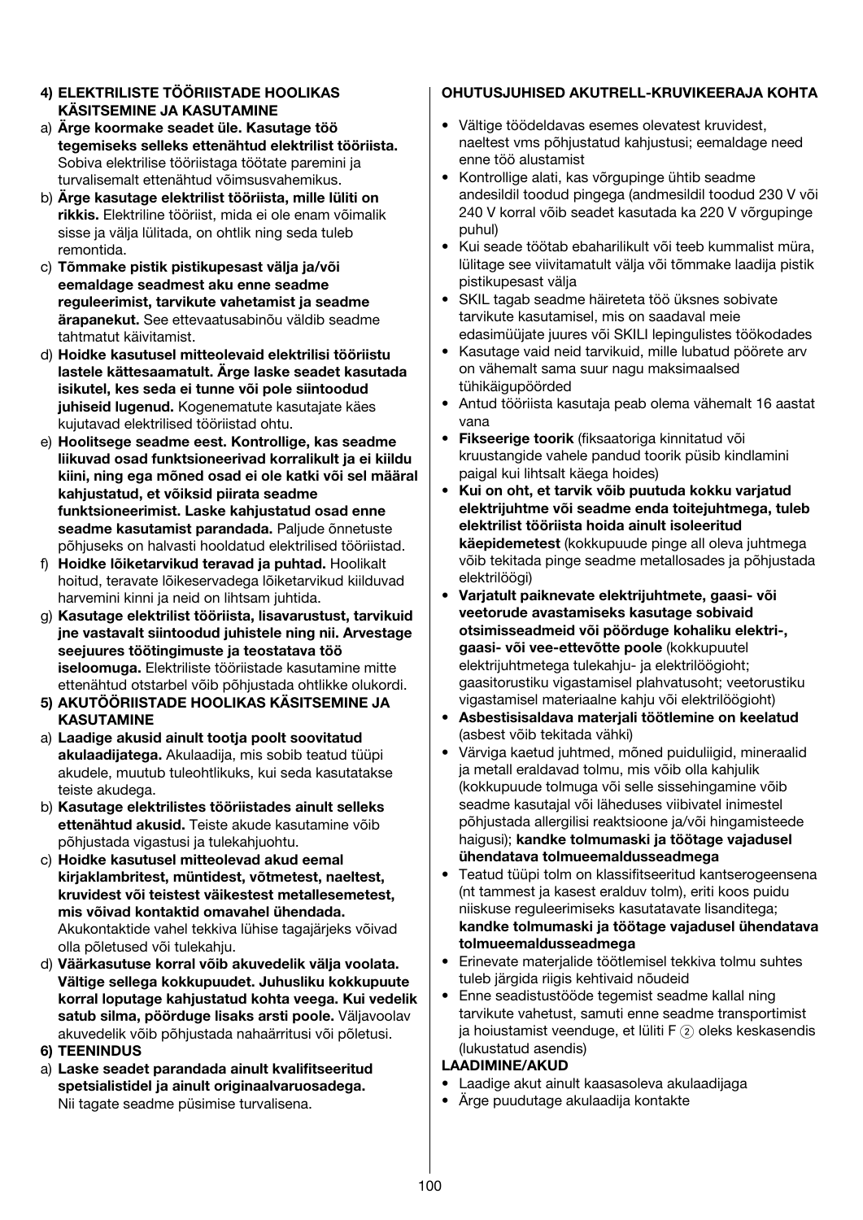**4) ELEKTRILISTE TÖÖRIISTADE HOOLIKAS KÄSITSEMINE JA KASUTAMINE**

a) **Ärge koormake seadet üle. Kasutage töö tegemiseks selleks ettenähtud elektrilist tööriista.** Sobiva elektrilise tööriistaga töötate paremini ja turvalisemalt ettenähtud võimsusvahemikus.

b) **Ärge kasutage elektrilist tööriista, mille lüliti on rikkis.** Elektriline tööriist, mida ei ole enam võimalik sisse ja välja lülitada, on ohtlik ning seda tuleb remontida.

c) **Tõmmake pistik pistikupesast välja ja/või eemaldage seadmest aku enne seadme reguleerimist, tarvikute vahetamist ja seadme ärapanekut.** See ettevaatusabinõu väldib seadme tahtmatut käivitamist.

d) **Hoidke kasutusel mitteolevaid elektrilisi tööriistu lastele kättesaamatult. Ärge laske seadet kasutada isikutel, kes seda ei tunne või pole siintoodud juhiseid lugenud.** Kogenematute kasutajate käes kujutavad elektrilised tööriistad ohtu.

e) **Hoolitsege seadme eest. Kontrollige, kas seadme liikuvad osad funktsioneerivad korralikult ja ei kiildu kiini, ning ega mõned osad ei ole katki või sel määral kahjustatud, et võiksid piirata seadme funktsioneerimist. Laske kahjustatud osad enne seadme kasutamist parandada.** Paljude õnnetuste põhjuseks on halvasti hooldatud elektrilised tööriistad.

f) **Hoidke lõiketarvikud teravad ja puhtad.** Hoolikalt hoitud, teravate lõikeservadega lõiketarvikud kiilduvad harvemini kinni ja neid on lihtsam juhtida.

g) **Kasutage elektrilist tööriista, lisavarustust, tarvikuid jne vastavalt siintoodud juhistele ning nii. Arvestage seejuures töötingimuste ja teostatava töö iseloomuga.** Elektriliste tööriistade kasutamine mitte ettenähtud otstarbel võib põhjustada ohtlikke olukordi.

**5) AKUTÖÖRIISTADE HOOLIKAS KÄSITSEMINE JA KASUTAMINE**

a) **Laadige akusid ainult tootja poolt soovitatud akulaadijatega.** Akulaadija, mis sobib teatud tüüpi akudele, muutub tuleohtlikuks, kui seda kasutatakse teiste akudega.

b) **Kasutage elektrilistes tööriistades ainult selleks ettenähtud akusid.** Teiste akude kasutamine võib põhjustada vigastusi ja tulekahjuohtu.

c) **Hoidke kasutusel mitteolevad akud eemal kirjaklambritest, müntidest, võtmetest, naeltest, kruvidest või teistest väikestest metallesemetest, mis võivad kontaktid omavahel ühendada.** Akukontaktide vahel tekkiva lühise tagajärjeks võivad olla põletused või tulekahju.

d) **Väärkasutuse korral võib akuvedelik välja voolata. Vältige sellega kokkupuudet. Juhusliku kokkupuute korral loputage kahjustatud kohta veega. Kui vedelik satub silma, pöörduge lisaks arsti poole.** Väljavoolav akuvedelik võib põhjustada nahaärritusi või põletusi.

**6) TEENINDUS**

a) **Laske seadet parandada ainult kvalifitseeritud spetsialistidel ja ainult originaalvaruosadega.** Nii tagate seadme püsimise turvalisena.

**OHUTUSJUHISED AKUTRELL-KRUVIKEERAJA KOHTA**

- Vältige töödeldavas esemes olevatest kruvidest, naeltest vms põhjustatud kahjustusi; eemaldage need enne töö alustamist
- Kontrollige alati, kas võrgupinge ühtib seadme andesildil toodud pingega (andmesildil toodud 230 V või 240 V korral võib seadet kasutada ka 220 V võrgupinge puhul)
- Kui seade töötab ebaharilikult või teeb kummalist müra, lülitage see viivitamatult välja või tõmmake laadija pistik pistikupesast välja
- SKIL tagab seadme häireteta töö üksnes sobivate tarvikute kasutamisel, mis on saadaval meie edasimüüjate juures või SKILI lepingulistes töökodades
- Kasutage vaid neid tarvikuid, mille lubatud pöörete arv on vähemalt sama suur nagu maksimaalsed tühikäigupöörded
- Antud tööriista kasutaja peab olema vähemalt 16 aastat vana
- **Fikseerige toorik** (fiksaatoriga kinnitatud või kruustangide vahele pandud toorik püsib kindlamini paigal kui lihtsalt käega hoides)
- **Kui on oht, et tarvik võib puutuda kokku varjatud elektrijuhtme või seadme enda toitejuhtmega, tuleb elektrilist tööriista hoida ainult isoleeritud käepidemetest** (kokkupuude pinge all oleva juhtmega võib tekitada pinge seadme metallosades ja põhjustada elektrilöögi)
- **Varjatult paiknevate elektrijuhtmete, gaasi- või veetorude avastamiseks kasutage sobivaid otsimisseadmeid või pöörduge kohaliku elektri-, gaasi- või vee-ettevõtte poole** (kokkupuutel elektrijuhtmetega tulekahju- ja elektrilöögioht; gaasitorustiku vigastamisel plahvatusoht; veetorustiku vigastamisel materiaalne kahju või elektrilöögioht)
- **Asbestisisaldava materjali töötlemine on keelatud** (asbest võib tekitada vähki)
- Värviga kaetud juhtmed, mõned puiduliigid, mineraalid ja metall eraldavad tolmu, mis võib olla kahjulik (kokkupuude tolmuga või selle sissehingamine võib seadme kasutajal või läheduses viibivatel inimestel põhjustada allergilisi reaktsioone ja/või hingamisteede haigusi); **kandke tolmumaski ja töötage vajadusel ühendatava tolmueemaldusseadmega**
- Teatud tüüpi tolm on klassifitseeritud kantserogeensena (nt tammest ja kasest eralduv tolm), eriti koos puidu niiskuse reguleerimiseks kasutatavate lisanditega; **kandke tolmumaski ja töötage vajadusel ühendatava tolmueemaldusseadmega**
- Erinevate materjalide töötlemisel tekkiva tolmu suhtes tuleb järgida riigis kehtivaid nõudeid
- Enne seadistustööde tegemist seadme kallal ning tarvikute vahetust, samuti enne seadme transportimist ja hoiustamist veenduge, et lüliti F ② oleks keskasendis (lukustatud asendis)

**LAADIMINE/AKUD**

- Laadige akut ainult kaasasoleva akulaadijaga
- Ärge puudutage akulaadija kontakte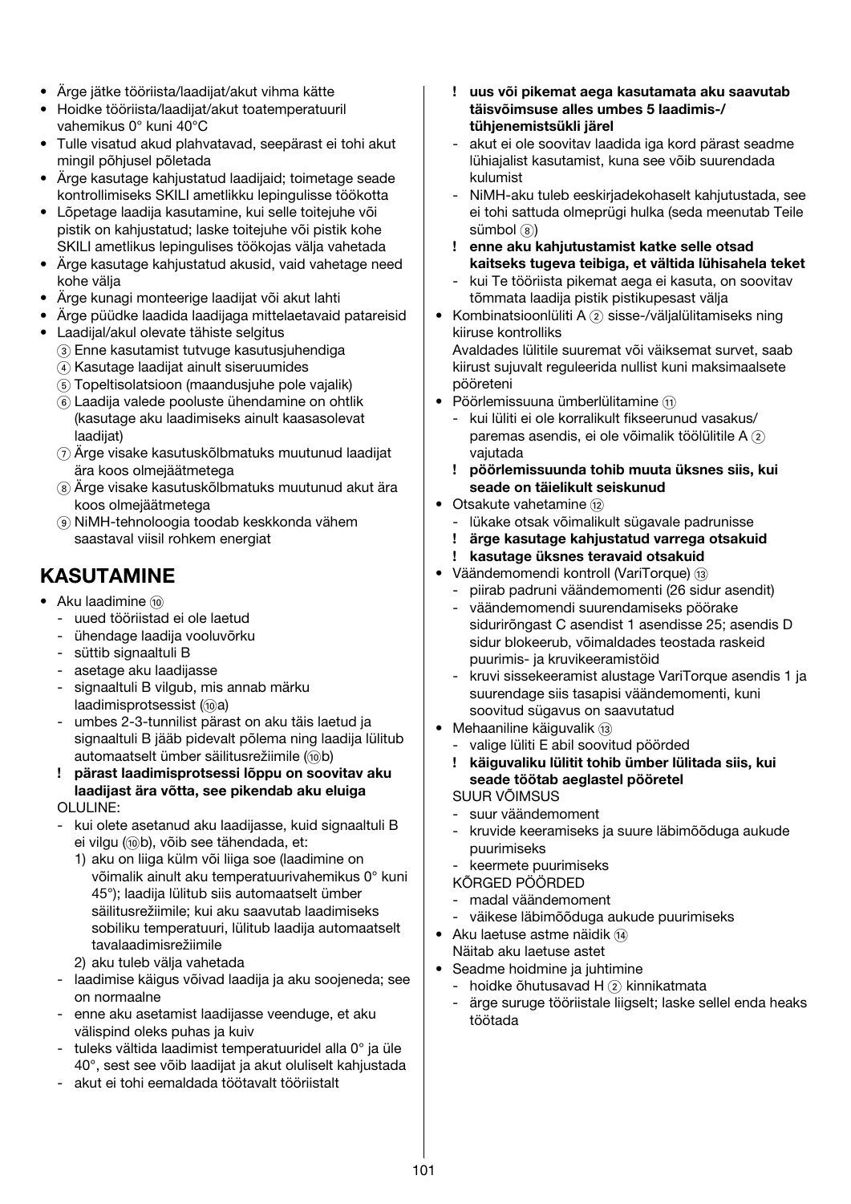- Ärge jätke tööriista/laadijat/akut vihma kätte
- Hoidke tööriista/laadijat/akut toatemperatuuril vahemikus 0° kuni 40°C
- Tulle visatud akud plahvatavad, seepärast ei tohi akut mingil põhjusel põletada
- Ärge kasutage kahjustatud laadijaid; toimetage seade kontrollimiseks SKILI ametlikku lepingulisse töökotta
- Lõpetage laadija kasutamine, kui selle toitejuhe või pistik on kahjustatud; laske toitejuhe või pistik kohe SKILI ametlikus lepingulises töökojas välja vahetada
- Ärge kasutage kahjustatud akusid, vaid vahetage need kohe välja
- Ärge kunagi monteerige laadijat või akut lahti
- Ärge püüdke laadida laadijaga mittelaetavaid patareisid
- Laadijal/akul olevate tähiste selgitus
  - ③ Enne kasutamist tutvuge kasutusjuhendiga
  - ④ Kasutage laadijat ainult siseruumides
  - ⑤ Topeltisolatsioon (maandusjuhe pole vajalik)
  - ⑥ Laadija valede pooluste ühendamine on ohtlik (kasutage aku laadimiseks ainult kaasasolevat laadijat)
  - ⑦ Ärge visake kasutuskõlbmatuks muutunud laadijat ära koos olmejäätmetega
  - ⑧ Ärge visake kasutuskõlbmatuks muutunud akut ära koos olmejäätmetega
  - ⑨ NiMH-tehnoloogia toodab keskkonda vähem saastaval viisil rohkem energiat

## KASUTAMINE

- Aku laadimine ⑩
  - uued tööriistad ei ole laetud
  - ühendage laadija vooluvõrku
  - süttib signaaltuli B
  - asetage aku laadijasse
  - signaaltuli B vilgub, mis annab märku laadimisprotsessist (⑩a)
  - umbes 2-3-tunnilist pärast on aku täis laetud ja signaaltuli B jääb pidevalt põlema ning laadija lülitub automaatselt ümber säilitusrežiimile (⑩b)
  - **! pärast laadimisprotsessi lõppu on soovitav aku laadijast ära võtta, see pikendab aku eluiga**

  OLULINE:
  - kui olete asetanud aku laadijasse, kuid signaaltuli B ei vilgu (⑩b), võib see tähendada, et:
    1) aku on liiga külm või liiga soe (laadimine on võimalik ainult aku temperatuurivahemikus 0° kuni 45°); laadija lülitub siis automaatselt ümber säilitusrežiimile; kui aku saavutab laadimiseks sobiliku temperatuuri, lülitub laadija automaatselt tavalaadimisrežiimile
    2) aku tuleb välja vahetada
  - laadimise käigus võivad laadija ja aku soojeneda; see on normaalne
  - enne aku asetamist laadijasse veenduge, et aku välispind oleks puhas ja kuiv
  - tuleks vältida laadimist temperatuuridel alla 0° ja üle 40°, sest see võib laadijat ja akut oluliselt kahjustada
  - akut ei tohi eemaldada töötavalt tööriistalt
  - **! uus või pikemat aega kasutamata aku saavutab täisvõimsuse alles umbes 5 laadimis-/ tühjenemistsükli järel**
  - akut ei ole soovitav laadida iga kord pärast seadme lühiajalist kasutamist, kuna see võib suurendada kulumist
  - NiMH-aku tuleb eeskirjadekohaselt kahjutustada, see ei tohi sattuda olmeprügi hulka (seda meenutab Teile sümbol ⑧)
  - **! enne aku kahjutustamist katke selle otsad kaitseks tugeva teibiga, et vältida lühisahela teket**
  - kui Te tööriista pikemat aega ei kasuta, on soovitav tõmmata laadija pistik pistikupesast välja
- Kombinatsioonlüliti A ② sisse-/väljalülitamiseks ning kiiruse kontrolliks

  Avaldades lülitile suuremat või väiksemat survet, saab kiirust sujuvalt reguleerida nullist kuni maksimaalsete pööreteni
- Pöörlemissuuna ümberlülitamine ⑪
  - kui lüliti ei ole korralikult fikseerunud vasakus/ paremas asendis, ei ole võimalik töölülitile A ② vajutada
  - **! pöörlemissuunda tohib muuta üksnes siis, kui seade on täielikult seiskunud**
- Otsakute vahetamine ⑫
  - lükake otsak võimalikult sügavale padrunisse
  - **! ärge kasutage kahjustatud varrega otsakuid**
  - **! kasutage üksnes teravaid otsakuid**
- Väändemomendi kontroll (VariTorque) ⑬
  - piirab padruni väändemomenti (26 sidur asendit)
  - väändemomendi suurendamiseks pöörake sidurirõngast C asendist 1 asendisse 25; asendis D sidur blokeerub, võimaldades teostada raskeid puurimis- ja kruvikeeramistöid
  - kruvi sissekeeramist alustage VariTorque asendis 1 ja suurendage siis tasapisi väändemomenti, kuni soovitud sügavus on saavutatud
- Mehaaniline käiguvalik ⑬
  - valige lüliti E abil soovitud pöörded
  - **! käiguvaliku lülitit tohib ümber lülitada siis, kui seade töötab aeglastel pööretel**

  SUUR VÕIMSUS
  - suur väändemoment
  - kruvide keeramiseks ja suure läbimõõduga aukude puurimiseks
  - keermete puurimiseks

  KÕRGED PÖÖRDED
  - madal väändemoment
  - väikese läbimõõduga aukude puurimiseks
- Aku laetuse astme näidik ⑭

  Näitab aku laetuse astet
- Seadme hoidmine ja juhtimine
  - hoidke õhutusavad H ② kinnikatmata
  - ärge suruge tööriistale liigselt; laske sellel enda heaks töötada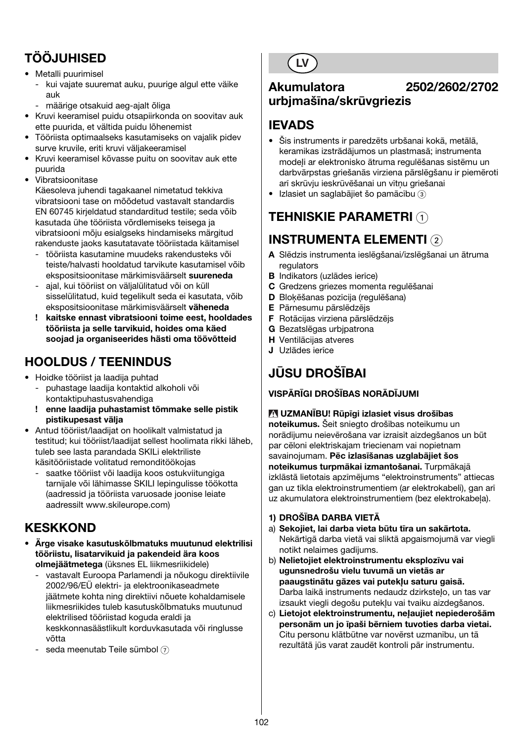## TÖÖJUHISED

- Metalli puurimisel
  - kui vajate suuremat auku, puurige algul ette väike auk
  - määrige otsakuid aeg-ajalt õliga
- Kruvi keeramisel puidu otsapiirkonda on soovitav auk ette puurida, et vältida puidu lõhenemist
- Tööriista optimaalseks kasutamiseks on vajalik pidev surve kruvile, eriti kruvi väljakeeramisel
- Kruvi keeramisel kõvasse puitu on soovitav auk ette puurida
- Vibratsioonitase
  Käesoleva juhendi tagakaanel nimetatud tekkiva vibratsiooni tase on mõõdetud vastavalt standardis EN 60745 kirjeldatud standarditud testile; seda võib kasutada ühe tööriista võrdlemiseks teisega ja vibratsiooni mõju esialgseks hindamiseks märgitud rakenduste jaoks kasutatavate tööriistada käitamisel
  - tööriista kasutamine muudeks rakendusteks või teiste/halvasti hooldatud tarvikute kasutamisel võib ekspositsioonitase märkimisväärselt **suureneda**
  - ajal, kui tööriist on väljalülitatud või on küll sisselülitatud, kuid tegelikult seda ei kasutata, võib ekspositsioonitase märkimisväärselt **väheneda**
  - **! kaitske ennast vibratsiooni toime eest, hooldades tööriista ja selle tarvikuid, hoides oma käed soojad ja organiseerides hästi oma töövõtteid**

## HOOLDUS / TEENINDUS

- Hoidke tööriist ja laadija puhtad
  - puhastage laadija kontaktid alkoholi või kontaktipuhastusvahendiga
  - **! enne laadija puhastamist tõmmake selle pistik pistikupesast välja**
- Antud tööriist/laadijat on hoolikalt valmistatud ja testitud; kui tööriist/laadijat sellest hoolimata rikki läheb, tuleb see lasta parandada SKILi elektriliste käsitööriistade volitatud remonditöökojas
  - saatke tööriist või laadija koos ostukviitungiga tarnijale või lähimasse SKILI lepingulisse töökotta (aadressid ja tööriista varuosade joonise leiate aadressilt www.skileurope.com)

## KESKKOND

- **Ärge visake kasutuskõlbmatuks muutunud elektrilisi tööriistu, lisatarvikuid ja pakendeid ära koos olmejäätmetega** (üksnes EL liikmesriikidele)
  - vastavalt Euroopa Parlamendi ja nõukogu direktiivile 2002/96/EÜ elektri- ja elektroonikaseadmete jäätmete kohta ning direktiivi nõuete kohaldamisele liikmesriikides tuleb kasutuskõlbmatuks muutunud elektrilised tööriistad koguda eraldi ja keskkonnasäästlikult korduvkasutada või ringlusse võtta
  - seda meenutab Teile sümbol ⑦

# LV

## Akumulatora urbjmašīna/skrūvgriezis 2502/2602/2702

## IEVADS

- Šis instruments ir paredzēts urbšanai kokā, metālā, keramikas izstrādājumos un plastmasā; instrumenta modeļi ar elektronisko ātruma regulēšanas sistēmu un darbvārpstas griešanās virziena pārslēgšanu ir piemēroti arī skrūvju ieskrūvēšanai un vītņu griešanai
- Izlasiet un saglabājiet šo pamācību ③

## TEHNISKIE PARAMETRI ①

## INSTRUMENTA ELEMENTI ②

**A** Slēdzis instrumenta ieslēgšanai/izslēgšanai un ātruma regulators
**B** Indikators (uzlādes ierīce)
**C** Gredzens griezes momenta regulēšanai
**D** Bloķēšanas pozīcija (regulēšana)
**E** Pārnesumu pārslēdzējs
**F** Rotācijas virziena pārslēdzējs
**G** Bezatslēgas urbjpatrona
**H** Ventilācijas atveres
**J** Uzlādes ierīce

## JŪSU DROŠĪBAI

**VISPĀRĪGI DROŠĪBAS NORĀDĪJUMI**

**⚠ UZMANĪBU! Rūpīgi izlasiet visus drošības noteikumus.** Šeit sniegto drošības noteikumu un norādījumu neievērošana var izraisīt aizdegšanos un būt par cēloni elektriskajam triecienam vai nopietnam savainojumam. **Pēc izlasīšanas uzglabājiet šos noteikumus turpmākai izmantošanai.** Turpmākajā izklāstā lietotais apzīmējums "elektroinstruments" attiecas gan uz tīkla elektroinstrumentiem (ar elektrokabeli), gan arī uz akumulatora elektroinstrumentiem (bez elektrokabeļa).

**1) DROŠĪBA DARBA VIETĀ**

a) **Sekojiet, lai darba vieta būtu tīra un sakārtota.** Nekārtīgā darba vietā vai sliktā apgaismojumā var viegli notikt nelaimes gadījums.
b) **Nelietojiet elektroinstrumentu eksplozīvu vai ugunsnedrošu vielu tuvumā un vietās ar paaugstinātu gāzes vai putekļu saturu gaisā.** Darba laikā instruments nedaudz dzirksteļo, un tas var izsaukt viegli degošu putekļu vai tvaiku aizdegšanos.
c) **Lietojot elektroinstrumentu, neļaujiet nepiederošām personām un jo īpaši bērniem tuvoties darba vietai.** Citu personu klātbūtne var novērst uzmanību, un tā rezultātā jūs varat zaudēt kontroli pār instrumentu.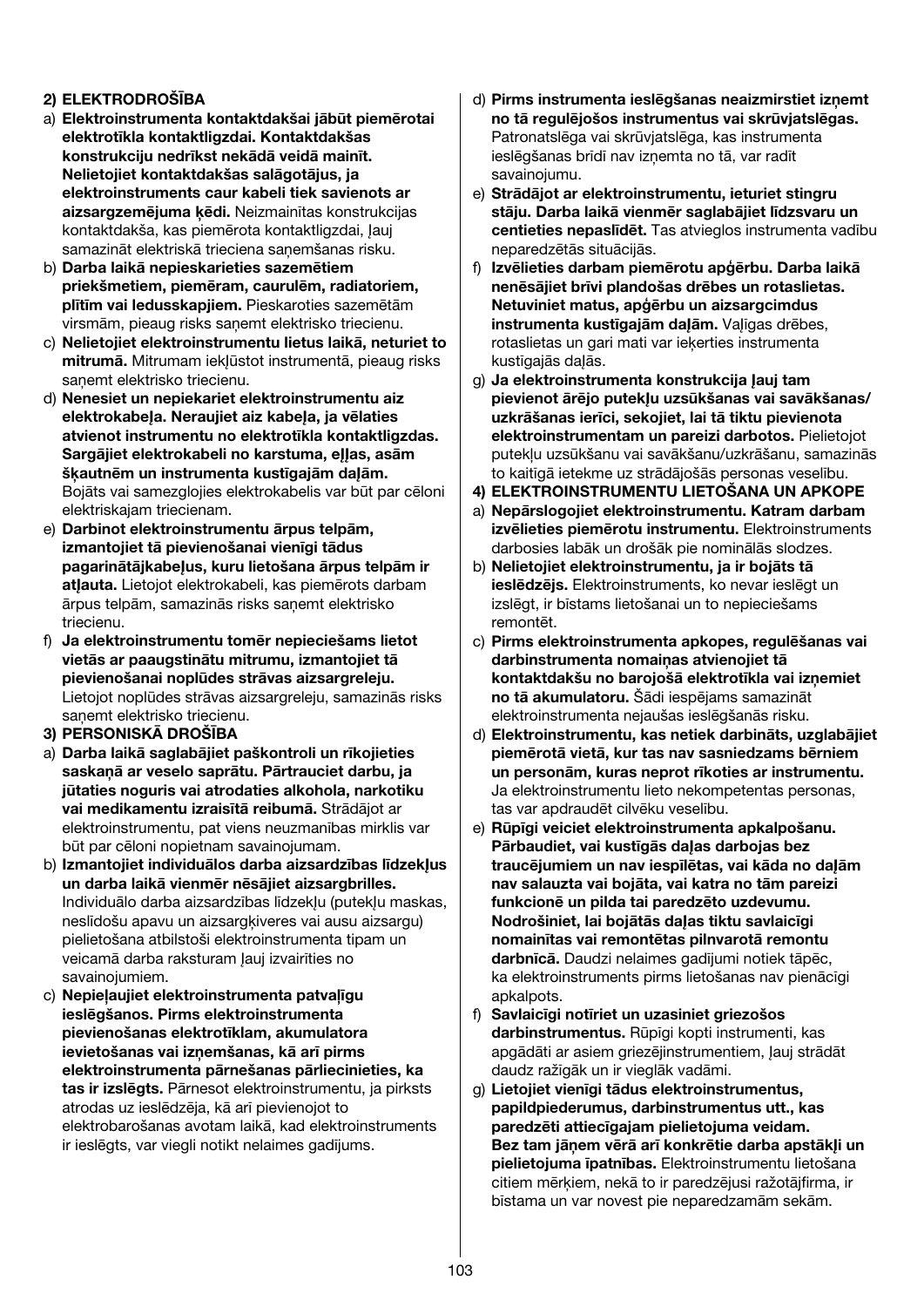**2) ELEKTRODROŠĪBA**

a) **Elektroinstrumenta kontaktdakšai jābūt piemērotai elektrotīkla kontaktligzdai. Kontaktdakšas konstrukciju nedrīkst nekādā veidā mainīt. Nelietojiet kontaktdakšas salāgotājus, ja elektroinstruments caur kabeli tiek savienots ar aizsargzemējuma ķēdi.** Neizmainītas konstrukcijas kontaktdakša, kas piemērota kontaktligzdai, ļauj samazināt elektriskā trieciena saņemšanas risku.

b) **Darba laikā nepieskarieties sazemētiem priekšmetiem, piemēram, caurulēm, radiatoriem, plītīm vai ledusskapjiem.** Pieskaroties sazemētām virsmām, pieaug risks saņemt elektrisko triecienu.

c) **Nelietojiet elektroinstrumentu lietus laikā, neturiet to mitrumā.** Mitrumam iekļūstot instrumentā, pieaug risks saņemt elektrisko triecienu.

d) **Nenesiet un nepiekariet elektroinstrumentu aiz elektrokabeļa. Neraujiet aiz kabeļa, ja vēlaties atvienot instrumentu no elektrotīkla kontaktligzdas. Sargājiet elektrokabeli no karstuma, eļļas, asām šķautnēm un instrumenta kustīgajām daļām.** Bojāts vai samezglojies elektrokabelis var būt par cēloni elektriskajam triecienam.

e) **Darbinot elektroinstrumentu ārpus telpām, izmantojiet tā pievienošanai vienīgi tādus pagarinātājkabeļus, kuru lietošana ārpus telpām ir atļauta.** Lietojot elektrokabeli, kas piemērots darbam ārpus telpām, samazinās risks saņemt elektrisko triecienu.

f) **Ja elektroinstrumentu tomēr nepieciešams lietot vietās ar paaugstinātu mitrumu, izmantojiet tā pievienošanai noplūdes strāvas aizsargreleju.** Lietojot noplūdes strāvas aizsargreleju, samazinās risks saņemt elektrisko triecienu.

**3) PERSONISKĀ DROŠĪBA**

a) **Darba laikā saglabājiet paškontroli un rīkojieties saskaņā ar veselo saprātu. Pārtrauciet darbu, ja jūtaties noguris vai atrodaties alkohola, narkotiku vai medikamentu izraisītā reibumā.** Strādājot ar elektroinstrumentu, pat viens neuzmanības mirklis var būt par cēloni nopietnam savainojumam.

b) **Izmantojiet individuālos darba aizsardzības līdzekļus un darba laikā vienmēr nēsājiet aizsargbrilles.** Individuālo darba aizsardzības līdzekļu (putekļu maskas, neslīdošu apavu un aizsargķiveres vai ausu aizsargu) pielietošana atbilstoši elektroinstrumenta tipam un veicamā darba raksturam ļauj izvairīties no savainojumiem.

c) **Nepieļaujiet elektroinstrumenta patvaļīgu ieslēgšanos. Pirms elektroinstrumenta pievienošanas elektrotīklam, akumulatora ievietošanas vai izņemšanas, kā arī pirms elektroinstrumenta pārnešanas pārliecinieties, ka tas ir izslēgts.** Pārnesot elektroinstrumentu, ja pirksts atrodas uz ieslēdzēja, kā arī pievienojot to elektrobarošanas avotam laikā, kad elektroinstruments ir ieslēgts, var viegli notikt nelaimes gadījums.

d) **Pirms instrumenta ieslēgšanas neaizmirstiet izņemt no tā regulējošos instrumentus vai skrūvjatslēgas.** Patronatslēga vai skrūvjatslēga, kas instrumenta ieslēgšanas brīdī nav izņemta no tā, var radīt savainojumu.

e) **Strādājot ar elektroinstrumentu, ieturiet stingru stāju. Darba laikā vienmēr saglabājiet līdzsvaru un centieties nepaslīdēt.** Tas atvieglos instrumenta vadību neparedzētās situācijās.

f) **Izvēlieties darbam piemērotu apģērbu. Darba laikā nenēsājiet brīvi plandošas drēbes un rotaslietas. Netuviniet matus, apģērbu un aizsargcimdus instrumenta kustīgajām daļām.** Vaļīgas drēbes, rotaslietas un gari mati var ieķerties instrumenta kustīgajās daļās.

g) **Ja elektroinstrumenta konstrukcija ļauj tam pievienot ārējo putekļu uzsūkšanas vai savākšanas/ uzkrāšanas ierīci, sekojiet, lai tā tiktu pievienota elektroinstrumentam un pareizi darbotos.** Pielietojot putekļu uzsūkšanu vai savākšanu/uzkrāšanu, samazinās to kaitīgā ietekme uz strādājošās personas veselību.

**4) ELEKTROINSTRUMENTU LIETOŠANA UN APKOPE**

a) **Nepārslogojiet elektroinstrumentu. Katram darbam izvēlieties piemērotu instrumentu.** Elektroinstruments darbosies labāk un drošāk pie nominālās slodzes.

b) **Nelietojiet elektroinstrumentu, ja ir bojāts tā ieslēdzējs.** Elektroinstruments, ko nevar ieslēgt un izslēgt, ir bīstams lietošanai un to nepieciešams remontēt.

c) **Pirms elektroinstrumenta apkopes, regulēšanas vai darbinstrumenta nomaiņas atvienojiet tā kontaktdakšu no barojošā elektrotīkla vai izņemiet no tā akumulatoru.** Šādi iespējams samazināt elektroinstrumenta nejaušas ieslēgšanās risku.

d) **Elektroinstrumentu, kas netiek darbināts, uzglabājiet piemērotā vietā, kur tas nav sasniedzams bērniem un personām, kuras neprot rīkoties ar instrumentu.** Ja elektroinstrumentu lieto nekompetentas personas, tas var apdraudēt cilvēku veselību.

e) **Rūpīgi veiciet elektroinstrumenta apkalpošanu. Pārbaudiet, vai kustīgās daļas darbojas bez traucējumiem un nav iespīlētas, vai kāda no daļām nav salauzta vai bojāta, vai katra no tām pareizi funkcionē un pilda tai paredzēto uzdevumu. Nodrošiniet, lai bojātās daļas tiktu savlaicīgi nomainītas vai remontētas pilnvarotā remontu darbnīcā.** Daudzi nelaimes gadījumi notiek tāpēc, ka elektroinstruments pirms lietošanas nav pienācīgi apkalpots.

f) **Savlaicīgi notīriet un uzasiniet griezošos darbinstrumentus.** Rūpīgi kopti instrumenti, kas apgādāti ar asiem griezējinstrumentiem, ļauj strādāt daudz ražīgāk un ir vieglāk vadāmi.

g) **Lietojiet vienīgi tādus elektroinstrumentus, papildpiederumus, darbinstrumentus utt., kas paredzēti attiecīgajam pielietojuma veidam. Bez tam jāņem vērā arī konkrētie darba apstākļi un pielietojuma īpatnības.** Elektroinstrumentu lietošana citiem mērķiem, nekā to ir paredzējusi ražotājfirma, ir bīstama un var novest pie neparedzamām sekām.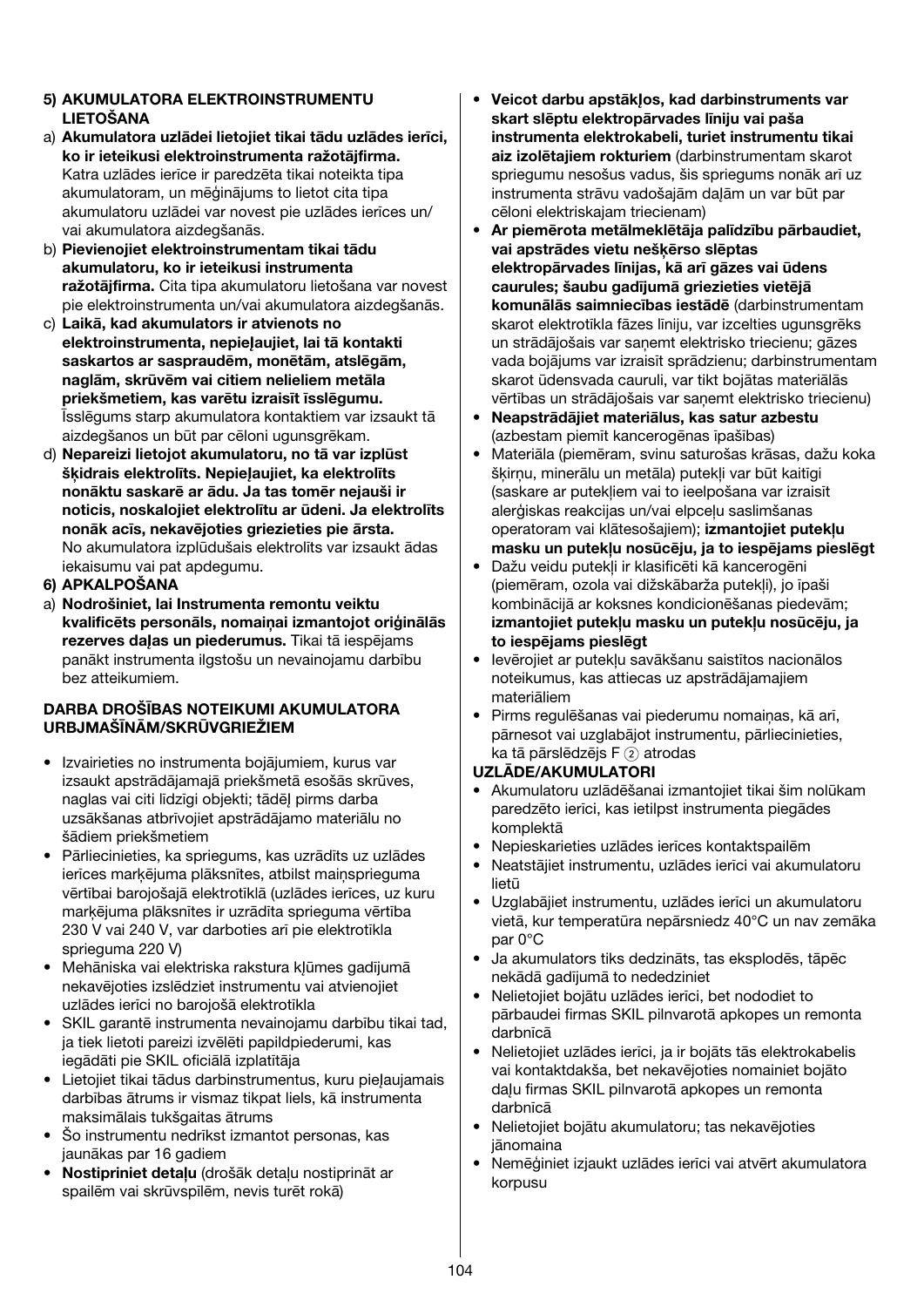**5) AKUMULATORA ELEKTROINSTRUMENTU LIETOŠANA**

a) **Akumulatora uzlādei lietojiet tikai tādu uzlādes ierīci, ko ir ieteikusi elektroinstrumenta ražotājfirma.** Katra uzlādes ierīce ir paredzēta tikai noteikta tipa akumulatoram, un mēģinājums to lietot cita tipa akumulatoru uzlādei var novest pie uzlādes ierīces un/ vai akumulatora aizdegšanās.

b) **Pievienojiet elektroinstrumentam tikai tādu akumulatoru, ko ir ieteikusi instrumenta ražotājfirma.** Cita tipa akumulatoru lietošana var novest pie elektroinstrumenta un/vai akumulatora aizdegšanās.

c) **Laikā, kad akumulators ir atvienots no elektroinstrumenta, nepieļaujiet, lai tā kontakti saskartos ar saspraudēm, monētām, atslēgām, naglām, skrūvēm vai citiem nelieliem metāla priekšmetiem, kas varētu izraisīt īsslēgumu.** Īsslēgums starp akumulatora kontaktiem var izsaukt tā aizdegšanos un būt par cēloni ugunsgrēkam.

d) **Nepareizi lietojot akumulatoru, no tā var izplūst šķidrais elektrolīts. Nepieļaujiet, ka elektrolīts nonāktu saskarē ar ādu. Ja tas tomēr nejauši ir noticis, noskalojiet elektrolītu ar ūdeni. Ja elektrolīts nonāk acīs, nekavējoties griezieties pie ārsta.** No akumulatora izplūdušais elektrolīts var izsaukt ādas iekaisumu vai pat apdegumu.

**6) APKALPOŠANA**

a) **Nodrošiniet, lai Instrumenta remontu veiktu kvalificēts personāls, nomaiņai izmantojot oriģinālās rezerves daļas un piederumus.** Tikai tā iespējams panākt instrumenta ilgstošu un nevainojamu darbību bez atteikumiem.

**DARBA DROŠĪBAS NOTEIKUMI AKUMULATORA URBJMAŠĪNĀM/SKRŪVGRIEŽIEM**

- Izvairieties no instrumenta bojājumiem, kurus var izsaukt apstrādājamajā priekšmetā esošās skrūves, naglas vai citi līdzīgi objekti; tādēļ pirms darba uzsākšanas atbrīvojiet apstrādājamo materiālu no šādiem priekšmetiem
- Pārliecinieties, ka spriegums, kas uzrādīts uz uzlādes ierīces marķējuma plāksnītes, atbilst maiņsprieguma vērtībai barojošajā elektrotīklā (uzlādes ierīces, uz kuru marķējuma plāksnītes ir uzrādīta sprieguma vērtība 230 V vai 240 V, var darboties arī pie elektrotīkla sprieguma 220 V)
- Mehāniska vai elektriska rakstura kļūmes gadījumā nekavējoties izslēdziet instrumentu vai atvienojiet uzlādes ierīci no barojošā elektrotīkla
- SKIL garantē instrumenta nevainojamu darbību tikai tad, ja tiek lietoti pareizi izvēlēti papildpiederumi, kas iegādāti pie SKIL oficiālā izplatītāja
- Lietojiet tikai tādus darbinstrumentus, kuru pieļaujamais darbības ātrums ir vismaz tikpat liels, kā instrumenta maksimālais tukšgaitas ātrums
- Šo instrumentu nedrīkst izmantot personas, kas jaunākas par 16 gadiem
- **Nostipriniet detaļu** (drošāk detaļu nostiprināt ar spailēm vai skrūvspīlēm, nevis turēt rokā)
- **Veicot darbu apstākļos, kad darbinstruments var skart slēptu elektropārvades līniju vai paša instrumenta elektrokabeli, turiet instrumentu tikai aiz izolētajiem rokturiem** (darbinstrumentam skarot spriegumu nesošus vadus, šis spriegums nonāk arī uz instrumenta strāvu vadošajām daļām un var būt par cēloni elektriskajam triecienam)
- **Ar piemērota metālmeklētāja palīdzību pārbaudiet, vai apstrādes vietu nešķērso slēptas elektropārvades līnijas, kā arī gāzes vai ūdens caurules; šaubu gadījumā griezieties vietējā komunālās saimniecības iestādē** (darbinstrumentam skarot elektrotīkla fāzes līniju, var izcelties ugunsgrēks un strādājošais var saņemt elektrisko triecienu; gāzes vada bojājums var izraisīt sprādzienu; darbinstrumentam skarot ūdensvada cauruli, var tikt bojātas materiālās vērtības un strādājošais var saņemt elektrisko triecienu)
- **Neapstrādājiet materiālus, kas satur azbestu** (azbestam piemīt kancerogēnas īpašības)
- Materiāla (piemēram, svinu saturošas krāsas, dažu koka šķirņu, minerālu un metāla) putekļi var būt kaitīgi (saskare ar putekļiem vai to ieelpošana var izraisīt alerģiskas reakcijas un/vai elpceļu saslimšanas operatoram vai klātesošajiem); **izmantojiet putekļu masku un putekļu nosūcēju, ja to iespējams pieslēgt**
- Dažu veidu putekļi ir klasificēti kā kancerogēni (piemēram, ozola vai dižskābarža putekļi), jo īpaši kombinācijā ar koksnes kondicionēšanas piedevām; **izmantojiet putekļu masku un putekļu nosūcēju, ja to iespējams pieslēgt**
- Ievērojiet ar putekļu savākšanu saistītos nacionālos noteikumus, kas attiecas uz apstrādājamajiem materiāliem
- Pirms regulēšanas vai piederumu nomaiņas, kā arī, pārnesot vai uzglabājot instrumentu, pārliecinieties, ka tā pārslēdzējs F ② atrodas

**UZLĀDE/AKUMULATORI**

- Akumulatoru uzlādēšanai izmantojiet tikai šim nolūkam paredzēto ierīci, kas ietilpst instrumenta piegādes komplektā
- Nepieskarieties uzlādes ierīces kontaktspailēm
- Neatstājiet instrumentu, uzlādes ierīci vai akumulatoru lietū
- Uzglabājiet instrumentu, uzlādes ierīci un akumulatoru vietā, kur temperatūra nepārsniedz 40°C un nav zemāka par 0°C
- Ja akumulators tiks dedzināts, tas eksplodēs, tāpēc nekādā gadījumā to nededziniet
- Nelietojiet bojātu uzlādes ierīci, bet nododiet to pārbaudei firmas SKIL pilnvarotā apkopes un remonta darbnīcā
- Nelietojiet uzlādes ierīci, ja ir bojāts tās elektrokabelis vai kontaktdakša, bet nekavējoties nomainiet bojāto daļu firmas SKIL pilnvarotā apkopes un remonta darbnīcā
- Nelietojiet bojātu akumulatoru; tas nekavējoties jānomaina
- Nemēģiniet izjaukt uzlādes ierīci vai atvērt akumulatora korpusu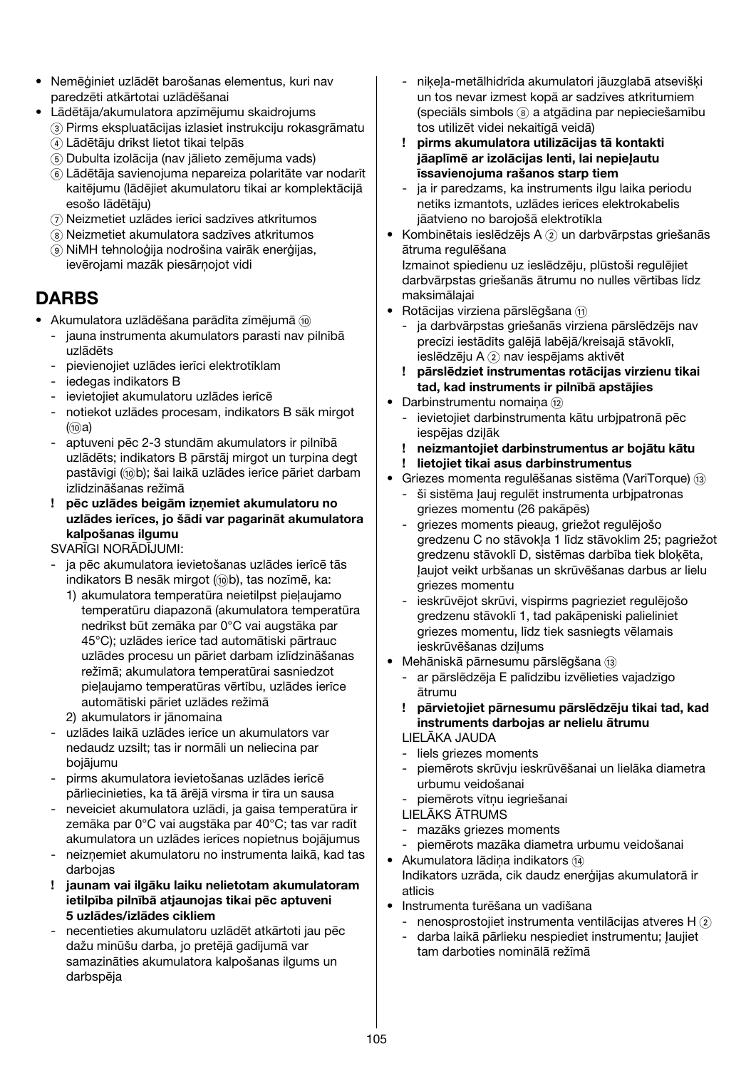- Nemēģiniet uzlādēt barošanas elementus, kuri nav paredzēti atkārtotai uzlādēšanai
- Lādētāja/akumulatora apzīmējumu skaidrojums
  - ③ Pirms ekspluatācijas izlasiet instrukciju rokasgrāmatu
  - ④ Lādētāju drīkst lietot tikai telpās
  - ⑤ Dubulta izolācija (nav jālieto zemējuma vads)
  - ⑥ Lādētāja savienojuma nepareiza polaritāte var nodarīt kaitējumu (lādējiet akumulatoru tikai ar komplektācijā esošo lādētāju)
  - ⑦ Neizmetiet uzlādes ierīci sadzīves atkritumos
  - ⑧ Neizmetiet akumulatora sadzīves atkritumos
  - ⑨ NiMH tehnoloģija nodrošina vairāk enerģijas, ievērojami mazāk piesārņojot vidi

# DARBS

- Akumulatora uzlādēšana parādīta zīmējumā ⑩
  - jauna instrumenta akumulators parasti nav pilnībā uzlādēts
  - pievienojiet uzlādes ierīci elektrotīklam
  - iedegas indikators B
  - ievietojiet akumulatoru uzlādes ierīcē
  - notiekot uzlādes procesam, indikators B sāk mirgot (⑩a)
  - aptuveni pēc 2-3 stundām akumulators ir pilnībā uzlādēts; indikators B pārstāj mirgot un turpina degt pastāvīgi (⑩b); šai laikā uzlādes ierīce pāriet darbam izlīdzināšanas režīmā
  - **! pēc uzlādes beigām izņemiet akumulatoru no uzlādes ierīces, jo šādi var pagarināt akumulatora kalpošanas ilgumu**

  SVARĪGI NORĀDĪJUMI:
  - ja pēc akumulatora ievietošanas uzlādes ierīcē tās indikators B nesāk mirgot (⑩b), tas nozīmē, ka:
    1) akumulatora temperatūra neietilpst pieļaujamo temperatūru diapazonā (akumulatora temperatūra nedrīkst būt zemāka par 0°C vai augstāka par 45°C); uzlādes ierīce tad automātiski pārtrauc uzlādes procesu un pāriet darbam izlīdzināšanas režīmā; akumulatora temperatūrai sasniedzot pieļaujamo temperatūras vērtību, uzlādes ierīce automātiski pāriet uzlādes režīmā
    2) akumulators ir jānomaina
  - uzlādes laikā uzlādes ierīce un akumulators var nedaudz uzsilt; tas ir normāli un neliecina par bojājumu
  - pirms akumulatora ievietošanas uzlādes ierīcē pārliecinieties, ka tā ārējā virsma ir tīra un sausa
  - neveiciet akumulatora uzlādi, ja gaisa temperatūra ir zemāka par 0°C vai augstāka par 40°C; tas var radīt akumulatora un uzlādes ierīces nopietnus bojājumus
  - neizņemiet akumulatoru no instrumenta laikā, kad tas darbojas
  - **! jaunam vai ilgāku laiku nelietotam akumulatoram ietilpība pilnībā atjaunojas tikai pēc aptuveni 5 uzlādes/izlādes cikliem**
  - necentieties akumulatoru uzlādēt atkārtoti jau pēc dažu minūšu darba, jo pretējā gadījumā var samazināties akumulatora kalpošanas ilgums un darbspēja
  - niķeļa-metālhidrīda akumulatori jāuzglabā atsevišķi un tos nevar izmest kopā ar sadzīves atkritumiem (speciāls simbols ⑧ a atgādina par nepieciešamību tos utilizēt videi nekaitīgā veidā)
  - **! pirms akumulatora utilizācijas tā kontakti jāaplīmē ar izolācijas lenti, lai nepieļautu īssavienojuma rašanos starp tiem**
  - ja ir paredzams, ka instruments ilgu laika periodu netiks izmantots, uzlādes ierīces elektrokabelis jāatvieno no barojošā elektrotīkla
- Kombinētais ieslēdzējs A ② un darbvārpstas griešanās ātruma regulēšana
  Izmainot spiedienu uz ieslēdzēju, plūstoši regulējiet darbvārpstas griešanās ātrumu no nulles vērtības līdz maksimālajai
- Rotācijas virziena pārslēgšana ⑪
  - ja darbvārpstas griešanās virziena pārslēdzējs nav precīzi iestādīts galējā labējā/kreisajā stāvoklī, ieslēdzēju A ② nav iespējams aktivēt
  - **! pārslēdziet instrumentas rotācijas virzienu tikai tad, kad instruments ir pilnībā apstājies**
- Darbinstrumentu nomaiņa ⑫
  - ievietojiet darbinstrumenta kātu urbjpatronā pēc iespējas dziļāk
  - **! neizmantojiet darbinstrumentus ar bojātu kātu**
  - **! lietojiet tikai asus darbinstrumentus**
- Griezes momenta regulēšanas sistēma (VariTorque) ⑬
  - šī sistēma ļauj regulēt instrumenta urbjpatronas griezes momentu (26 pakāpēs)
  - griezes moments pieaug, griežot regulējošo gredzenu C no stāvokļa 1 līdz stāvoklim 25; pagriežot gredzenu stāvoklī D, sistēmas darbība tiek bloķēta, ļaujot veikt urbšanas un skrūvēšanas darbus ar lielu griezes momentu
  - ieskrūvējot skrūvi, vispirms pagrieziet regulējošo gredzenu stāvoklī 1, tad pakāpeniski palieliniet griezes momentu, līdz tiek sasniegts vēlamais ieskrūvēšanas dziļums
- Mehāniskā pārnesumu pārslēgšana ⑬
  - ar pārslēdzēja E palīdzību izvēlieties vajadzīgo ātrumu
  - **! pārvietojiet pārnesumu pārslēdzēju tikai tad, kad instruments darbojas ar nelielu ātrumu**

  LIELĀKA JAUDA
  - liels griezes moments
  - piemērots skrūvju ieskrūvēšanai un lielāka diametra urbumu veidošanai
  - piemērots vītņu iegriešanai

  LIELĀKS ĀTRUMS
  - mazāks griezes moments
  - piemērots mazāka diametra urbumu veidošanai
- Akumulatora lādiņa indikators ⑭
  Indikators uzrāda, cik daudz enerģijas akumulatorā ir atlicis
- Instrumenta turēšana un vadīšana
  - nenosprostojiet instrumenta ventilācijas atveres H ②
  - darba laikā pārlieku nespiediet instrumentu; ļaujiet tam darboties nominālā režīmā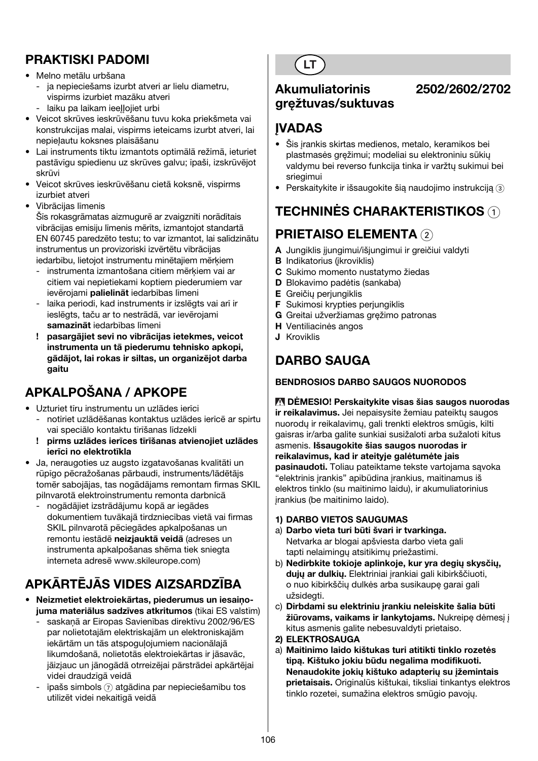## PRAKTISKI PADOMI

- Melno metālu urbšana
  - ja nepieciešams izurbt atveri ar lielu diametru, vispirms izurbiet mazāku atveri
  - laiku pa laikam ieeļļojiet urbi
- Veicot skrūves ieskrūvēšanu tuvu koka priekšmeta vai konstrukcijas malai, vispirms ieteicams izurbt atveri, lai nepieļautu koksnes plaisāšanu
- Lai instruments tiktu izmantots optimālā režīmā, ieturiet pastāvīgu spiedienu uz skrūves galvu; īpaši, izskrūvējot skrūvi
- Veicot skrūves ieskrūvēšanu cietā koksnē, vispirms izurbiet atveri
- Vibrācijas līmenis
  Šīs rokasgrāmatas aizmugurē ar zvaigznīti norādītais vibrācijas emisiju līmenis mērīts, izmantojot standartā EN 60745 paredzēto testu; to var izmantot, lai salīdzinātu instrumentus un provizoriski izvērtētu vibrācijas iedarbību, lietojot instrumentu minētajiem mērķiem
  - instrumenta izmantošana citiem mērķiem vai ar citiem vai nepietiekami koptiem piederumiem var ievērojami **palielināt** iedarbības līmeni
  - laika periodi, kad instruments ir izslēgts vai arī ir ieslēgts, taču ar to nestrādā, var ievērojami **samazināt** iedarbības līmeni
  - ! **pasargājiet sevi no vibrācijas ietekmes, veicot instrumenta un tā piederumu tehnisko apkopi, gādājot, lai rokas ir siltas, un organizējot darba gaitu**

## APKALPOŠANA / APKOPE

- Uzturiet tīru instrumentu un uzlādes ierīci
  - notīriet uzlādēšanas kontaktus uzlādes ierīcē ar spirtu vai speciālo kontaktu tīrīšanas līdzekli
  - ! **pirms uzlādes ierīces tīrīšanas atvienojiet uzlādes ierīci no elektrotīkla**
- Ja, neraugoties uz augsto izgatavošanas kvalitāti un rūpīgo pēcražošanas pārbaudi, instruments/lādētājs tomēr sabojājas, tas nogādājams remontam firmas SKIL pilnvarotā elektroinstrumentu remonta darbnīcā
  - nogādājiet izstrādājumu kopā ar iegādes dokumentiem tuvākajā tirdzniecības vietā vai firmas SKIL pilnvarotā pēciegādes apkalpošanas un remontu iestādē **neizjauktā veidā** (adreses un instrumenta apkalpošanas shēma tiek sniegta interneta adresē www.skileurope.com)

## APKĀRTĒJĀS VIDES AIZSARDZĪBA

- **Neizmetiet elektroiekārtas, piederumus un iesaiņojuma materiālus sadzīves atkritumos** (tikai ES valstīm)
  - saskaņā ar Eiropas Savienības direktīvu 2002/96/ES par nolietotajām elektriskajām un elektroniskajām iekārtām un tās atspoguļojumiem nacionālajā likumdošanā, nolietotās elektroiekārtas ir jāsavāc, jāizjauc un jānogādā otrreizējai pārstrādei apkārtējai videi draudzīgā veidā
  - īpašs simbols ⑦ atgādina par nepieciešamību tos utilizēt videi nekaitīgā veidā

# LT

## Akumuliatorinis gręžtuvas/suktuvas 2502/2602/2702

## ĮVADAS

- Šis įrankis skirtas medienos, metalo, keramikos bei plastmasės gręžimui; modeliai su elektroniniu sūkių valdymu bei reverso funkcija tinka ir varžtų sukimui bei sriegimui
- Perskaitykite ir išsaugokite šią naudojimo instrukciją ③

## TECHNINĖS CHARAKTERISTIKOS ①

## PRIETAISO ELEMENTA ②

**A** Jungiklis įjungimui/išjungimui ir greičiui valdyti
**B** Indikatorius (įkroviklis)
**C** Sukimo momento nustatymo žiedas
**D** Blokavimo padėtis (sankaba)
**E** Greičių perjungiklis
**F** Sukimosi krypties perjungiklis
**G** Greitai užveržiamas gręžimo patronas
**H** Ventiliacinės angos
**J** Kroviklis

## DARBO SAUGA

**BENDROSIOS DARBO SAUGOS NUORODOS**

⚠ **DĖMESIO! Perskaitykite visas šias saugos nuorodas ir reikalavimus.** Jei nepaisysite žemiau pateiktų saugos nuorodų ir reikalavimų, gali trenkti elektros smūgis, kilti gaisras ir/arba galite sunkiai susižaloti arba sužaloti kitus asmenis. **Išsaugokite šias saugos nuorodas ir reikalavimus, kad ir ateityje galėtumėte jais pasinaudoti.** Toliau pateiktame tekste vartojama sąvoka "elektrinis įrankis" apibūdina įrankius, maitinamus iš elektros tinklo (su maitinimo laidu), ir akumuliatorinius įrankius (be maitinimo laido).

**1) DARBO VIETOS SAUGUMAS**

a) **Darbo vieta turi būti švari ir tvarkinga.** Netvarka ar blogai apšviesta darbo vieta gali tapti nelaimingų atsitikimų priežastimi.
b) **Nedirbkite tokioje aplinkoje, kur yra degių skysčių, dujų ar dulkių.** Elektriniai įrankiai gali kibirkščiuoti, o nuo kibirkščių dulkės arba susikaupę garai gali užsidegti.
c) **Dirbdami su elektriniu įrankiu neleiskite šalia būti žiūrovams, vaikams ir lankytojams.** Nukreipę dėmesį į kitus asmenis galite nebesuvaldyti prietaiso.

**2) ELEKTROSAUGA**

a) **Maitinimo laido kištukas turi atitikti tinklo rozetės tipą. Kištuko jokiu būdu negalima modifikuoti. Nenaudokite jokių kištuko adapterių su įžemintais prietaisais.** Originalūs kištukai, tiksliai tinkantys elektros tinklo rozetei, sumažina elektros smūgio pavojų.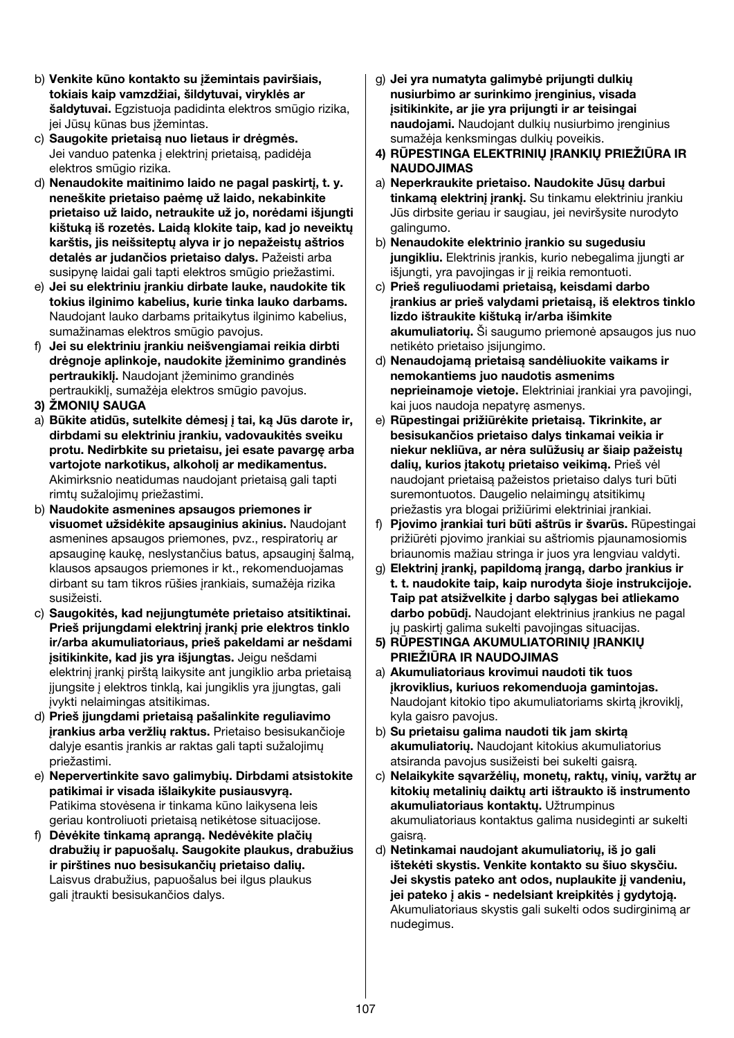b) **Venkite kūno kontakto su įžemintais paviršiais, tokiais kaip vamzdžiai, šildytuvai, viryklės ar šaldytuvai.** Egzistuoja padidinta elektros smūgio rizika, jei Jūsų kūnas bus įžemintas.

c) **Saugokite prietaisą nuo lietaus ir drėgmės.** Jei vanduo patenka į elektrinį prietaisą, padidėja elektros smūgio rizika.

d) **Nenaudokite maitinimo laido ne pagal paskirtį, t. y. neneškite prietaiso paėmę už laido, nekabinkite prietaiso už laido, netraukite už jo, norėdami išjungti kištuką iš rozetės. Laidą klokite taip, kad jo neveiktų karštis, jis neišsiteptų alyva ir jo nepažeistų aštrios detalės ar judančios prietaiso dalys.** Pažeisti arba susipynę laidai gali tapti elektros smūgio priežastimi.

e) **Jei su elektriniu įrankiu dirbate lauke, naudokite tik tokius ilginimo kabelius, kurie tinka lauko darbams.** Naudojant lauko darbams pritaikytus ilginimo kabelius, sumažinamas elektros smūgio pavojus.

f) **Jei su elektriniu įrankiu neišvengiamai reikia dirbti drėgnoje aplinkoje, naudokite įžeminimo grandinės pertraukiklį.** Naudojant įžeminimo grandinės pertraukiklį, sumažėja elektros smūgio pavojus.

**3) ŽMONIŲ SAUGA**

a) **Būkite atidūs, sutelkite dėmesį į tai, ką Jūs darote ir, dirbdami su elektriniu įrankiu, vadovaukitės sveiku protu. Nedirbkite su prietaisu, jei esate pavargę arba vartojote narkotikus, alkoholį ar medikamentus.** Akimirksnio neatidumas naudojant prietaisą gali tapti rimtų sužalojimų priežastimi.

b) **Naudokite asmenines apsaugos priemones ir visuomet užsidėkite apsauginius akinius.** Naudojant asmenines apsaugos priemones, pvz., respiratorių ar apsauginę kaukę, neslystančius batus, apsauginį šalmą, klausos apsaugos priemones ir kt., rekomenduojamas dirbant su tam tikros rūšies įrankiais, sumažėja rizika susižeisti.

c) **Saugokitės, kad neįjungtumėte prietaiso atsitiktinai. Prieš prijungdami elektrinį įrankį prie elektros tinklo ir/arba akumuliatoriaus, prieš pakeldami ar nešdami įsitikinkite, kad jis yra išjungtas.** Jeigu nešdami elektrinį įrankį pirštą laikysite ant jungiklio arba prietaisą įjungsite į elektros tinklą, kai jungiklis yra įjungtas, gali įvykti nelaimingas atsitikimas.

d) **Prieš įjungdami prietaisą pašalinkite reguliavimo įrankius arba veržlių raktus.** Prietaiso besisukančioje dalyje esantis įrankis ar raktas gali tapti sužalojimų priežastimi.

e) **Nepervertinkite savo galimybių. Dirbdami atsistokite patikimai ir visada išlaikykite pusiausvyrą.** Patikima stovėsena ir tinkama kūno laikysena leis geriau kontroliuoti prietaisą netikėtose situacijose.

f) **Dėvėkite tinkamą aprangą. Nedėvėkite plačių drabužių ir papuošalų. Saugokite plaukus, drabužius ir pirštines nuo besisukančių prietaiso dalių.** Laisvus drabužius, papuošalus bei ilgus plaukus gali įtraukti besisukančios dalys.

g) **Jei yra numatyta galimybė prijungti dulkių nusiurbimo ar surinkimo įrenginius, visada įsitikinkite, ar jie yra prijungti ir ar teisingai naudojami.** Naudojant dulkių nusiurbimo įrenginius sumažėja kenksmingas dulkių poveikis.

**4) RŪPESTINGA ELEKTRINIŲ ĮRANKIŲ PRIEŽIŪRA IR NAUDOJIMAS**

a) **Neperkraukite prietaiso. Naudokite Jūsų darbui tinkamą elektrinį įrankį.** Su tinkamu elektriniu įrankiu Jūs dirbsite geriau ir saugiau, jei neviršysite nurodyto galingumo.

b) **Nenaudokite elektrinio įrankio su sugedusiu jungikliu.** Elektrinis įrankis, kurio nebegalima įjungti ar išjungti, yra pavojingas ir jį reikia remontuoti.

c) **Prieš reguliuodami prietaisą, keisdami darbo įrankius ar prieš valydami prietaisą, iš elektros tinklo lizdo ištraukite kištuką ir/arba išimkite akumuliatorių.** Ši saugumo priemonė apsaugos jus nuo netikėto prietaiso įsijungimo.

d) **Nenaudojamą prietaisą sandėliuokite vaikams ir nemokantiems juo naudotis asmenims neprieinamoje vietoje.** Elektriniai įrankiai yra pavojingi, kai juos naudoja nepatyrę asmenys.

e) **Rūpestingai prižiūrėkite prietaisą. Tikrinkite, ar besisukančios prietaiso dalys tinkamai veikia ir niekur nekliūva, ar nėra sulūžusių ar šiaip pažeistų dalių, kurios įtakotų prietaiso veikimą.** Prieš vėl naudojant prietaisą pažeistos prietaiso dalys turi būti suremontuotos. Daugelio nelaimingų atsitikimų priežastis yra blogai prižiūrimi elektriniai įrankiai.

f) **Pjovimo įrankiai turi būti aštrūs ir švarūs.** Rūpestingai prižiūrėti pjovimo įrankiai su aštriomis pjaunamosiomis briaunomis mažiau stringa ir juos yra lengviau valdyti.

g) **Elektrinį įrankį, papildomą įrangą, darbo įrankius ir t. t. naudokite taip, kaip nurodyta šioje instrukcijoje. Taip pat atsižvelkite į darbo sąlygas bei atliekamo darbo pobūdį.** Naudojant elektrinius įrankius ne pagal jų paskirtį galima sukelti pavojingas situacijas.

**5) RŪPESTINGA AKUMULIATORINIŲ ĮRANKIŲ PRIEŽIŪRA IR NAUDOJIMAS**

a) **Akumuliatoriaus krovimui naudoti tik tuos įkroviklius, kuriuos rekomenduoja gamintojas.** Naudojant kitokio tipo akumuliatoriams skirtą įkroviklį, kyla gaisro pavojus.

b) **Su prietaisu galima naudoti tik jam skirtą akumuliatorių.** Naudojant kitokius akumuliatorius atsiranda pavojus susižeisti bei sukelti gaisrą.

c) **Nelaikykite sąvaržėlių, monetų, raktų, vinių, varžtų ar kitokių metalinių daiktų arti ištraukto iš instrumento akumuliatoriaus kontaktų.** Užtrumpinus akumuliatoriaus kontaktus galima nusideginti ar sukelti gaisrą.

d) **Netinkamai naudojant akumuliatorių, iš jo gali ištekėti skystis. Venkite kontakto su šiuo skysčiu. Jei skystis pateko ant odos, nuplaukite jį vandeniu, jei pateko į akis - nedelsiant kreipkitės į gydytoją.** Akumuliatoriaus skystis gali sukelti odos sudirginimą ar nudegimus.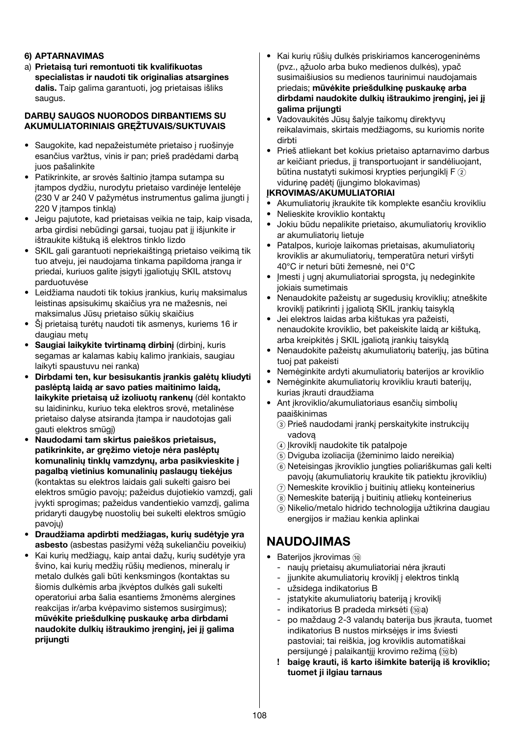**6) APTARNAVIMAS**

a) **Prietaisą turi remontuoti tik kvalifikuotas specialistas ir naudoti tik originalias atsargines dalis.** Taip galima garantuoti, jog prietaisas išliks saugus.

**DARBŲ SAUGOS NUORODOS DIRBANTIEMS SU AKUMULIATORINIAIS GRĘŽTUVAIS/SUKTUVAIS**

- Saugokite, kad nepažeistumėte prietaiso į ruošinyje esančius varžtus, vinis ir pan; prieš pradėdami darbą juos pašalinkite
- Patikrinkite, ar srovės šaltinio įtampa sutampa su įtampos dydžiu, nurodytu prietaiso vardinėje lentelėje (230 V ar 240 V pažymėtus instrumentus galima įjungti į 220 V įtampos tinklą)
- Jeigu pajutote, kad prietaisas veikia ne taip, kaip visada, arba girdisi nebūdingi garsai, tuojau pat jį išjunkite ir ištraukite kištuką iš elektros tinklo lizdo
- SKIL gali garantuoti nepriekaištingą prietaiso veikimą tik tuo atveju, jei naudojama tinkama papildoma įranga ir priedai, kuriuos galite įsigyti įgaliotųjų SKIL atstovų parduotuvėse
- Leidžiama naudoti tik tokius įrankius, kurių maksimalus leistinas apsisukimų skaičius yra ne mažesnis, nei maksimalus Jūsų prietaiso sūkių skaičius
- Šį prietaisą turėtų naudoti tik asmenys, kuriems 16 ir daugiau metų
- **Saugiai laikykite tvirtinamą dirbinį** (dirbinį, kuris segamas ar kalamas kabių kalimo įrankiais, saugiau laikyti spaustuvu nei ranka)
- **Dirbdami ten, kur besisukantis įrankis galėtų kliudyti paslėptą laidą ar savo paties maitinimo laidą, laikykite prietaisą už izoliuotų rankenų** (dėl kontakto su laidininku, kuriuo teka elektros srovė, metalinėse prietaiso dalyse atsiranda įtampa ir naudotojas gali gauti elektros smūgį)
- **Naudodami tam skirtus paieškos prietaisus, patikrinkite, ar gręžimo vietoje nėra paslėptų komunalinių tinklų vamzdynų, arba pasikvieskite į pagalbą vietinius komunalinių paslaugų tiekėjus** (kontaktas su elektros laidais gali sukelti gaisro bei elektros smūgio pavojų; pažeidus dujotiekio vamzdį, gali įvykti sprogimas; pažeidus vandentiekio vamzdį, galima pridaryti daugybę nuostolių bei sukelti elektros smūgio pavojų)
- **Draudžiama apdirbti medžiagas, kurių sudėtyje yra asbesto** (asbestas pasižymi vėžą sukeliančiu poveikiu)
- Kai kurių medžiagų, kaip antai dažų, kurių sudėtyje yra švino, kai kurių medžių rūšių medienos, mineralų ir metalo dulkės gali būti kenksmingos (kontaktas su šiomis dulkėmis arba įkvėptos dulkės gali sukelti operatoriui arba šalia esantiems žmonėms alergines reakcijas ir/arba kvėpavimo sistemos susirgimus); **mūvėkite priešdulkinę puskaukę arba dirbdami naudokite dulkių ištraukimo įrenginį, jei jį galima prijungti**
- Kai kurių rūšių dulkės priskiriamos kancerogeninėms (pvz., ąžuolo arba buko medienos dulkės), ypač susimaišiusios su medienos taurinimui naudojamais priedais; **mūvėkite priešdulkinę puskaukę arba dirbdami naudokite dulkių ištraukimo įrenginį, jei jį galima prijungti**
- Vadovaukitės Jūsų šalyje taikomų direktyvų reikalavimais, skirtais medžiagoms, su kuriomis norite dirbti
- Prieš atliekant bet kokius prietaiso aptarnavimo darbus ar keičiant priedus, jį transportuojant ir sandėliuojant, būtina nustatyti sukimosi krypties perjungiklį F ② vidurinę padėtį (įjungimo blokavimas)

**ĮKROVIMAS/AKUMULIATORIAI**

- Akumuliatorių įkraukite tik komplekte esančiu krovikliu
- Nelieskite kroviklio kontaktų
- Jokiu būdu nepalikite prietaiso, akumuliatorių kroviklio ar akumuliatorių lietuje
- Patalpos, kurioje laikomas prietaisas, akumuliatorių kroviklis ar akumuliatorių, temperatūra neturi viršyti 40°C ir neturi būti žemesnė, nei 0°C
- Įmesti į ugnį akumuliatoriai sprogsta, jų nedeginkite jokiais sumetimais
- Nenaudokite pažeistų ar sugedusių kroviklių; atneškite kroviklį patikrinti į įgaliotą SKIL įrankių taisyklą
- Jei elektros laidas arba kištukas yra pažeisti, nenaudokite kroviklio, bet pakeiskite laidą ar kištuką, arba kreipkitės į SKIL įgaliotą įrankių taisyklą
- Nenaudokite pažeistų akumuliatorių baterijų, jas būtina tuoj pat pakeisti
- Nemėginkite ardyti akumuliatorių baterijos ar kroviklio
- Nemėginkite akumuliatorių krovikliu krauti baterijų, kurias įkrauti draudžiama
- Ant įkroviklio/akumuliatoriaus esančių simbolių paaiškinimas
  - ③ Prieš naudodami įrankį perskaitykite instrukcijų vadovą
  - ④ Įkroviklį naudokite tik patalpoje
  - ⑤ Dviguba izoliacija (įžeminimo laido nereikia)
  - ⑥ Neteisingas įkroviklio jungties poliariškumas gali kelti pavojų (akumuliatorių kraukite tik patiektu įkrovikliu)
  - ⑦ Nemeskite kroviklio į buitinių atliekų konteinerius
  - ⑧ Nemeskite bateriją į buitinių atliekų konteinerius
  - ⑨ Nikelio/metalo hidrido technologija užtikrina daugiau energijos ir mažiau kenkia aplinkai

# NAUDOJIMAS

- Baterijos įkrovimas ⑩
  - naujų prietaisų akumuliatoriai nėra įkrauti
  - įjunkite akumuliatorių kroviklį į elektros tinklą
  - užsidega indikatorius B
  - įstatykite akumuliatorių bateriją į kroviklį
  - indikatorius B pradeda mirksėti (⑩a)
  - po maždaug 2-3 valandų baterija bus įkrauta, tuomet indikatorius B nustos mirksėjęs ir ims šviesti pastoviai; tai reiškia, jog kroviklis automatiškai persijungė į palaikantįjį krovimo režimą (⑩b)
  - **! baigę krauti, iš karto išimkite bateriją iš kroviklio; tuomet ji ilgiau tarnaus**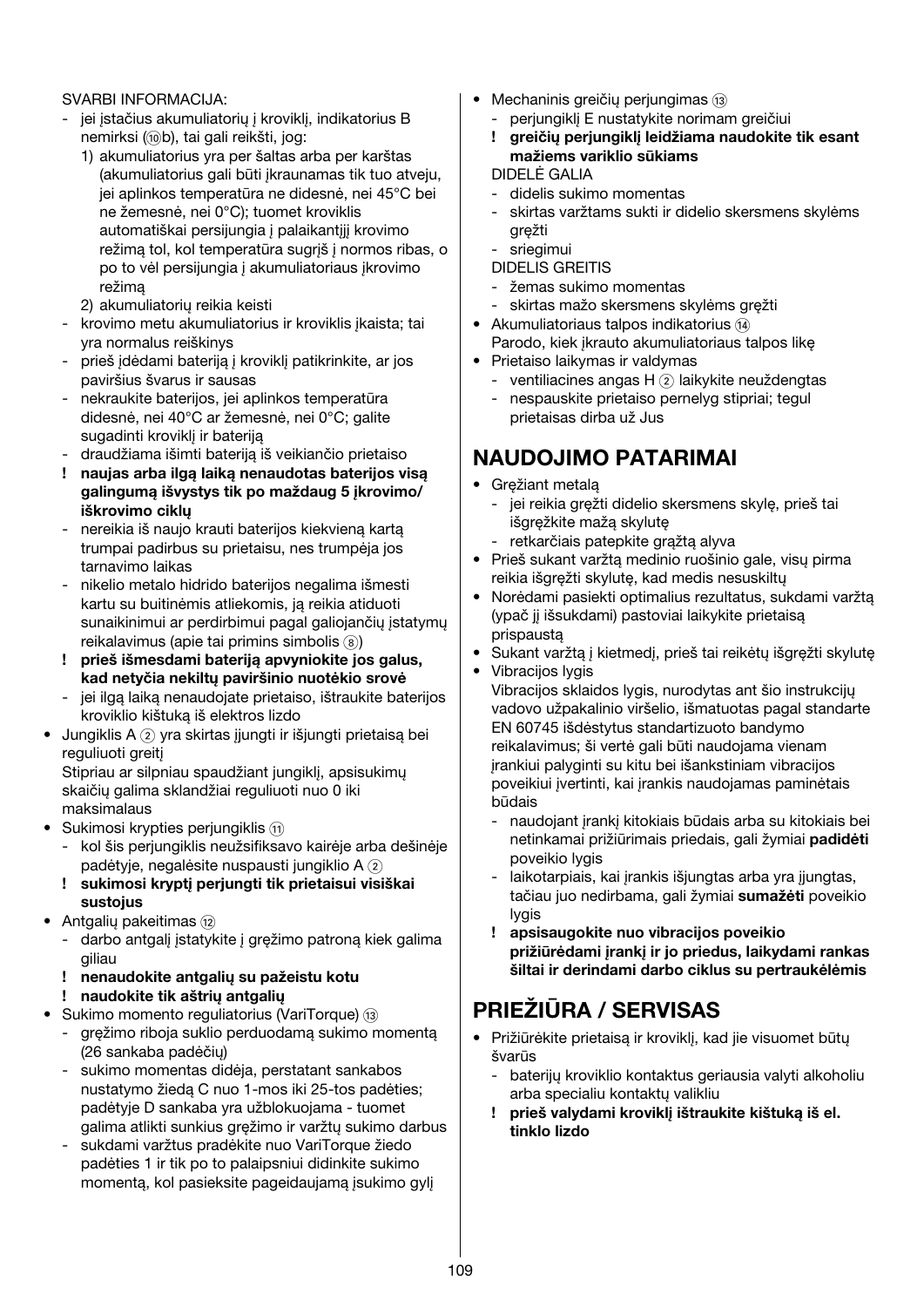SVARBI INFORMACIJA:

- jei įstačius akumuliatorių į kroviklį, indikatorius B nemirksi (⑩b), tai gali reikšti, jog:
  1) akumuliatorius yra per šaltas arba per karštas (akumuliatorius gali būti įkraunamas tik tuo atveju, jei aplinkos temperatūra ne didesnė, nei 45°C bei ne žemesnė, nei 0°C); tuomet kroviklis automatiškai persijungia į palaikantįjį krovimo režimą tol, kol temperatūra sugrįš į normos ribas, o po to vėl persijungia į akumuliatoriaus įkrovimo režimą
  2) akumuliatorių reikia keisti
- krovimo metu akumuliatorius ir kroviklis įkaista; tai yra normalus reiškinys
- prieš įdėdami bateriją į kroviklį patikrinkite, ar jos paviršius švarus ir sausas
- nekraukite baterijos, jei aplinkos temperatūra didesnė, nei 40°C ar žemesnė, nei 0°C; galite sugadinti kroviklį ir bateriją
- draudžiama išimti bateriją iš veikiančio prietaiso

**! naujas arba ilgą laiką nenaudotas baterijos visą galingumą išvystys tik po maždaug 5 įkrovimo/ iškrovimo ciklų**

- nereikia iš naujo krauti baterijos kiekvieną kartą trumpai padirbus su prietaisu, nes trumpėja jos tarnavimo laikas
- nikelio metalo hidrido baterijos negalima išmesti kartu su buitinėmis atliekomis, ją reikia atiduoti sunaikinimui ar perdirbimui pagal galiojančių įstatymų reikalavimus (apie tai primins simbolis ⑧)

**! prieš išmesdami bateriją apvyniokite jos galus, kad netyčia nekiltų paviršinio nuotėkio srovė**

- jei ilgą laiką nenaudojate prietaiso, ištraukite baterijos kroviklio kištuką iš elektros lizdo

- Jungiklis A ② yra skirtas įjungti ir išjungti prietaisą bei reguliuoti greitį
  Stipriau ar silpniau spaudžiant jungiklį, apsisukimų skaičių galima sklandžiai reguliuoti nuo 0 iki maksimalaus
- Sukimosi krypties perjungiklis ⑪
  - kol šis perjungiklis neužsifiksavo kairėje arba dešinėje padėtyje, negalėsite nuspausti jungiklio A ②
  - **! sukimosi kryptį perjungti tik prietaisui visiškai sustojus**
- Antgalių pakeitimas ⑫
  - darbo antgalį įstatykite į gręžimo patroną kiek galima giliau
  - **! nenaudokite antgalių su pažeistu kotu**
  - **! naudokite tik aštrių antgalių**
- Sukimo momento reguliatorius (VariTorque) ⑬
  - gręžimo riboja suklio perduodamą sukimo momentą (26 sankaba padėčių)
  - sukimo momentas didėja, perstatant sankabos nustatymo žiedą C nuo 1-mos iki 25-tos padėties; padėtyje D sankaba yra užblokuojama - tuomet galima atlikti sunkius gręžimo ir varžtų sukimo darbus
  - sukdami varžtus pradėkite nuo VariTorque žiedo padėties 1 ir tik po to palaipsniui didinkite sukimo momentą, kol pasieksite pageidaujamą įsukimo gylį
- Mechaninis greičių perjungimas ⑬
  - perjungiklį E nustatykite norimam greičiui
  - **! greičių perjungiklį leidžiama naudokite tik esant mažiems variklio sūkiams**

  DIDELĖ GALIA
  - didelis sukimo momentas
  - skirtas varžtams sukti ir didelio skersmens skylėms gręžti
  - sriegimui

  DIDELIS GREITIS
  - žemas sukimo momentas
  - skirtas mažo skersmens skylėms gręžti
- Akumuliatoriaus talpos indikatorius ⑭
  Parodo, kiek įkrauto akumuliatoriaus talpos likę
- Prietaiso laikymas ir valdymas
  - ventiliacines angas H ② laikykite neuždengtas
  - nespauskite prietaiso pernelyg stipriai; tegul prietaisas dirba už Jus

## NAUDOJIMO PATARIMAI

- Gręžiant metalą
  - jei reikia gręžti didelio skersmens skylę, prieš tai išgręžkite mažą skylutę
  - retkarčiais patepkite grąžtą alyva
- Prieš sukant varžtą medinio ruošinio gale, visų pirma reikia išgręžti skylutę, kad medis nesuskiltų
- Norėdami pasiekti optimalius rezultatus, sukdami varžtą (ypač jį išsukdami) pastoviai laikykite prietaisą prispaustą
- Sukant varžtą į kietmedį, prieš tai reikėtų išgręžti skylutę
- Vibracijos lygis
  Vibracijos sklaidos lygis, nurodytas ant šio instrukcijų vadovo užpakalinio viršelio, išmatuotas pagal standarte EN 60745 išdėstytus standartizuoto bandymo reikalavimus; ši vertė gali būti naudojama vienam įrankiui palyginti su kitu bei išankstiniam vibracijos poveikiui įvertinti, kai įrankis naudojamas paminėtais būdais
  - naudojant įrankį kitokiais būdais arba su kitokiais bei netinkamai prižiūrimais priedais, gali žymiai **padidėti** poveikio lygis
  - laikotarpiais, kai įrankis išjungtas arba yra įjungtas, tačiau juo nedirbama, gali žymiai **sumažėti** poveikio lygis
  - **! apsisaugokite nuo vibracijos poveikio prižiūrėdami įrankį ir jo priedus, laikydami rankas šiltai ir derindami darbo ciklus su pertraukėlėmis**

## PRIEŽIŪRA / SERVISAS

- Prižiūrėkite prietaisą ir kroviklį, kad jie visuomet būtų švarūs
  - baterijų kroviklio kontaktus geriausia valyti alkoholiu arba specialiu kontaktų valikliu
  - **! prieš valydami kroviklį ištraukite kištuką iš el. tinklo lizdo**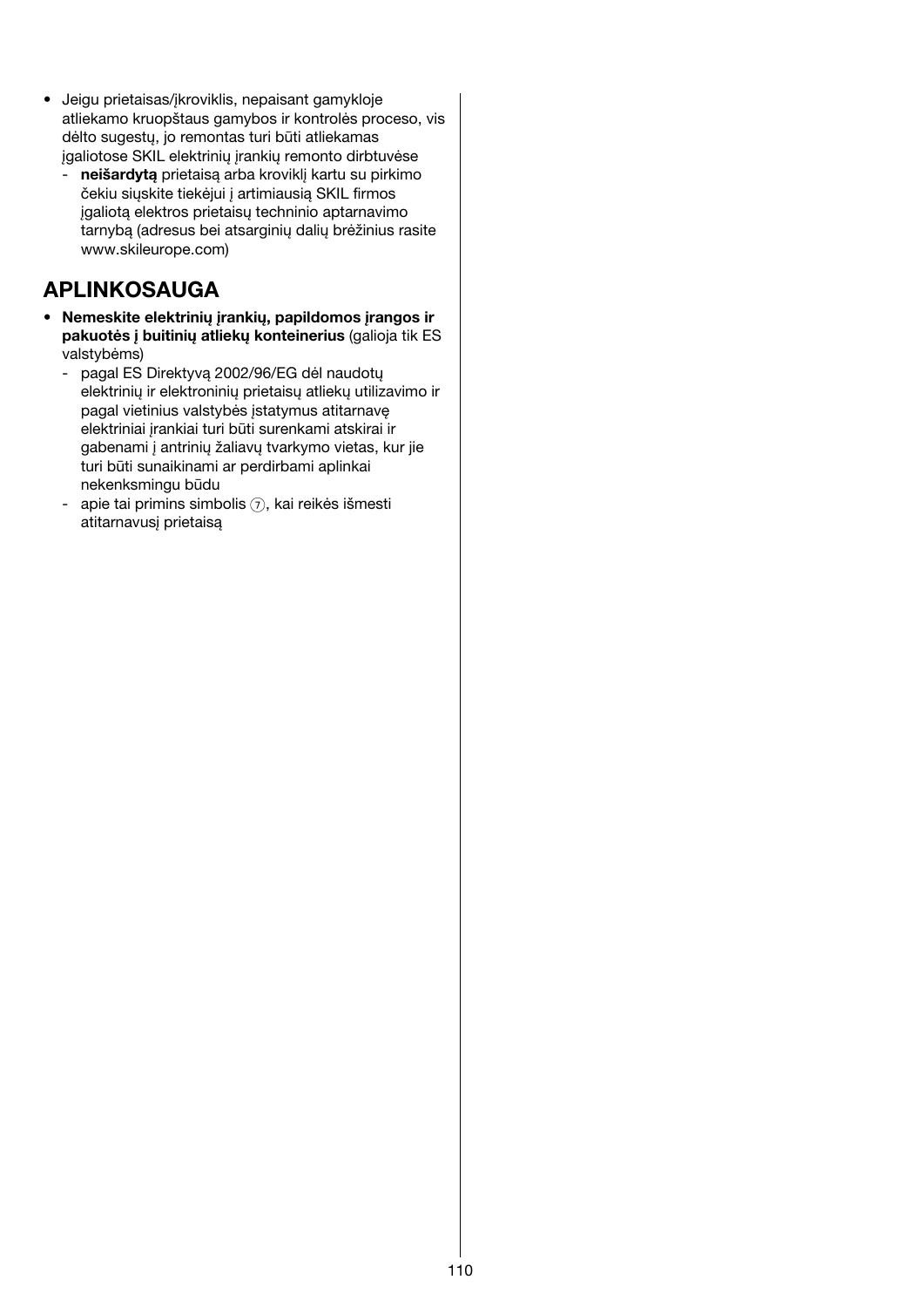- Jeigu prietaisas/įkroviklis, nepaisant gamykloje atliekamo kruopštaus gamybos ir kontrolės proceso, vis dėlto sugestų, jo remontas turi būti atliekamas įgaliotose SKIL elektrinių įrankių remonto dirbtuvėse
  - **neišardytą** prietaisą arba kroviklį kartu su pirkimo čekiu siųskite tiekėjui į artimiausią SKIL firmos įgaliotą elektros prietaisų techninio aptarnavimo tarnybą (adresus bei atsarginių dalių brėžinius rasite www.skileurope.com)

## APLINKOSAUGA

- **Nemeskite elektrinių įrankių, papildomos įrangos ir pakuotės į buitinių atliekų konteinerius** (galioja tik ES valstybėms)
  - pagal ES Direktyvą 2002/96/EG dėl naudotų elektrinių ir elektroninių prietaisų atliekų utilizavimo ir pagal vietinius valstybės įstatymus atitarnavę elektriniai įrankiai turi būti surenkami atskirai ir gabenami į antrinių žaliavų tvarkymo vietas, kur jie turi būti sunaikinami ar perdirbami aplinkai nekenksmingu būdu
  - apie tai primins simbolis ⑦, kai reikės išmesti atitarnavusį prietaisą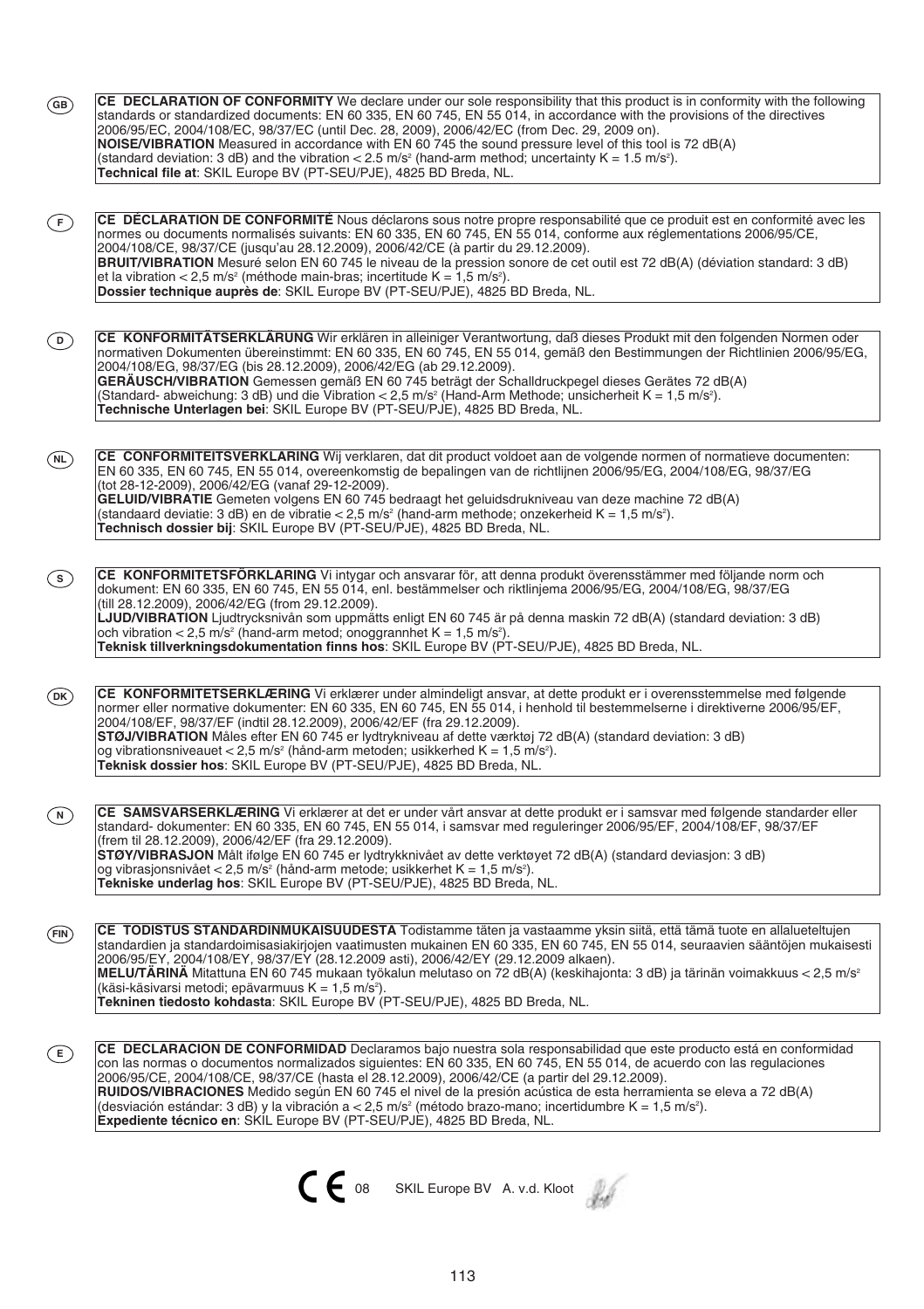GB

**CE DECLARATION OF CONFORMITY** We declare under our sole responsibility that this product is in conformity with the following standards or standardized documents: EN 60 335, EN 60 745, EN 55 014, in accordance with the provisions of the directives 2006/95/EC, 2004/108/EC, 98/37/EC (until Dec. 28, 2009), 2006/42/EC (from Dec. 29, 2009 on).
**NOISE/VIBRATION** Measured in accordance with EN 60 745 the sound pressure level of this tool is 72 dB(A) (standard deviation: 3 dB) and the vibration < 2.5 $m/s^2$ (hand-arm method; uncertainty K = 1.5 $m/s^2$).
**Technical file at**: SKIL Europe BV (PT-SEU/PJE), 4825 BD Breda, NL.

F

**CE DÉCLARATION DE CONFORMITÉ** Nous déclarons sous notre propre responsabilité que ce produit est en conformité avec les normes ou documents normalisés suivants: EN 60 335, EN 60 745, EN 55 014, conforme aux réglementations 2006/95/CE, 2004/108/CE, 98/37/CE (jusqu'au 28.12.2009), 2006/42/CE (à partir du 29.12.2009).
**BRUIT/VIBRATION** Mesuré selon EN 60 745 le niveau de la pression sonore de cet outil est 72 dB(A) (déviation standard: 3 dB) et la vibration < 2,5 $m/s^2$ (méthode main-bras; incertitude K = 1,5 $m/s^2$).
**Dossier technique auprès de**: SKIL Europe BV (PT-SEU/PJE), 4825 BD Breda, NL.

D

**CE KONFORMITÄTSERKLÄRUNG** Wir erklären in alleiniger Verantwortung, daß dieses Produkt mit den folgenden Normen oder normativen Dokumenten übereinstimmt: EN 60 335, EN 60 745, EN 55 014, gemäß den Bestimmungen der Richtlinien 2006/95/EG, 2004/108/EG, 98/37/EG (bis 28.12.2009), 2006/42/EG (ab 29.12.2009).
**GERÄUSCH/VIBRATION** Gemessen gemäß EN 60 745 beträgt der Schalldruckpegel dieses Gerätes 72 dB(A) (Standard- abweichung: 3 dB) und die Vibration < 2,5 $m/s^2$ (Hand-Arm Methode; unsicherheit K = 1,5 $m/s^2$).
**Technische Unterlagen bei**: SKIL Europe BV (PT-SEU/PJE), 4825 BD Breda, NL.

NL

**CE CONFORMITEITSVERKLARING** Wij verklaren, dat dit product voldoet aan de volgende normen of normatieve documenten: EN 60 335, EN 60 745, EN 55 014, overeenkomstig de bepalingen van de richtlijnen 2006/95/EG, 2004/108/EG, 98/37/EG (tot 28-12-2009), 2006/42/EG (vanaf 29-12-2009).
**GELUID/VIBRATIE** Gemeten volgens EN 60 745 bedraagt het geluidsdrukniveau van deze machine 72 dB(A) (standaard deviatie: 3 dB) en de vibratie < 2,5 $m/s^2$ (hand-arm methode; onzekerheid K = 1,5 $m/s^2$).
**Technisch dossier bij**: SKIL Europe BV (PT-SEU/PJE), 4825 BD Breda, NL.

S

**CE KONFORMITETSFÖRKLARING** Vi intygar och ansvarar för, att denna produkt överensstämmer med följande norm och dokument: EN 60 335, EN 60 745, EN 55 014, enl. bestämmelser och riktlinjema 2006/95/EG, 2004/108/EG, 98/37/EG (till 28.12.2009), 2006/42/EG (from 29.12.2009).
**LJUD/VIBRATION** Ljudtrycksnivån som uppmätts enligt EN 60 745 är på denna maskin 72 dB(A) (standard deviation: 3 dB) och vibration < 2,5 $m/s^2$ (hand-arm metod; onoggrannhet K = 1,5 $m/s^2$).
**Teknisk tillverkningsdokumentation finns hos**: SKIL Europe BV (PT-SEU/PJE), 4825 BD Breda, NL.

DK

**CE KONFORMITETSERKLÆRING** Vi erklærer under almindeligt ansvar, at dette produkt er i overensstemmelse med følgende normer eller normative dokumenter: EN 60 335, EN 60 745, EN 55 014, i henhold til bestemmelserne i direktiverne 2006/95/EF, 2004/108/EF, 98/37/EF (indtil 28.12.2009), 2006/42/EF (fra 29.12.2009).
**STØJ/VIBRATION** Måles efter EN 60 745 er lydtrykniveau af dette værktøj 72 dB(A) (standard deviation: 3 dB) og vibrationsniveauet < 2,5 $m/s^2$ (hånd-arm metoden; usikkerhed K = 1,5 $m/s^2$).
**Teknisk dossier hos**: SKIL Europe BV (PT-SEU/PJE), 4825 BD Breda, NL.

N

**CE SAMSVARSERKLÆRING** Vi erklærer at det er under vårt ansvar at dette produkt er i samsvar med følgende standarder eller standard- dokumenter: EN 60 335, EN 60 745, EN 55 014, i samsvar med reguleringer 2006/95/EF, 2004/108/EF, 98/37/EF (frem til 28.12.2009), 2006/42/EF (fra 29.12.2009).
**STØY/VIBRASJON** Målt ifølge EN 60 745 er lydtrykknivået av dette verktøyet 72 dB(A) (standard deviasjon: 3 dB) og vibrasjonsnivået < 2,5 $m/s^2$ (hånd-arm metode; usikkerhet K = 1,5 $m/s^2$).
**Tekniske underlag hos**: SKIL Europe BV (PT-SEU/PJE), 4825 BD Breda, NL.

FIN

**CE TODISTUS STANDARDINMUKAISUUDESTA** Todistamme täten ja vastaamme yksin siitä, että tämä tuote en allalueteltujen standardien ja standardoimisasiakirjojen vaatimusten mukainen EN 60 335, EN 60 745, EN 55 014, seuraavien sääntöjen mukaisesti 2006/95/EY, 2004/108/EY, 98/37/EY (28.12.2009 asti), 2006/42/EY (29.12.2009 alkaen).
**MELU/TÄRINÄ** Mitattuna EN 60 745 mukaan työkalun melutaso on 72 dB(A) (keskihajonta: 3 dB) ja tärinän voimakkuus < 2,5 $m/s^2$ (käsi-käsivarsi metodi; epävarmuus K = 1,5 $m/s^2$).
**Tekninen tiedosto kohdasta**: SKIL Europe BV (PT-SEU/PJE), 4825 BD Breda, NL.

E

**CE DECLARACION DE CONFORMIDAD** Declaramos bajo nuestra sola responsabilidad que este producto está en conformidad con las normas o documentos normalizados siguientes: EN 60 335, EN 60 745, EN 55 014, de acuerdo con las regulaciones 2006/95/CE, 2004/108/CE, 98/37/CE (hasta el 28.12.2009), 2006/42/CE (a partir del 29.12.2009).
**RUIDOS/VIBRACIONES** Medido según EN 60 745 el nivel de la presión acústica de esta herramienta se eleva a 72 dB(A) (desviación estándar: 3 dB) y la vibración a < 2,5 $m/s^2$ (método brazo-mano; incertidumbre K = 1,5 $m/s^2$).
**Expediente técnico en**: SKIL Europe BV (PT-SEU/PJE), 4825 BD Breda, NL.

CE 08 SKIL Europe BV A. v.d. Kloot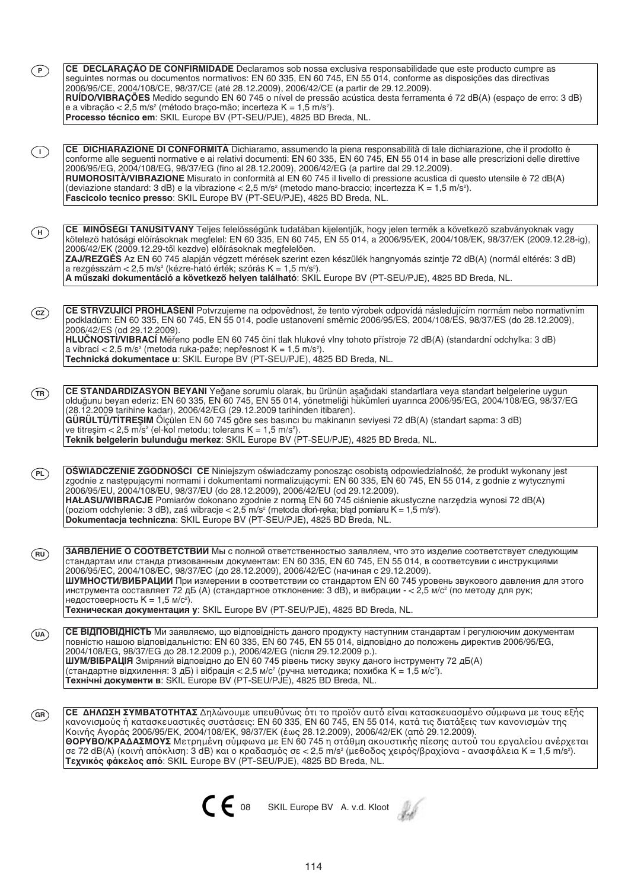(P)

**CE DECLARAÇÃO DE CONFIRMIDADE** Declaramos sob nossa exclusiva responsabilidade que este producto cumpre as seguintes normas ou documentos normativos: EN 60 335, EN 60 745, EN 55 014, conforme as disposições das directivas 2006/95/CE, 2004/108/CE, 98/37/CE (até 28.12.2009), 2006/42/CE (a partir de 29.12.2009).
**RUÍDO/VIBRAÇÕES** Medido segundo EN 60 745 o nível de pressão acústica desta ferramenta é 72 dB(A) (espaço de erro: 3 dB) e a vibração < 2,5 m/s² (método braço-mão; incerteza K = 1,5 m/s²).
**Processo técnico em**: SKIL Europe BV (PT-SEU/PJE), 4825 BD Breda, NL.

(I)

**CE DICHIARAZIONE DI CONFORMITÀ** Dichiaramo, assumendo la piena responsabilità di tale dichiarazione, che il prodotto è conforme alle seguenti normative e ai relativi documenti: EN 60 335, EN 60 745, EN 55 014 in base alle prescrizioni delle direttive 2006/95/EG, 2004/108/EG, 98/37/EG (fino al 28.12.2009), 2006/42/EG (a partire dal 29.12.2009).
**RUMOROSITÀ/VIBRAZIONE** Misurato in conformità al EN 60 745 il livello di pressione acustica di questo utensile è 72 dB(A) (deviazione standard: 3 dB) e la vibrazione < 2,5 m/s² (metodo mano-braccio; incertezza K = 1,5 m/s²).
**Fascicolo tecnico presso**: SKIL Europe BV (PT-SEU/PJE), 4825 BD Breda, NL.

(H)

**CE MINŐSÉGI TANUSITVÁNY** Teljes felelősségünk tudatában kijelentjük, hogy jelen termék a következő szabványoknak vagy kötelező hatósági előírásoknak megfelel: EN 60 335, EN 60 745, EN 55 014, a 2006/95/EK, 2004/108/EK, 98/37/EK (2009.12.28-ig), 2006/42/EK (2009.12.29-től kezdve) előírásoknak megfelelően.
**ZAJ/REZGÉS** Az EN 60 745 alapján végzett mérések szerint ezen készülék hangnyomás szintje 72 dB(A) (normál eltérés: 3 dB) a rezgésszám < 2,5 m/s² (kézre-ható érték; szórás K = 1,5 m/s²).
**A műszaki dokumentáció a következő helyen található**: SKIL Europe BV (PT-SEU/PJE), 4825 BD Breda, NL.

(CZ)

**CE STRVZUJÍCÍ PROHLÁŠENÍ** Potvrzujeme na odpovědnost, že tento výrobek odpovídá následujícím normám nebo normativním podkladům: EN 60 335, EN 60 745, EN 55 014, podle ustanovení směrnic 2006/95/ES, 2004/108/ES, 98/37/ES (do 28.12.2009), 2006/42/ES (od 29.12.2009).
**HLUČNOSTI/VIBRACÍ** Měřeno podle EN 60 745 činí tlak hlukové vlny tohoto přístroje 72 dB(A) (standardní odchylka: 3 dB) a vibrací < 2,5 m/s² (metoda ruka-paže; nepřesnost K = 1,5 m/s²).
**Technická dokumentace u**: SKIL Europe BV (PT-SEU/PJE), 4825 BD Breda, NL.

(TR)

**CE STANDARDIZASYON BEYANI** Yeğane sorumlu olarak, bu ürünün aşağıdaki standartlara veya standart belgelerine uygun olduğunu beyan ederiz: EN 60 335, EN 60 745, EN 55 014, yönetmeliği hükümleri uyarınca 2006/95/EG, 2004/108/EG, 98/37/EG (28.12.2009 tarihine kadar), 2006/42/EG (29.12.2009 tarihinden itibaren).
**GÜRÜLTÜ/TİTREŞIM** Ölçülen EN 60 745 göre ses basıncı bu makinanın seviyesi 72 dB(A) (standart sapma: 3 dB) ve titreşim < 2,5 m/s² (el-kol metodu; tolerans K = 1,5 m/s²).
**Teknik belgelerin bulunduğu merkez**: SKIL Europe BV (PT-SEU/PJE), 4825 BD Breda, NL.

(PL)

**OŚWIADCZENIE ZGODNOŚCI CE** Niniejszym oświadczamy ponosząc osobistą odpowiedzialność, że produkt wykonany jest zgodnie z następującymi normami i dokumentami normalizującymi: EN 60 335, EN 60 745, EN 55 014, z godnie z wytycznymi 2006/95/EU, 2004/108/EU, 98/37/EU (do 28.12.2009), 2006/42/EU (od 29.12.2009).
**HAŁASU/WIBRACJE** Pomiarów dokonano zgodnie z normą EN 60 745 ciśnienie akustyczne narzędzia wynosi 72 dB(A) (poziom odchylenie: 3 dB), zaś wibracje < 2,5 m/s² (metoda dłoń-ręka; błąd pomiaru K = 1,5 m/s²).
**Dokumentacja techniczna**: SKIL Europe BV (PT-SEU/PJE), 4825 BD Breda, NL.

(RU)

**ЗАЯВЛЕНИЕ О СООТВЕТСТВИИ** Мы с полной ответственностыо заявляем, что это изделие соответствует следующим стандартам или станда ртизованным документам: EN 60 335, EN 60 745, EN 55 014, в соответсувии с инструкциями 2006/95/EC, 2004/108/EC, 98/37/EC (до 28.12.2009), 2006/42/EC (начиная с 29.12.2009).
**ШУМНОСТИ/ВИБРАЦИИ** При измерении в соответствии со стандартом EN 60 745 уровень звукового давления для этого инструмента составляет 72 дБ (A) (стандартное отклонение: 3 dB), и вибрации - < 2,5 м/с² (по методу для рук; недостоверность K = 1,5 м/с²).
**Техническая документация у**: SKIL Europe BV (PT-SEU/PJE), 4825 BD Breda, NL.

(UA)

**CE ВІДПОВІДНІСТЬ** Ми заявляємо, що відповідність даного продукту наступним стандартам і регулюючим документам повністю нашою відповідальністю: EN 60 335, EN 60 745, EN 55 014, відповідно до положень директив 2006/95/EG, 2004/108/EG, 98/37/EG до 28.12.2009 р.), 2006/42/EG (після 29.12.2009 р.).
**ШУМ/ВІБРАЦІЯ** Зміряний відповідно до EN 60 745 рівень тиску звуку даного інструменту 72 дБ(A) (стандартне відхилення: 3 дБ) і вібрація < 2,5 м/с² (ручна методика; похибка K = 1,5 м/с²).
**Технічні документи в**: SKIL Europe BV (PT-SEU/PJE), 4825 BD Breda, NL.

(GR)

**CE ΔΗΛΩΣΗ ΣΥΜΒΑΤΟΤΗΤΑΣ** Δηλώνουμε υπευθύνως ότι το προϊόν αυτό είναι κατασκευασμένο σύμφωνα με τους εξής κανονισμούς ή κατασκευαστικές συστάσεις: EN 60 335, EN 60 745, EN 55 014, κατά τις διατάξεις των κανονισμών της Κοινής Αγοράς 2006/95/EK, 2004/108/EK, 98/37/EK (έως 28.12.2009), 2006/42/EK (από 29.12.2009).
**ΘΟΡΥΒΟ/ΚΡΑΔΑΣΜΟΥΣ** Μετρημένη σύμφωνα με EN 60 745 η στάθμη ακουστικής πίεσης αυτού του εργαλείου ανέρχεται σε 72 dB(A) (κοινή απόκλιση: 3 dB) και ο κραδασμός σε < 2,5 m/s² (μέθοδος χειρός/βραχίονα - ανασφάλεια K = 1,5 m/s²).
**Τεχνικός φάκελος από**: SKIL Europe BV (PT-SEU/PJE), 4825 BD Breda, NL.

CE 08 SKIL Europe BV A. v.d. Kloot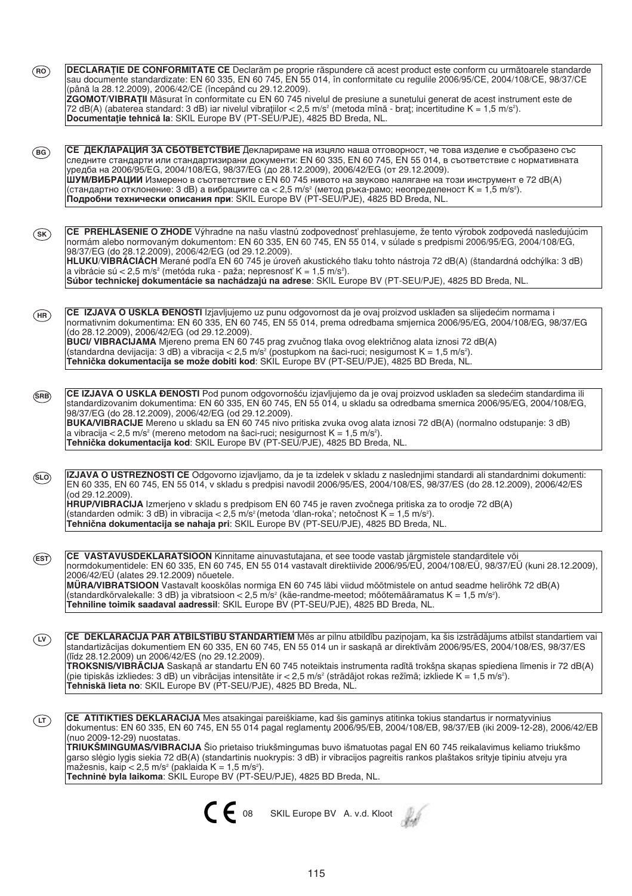RO

**DECLARAŢIE DE CONFORMITATE CE** Declarăm pe proprie răspundere că acest product este conform cu următoarele standarde sau documente standardizate: EN 60 335, EN 60 745, EN 55 014, în conformitate cu regulile 2006/95/CE, 2004/108/CE, 98/37/CE (până la 28.12.2009), 2006/42/CE (începând cu 29.12.2009).
**ZGOMOT/VIBRAŢII** Măsurat în conformitate cu EN 60 745 nivelul de presiune a sunetului generat de acest instrument este de 72 dB(A) (abaterea standard: 3 dB) iar nivelul vibraţiilor < 2,5 m/s² (metoda mînă - braţ; incertitudine K = 1,5 m/s²).
**Documentaţie tehnică la**: SKIL Europe BV (PT-SEU/PJE), 4825 BD Breda, NL.

BG

**CE ДЕКЛАРАЦИЯ ЗА СЪОТВЕТСТВИЕ** Декларираме на изцяло наша отговорност, че това изделие е съобразено със следните стандарти или стандартизирани документи: EN 60 335, EN 60 745, EN 55 014, в съответствие с нормативната уредба на 2006/95/EG, 2004/108/EG, 98/37/EG (до 28.12.2009), 2006/42/EG (от 29.12.2009).
**ШУМ/ВИБРАЦИИ** Измерено в съответствие с EN 60 745 нивото на звуково налягане на този инструмент е 72 dB(A) (стандартно отклонение: 3 dB) а вибрациите са < 2,5 m/s² (метод ръка-рамо; неопределеност K = 1,5 m/s²).
**Подробни технически описания при**: SKIL Europe BV (PT-SEU/PJE), 4825 BD Breda, NL.

SK

**CE PREHLÁSENIE O ZHODE** Výhradne na našu vlastnú zodpovednosť prehlasujeme, že tento výrobok zodpovedá nasledujúcim normám alebo normovaným dokumentom: EN 60 335, EN 60 745, EN 55 014, v súlade s predpismi 2006/95/EG, 2004/108/EG, 98/37/EG (do 28.12.2009), 2006/42/EG (od 29.12.2009).
**HLUKU/VIBRÁCIÁCH** Merané podľa EN 60 745 je úroveň akustického tlaku tohto nástroja 72 dB(A) (štandardná odchýlka: 3 dB) a vibrácie sú < 2,5 m/s² (metóda ruka - paža; nepresnosť K = 1,5 m/s²).
**Súbor technickej dokumentácie sa nachádzajú na adrese**: SKIL Europe BV (PT-SEU/PJE), 4825 BD Breda, NL.

HR

**CE IZJAVA O USKLA ĐENOSTI** Izjavljujemo uz punu odgovornost da je ovaj proizvod usklađen sa slijedećim normama i normativnim dokumentima: EN 60 335, EN 60 745, EN 55 014, prema odredbama smjernica 2006/95/EG, 2004/108/EG, 98/37/EG (do 28.12.2009), 2006/42/EG (od 29.12.2009).
**BUCI/ VIBRACIJAMA** Mjereno prema EN 60 745 prag zvučnog tlaka ovog električnog alata iznosi 72 dB(A) (standardna devijacija: 3 dB) a vibracija < 2,5 m/s² (postupkom na šaci-ruci; nesigurnost K = 1,5 m/s²).
**Tehnička dokumentacija se može dobiti kod**: SKIL Europe BV (PT-SEU/PJE), 4825 BD Breda, NL.

SRB

**CE IZJAVA O USKLA ĐENOSTI** Pod punom odgovornošću izjavljujemo da je ovaj proizvod usklađen sa sledećim standardima ili standardizovanim dokumentima: EN 60 335, EN 60 745, EN 55 014, u skladu sa odredbama smernica 2006/95/EG, 2004/108/EG, 98/37/EG (do 28.12.2009), 2006/42/EG (od 29.12.2009).
**BUKA/VIBRACIJE** Mereno u skladu sa EN 60 745 nivo pritiska zvuka ovog alata iznosi 72 dB(A) (normalno odstupanje: 3 dB) a vibracija < 2,5 m/s² (mereno metodom na šaci-ruci; nesigurnost K = 1,5 m/s²).
**Tehnička dokumentacija kod**: SKIL Europe BV (PT-SEU/PJE), 4825 BD Breda, NL.

SLO

**IZJAVA O USTREZNOSTI CE** Odgovorno izjavljamo, da je ta izdelek v skladu z naslednjimi standardi ali standardnimi dokumenti: EN 60 335, EN 60 745, EN 55 014, v skladu s predpisi navodil 2006/95/ES, 2004/108/ES, 98/37/ES (do 28.12.2009), 2006/42/ES (od 29.12.2009).
**HRUP/VIBRACIJA** Izmerjeno v skladu s predpisom EN 60 745 je raven zvočnega pritiska za to orodje 72 dB(A) (standarden odmik: 3 dB) in vibracija < 2,5 m/s² (metoda 'dlan-roka'; netočnost K = 1,5 m/s²).
**Tehnična dokumentacija se nahaja pri**: SKIL Europe BV (PT-SEU/PJE), 4825 BD Breda, NL.

EST

**CE VASTAVUSDEKLARATSIOON** Kinnitame ainuvastutajana, et see toode vastab järgmistele standarditele või normdokumentidele: EN 60 335, EN 60 745, EN 55 014 vastavalt direktiivide 2006/95/EÜ, 2004/108/EÜ, 98/37/EÜ (kuni 28.12.2009), 2006/42/EÜ (alates 29.12.2009) nõuetele.
**MÜRA/VIBRATSIOON** Vastavalt kooskõlas normiga EN 60 745 läbi viidud mõõtmistele on antud seadme helirõhk 72 dB(A) (standardkõrvalekalle: 3 dB) ja vibratsioon < 2,5 m/s² (käe-randme-meetod; mõõtemääramatus K = 1,5 m/s²).
**Tehniline toimik saadaval aadressil**: SKIL Europe BV (PT-SEU/PJE), 4825 BD Breda, NL.

LV

**CE DEKLARACIJA PAR ATBILSTIBU STANDARTIEM** Mēs ar pilnu atbildību paziņojam, ka šis izstrādājums atbilst standartiem vai standartizācijas dokumentiem EN 60 335, EN 60 745, EN 55 014 un ir saskaņā ar direktīvām 2006/95/ES, 2004/108/ES, 98/37/ES (līdz 28.12.2009) un 2006/42/ES (no 29.12.2009).
**TROKSNIS/VIBRĀCIJA** Saskaņā ar standartu EN 60 745 noteiktais instrumenta radītā trokšņa skaņas spiediena līmenis ir 72 dB(A) (pie tipiskās izkliedes: 3 dB) un vibrācijas intensitāte ir < 2,5 m/s² (strādājot rokas režīmā; izkliede K = 1,5 m/s²).
**Tehniskā lieta no**: SKIL Europe BV (PT-SEU/PJE), 4825 BD Breda, NL.

LT

**CE ATITIKTIES DEKLARACIJA** Mes atsakingai pareiškiame, kad šis gaminys atitinka tokius standartus ir normatyvinius dokumentus: EN 60 335, EN 60 745, EN 55 014 pagal reglamentų 2006/95/EB, 2004/108/EB, 98/37/EB (iki 2009-12-28), 2006/42/EB (nuo 2009-12-29) nuostatas.
**TRIUKŠMINGUMAS/VIBRACIJA** Šio prietaiso triukšmingumas buvo išmatuotas pagal EN 60 745 reikalavimus keliamo triukšmo garso slėgio lygis siekia 72 dB(A) (standartinis nuokrypis: 3 dB) ir vibracijos pagreitis rankos plaštakos srityje tipiniu atveju yra mažesnis, kaip < 2,5 m/s² (paklaida K = 1,5 m/s²).
**Techninė byla laikoma**: SKIL Europe BV (PT-SEU/PJE), 4825 BD Breda, NL.

CE 08 SKIL Europe BV A. v.d. Kloot